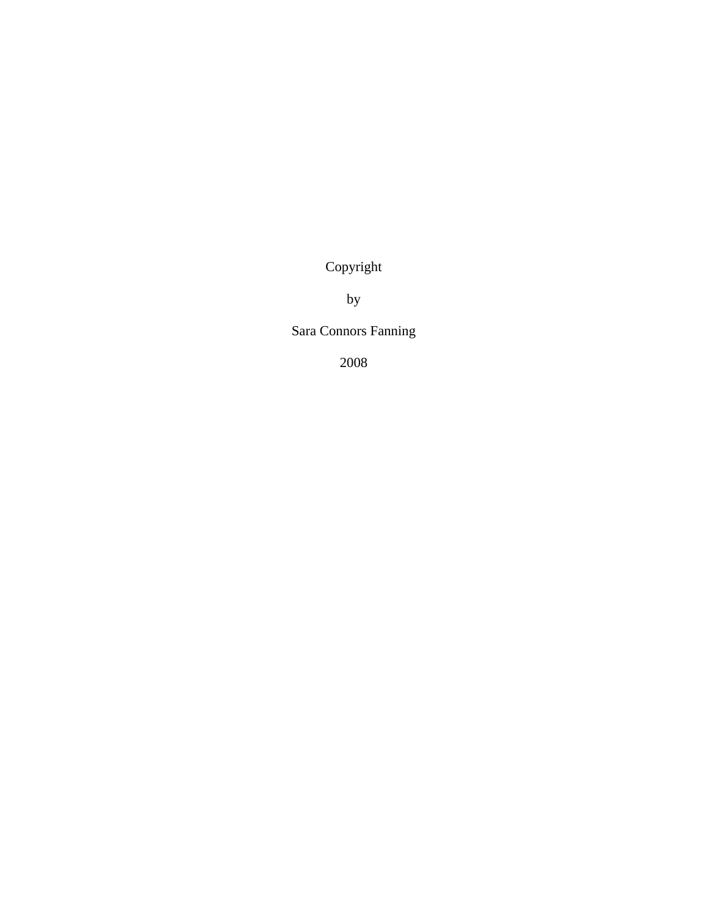Copyright

by

Sara Connors Fanning

2008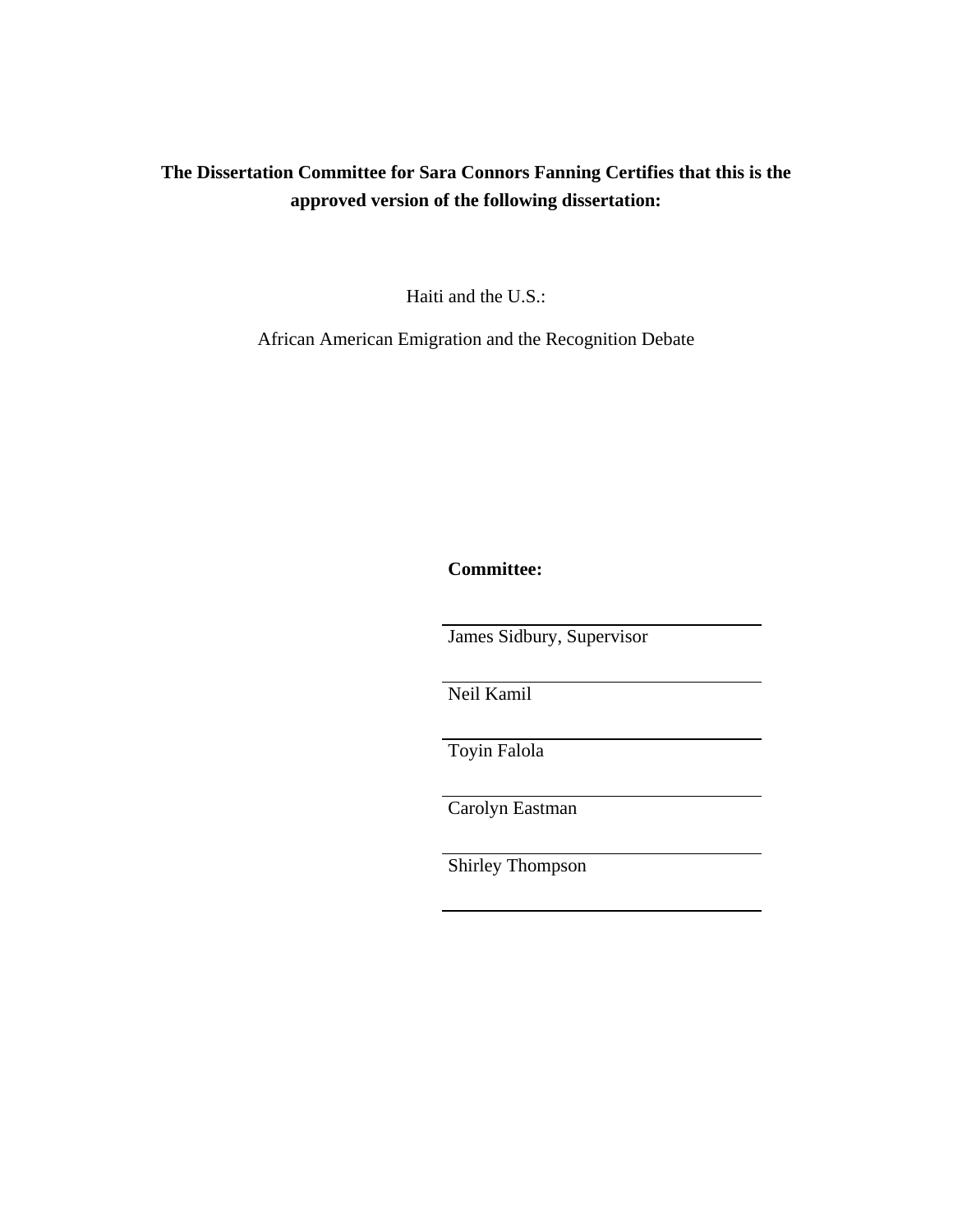**The Dissertation Committee for Sara Connors Fanning Certifies that this is the approved version of the following dissertation:**

Haiti and the U.S.:

African American Emigration and the Recognition Debate

**Committee:**

James Sidbury, Supervisor

Neil Kamil

Toyin Falola

Carolyn Eastman

Shirley Thompson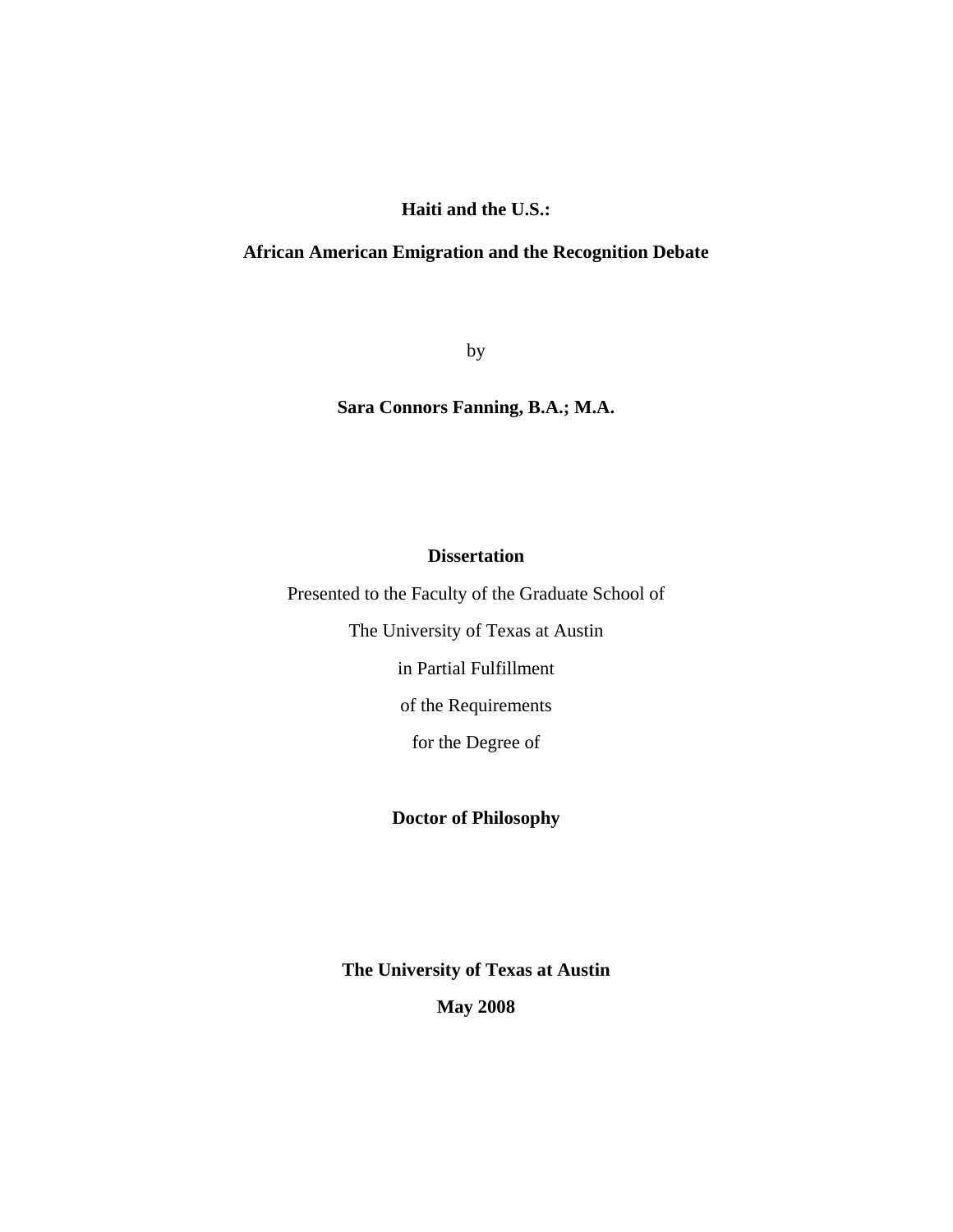# Haiti and the U.S.:

# African American Emigration and the Recognition Debate

by

**Sara Connors Fanning, B.A.; M.A.**

**Dissertation**

Presented to the Faculty of the Graduate School of

The University of Texas at Austin

in Partial Fulfillment

of the Requirements

for the Degree of

**Doctor of Philosophy**

**The University of Texas at Austin**

**May 2008**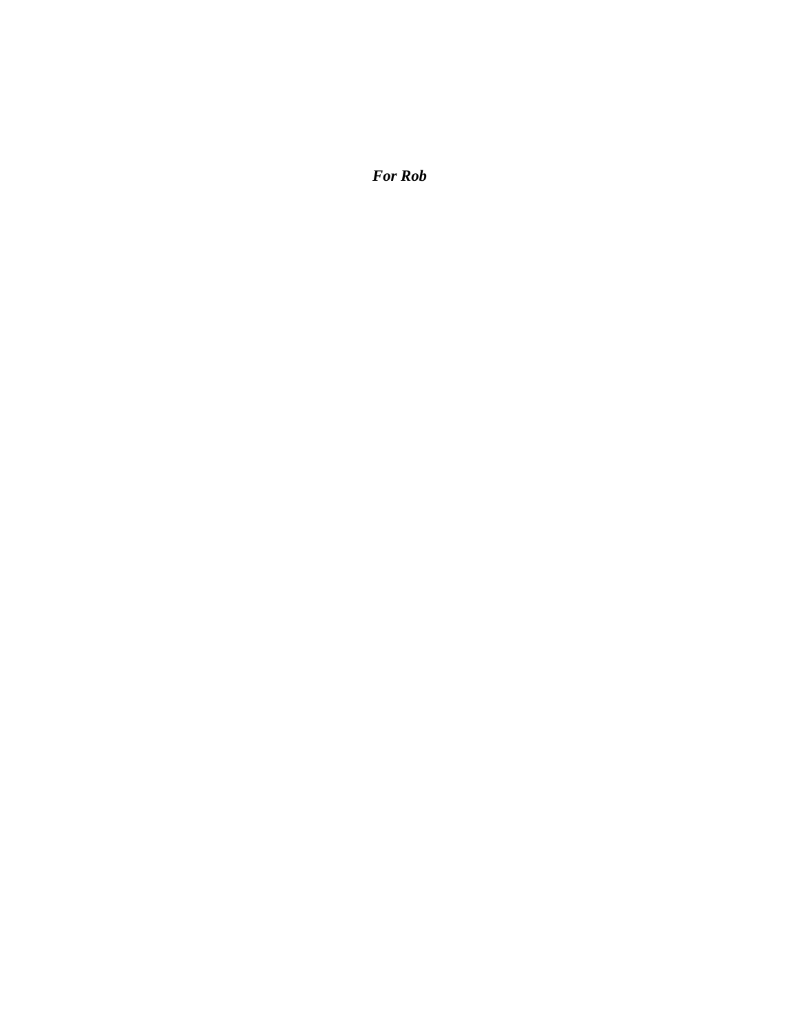***For Rob***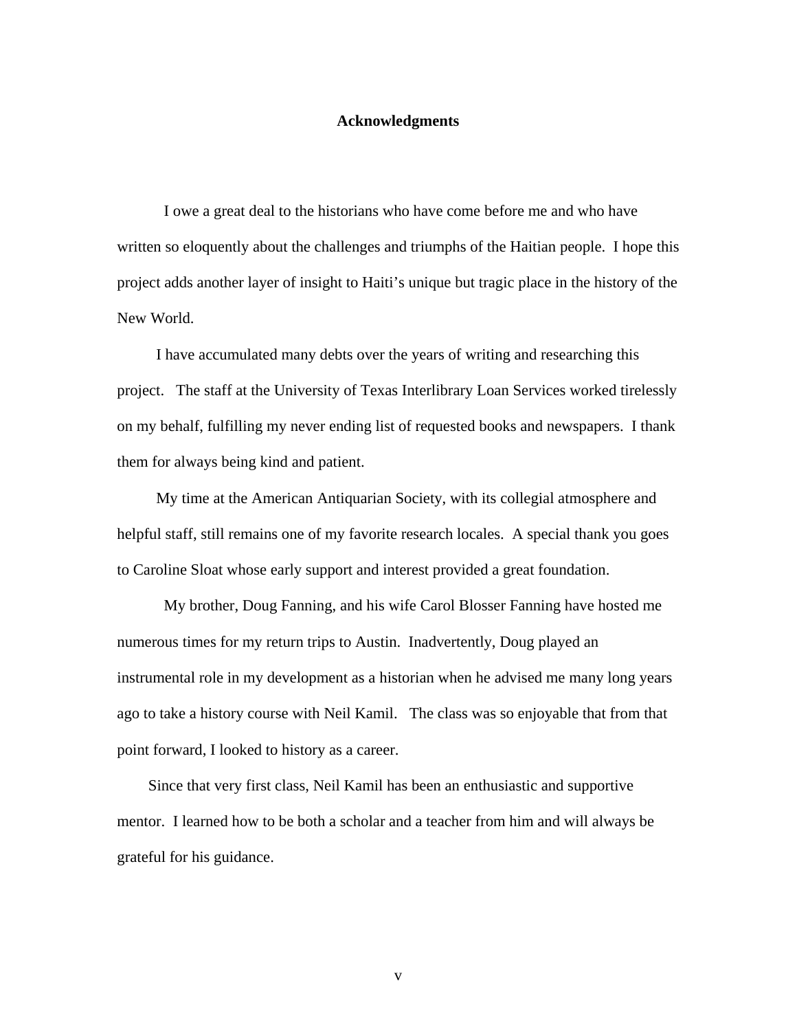# Acknowledgments

I owe a great deal to the historians who have come before me and who have written so eloquently about the challenges and triumphs of the Haitian people. I hope this project adds another layer of insight to Haiti's unique but tragic place in the history of the New World.

I have accumulated many debts over the years of writing and researching this project. The staff at the University of Texas Interlibrary Loan Services worked tirelessly on my behalf, fulfilling my never ending list of requested books and newspapers. I thank them for always being kind and patient.

My time at the American Antiquarian Society, with its collegial atmosphere and helpful staff, still remains one of my favorite research locales. A special thank you goes to Caroline Sloat whose early support and interest provided a great foundation.

My brother, Doug Fanning, and his wife Carol Blosser Fanning have hosted me numerous times for my return trips to Austin. Inadvertently, Doug played an instrumental role in my development as a historian when he advised me many long years ago to take a history course with Neil Kamil. The class was so enjoyable that from that point forward, I looked to history as a career.

Since that very first class, Neil Kamil has been an enthusiastic and supportive mentor. I learned how to be both a scholar and a teacher from him and will always be grateful for his guidance.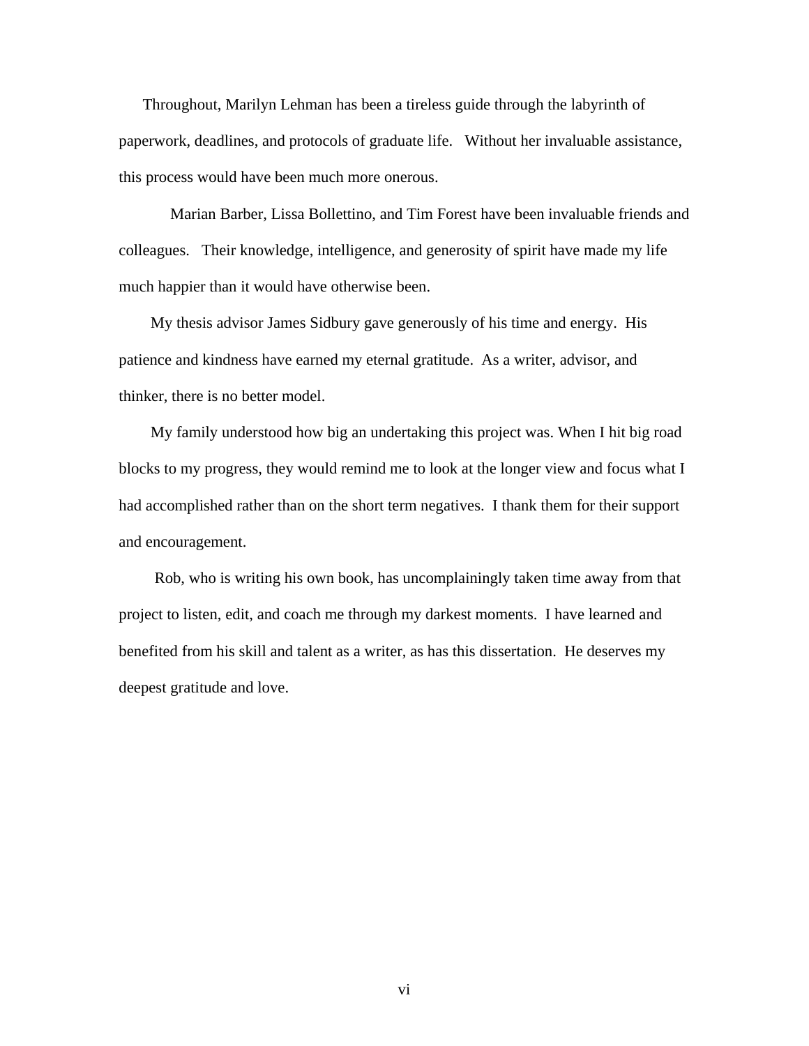Throughout, Marilyn Lehman has been a tireless guide through the labyrinth of paperwork, deadlines, and protocols of graduate life. Without her invaluable assistance, this process would have been much more onerous.

Marian Barber, Lissa Bollettino, and Tim Forest have been invaluable friends and colleagues. Their knowledge, intelligence, and generosity of spirit have made my life much happier than it would have otherwise been.

My thesis advisor James Sidbury gave generously of his time and energy. His patience and kindness have earned my eternal gratitude. As a writer, advisor, and thinker, there is no better model.

My family understood how big an undertaking this project was. When I hit big road blocks to my progress, they would remind me to look at the longer view and focus what I had accomplished rather than on the short term negatives. I thank them for their support and encouragement.

Rob, who is writing his own book, has uncomplainingly taken time away from that project to listen, edit, and coach me through my darkest moments. I have learned and benefited from his skill and talent as a writer, as has this dissertation. He deserves my deepest gratitude and love.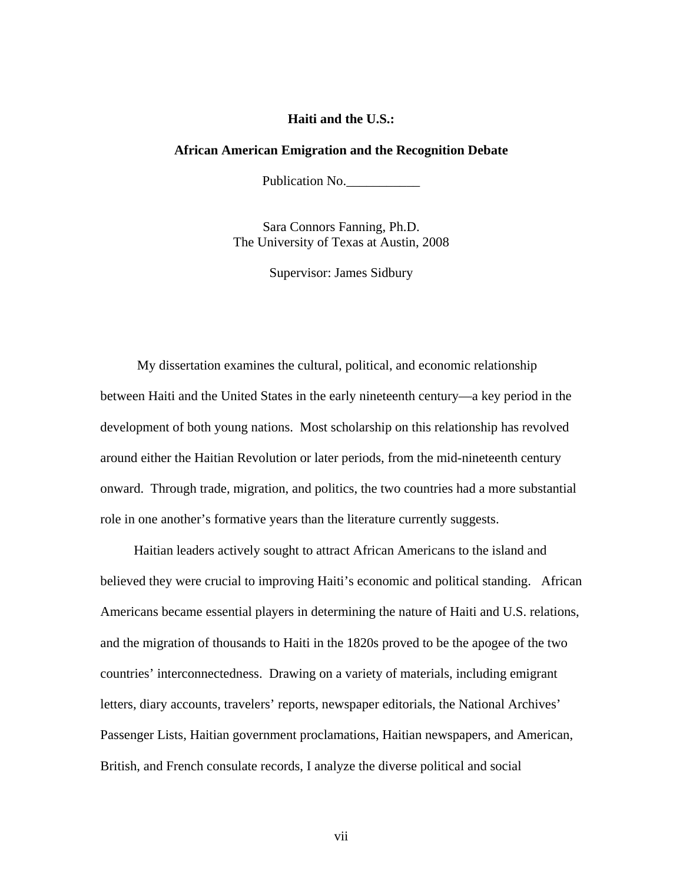**Haiti and the U.S.:**

**African American Emigration and the Recognition Debate**

Publication No.___________

Sara Connors Fanning, Ph.D.
The University of Texas at Austin, 2008

Supervisor: James Sidbury

My dissertation examines the cultural, political, and economic relationship between Haiti and the United States in the early nineteenth century—a key period in the development of both young nations. Most scholarship on this relationship has revolved around either the Haitian Revolution or later periods, from the mid-nineteenth century onward. Through trade, migration, and politics, the two countries had a more substantial role in one another's formative years than the literature currently suggests.

Haitian leaders actively sought to attract African Americans to the island and believed they were crucial to improving Haiti's economic and political standing. African Americans became essential players in determining the nature of Haiti and U.S. relations, and the migration of thousands to Haiti in the 1820s proved to be the apogee of the two countries' interconnectedness. Drawing on a variety of materials, including emigrant letters, diary accounts, travelers' reports, newspaper editorials, the National Archives' Passenger Lists, Haitian government proclamations, Haitian newspapers, and American, British, and French consulate records, I analyze the diverse political and social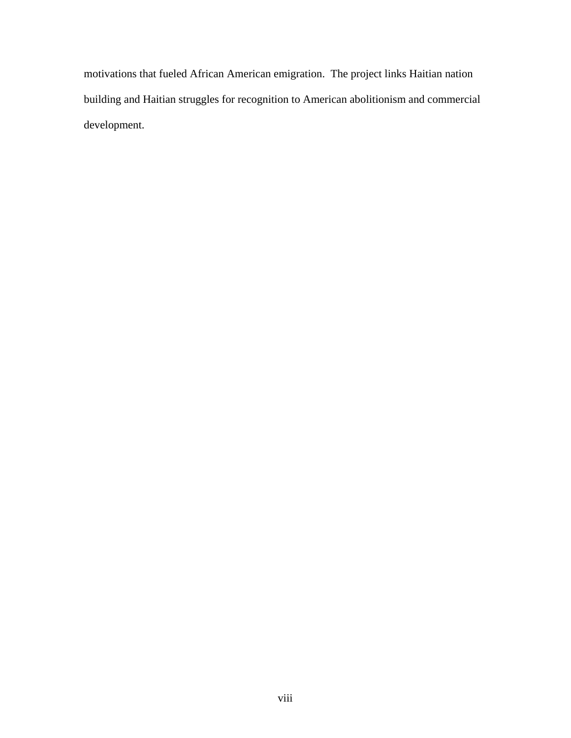motivations that fueled African American emigration. The project links Haitian nation building and Haitian struggles for recognition to American abolitionism and commercial development.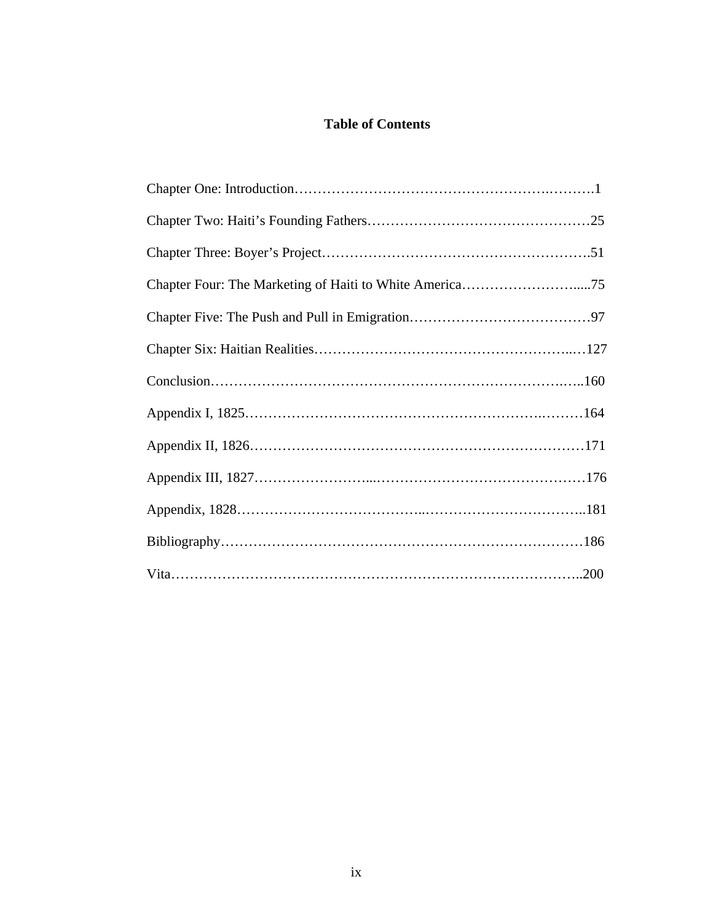# Table of Contents

Chapter One: Introduction……………………………………………….……….1

Chapter Two: Haiti's Founding Fathers……………………….……………….………25

Chapter Three: Boyer's Project……………………………………………….51

Chapter Four: The Marketing of Haiti to White America……………………....75

Chapter Five: The Push and Pull in Emigration…………………………………97

Chapter Six: Haitian Realities……………………………………………..…127

Conclusion……………………………………………………………….…..160

Appendix I, 1825…………………………………………………….………164

Appendix II, 1826……………………………………………….……………171

Appendix III, 1827……………………...………………………………………176

Appendix, 1828………………………………..……………………………..181

Bibliography……………………………………………………….…………186

Vita…………………………………………………………………………..200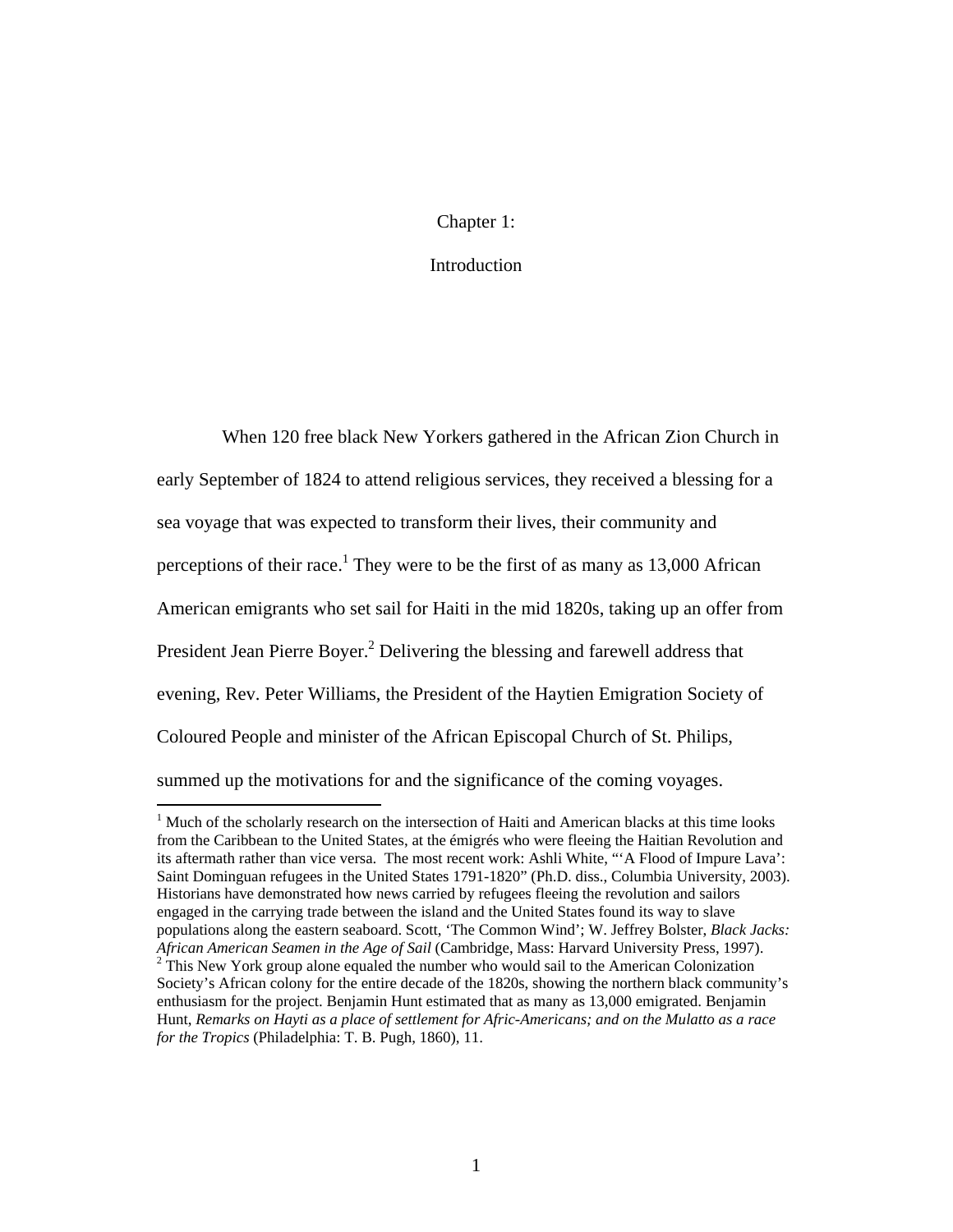# Chapter 1:

## Introduction

When 120 free black New Yorkers gathered in the African Zion Church in early September of 1824 to attend religious services, they received a blessing for a sea voyage that was expected to transform their lives, their community and perceptions of their race.[1] They were to be the first of as many as 13,000 African American emigrants who set sail for Haiti in the mid 1820s, taking up an offer from President Jean Pierre Boyer.[2] Delivering the blessing and farewell address that evening, Rev. Peter Williams, the President of the Haytien Emigration Society of Coloured People and minister of the African Episcopal Church of St. Philips, summed up the motivations for and the significance of the coming voyages.

---

[1] Much of the scholarly research on the intersection of Haiti and American blacks at this time looks from the Caribbean to the United States, at the émigrés who were fleeing the Haitian Revolution and its aftermath rather than vice versa. The most recent work: Ashli White, "'A Flood of Impure Lava': Saint Dominguan refugees in the United States 1791-1820" (Ph.D. diss., Columbia University, 2003). Historians have demonstrated how news carried by refugees fleeing the revolution and sailors engaged in the carrying trade between the island and the United States found its way to slave populations along the eastern seaboard. Scott, 'The Common Wind'; W. Jeffrey Bolster, *Black Jacks: African American Seamen in the Age of Sail* (Cambridge, Mass: Harvard University Press, 1997).

[2] This New York group alone equaled the number who would sail to the American Colonization Society's African colony for the entire decade of the 1820s, showing the northern black community's enthusiasm for the project. Benjamin Hunt estimated that as many as 13,000 emigrated. Benjamin Hunt, *Remarks on Hayti as a place of settlement for Afric-Americans; and on the Mulatto as a race for the Tropics* (Philadelphia: T. B. Pugh, 1860), 11.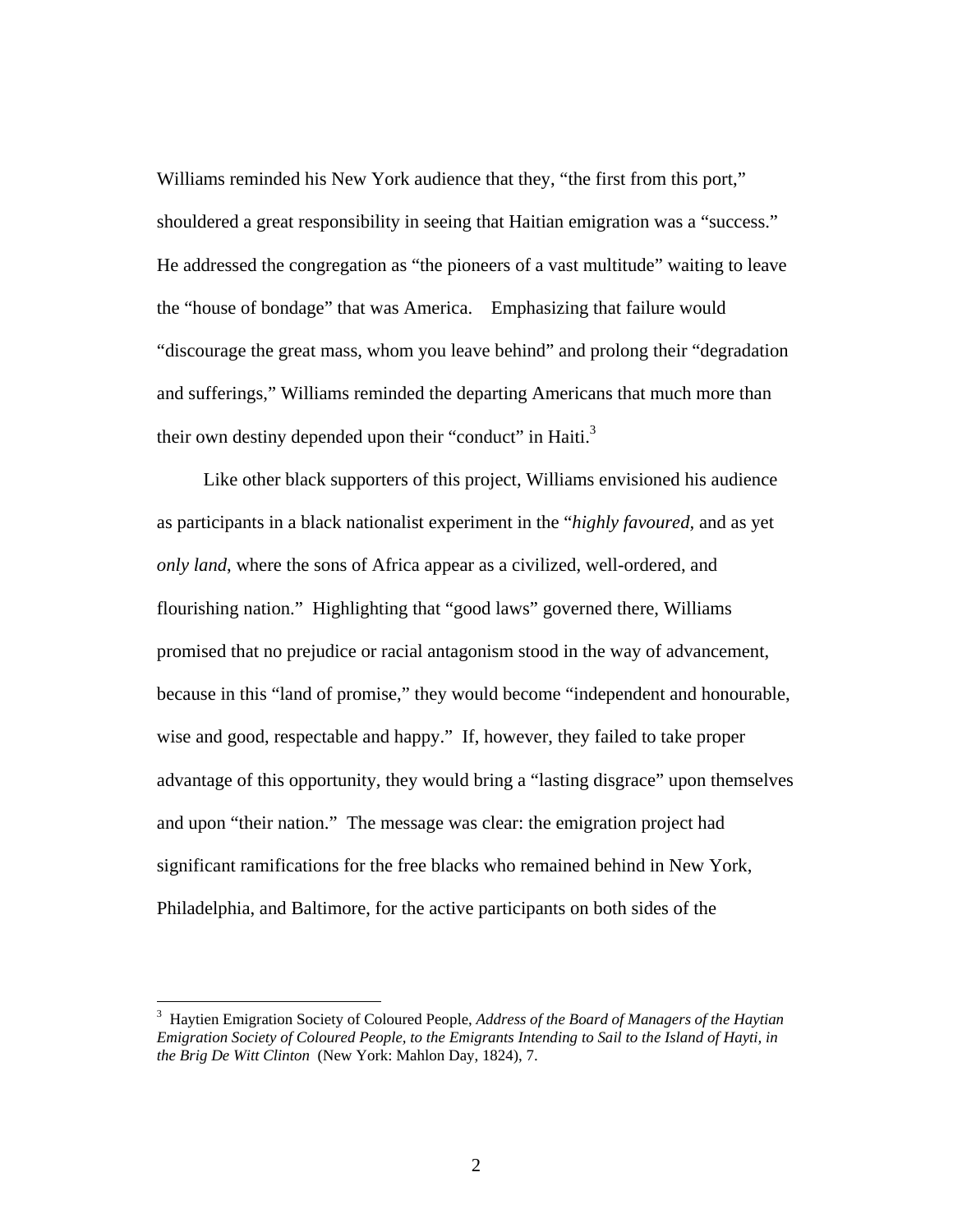Williams reminded his New York audience that they, "the first from this port," shouldered a great responsibility in seeing that Haitian emigration was a "success." He addressed the congregation as "the pioneers of a vast multitude" waiting to leave the "house of bondage" that was America. Emphasizing that failure would "discourage the great mass, whom you leave behind" and prolong their "degradation and sufferings," Williams reminded the departing Americans that much more than their own destiny depended upon their "conduct" in Haiti.[3]

Like other black supporters of this project, Williams envisioned his audience as participants in a black nationalist experiment in the "*highly favoured,* and as yet *only land*, where the sons of Africa appear as a civilized, well-ordered, and flourishing nation." Highlighting that "good laws" governed there, Williams promised that no prejudice or racial antagonism stood in the way of advancement, because in this "land of promise," they would become "independent and honourable, wise and good, respectable and happy." If, however, they failed to take proper advantage of this opportunity, they would bring a "lasting disgrace" upon themselves and upon "their nation." The message was clear: the emigration project had significant ramifications for the free blacks who remained behind in New York, Philadelphia, and Baltimore, for the active participants on both sides of the

---

[3] Haytien Emigration Society of Coloured People, *Address of the Board of Managers of the Haytian Emigration Society of Coloured People, to the Emigrants Intending to Sail to the Island of Hayti, in the Brig De Witt Clinton* (New York: Mahlon Day, 1824), 7.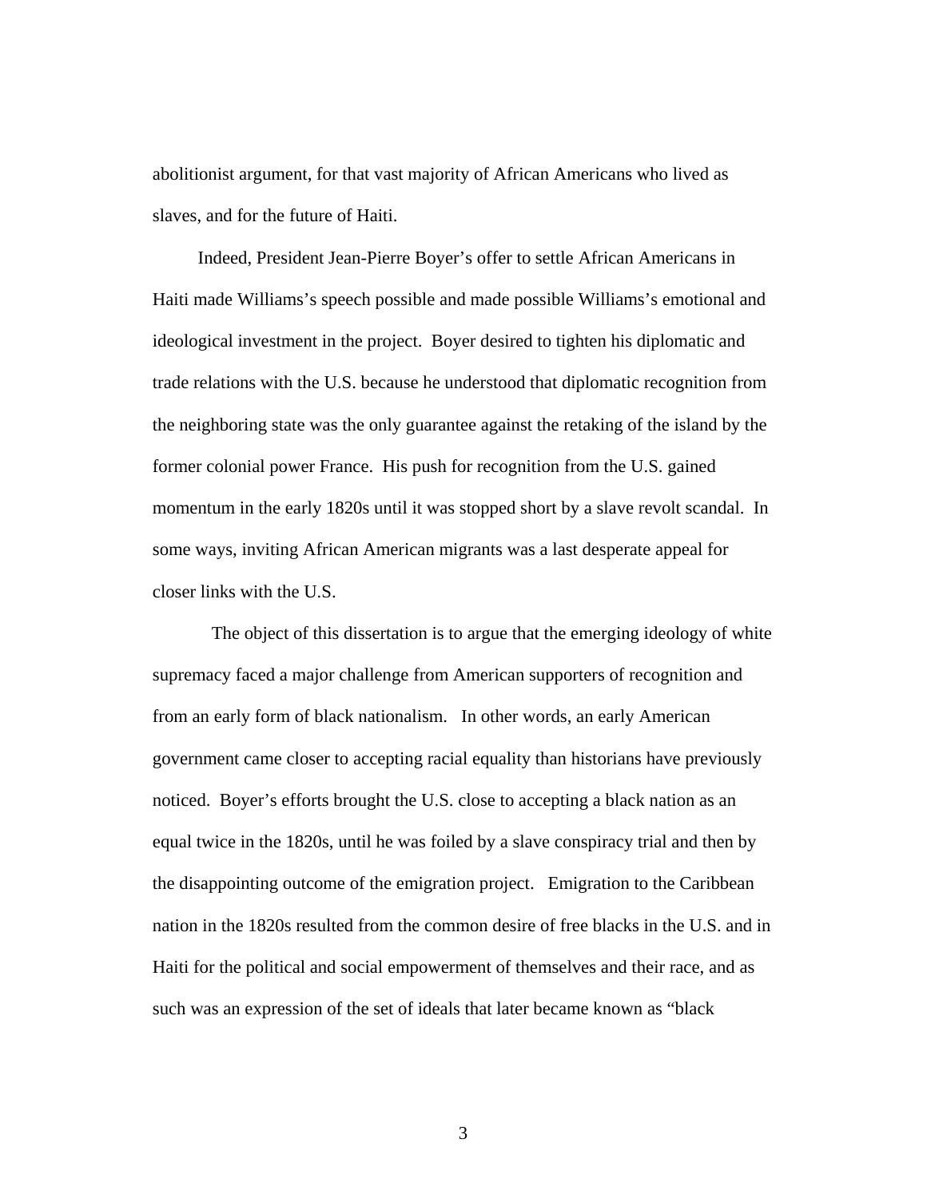abolitionist argument, for that vast majority of African Americans who lived as slaves, and for the future of Haiti.

Indeed, President Jean-Pierre Boyer's offer to settle African Americans in Haiti made Williams's speech possible and made possible Williams's emotional and ideological investment in the project. Boyer desired to tighten his diplomatic and trade relations with the U.S. because he understood that diplomatic recognition from the neighboring state was the only guarantee against the retaking of the island by the former colonial power France. His push for recognition from the U.S. gained momentum in the early 1820s until it was stopped short by a slave revolt scandal. In some ways, inviting African American migrants was a last desperate appeal for closer links with the U.S.

The object of this dissertation is to argue that the emerging ideology of white supremacy faced a major challenge from American supporters of recognition and from an early form of black nationalism. In other words, an early American government came closer to accepting racial equality than historians have previously noticed. Boyer's efforts brought the U.S. close to accepting a black nation as an equal twice in the 1820s, until he was foiled by a slave conspiracy trial and then by the disappointing outcome of the emigration project. Emigration to the Caribbean nation in the 1820s resulted from the common desire of free blacks in the U.S. and in Haiti for the political and social empowerment of themselves and their race, and as such was an expression of the set of ideals that later became known as "black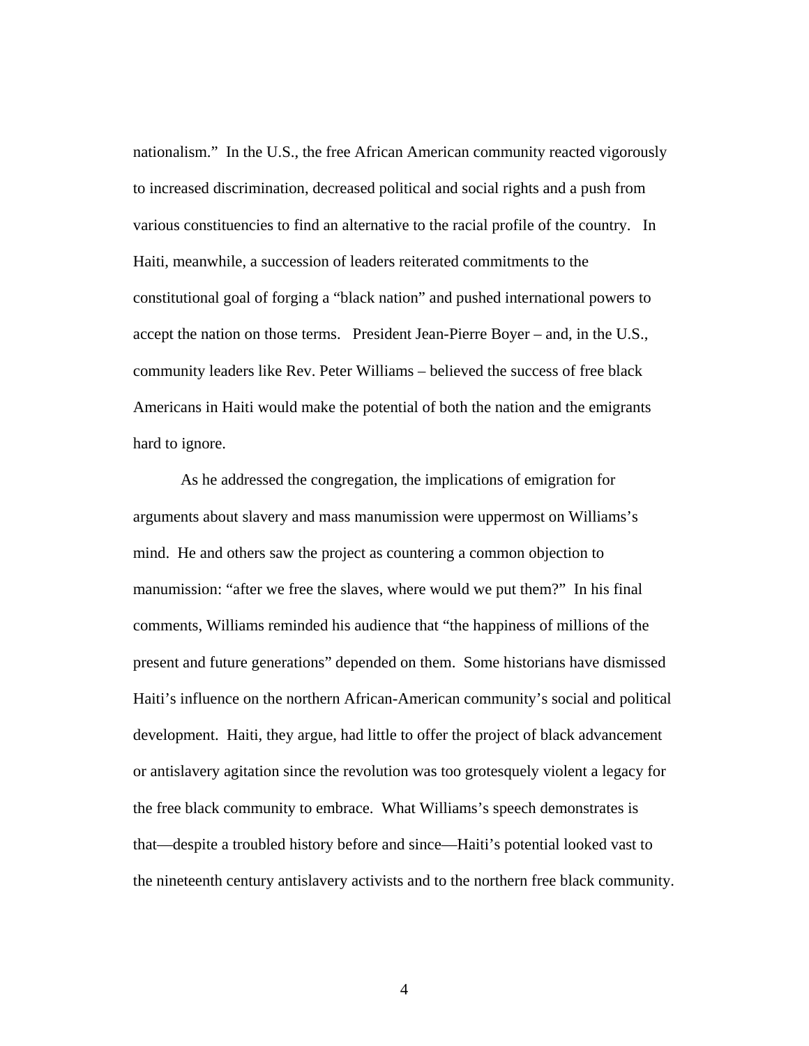nationalism." In the U.S., the free African American community reacted vigorously to increased discrimination, decreased political and social rights and a push from various constituencies to find an alternative to the racial profile of the country. In Haiti, meanwhile, a succession of leaders reiterated commitments to the constitutional goal of forging a "black nation" and pushed international powers to accept the nation on those terms. President Jean-Pierre Boyer – and, in the U.S., community leaders like Rev. Peter Williams – believed the success of free black Americans in Haiti would make the potential of both the nation and the emigrants hard to ignore.

As he addressed the congregation, the implications of emigration for arguments about slavery and mass manumission were uppermost on Williams's mind. He and others saw the project as countering a common objection to manumission: "after we free the slaves, where would we put them?" In his final comments, Williams reminded his audience that "the happiness of millions of the present and future generations" depended on them. Some historians have dismissed Haiti's influence on the northern African-American community's social and political development. Haiti, they argue, had little to offer the project of black advancement or antislavery agitation since the revolution was too grotesquely violent a legacy for the free black community to embrace. What Williams's speech demonstrates is that—despite a troubled history before and since—Haiti's potential looked vast to the nineteenth century antislavery activists and to the northern free black community.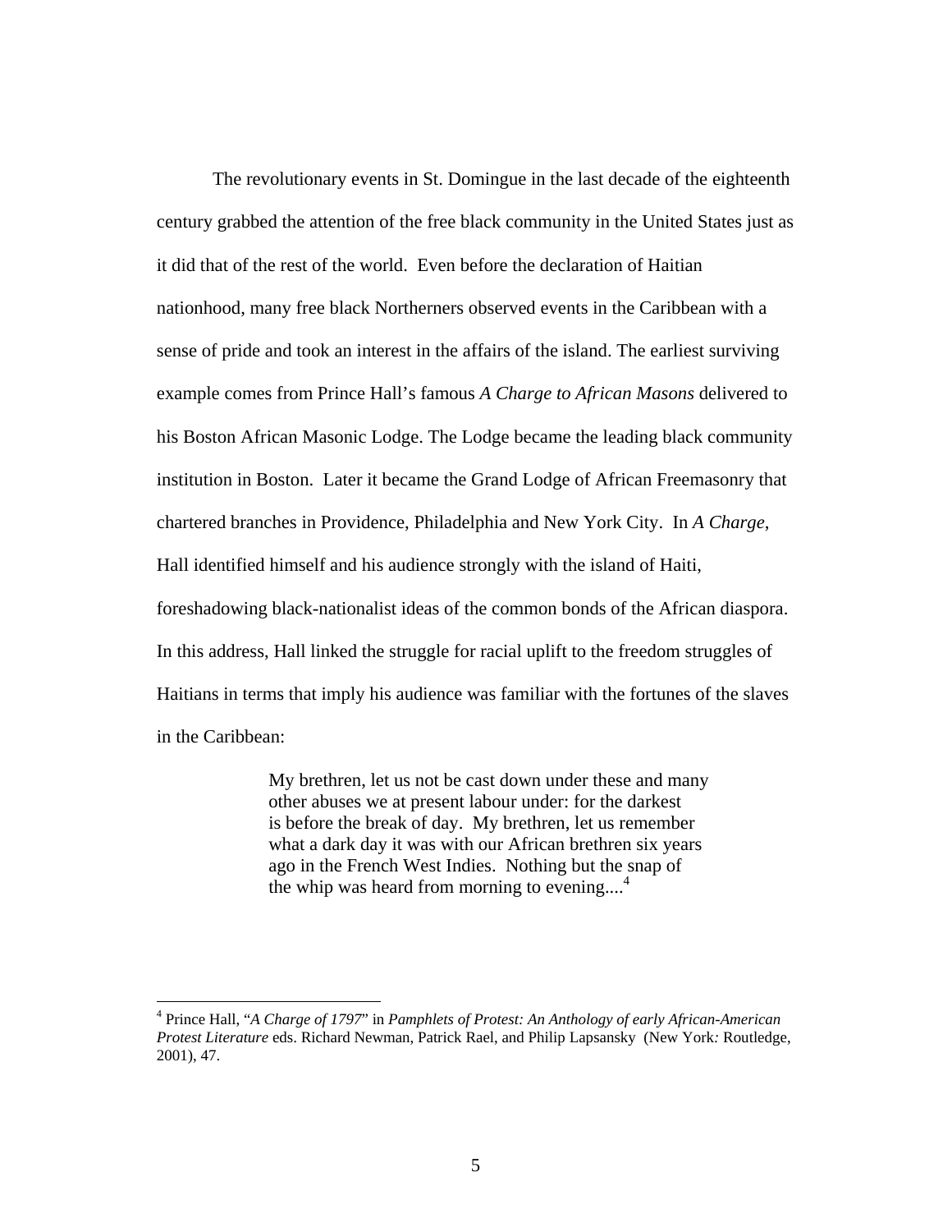The revolutionary events in St. Domingue in the last decade of the eighteenth century grabbed the attention of the free black community in the United States just as it did that of the rest of the world. Even before the declaration of Haitian nationhood, many free black Northerners observed events in the Caribbean with a sense of pride and took an interest in the affairs of the island. The earliest surviving example comes from Prince Hall's famous *A Charge to African Masons* delivered to his Boston African Masonic Lodge. The Lodge became the leading black community institution in Boston. Later it became the Grand Lodge of African Freemasonry that chartered branches in Providence, Philadelphia and New York City. In *A Charge*, Hall identified himself and his audience strongly with the island of Haiti, foreshadowing black-nationalist ideas of the common bonds of the African diaspora. In this address, Hall linked the struggle for racial uplift to the freedom struggles of Haitians in terms that imply his audience was familiar with the fortunes of the slaves in the Caribbean:

> My brethren, let us not be cast down under these and many other abuses we at present labour under: for the darkest is before the break of day. My brethren, let us remember what a dark day it was with our African brethren six years ago in the French West Indies. Nothing but the snap of the whip was heard from morning to evening....[4]

---

[4] Prince Hall, "*A Charge of 1797*" in *Pamphlets of Protest: An Anthology of early African-American Protest Literature* eds. Richard Newman, Patrick Rael, and Philip Lapsansky (New York: Routledge, 2001), 47.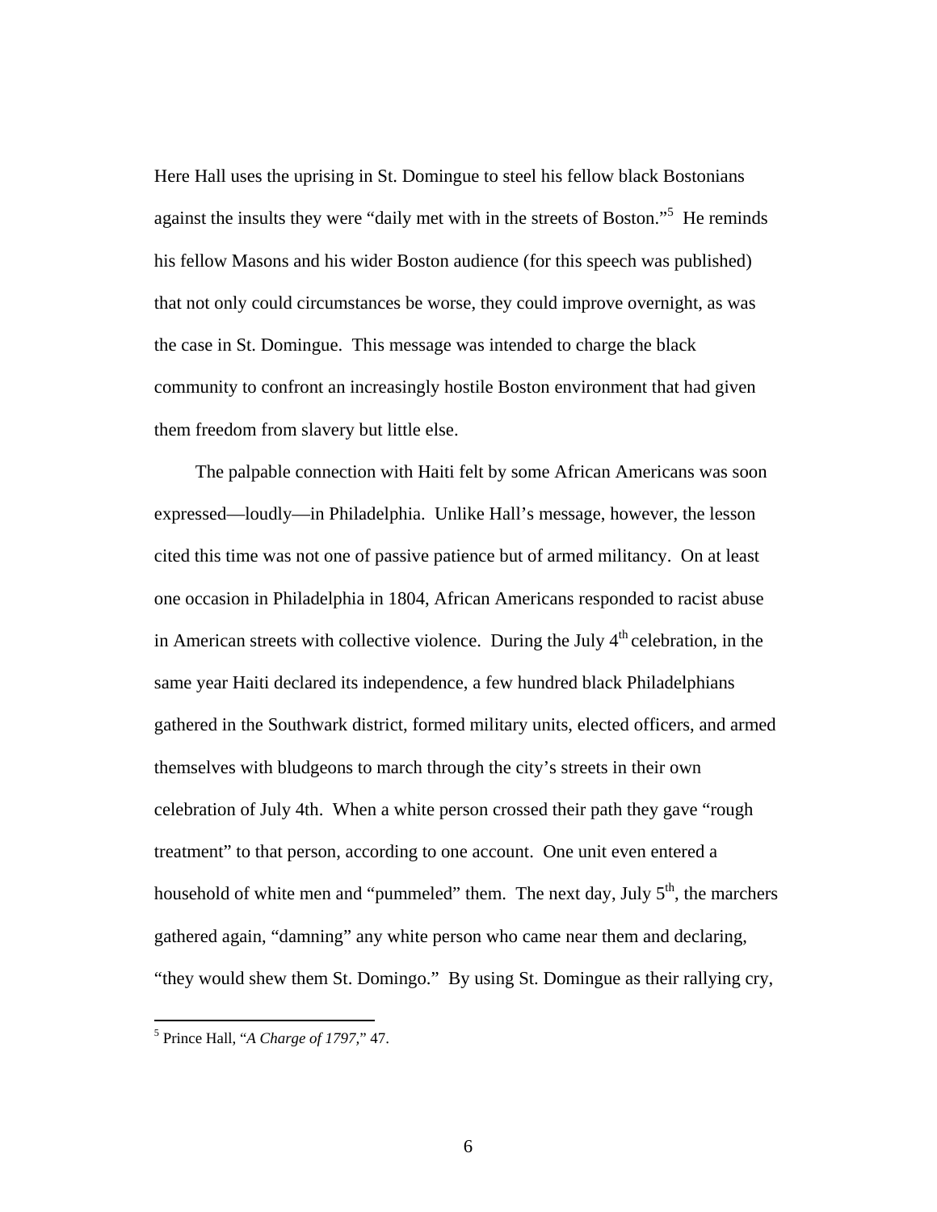Here Hall uses the uprising in St. Domingue to steel his fellow black Bostonians against the insults they were "daily met with in the streets of Boston."[5] He reminds his fellow Masons and his wider Boston audience (for this speech was published) that not only could circumstances be worse, they could improve overnight, as was the case in St. Domingue. This message was intended to charge the black community to confront an increasingly hostile Boston environment that had given them freedom from slavery but little else.

The palpable connection with Haiti felt by some African Americans was soon expressed—loudly—in Philadelphia. Unlike Hall's message, however, the lesson cited this time was not one of passive patience but of armed militancy. On at least one occasion in Philadelphia in 1804, African Americans responded to racist abuse in American streets with collective violence. During the July 4th celebration, in the same year Haiti declared its independence, a few hundred black Philadelphians gathered in the Southwark district, formed military units, elected officers, and armed themselves with bludgeons to march through the city's streets in their own celebration of July 4th. When a white person crossed their path they gave "rough treatment" to that person, according to one account. One unit even entered a household of white men and "pummeled" them. The next day, July 5th, the marchers gathered again, "damning" any white person who came near them and declaring, "they would shew them St. Domingo." By using St. Domingue as their rallying cry,

[5] Prince Hall, "*A Charge of 1797,*" 47.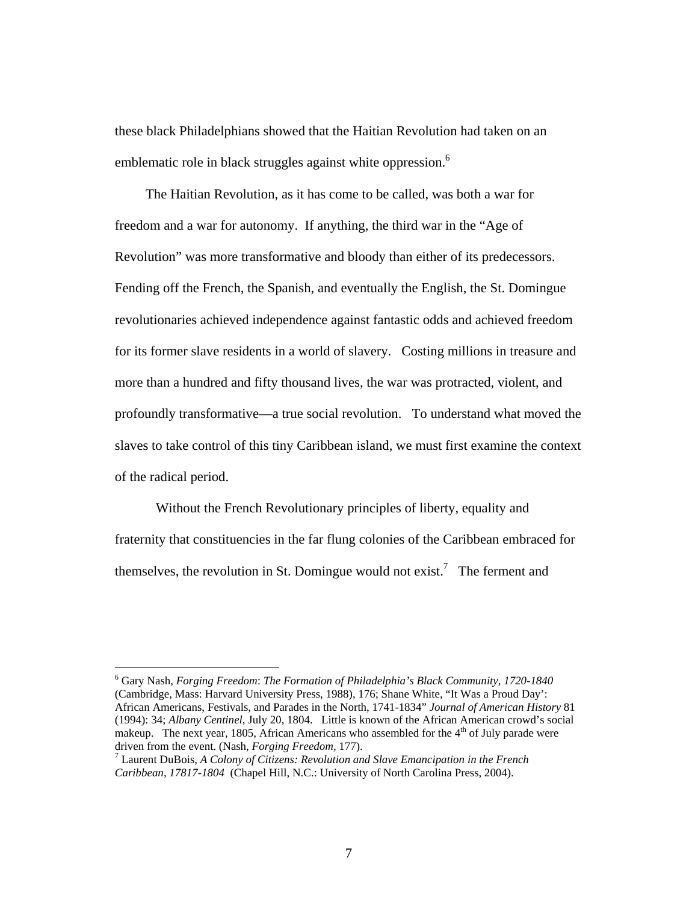these black Philadelphians showed that the Haitian Revolution had taken on an emblematic role in black struggles against white oppression.[6]

The Haitian Revolution, as it has come to be called, was both a war for freedom and a war for autonomy. If anything, the third war in the "Age of Revolution" was more transformative and bloody than either of its predecessors. Fending off the French, the Spanish, and eventually the English, the St. Domingue revolutionaries achieved independence against fantastic odds and achieved freedom for its former slave residents in a world of slavery. Costing millions in treasure and more than a hundred and fifty thousand lives, the war was protracted, violent, and profoundly transformative—a true social revolution. To understand what moved the slaves to take control of this tiny Caribbean island, we must first examine the context of the radical period.

Without the French Revolutionary principles of liberty, equality and fraternity that constituencies in the far flung colonies of the Caribbean embraced for themselves, the revolution in St. Domingue would not exist.[7] The ferment and

---

[6] Gary Nash, *Forging Freedom*: *The Formation of Philadelphia's Black Community, 1720-1840* (Cambridge, Mass: Harvard University Press, 1988), 176; Shane White, "It Was a Proud Day': African Americans, Festivals, and Parades in the North, 1741-1834" *Journal of American History* 81 (1994): 34; *Albany Centinel*, July 20, 1804. Little is known of the African American crowd's social makeup. The next year, 1805, African Americans who assembled for the 4th of July parade were driven from the event. (Nash, *Forging Freedom*, 177).

[7] Laurent DuBois, *A Colony of Citizens: Revolution and Slave Emancipation in the French Caribbean, 17817-1804* (Chapel Hill, N.C.: University of North Carolina Press, 2004).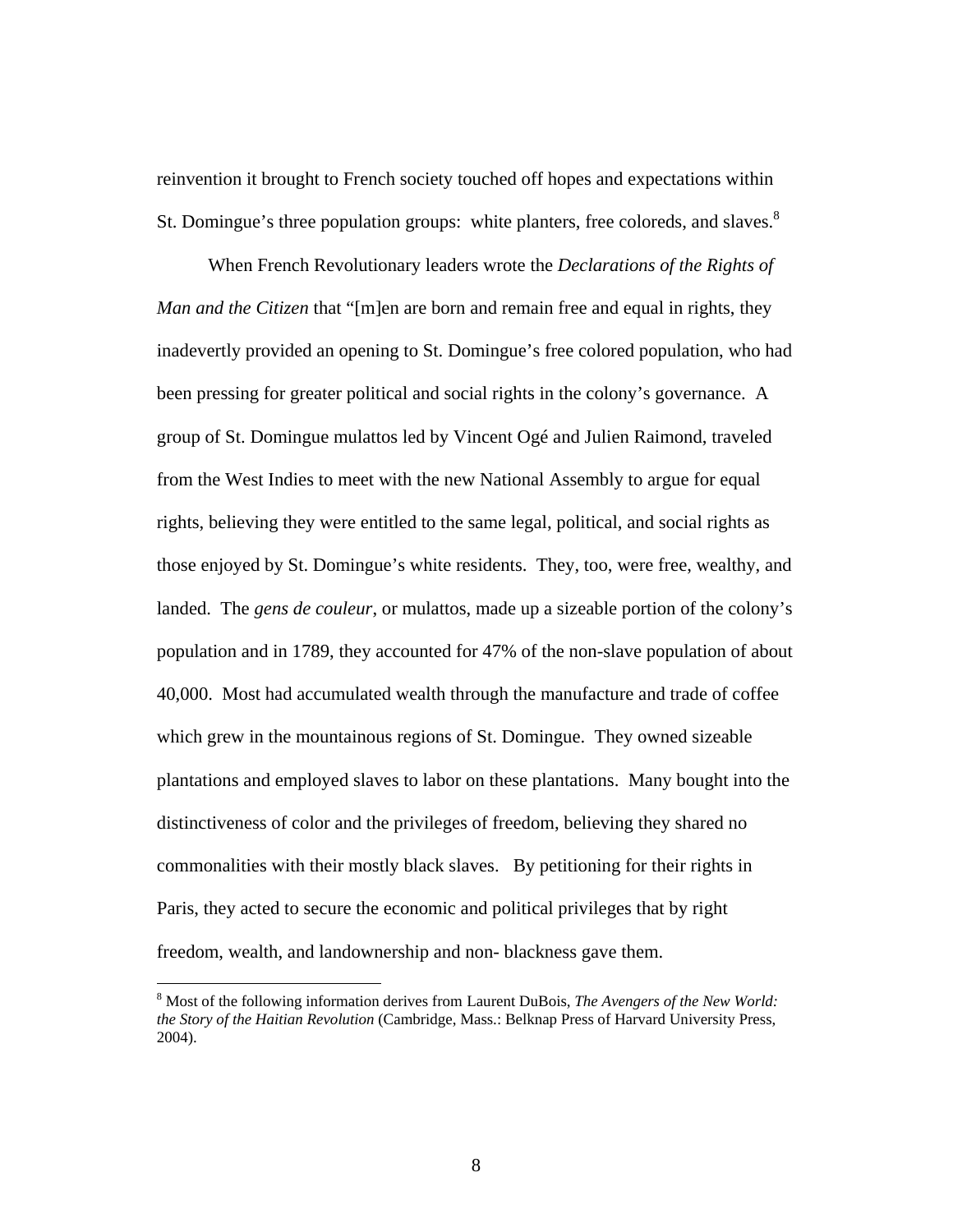reinvention it brought to French society touched off hopes and expectations within St. Domingue's three population groups: white planters, free coloreds, and slaves.[8]

When French Revolutionary leaders wrote the *Declarations of the Rights of Man and the Citizen* that "[m]en are born and remain free and equal in rights, they inadevertly provided an opening to St. Domingue's free colored population, who had been pressing for greater political and social rights in the colony's governance. A group of St. Domingue mulattos led by Vincent Ogé and Julien Raimond, traveled from the West Indies to meet with the new National Assembly to argue for equal rights, believing they were entitled to the same legal, political, and social rights as those enjoyed by St. Domingue's white residents. They, too, were free, wealthy, and landed. The *gens de couleur*, or mulattos, made up a sizeable portion of the colony's population and in 1789, they accounted for 47% of the non-slave population of about 40,000. Most had accumulated wealth through the manufacture and trade of coffee which grew in the mountainous regions of St. Domingue. They owned sizeable plantations and employed slaves to labor on these plantations. Many bought into the distinctiveness of color and the privileges of freedom, believing they shared no commonalities with their mostly black slaves. By petitioning for their rights in Paris, they acted to secure the economic and political privileges that by right freedom, wealth, and landownership and non- blackness gave them.

[8] Most of the following information derives from Laurent DuBois, *The Avengers of the New World: the Story of the Haitian Revolution* (Cambridge, Mass.: Belknap Press of Harvard University Press, 2004).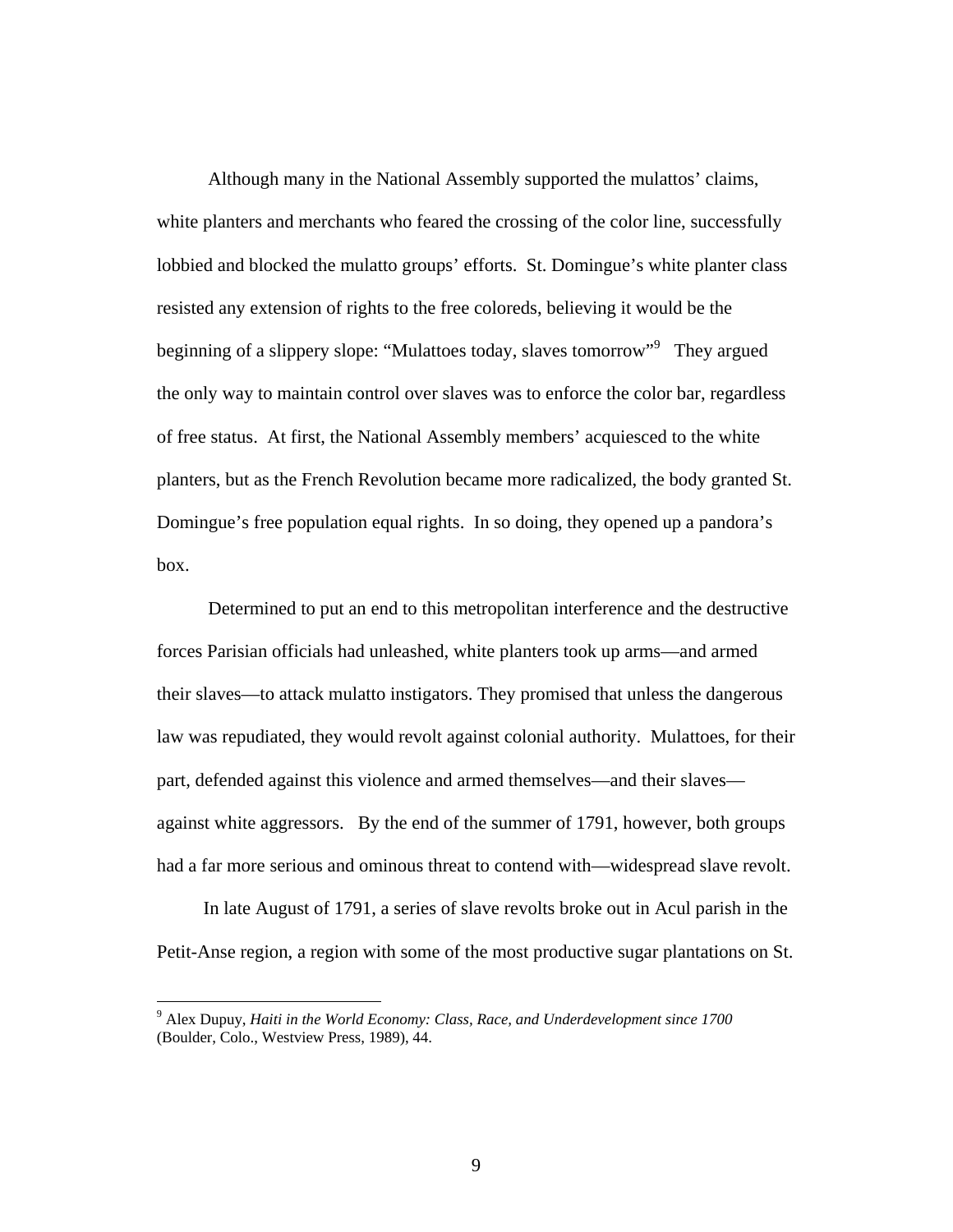Although many in the National Assembly supported the mulattos' claims, white planters and merchants who feared the crossing of the color line, successfully lobbied and blocked the mulatto groups' efforts. St. Domingue's white planter class resisted any extension of rights to the free coloreds, believing it would be the beginning of a slippery slope: "Mulattoes today, slaves tomorrow"[9] They argued the only way to maintain control over slaves was to enforce the color bar, regardless of free status. At first, the National Assembly members' acquiesced to the white planters, but as the French Revolution became more radicalized, the body granted St. Domingue's free population equal rights. In so doing, they opened up a pandora's box.

Determined to put an end to this metropolitan interference and the destructive forces Parisian officials had unleashed, white planters took up arms—and armed their slaves—to attack mulatto instigators. They promised that unless the dangerous law was repudiated, they would revolt against colonial authority. Mulattoes, for their part, defended against this violence and armed themselves—and their slaves—against white aggressors. By the end of the summer of 1791, however, both groups had a far more serious and ominous threat to contend with—widespread slave revolt.

In late August of 1791, a series of slave revolts broke out in Acul parish in the Petit-Anse region, a region with some of the most productive sugar plantations on St.

---

[9] Alex Dupuy, *Haiti in the World Economy: Class, Race, and Underdevelopment since 1700* (Boulder, Colo., Westview Press, 1989), 44.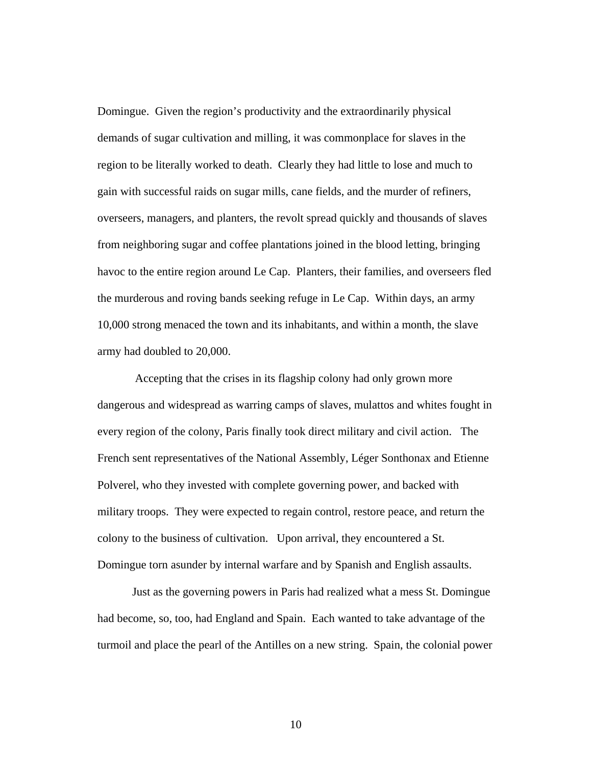Domingue. Given the region's productivity and the extraordinarily physical demands of sugar cultivation and milling, it was commonplace for slaves in the region to be literally worked to death. Clearly they had little to lose and much to gain with successful raids on sugar mills, cane fields, and the murder of refiners, overseers, managers, and planters, the revolt spread quickly and thousands of slaves from neighboring sugar and coffee plantations joined in the blood letting, bringing havoc to the entire region around Le Cap. Planters, their families, and overseers fled the murderous and roving bands seeking refuge in Le Cap. Within days, an army 10,000 strong menaced the town and its inhabitants, and within a month, the slave army had doubled to 20,000.

Accepting that the crises in its flagship colony had only grown more dangerous and widespread as warring camps of slaves, mulattos and whites fought in every region of the colony, Paris finally took direct military and civil action. The French sent representatives of the National Assembly, Léger Sonthonax and Etienne Polverel, who they invested with complete governing power, and backed with military troops. They were expected to regain control, restore peace, and return the colony to the business of cultivation. Upon arrival, they encountered a St. Domingue torn asunder by internal warfare and by Spanish and English assaults.

Just as the governing powers in Paris had realized what a mess St. Domingue had become, so, too, had England and Spain. Each wanted to take advantage of the turmoil and place the pearl of the Antilles on a new string. Spain, the colonial power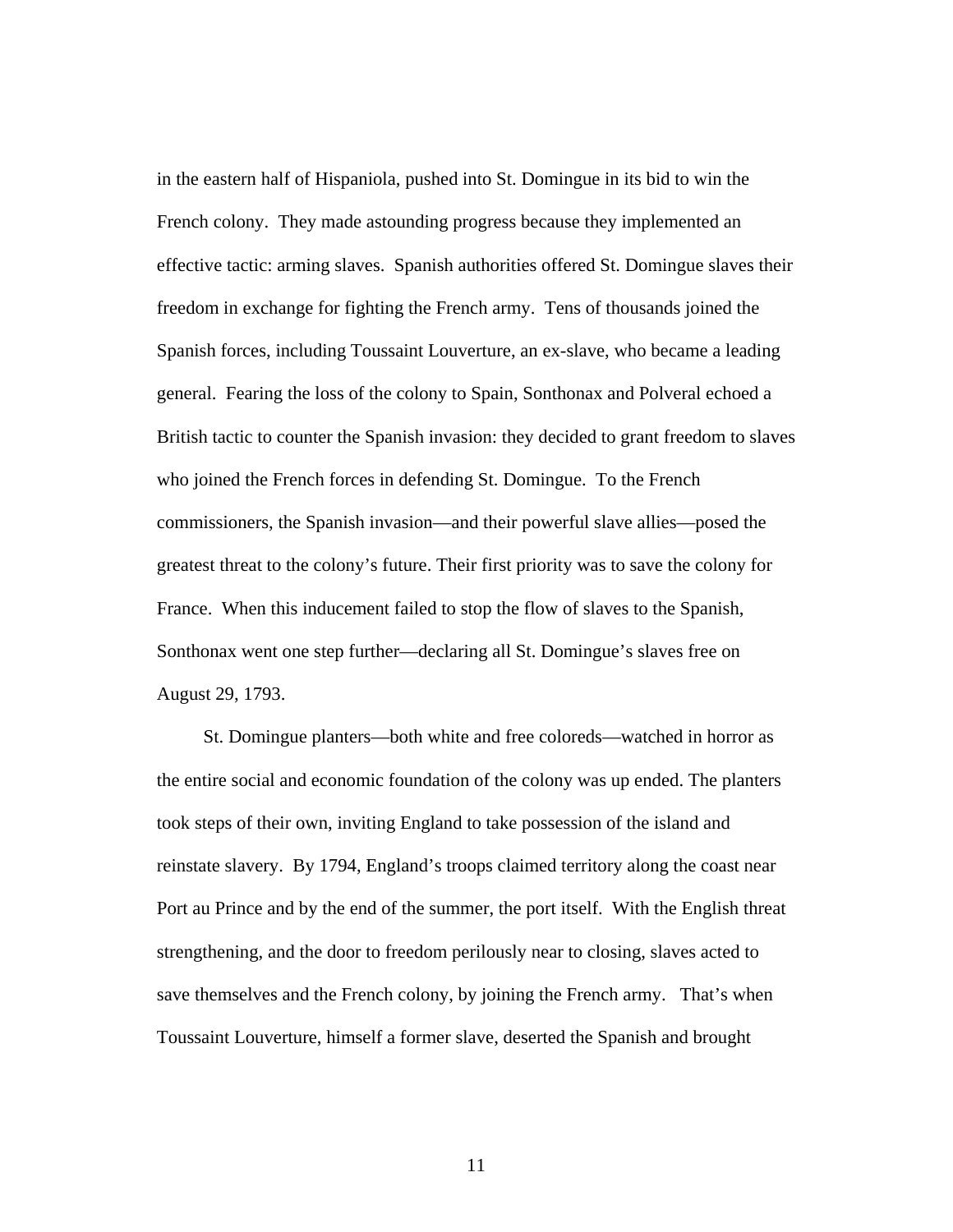in the eastern half of Hispaniola, pushed into St. Domingue in its bid to win the French colony. They made astounding progress because they implemented an effective tactic: arming slaves. Spanish authorities offered St. Domingue slaves their freedom in exchange for fighting the French army. Tens of thousands joined the Spanish forces, including Toussaint Louverture, an ex-slave, who became a leading general. Fearing the loss of the colony to Spain, Sonthonax and Polveral echoed a British tactic to counter the Spanish invasion: they decided to grant freedom to slaves who joined the French forces in defending St. Domingue. To the French commissioners, the Spanish invasion—and their powerful slave allies—posed the greatest threat to the colony's future. Their first priority was to save the colony for France. When this inducement failed to stop the flow of slaves to the Spanish, Sonthonax went one step further—declaring all St. Domingue's slaves free on August 29, 1793.

St. Domingue planters—both white and free coloreds—watched in horror as the entire social and economic foundation of the colony was up ended. The planters took steps of their own, inviting England to take possession of the island and reinstate slavery. By 1794, England's troops claimed territory along the coast near Port au Prince and by the end of the summer, the port itself. With the English threat strengthening, and the door to freedom perilously near to closing, slaves acted to save themselves and the French colony, by joining the French army. That's when Toussaint Louverture, himself a former slave, deserted the Spanish and brought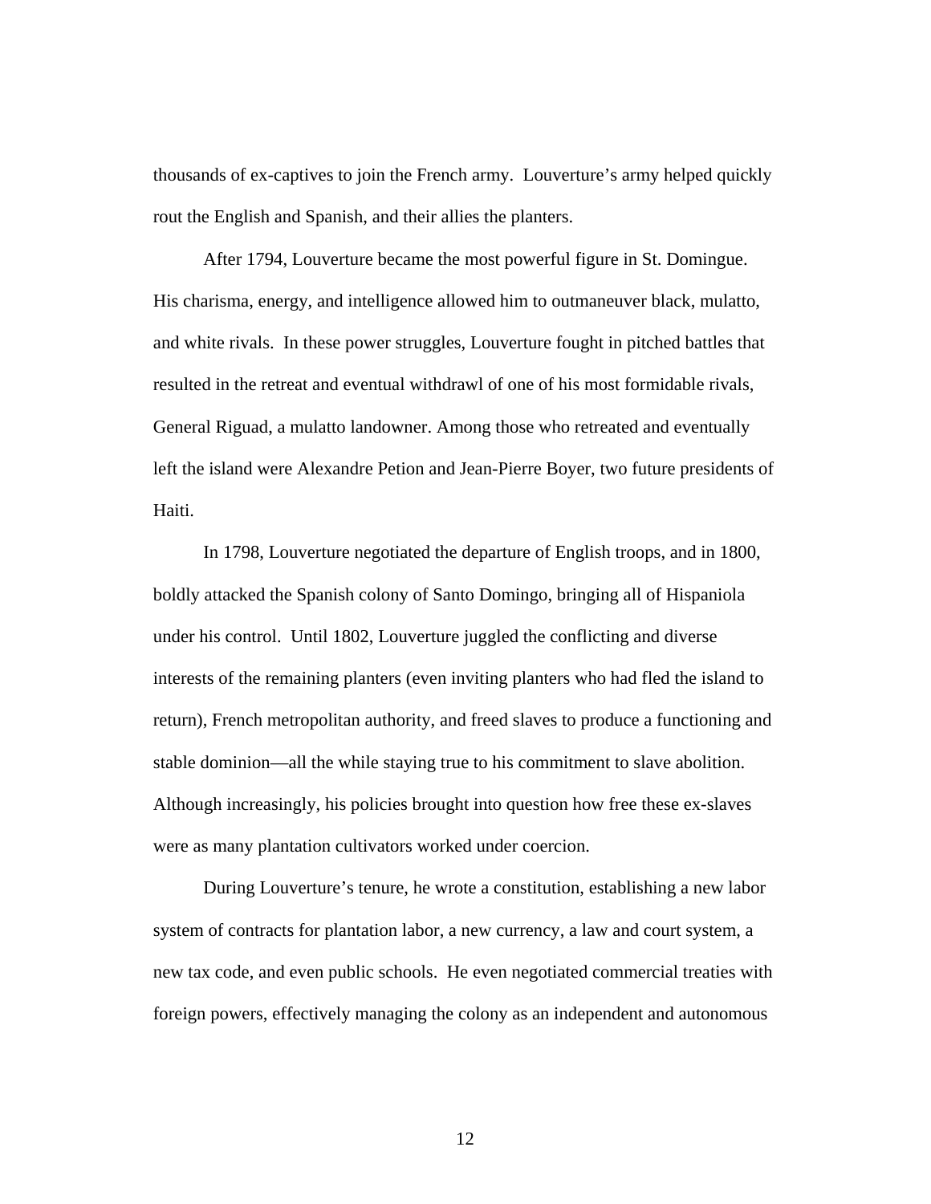thousands of ex-captives to join the French army. Louverture's army helped quickly rout the English and Spanish, and their allies the planters.

After 1794, Louverture became the most powerful figure in St. Domingue. His charisma, energy, and intelligence allowed him to outmaneuver black, mulatto, and white rivals. In these power struggles, Louverture fought in pitched battles that resulted in the retreat and eventual withdrawl of one of his most formidable rivals, General Riguad, a mulatto landowner. Among those who retreated and eventually left the island were Alexandre Petion and Jean-Pierre Boyer, two future presidents of Haiti.

In 1798, Louverture negotiated the departure of English troops, and in 1800, boldly attacked the Spanish colony of Santo Domingo, bringing all of Hispaniola under his control. Until 1802, Louverture juggled the conflicting and diverse interests of the remaining planters (even inviting planters who had fled the island to return), French metropolitan authority, and freed slaves to produce a functioning and stable dominion—all the while staying true to his commitment to slave abolition. Although increasingly, his policies brought into question how free these ex-slaves were as many plantation cultivators worked under coercion.

During Louverture's tenure, he wrote a constitution, establishing a new labor system of contracts for plantation labor, a new currency, a law and court system, a new tax code, and even public schools. He even negotiated commercial treaties with foreign powers, effectively managing the colony as an independent and autonomous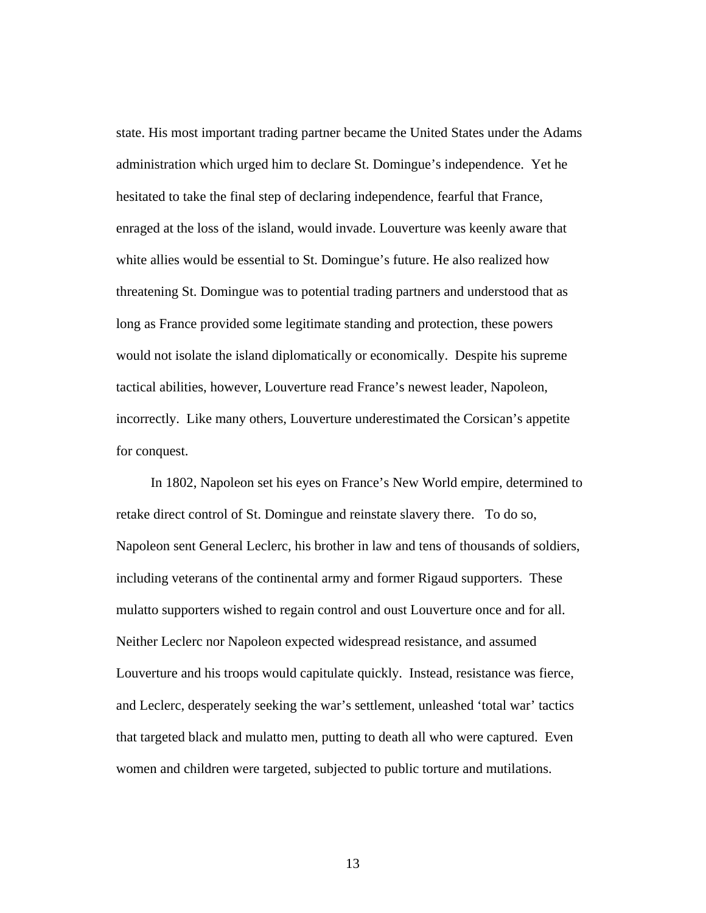state. His most important trading partner became the United States under the Adams administration which urged him to declare St. Domingue's independence. Yet he hesitated to take the final step of declaring independence, fearful that France, enraged at the loss of the island, would invade. Louverture was keenly aware that white allies would be essential to St. Domingue's future. He also realized how threatening St. Domingue was to potential trading partners and understood that as long as France provided some legitimate standing and protection, these powers would not isolate the island diplomatically or economically. Despite his supreme tactical abilities, however, Louverture read France's newest leader, Napoleon, incorrectly. Like many others, Louverture underestimated the Corsican's appetite for conquest.

In 1802, Napoleon set his eyes on France's New World empire, determined to retake direct control of St. Domingue and reinstate slavery there. To do so, Napoleon sent General Leclerc, his brother in law and tens of thousands of soldiers, including veterans of the continental army and former Rigaud supporters. These mulatto supporters wished to regain control and oust Louverture once and for all. Neither Leclerc nor Napoleon expected widespread resistance, and assumed Louverture and his troops would capitulate quickly. Instead, resistance was fierce, and Leclerc, desperately seeking the war's settlement, unleashed 'total war' tactics that targeted black and mulatto men, putting to death all who were captured. Even women and children were targeted, subjected to public torture and mutilations.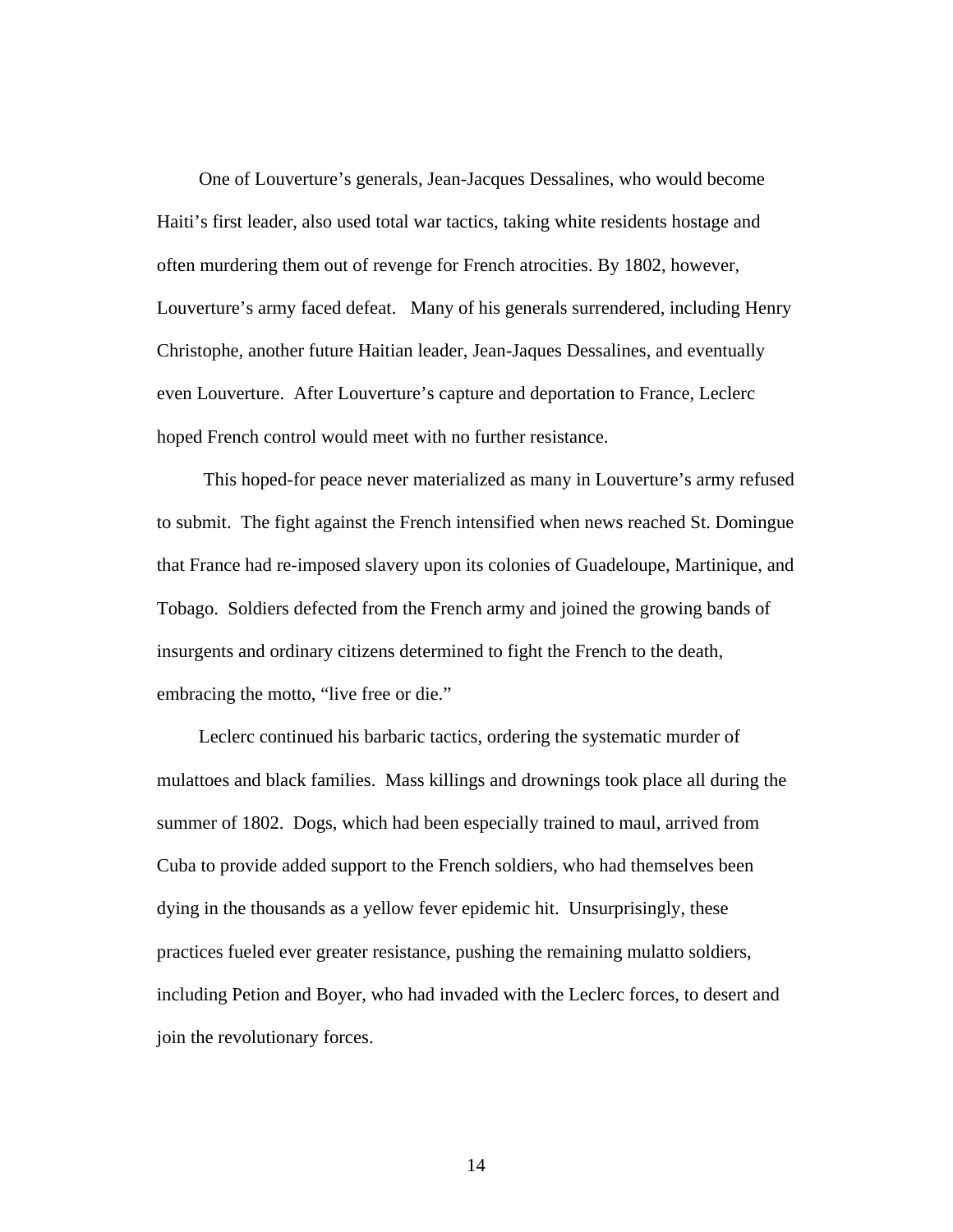One of Louverture's generals, Jean-Jacques Dessalines, who would become Haiti's first leader, also used total war tactics, taking white residents hostage and often murdering them out of revenge for French atrocities. By 1802, however, Louverture's army faced defeat. Many of his generals surrendered, including Henry Christophe, another future Haitian leader, Jean-Jaques Dessalines, and eventually even Louverture. After Louverture's capture and deportation to France, Leclerc hoped French control would meet with no further resistance.

This hoped-for peace never materialized as many in Louverture's army refused to submit. The fight against the French intensified when news reached St. Domingue that France had re-imposed slavery upon its colonies of Guadeloupe, Martinique, and Tobago. Soldiers defected from the French army and joined the growing bands of insurgents and ordinary citizens determined to fight the French to the death, embracing the motto, "live free or die."

Leclerc continued his barbaric tactics, ordering the systematic murder of mulattoes and black families. Mass killings and drownings took place all during the summer of 1802. Dogs, which had been especially trained to maul, arrived from Cuba to provide added support to the French soldiers, who had themselves been dying in the thousands as a yellow fever epidemic hit. Unsurprisingly, these practices fueled ever greater resistance, pushing the remaining mulatto soldiers, including Petion and Boyer, who had invaded with the Leclerc forces, to desert and join the revolutionary forces.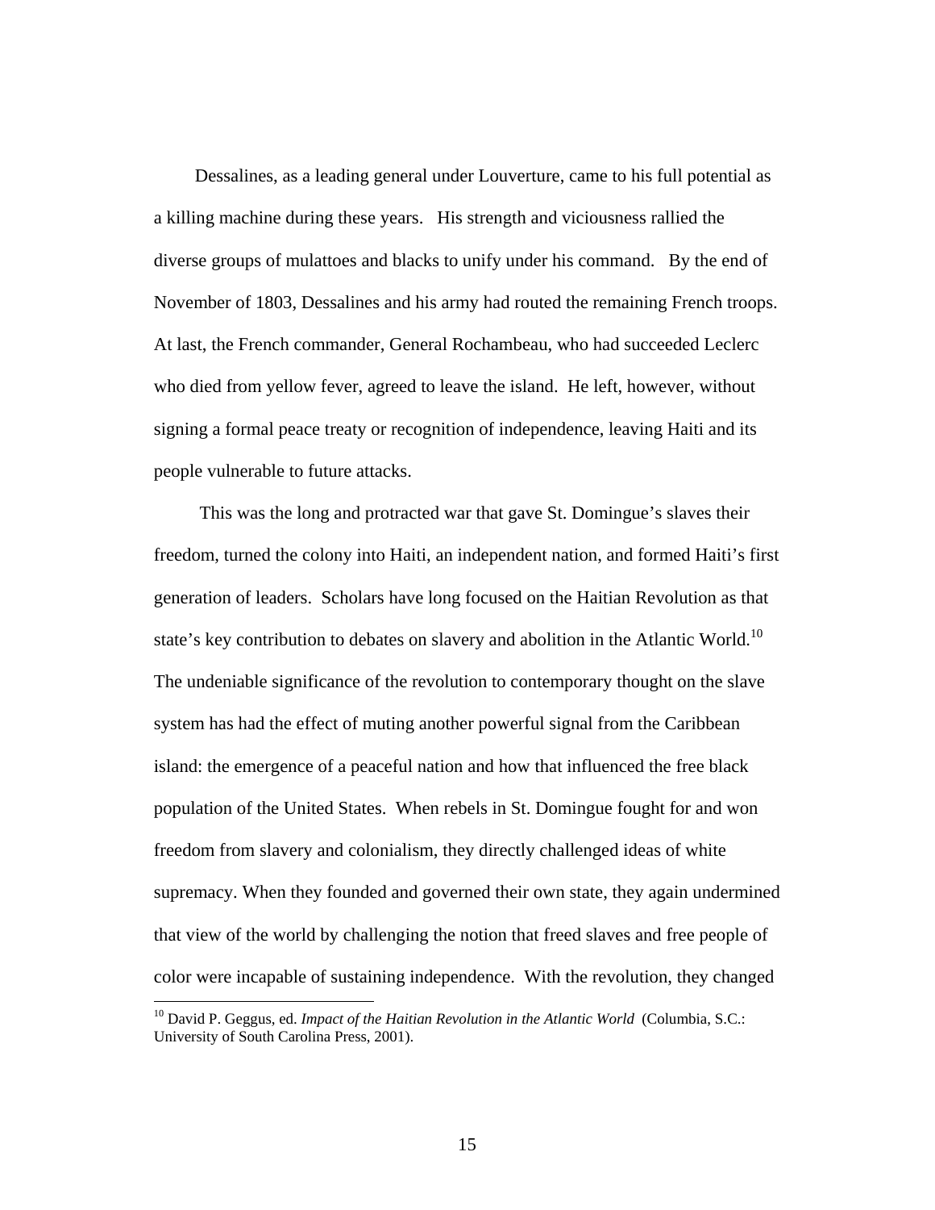Dessalines, as a leading general under Louverture, came to his full potential as a killing machine during these years. His strength and viciousness rallied the diverse groups of mulattoes and blacks to unify under his command. By the end of November of 1803, Dessalines and his army had routed the remaining French troops. At last, the French commander, General Rochambeau, who had succeeded Leclerc who died from yellow fever, agreed to leave the island. He left, however, without signing a formal peace treaty or recognition of independence, leaving Haiti and its people vulnerable to future attacks.

This was the long and protracted war that gave St. Domingue's slaves their freedom, turned the colony into Haiti, an independent nation, and formed Haiti's first generation of leaders. Scholars have long focused on the Haitian Revolution as that state's key contribution to debates on slavery and abolition in the Atlantic World.[10] The undeniable significance of the revolution to contemporary thought on the slave system has had the effect of muting another powerful signal from the Caribbean island: the emergence of a peaceful nation and how that influenced the free black population of the United States. When rebels in St. Domingue fought for and won freedom from slavery and colonialism, they directly challenged ideas of white supremacy. When they founded and governed their own state, they again undermined that view of the world by challenging the notion that freed slaves and free people of color were incapable of sustaining independence. With the revolution, they changed

---

[10] David P. Geggus, ed. *Impact of the Haitian Revolution in the Atlantic World* (Columbia, S.C.: University of South Carolina Press, 2001).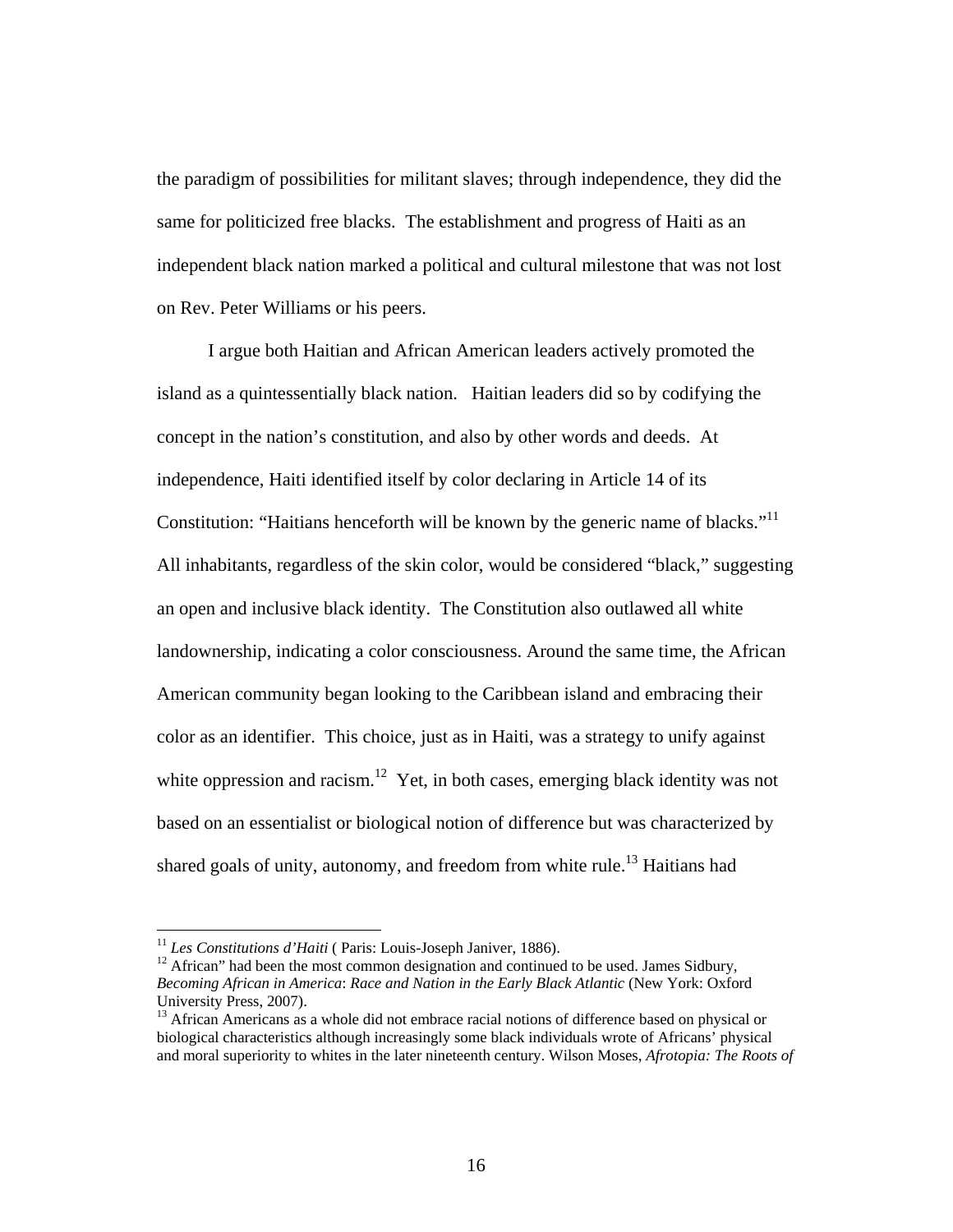the paradigm of possibilities for militant slaves; through independence, they did the same for politicized free blacks. The establishment and progress of Haiti as an independent black nation marked a political and cultural milestone that was not lost on Rev. Peter Williams or his peers.

I argue both Haitian and African American leaders actively promoted the island as a quintessentially black nation. Haitian leaders did so by codifying the concept in the nation's constitution, and also by other words and deeds. At independence, Haiti identified itself by color declaring in Article 14 of its Constitution: "Haitians henceforth will be known by the generic name of blacks."[11] All inhabitants, regardless of the skin color, would be considered "black," suggesting an open and inclusive black identity. The Constitution also outlawed all white landownership, indicating a color consciousness. Around the same time, the African American community began looking to the Caribbean island and embracing their color as an identifier. This choice, just as in Haiti, was a strategy to unify against white oppression and racism.[12] Yet, in both cases, emerging black identity was not based on an essentialist or biological notion of difference but was characterized by shared goals of unity, autonomy, and freedom from white rule.[13] Haitians had

[11] *Les Constitutions d'Haiti* ( Paris: Louis-Joseph Janiver, 1886).

[12] African" had been the most common designation and continued to be used. James Sidbury, *Becoming African in America*: *Race and Nation in the Early Black Atlantic* (New York: Oxford University Press, 2007).

[13] African Americans as a whole did not embrace racial notions of difference based on physical or biological characteristics although increasingly some black individuals wrote of Africans' physical and moral superiority to whites in the later nineteenth century. Wilson Moses, *Afrotopia: The Roots of*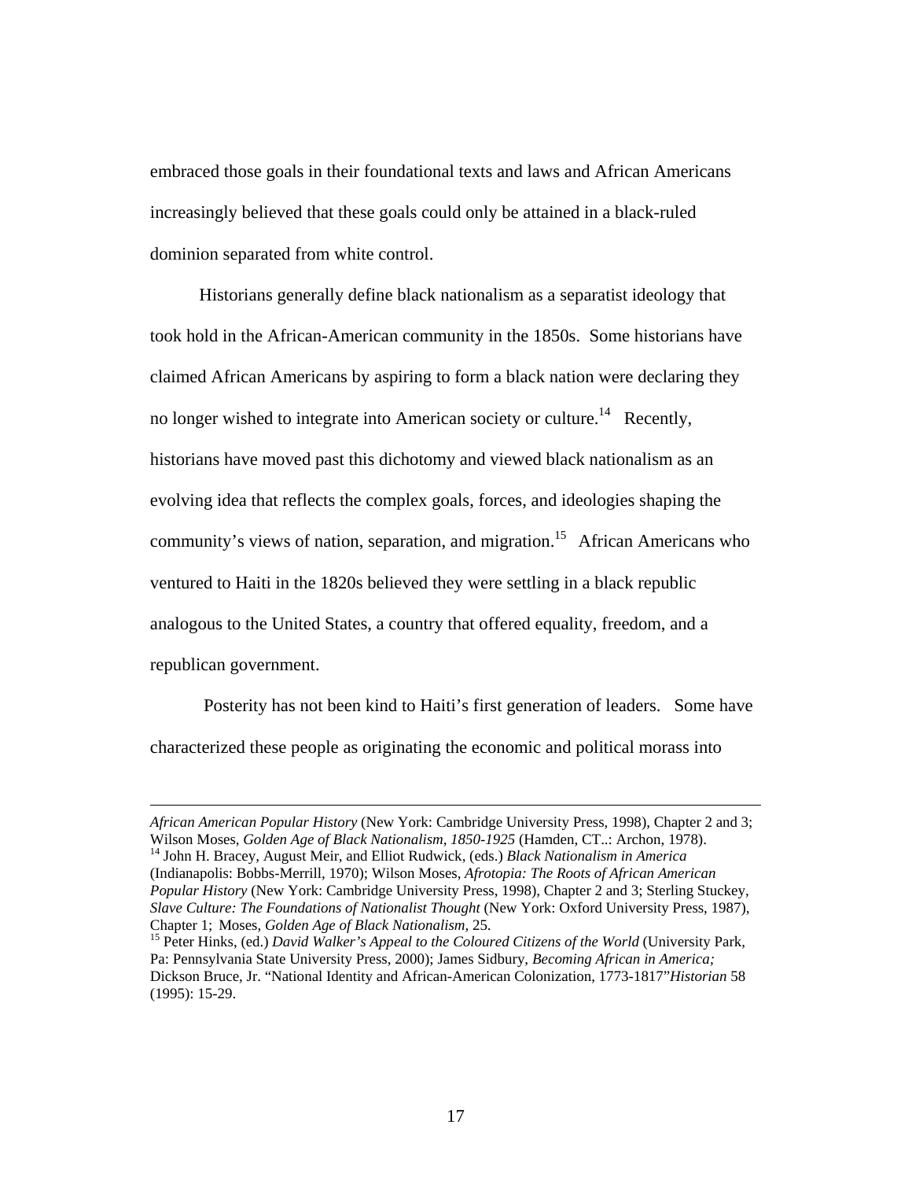embraced those goals in their foundational texts and laws and African Americans increasingly believed that these goals could only be attained in a black-ruled dominion separated from white control.

Historians generally define black nationalism as a separatist ideology that took hold in the African-American community in the 1850s. Some historians have claimed African Americans by aspiring to form a black nation were declaring they no longer wished to integrate into American society or culture.[14] Recently, historians have moved past this dichotomy and viewed black nationalism as an evolving idea that reflects the complex goals, forces, and ideologies shaping the community's views of nation, separation, and migration.[15] African Americans who ventured to Haiti in the 1820s believed they were settling in a black republic analogous to the United States, a country that offered equality, freedom, and a republican government.

Posterity has not been kind to Haiti's first generation of leaders. Some have characterized these people as originating the economic and political morass into

---

*African American Popular History* (New York: Cambridge University Press, 1998), Chapter 2 and 3; Wilson Moses, *Golden Age of Black Nationalism, 1850-1925* (Hamden, CT..: Archon, 1978).

[14] John H. Bracey, August Meir, and Elliot Rudwick, (eds.) *Black Nationalism in America* (Indianapolis: Bobbs-Merrill, 1970); Wilson Moses, *Afrotopia: The Roots of African American Popular History* (New York: Cambridge University Press, 1998), Chapter 2 and 3; Sterling Stuckey, *Slave Culture: The Foundations of Nationalist Thought* (New York: Oxford University Press, 1987), Chapter 1; Moses, *Golden Age of Black Nationalism*, 25.

[15] Peter Hinks, (ed.) *David Walker's Appeal to the Coloured Citizens of the World* (University Park, Pa: Pennsylvania State University Press, 2000); James Sidbury, *Becoming African in America;* Dickson Bruce, Jr. "National Identity and African-American Colonization, 1773-1817"*Historian* 58 (1995): 15-29.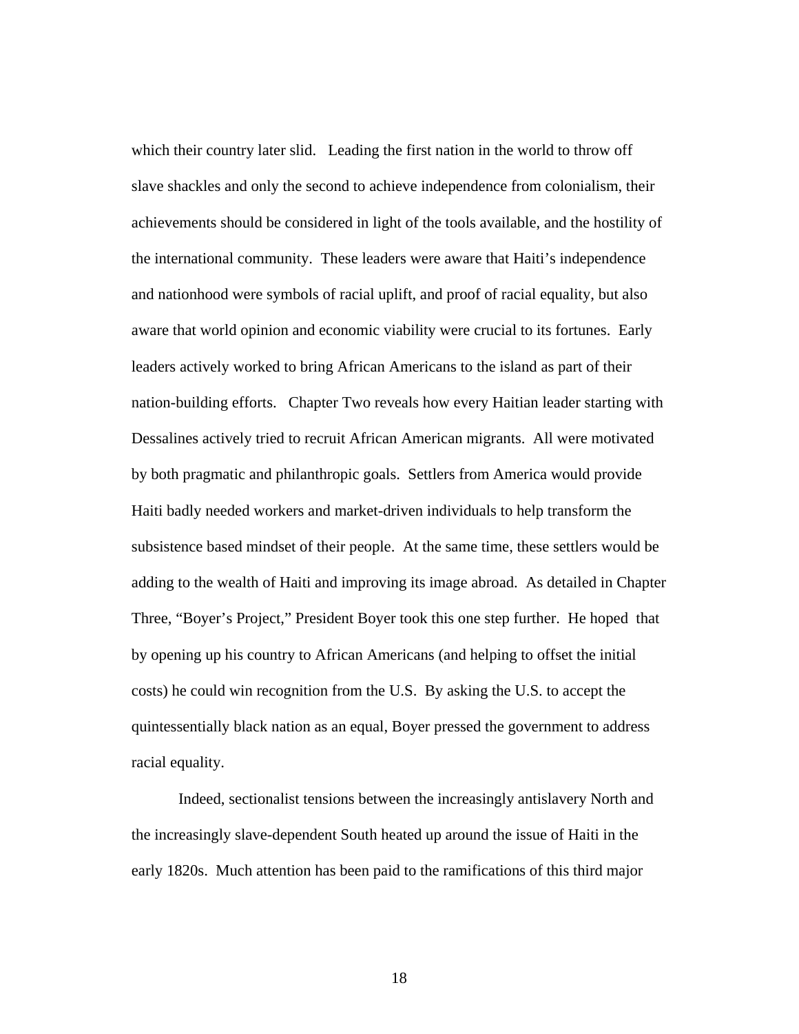which their country later slid. Leading the first nation in the world to throw off slave shackles and only the second to achieve independence from colonialism, their achievements should be considered in light of the tools available, and the hostility of the international community. These leaders were aware that Haiti's independence and nationhood were symbols of racial uplift, and proof of racial equality, but also aware that world opinion and economic viability were crucial to its fortunes. Early leaders actively worked to bring African Americans to the island as part of their nation-building efforts. Chapter Two reveals how every Haitian leader starting with Dessalines actively tried to recruit African American migrants. All were motivated by both pragmatic and philanthropic goals. Settlers from America would provide Haiti badly needed workers and market-driven individuals to help transform the subsistence based mindset of their people. At the same time, these settlers would be adding to the wealth of Haiti and improving its image abroad. As detailed in Chapter Three, "Boyer's Project," President Boyer took this one step further. He hoped that by opening up his country to African Americans (and helping to offset the initial costs) he could win recognition from the U.S. By asking the U.S. to accept the quintessentially black nation as an equal, Boyer pressed the government to address racial equality.

Indeed, sectionalist tensions between the increasingly antislavery North and the increasingly slave-dependent South heated up around the issue of Haiti in the early 1820s. Much attention has been paid to the ramifications of this third major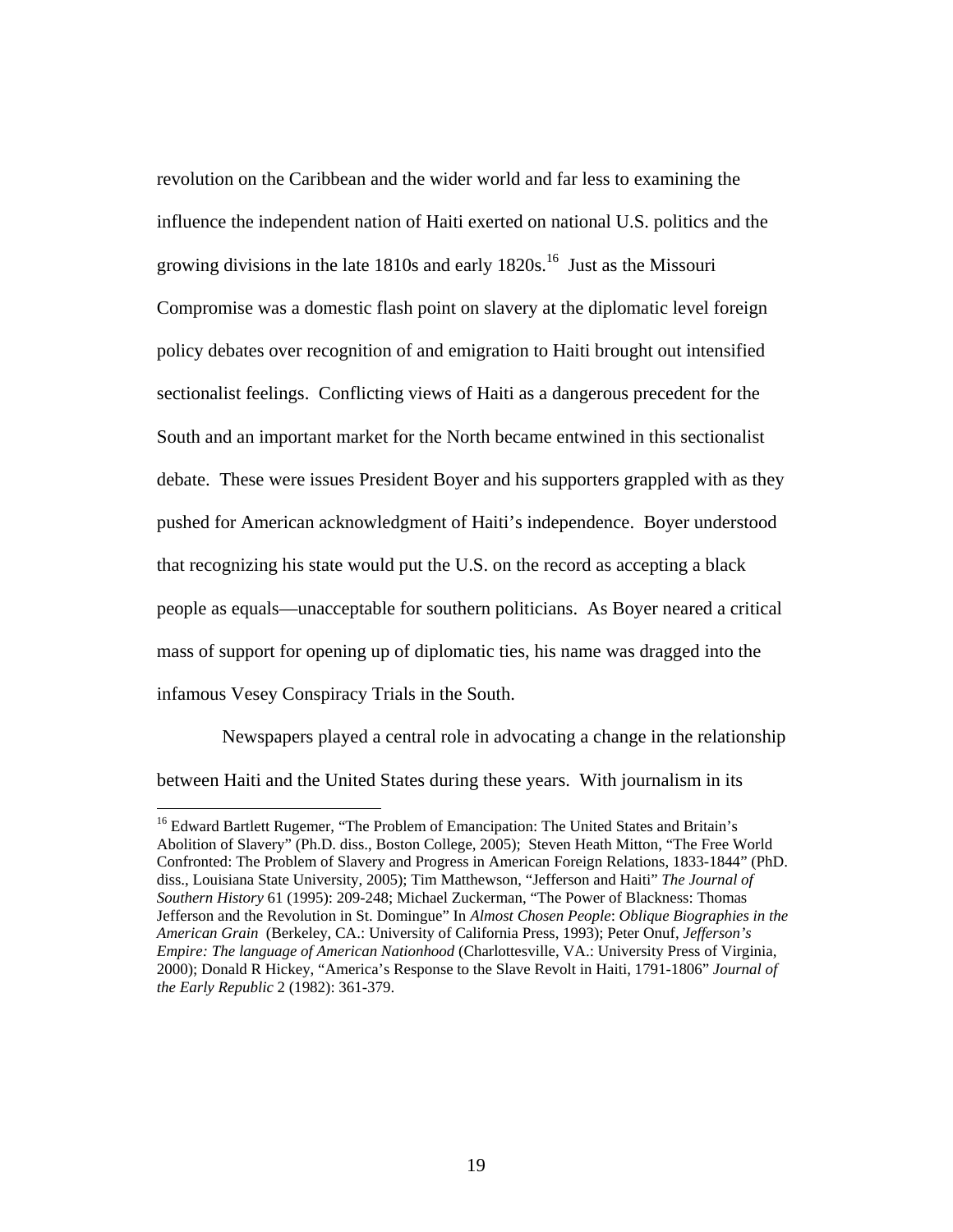revolution on the Caribbean and the wider world and far less to examining the influence the independent nation of Haiti exerted on national U.S. politics and the growing divisions in the late 1810s and early 1820s.[16] Just as the Missouri Compromise was a domestic flash point on slavery at the diplomatic level foreign policy debates over recognition of and emigration to Haiti brought out intensified sectionalist feelings. Conflicting views of Haiti as a dangerous precedent for the South and an important market for the North became entwined in this sectionalist debate. These were issues President Boyer and his supporters grappled with as they pushed for American acknowledgment of Haiti's independence. Boyer understood that recognizing his state would put the U.S. on the record as accepting a black people as equals—unacceptable for southern politicians. As Boyer neared a critical mass of support for opening up of diplomatic ties, his name was dragged into the infamous Vesey Conspiracy Trials in the South.

Newspapers played a central role in advocating a change in the relationship between Haiti and the United States during these years. With journalism in its

[16] Edward Bartlett Rugemer, "The Problem of Emancipation: The United States and Britain's Abolition of Slavery" (Ph.D. diss., Boston College, 2005); Steven Heath Mitton, "The Free World Confronted: The Problem of Slavery and Progress in American Foreign Relations, 1833-1844" (PhD. diss., Louisiana State University, 2005); Tim Matthewson, "Jefferson and Haiti" *The Journal of Southern History* 61 (1995): 209-248; Michael Zuckerman, "The Power of Blackness: Thomas Jefferson and the Revolution in St. Domingue" In *Almost Chosen People*: *Oblique Biographies in the American Grain* (Berkeley, CA.: University of California Press, 1993); Peter Onuf, *Jefferson's Empire: The language of American Nationhood* (Charlottesville, VA.: University Press of Virginia, 2000); Donald R Hickey, "America's Response to the Slave Revolt in Haiti, 1791-1806" *Journal of the Early Republic* 2 (1982): 361-379.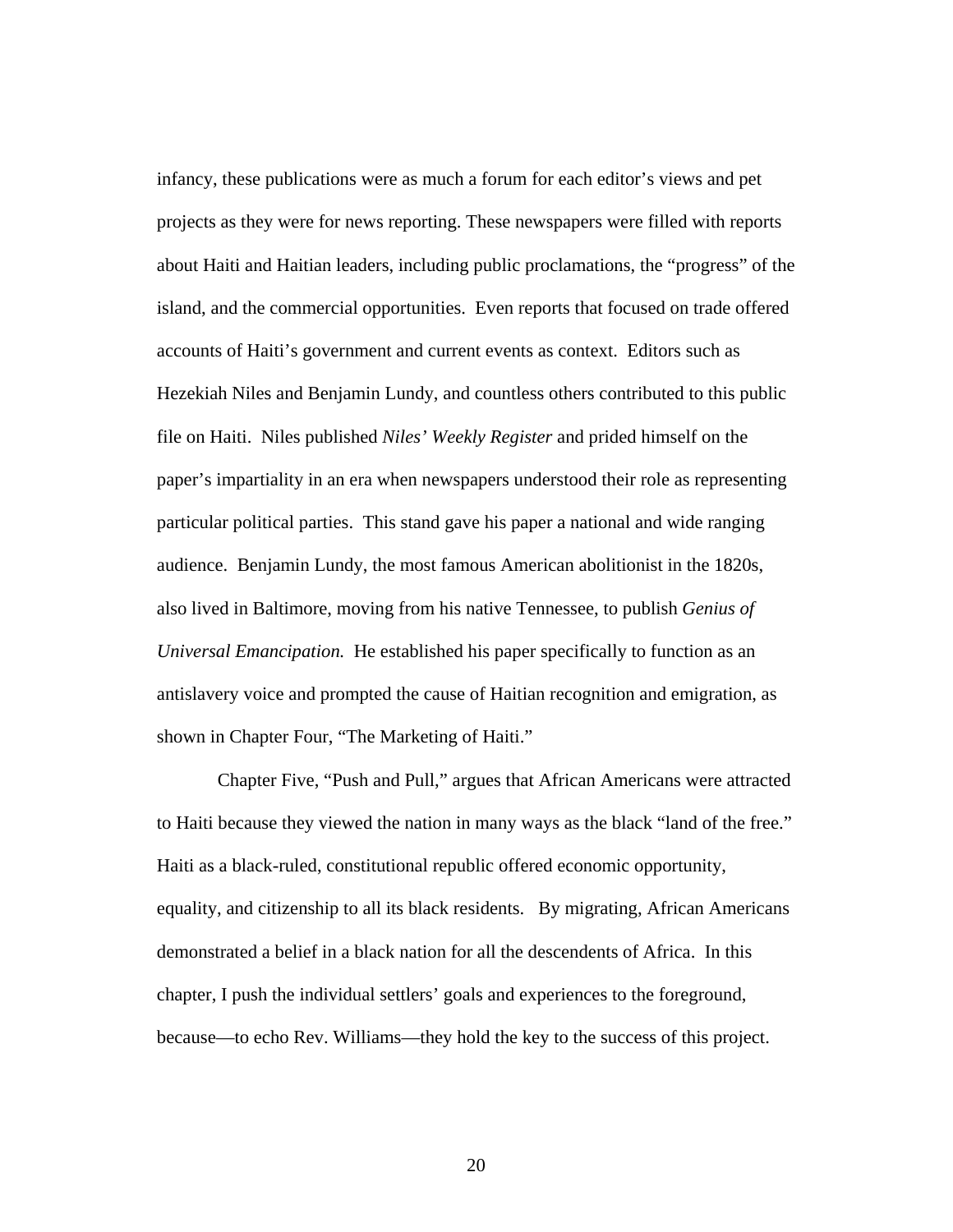infancy, these publications were as much a forum for each editor's views and pet projects as they were for news reporting. These newspapers were filled with reports about Haiti and Haitian leaders, including public proclamations, the "progress" of the island, and the commercial opportunities. Even reports that focused on trade offered accounts of Haiti's government and current events as context. Editors such as Hezekiah Niles and Benjamin Lundy, and countless others contributed to this public file on Haiti. Niles published *Niles' Weekly Register* and prided himself on the paper's impartiality in an era when newspapers understood their role as representing particular political parties. This stand gave his paper a national and wide ranging audience. Benjamin Lundy, the most famous American abolitionist in the 1820s, also lived in Baltimore, moving from his native Tennessee, to publish *Genius of Universal Emancipation.* He established his paper specifically to function as an antislavery voice and prompted the cause of Haitian recognition and emigration, as shown in Chapter Four, "The Marketing of Haiti."

Chapter Five, "Push and Pull," argues that African Americans were attracted to Haiti because they viewed the nation in many ways as the black "land of the free." Haiti as a black-ruled, constitutional republic offered economic opportunity, equality, and citizenship to all its black residents. By migrating, African Americans demonstrated a belief in a black nation for all the descendents of Africa. In this chapter, I push the individual settlers' goals and experiences to the foreground, because—to echo Rev. Williams—they hold the key to the success of this project.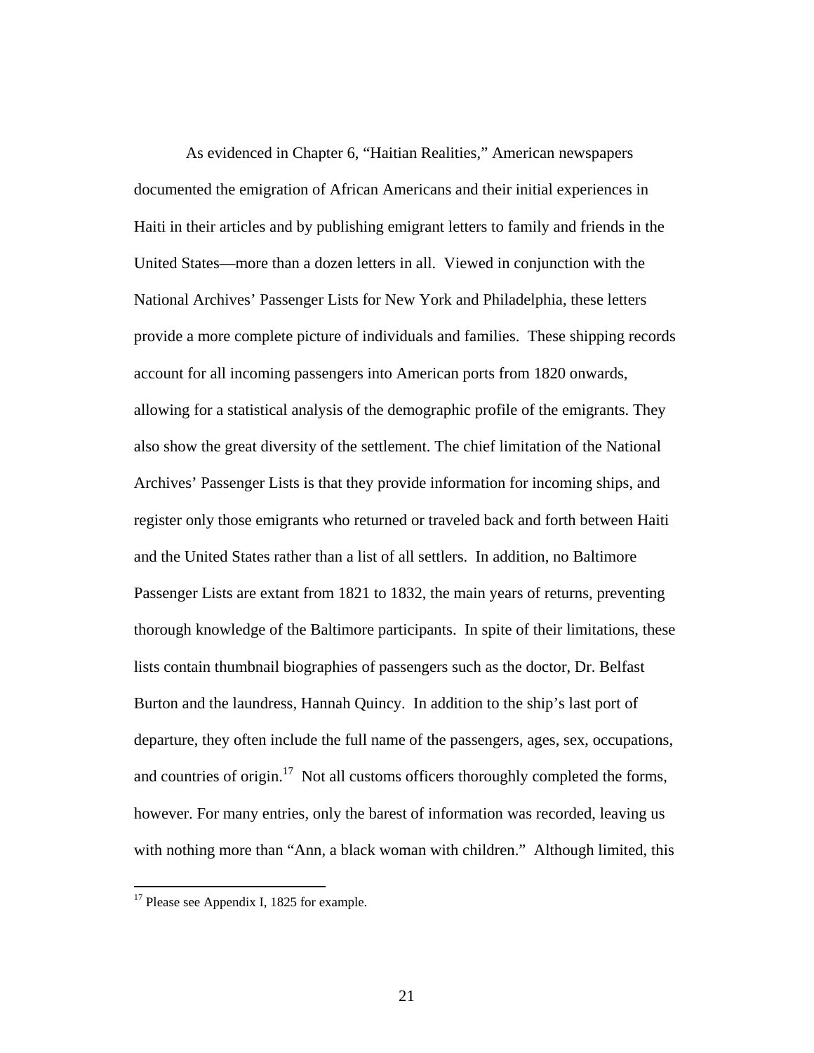As evidenced in Chapter 6, "Haitian Realities," American newspapers documented the emigration of African Americans and their initial experiences in Haiti in their articles and by publishing emigrant letters to family and friends in the United States—more than a dozen letters in all. Viewed in conjunction with the National Archives' Passenger Lists for New York and Philadelphia, these letters provide a more complete picture of individuals and families. These shipping records account for all incoming passengers into American ports from 1820 onwards, allowing for a statistical analysis of the demographic profile of the emigrants. They also show the great diversity of the settlement. The chief limitation of the National Archives' Passenger Lists is that they provide information for incoming ships, and register only those emigrants who returned or traveled back and forth between Haiti and the United States rather than a list of all settlers. In addition, no Baltimore Passenger Lists are extant from 1821 to 1832, the main years of returns, preventing thorough knowledge of the Baltimore participants. In spite of their limitations, these lists contain thumbnail biographies of passengers such as the doctor, Dr. Belfast Burton and the laundress, Hannah Quincy. In addition to the ship's last port of departure, they often include the full name of the passengers, ages, sex, occupations, and countries of origin.[17] Not all customs officers thoroughly completed the forms, however. For many entries, only the barest of information was recorded, leaving us with nothing more than "Ann, a black woman with children." Although limited, this

[17] Please see Appendix I, 1825 for example.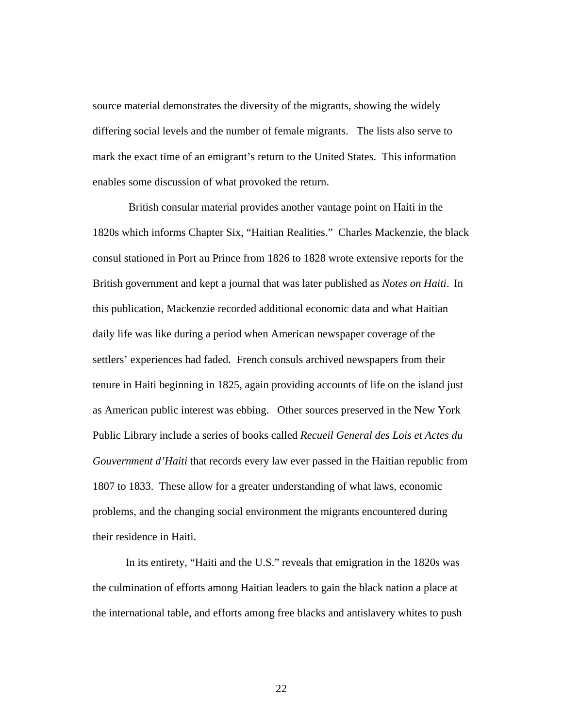source material demonstrates the diversity of the migrants, showing the widely differing social levels and the number of female migrants. The lists also serve to mark the exact time of an emigrant's return to the United States. This information enables some discussion of what provoked the return.

British consular material provides another vantage point on Haiti in the 1820s which informs Chapter Six, "Haitian Realities." Charles Mackenzie, the black consul stationed in Port au Prince from 1826 to 1828 wrote extensive reports for the British government and kept a journal that was later published as *Notes on Haiti*. In this publication, Mackenzie recorded additional economic data and what Haitian daily life was like during a period when American newspaper coverage of the settlers' experiences had faded. French consuls archived newspapers from their tenure in Haiti beginning in 1825, again providing accounts of life on the island just as American public interest was ebbing. Other sources preserved in the New York Public Library include a series of books called *Recueil General des Lois et Actes du Gouvernment d'Haiti* that records every law ever passed in the Haitian republic from 1807 to 1833. These allow for a greater understanding of what laws, economic problems, and the changing social environment the migrants encountered during their residence in Haiti.

In its entirety, "Haiti and the U.S." reveals that emigration in the 1820s was the culmination of efforts among Haitian leaders to gain the black nation a place at the international table, and efforts among free blacks and antislavery whites to push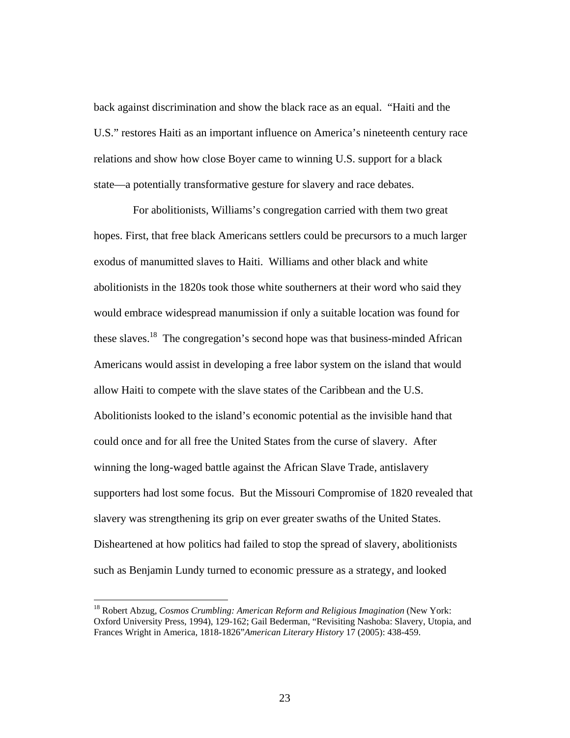back against discrimination and show the black race as an equal. "Haiti and the U.S." restores Haiti as an important influence on America's nineteenth century race relations and show how close Boyer came to winning U.S. support for a black state—a potentially transformative gesture for slavery and race debates.

For abolitionists, Williams's congregation carried with them two great hopes. First, that free black Americans settlers could be precursors to a much larger exodus of manumitted slaves to Haiti. Williams and other black and white abolitionists in the 1820s took those white southerners at their word who said they would embrace widespread manumission if only a suitable location was found for these slaves.[18] The congregation's second hope was that business-minded African Americans would assist in developing a free labor system on the island that would allow Haiti to compete with the slave states of the Caribbean and the U.S. Abolitionists looked to the island's economic potential as the invisible hand that could once and for all free the United States from the curse of slavery. After winning the long-waged battle against the African Slave Trade, antislavery supporters had lost some focus. But the Missouri Compromise of 1820 revealed that slavery was strengthening its grip on ever greater swaths of the United States. Disheartened at how politics had failed to stop the spread of slavery, abolitionists such as Benjamin Lundy turned to economic pressure as a strategy, and looked

---

[18] Robert Abzug, *Cosmos Crumbling: American Reform and Religious Imagination* (New York: Oxford University Press, 1994), 129-162; Gail Bederman, "Revisiting Nashoba: Slavery, Utopia, and Frances Wright in America, 1818-1826"*American Literary History* 17 (2005): 438-459.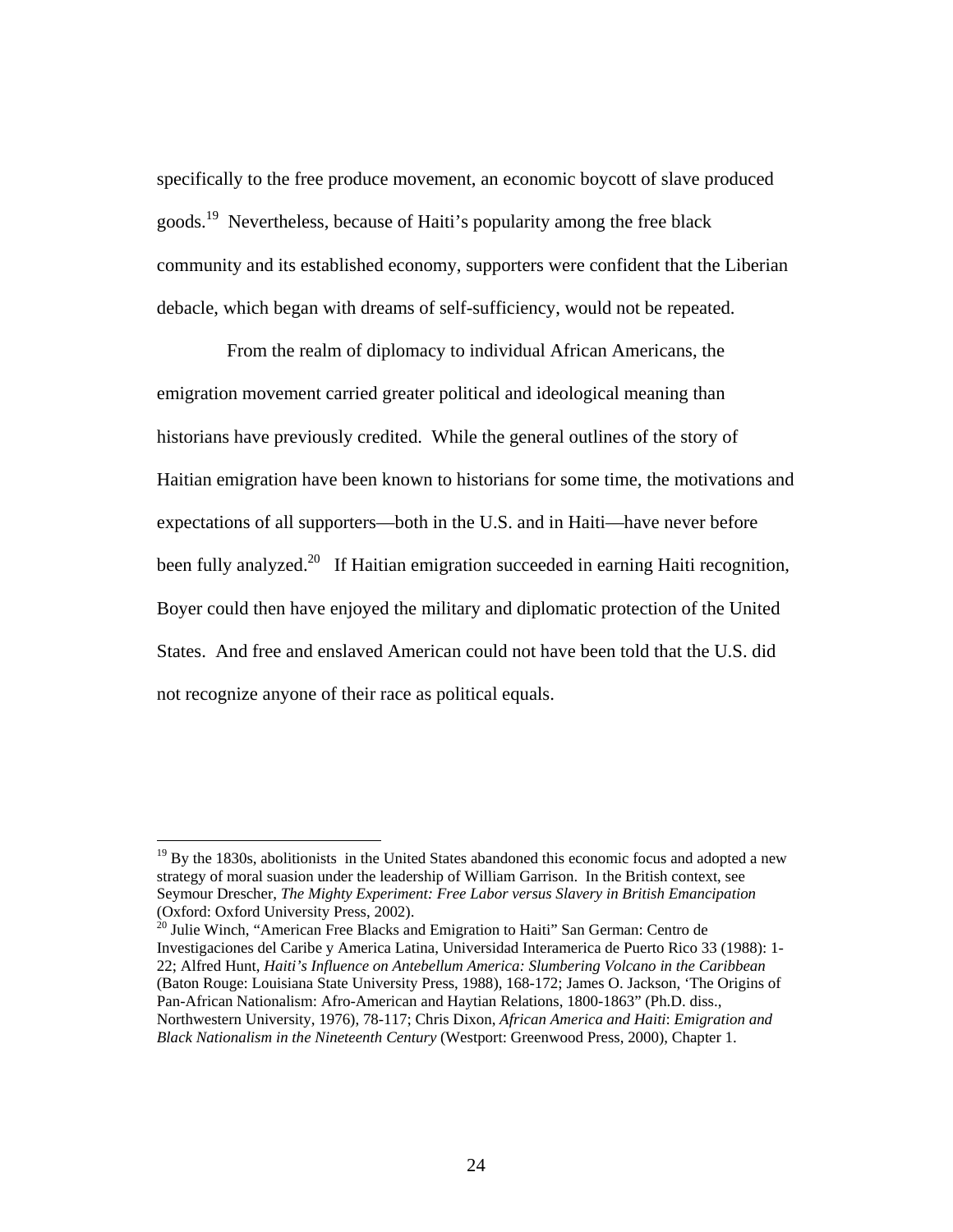specifically to the free produce movement, an economic boycott of slave produced goods.[19] Nevertheless, because of Haiti's popularity among the free black community and its established economy, supporters were confident that the Liberian debacle, which began with dreams of self-sufficiency, would not be repeated.

From the realm of diplomacy to individual African Americans, the emigration movement carried greater political and ideological meaning than historians have previously credited. While the general outlines of the story of Haitian emigration have been known to historians for some time, the motivations and expectations of all supporters—both in the U.S. and in Haiti—have never before been fully analyzed.[20] If Haitian emigration succeeded in earning Haiti recognition, Boyer could then have enjoyed the military and diplomatic protection of the United States. And free and enslaved American could not have been told that the U.S. did not recognize anyone of their race as political equals.

---

[19] By the 1830s, abolitionists in the United States abandoned this economic focus and adopted a new strategy of moral suasion under the leadership of William Garrison. In the British context, see Seymour Drescher, *The Mighty Experiment: Free Labor versus Slavery in British Emancipation* (Oxford: Oxford University Press, 2002).

[20] Julie Winch, "American Free Blacks and Emigration to Haiti" San German: Centro de Investigaciones del Caribe y America Latina, Universidad Interamerica de Puerto Rico 33 (1988): 1-22; Alfred Hunt, *Haiti's Influence on Antebellum America: Slumbering Volcano in the Caribbean* (Baton Rouge: Louisiana State University Press, 1988), 168-172; James O. Jackson, 'The Origins of Pan-African Nationalism: Afro-American and Haytian Relations, 1800-1863" (Ph.D. diss., Northwestern University, 1976), 78-117; Chris Dixon, *African America and Haiti*: *Emigration and Black Nationalism in the Nineteenth Century* (Westport: Greenwood Press, 2000), Chapter 1.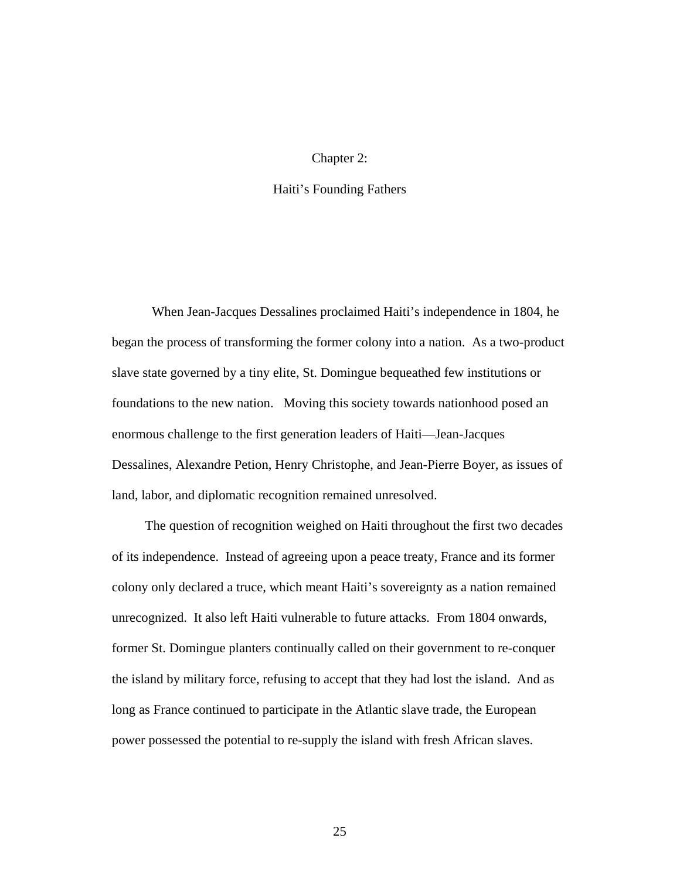# Chapter 2:

# Haiti's Founding Fathers

When Jean-Jacques Dessalines proclaimed Haiti's independence in 1804, he began the process of transforming the former colony into a nation. As a two-product slave state governed by a tiny elite, St. Domingue bequeathed few institutions or foundations to the new nation. Moving this society towards nationhood posed an enormous challenge to the first generation leaders of Haiti—Jean-Jacques Dessalines, Alexandre Petion, Henry Christophe, and Jean-Pierre Boyer, as issues of land, labor, and diplomatic recognition remained unresolved.

The question of recognition weighed on Haiti throughout the first two decades of its independence. Instead of agreeing upon a peace treaty, France and its former colony only declared a truce, which meant Haiti's sovereignty as a nation remained unrecognized. It also left Haiti vulnerable to future attacks. From 1804 onwards, former St. Domingue planters continually called on their government to re-conquer the island by military force, refusing to accept that they had lost the island. And as long as France continued to participate in the Atlantic slave trade, the European power possessed the potential to re-supply the island with fresh African slaves.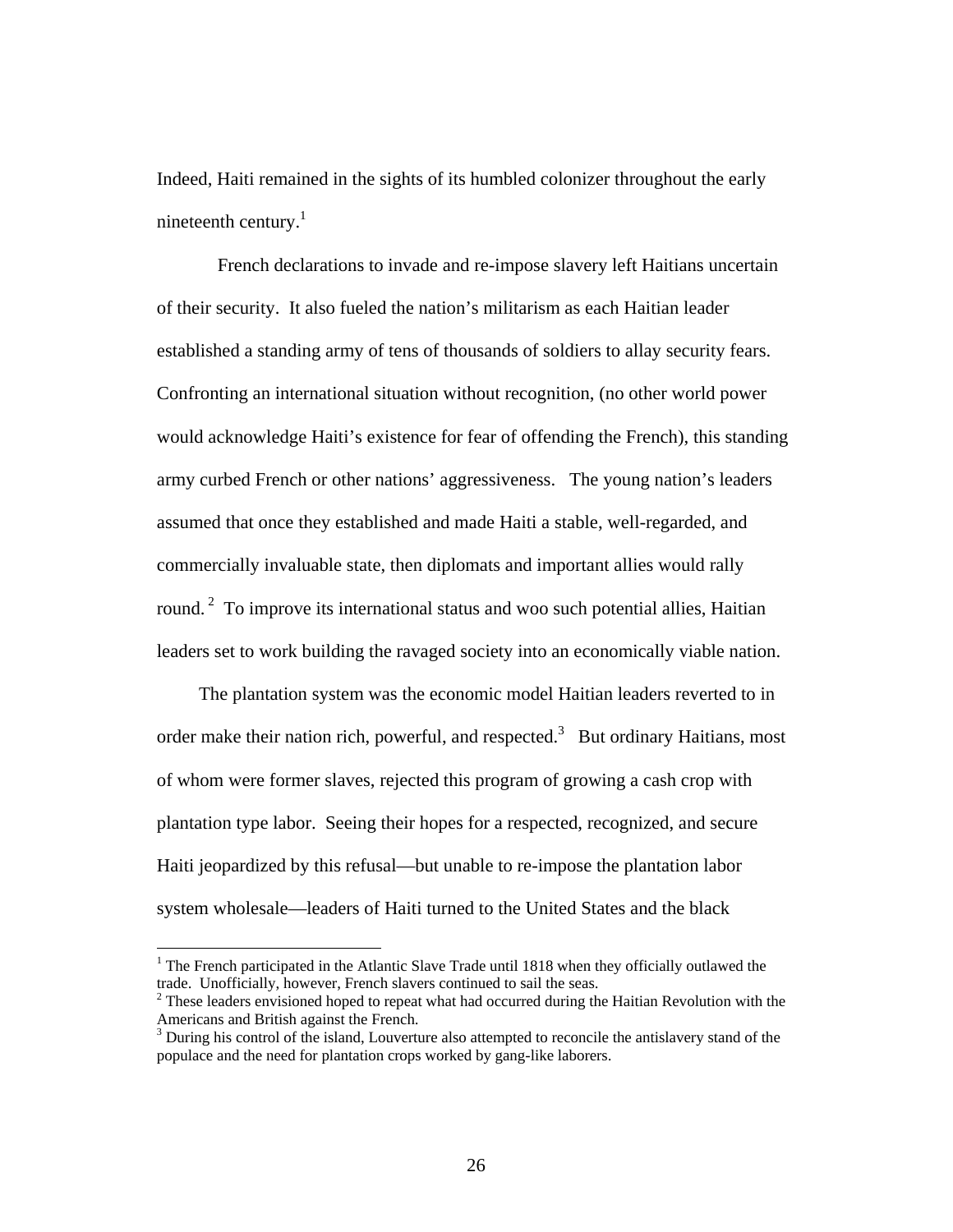Indeed, Haiti remained in the sights of its humbled colonizer throughout the early nineteenth century.[1]

French declarations to invade and re-impose slavery left Haitians uncertain of their security. It also fueled the nation's militarism as each Haitian leader established a standing army of tens of thousands of soldiers to allay security fears. Confronting an international situation without recognition, (no other world power would acknowledge Haiti's existence for fear of offending the French), this standing army curbed French or other nations' aggressiveness. The young nation's leaders assumed that once they established and made Haiti a stable, well-regarded, and commercially invaluable state, then diplomats and important allies would rally round.[2] To improve its international status and woo such potential allies, Haitian leaders set to work building the ravaged society into an economically viable nation.

The plantation system was the economic model Haitian leaders reverted to in order make their nation rich, powerful, and respected.[3] But ordinary Haitians, most of whom were former slaves, rejected this program of growing a cash crop with plantation type labor. Seeing their hopes for a respected, recognized, and secure Haiti jeopardized by this refusal—but unable to re-impose the plantation labor system wholesale—leaders of Haiti turned to the United States and the black

---

[1] The French participated in the Atlantic Slave Trade until 1818 when they officially outlawed the trade. Unofficially, however, French slavers continued to sail the seas.

[2] These leaders envisioned hoped to repeat what had occurred during the Haitian Revolution with the Americans and British against the French.

[3] During his control of the island, Louverture also attempted to reconcile the antislavery stand of the populace and the need for plantation crops worked by gang-like laborers.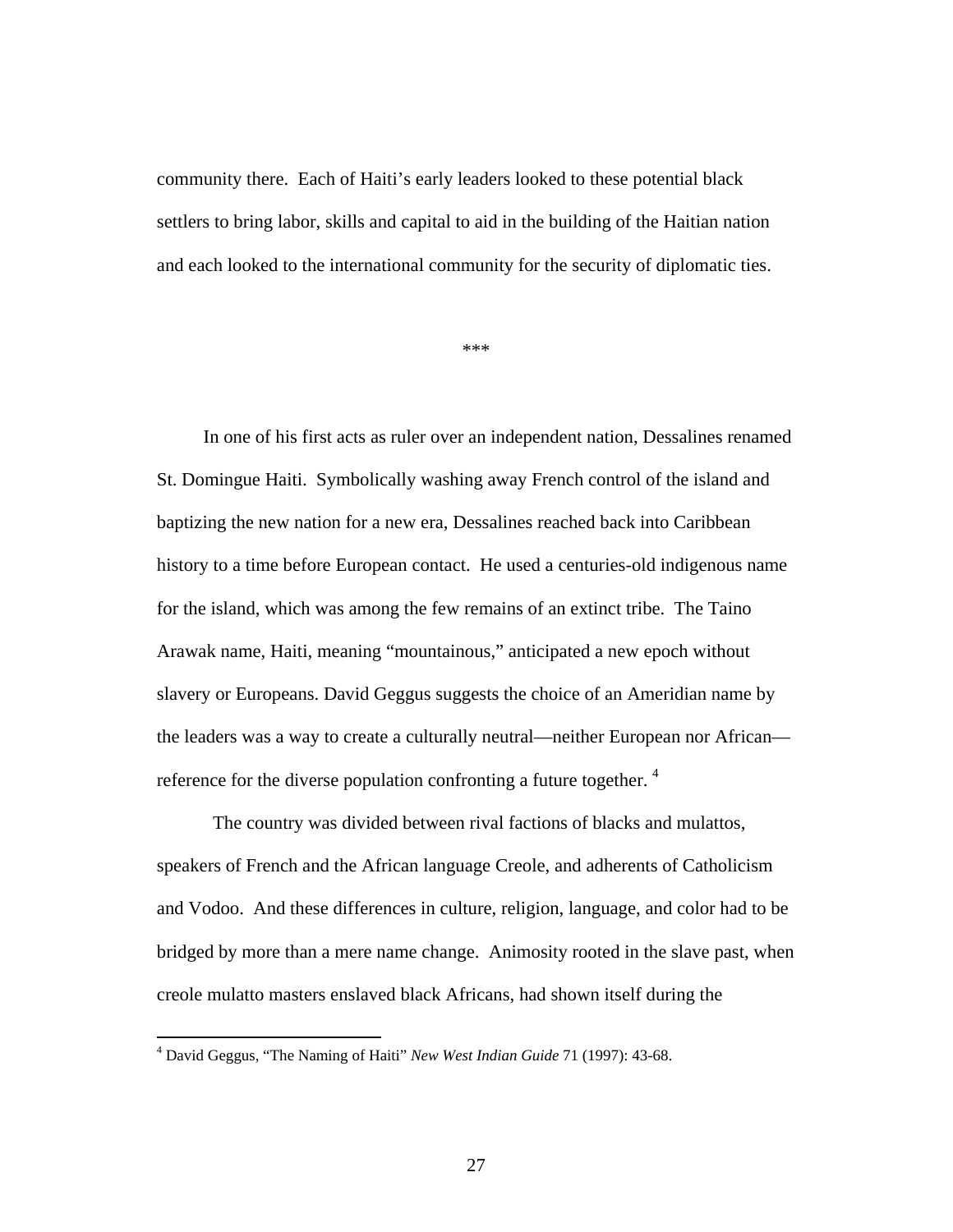community there. Each of Haiti's early leaders looked to these potential black settlers to bring labor, skills and capital to aid in the building of the Haitian nation and each looked to the international community for the security of diplomatic ties.

***

In one of his first acts as ruler over an independent nation, Dessalines renamed St. Domingue Haiti. Symbolically washing away French control of the island and baptizing the new nation for a new era, Dessalines reached back into Caribbean history to a time before European contact. He used a centuries-old indigenous name for the island, which was among the few remains of an extinct tribe. The Taino Arawak name, Haiti, meaning "mountainous," anticipated a new epoch without slavery or Europeans. David Geggus suggests the choice of an Ameridian name by the leaders was a way to create a culturally neutral—neither European nor African—reference for the diverse population confronting a future together. [4]

The country was divided between rival factions of blacks and mulattos, speakers of French and the African language Creole, and adherents of Catholicism and Vodoo. And these differences in culture, religion, language, and color had to be bridged by more than a mere name change. Animosity rooted in the slave past, when creole mulatto masters enslaved black Africans, had shown itself during the

[4] David Geggus, "The Naming of Haiti" *New West Indian Guide* 71 (1997): 43-68.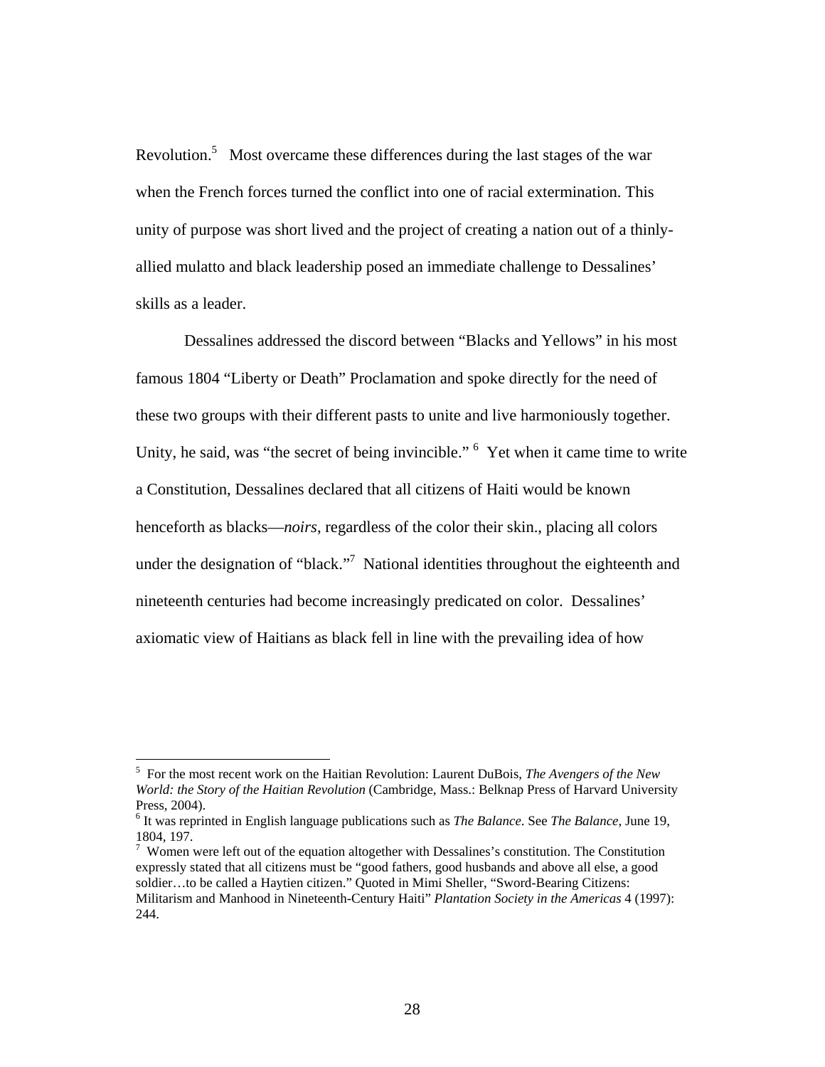Revolution.[5] Most overcame these differences during the last stages of the war when the French forces turned the conflict into one of racial extermination. This unity of purpose was short lived and the project of creating a nation out of a thinly-allied mulatto and black leadership posed an immediate challenge to Dessalines' skills as a leader.

Dessalines addressed the discord between "Blacks and Yellows" in his most famous 1804 "Liberty or Death" Proclamation and spoke directly for the need of these two groups with their different pasts to unite and live harmoniously together. Unity, he said, was "the secret of being invincible." [6] Yet when it came time to write a Constitution, Dessalines declared that all citizens of Haiti would be known henceforth as blacks—*noirs*, regardless of the color their skin., placing all colors under the designation of "black."[7] National identities throughout the eighteenth and nineteenth centuries had become increasingly predicated on color. Dessalines' axiomatic view of Haitians as black fell in line with the prevailing idea of how

---

[5] For the most recent work on the Haitian Revolution: Laurent DuBois, *The Avengers of the New World: the Story of the Haitian Revolution* (Cambridge, Mass.: Belknap Press of Harvard University Press, 2004).

[6] It was reprinted in English language publications such as *The Balance*. See *The Balance*, June 19, 1804, 197.

[7] Women were left out of the equation altogether with Dessalines's constitution. The Constitution expressly stated that all citizens must be "good fathers, good husbands and above all else, a good soldier…to be called a Haytien citizen." Quoted in Mimi Sheller, "Sword-Bearing Citizens: Militarism and Manhood in Nineteenth-Century Haiti" *Plantation Society in the Americas* 4 (1997): 244.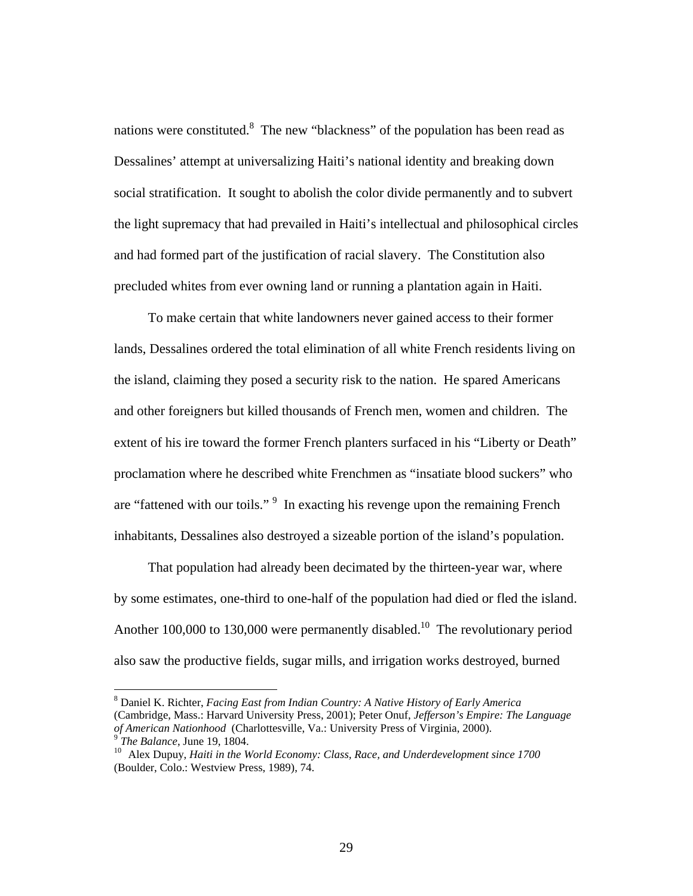nations were constituted.[8] The new "blackness" of the population has been read as Dessalines' attempt at universalizing Haiti's national identity and breaking down social stratification. It sought to abolish the color divide permanently and to subvert the light supremacy that had prevailed in Haiti's intellectual and philosophical circles and had formed part of the justification of racial slavery. The Constitution also precluded whites from ever owning land or running a plantation again in Haiti.

To make certain that white landowners never gained access to their former lands, Dessalines ordered the total elimination of all white French residents living on the island, claiming they posed a security risk to the nation. He spared Americans and other foreigners but killed thousands of French men, women and children. The extent of his ire toward the former French planters surfaced in his "Liberty or Death" proclamation where he described white Frenchmen as "insatiate blood suckers" who are "fattened with our toils." [9] In exacting his revenge upon the remaining French inhabitants, Dessalines also destroyed a sizeable portion of the island's population.

That population had already been decimated by the thirteen-year war, where by some estimates, one-third to one-half of the population had died or fled the island. Another 100,000 to 130,000 were permanently disabled.[10] The revolutionary period also saw the productive fields, sugar mills, and irrigation works destroyed, burned

---

[8] Daniel K. Richter, *Facing East from Indian Country: A Native History of Early America* (Cambridge, Mass.: Harvard University Press, 2001); Peter Onuf, *Jefferson's Empire: The Language of American Nationhood* (Charlottesville, Va.: University Press of Virginia, 2000).

[9] *The Balance*, June 19, 1804.

[10] Alex Dupuy, *Haiti in the World Economy: Class, Race, and Underdevelopment since 1700* (Boulder, Colo.: Westview Press, 1989), 74.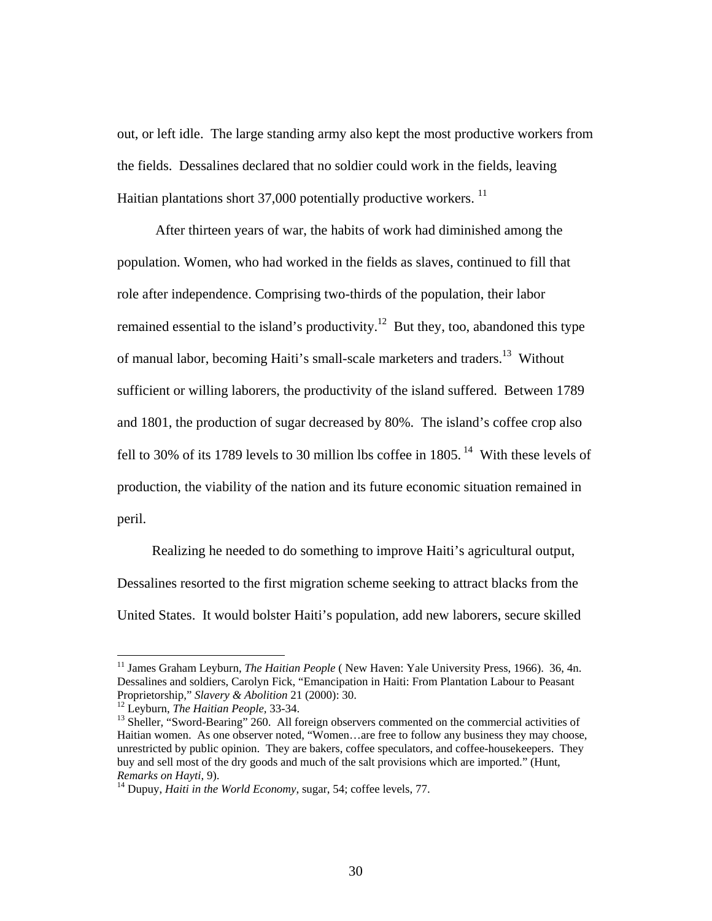out, or left idle. The large standing army also kept the most productive workers from the fields. Dessalines declared that no soldier could work in the fields, leaving Haitian plantations short 37,000 potentially productive workers. [11]

After thirteen years of war, the habits of work had diminished among the population. Women, who had worked in the fields as slaves, continued to fill that role after independence. Comprising two-thirds of the population, their labor remained essential to the island's productivity.[12] But they, too, abandoned this type of manual labor, becoming Haiti's small-scale marketers and traders.[13] Without sufficient or willing laborers, the productivity of the island suffered. Between 1789 and 1801, the production of sugar decreased by 80%. The island's coffee crop also fell to 30% of its 1789 levels to 30 million lbs coffee in 1805. [14] With these levels of production, the viability of the nation and its future economic situation remained in peril.

Realizing he needed to do something to improve Haiti's agricultural output, Dessalines resorted to the first migration scheme seeking to attract blacks from the United States. It would bolster Haiti's population, add new laborers, secure skilled

---

[11] James Graham Leyburn, *The Haitian People* ( New Haven: Yale University Press, 1966). 36, 4n. Dessalines and soldiers, Carolyn Fick, "Emancipation in Haiti: From Plantation Labour to Peasant Proprietorship," *Slavery & Abolition* 21 (2000): 30.

[12] Leyburn, *The Haitian People*, 33-34.

[13] Sheller, "Sword-Bearing" 260. All foreign observers commented on the commercial activities of Haitian women. As one observer noted, "Women…are free to follow any business they may choose, unrestricted by public opinion. They are bakers, coffee speculators, and coffee-housekeepers. They buy and sell most of the dry goods and much of the salt provisions which are imported." (Hunt, *Remarks on Hayti*, 9).

[14] Dupuy, *Haiti in the World Economy*, sugar, 54; coffee levels, 77.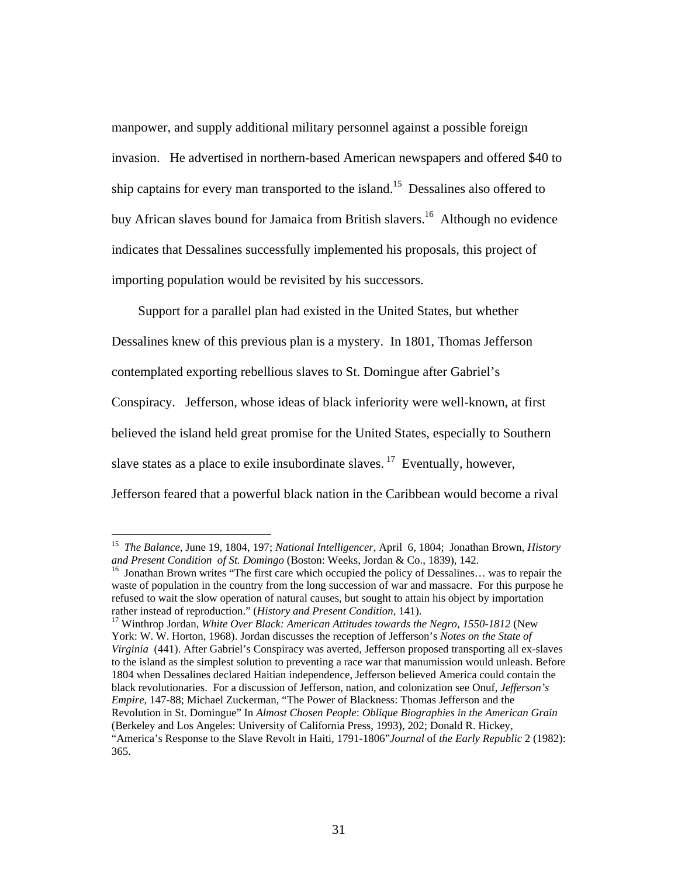manpower, and supply additional military personnel against a possible foreign invasion. He advertised in northern-based American newspapers and offered $40 to ship captains for every man transported to the island.[15] Dessalines also offered to buy African slaves bound for Jamaica from British slavers.[16] Although no evidence indicates that Dessalines successfully implemented his proposals, this project of importing population would be revisited by his successors.

Support for a parallel plan had existed in the United States, but whether Dessalines knew of this previous plan is a mystery. In 1801, Thomas Jefferson contemplated exporting rebellious slaves to St. Domingue after Gabriel's Conspiracy. Jefferson, whose ideas of black inferiority were well-known, at first believed the island held great promise for the United States, especially to Southern slave states as a place to exile insubordinate slaves.[17] Eventually, however, Jefferson feared that a powerful black nation in the Caribbean would become a rival

---

[15] *The Balance*, June 19, 1804, 197; *National Intelligencer*, April 6, 1804; Jonathan Brown, *History and Present Condition of St. Domingo* (Boston: Weeks, Jordan & Co., 1839), 142.

[16] Jonathan Brown writes "The first care which occupied the policy of Dessalines… was to repair the waste of population in the country from the long succession of war and massacre. For this purpose he refused to wait the slow operation of natural causes, but sought to attain his object by importation rather instead of reproduction." (*History and Present Condition*, 141).

[17] Winthrop Jordan, *White Over Black: American Attitudes towards the Negro, 1550-1812* (New York: W. W. Horton, 1968). Jordan discusses the reception of Jefferson's *Notes on the State of Virginia* (441). After Gabriel's Conspiracy was averted, Jefferson proposed transporting all ex-slaves to the island as the simplest solution to preventing a race war that manumission would unleash. Before 1804 when Dessalines declared Haitian independence, Jefferson believed America could contain the black revolutionaries. For a discussion of Jefferson, nation, and colonization see Onuf, *Jefferson's Empire*, 147-88; Michael Zuckerman, "The Power of Blackness: Thomas Jefferson and the Revolution in St. Domingue" In *Almost Chosen People*: *Oblique Biographies in the American Grain* (Berkeley and Los Angeles: University of California Press, 1993), 202; Donald R. Hickey, "America's Response to the Slave Revolt in Haiti, 1791-1806"*Journal* of *the Early Republic* 2 (1982): 365.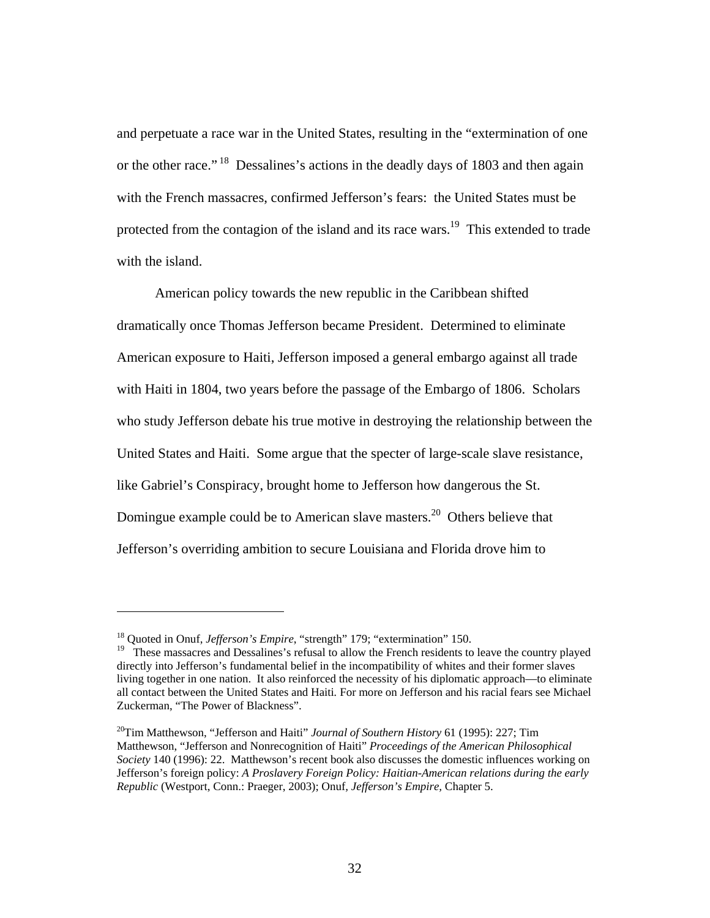and perpetuate a race war in the United States, resulting in the "extermination of one or the other race."[18] Dessalines's actions in the deadly days of 1803 and then again with the French massacres, confirmed Jefferson's fears: the United States must be protected from the contagion of the island and its race wars.[19] This extended to trade with the island.

American policy towards the new republic in the Caribbean shifted dramatically once Thomas Jefferson became President. Determined to eliminate American exposure to Haiti, Jefferson imposed a general embargo against all trade with Haiti in 1804, two years before the passage of the Embargo of 1806. Scholars who study Jefferson debate his true motive in destroying the relationship between the United States and Haiti. Some argue that the specter of large-scale slave resistance, like Gabriel's Conspiracy, brought home to Jefferson how dangerous the St. Domingue example could be to American slave masters.[20] Others believe that Jefferson's overriding ambition to secure Louisiana and Florida drove him to

---

[18] Quoted in Onuf, *Jefferson's Empire*, "strength" 179; "extermination" 150.

[19] These massacres and Dessalines's refusal to allow the French residents to leave the country played directly into Jefferson's fundamental belief in the incompatibility of whites and their former slaves living together in one nation. It also reinforced the necessity of his diplomatic approach—to eliminate all contact between the United States and Haiti. For more on Jefferson and his racial fears see Michael Zuckerman, "The Power of Blackness".

[20] Tim Matthewson, "Jefferson and Haiti" *Journal of Southern History* 61 (1995): 227; Tim Matthewson, "Jefferson and Nonrecognition of Haiti" *Proceedings of the American Philosophical Society* 140 (1996): 22. Matthewson's recent book also discusses the domestic influences working on Jefferson's foreign policy: *A Proslavery Foreign Policy: Haitian-American relations during the early Republic* (Westport, Conn.: Praeger, 2003); Onuf, *Jefferson's Empire,* Chapter 5.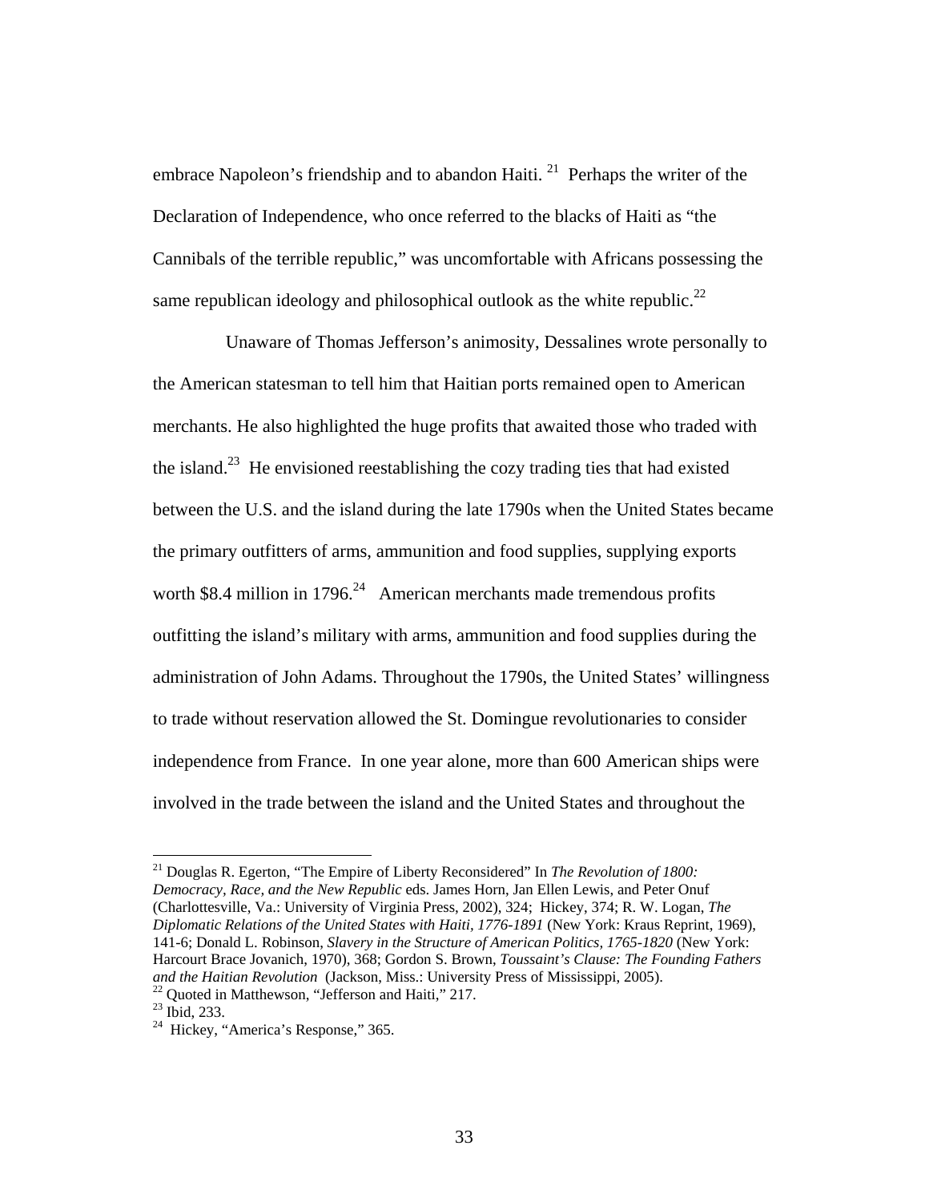embrace Napoleon's friendship and to abandon Haiti. [21] Perhaps the writer of the Declaration of Independence, who once referred to the blacks of Haiti as "the Cannibals of the terrible republic," was uncomfortable with Africans possessing the same republican ideology and philosophical outlook as the white republic.[22]

Unaware of Thomas Jefferson's animosity, Dessalines wrote personally to the American statesman to tell him that Haitian ports remained open to American merchants. He also highlighted the huge profits that awaited those who traded with the island.[23] He envisioned reestablishing the cozy trading ties that had existed between the U.S. and the island during the late 1790s when the United States became the primary outfitters of arms, ammunition and food supplies, supplying exports worth $8.4 million in 1796.[24] American merchants made tremendous profits outfitting the island's military with arms, ammunition and food supplies during the administration of John Adams. Throughout the 1790s, the United States' willingness to trade without reservation allowed the St. Domingue revolutionaries to consider independence from France. In one year alone, more than 600 American ships were involved in the trade between the island and the United States and throughout the

---

[21] Douglas R. Egerton, "The Empire of Liberty Reconsidered" In *The Revolution of 1800: Democracy, Race, and the New Republic* eds. James Horn, Jan Ellen Lewis, and Peter Onuf (Charlottesville, Va.: University of Virginia Press, 2002), 324; Hickey, 374; R. W. Logan, *The Diplomatic Relations of the United States with Haiti, 1776-1891* (New York: Kraus Reprint, 1969), 141-6; Donald L. Robinson, *Slavery in the Structure of American Politics, 1765-1820* (New York: Harcourt Brace Jovanich, 1970), 368; Gordon S. Brown, *Toussaint's Clause: The Founding Fathers and the Haitian Revolution* (Jackson, Miss.: University Press of Mississippi, 2005).

[22] Quoted in Matthewson, "Jefferson and Haiti," 217.

[23] Ibid, 233.

[24] Hickey, "America's Response," 365.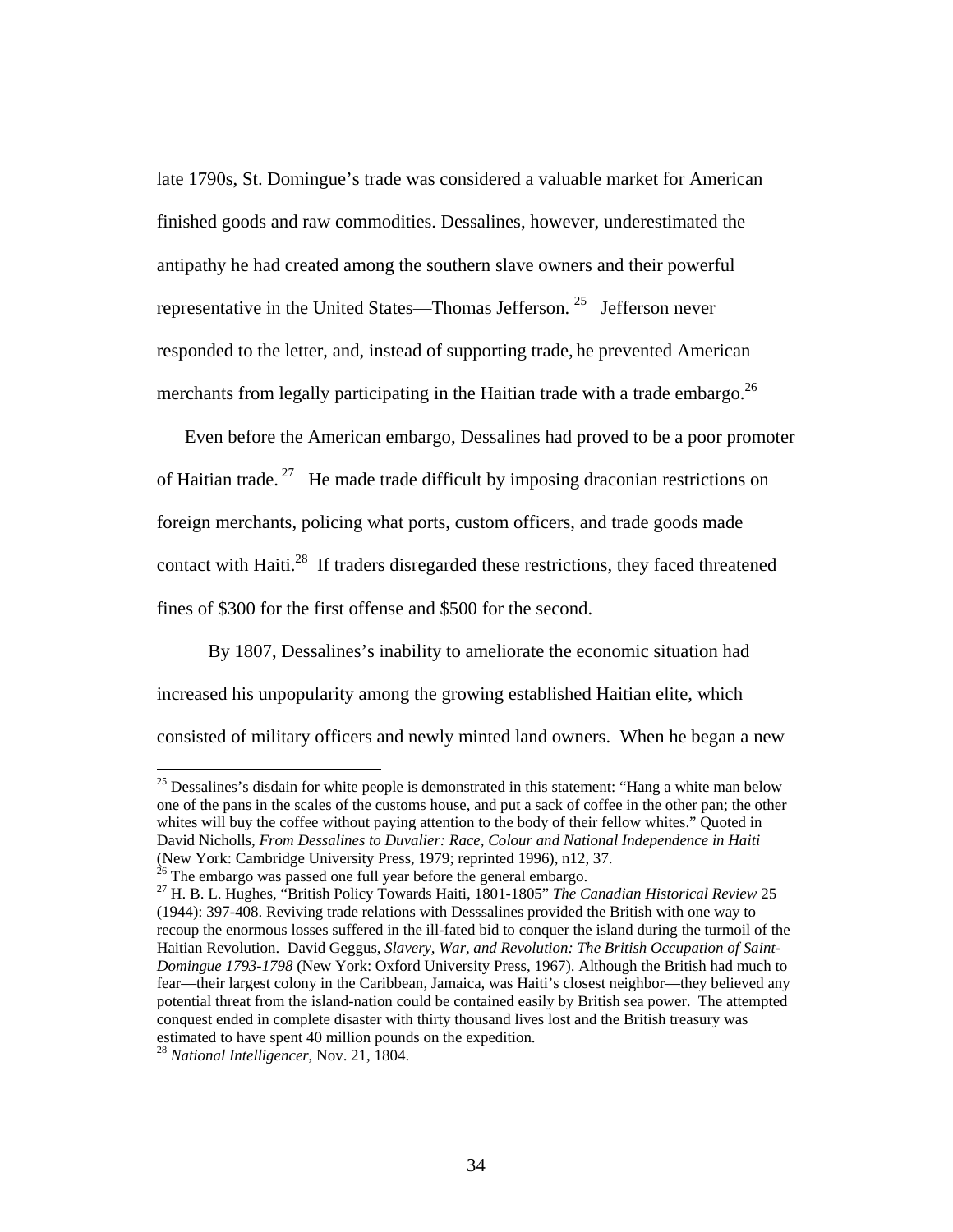late 1790s, St. Domingue's trade was considered a valuable market for American finished goods and raw commodities. Dessalines, however, underestimated the antipathy he had created among the southern slave owners and their powerful representative in the United States—Thomas Jefferson. [25] Jefferson never responded to the letter, and, instead of supporting trade, he prevented American merchants from legally participating in the Haitian trade with a trade embargo.[26]

Even before the American embargo, Dessalines had proved to be a poor promoter of Haitian trade. [27] He made trade difficult by imposing draconian restrictions on foreign merchants, policing what ports, custom officers, and trade goods made contact with Haiti.[28] If traders disregarded these restrictions, they faced threatened fines of $300 for the first offense and $500 for the second.

By 1807, Dessalines's inability to ameliorate the economic situation had increased his unpopularity among the growing established Haitian elite, which consisted of military officers and newly minted land owners. When he began a new

---

[25] Dessalines's disdain for white people is demonstrated in this statement: "Hang a white man below one of the pans in the scales of the customs house, and put a sack of coffee in the other pan; the other whites will buy the coffee without paying attention to the body of their fellow whites." Quoted in David Nicholls, *From Dessalines to Duvalier: Race, Colour and National Independence in Haiti* (New York: Cambridge University Press, 1979; reprinted 1996), n12, 37.

[26] The embargo was passed one full year before the general embargo.

[27] H. B. L. Hughes, "British Policy Towards Haiti, 1801-1805" *The Canadian Historical Review* 25 (1944): 397-408. Reviving trade relations with Desssalines provided the British with one way to recoup the enormous losses suffered in the ill-fated bid to conquer the island during the turmoil of the Haitian Revolution. David Geggus, *Slavery, War, and Revolution: The British Occupation of Saint-Domingue 1793-1798* (New York: Oxford University Press, 1967). Although the British had much to fear—their largest colony in the Caribbean, Jamaica, was Haiti's closest neighbor—they believed any potential threat from the island-nation could be contained easily by British sea power. The attempted conquest ended in complete disaster with thirty thousand lives lost and the British treasury was estimated to have spent 40 million pounds on the expedition.

[28] *National Intelligencer*, Nov. 21, 1804.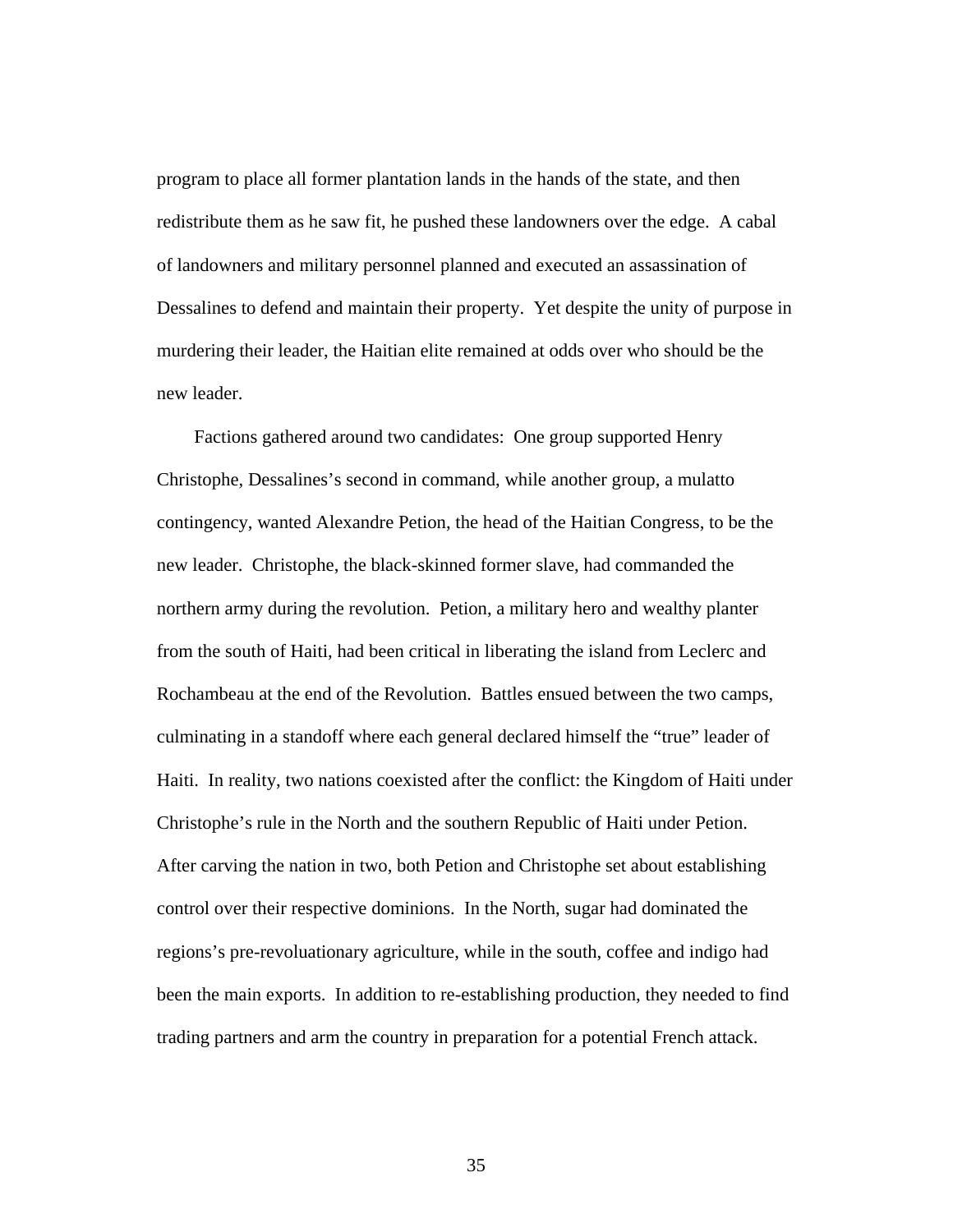program to place all former plantation lands in the hands of the state, and then redistribute them as he saw fit, he pushed these landowners over the edge. A cabal of landowners and military personnel planned and executed an assassination of Dessalines to defend and maintain their property. Yet despite the unity of purpose in murdering their leader, the Haitian elite remained at odds over who should be the new leader.

Factions gathered around two candidates: One group supported Henry Christophe, Dessalines's second in command, while another group, a mulatto contingency, wanted Alexandre Petion, the head of the Haitian Congress, to be the new leader. Christophe, the black-skinned former slave, had commanded the northern army during the revolution. Petion, a military hero and wealthy planter from the south of Haiti, had been critical in liberating the island from Leclerc and Rochambeau at the end of the Revolution. Battles ensued between the two camps, culminating in a standoff where each general declared himself the "true" leader of Haiti. In reality, two nations coexisted after the conflict: the Kingdom of Haiti under Christophe's rule in the North and the southern Republic of Haiti under Petion. After carving the nation in two, both Petion and Christophe set about establishing control over their respective dominions. In the North, sugar had dominated the regions's pre-revoluationary agriculture, while in the south, coffee and indigo had been the main exports. In addition to re-establishing production, they needed to find trading partners and arm the country in preparation for a potential French attack.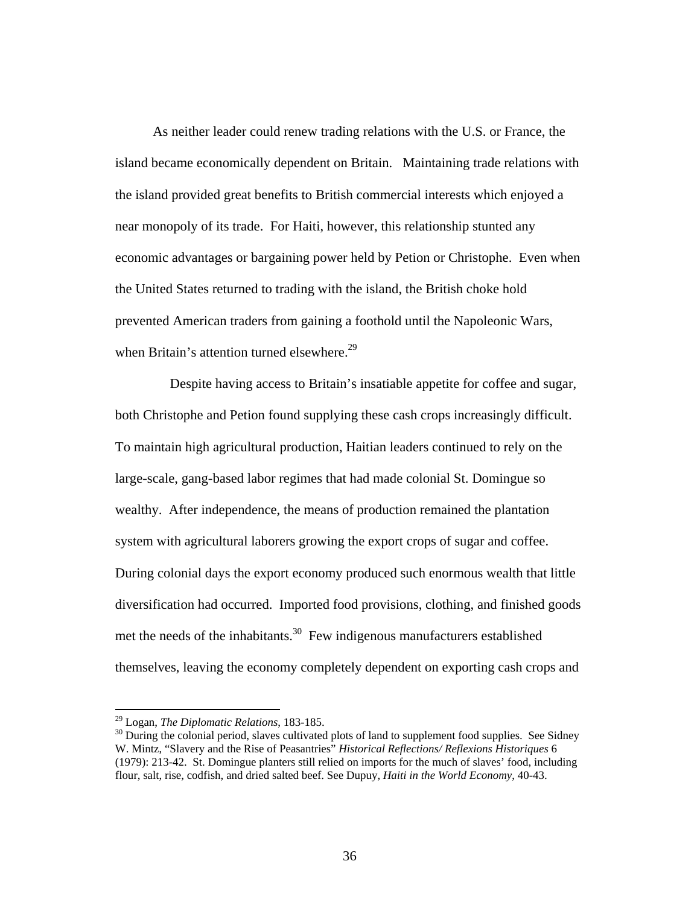As neither leader could renew trading relations with the U.S. or France, the island became economically dependent on Britain. Maintaining trade relations with the island provided great benefits to British commercial interests which enjoyed a near monopoly of its trade. For Haiti, however, this relationship stunted any economic advantages or bargaining power held by Petion or Christophe. Even when the United States returned to trading with the island, the British choke hold prevented American traders from gaining a foothold until the Napoleonic Wars, when Britain's attention turned elsewhere.[29]

Despite having access to Britain's insatiable appetite for coffee and sugar, both Christophe and Petion found supplying these cash crops increasingly difficult. To maintain high agricultural production, Haitian leaders continued to rely on the large-scale, gang-based labor regimes that had made colonial St. Domingue so wealthy. After independence, the means of production remained the plantation system with agricultural laborers growing the export crops of sugar and coffee. During colonial days the export economy produced such enormous wealth that little diversification had occurred. Imported food provisions, clothing, and finished goods met the needs of the inhabitants.[30] Few indigenous manufacturers established themselves, leaving the economy completely dependent on exporting cash crops and

---

[29] Logan, *The Diplomatic Relations*, 183-185.

[30] During the colonial period, slaves cultivated plots of land to supplement food supplies. See Sidney W. Mintz, "Slavery and the Rise of Peasantries" *Historical Reflections/ Reflexions Historiques* 6 (1979): 213-42. St. Domingue planters still relied on imports for the much of slaves' food, including flour, salt, rise, codfish, and dried salted beef. See Dupuy, *Haiti in the World Economy*, 40-43.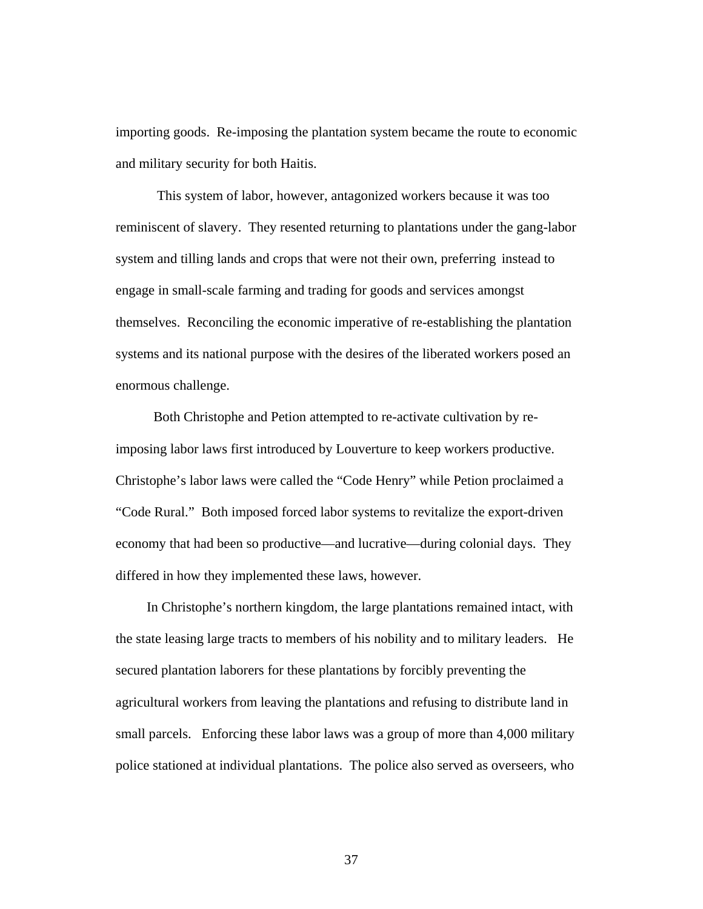importing goods.  Re-imposing the plantation system became the route to economic and military security for both Haitis.

This system of labor, however, antagonized workers because it was too reminiscent of slavery.  They resented returning to plantations under the gang-labor system and tilling lands and crops that were not their own, preferring instead to engage in small-scale farming and trading for goods and services amongst themselves.  Reconciling the economic imperative of re-establishing the plantation systems and its national purpose with the desires of the liberated workers posed an enormous challenge.

Both Christophe and Petion attempted to re-activate cultivation by re-imposing labor laws first introduced by Louverture to keep workers productive. Christophe's labor laws were called the "Code Henry" while Petion proclaimed a "Code Rural."  Both imposed forced labor systems to revitalize the export-driven economy that had been so productive—and lucrative—during colonial days.  They differed in how they implemented these laws, however.

In Christophe's northern kingdom, the large plantations remained intact, with the state leasing large tracts to members of his nobility and to military leaders.   He secured plantation laborers for these plantations by forcibly preventing the agricultural workers from leaving the plantations and refusing to distribute land in small parcels.   Enforcing these labor laws was a group of more than 4,000 military police stationed at individual plantations.  The police also served as overseers, who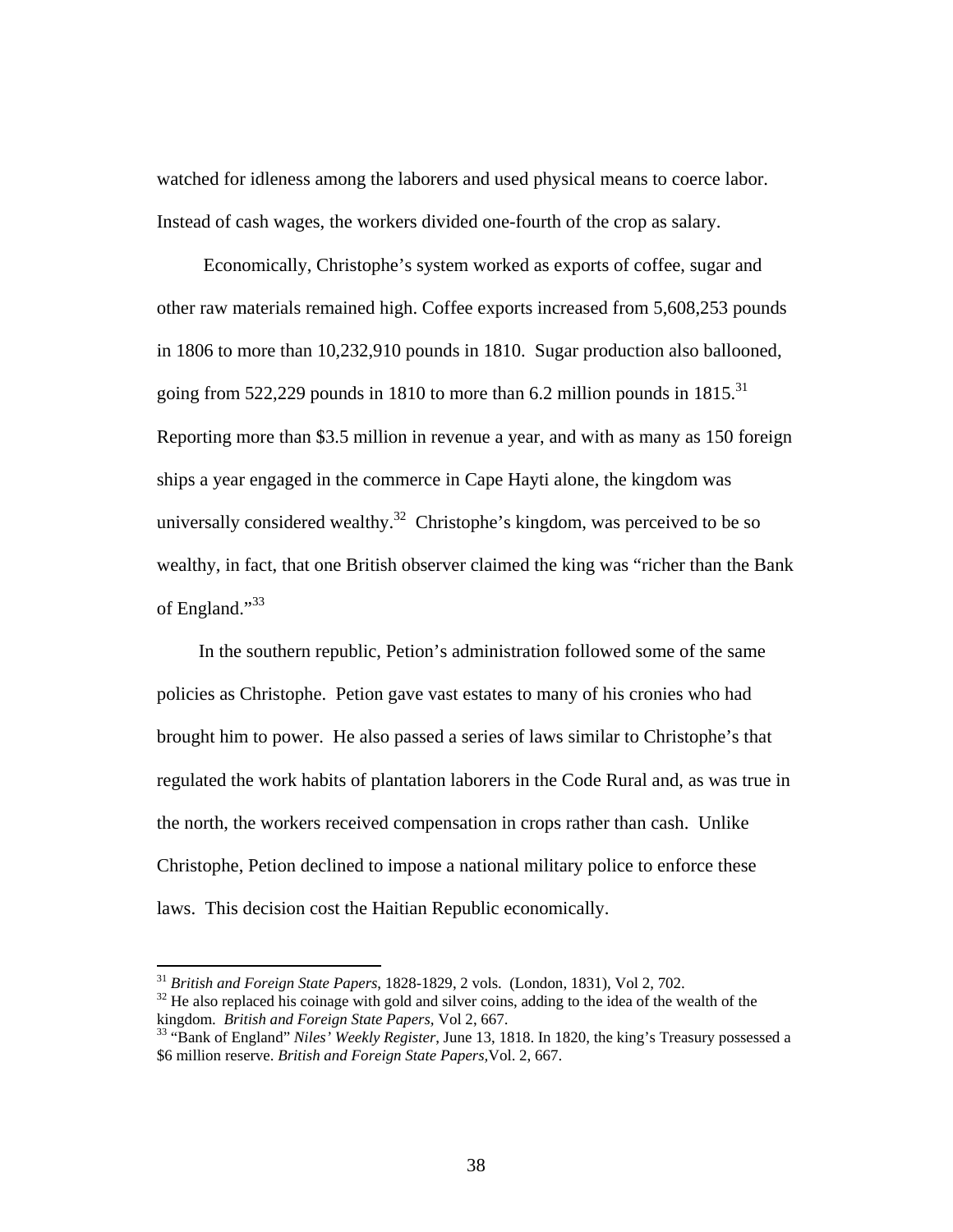watched for idleness among the laborers and used physical means to coerce labor. Instead of cash wages, the workers divided one-fourth of the crop as salary.

Economically, Christophe's system worked as exports of coffee, sugar and other raw materials remained high. Coffee exports increased from 5,608,253 pounds in 1806 to more than 10,232,910 pounds in 1810. Sugar production also ballooned, going from 522,229 pounds in 1810 to more than 6.2 million pounds in 1815.[31] Reporting more than $3.5 million in revenue a year, and with as many as 150 foreign ships a year engaged in the commerce in Cape Hayti alone, the kingdom was universally considered wealthy.[32] Christophe's kingdom, was perceived to be so wealthy, in fact, that one British observer claimed the king was "richer than the Bank of England."[33]

In the southern republic, Petion's administration followed some of the same policies as Christophe. Petion gave vast estates to many of his cronies who had brought him to power. He also passed a series of laws similar to Christophe's that regulated the work habits of plantation laborers in the Code Rural and, as was true in the north, the workers received compensation in crops rather than cash. Unlike Christophe, Petion declined to impose a national military police to enforce these laws. This decision cost the Haitian Republic economically.

---

[31] *British and Foreign State Papers*, 1828-1829, 2 vols. (London, 1831), Vol 2, 702.

[32] He also replaced his coinage with gold and silver coins, adding to the idea of the wealth of the kingdom. *British and Foreign State Papers*, Vol 2, 667.

[33] "Bank of England" *Niles' Weekly Register*, June 13, 1818. In 1820, the king's Treasury possessed a $6 million reserve. *British and Foreign State Papers*, Vol. 2, 667.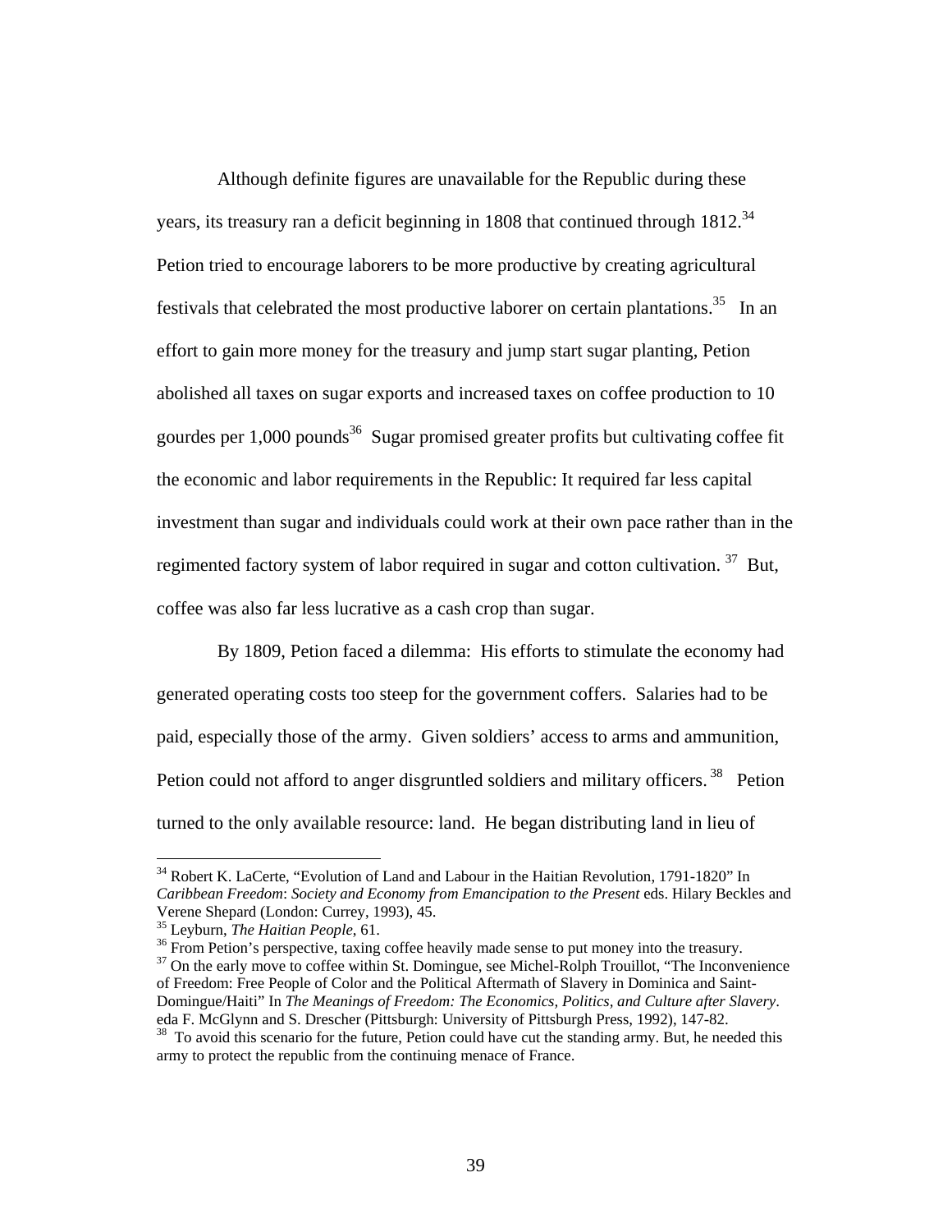Although definite figures are unavailable for the Republic during these years, its treasury ran a deficit beginning in 1808 that continued through 1812.[34] Petion tried to encourage laborers to be more productive by creating agricultural festivals that celebrated the most productive laborer on certain plantations.[35] In an effort to gain more money for the treasury and jump start sugar planting, Petion abolished all taxes on sugar exports and increased taxes on coffee production to 10 gourdes per 1,000 pounds[36] Sugar promised greater profits but cultivating coffee fit the economic and labor requirements in the Republic: It required far less capital investment than sugar and individuals could work at their own pace rather than in the regimented factory system of labor required in sugar and cotton cultivation.[37] But, coffee was also far less lucrative as a cash crop than sugar.

By 1809, Petion faced a dilemma: His efforts to stimulate the economy had generated operating costs too steep for the government coffers. Salaries had to be paid, especially those of the army. Given soldiers' access to arms and ammunition, Petion could not afford to anger disgruntled soldiers and military officers.[38] Petion turned to the only available resource: land. He began distributing land in lieu of

---

[34] Robert K. LaCerte, "Evolution of Land and Labour in the Haitian Revolution, 1791-1820" In *Caribbean Freedom*: *Society and Economy from Emancipation to the Present* eds. Hilary Beckles and Verene Shepard (London: Currey, 1993), 45.

[35] Leyburn, *The Haitian People*, 61.

[36] From Petion's perspective, taxing coffee heavily made sense to put money into the treasury.

[37] On the early move to coffee within St. Domingue, see Michel-Rolph Trouillot, "The Inconvenience of Freedom: Free People of Color and the Political Aftermath of Slavery in Dominica and Saint-Domingue/Haiti" In *The Meanings of Freedom: The Economics, Politics, and Culture after Slavery*. eda F. McGlynn and S. Drescher (Pittsburgh: University of Pittsburgh Press, 1992), 147-82.

[38] To avoid this scenario for the future, Petion could have cut the standing army. But, he needed this army to protect the republic from the continuing menace of France.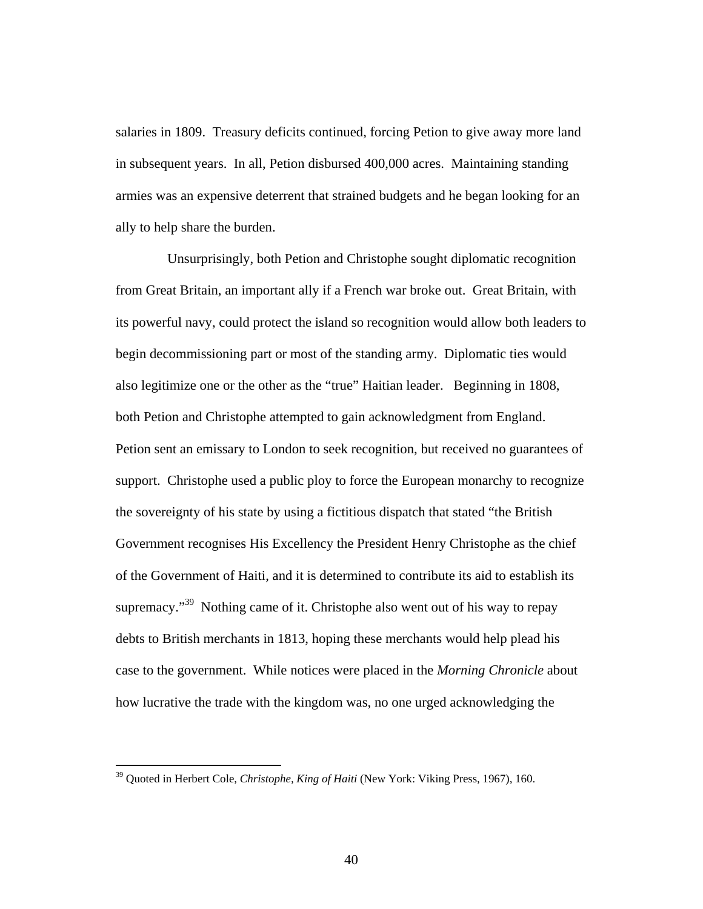salaries in 1809. Treasury deficits continued, forcing Petion to give away more land in subsequent years. In all, Petion disbursed 400,000 acres. Maintaining standing armies was an expensive deterrent that strained budgets and he began looking for an ally to help share the burden.

Unsurprisingly, both Petion and Christophe sought diplomatic recognition from Great Britain, an important ally if a French war broke out. Great Britain, with its powerful navy, could protect the island so recognition would allow both leaders to begin decommissioning part or most of the standing army. Diplomatic ties would also legitimize one or the other as the "true" Haitian leader. Beginning in 1808, both Petion and Christophe attempted to gain acknowledgment from England. Petion sent an emissary to London to seek recognition, but received no guarantees of support. Christophe used a public ploy to force the European monarchy to recognize the sovereignty of his state by using a fictitious dispatch that stated "the British Government recognises His Excellency the President Henry Christophe as the chief of the Government of Haiti, and it is determined to contribute its aid to establish its supremacy."[39] Nothing came of it. Christophe also went out of his way to repay debts to British merchants in 1813, hoping these merchants would help plead his case to the government. While notices were placed in the *Morning Chronicle* about how lucrative the trade with the kingdom was, no one urged acknowledging the

[39] Quoted in Herbert Cole, *Christophe, King of Haiti* (New York: Viking Press, 1967), 160.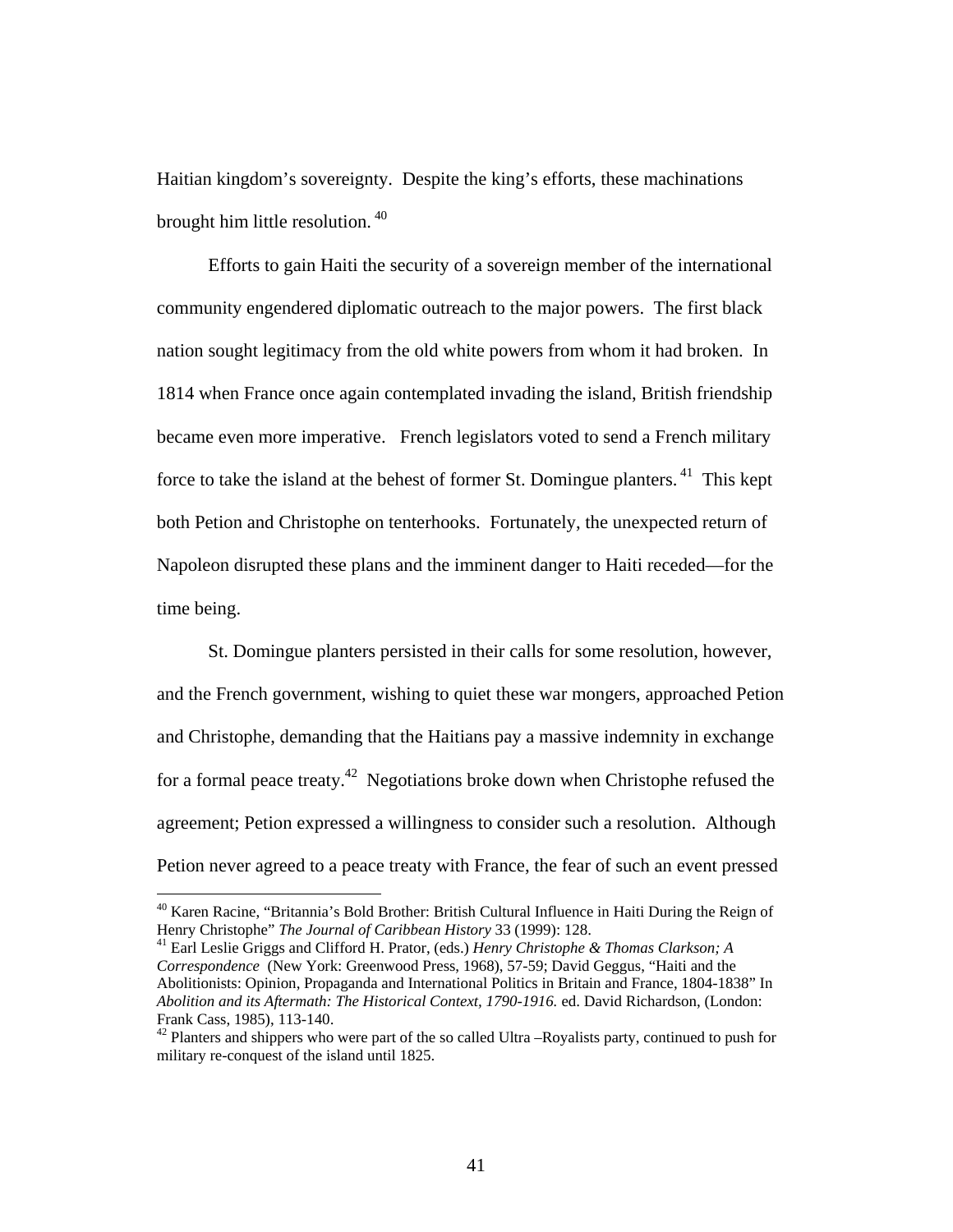Haitian kingdom's sovereignty. Despite the king's efforts, these machinations brought him little resolution.[40]

Efforts to gain Haiti the security of a sovereign member of the international community engendered diplomatic outreach to the major powers. The first black nation sought legitimacy from the old white powers from whom it had broken. In 1814 when France once again contemplated invading the island, British friendship became even more imperative. French legislators voted to send a French military force to take the island at the behest of former St. Domingue planters.[41] This kept both Petion and Christophe on tenterhooks. Fortunately, the unexpected return of Napoleon disrupted these plans and the imminent danger to Haiti receded—for the time being.

St. Domingue planters persisted in their calls for some resolution, however, and the French government, wishing to quiet these war mongers, approached Petion and Christophe, demanding that the Haitians pay a massive indemnity in exchange for a formal peace treaty.[42] Negotiations broke down when Christophe refused the agreement; Petion expressed a willingness to consider such a resolution. Although Petion never agreed to a peace treaty with France, the fear of such an event pressed

---

[40] Karen Racine, "Britannia's Bold Brother: British Cultural Influence in Haiti During the Reign of Henry Christophe" *The Journal of Caribbean History* 33 (1999): 128.

[41] Earl Leslie Griggs and Clifford H. Prator, (eds.) *Henry Christophe & Thomas Clarkson; A Correspondence* (New York: Greenwood Press, 1968), 57-59; David Geggus, "Haiti and the Abolitionists: Opinion, Propaganda and International Politics in Britain and France, 1804-1838" In *Abolition and its Aftermath: The Historical Context, 1790-1916.* ed. David Richardson, (London: Frank Cass, 1985), 113-140.

[42] Planters and shippers who were part of the so called Ultra –Royalists party, continued to push for military re-conquest of the island until 1825.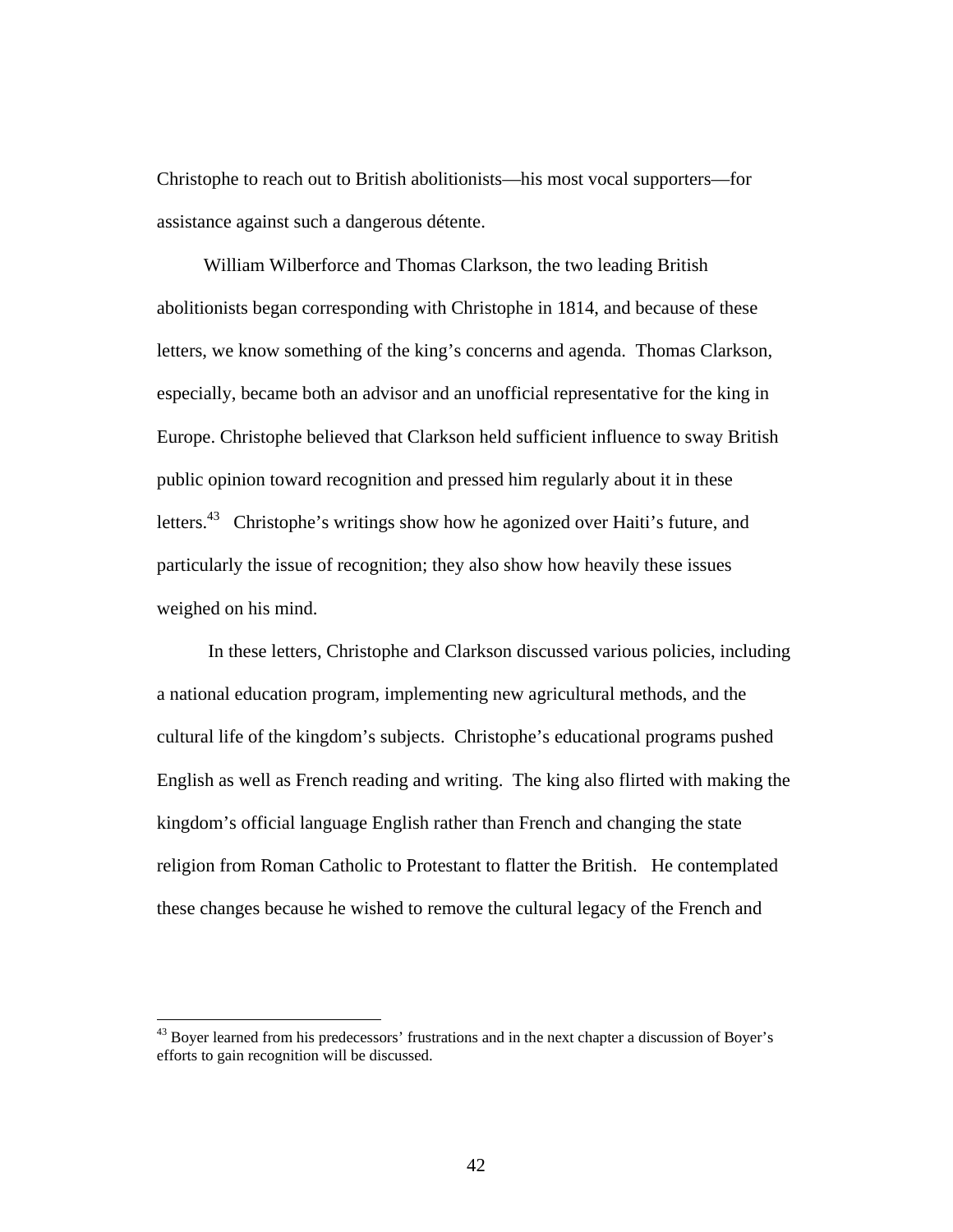Christophe to reach out to British abolitionists—his most vocal supporters—for assistance against such a dangerous détente.

William Wilberforce and Thomas Clarkson, the two leading British abolitionists began corresponding with Christophe in 1814, and because of these letters, we know something of the king's concerns and agenda. Thomas Clarkson, especially, became both an advisor and an unofficial representative for the king in Europe. Christophe believed that Clarkson held sufficient influence to sway British public opinion toward recognition and pressed him regularly about it in these letters.[43] Christophe's writings show how he agonized over Haiti's future, and particularly the issue of recognition; they also show how heavily these issues weighed on his mind.

In these letters, Christophe and Clarkson discussed various policies, including a national education program, implementing new agricultural methods, and the cultural life of the kingdom's subjects. Christophe's educational programs pushed English as well as French reading and writing. The king also flirted with making the kingdom's official language English rather than French and changing the state religion from Roman Catholic to Protestant to flatter the British. He contemplated these changes because he wished to remove the cultural legacy of the French and

[43] Boyer learned from his predecessors' frustrations and in the next chapter a discussion of Boyer's efforts to gain recognition will be discussed.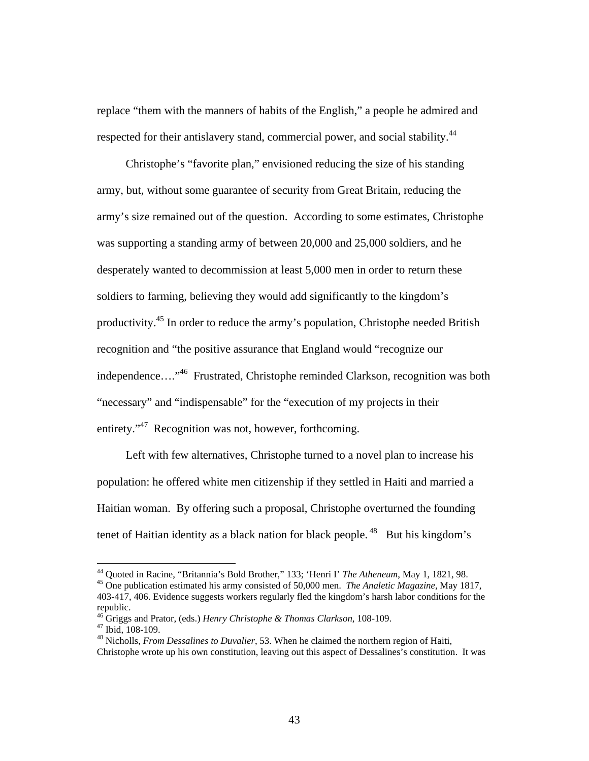replace "them with the manners of habits of the English," a people he admired and respected for their antislavery stand, commercial power, and social stability.[44]

Christophe's "favorite plan," envisioned reducing the size of his standing army, but, without some guarantee of security from Great Britain, reducing the army's size remained out of the question. According to some estimates, Christophe was supporting a standing army of between 20,000 and 25,000 soldiers, and he desperately wanted to decommission at least 5,000 men in order to return these soldiers to farming, believing they would add significantly to the kingdom's productivity.[45] In order to reduce the army's population, Christophe needed British recognition and "the positive assurance that England would "recognize our independence…."[46] Frustrated, Christophe reminded Clarkson, recognition was both "necessary" and "indispensable" for the "execution of my projects in their entirety."[47] Recognition was not, however, forthcoming.

Left with few alternatives, Christophe turned to a novel plan to increase his population: he offered white men citizenship if they settled in Haiti and married a Haitian woman. By offering such a proposal, Christophe overturned the founding tenet of Haitian identity as a black nation for black people.[48] But his kingdom's

---

[44] Quoted in Racine, "Britannia's Bold Brother," 133; 'Henri I' *The Atheneum*, May 1, 1821, 98.

[45] One publication estimated his army consisted of 50,000 men. *The Analetic Magazine*, May 1817, 403-417, 406. Evidence suggests workers regularly fled the kingdom's harsh labor conditions for the republic.

[46] Griggs and Prator, (eds.) *Henry Christophe & Thomas Clarkson*, 108-109.

[47] Ibid, 108-109.

[48] Nicholls, *From Dessalines to Duvalier*, 53. When he claimed the northern region of Haiti, Christophe wrote up his own constitution, leaving out this aspect of Dessalines's constitution. It was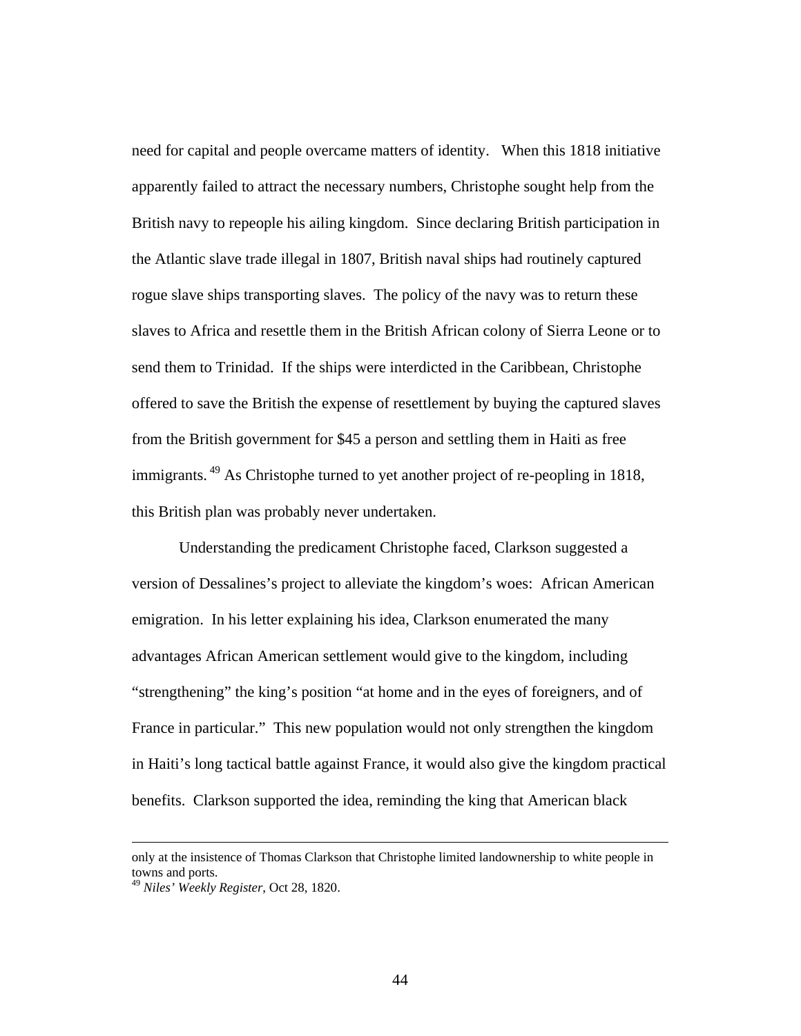need for capital and people overcame matters of identity. When this 1818 initiative apparently failed to attract the necessary numbers, Christophe sought help from the British navy to repeople his ailing kingdom. Since declaring British participation in the Atlantic slave trade illegal in 1807, British naval ships had routinely captured rogue slave ships transporting slaves. The policy of the navy was to return these slaves to Africa and resettle them in the British African colony of Sierra Leone or to send them to Trinidad. If the ships were interdicted in the Caribbean, Christophe offered to save the British the expense of resettlement by buying the captured slaves from the British government for $45 a person and settling them in Haiti as free immigrants.[49] As Christophe turned to yet another project of re-peopling in 1818, this British plan was probably never undertaken.

Understanding the predicament Christophe faced, Clarkson suggested a version of Dessalines's project to alleviate the kingdom's woes: African American emigration. In his letter explaining his idea, Clarkson enumerated the many advantages African American settlement would give to the kingdom, including "strengthening" the king's position "at home and in the eyes of foreigners, and of France in particular." This new population would not only strengthen the kingdom in Haiti's long tactical battle against France, it would also give the kingdom practical benefits. Clarkson supported the idea, reminding the king that American black

---

only at the insistence of Thomas Clarkson that Christophe limited landownership to white people in towns and ports.

[49] *Niles' Weekly Register*, Oct 28, 1820.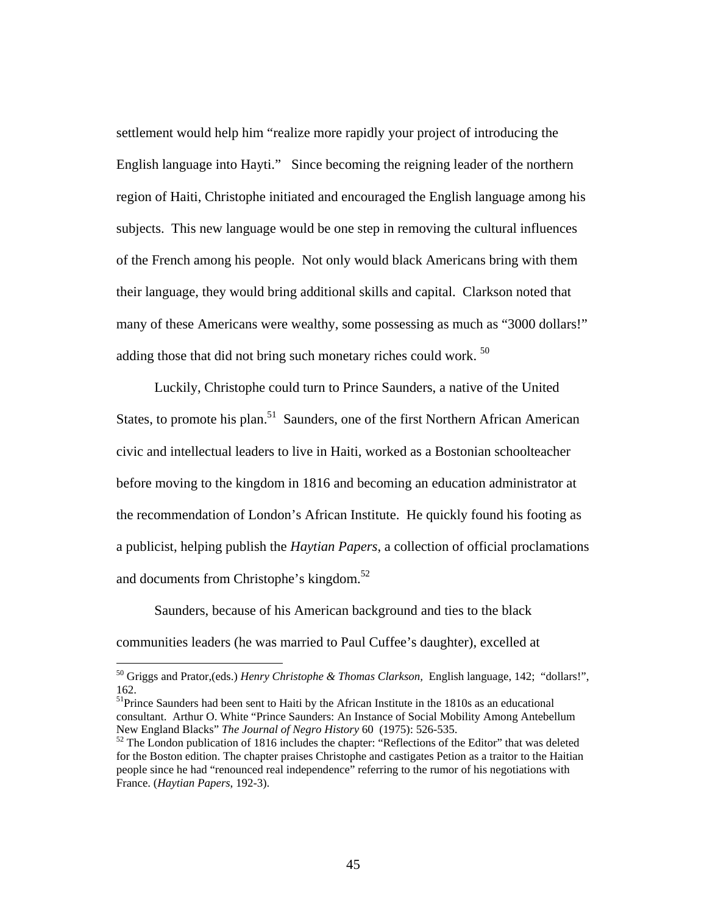settlement would help him "realize more rapidly your project of introducing the English language into Hayti." Since becoming the reigning leader of the northern region of Haiti, Christophe initiated and encouraged the English language among his subjects. This new language would be one step in removing the cultural influences of the French among his people. Not only would black Americans bring with them their language, they would bring additional skills and capital. Clarkson noted that many of these Americans were wealthy, some possessing as much as "3000 dollars!" adding those that did not bring such monetary riches could work. [50]

Luckily, Christophe could turn to Prince Saunders, a native of the United States, to promote his plan.[51] Saunders, one of the first Northern African American civic and intellectual leaders to live in Haiti, worked as a Bostonian schoolteacher before moving to the kingdom in 1816 and becoming an education administrator at the recommendation of London's African Institute. He quickly found his footing as a publicist, helping publish the *Haytian Papers*, a collection of official proclamations and documents from Christophe's kingdom.[52]

Saunders, because of his American background and ties to the black communities leaders (he was married to Paul Cuffee's daughter), excelled at

---

[50] Griggs and Prator,(eds.) *Henry Christophe & Thomas Clarkson,* English language, 142; "dollars!", 162.

[51] Prince Saunders had been sent to Haiti by the African Institute in the 1810s as an educational consultant. Arthur O. White "Prince Saunders: An Instance of Social Mobility Among Antebellum New England Blacks" *The Journal of Negro History* 60 (1975): 526-535.

[52] The London publication of 1816 includes the chapter: "Reflections of the Editor" that was deleted for the Boston edition. The chapter praises Christophe and castigates Petion as a traitor to the Haitian people since he had "renounced real independence" referring to the rumor of his negotiations with France. (*Haytian Papers*, 192-3).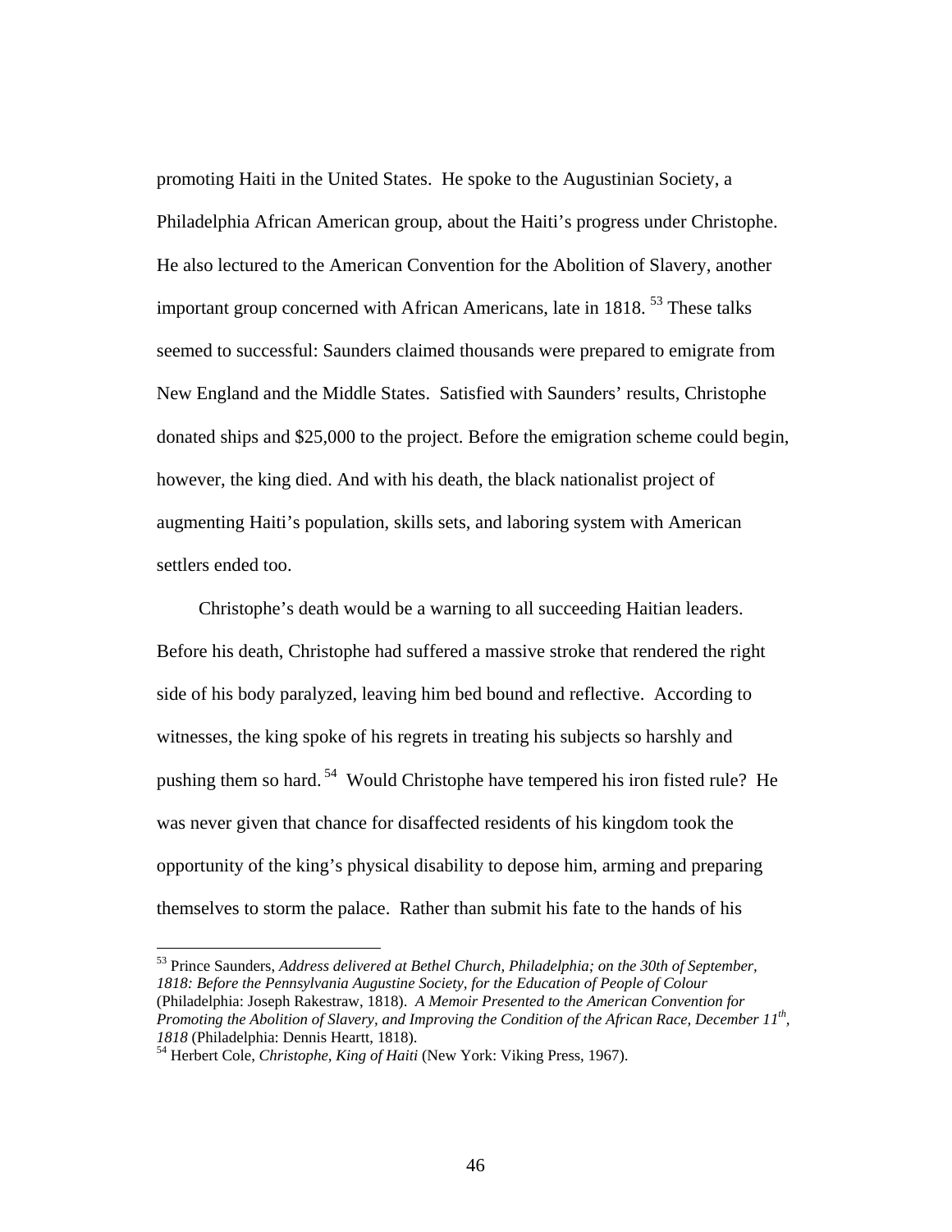promoting Haiti in the United States. He spoke to the Augustinian Society, a Philadelphia African American group, about the Haiti's progress under Christophe. He also lectured to the American Convention for the Abolition of Slavery, another important group concerned with African Americans, late in 1818.[53] These talks seemed to successful: Saunders claimed thousands were prepared to emigrate from New England and the Middle States. Satisfied with Saunders' results, Christophe donated ships and $25,000 to the project. Before the emigration scheme could begin, however, the king died. And with his death, the black nationalist project of augmenting Haiti's population, skills sets, and laboring system with American settlers ended too.

Christophe's death would be a warning to all succeeding Haitian leaders. Before his death, Christophe had suffered a massive stroke that rendered the right side of his body paralyzed, leaving him bed bound and reflective. According to witnesses, the king spoke of his regrets in treating his subjects so harshly and pushing them so hard.[54] Would Christophe have tempered his iron fisted rule? He was never given that chance for disaffected residents of his kingdom took the opportunity of the king's physical disability to depose him, arming and preparing themselves to storm the palace. Rather than submit his fate to the hands of his

---

[53] Prince Saunders, *Address delivered at Bethel Church, Philadelphia; on the 30th of September, 1818: Before the Pennsylvania Augustine Society, for the Education of People of Colour* (Philadelphia: Joseph Rakestraw, 1818). *A Memoir Presented to the American Convention for Promoting the Abolition of Slavery, and Improving the Condition of the African Race, December 11th, 1818* (Philadelphia: Dennis Heartt, 1818).

[54] Herbert Cole, *Christophe, King of Haiti* (New York: Viking Press, 1967).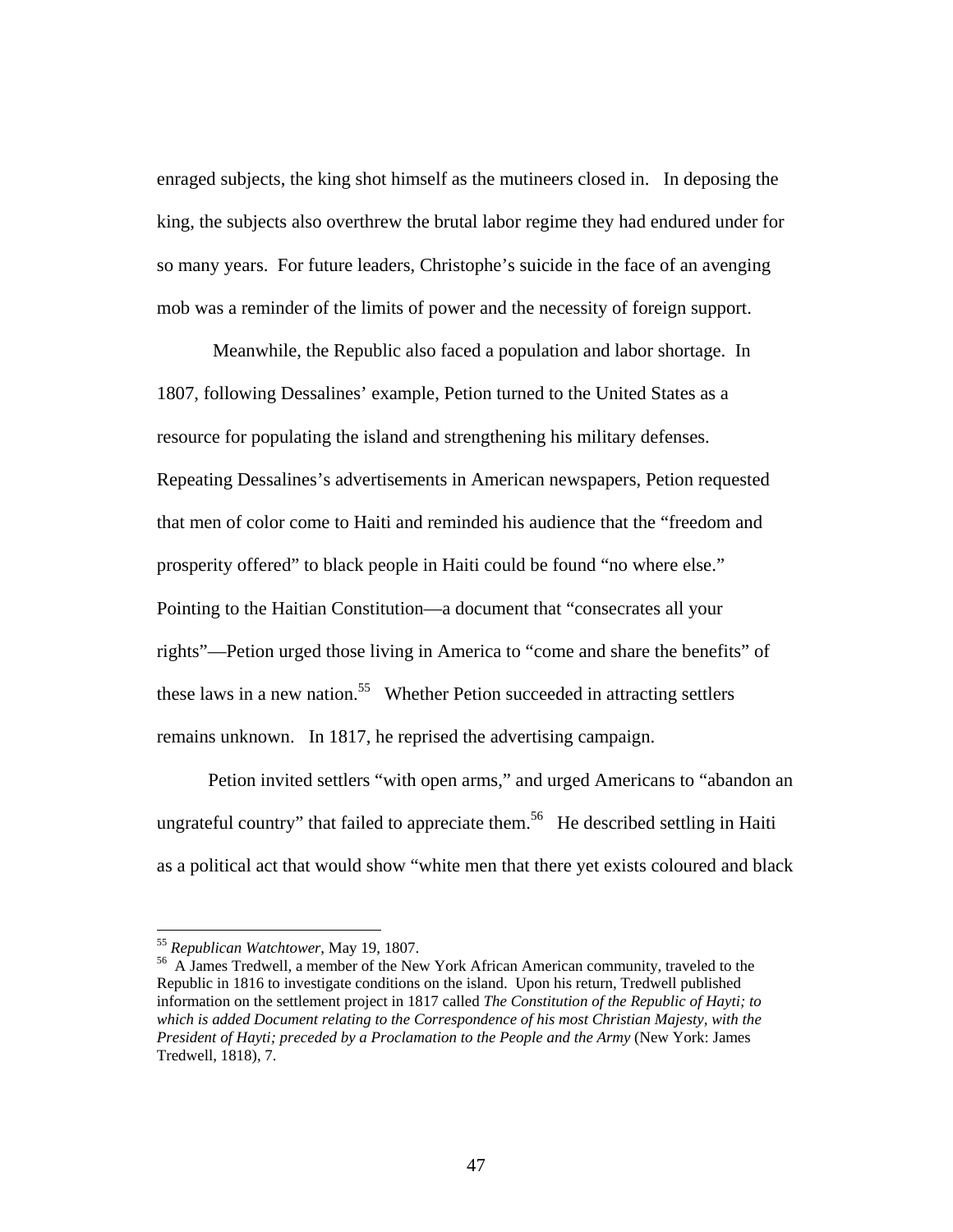enraged subjects, the king shot himself as the mutineers closed in. In deposing the king, the subjects also overthrew the brutal labor regime they had endured under for so many years. For future leaders, Christophe's suicide in the face of an avenging mob was a reminder of the limits of power and the necessity of foreign support.

Meanwhile, the Republic also faced a population and labor shortage. In 1807, following Dessalines' example, Petion turned to the United States as a resource for populating the island and strengthening his military defenses. Repeating Dessalines's advertisements in American newspapers, Petion requested that men of color come to Haiti and reminded his audience that the "freedom and prosperity offered" to black people in Haiti could be found "no where else." Pointing to the Haitian Constitution—a document that "consecrates all your rights"—Petion urged those living in America to "come and share the benefits" of these laws in a new nation.[55] Whether Petion succeeded in attracting settlers remains unknown. In 1817, he reprised the advertising campaign.

Petion invited settlers "with open arms," and urged Americans to "abandon an ungrateful country" that failed to appreciate them.[56] He described settling in Haiti as a political act that would show "white men that there yet exists coloured and black

---

[55] *Republican Watchtower*, May 19, 1807.

[56] A James Tredwell, a member of the New York African American community, traveled to the Republic in 1816 to investigate conditions on the island. Upon his return, Tredwell published information on the settlement project in 1817 called *The Constitution of the Republic of Hayti; to which is added Document relating to the Correspondence of his most Christian Majesty, with the President of Hayti; preceded by a Proclamation to the People and the Army* (New York: James Tredwell, 1818), 7.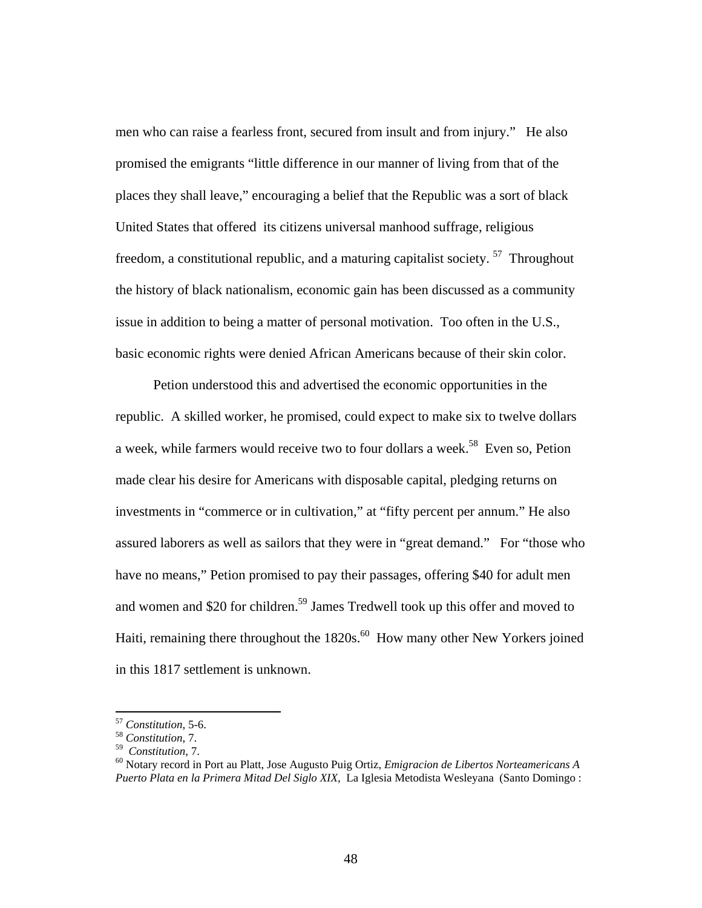men who can raise a fearless front, secured from insult and from injury." He also promised the emigrants "little difference in our manner of living from that of the places they shall leave," encouraging a belief that the Republic was a sort of black United States that offered its citizens universal manhood suffrage, religious freedom, a constitutional republic, and a maturing capitalist society. [57] Throughout the history of black nationalism, economic gain has been discussed as a community issue in addition to being a matter of personal motivation. Too often in the U.S., basic economic rights were denied African Americans because of their skin color.

Petion understood this and advertised the economic opportunities in the republic. A skilled worker, he promised, could expect to make six to twelve dollars a week, while farmers would receive two to four dollars a week.[58] Even so, Petion made clear his desire for Americans with disposable capital, pledging returns on investments in "commerce or in cultivation," at "fifty percent per annum." He also assured laborers as well as sailors that they were in "great demand." For "those who have no means," Petion promised to pay their passages, offering $40 for adult men and women and $20 for children.[59] James Tredwell took up this offer and moved to Haiti, remaining there throughout the 1820s.[60] How many other New Yorkers joined in this 1817 settlement is unknown.

---

[57] *Constitution*, 5-6.
[58] *Constitution*, 7.
[59] *Constitution*, 7.
[60] Notary record in Port au Platt, Jose Augusto Puig Ortiz, *Emigracion de Libertos Norteamericans A Puerto Plata en la Primera Mitad Del Siglo XIX*, La Iglesia Metodista Wesleyana (Santo Domingo :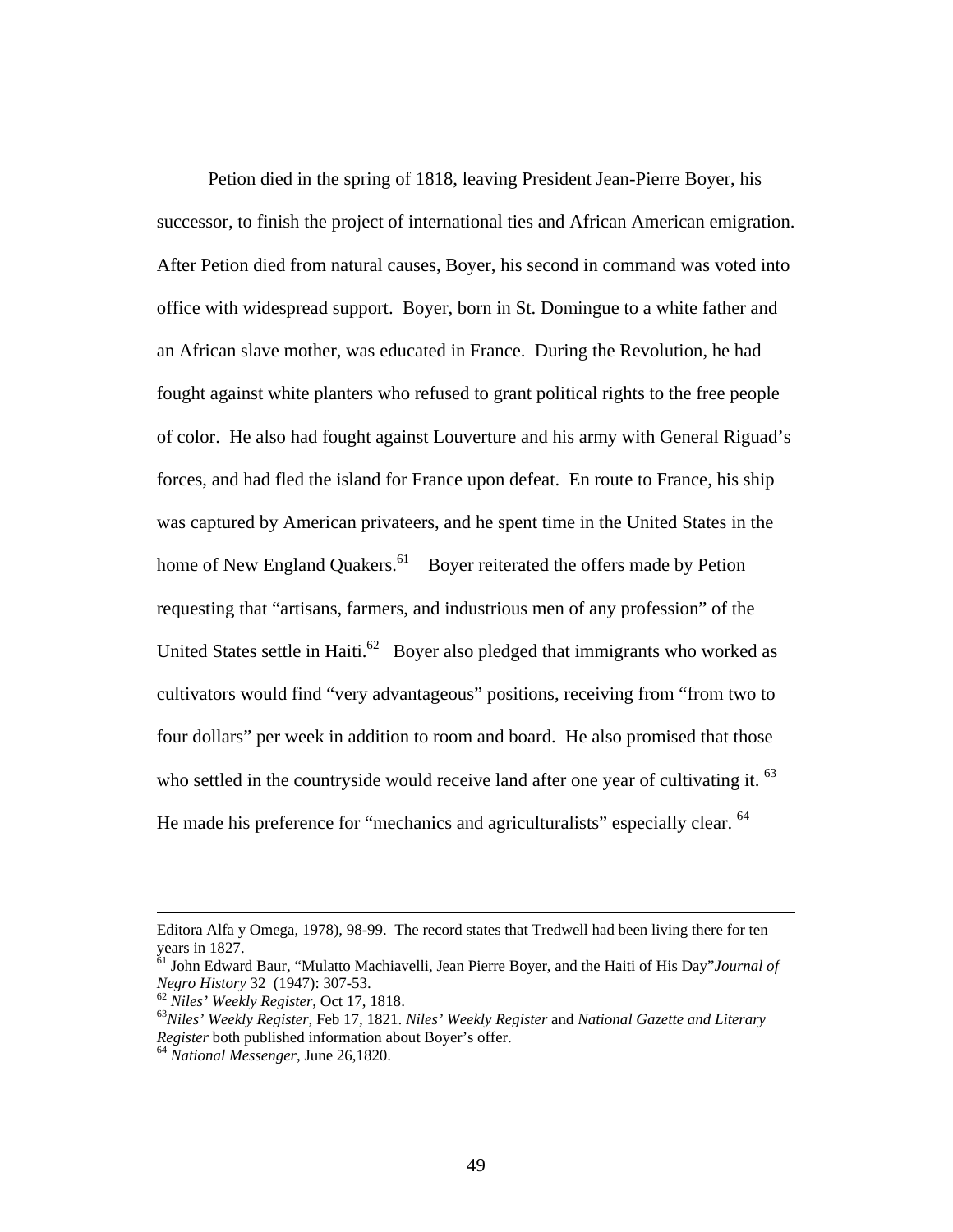Petion died in the spring of 1818, leaving President Jean-Pierre Boyer, his successor, to finish the project of international ties and African American emigration. After Petion died from natural causes, Boyer, his second in command was voted into office with widespread support. Boyer, born in St. Domingue to a white father and an African slave mother, was educated in France. During the Revolution, he had fought against white planters who refused to grant political rights to the free people of color. He also had fought against Louverture and his army with General Riguad's forces, and had fled the island for France upon defeat. En route to France, his ship was captured by American privateers, and he spent time in the United States in the home of New England Quakers.[61] Boyer reiterated the offers made by Petion requesting that "artisans, farmers, and industrious men of any profession" of the United States settle in Haiti.[62] Boyer also pledged that immigrants who worked as cultivators would find "very advantageous" positions, receiving from "from two to four dollars" per week in addition to room and board. He also promised that those who settled in the countryside would receive land after one year of cultivating it.[63] He made his preference for "mechanics and agriculturalists" especially clear.[64]

---

Editora Alfa y Omega, 1978), 98-99. The record states that Tredwell had been living there for ten years in 1827.

[61] John Edward Baur, "Mulatto Machiavelli, Jean Pierre Boyer, and the Haiti of His Day" *Journal of Negro History* 32 (1947): 307-53.

[62] *Niles' Weekly Register*, Oct 17, 1818.

[63] *Niles' Weekly Register*, Feb 17, 1821. *Niles' Weekly Register* and *National Gazette and Literary Register* both published information about Boyer's offer.

[64] *National Messenger*, June 26,1820.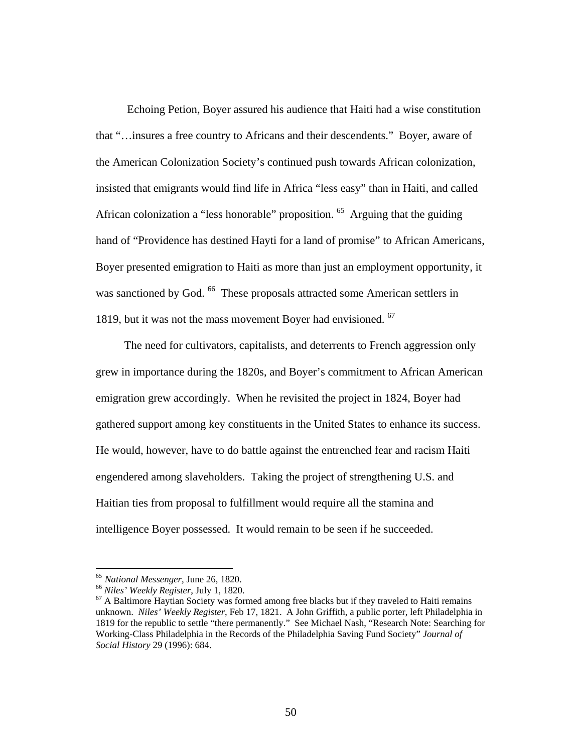Echoing Petion, Boyer assured his audience that Haiti had a wise constitution that "…insures a free country to Africans and their descendents." Boyer, aware of the American Colonization Society's continued push towards African colonization, insisted that emigrants would find life in Africa "less easy" than in Haiti, and called African colonization a "less honorable" proposition.[65] Arguing that the guiding hand of "Providence has destined Hayti for a land of promise" to African Americans, Boyer presented emigration to Haiti as more than just an employment opportunity, it was sanctioned by God.[66] These proposals attracted some American settlers in 1819, but it was not the mass movement Boyer had envisioned.[67]

The need for cultivators, capitalists, and deterrents to French aggression only grew in importance during the 1820s, and Boyer's commitment to African American emigration grew accordingly. When he revisited the project in 1824, Boyer had gathered support among key constituents in the United States to enhance its success. He would, however, have to do battle against the entrenched fear and racism Haiti engendered among slaveholders. Taking the project of strengthening U.S. and Haitian ties from proposal to fulfillment would require all the stamina and intelligence Boyer possessed. It would remain to be seen if he succeeded.

---

[65] *National Messenger*, June 26, 1820.

[66] *Niles' Weekly Register*, July 1, 1820.

[67] A Baltimore Haytian Society was formed among free blacks but if they traveled to Haiti remains unknown. *Niles' Weekly Register*, Feb 17, 1821. A John Griffith, a public porter, left Philadelphia in 1819 for the republic to settle "there permanently." See Michael Nash, "Research Note: Searching for Working-Class Philadelphia in the Records of the Philadelphia Saving Fund Society" *Journal of Social History* 29 (1996): 684.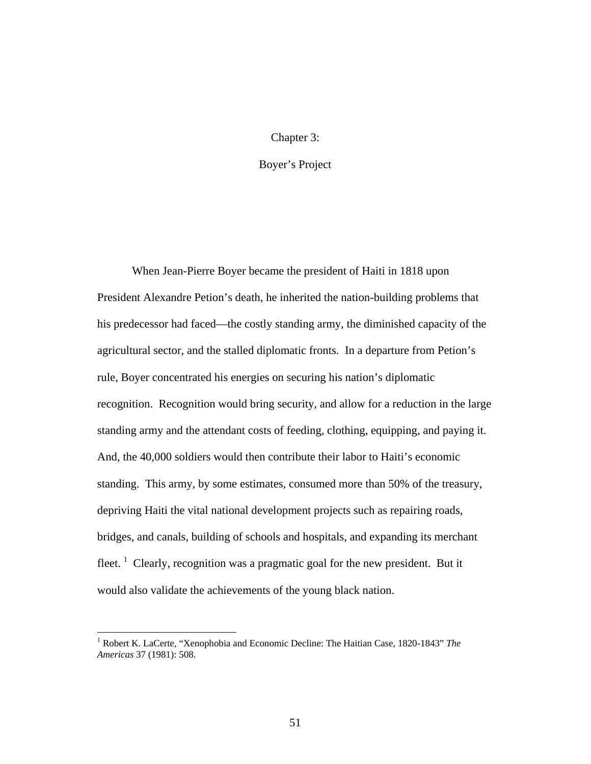# Chapter 3:

# Boyer's Project

When Jean-Pierre Boyer became the president of Haiti in 1818 upon President Alexandre Petion's death, he inherited the nation-building problems that his predecessor had faced—the costly standing army, the diminished capacity of the agricultural sector, and the stalled diplomatic fronts. In a departure from Petion's rule, Boyer concentrated his energies on securing his nation's diplomatic recognition. Recognition would bring security, and allow for a reduction in the large standing army and the attendant costs of feeding, clothing, equipping, and paying it. And, the 40,000 soldiers would then contribute their labor to Haiti's economic standing. This army, by some estimates, consumed more than 50% of the treasury, depriving Haiti the vital national development projects such as repairing roads, bridges, and canals, building of schools and hospitals, and expanding its merchant fleet. [1] Clearly, recognition was a pragmatic goal for the new president. But it would also validate the achievements of the young black nation.

---

[1] Robert K. LaCerte, "Xenophobia and Economic Decline: The Haitian Case, 1820-1843" *The Americas* 37 (1981): 508.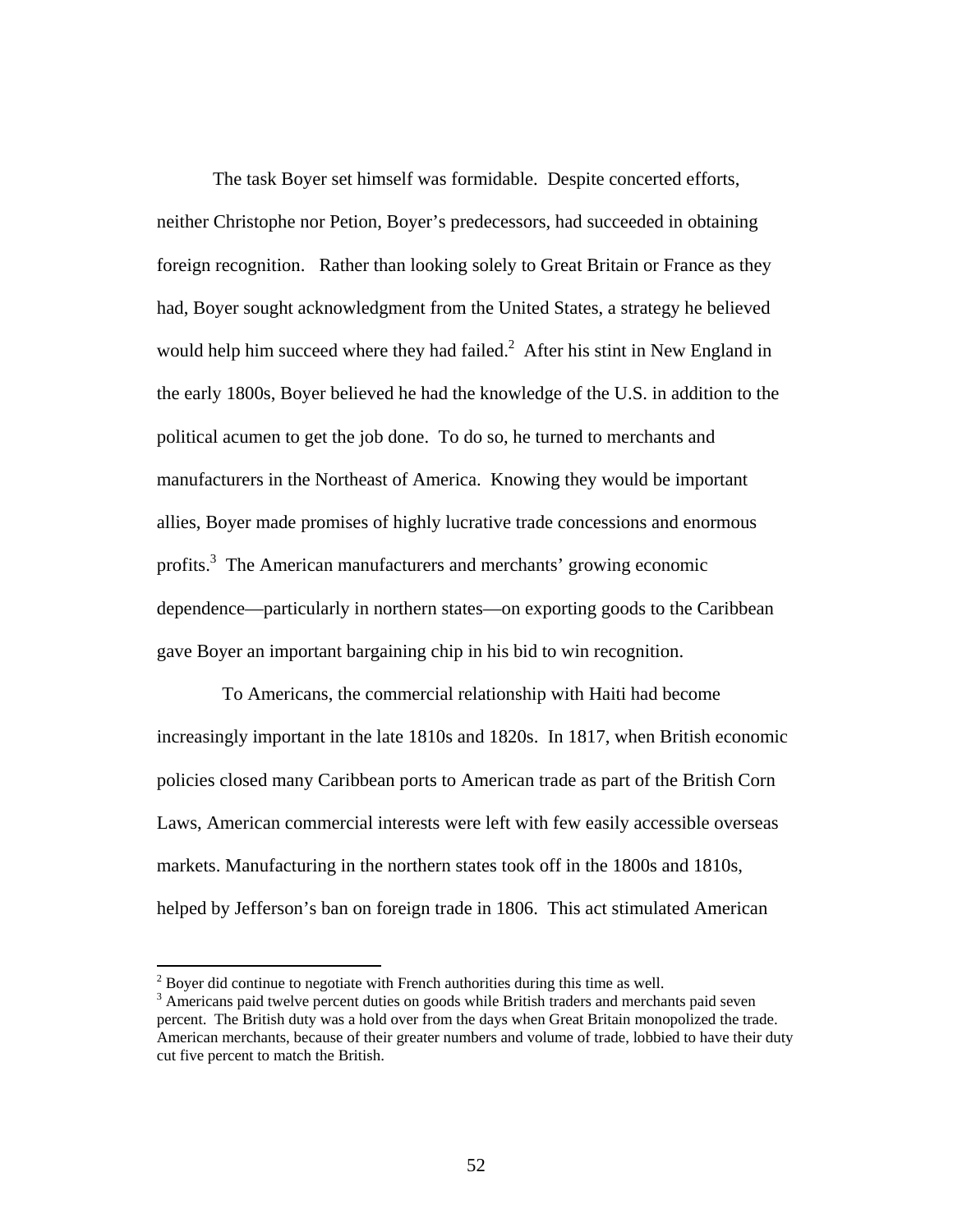The task Boyer set himself was formidable. Despite concerted efforts, neither Christophe nor Petion, Boyer's predecessors, had succeeded in obtaining foreign recognition. Rather than looking solely to Great Britain or France as they had, Boyer sought acknowledgment from the United States, a strategy he believed would help him succeed where they had failed.[2] After his stint in New England in the early 1800s, Boyer believed he had the knowledge of the U.S. in addition to the political acumen to get the job done. To do so, he turned to merchants and manufacturers in the Northeast of America. Knowing they would be important allies, Boyer made promises of highly lucrative trade concessions and enormous profits.[3] The American manufacturers and merchants' growing economic dependence—particularly in northern states—on exporting goods to the Caribbean gave Boyer an important bargaining chip in his bid to win recognition.

To Americans, the commercial relationship with Haiti had become increasingly important in the late 1810s and 1820s. In 1817, when British economic policies closed many Caribbean ports to American trade as part of the British Corn Laws, American commercial interests were left with few easily accessible overseas markets. Manufacturing in the northern states took off in the 1800s and 1810s, helped by Jefferson's ban on foreign trade in 1806. This act stimulated American

---

[2] Boyer did continue to negotiate with French authorities during this time as well.

[3] Americans paid twelve percent duties on goods while British traders and merchants paid seven percent. The British duty was a hold over from the days when Great Britain monopolized the trade. American merchants, because of their greater numbers and volume of trade, lobbied to have their duty cut five percent to match the British.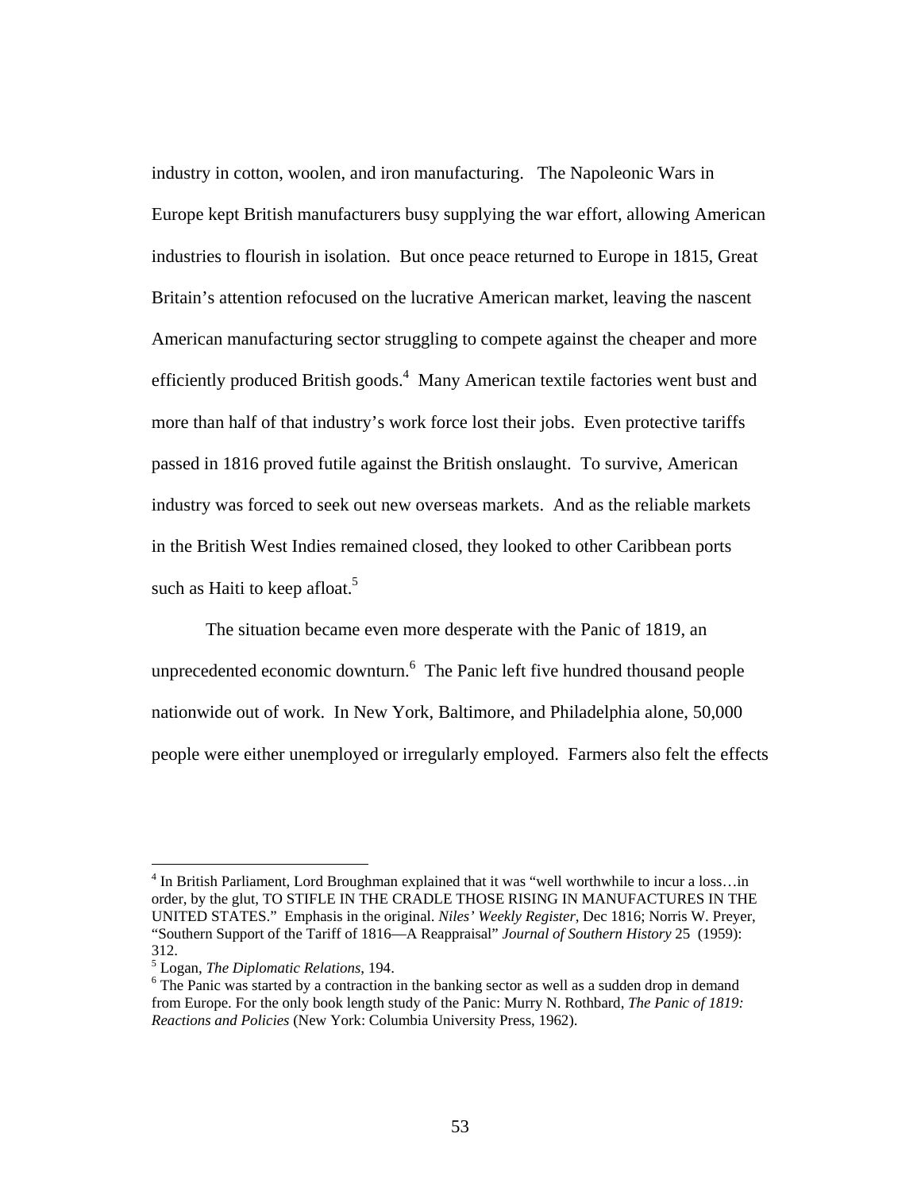industry in cotton, woolen, and iron manufacturing. The Napoleonic Wars in Europe kept British manufacturers busy supplying the war effort, allowing American industries to flourish in isolation. But once peace returned to Europe in 1815, Great Britain's attention refocused on the lucrative American market, leaving the nascent American manufacturing sector struggling to compete against the cheaper and more efficiently produced British goods.[4] Many American textile factories went bust and more than half of that industry's work force lost their jobs. Even protective tariffs passed in 1816 proved futile against the British onslaught. To survive, American industry was forced to seek out new overseas markets. And as the reliable markets in the British West Indies remained closed, they looked to other Caribbean ports such as Haiti to keep afloat.[5]

The situation became even more desperate with the Panic of 1819, an unprecedented economic downturn.[6] The Panic left five hundred thousand people nationwide out of work. In New York, Baltimore, and Philadelphia alone, 50,000 people were either unemployed or irregularly employed. Farmers also felt the effects

---

[4] In British Parliament, Lord Broughman explained that it was "well worthwhile to incur a loss…in order, by the glut, TO STIFLE IN THE CRADLE THOSE RISING IN MANUFACTURES IN THE UNITED STATES." Emphasis in the original. *Niles' Weekly Register*, Dec 1816; Norris W. Preyer, "Southern Support of the Tariff of 1816—A Reappraisal" *Journal of Southern History* 25 (1959): 312.

[5] Logan, *The Diplomatic Relations*, 194.

[6] The Panic was started by a contraction in the banking sector as well as a sudden drop in demand from Europe. For the only book length study of the Panic: Murry N. Rothbard, *The Panic of 1819: Reactions and Policies* (New York: Columbia University Press, 1962).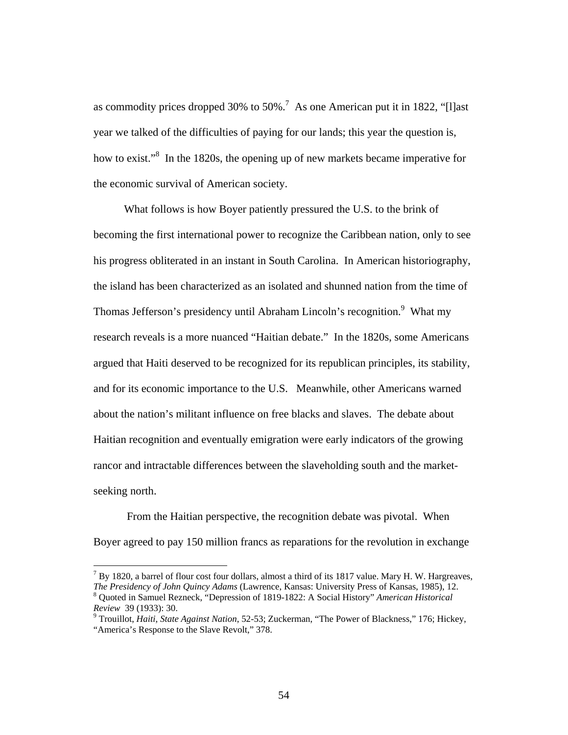as commodity prices dropped 30% to 50%.[7] As one American put it in 1822, "[l]ast year we talked of the difficulties of paying for our lands; this year the question is, how to exist."[8] In the 1820s, the opening up of new markets became imperative for the economic survival of American society.

What follows is how Boyer patiently pressured the U.S. to the brink of becoming the first international power to recognize the Caribbean nation, only to see his progress obliterated in an instant in South Carolina. In American historiography, the island has been characterized as an isolated and shunned nation from the time of Thomas Jefferson's presidency until Abraham Lincoln's recognition.[9] What my research reveals is a more nuanced "Haitian debate." In the 1820s, some Americans argued that Haiti deserved to be recognized for its republican principles, its stability, and for its economic importance to the U.S. Meanwhile, other Americans warned about the nation's militant influence on free blacks and slaves. The debate about Haitian recognition and eventually emigration were early indicators of the growing rancor and intractable differences between the slaveholding south and the market-seeking north.

From the Haitian perspective, the recognition debate was pivotal. When Boyer agreed to pay 150 million francs as reparations for the revolution in exchange

---

[7] By 1820, a barrel of flour cost four dollars, almost a third of its 1817 value. Mary H. W. Hargreaves, *The Presidency of John Quincy Adams* (Lawrence, Kansas: University Press of Kansas, 1985), 12.

[8] Quoted in Samuel Rezneck, "Depression of 1819-1822: A Social History" *American Historical Review* 39 (1933): 30.

[9] Trouillot, *Haiti, State Against Nation*, 52-53; Zuckerman, "The Power of Blackness," 176; Hickey, "America's Response to the Slave Revolt," 378.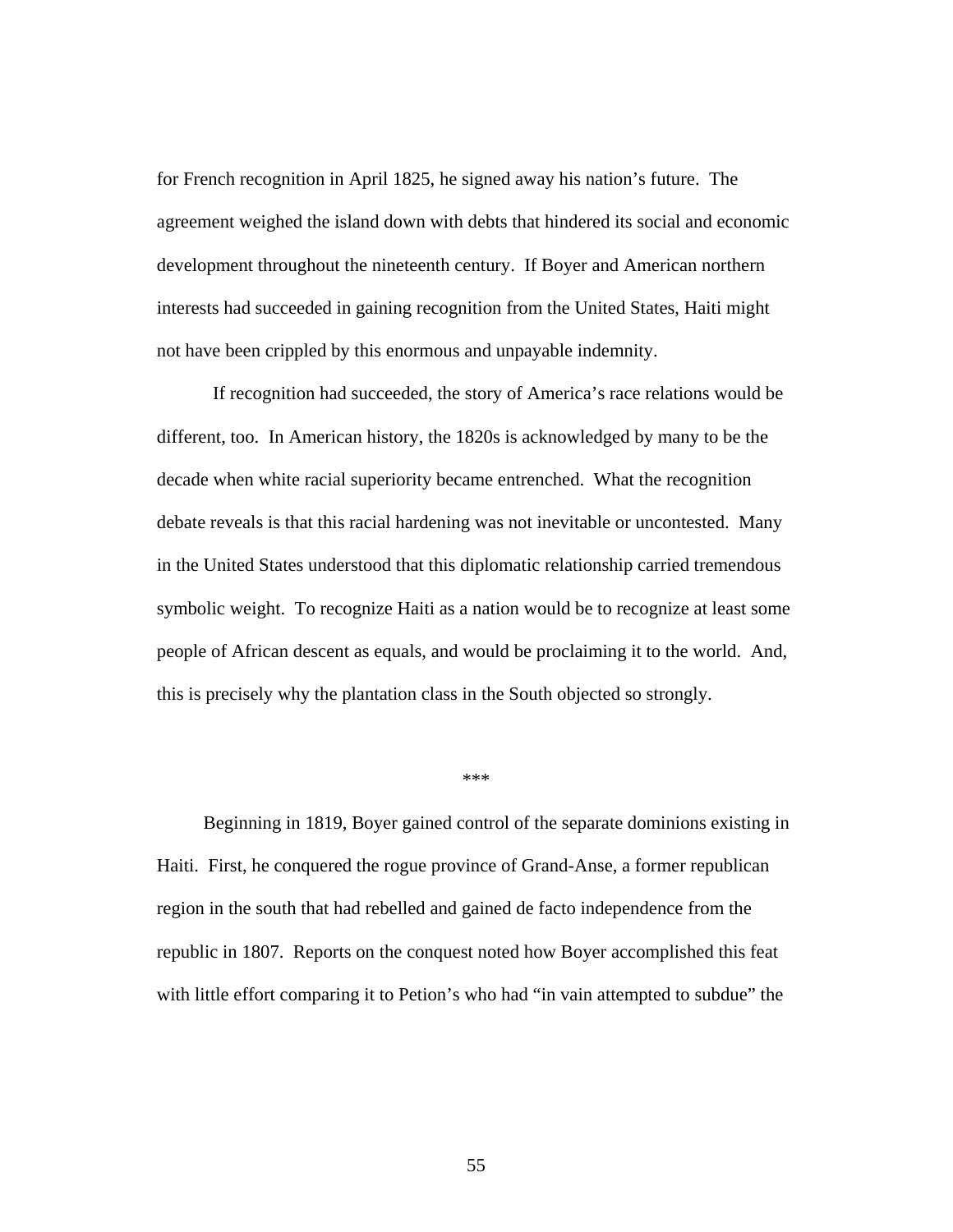for French recognition in April 1825, he signed away his nation's future. The agreement weighed the island down with debts that hindered its social and economic development throughout the nineteenth century. If Boyer and American northern interests had succeeded in gaining recognition from the United States, Haiti might not have been crippled by this enormous and unpayable indemnity.

If recognition had succeeded, the story of America's race relations would be different, too. In American history, the 1820s is acknowledged by many to be the decade when white racial superiority became entrenched. What the recognition debate reveals is that this racial hardening was not inevitable or uncontested. Many in the United States understood that this diplomatic relationship carried tremendous symbolic weight. To recognize Haiti as a nation would be to recognize at least some people of African descent as equals, and would be proclaiming it to the world. And, this is precisely why the plantation class in the South objected so strongly.

***

Beginning in 1819, Boyer gained control of the separate dominions existing in Haiti. First, he conquered the rogue province of Grand-Anse, a former republican region in the south that had rebelled and gained de facto independence from the republic in 1807. Reports on the conquest noted how Boyer accomplished this feat with little effort comparing it to Petion's who had "in vain attempted to subdue" the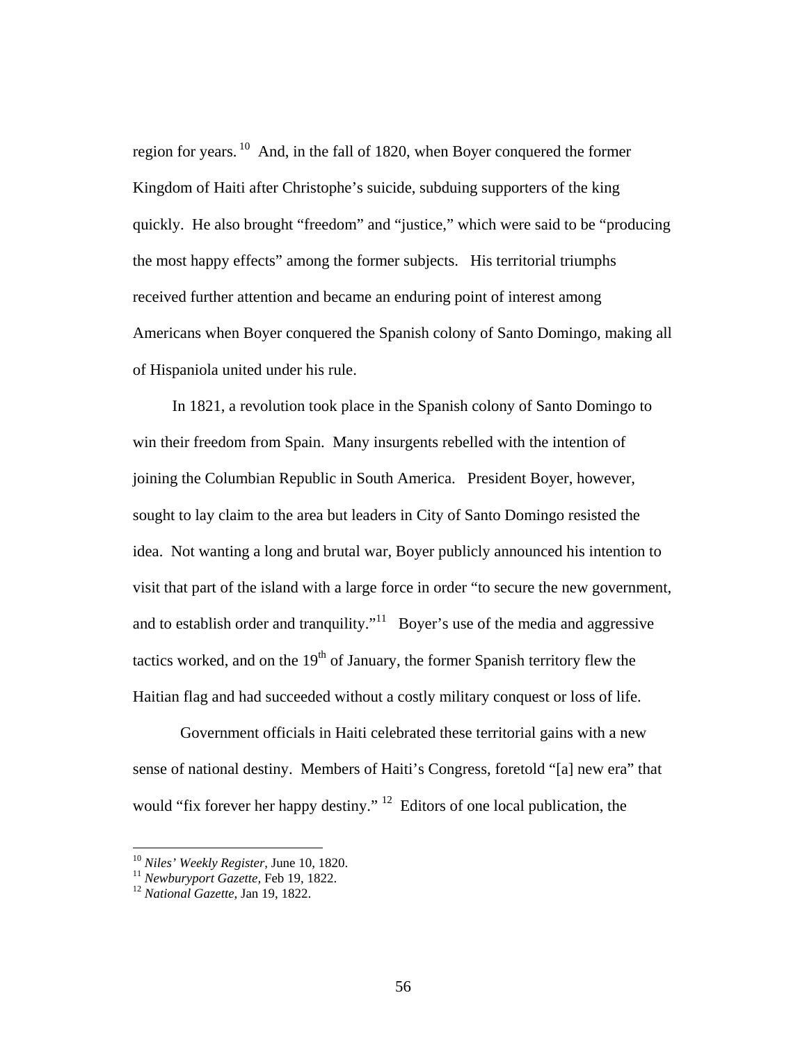region for years.[10] And, in the fall of 1820, when Boyer conquered the former Kingdom of Haiti after Christophe's suicide, subduing supporters of the king quickly. He also brought "freedom" and "justice," which were said to be "producing the most happy effects" among the former subjects. His territorial triumphs received further attention and became an enduring point of interest among Americans when Boyer conquered the Spanish colony of Santo Domingo, making all of Hispaniola united under his rule.

In 1821, a revolution took place in the Spanish colony of Santo Domingo to win their freedom from Spain. Many insurgents rebelled with the intention of joining the Columbian Republic in South America. President Boyer, however, sought to lay claim to the area but leaders in City of Santo Domingo resisted the idea. Not wanting a long and brutal war, Boyer publicly announced his intention to visit that part of the island with a large force in order "to secure the new government, and to establish order and tranquility."[11] Boyer's use of the media and aggressive tactics worked, and on the 19th of January, the former Spanish territory flew the Haitian flag and had succeeded without a costly military conquest or loss of life.

Government officials in Haiti celebrated these territorial gains with a new sense of national destiny. Members of Haiti's Congress, foretold "[a] new era" that would "fix forever her happy destiny."[12] Editors of one local publication, the

---

[10] *Niles' Weekly Register*, June 10, 1820.
[11] *Newburyport Gazette*, Feb 19, 1822.
[12] *National Gazette*, Jan 19, 1822.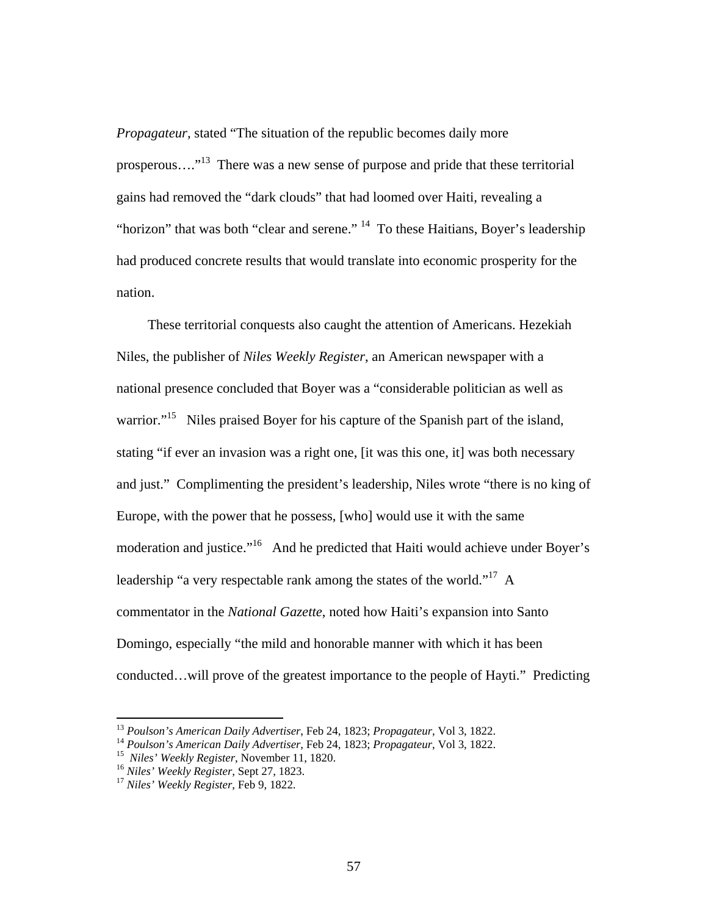*Propagateur*, stated "The situation of the republic becomes daily more prosperous…."[13] There was a new sense of purpose and pride that these territorial gains had removed the "dark clouds" that had loomed over Haiti, revealing a "horizon" that was both "clear and serene." [14] To these Haitians, Boyer's leadership had produced concrete results that would translate into economic prosperity for the nation.

These territorial conquests also caught the attention of Americans. Hezekiah Niles, the publisher of *Niles Weekly Register*, an American newspaper with a national presence concluded that Boyer was a "considerable politician as well as warrior."[15] Niles praised Boyer for his capture of the Spanish part of the island, stating "if ever an invasion was a right one, [it was this one, it] was both necessary and just." Complimenting the president's leadership, Niles wrote "there is no king of Europe, with the power that he possess, [who] would use it with the same moderation and justice."[16] And he predicted that Haiti would achieve under Boyer's leadership "a very respectable rank among the states of the world."[17] A commentator in the *National Gazette*, noted how Haiti's expansion into Santo Domingo, especially "the mild and honorable manner with which it has been conducted…will prove of the greatest importance to the people of Hayti." Predicting

---

[13] *Poulson's American Daily Advertiser*, Feb 24, 1823; *Propagateur*, Vol 3, 1822.

[14] *Poulson's American Daily Advertiser*, Feb 24, 1823; *Propagateur*, Vol 3, 1822.

[15] *Niles' Weekly Register*, November 11, 1820.

[16] *Niles' Weekly Register*, Sept 27, 1823.

[17] *Niles' Weekly Register*, Feb 9, 1822.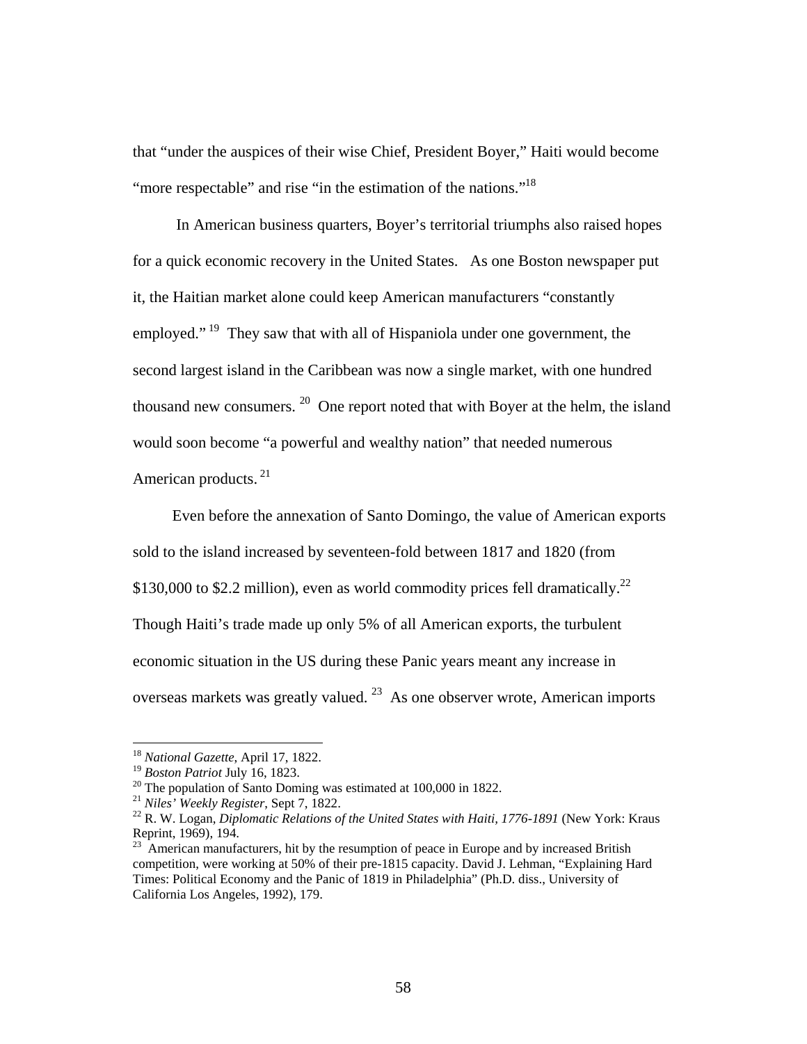that "under the auspices of their wise Chief, President Boyer," Haiti would become "more respectable" and rise "in the estimation of the nations."[18]

In American business quarters, Boyer's territorial triumphs also raised hopes for a quick economic recovery in the United States. As one Boston newspaper put it, the Haitian market alone could keep American manufacturers "constantly employed." [19] They saw that with all of Hispaniola under one government, the second largest island in the Caribbean was now a single market, with one hundred thousand new consumers. [20] One report noted that with Boyer at the helm, the island would soon become "a powerful and wealthy nation" that needed numerous American products. [21]

Even before the annexation of Santo Domingo, the value of American exports sold to the island increased by seventeen-fold between 1817 and 1820 (from $130,000 to $2.2 million), even as world commodity prices fell dramatically.[22] Though Haiti's trade made up only 5% of all American exports, the turbulent economic situation in the US during these Panic years meant any increase in overseas markets was greatly valued. [23] As one observer wrote, American imports

---

[18] *National Gazette*, April 17, 1822.

[19] *Boston Patriot* July 16, 1823.

[20] The population of Santo Doming was estimated at 100,000 in 1822.

[21] *Niles' Weekly Register*, Sept 7, 1822.

[22] R. W. Logan, *Diplomatic Relations of the United States with Haiti, 1776-1891* (New York: Kraus Reprint, 1969), 194.

[23] American manufacturers, hit by the resumption of peace in Europe and by increased British competition, were working at 50% of their pre-1815 capacity. David J. Lehman, "Explaining Hard Times: Political Economy and the Panic of 1819 in Philadelphia" (Ph.D. diss., University of California Los Angeles, 1992), 179.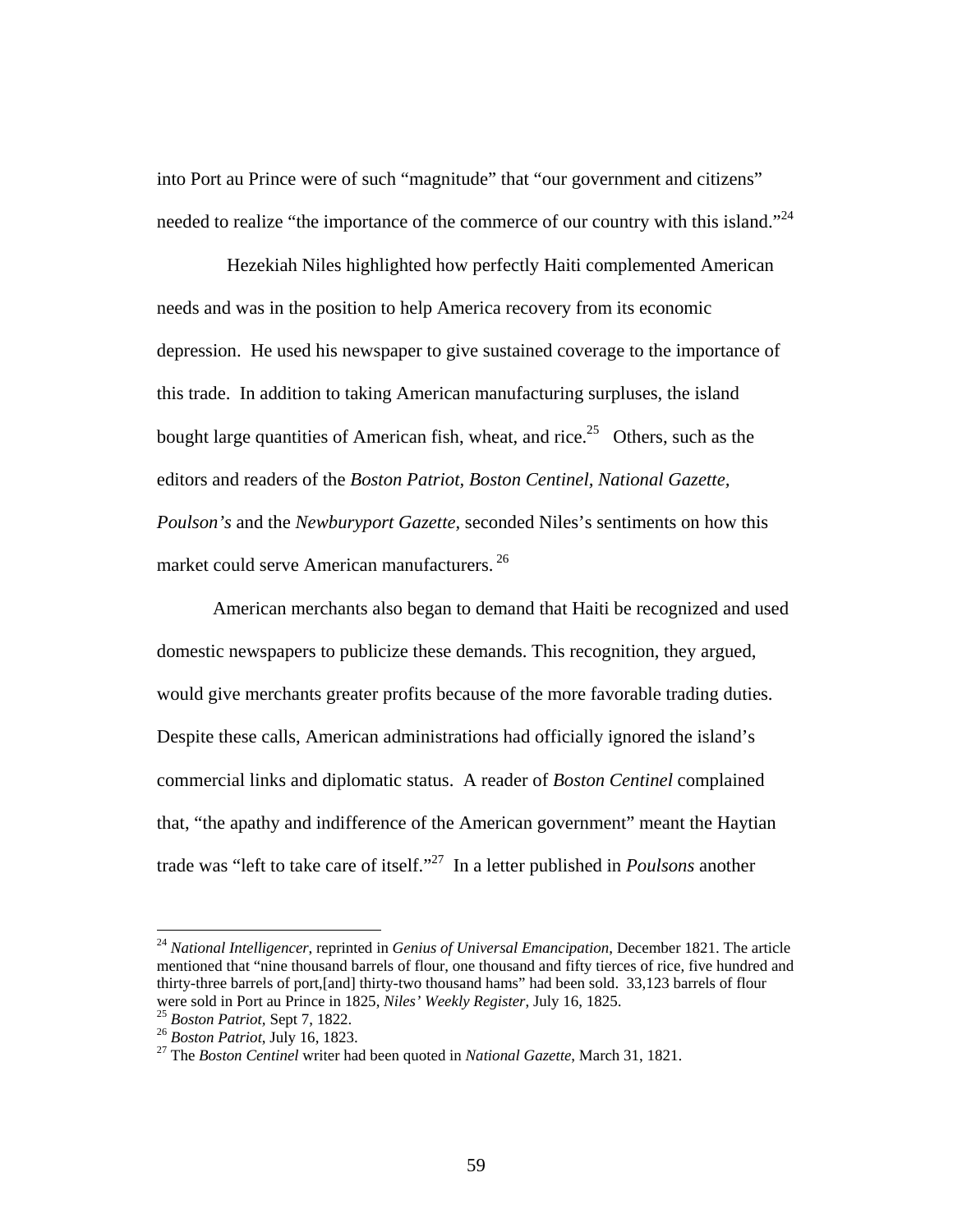into Port au Prince were of such "magnitude" that "our government and citizens" needed to realize "the importance of the commerce of our country with this island."[24]

Hezekiah Niles highlighted how perfectly Haiti complemented American needs and was in the position to help America recovery from its economic depression. He used his newspaper to give sustained coverage to the importance of this trade. In addition to taking American manufacturing surpluses, the island bought large quantities of American fish, wheat, and rice.[25] Others, such as the editors and readers of the *Boston Patriot, Boston Centinel, National Gazette, Poulson's* and the *Newburyport Gazette,* seconded Niles's sentiments on how this market could serve American manufacturers.[26]

American merchants also began to demand that Haiti be recognized and used domestic newspapers to publicize these demands. This recognition, they argued, would give merchants greater profits because of the more favorable trading duties. Despite these calls, American administrations had officially ignored the island's commercial links and diplomatic status. A reader of *Boston Centinel* complained that, "the apathy and indifference of the American government" meant the Haytian trade was "left to take care of itself."[27] In a letter published in *Poulsons* another

---

[24] *National Intelligencer*, reprinted in *Genius of Universal Emancipation*, December 1821. The article mentioned that "nine thousand barrels of flour, one thousand and fifty tierces of rice, five hundred and thirty-three barrels of port,[and] thirty-two thousand hams" had been sold. 33,123 barrels of flour were sold in Port au Prince in 1825, *Niles' Weekly Register*, July 16, 1825.

[25] *Boston Patriot*, Sept 7, 1822.

[26] *Boston Patriot*, July 16, 1823.

[27] The *Boston Centinel* writer had been quoted in *National Gazette*, March 31, 1821.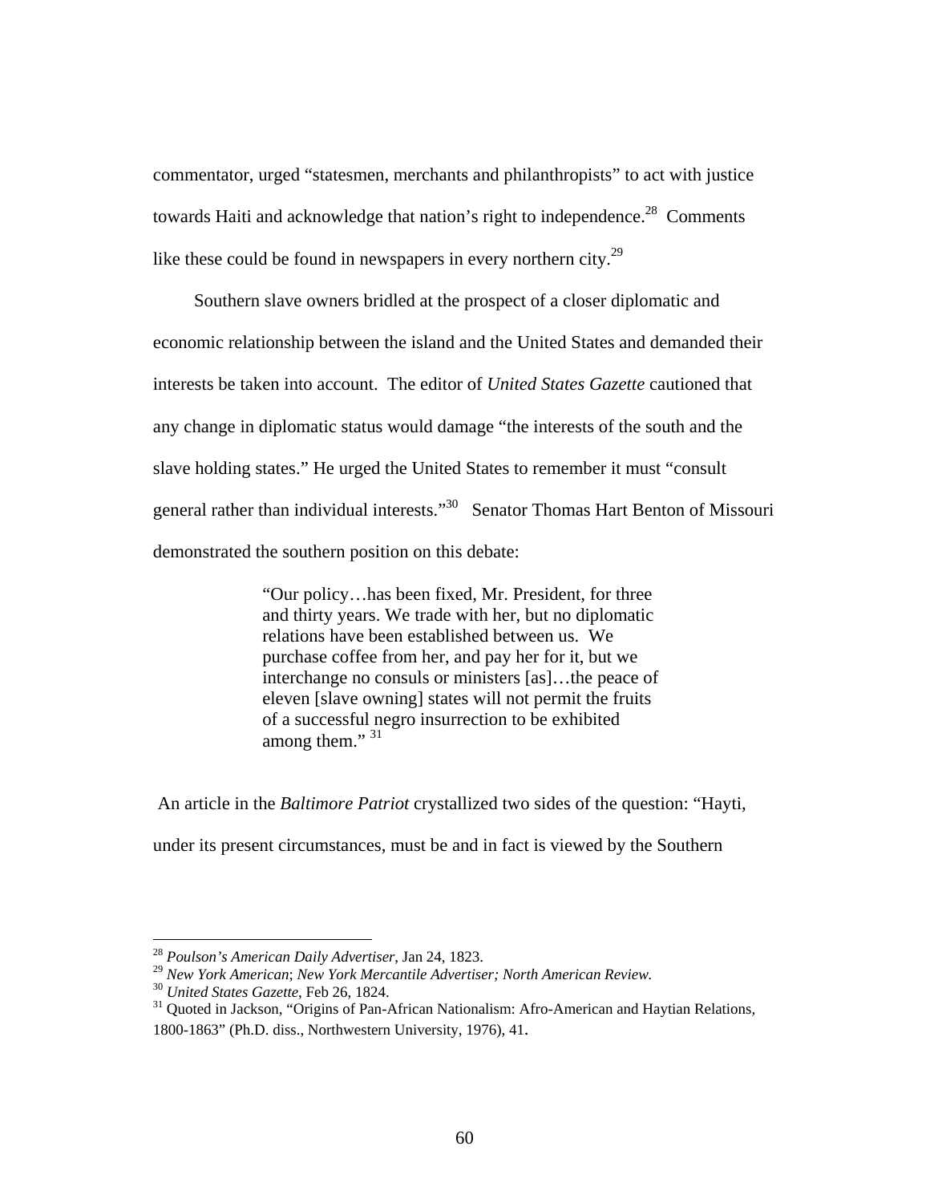commentator, urged "statesmen, merchants and philanthropists" to act with justice towards Haiti and acknowledge that nation's right to independence.[28] Comments like these could be found in newspapers in every northern city.[29]

Southern slave owners bridled at the prospect of a closer diplomatic and economic relationship between the island and the United States and demanded their interests be taken into account. The editor of *United States Gazette* cautioned that any change in diplomatic status would damage "the interests of the south and the slave holding states." He urged the United States to remember it must "consult general rather than individual interests."[30] Senator Thomas Hart Benton of Missouri demonstrated the southern position on this debate:

> "Our policy…has been fixed, Mr. President, for three and thirty years. We trade with her, but no diplomatic relations have been established between us. We purchase coffee from her, and pay her for it, but we interchange no consuls or ministers [as]…the peace of eleven [slave owning] states will not permit the fruits of a successful negro insurrection to be exhibited among them." [31]

An article in the *Baltimore Patriot* crystallized two sides of the question: "Hayti, under its present circumstances, must be and in fact is viewed by the Southern

---

[28] *Poulson's American Daily Advertiser*, Jan 24, 1823.

[29] *New York American*; *New York Mercantile Advertiser; North American Review.*

[30] *United States Gazette*, Feb 26, 1824.

[31] Quoted in Jackson, "Origins of Pan-African Nationalism: Afro-American and Haytian Relations, 1800-1863" (Ph.D. diss., Northwestern University, 1976), 41.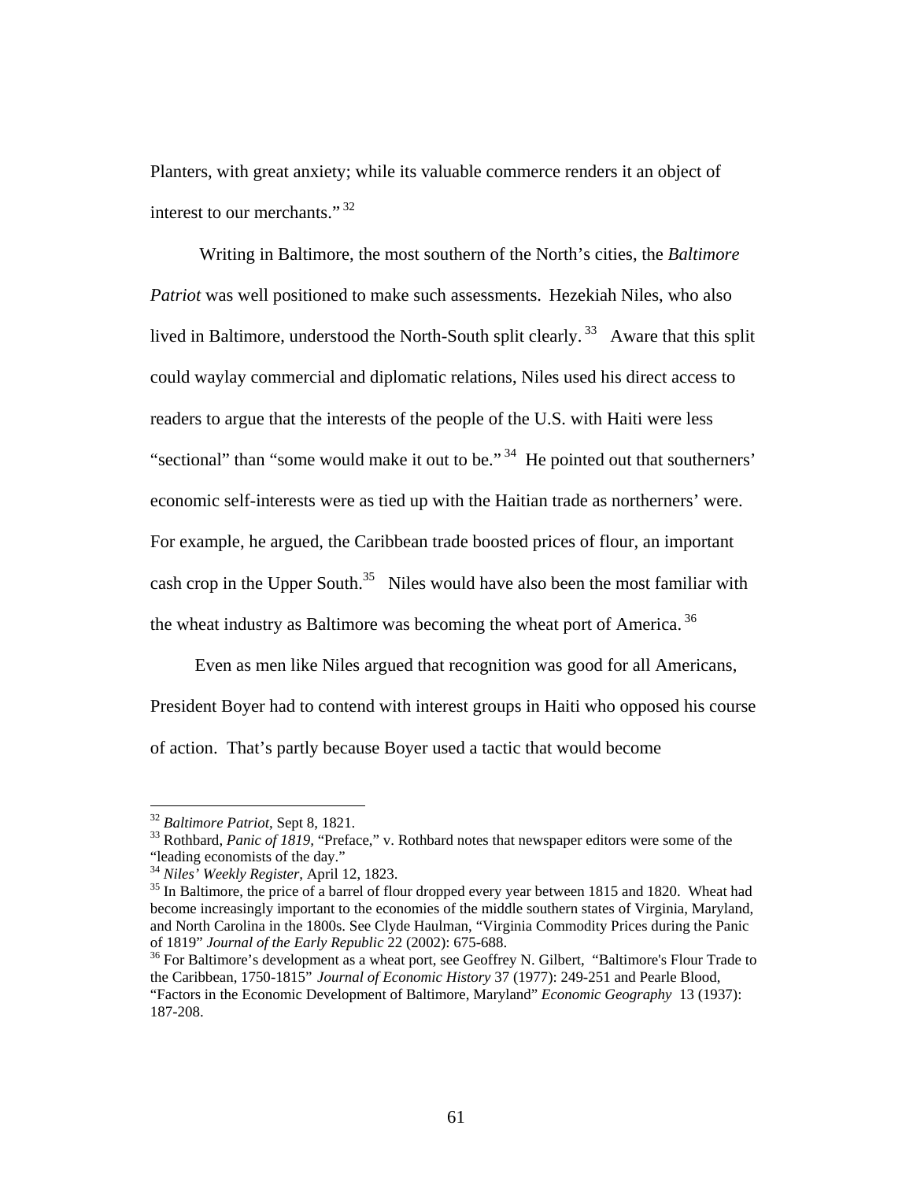Planters, with great anxiety; while its valuable commerce renders it an object of interest to our merchants." [32]

Writing in Baltimore, the most southern of the North's cities, the *Baltimore Patriot* was well positioned to make such assessments. Hezekiah Niles, who also lived in Baltimore, understood the North-South split clearly. [33] Aware that this split could waylay commercial and diplomatic relations, Niles used his direct access to readers to argue that the interests of the people of the U.S. with Haiti were less "sectional" than "some would make it out to be." [34] He pointed out that southerners' economic self-interests were as tied up with the Haitian trade as northerners' were. For example, he argued, the Caribbean trade boosted prices of flour, an important cash crop in the Upper South.[35] Niles would have also been the most familiar with the wheat industry as Baltimore was becoming the wheat port of America. [36]

Even as men like Niles argued that recognition was good for all Americans, President Boyer had to contend with interest groups in Haiti who opposed his course of action. That's partly because Boyer used a tactic that would become

---

[32] *Baltimore Patriot*, Sept 8, 1821.

[33] Rothbard, *Panic of 1819*, "Preface," v. Rothbard notes that newspaper editors were some of the "leading economists of the day."

[34] *Niles' Weekly Register*, April 12, 1823.

[35] In Baltimore, the price of a barrel of flour dropped every year between 1815 and 1820. Wheat had become increasingly important to the economies of the middle southern states of Virginia, Maryland, and North Carolina in the 1800s. See Clyde Haulman, "Virginia Commodity Prices during the Panic of 1819" *Journal of the Early Republic* 22 (2002): 675-688.

[36] For Baltimore's development as a wheat port, see Geoffrey N. Gilbert, "Baltimore's Flour Trade to the Caribbean, 1750-1815" *Journal of Economic History* 37 (1977): 249-251 and Pearle Blood, "Factors in the Economic Development of Baltimore, Maryland" *Economic Geography* 13 (1937): 187-208.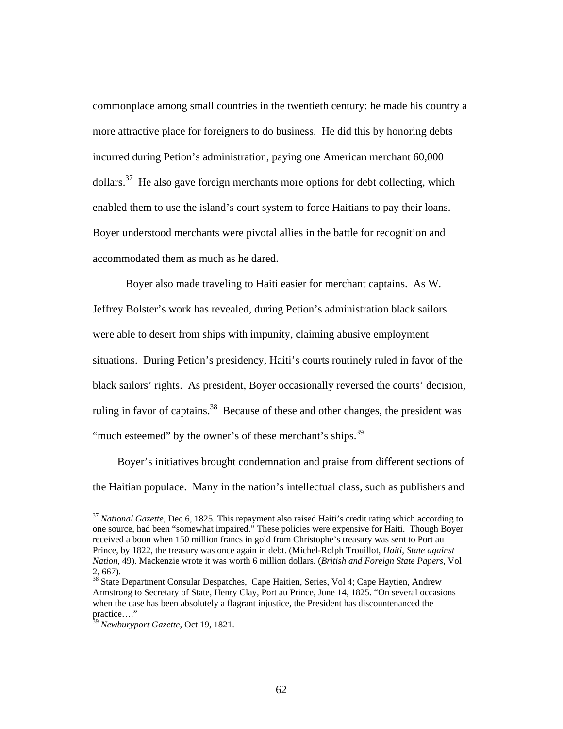commonplace among small countries in the twentieth century: he made his country a more attractive place for foreigners to do business. He did this by honoring debts incurred during Petion's administration, paying one American merchant 60,000 dollars.[37] He also gave foreign merchants more options for debt collecting, which enabled them to use the island's court system to force Haitians to pay their loans. Boyer understood merchants were pivotal allies in the battle for recognition and accommodated them as much as he dared.

Boyer also made traveling to Haiti easier for merchant captains. As W. Jeffrey Bolster's work has revealed, during Petion's administration black sailors were able to desert from ships with impunity, claiming abusive employment situations. During Petion's presidency, Haiti's courts routinely ruled in favor of the black sailors' rights. As president, Boyer occasionally reversed the courts' decision, ruling in favor of captains.[38] Because of these and other changes, the president was "much esteemed" by the owner's of these merchant's ships.[39]

Boyer's initiatives brought condemnation and praise from different sections of the Haitian populace. Many in the nation's intellectual class, such as publishers and

---

[37] *National Gazette,* Dec 6, 1825. This repayment also raised Haiti's credit rating which according to one source, had been "somewhat impaired." These policies were expensive for Haiti. Though Boyer received a boon when 150 million francs in gold from Christophe's treasury was sent to Port au Prince, by 1822, the treasury was once again in debt. (Michel-Rolph Trouillot, *Haiti, State against Nation,* 49). Mackenzie wrote it was worth 6 million dollars. (*British and Foreign State Papers*, Vol 2, 667).

[38] State Department Consular Despatches, Cape Haitien, Series, Vol 4; Cape Haytien, Andrew Armstrong to Secretary of State, Henry Clay, Port au Prince, June 14, 1825. "On several occasions when the case has been absolutely a flagrant injustice, the President has discountenanced the practice…."

[39] *Newburyport Gazette,* Oct 19, 1821.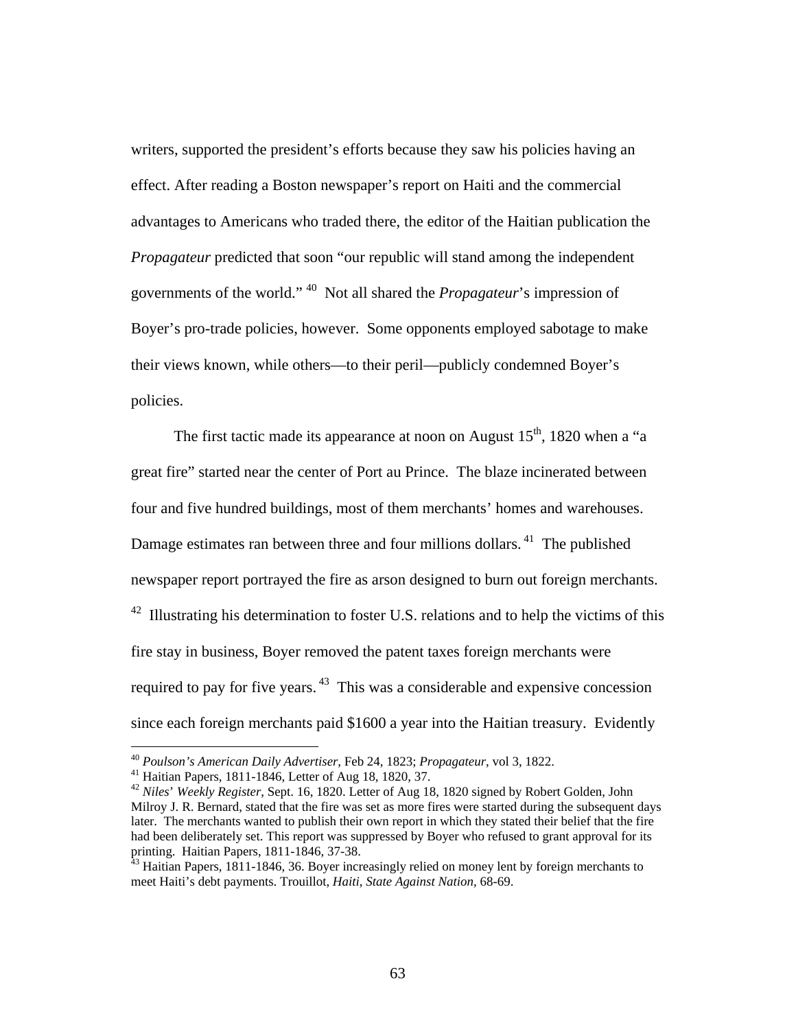writers, supported the president's efforts because they saw his policies having an effect. After reading a Boston newspaper's report on Haiti and the commercial advantages to Americans who traded there, the editor of the Haitian publication the *Propagateur* predicted that soon "our republic will stand among the independent governments of the world." [40] Not all shared the *Propagateur*'s impression of Boyer's pro-trade policies, however. Some opponents employed sabotage to make their views known, while others—to their peril—publicly condemned Boyer's policies.

The first tactic made its appearance at noon on August 15th, 1820 when a "a great fire" started near the center of Port au Prince. The blaze incinerated between four and five hundred buildings, most of them merchants' homes and warehouses. Damage estimates ran between three and four millions dollars. [41] The published newspaper report portrayed the fire as arson designed to burn out foreign merchants. [42] Illustrating his determination to foster U.S. relations and to help the victims of this fire stay in business, Boyer removed the patent taxes foreign merchants were required to pay for five years. [43] This was a considerable and expensive concession since each foreign merchants paid $1600 a year into the Haitian treasury. Evidently

---

[40] *Poulson's American Daily Advertiser*, Feb 24, 1823; *Propagateur*, vol 3, 1822.

[41] Haitian Papers, 1811-1846, Letter of Aug 18, 1820, 37.

[42] *Niles' Weekly Register*, Sept. 16, 1820. Letter of Aug 18, 1820 signed by Robert Golden, John Milroy J. R. Bernard, stated that the fire was set as more fires were started during the subsequent days later. The merchants wanted to publish their own report in which they stated their belief that the fire had been deliberately set. This report was suppressed by Boyer who refused to grant approval for its printing. Haitian Papers, 1811-1846, 37-38.

[43] Haitian Papers, 1811-1846, 36. Boyer increasingly relied on money lent by foreign merchants to meet Haiti's debt payments. Trouillot, *Haiti, State Against Nation*, 68-69.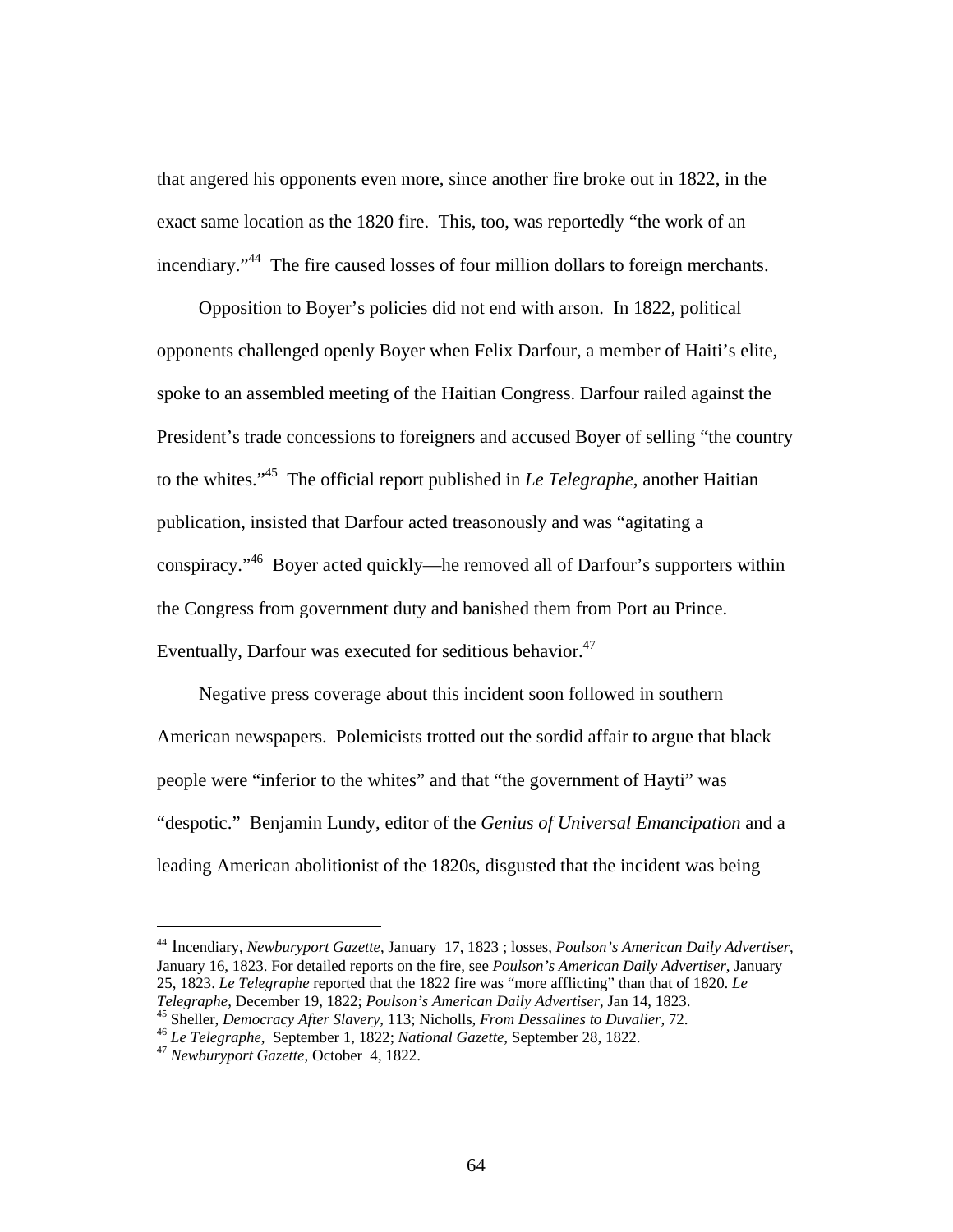that angered his opponents even more, since another fire broke out in 1822, in the exact same location as the 1820 fire. This, too, was reportedly "the work of an incendiary."[44] The fire caused losses of four million dollars to foreign merchants.

Opposition to Boyer's policies did not end with arson. In 1822, political opponents challenged openly Boyer when Felix Darfour, a member of Haiti's elite, spoke to an assembled meeting of the Haitian Congress. Darfour railed against the President's trade concessions to foreigners and accused Boyer of selling "the country to the whites."[45] The official report published in *Le Telegraphe*, another Haitian publication, insisted that Darfour acted treasonously and was "agitating a conspiracy."[46] Boyer acted quickly—he removed all of Darfour's supporters within the Congress from government duty and banished them from Port au Prince. Eventually, Darfour was executed for seditious behavior.[47]

Negative press coverage about this incident soon followed in southern American newspapers. Polemicists trotted out the sordid affair to argue that black people were "inferior to the whites" and that "the government of Hayti" was "despotic." Benjamin Lundy, editor of the *Genius of Universal Emancipation* and a leading American abolitionist of the 1820s, disgusted that the incident was being

---

[44] Incendiary, *Newburyport Gazette*, January 17, 1823 ; losses, *Poulson's American Daily Advertiser*, January 16, 1823. For detailed reports on the fire, see *Poulson's American Daily Advertiser*, January 25, 1823. *Le Telegraphe* reported that the 1822 fire was "more afflicting" than that of 1820. *Le Telegraphe*, December 19, 1822; *Poulson's American Daily Advertiser,* Jan 14, 1823.

[45] Sheller, *Democracy After Slavery*, 113; Nicholls, *From Dessalines to Duvalier,* 72.

[46] *Le Telegraphe,* September 1, 1822; *National Gazette*, September 28, 1822.

[47] *Newburyport Gazette*, October 4, 1822.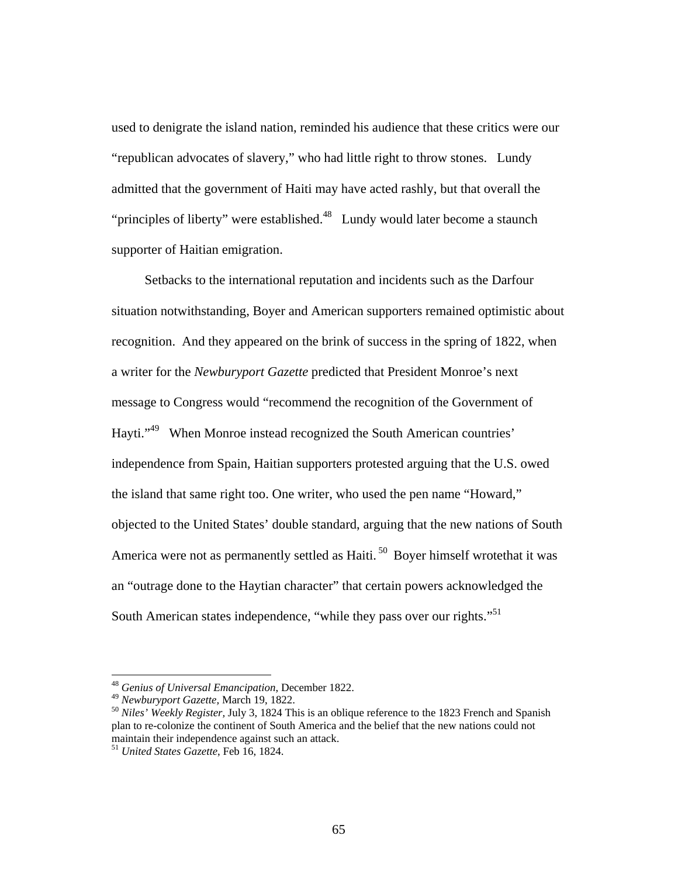used to denigrate the island nation, reminded his audience that these critics were our "republican advocates of slavery," who had little right to throw stones. Lundy admitted that the government of Haiti may have acted rashly, but that overall the "principles of liberty" were established.[48] Lundy would later become a staunch supporter of Haitian emigration.

Setbacks to the international reputation and incidents such as the Darfour situation notwithstanding, Boyer and American supporters remained optimistic about recognition. And they appeared on the brink of success in the spring of 1822, when a writer for the *Newburyport Gazette* predicted that President Monroe's next message to Congress would "recommend the recognition of the Government of Hayti."[49] When Monroe instead recognized the South American countries' independence from Spain, Haitian supporters protested arguing that the U.S. owed the island that same right too. One writer, who used the pen name "Howard," objected to the United States' double standard, arguing that the new nations of South America were not as permanently settled as Haiti.[50] Boyer himself wrotethat it was an "outrage done to the Haytian character" that certain powers acknowledged the South American states independence, "while they pass over our rights."[51]

---

[48] *Genius of Universal Emancipation*, December 1822.

[49] *Newburyport Gazette*, March 19, 1822.

[50] *Niles' Weekly Register*, July 3, 1824 This is an oblique reference to the 1823 French and Spanish plan to re-colonize the continent of South America and the belief that the new nations could not maintain their independence against such an attack.

[51] *United States Gazette*, Feb 16, 1824.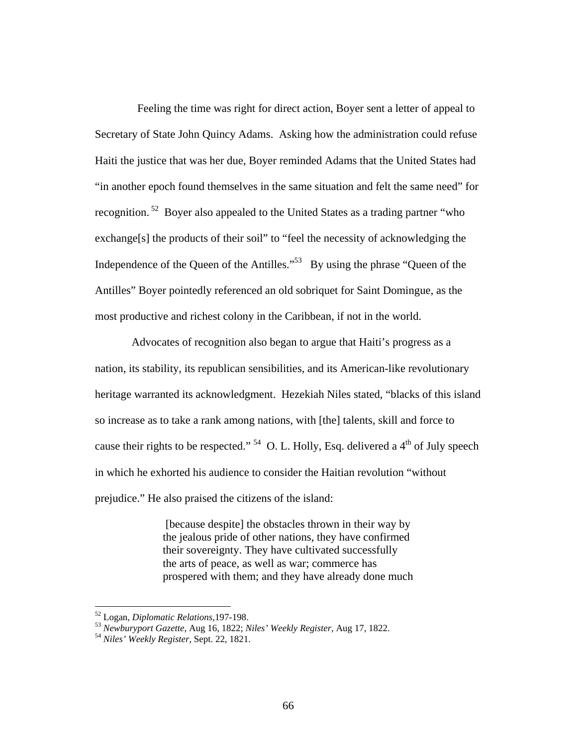Feeling the time was right for direct action, Boyer sent a letter of appeal to Secretary of State John Quincy Adams. Asking how the administration could refuse Haiti the justice that was her due, Boyer reminded Adams that the United States had "in another epoch found themselves in the same situation and felt the same need" for recognition.[52] Boyer also appealed to the United States as a trading partner "who exchange[s] the products of their soil" to "feel the necessity of acknowledging the Independence of the Queen of the Antilles."[53] By using the phrase "Queen of the Antilles" Boyer pointedly referenced an old sobriquet for Saint Domingue, as the most productive and richest colony in the Caribbean, if not in the world.

Advocates of recognition also began to argue that Haiti's progress as a nation, its stability, its republican sensibilities, and its American-like revolutionary heritage warranted its acknowledgment. Hezekiah Niles stated, "blacks of this island so increase as to take a rank among nations, with [the] talents, skill and force to cause their rights to be respected."[54] O. L. Holly, Esq. delivered a 4th of July speech in which he exhorted his audience to consider the Haitian revolution "without prejudice." He also praised the citizens of the island:

> [because despite] the obstacles thrown in their way by the jealous pride of other nations, they have confirmed their sovereignty. They have cultivated successfully the arts of peace, as well as war; commerce has prospered with them; and they have already done much

---

[52] Logan, *Diplomatic Relations*,197-198.

[53] *Newburyport Gazette*, Aug 16, 1822; *Niles' Weekly Register*, Aug 17, 1822.

[54] *Niles' Weekly Register,* Sept. 22, 1821.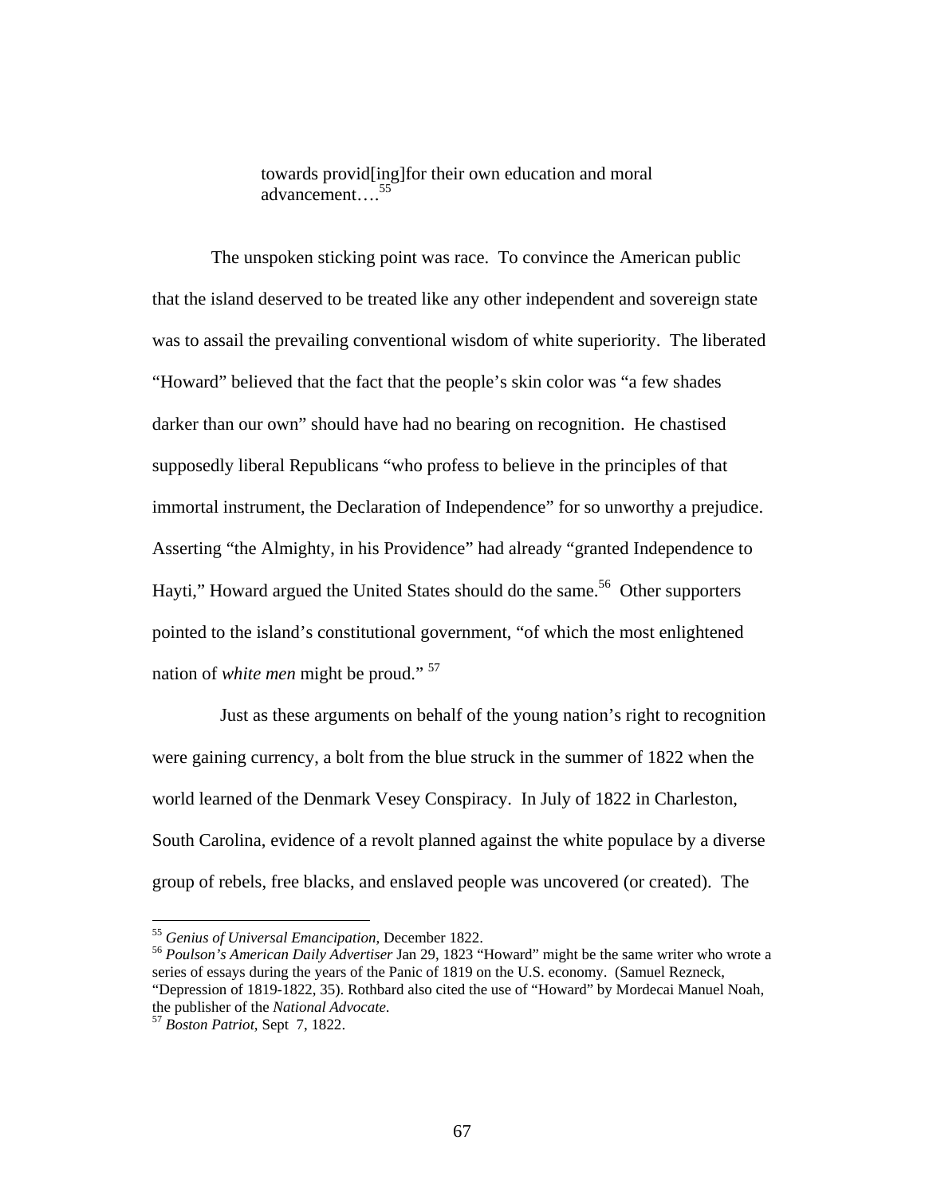> towards provid[ing]for their own education and moral advancement….[55]

The unspoken sticking point was race. To convince the American public that the island deserved to be treated like any other independent and sovereign state was to assail the prevailing conventional wisdom of white superiority. The liberated "Howard" believed that the fact that the people's skin color was "a few shades darker than our own" should have had no bearing on recognition. He chastised supposedly liberal Republicans "who profess to believe in the principles of that immortal instrument, the Declaration of Independence" for so unworthy a prejudice. Asserting "the Almighty, in his Providence" had already "granted Independence to Hayti," Howard argued the United States should do the same.[56] Other supporters pointed to the island's constitutional government, "of which the most enlightened nation of *white men* might be proud." [57]

Just as these arguments on behalf of the young nation's right to recognition were gaining currency, a bolt from the blue struck in the summer of 1822 when the world learned of the Denmark Vesey Conspiracy. In July of 1822 in Charleston, South Carolina, evidence of a revolt planned against the white populace by a diverse group of rebels, free blacks, and enslaved people was uncovered (or created). The

---

[55] *Genius of Universal Emancipation*, December 1822.

[56] *Poulson's American Daily Advertiser* Jan 29, 1823 "Howard" might be the same writer who wrote a series of essays during the years of the Panic of 1819 on the U.S. economy. (Samuel Rezneck, "Depression of 1819-1822, 35). Rothbard also cited the use of "Howard" by Mordecai Manuel Noah, the publisher of the *National Advocate*.

[57] *Boston Patriot*, Sept 7, 1822.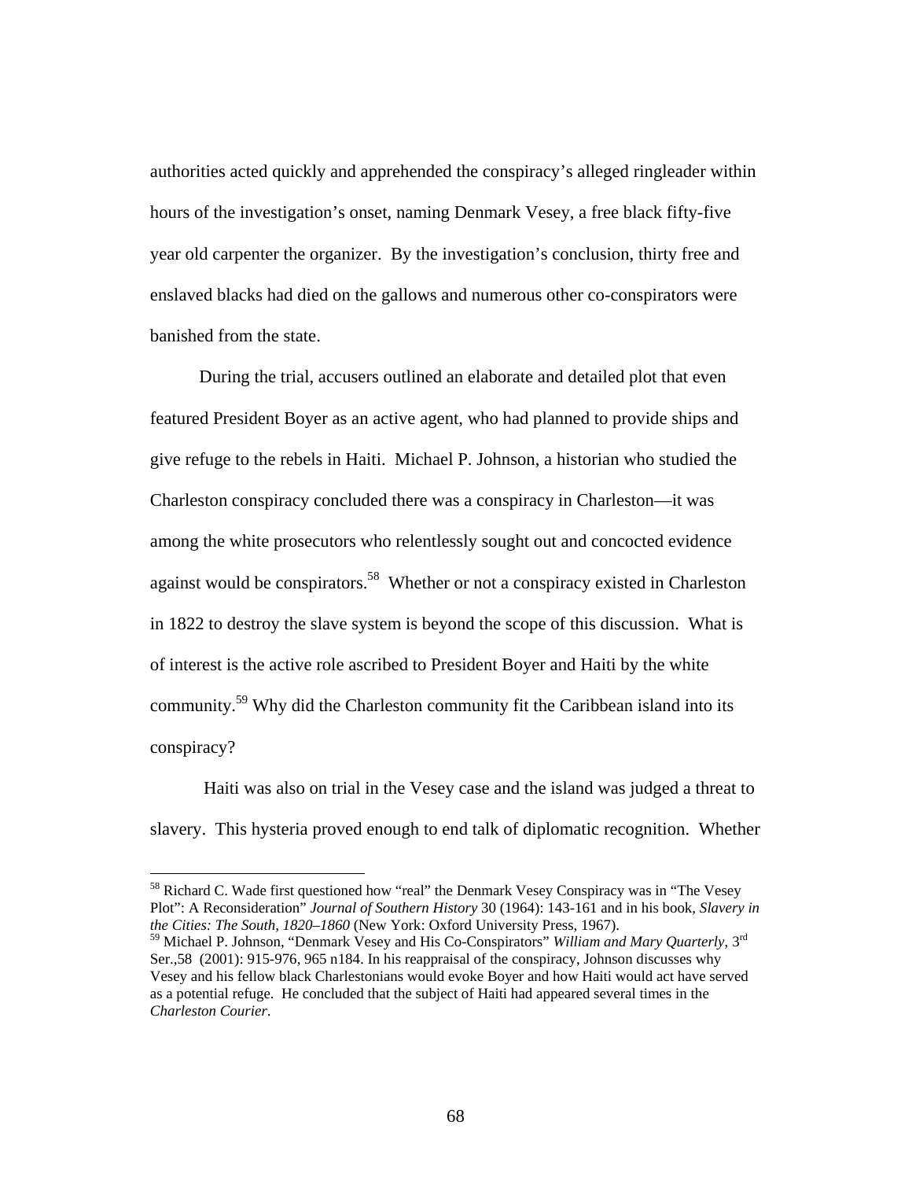authorities acted quickly and apprehended the conspiracy's alleged ringleader within hours of the investigation's onset, naming Denmark Vesey, a free black fifty-five year old carpenter the organizer. By the investigation's conclusion, thirty free and enslaved blacks had died on the gallows and numerous other co-conspirators were banished from the state.

During the trial, accusers outlined an elaborate and detailed plot that even featured President Boyer as an active agent, who had planned to provide ships and give refuge to the rebels in Haiti. Michael P. Johnson, a historian who studied the Charleston conspiracy concluded there was a conspiracy in Charleston—it was among the white prosecutors who relentlessly sought out and concocted evidence against would be conspirators.[58] Whether or not a conspiracy existed in Charleston in 1822 to destroy the slave system is beyond the scope of this discussion. What is of interest is the active role ascribed to President Boyer and Haiti by the white community.[59] Why did the Charleston community fit the Caribbean island into its conspiracy?

Haiti was also on trial in the Vesey case and the island was judged a threat to slavery. This hysteria proved enough to end talk of diplomatic recognition. Whether

---

[58] Richard C. Wade first questioned how "real" the Denmark Vesey Conspiracy was in "The Vesey Plot": A Reconsideration" *Journal of Southern History* 30 (1964): 143-161 and in his book, *Slavery in the Cities: The South, 1820–1860* (New York: Oxford University Press, 1967).

[59] Michael P. Johnson, "Denmark Vesey and His Co-Conspirators" *William and Mary Quarterly*, 3rd Ser.,58 (2001): 915-976, 965 n184. In his reappraisal of the conspiracy, Johnson discusses why Vesey and his fellow black Charlestonians would evoke Boyer and how Haiti would act have served as a potential refuge. He concluded that the subject of Haiti had appeared several times in the *Charleston Courier*.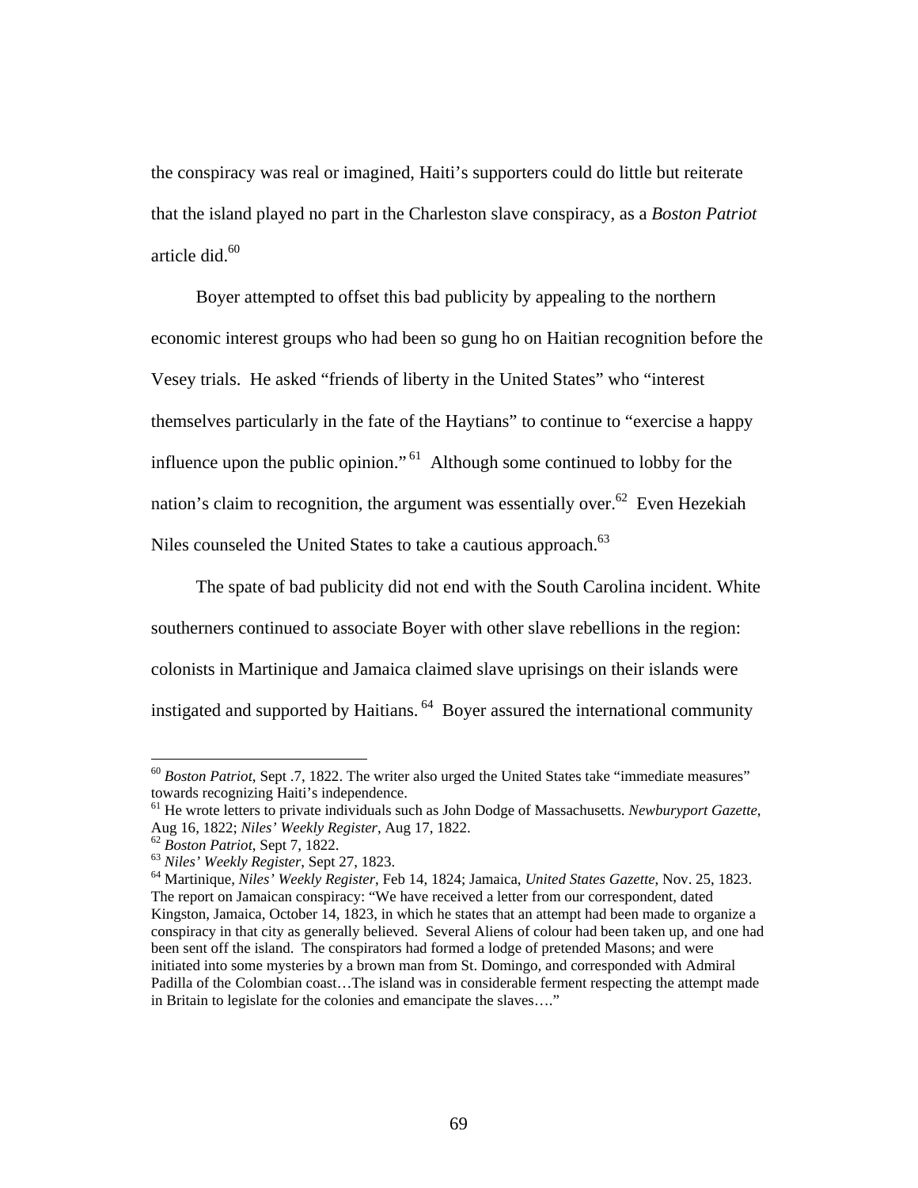the conspiracy was real or imagined, Haiti's supporters could do little but reiterate that the island played no part in the Charleston slave conspiracy, as a *Boston Patriot* article did.[60]

Boyer attempted to offset this bad publicity by appealing to the northern economic interest groups who had been so gung ho on Haitian recognition before the Vesey trials. He asked "friends of liberty in the United States" who "interest themselves particularly in the fate of the Haytians" to continue to "exercise a happy influence upon the public opinion."[61] Although some continued to lobby for the nation's claim to recognition, the argument was essentially over.[62] Even Hezekiah Niles counseled the United States to take a cautious approach.[63]

The spate of bad publicity did not end with the South Carolina incident. White southerners continued to associate Boyer with other slave rebellions in the region: colonists in Martinique and Jamaica claimed slave uprisings on their islands were instigated and supported by Haitians.[64] Boyer assured the international community

---

[60] *Boston Patriot*, Sept .7, 1822. The writer also urged the United States take "immediate measures" towards recognizing Haiti's independence.

[61] He wrote letters to private individuals such as John Dodge of Massachusetts. *Newburyport Gazette*, Aug 16, 1822; *Niles' Weekly Register*, Aug 17, 1822.

[62] *Boston Patriot*, Sept 7, 1822.

[63] *Niles' Weekly Register*, Sept 27, 1823.

[64] Martinique, *Niles' Weekly Register*, Feb 14, 1824; Jamaica, *United States Gazette*, Nov. 25, 1823. The report on Jamaican conspiracy: "We have received a letter from our correspondent, dated Kingston, Jamaica, October 14, 1823, in which he states that an attempt had been made to organize a conspiracy in that city as generally believed. Several Aliens of colour had been taken up, and one had been sent off the island. The conspirators had formed a lodge of pretended Masons; and were initiated into some mysteries by a brown man from St. Domingo, and corresponded with Admiral Padilla of the Colombian coast…The island was in considerable ferment respecting the attempt made in Britain to legislate for the colonies and emancipate the slaves…."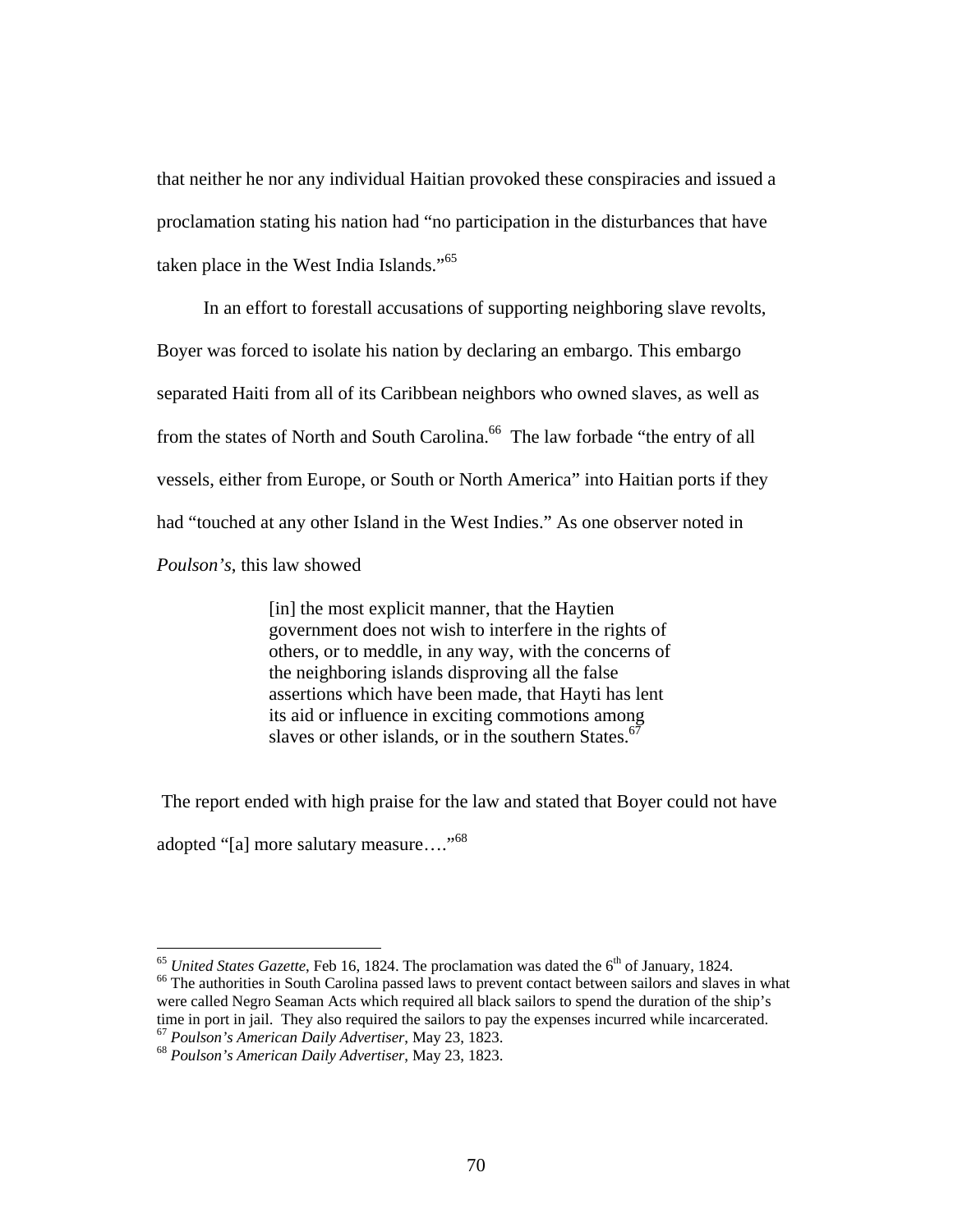that neither he nor any individual Haitian provoked these conspiracies and issued a proclamation stating his nation had "no participation in the disturbances that have taken place in the West India Islands."[65]

In an effort to forestall accusations of supporting neighboring slave revolts, Boyer was forced to isolate his nation by declaring an embargo. This embargo separated Haiti from all of its Caribbean neighbors who owned slaves, as well as from the states of North and South Carolina.[66] The law forbade "the entry of all vessels, either from Europe, or South or North America" into Haitian ports if they had "touched at any other Island in the West Indies." As one observer noted in *Poulson's*, this law showed

> [in] the most explicit manner, that the Haytien government does not wish to interfere in the rights of others, or to meddle, in any way, with the concerns of the neighboring islands disproving all the false assertions which have been made, that Hayti has lent its aid or influence in exciting commotions among slaves or other islands, or in the southern States.[67]

The report ended with high praise for the law and stated that Boyer could not have adopted "[a] more salutary measure…."[68]

---

[65] *United States Gazette*, Feb 16, 1824. The proclamation was dated the 6th of January, 1824.

[66] The authorities in South Carolina passed laws to prevent contact between sailors and slaves in what were called Negro Seaman Acts which required all black sailors to spend the duration of the ship's time in port in jail. They also required the sailors to pay the expenses incurred while incarcerated.

[67] *Poulson's American Daily Advertiser*, May 23, 1823.

[68] *Poulson's American Daily Advertiser*, May 23, 1823.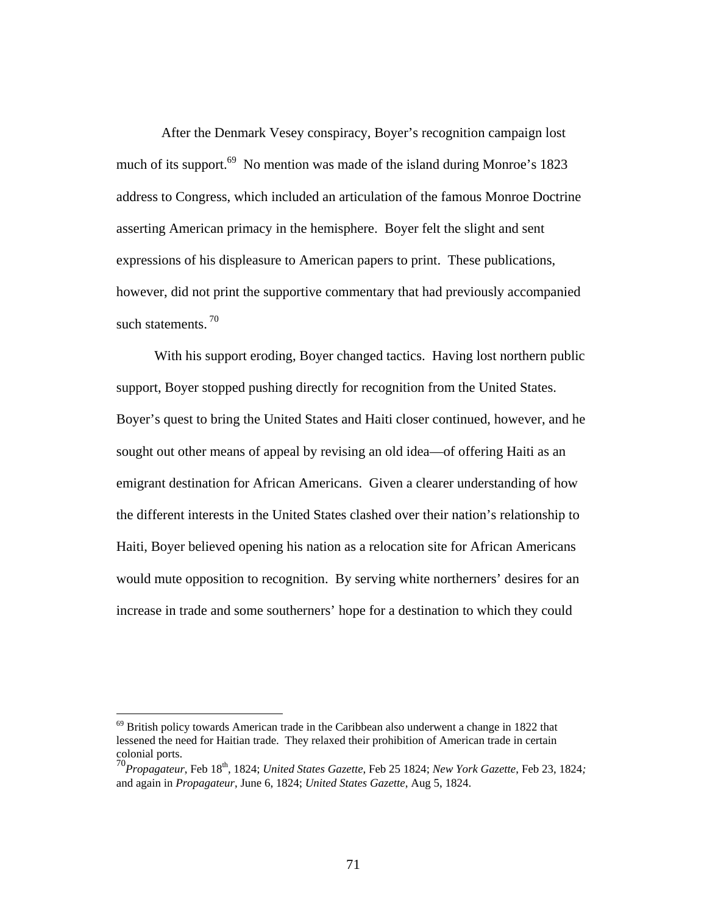After the Denmark Vesey conspiracy, Boyer's recognition campaign lost much of its support.[69] No mention was made of the island during Monroe's 1823 address to Congress, which included an articulation of the famous Monroe Doctrine asserting American primacy in the hemisphere. Boyer felt the slight and sent expressions of his displeasure to American papers to print. These publications, however, did not print the supportive commentary that had previously accompanied such statements.[70]

With his support eroding, Boyer changed tactics. Having lost northern public support, Boyer stopped pushing directly for recognition from the United States. Boyer's quest to bring the United States and Haiti closer continued, however, and he sought out other means of appeal by revising an old idea—of offering Haiti as an emigrant destination for African Americans. Given a clearer understanding of how the different interests in the United States clashed over their nation's relationship to Haiti, Boyer believed opening his nation as a relocation site for African Americans would mute opposition to recognition. By serving white northerners' desires for an increase in trade and some southerners' hope for a destination to which they could

---

[69] British policy towards American trade in the Caribbean also underwent a change in 1822 that lessened the need for Haitian trade. They relaxed their prohibition of American trade in certain colonial ports.

[70] *Propagateur*, Feb 18th, 1824; *United States Gazette*, Feb 25 1824; *New York Gazette*, Feb 23, 1824; and again in *Propagateur*, June 6, 1824; *United States Gazette*, Aug 5, 1824.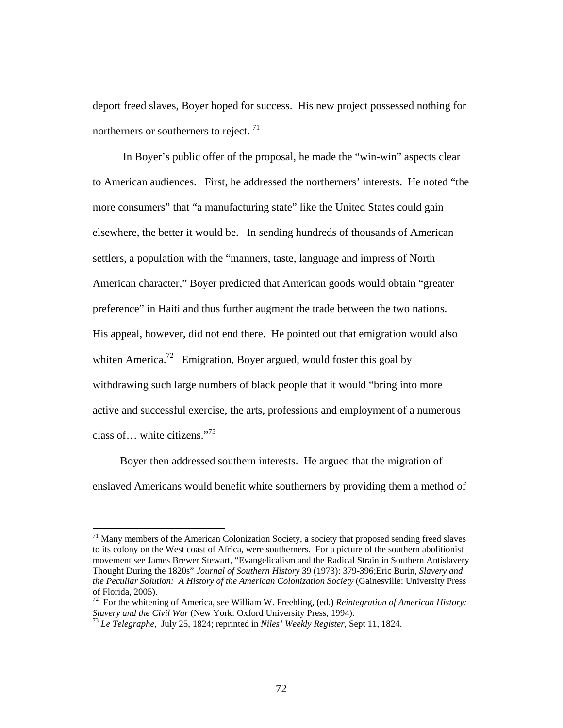deport freed slaves, Boyer hoped for success. His new project possessed nothing for northerners or southerners to reject. [71]

In Boyer's public offer of the proposal, he made the "win-win" aspects clear to American audiences. First, he addressed the northerners' interests. He noted "the more consumers" that "a manufacturing state" like the United States could gain elsewhere, the better it would be. In sending hundreds of thousands of American settlers, a population with the "manners, taste, language and impress of North American character," Boyer predicted that American goods would obtain "greater preference" in Haiti and thus further augment the trade between the two nations. His appeal, however, did not end there. He pointed out that emigration would also whiten America.[72] Emigration, Boyer argued, would foster this goal by withdrawing such large numbers of black people that it would "bring into more active and successful exercise, the arts, professions and employment of a numerous class of… white citizens."[73]

Boyer then addressed southern interests. He argued that the migration of enslaved Americans would benefit white southerners by providing them a method of

---

[71] Many members of the American Colonization Society, a society that proposed sending freed slaves to its colony on the West coast of Africa, were southerners. For a picture of the southern abolitionist movement see James Brewer Stewart, "Evangelicalism and the Radical Strain in Southern Antislavery Thought During the 1820s" *Journal of Southern History* 39 (1973): 379-396;Eric Burin, *Slavery and the Peculiar Solution: A History of the American Colonization Society* (Gainesville: University Press of Florida, 2005).

[72] For the whitening of America, see William W. Freehling, (ed.) *Reintegration of American History: Slavery and the Civil War* (New York: Oxford University Press, 1994).

[73] *Le Telegraphe,* July 25, 1824; reprinted in *Niles' Weekly Register,* Sept 11, 1824.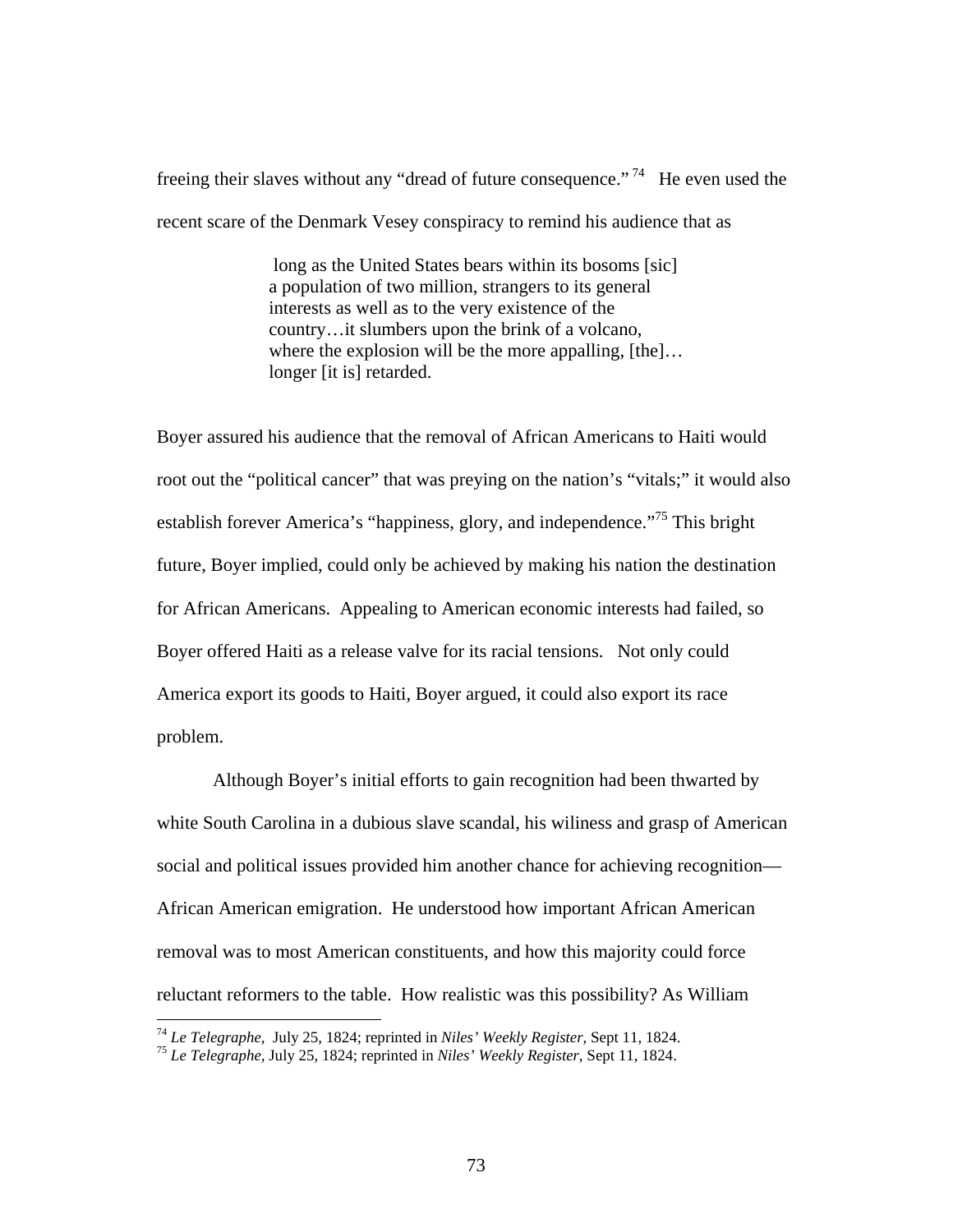freeing their slaves without any "dread of future consequence." [74] He even used the recent scare of the Denmark Vesey conspiracy to remind his audience that as

> long as the United States bears within its bosoms [sic] a population of two million, strangers to its general interests as well as to the very existence of the country…it slumbers upon the brink of a volcano, where the explosion will be the more appalling, [the]… longer [it is] retarded.

Boyer assured his audience that the removal of African Americans to Haiti would root out the "political cancer" that was preying on the nation's "vitals;" it would also establish forever America's "happiness, glory, and independence."[75] This bright future, Boyer implied, could only be achieved by making his nation the destination for African Americans. Appealing to American economic interests had failed, so Boyer offered Haiti as a release valve for its racial tensions. Not only could America export its goods to Haiti, Boyer argued, it could also export its race problem.

Although Boyer's initial efforts to gain recognition had been thwarted by white South Carolina in a dubious slave scandal, his wiliness and grasp of American social and political issues provided him another chance for achieving recognition—African American emigration. He understood how important African American removal was to most American constituents, and how this majority could force reluctant reformers to the table. How realistic was this possibility? As William

---

[74] *Le Telegraphe,* July 25, 1824; reprinted in *Niles' Weekly Register,* Sept 11, 1824.
[75] *Le Telegraphe,* July 25, 1824; reprinted in *Niles' Weekly Register,* Sept 11, 1824.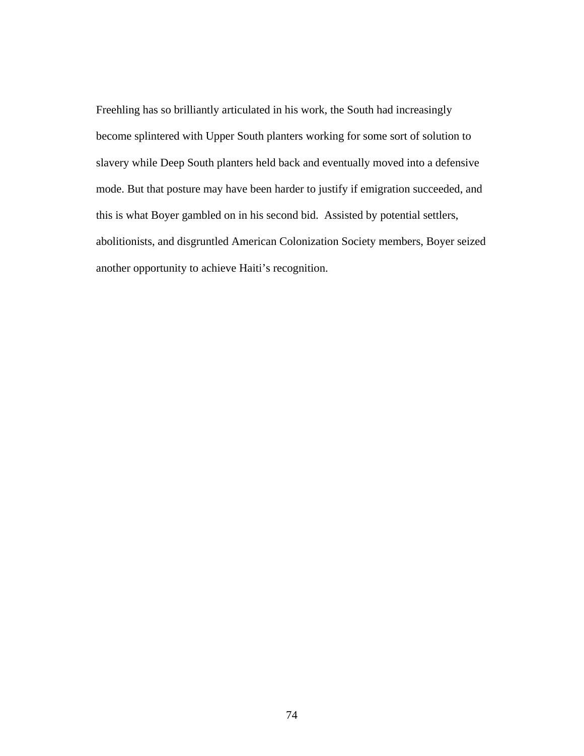Freehling has so brilliantly articulated in his work, the South had increasingly become splintered with Upper South planters working for some sort of solution to slavery while Deep South planters held back and eventually moved into a defensive mode. But that posture may have been harder to justify if emigration succeeded, and this is what Boyer gambled on in his second bid. Assisted by potential settlers, abolitionists, and disgruntled American Colonization Society members, Boyer seized another opportunity to achieve Haiti's recognition.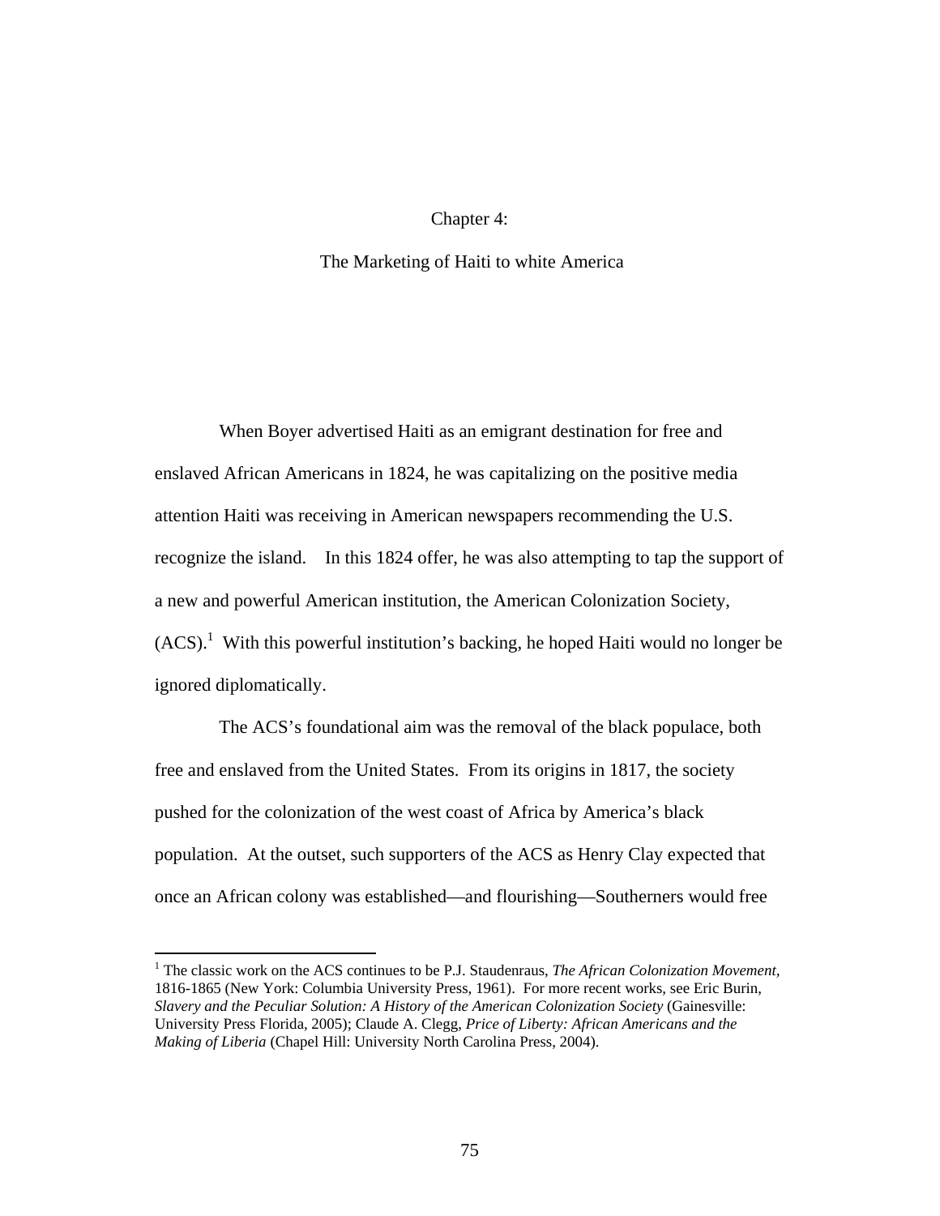# Chapter 4:

## The Marketing of Haiti to white America

When Boyer advertised Haiti as an emigrant destination for free and enslaved African Americans in 1824, he was capitalizing on the positive media attention Haiti was receiving in American newspapers recommending the U.S. recognize the island. In this 1824 offer, he was also attempting to tap the support of a new and powerful American institution, the American Colonization Society, (ACS).[1] With this powerful institution's backing, he hoped Haiti would no longer be ignored diplomatically.

The ACS's foundational aim was the removal of the black populace, both free and enslaved from the United States. From its origins in 1817, the society pushed for the colonization of the west coast of Africa by America's black population. At the outset, such supporters of the ACS as Henry Clay expected that once an African colony was established—and flourishing—Southerners would free

---

[1] The classic work on the ACS continues to be P.J. Staudenraus, *The African Colonization Movement*, 1816-1865 (New York: Columbia University Press, 1961). For more recent works, see Eric Burin, *Slavery and the Peculiar Solution: A History of the American Colonization Society* (Gainesville: University Press Florida, 2005); Claude A. Clegg, *Price of Liberty: African Americans and the Making of Liberia* (Chapel Hill: University North Carolina Press, 2004).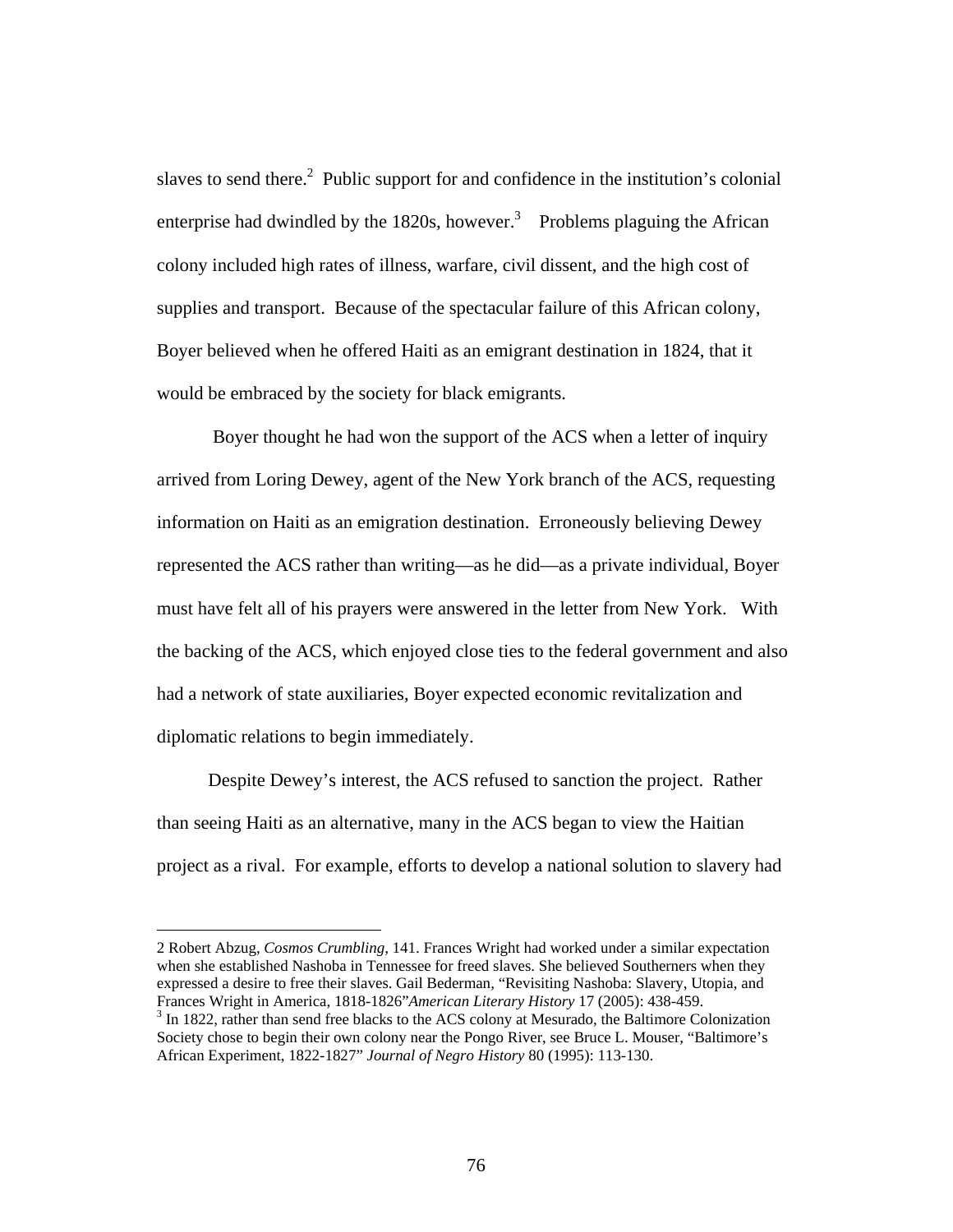slaves to send there.[2] Public support for and confidence in the institution's colonial enterprise had dwindled by the 1820s, however.[3] Problems plaguing the African colony included high rates of illness, warfare, civil dissent, and the high cost of supplies and transport. Because of the spectacular failure of this African colony, Boyer believed when he offered Haiti as an emigrant destination in 1824, that it would be embraced by the society for black emigrants.

Boyer thought he had won the support of the ACS when a letter of inquiry arrived from Loring Dewey, agent of the New York branch of the ACS, requesting information on Haiti as an emigration destination. Erroneously believing Dewey represented the ACS rather than writing—as he did—as a private individual, Boyer must have felt all of his prayers were answered in the letter from New York. With the backing of the ACS, which enjoyed close ties to the federal government and also had a network of state auxiliaries, Boyer expected economic revitalization and diplomatic relations to begin immediately.

Despite Dewey's interest, the ACS refused to sanction the project. Rather than seeing Haiti as an alternative, many in the ACS began to view the Haitian project as a rival. For example, efforts to develop a national solution to slavery had

---

2 Robert Abzug, *Cosmos Crumbling,* 141. Frances Wright had worked under a similar expectation when she established Nashoba in Tennessee for freed slaves. She believed Southerners when they expressed a desire to free their slaves. Gail Bederman, "Revisiting Nashoba: Slavery, Utopia, and Frances Wright in America, 1818-1826"*American Literary History* 17 (2005): 438-459.

3 In 1822, rather than send free blacks to the ACS colony at Mesurado, the Baltimore Colonization Society chose to begin their own colony near the Pongo River, see Bruce L. Mouser, "Baltimore's African Experiment, 1822-1827" *Journal of Negro History* 80 (1995): 113-130.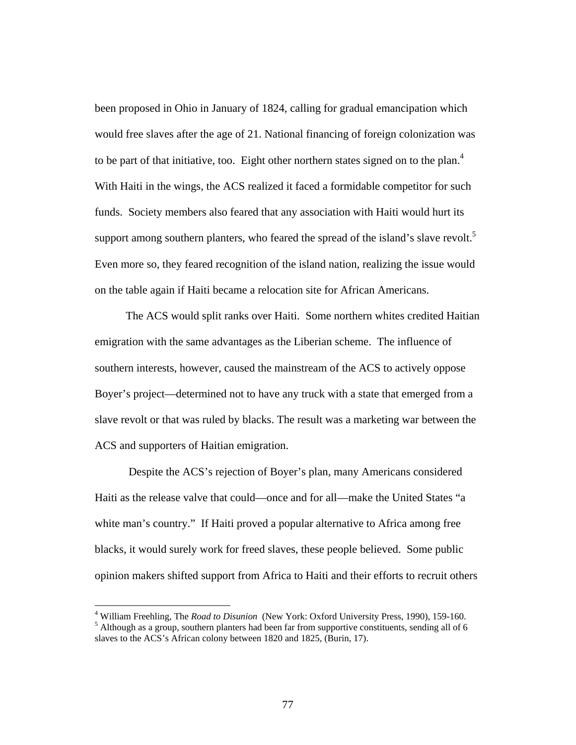been proposed in Ohio in January of 1824, calling for gradual emancipation which would free slaves after the age of 21. National financing of foreign colonization was to be part of that initiative, too. Eight other northern states signed on to the plan.[4] With Haiti in the wings, the ACS realized it faced a formidable competitor for such funds. Society members also feared that any association with Haiti would hurt its support among southern planters, who feared the spread of the island's slave revolt.[5] Even more so, they feared recognition of the island nation, realizing the issue would on the table again if Haiti became a relocation site for African Americans.

The ACS would split ranks over Haiti. Some northern whites credited Haitian emigration with the same advantages as the Liberian scheme. The influence of southern interests, however, caused the mainstream of the ACS to actively oppose Boyer's project—determined not to have any truck with a state that emerged from a slave revolt or that was ruled by blacks. The result was a marketing war between the ACS and supporters of Haitian emigration.

Despite the ACS's rejection of Boyer's plan, many Americans considered Haiti as the release valve that could—once and for all—make the United States "a white man's country." If Haiti proved a popular alternative to Africa among free blacks, it would surely work for freed slaves, these people believed. Some public opinion makers shifted support from Africa to Haiti and their efforts to recruit others

---

[4] William Freehling, The *Road to Disunion* (New York: Oxford University Press, 1990), 159-160.

[5] Although as a group, southern planters had been far from supportive constituents, sending all of 6 slaves to the ACS's African colony between 1820 and 1825, (Burin, 17).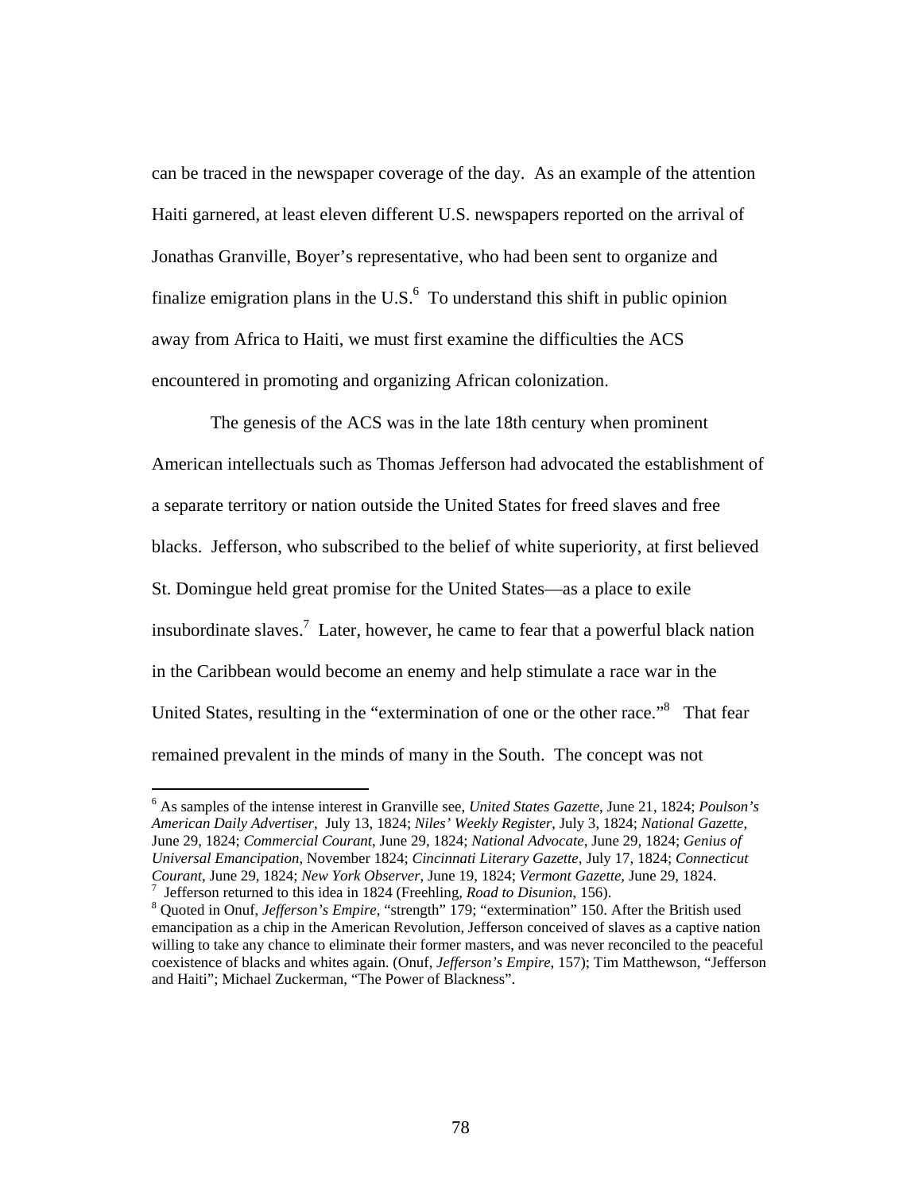can be traced in the newspaper coverage of the day. As an example of the attention Haiti garnered, at least eleven different U.S. newspapers reported on the arrival of Jonathas Granville, Boyer's representative, who had been sent to organize and finalize emigration plans in the U.S.[6] To understand this shift in public opinion away from Africa to Haiti, we must first examine the difficulties the ACS encountered in promoting and organizing African colonization.

The genesis of the ACS was in the late 18th century when prominent American intellectuals such as Thomas Jefferson had advocated the establishment of a separate territory or nation outside the United States for freed slaves and free blacks. Jefferson, who subscribed to the belief of white superiority, at first believed St. Domingue held great promise for the United States—as a place to exile insubordinate slaves.[7] Later, however, he came to fear that a powerful black nation in the Caribbean would become an enemy and help stimulate a race war in the United States, resulting in the "extermination of one or the other race."[8] That fear remained prevalent in the minds of many in the South. The concept was not

---

[6] As samples of the intense interest in Granville see, *United States Gazette*, June 21, 1824; *Poulson's American Daily Advertiser*, July 13, 1824; *Niles' Weekly Register*, July 3, 1824; *National Gazette*, June 29, 1824; *Commercial Courant*, June 29, 1824; *National Advocate*, June 29, 1824; *Genius of Universal Emancipation*, November 1824; *Cincinnati Literary Gazette*, July 17, 1824; *Connecticut Courant*, June 29, 1824; *New York Observer*, June 19, 1824; *Vermont Gazette*, June 29, 1824.

[7] Jefferson returned to this idea in 1824 (Freehling, *Road to Disunion*, 156).

[8] Quoted in Onuf, *Jefferson's Empire*, "strength" 179; "extermination" 150. After the British used emancipation as a chip in the American Revolution, Jefferson conceived of slaves as a captive nation willing to take any chance to eliminate their former masters, and was never reconciled to the peaceful coexistence of blacks and whites again. (Onuf, *Jefferson's Empire*, 157); Tim Matthewson, "Jefferson and Haiti"; Michael Zuckerman, "The Power of Blackness".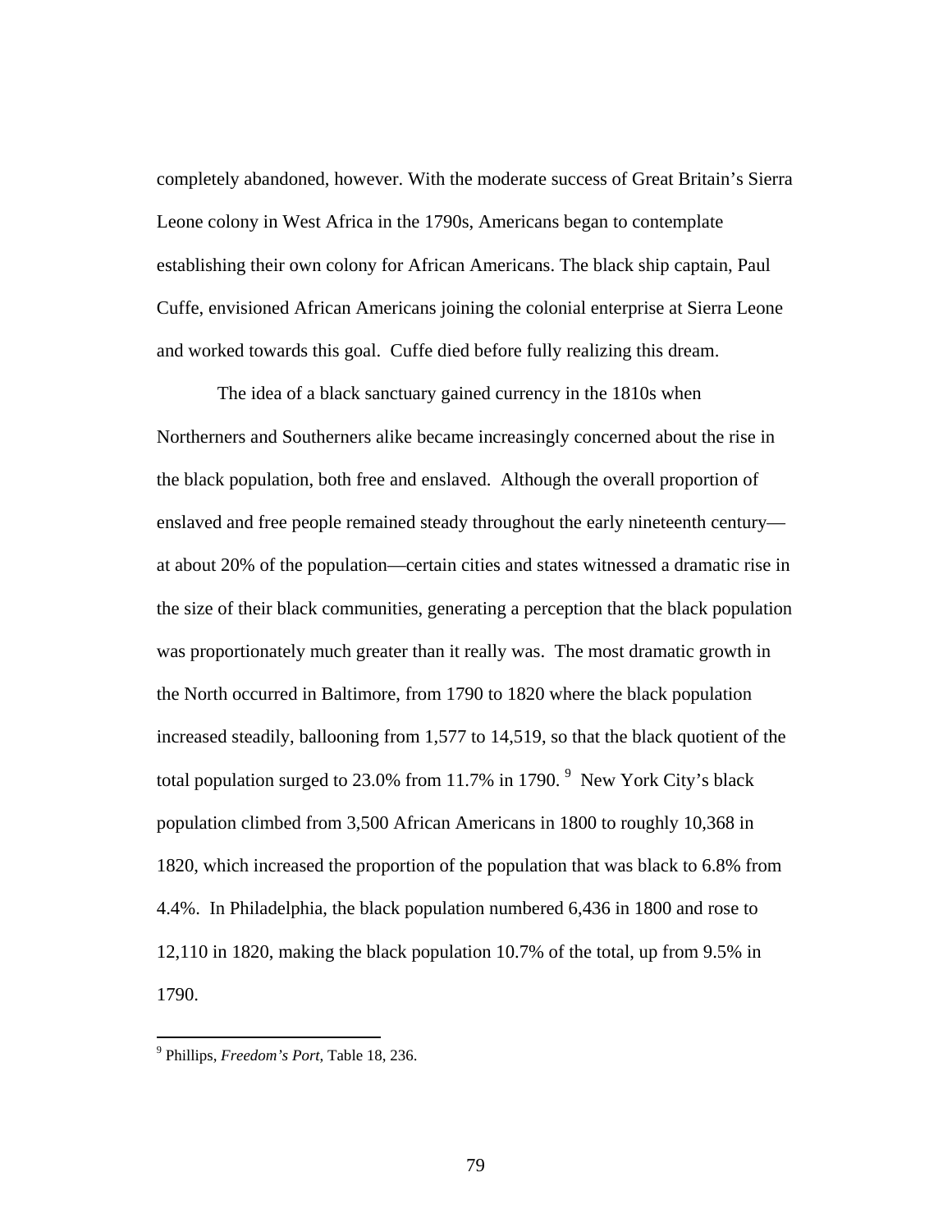completely abandoned, however. With the moderate success of Great Britain's Sierra Leone colony in West Africa in the 1790s, Americans began to contemplate establishing their own colony for African Americans. The black ship captain, Paul Cuffe, envisioned African Americans joining the colonial enterprise at Sierra Leone and worked towards this goal. Cuffe died before fully realizing this dream.

The idea of a black sanctuary gained currency in the 1810s when Northerners and Southerners alike became increasingly concerned about the rise in the black population, both free and enslaved. Although the overall proportion of enslaved and free people remained steady throughout the early nineteenth century—at about 20% of the population—certain cities and states witnessed a dramatic rise in the size of their black communities, generating a perception that the black population was proportionately much greater than it really was. The most dramatic growth in the North occurred in Baltimore, from 1790 to 1820 where the black population increased steadily, ballooning from 1,577 to 14,519, so that the black quotient of the total population surged to 23.0% from 11.7% in 1790. [9] New York City's black population climbed from 3,500 African Americans in 1800 to roughly 10,368 in 1820, which increased the proportion of the population that was black to 6.8% from 4.4%. In Philadelphia, the black population numbered 6,436 in 1800 and rose to 12,110 in 1820, making the black population 10.7% of the total, up from 9.5% in 1790.

[9] Phillips, *Freedom's Port*, Table 18, 236.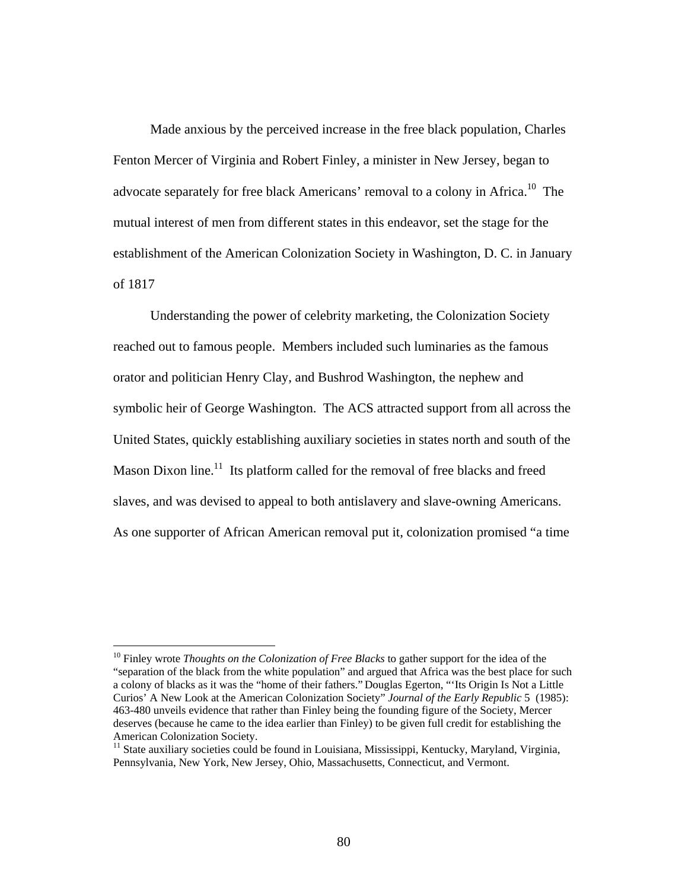Made anxious by the perceived increase in the free black population, Charles Fenton Mercer of Virginia and Robert Finley, a minister in New Jersey, began to advocate separately for free black Americans' removal to a colony in Africa.[10] The mutual interest of men from different states in this endeavor, set the stage for the establishment of the American Colonization Society in Washington, D. C. in January of 1817

Understanding the power of celebrity marketing, the Colonization Society reached out to famous people. Members included such luminaries as the famous orator and politician Henry Clay, and Bushrod Washington, the nephew and symbolic heir of George Washington. The ACS attracted support from all across the United States, quickly establishing auxiliary societies in states north and south of the Mason Dixon line.[11] Its platform called for the removal of free blacks and freed slaves, and was devised to appeal to both antislavery and slave-owning Americans. As one supporter of African American removal put it, colonization promised "a time

---

[10] Finley wrote *Thoughts on the Colonization of Free Blacks* to gather support for the idea of the "separation of the black from the white population" and argued that Africa was the best place for such a colony of blacks as it was the "home of their fathers." Douglas Egerton, "'Its Origin Is Not a Little Curios' A New Look at the American Colonization Society" *Journal of the Early Republic* 5 (1985): 463-480 unveils evidence that rather than Finley being the founding figure of the Society, Mercer deserves (because he came to the idea earlier than Finley) to be given full credit for establishing the American Colonization Society.

[11] State auxiliary societies could be found in Louisiana, Mississippi, Kentucky, Maryland, Virginia, Pennsylvania, New York, New Jersey, Ohio, Massachusetts, Connecticut, and Vermont.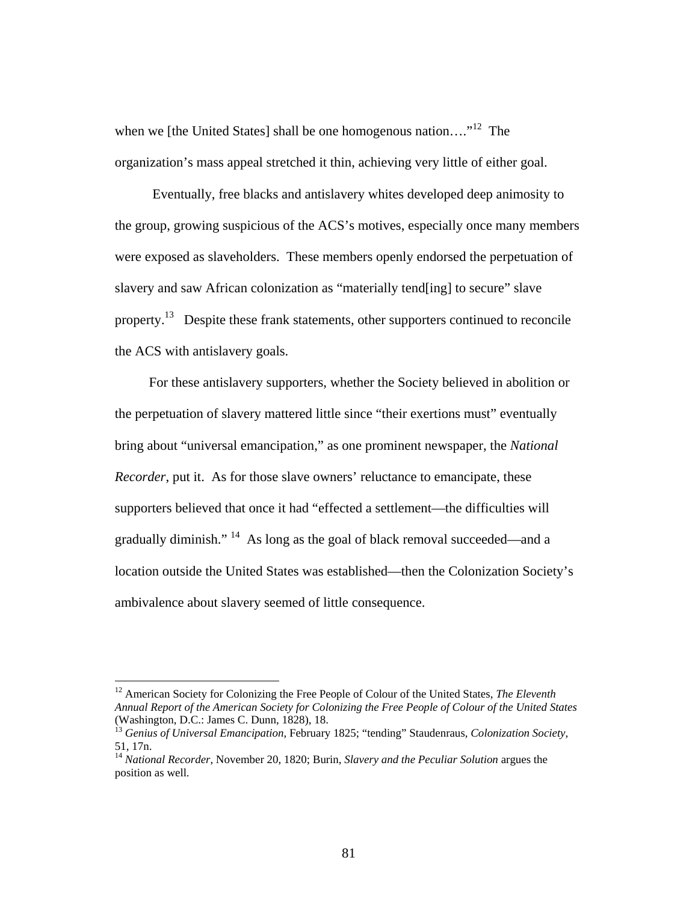when we [the United States] shall be one homogenous nation…."[12] The organization's mass appeal stretched it thin, achieving very little of either goal.

Eventually, free blacks and antislavery whites developed deep animosity to the group, growing suspicious of the ACS's motives, especially once many members were exposed as slaveholders. These members openly endorsed the perpetuation of slavery and saw African colonization as "materially tend[ing] to secure" slave property.[13] Despite these frank statements, other supporters continued to reconcile the ACS with antislavery goals.

For these antislavery supporters, whether the Society believed in abolition or the perpetuation of slavery mattered little since "their exertions must" eventually bring about "universal emancipation," as one prominent newspaper, the *National Recorder*, put it. As for those slave owners' reluctance to emancipate, these supporters believed that once it had "effected a settlement—the difficulties will gradually diminish."[14] As long as the goal of black removal succeeded—and a location outside the United States was established—then the Colonization Society's ambivalence about slavery seemed of little consequence.

---

[12] American Society for Colonizing the Free People of Colour of the United States, *The Eleventh Annual Report of the American Society for Colonizing the Free People of Colour of the United States* (Washington, D.C.: James C. Dunn, 1828), 18.

[13] *Genius of Universal Emancipation*, February 1825; "tending" Staudenraus, *Colonization Society*, 51, 17n.

[14] *National Recorder*, November 20, 1820; Burin, *Slavery and the Peculiar Solution* argues the position as well.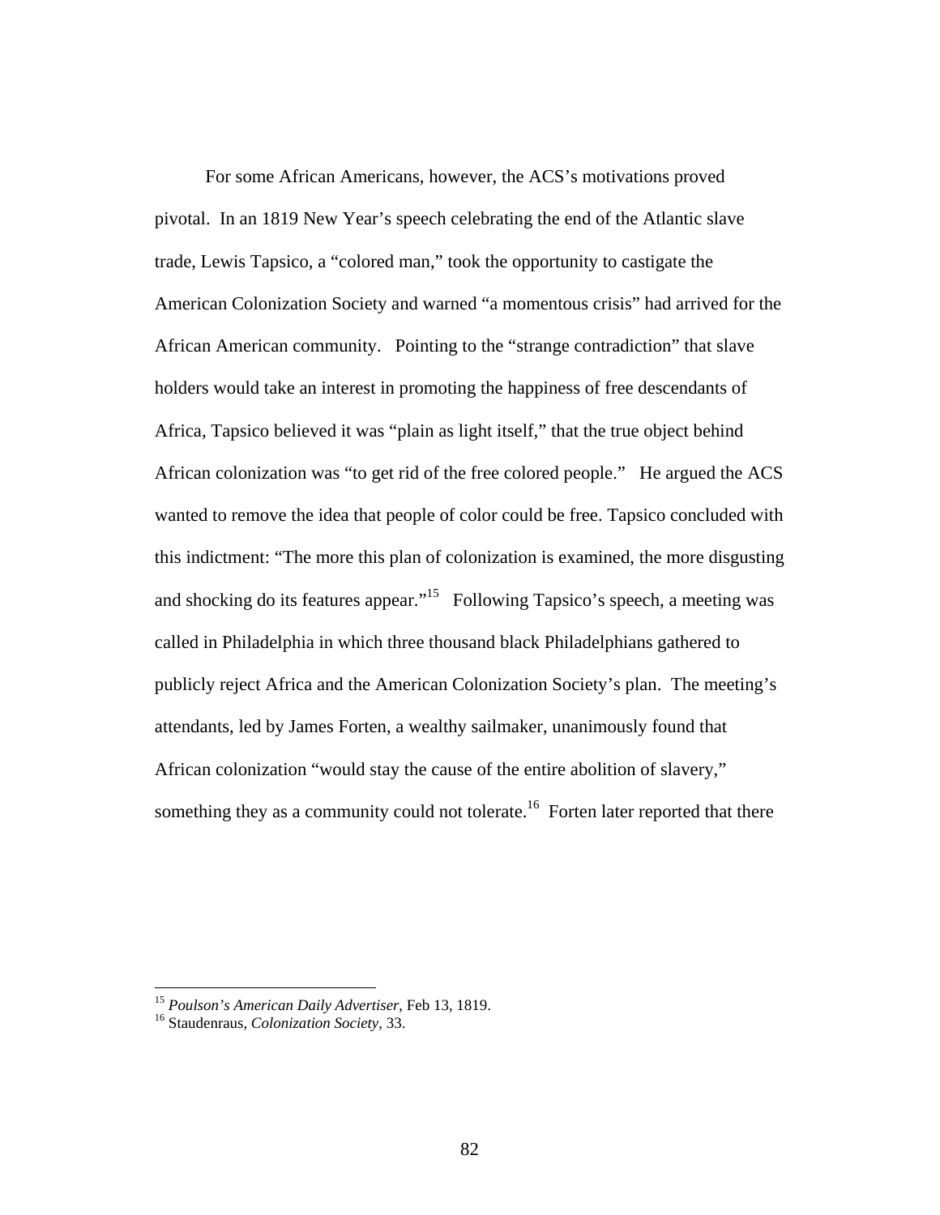For some African Americans, however, the ACS's motivations proved pivotal. In an 1819 New Year's speech celebrating the end of the Atlantic slave trade, Lewis Tapsico, a "colored man," took the opportunity to castigate the American Colonization Society and warned "a momentous crisis" had arrived for the African American community. Pointing to the "strange contradiction" that slave holders would take an interest in promoting the happiness of free descendants of Africa, Tapsico believed it was "plain as light itself," that the true object behind African colonization was "to get rid of the free colored people." He argued the ACS wanted to remove the idea that people of color could be free. Tapsico concluded with this indictment: "The more this plan of colonization is examined, the more disgusting and shocking do its features appear."[15] Following Tapsico's speech, a meeting was called in Philadelphia in which three thousand black Philadelphians gathered to publicly reject Africa and the American Colonization Society's plan. The meeting's attendants, led by James Forten, a wealthy sailmaker, unanimously found that African colonization "would stay the cause of the entire abolition of slavery," something they as a community could not tolerate.[16] Forten later reported that there

---

[15] *Poulson's American Daily Advertiser*, Feb 13, 1819.

[16] Staudenraus, *Colonization Society*, 33.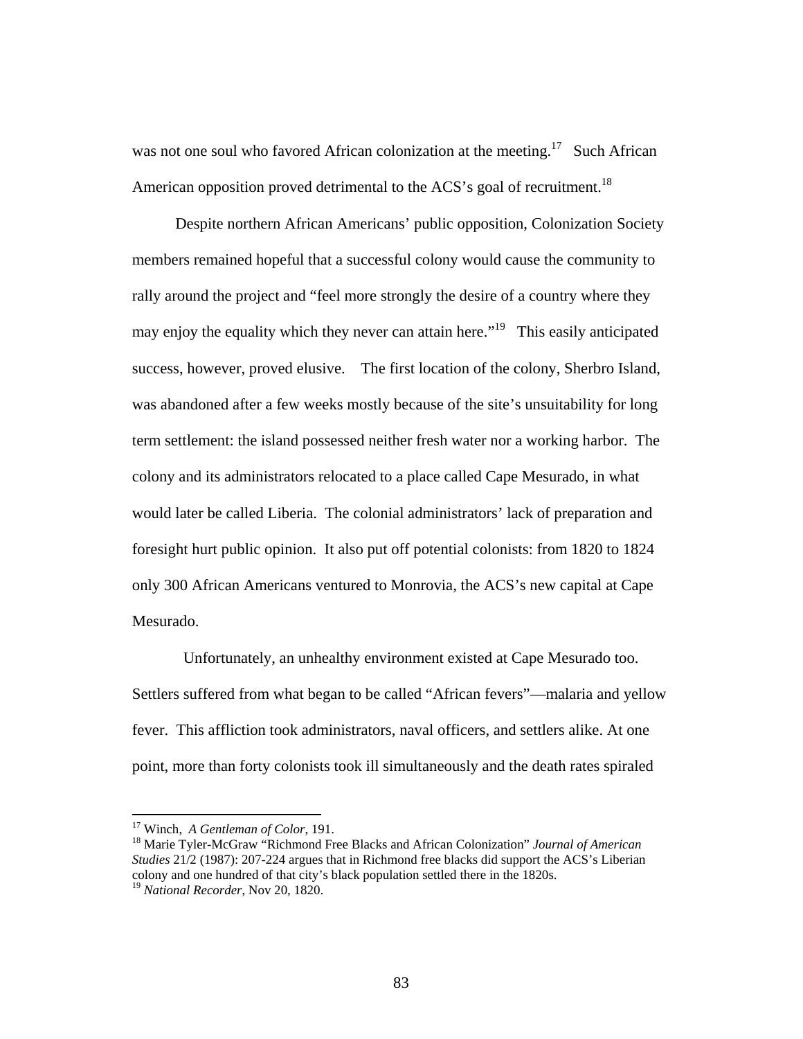was not one soul who favored African colonization at the meeting.[17] Such African American opposition proved detrimental to the ACS's goal of recruitment.[18]

Despite northern African Americans' public opposition, Colonization Society members remained hopeful that a successful colony would cause the community to rally around the project and "feel more strongly the desire of a country where they may enjoy the equality which they never can attain here."[19] This easily anticipated success, however, proved elusive. The first location of the colony, Sherbro Island, was abandoned after a few weeks mostly because of the site's unsuitability for long term settlement: the island possessed neither fresh water nor a working harbor. The colony and its administrators relocated to a place called Cape Mesurado, in what would later be called Liberia. The colonial administrators' lack of preparation and foresight hurt public opinion. It also put off potential colonists: from 1820 to 1824 only 300 African Americans ventured to Monrovia, the ACS's new capital at Cape Mesurado.

Unfortunately, an unhealthy environment existed at Cape Mesurado too. Settlers suffered from what began to be called "African fevers"—malaria and yellow fever. This affliction took administrators, naval officers, and settlers alike. At one point, more than forty colonists took ill simultaneously and the death rates spiraled

---

[17] Winch, *A Gentleman of Color*, 191.

[18] Marie Tyler-McGraw "Richmond Free Blacks and African Colonization" *Journal of American Studies* 21/2 (1987): 207-224 argues that in Richmond free blacks did support the ACS's Liberian colony and one hundred of that city's black population settled there in the 1820s.

[19] *National Recorder*, Nov 20, 1820.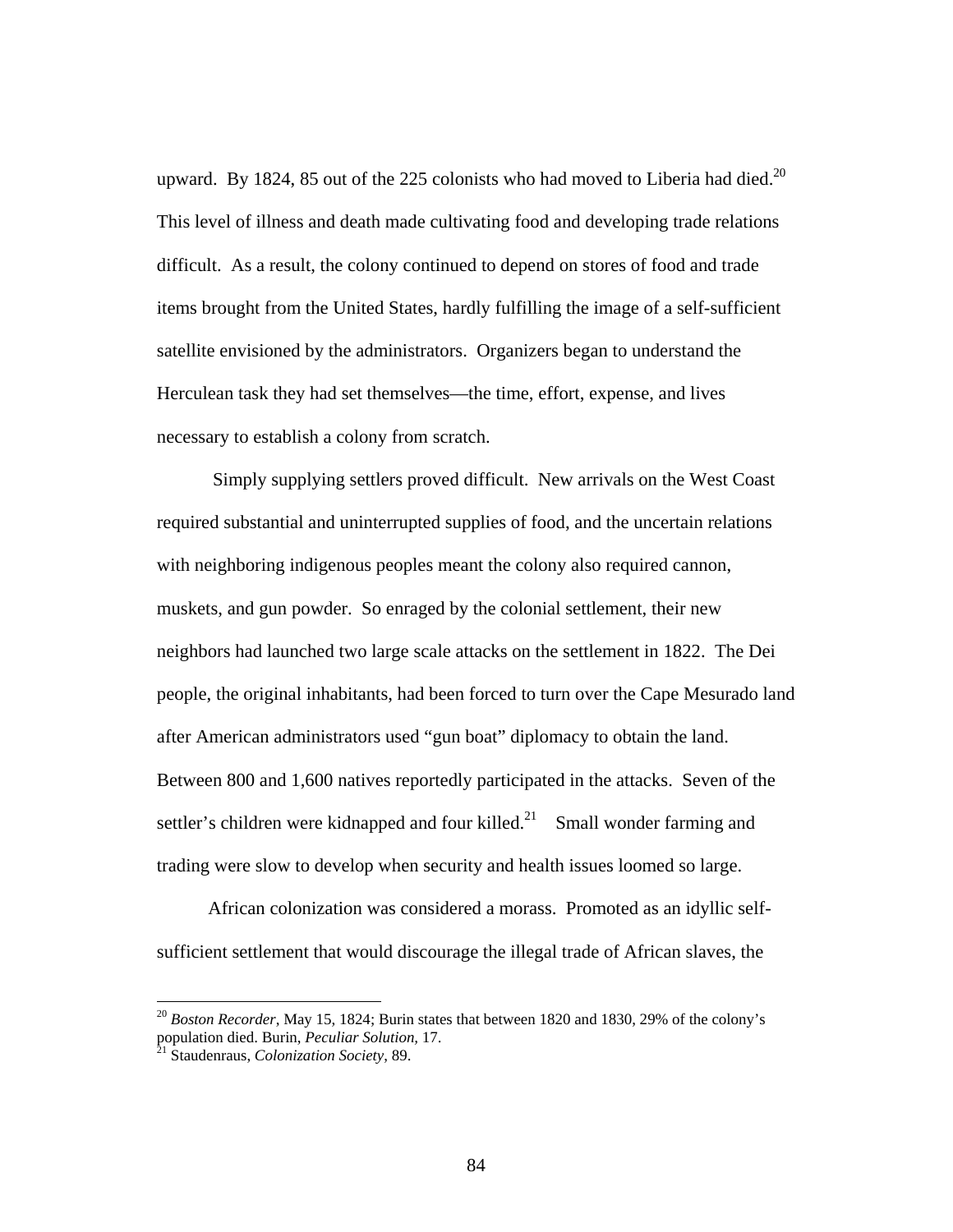upward. By 1824, 85 out of the 225 colonists who had moved to Liberia had died.[20] This level of illness and death made cultivating food and developing trade relations difficult. As a result, the colony continued to depend on stores of food and trade items brought from the United States, hardly fulfilling the image of a self-sufficient satellite envisioned by the administrators. Organizers began to understand the Herculean task they had set themselves—the time, effort, expense, and lives necessary to establish a colony from scratch.

Simply supplying settlers proved difficult. New arrivals on the West Coast required substantial and uninterrupted supplies of food, and the uncertain relations with neighboring indigenous peoples meant the colony also required cannon, muskets, and gun powder. So enraged by the colonial settlement, their new neighbors had launched two large scale attacks on the settlement in 1822. The Dei people, the original inhabitants, had been forced to turn over the Cape Mesurado land after American administrators used "gun boat" diplomacy to obtain the land. Between 800 and 1,600 natives reportedly participated in the attacks. Seven of the settler's children were kidnapped and four killed.[21] Small wonder farming and trading were slow to develop when security and health issues loomed so large.

African colonization was considered a morass. Promoted as an idyllic self-sufficient settlement that would discourage the illegal trade of African slaves, the

---

[20] *Boston Recorder*, May 15, 1824; Burin states that between 1820 and 1830, 29% of the colony's population died. Burin, *Peculiar Solution,* 17.

[21] Staudenraus, *Colonization Society*, 89.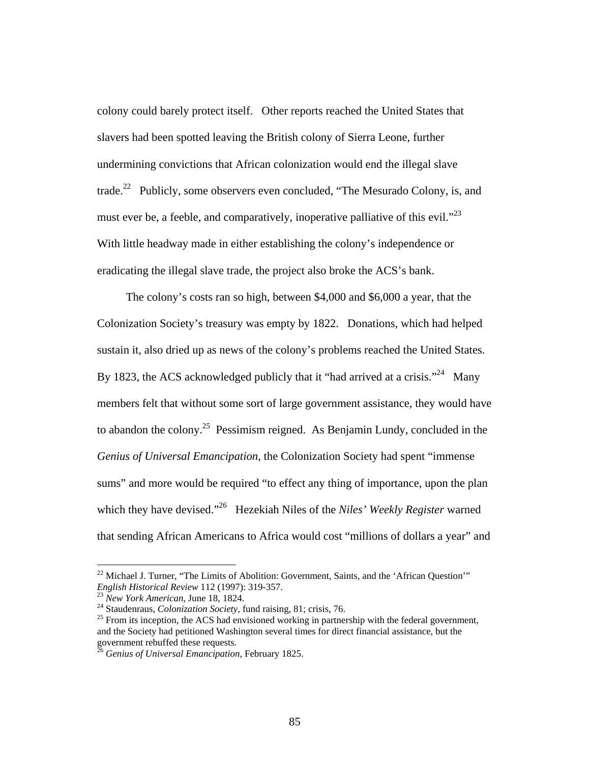colony could barely protect itself. Other reports reached the United States that slavers had been spotted leaving the British colony of Sierra Leone, further undermining convictions that African colonization would end the illegal slave trade.[22] Publicly, some observers even concluded, "The Mesurado Colony, is, and must ever be, a feeble, and comparatively, inoperative palliative of this evil."[23] With little headway made in either establishing the colony's independence or eradicating the illegal slave trade, the project also broke the ACS's bank.

The colony's costs ran so high, between $4,000 and $6,000 a year, that the Colonization Society's treasury was empty by 1822. Donations, which had helped sustain it, also dried up as news of the colony's problems reached the United States. By 1823, the ACS acknowledged publicly that it "had arrived at a crisis."[24] Many members felt that without some sort of large government assistance, they would have to abandon the colony.[25] Pessimism reigned. As Benjamin Lundy, concluded in the *Genius of Universal Emancipation*, the Colonization Society had spent "immense sums" and more would be required "to effect any thing of importance, upon the plan which they have devised."[26] Hezekiah Niles of the *Niles' Weekly Register* warned that sending African Americans to Africa would cost "millions of dollars a year" and

---

[22] Michael J. Turner, "The Limits of Abolition: Government, Saints, and the 'African Question'" *English Historical Review* 112 (1997): 319-357.

[23] *New York American*, June 18, 1824.

[24] Staudenraus, *Colonization Society*, fund raising, 81; crisis, 76.

[25] From its inception, the ACS had envisioned working in partnership with the federal government, and the Society had petitioned Washington several times for direct financial assistance, but the government rebuffed these requests.

[26] *Genius of Universal Emancipation*, February 1825.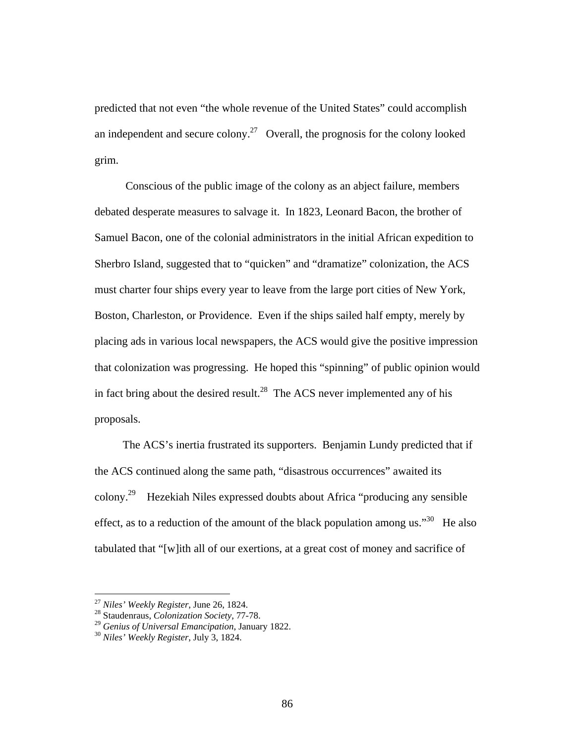predicted that not even "the whole revenue of the United States" could accomplish an independent and secure colony.[27] Overall, the prognosis for the colony looked grim.

Conscious of the public image of the colony as an abject failure, members debated desperate measures to salvage it. In 1823, Leonard Bacon, the brother of Samuel Bacon, one of the colonial administrators in the initial African expedition to Sherbro Island, suggested that to "quicken" and "dramatize" colonization, the ACS must charter four ships every year to leave from the large port cities of New York, Boston, Charleston, or Providence. Even if the ships sailed half empty, merely by placing ads in various local newspapers, the ACS would give the positive impression that colonization was progressing. He hoped this "spinning" of public opinion would in fact bring about the desired result.[28] The ACS never implemented any of his proposals.

The ACS's inertia frustrated its supporters. Benjamin Lundy predicted that if the ACS continued along the same path, "disastrous occurrences" awaited its colony.[29] Hezekiah Niles expressed doubts about Africa "producing any sensible effect, as to a reduction of the amount of the black population among us."[30] He also tabulated that "[w]ith all of our exertions, at a great cost of money and sacrifice of

---

[27] *Niles' Weekly Register*, June 26, 1824.
[28] Staudenraus, *Colonization Society*, 77-78.
[29] *Genius of Universal Emancipation*, January 1822.
[30] *Niles' Weekly Register*, July 3, 1824.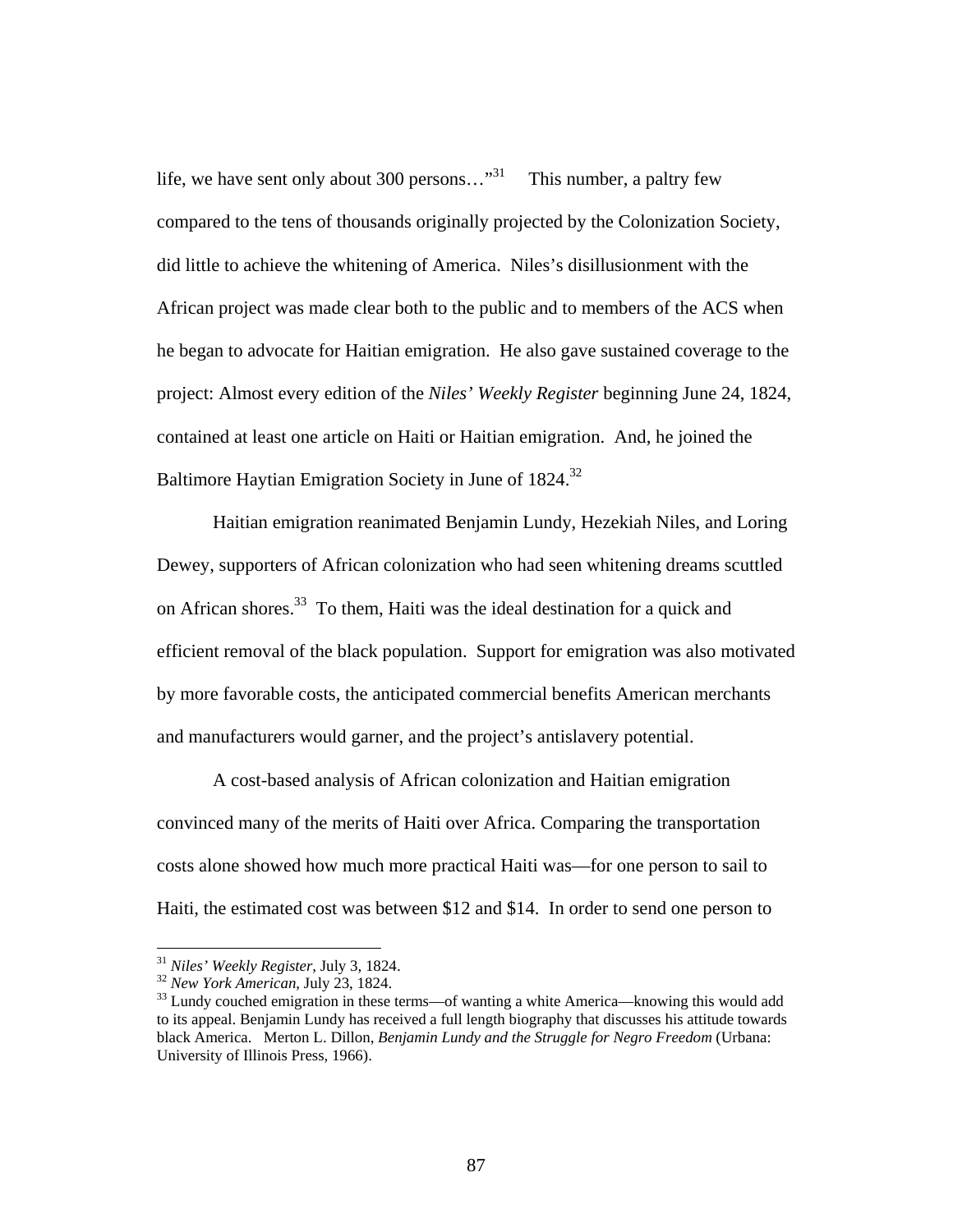life, we have sent only about 300 persons…"[31] This number, a paltry few compared to the tens of thousands originally projected by the Colonization Society, did little to achieve the whitening of America. Niles's disillusionment with the African project was made clear both to the public and to members of the ACS when he began to advocate for Haitian emigration. He also gave sustained coverage to the project: Almost every edition of the *Niles' Weekly Register* beginning June 24, 1824, contained at least one article on Haiti or Haitian emigration. And, he joined the Baltimore Haytian Emigration Society in June of 1824.[32]

Haitian emigration reanimated Benjamin Lundy, Hezekiah Niles, and Loring Dewey, supporters of African colonization who had seen whitening dreams scuttled on African shores.[33] To them, Haiti was the ideal destination for a quick and efficient removal of the black population. Support for emigration was also motivated by more favorable costs, the anticipated commercial benefits American merchants and manufacturers would garner, and the project's antislavery potential.

A cost-based analysis of African colonization and Haitian emigration convinced many of the merits of Haiti over Africa. Comparing the transportation costs alone showed how much more practical Haiti was—for one person to sail to Haiti, the estimated cost was between $12 and $14. In order to send one person to

---

[31] *Niles' Weekly Register*, July 3, 1824.

[32] *New York American*, July 23, 1824.

[33] Lundy couched emigration in these terms—of wanting a white America—knowing this would add to its appeal. Benjamin Lundy has received a full length biography that discusses his attitude towards black America. Merton L. Dillon, *Benjamin Lundy and the Struggle for Negro Freedom* (Urbana: University of Illinois Press, 1966).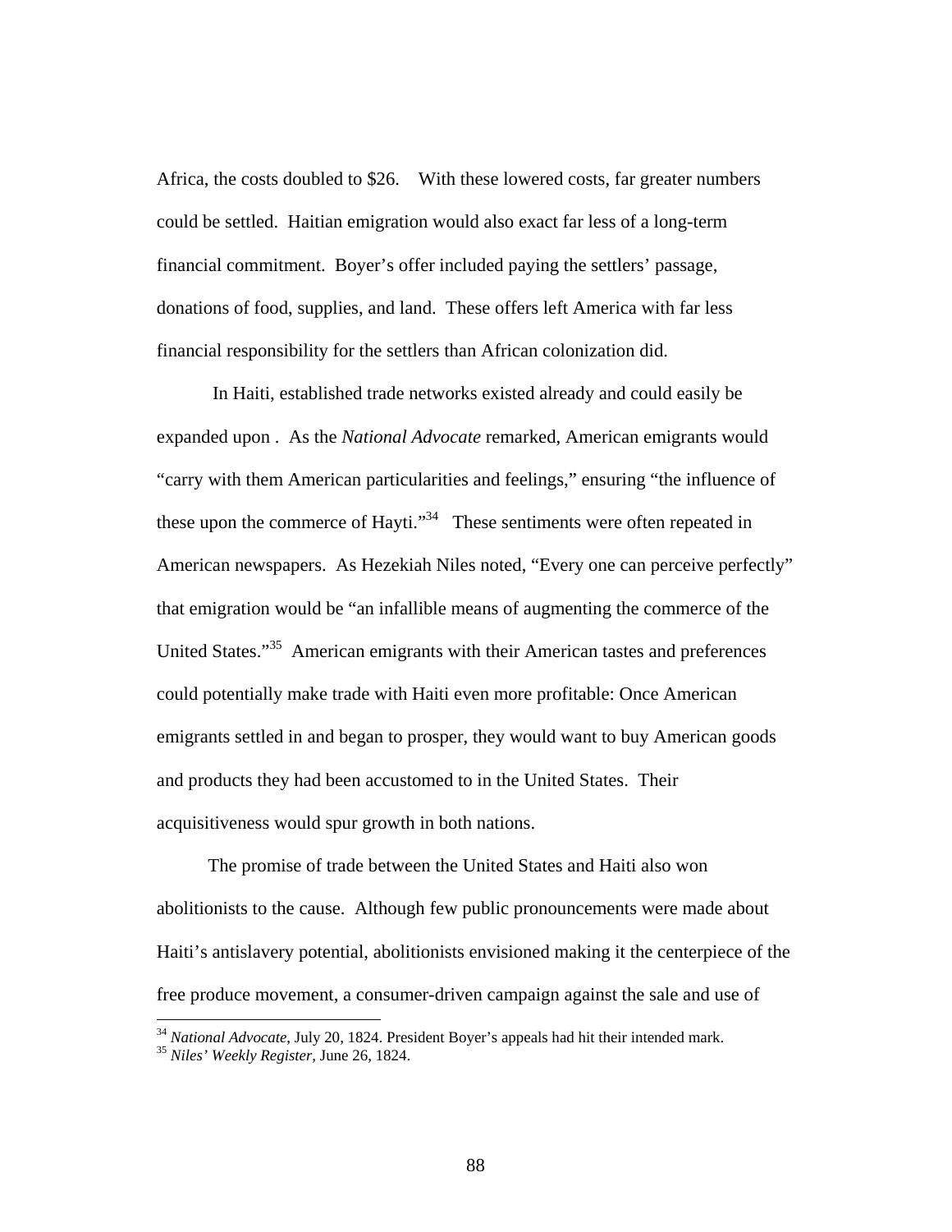Africa, the costs doubled to $26. With these lowered costs, far greater numbers could be settled. Haitian emigration would also exact far less of a long-term financial commitment. Boyer's offer included paying the settlers' passage, donations of food, supplies, and land. These offers left America with far less financial responsibility for the settlers than African colonization did.

In Haiti, established trade networks existed already and could easily be expanded upon . As the *National Advocate* remarked, American emigrants would "carry with them American particularities and feelings," ensuring "the influence of these upon the commerce of Hayti."[34] These sentiments were often repeated in American newspapers. As Hezekiah Niles noted, "Every one can perceive perfectly" that emigration would be "an infallible means of augmenting the commerce of the United States."[35] American emigrants with their American tastes and preferences could potentially make trade with Haiti even more profitable: Once American emigrants settled in and began to prosper, they would want to buy American goods and products they had been accustomed to in the United States. Their acquisitiveness would spur growth in both nations.

The promise of trade between the United States and Haiti also won abolitionists to the cause. Although few public pronouncements were made about Haiti's antislavery potential, abolitionists envisioned making it the centerpiece of the free produce movement, a consumer-driven campaign against the sale and use of

---

[34] *National Advocate*, July 20, 1824. President Boyer's appeals had hit their intended mark.

[35] *Niles' Weekly Register*, June 26, 1824.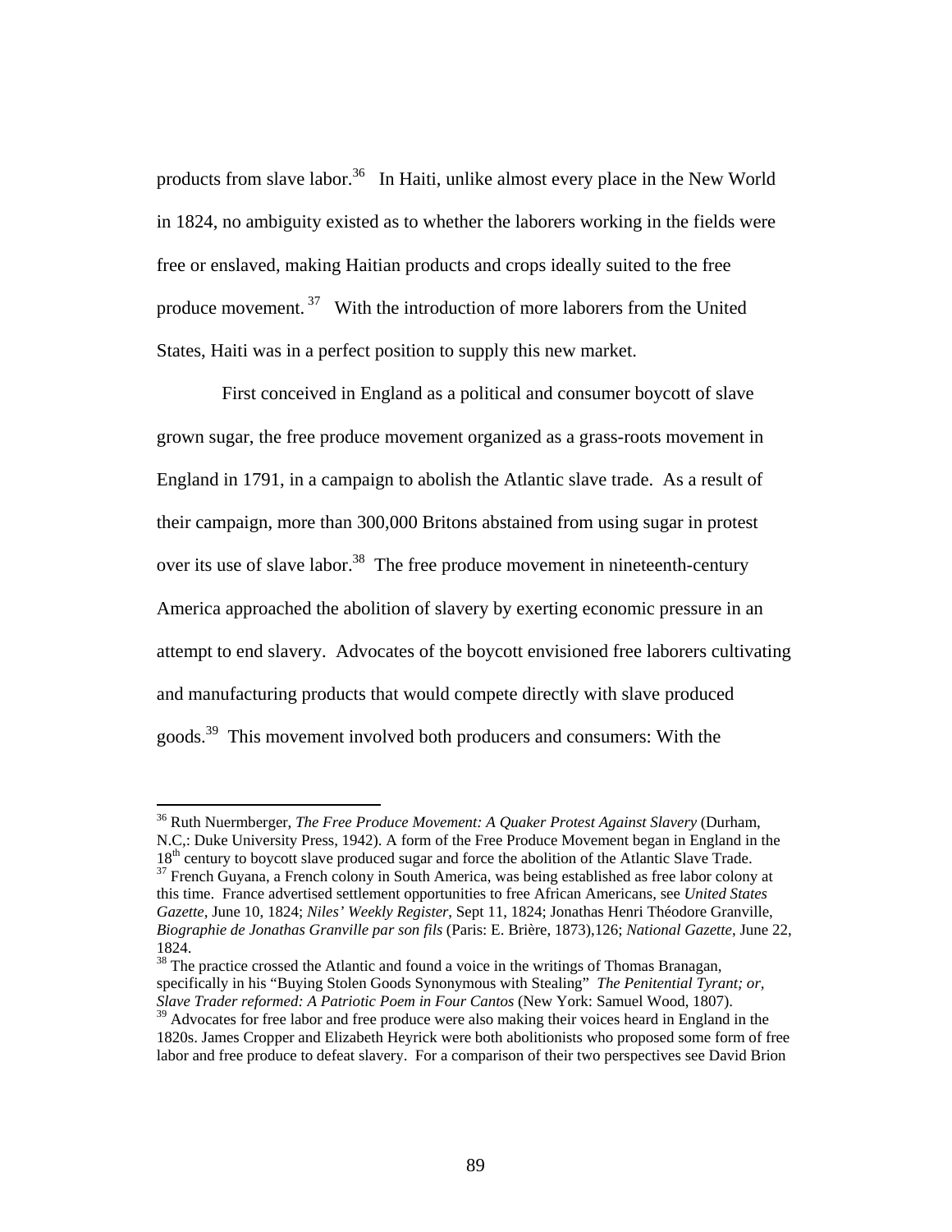products from slave labor.[36] In Haiti, unlike almost every place in the New World in 1824, no ambiguity existed as to whether the laborers working in the fields were free or enslaved, making Haitian products and crops ideally suited to the free produce movement.[37] With the introduction of more laborers from the United States, Haiti was in a perfect position to supply this new market.

First conceived in England as a political and consumer boycott of slave grown sugar, the free produce movement organized as a grass-roots movement in England in 1791, in a campaign to abolish the Atlantic slave trade. As a result of their campaign, more than 300,000 Britons abstained from using sugar in protest over its use of slave labor.[38] The free produce movement in nineteenth-century America approached the abolition of slavery by exerting economic pressure in an attempt to end slavery. Advocates of the boycott envisioned free laborers cultivating and manufacturing products that would compete directly with slave produced goods.[39] This movement involved both producers and consumers: With the

---

[36] Ruth Nuermberger, *The Free Produce Movement: A Quaker Protest Against Slavery* (Durham, N.C,: Duke University Press, 1942). A form of the Free Produce Movement began in England in the 18th century to boycott slave produced sugar and force the abolition of the Atlantic Slave Trade.

[37] French Guyana, a French colony in South America, was being established as free labor colony at this time. France advertised settlement opportunities to free African Americans, see *United States Gazette*, June 10, 1824; *Niles' Weekly Register*, Sept 11, 1824; Jonathas Henri Théodore Granville, *Biographie de Jonathas Granville par son fils* (Paris: E. Brière, 1873),126; *National Gazette*, June 22, 1824.

[38] The practice crossed the Atlantic and found a voice in the writings of Thomas Branagan, specifically in his "Buying Stolen Goods Synonymous with Stealing" *The Penitential Tyrant; or, Slave Trader reformed: A Patriotic Poem in Four Cantos* (New York: Samuel Wood, 1807).

[39] Advocates for free labor and free produce were also making their voices heard in England in the 1820s. James Cropper and Elizabeth Heyrick were both abolitionists who proposed some form of free labor and free produce to defeat slavery. For a comparison of their two perspectives see David Brion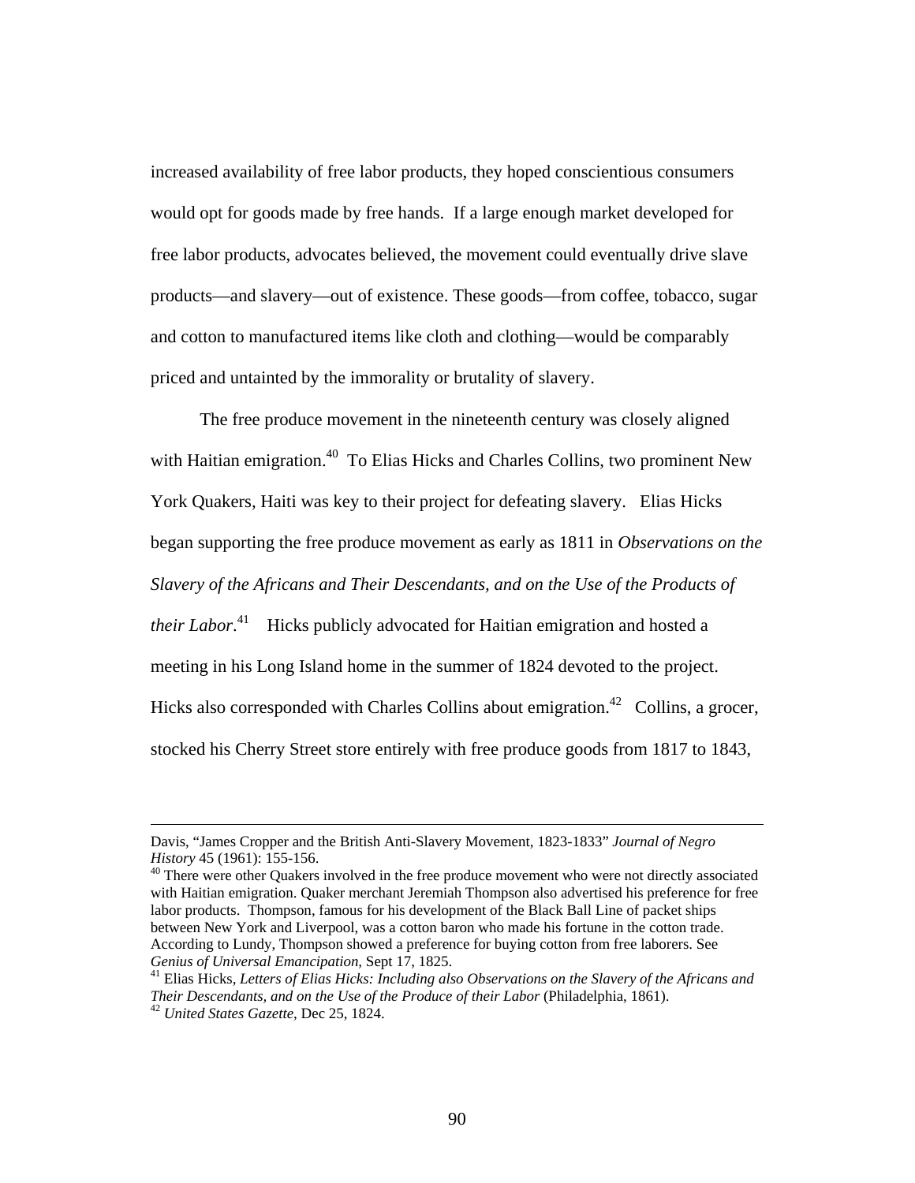increased availability of free labor products, they hoped conscientious consumers would opt for goods made by free hands. If a large enough market developed for free labor products, advocates believed, the movement could eventually drive slave products—and slavery—out of existence. These goods—from coffee, tobacco, sugar and cotton to manufactured items like cloth and clothing—would be comparably priced and untainted by the immorality or brutality of slavery.

The free produce movement in the nineteenth century was closely aligned with Haitian emigration.[40] To Elias Hicks and Charles Collins, two prominent New York Quakers, Haiti was key to their project for defeating slavery. Elias Hicks began supporting the free produce movement as early as 1811 in *Observations on the Slavery of the Africans and Their Descendants, and on the Use of the Products of their Labor*.[41] Hicks publicly advocated for Haitian emigration and hosted a meeting in his Long Island home in the summer of 1824 devoted to the project. Hicks also corresponded with Charles Collins about emigration.[42] Collins, a grocer, stocked his Cherry Street store entirely with free produce goods from 1817 to 1843,

---

Davis, "James Cropper and the British Anti-Slavery Movement, 1823-1833" *Journal of Negro History* 45 (1961): 155-156.

[40] There were other Quakers involved in the free produce movement who were not directly associated with Haitian emigration. Quaker merchant Jeremiah Thompson also advertised his preference for free labor products. Thompson, famous for his development of the Black Ball Line of packet ships between New York and Liverpool, was a cotton baron who made his fortune in the cotton trade. According to Lundy, Thompson showed a preference for buying cotton from free laborers. See *Genius of Universal Emancipation*, Sept 17, 1825.

[41] Elias Hicks, *Letters of Elias Hicks: Including also Observations on the Slavery of the Africans and Their Descendants, and on the Use of the Produce of their Labor* (Philadelphia, 1861).

[42] *United States Gazette*, Dec 25, 1824.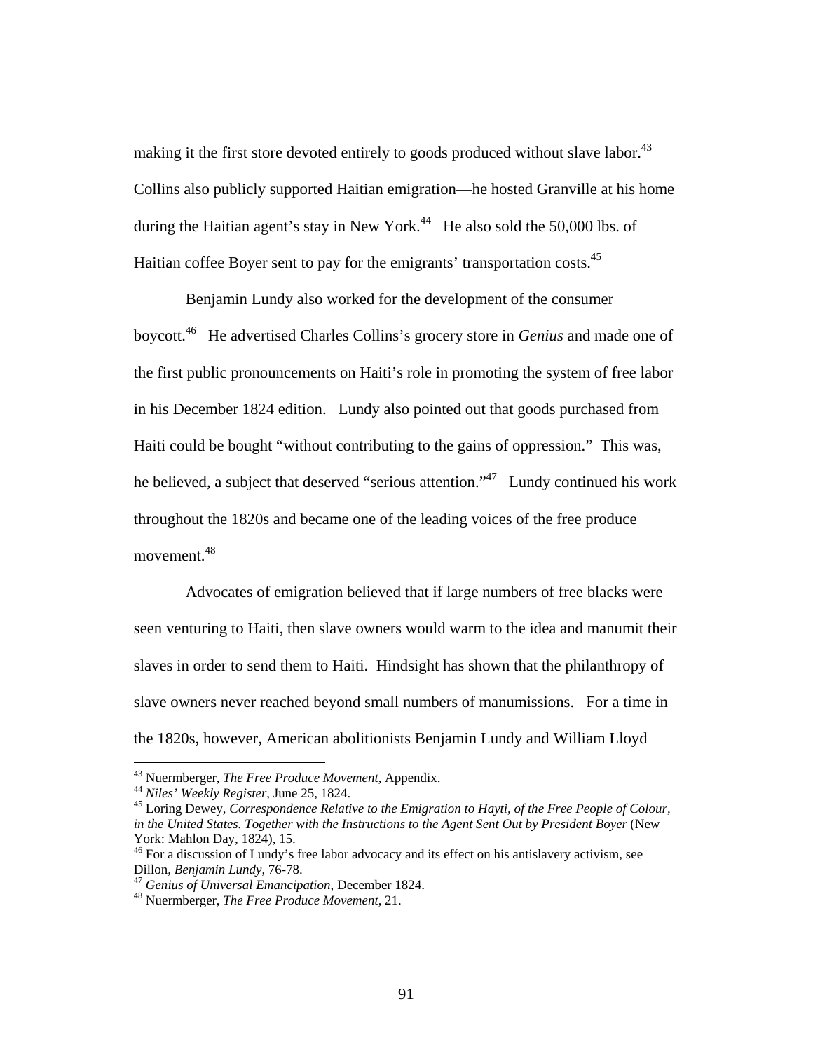making it the first store devoted entirely to goods produced without slave labor.[43] Collins also publicly supported Haitian emigration—he hosted Granville at his home during the Haitian agent's stay in New York.[44] He also sold the 50,000 lbs. of Haitian coffee Boyer sent to pay for the emigrants' transportation costs.[45]

Benjamin Lundy also worked for the development of the consumer boycott.[46] He advertised Charles Collins's grocery store in *Genius* and made one of the first public pronouncements on Haiti's role in promoting the system of free labor in his December 1824 edition. Lundy also pointed out that goods purchased from Haiti could be bought "without contributing to the gains of oppression." This was, he believed, a subject that deserved "serious attention."[47] Lundy continued his work throughout the 1820s and became one of the leading voices of the free produce movement.[48]

Advocates of emigration believed that if large numbers of free blacks were seen venturing to Haiti, then slave owners would warm to the idea and manumit their slaves in order to send them to Haiti. Hindsight has shown that the philanthropy of slave owners never reached beyond small numbers of manumissions. For a time in the 1820s, however, American abolitionists Benjamin Lundy and William Lloyd

---

[43] Nuermberger, *The Free Produce Movement*, Appendix.
[44] *Niles' Weekly Register*, June 25, 1824.
[45] Loring Dewey, *Correspondence Relative to the Emigration to Hayti, of the Free People of Colour, in the United States. Together with the Instructions to the Agent Sent Out by President Boyer* (New York: Mahlon Day, 1824), 15.
[46] For a discussion of Lundy's free labor advocacy and its effect on his antislavery activism, see Dillon, *Benjamin Lundy*, 76-78.
[47] *Genius of Universal Emancipation*, December 1824.
[48] Nuermberger, *The Free Produce Movement*, 21.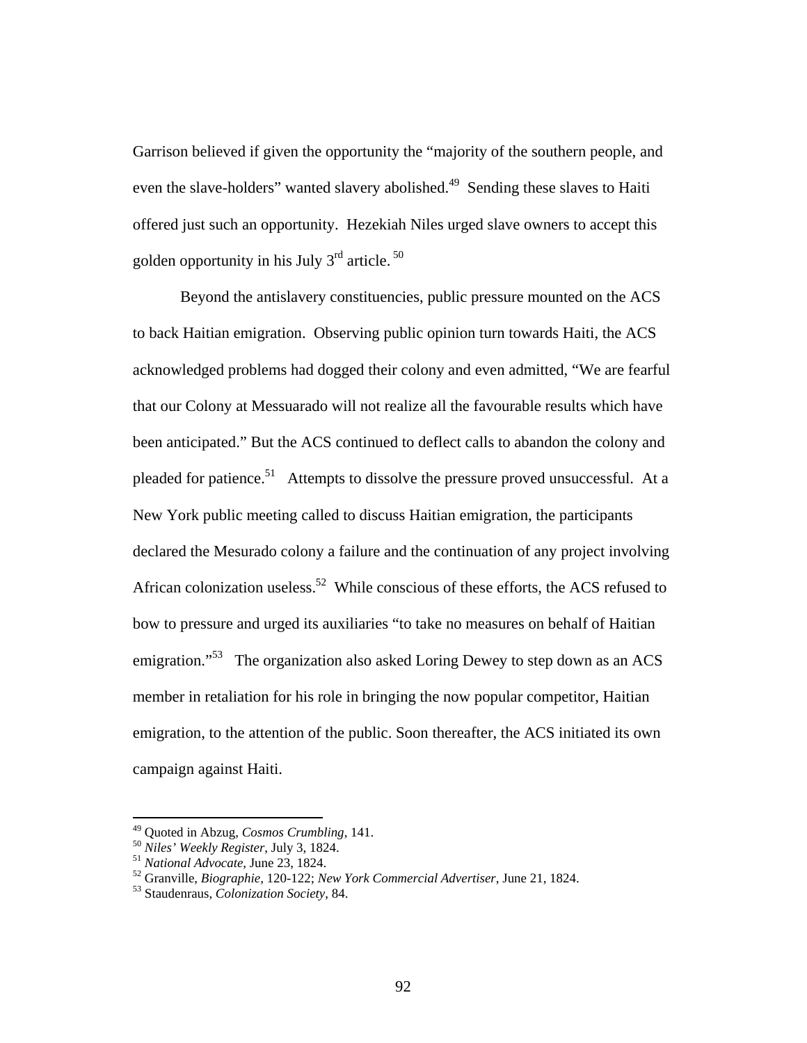Garrison believed if given the opportunity the “majority of the southern people, and even the slave-holders” wanted slavery abolished.[49] Sending these slaves to Haiti offered just such an opportunity. Hezekiah Niles urged slave owners to accept this golden opportunity in his July 3rd article.[50]

Beyond the antislavery constituencies, public pressure mounted on the ACS to back Haitian emigration. Observing public opinion turn towards Haiti, the ACS acknowledged problems had dogged their colony and even admitted, “We are fearful that our Colony at Messuarado will not realize all the favourable results which have been anticipated.” But the ACS continued to deflect calls to abandon the colony and pleaded for patience.[51] Attempts to dissolve the pressure proved unsuccessful. At a New York public meeting called to discuss Haitian emigration, the participants declared the Mesurado colony a failure and the continuation of any project involving African colonization useless.[52] While conscious of these efforts, the ACS refused to bow to pressure and urged its auxiliaries “to take no measures on behalf of Haitian emigration.”[53] The organization also asked Loring Dewey to step down as an ACS member in retaliation for his role in bringing the now popular competitor, Haitian emigration, to the attention of the public. Soon thereafter, the ACS initiated its own campaign against Haiti.

---

[49] Quoted in Abzug, *Cosmos Crumbling*, 141.
[50] *Niles' Weekly Register*, July 3, 1824.
[51] *National Advocate*, June 23, 1824.
[52] Granville, *Biographie*, 120-122; *New York Commercial Advertiser*, June 21, 1824.
[53] Staudenraus, *Colonization Society*, 84.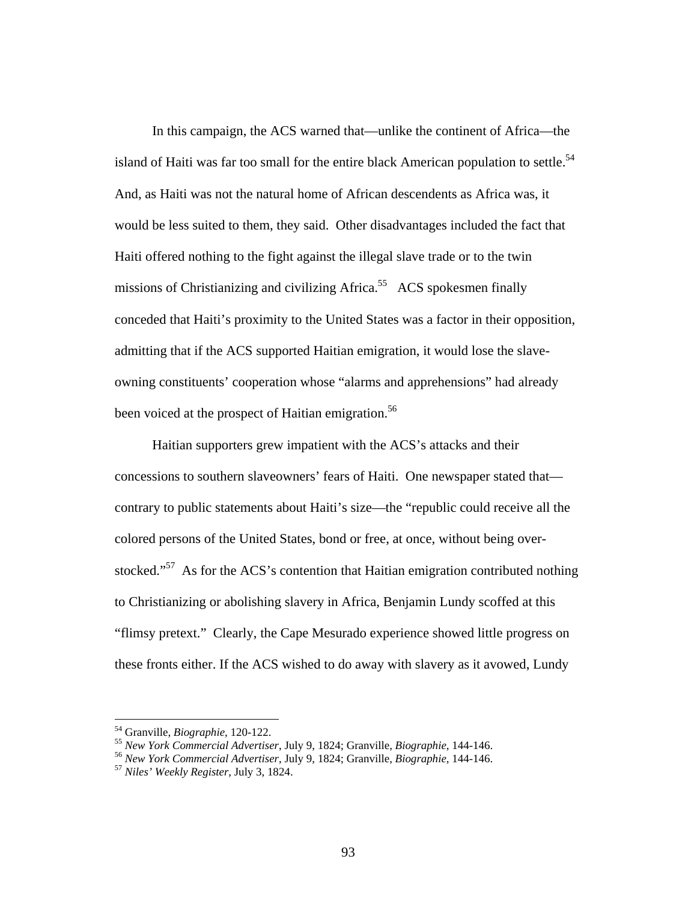In this campaign, the ACS warned that—unlike the continent of Africa—the island of Haiti was far too small for the entire black American population to settle.[54] And, as Haiti was not the natural home of African descendents as Africa was, it would be less suited to them, they said. Other disadvantages included the fact that Haiti offered nothing to the fight against the illegal slave trade or to the twin missions of Christianizing and civilizing Africa.[55] ACS spokesmen finally conceded that Haiti's proximity to the United States was a factor in their opposition, admitting that if the ACS supported Haitian emigration, it would lose the slave-owning constituents' cooperation whose "alarms and apprehensions" had already been voiced at the prospect of Haitian emigration.[56]

Haitian supporters grew impatient with the ACS's attacks and their concessions to southern slaveowners' fears of Haiti. One newspaper stated that—contrary to public statements about Haiti's size—the "republic could receive all the colored persons of the United States, bond or free, at once, without being over-stocked."[57] As for the ACS's contention that Haitian emigration contributed nothing to Christianizing or abolishing slavery in Africa, Benjamin Lundy scoffed at this "flimsy pretext." Clearly, the Cape Mesurado experience showed little progress on these fronts either. If the ACS wished to do away with slavery as it avowed, Lundy

---

[54] Granville, *Biographie*, 120-122.
[55] *New York Commercial Advertiser*, July 9, 1824; Granville, *Biographie*, 144-146.
[56] *New York Commercial Advertiser*, July 9, 1824; Granville, *Biographie*, 144-146.
[57] *Niles' Weekly Register*, July 3, 1824.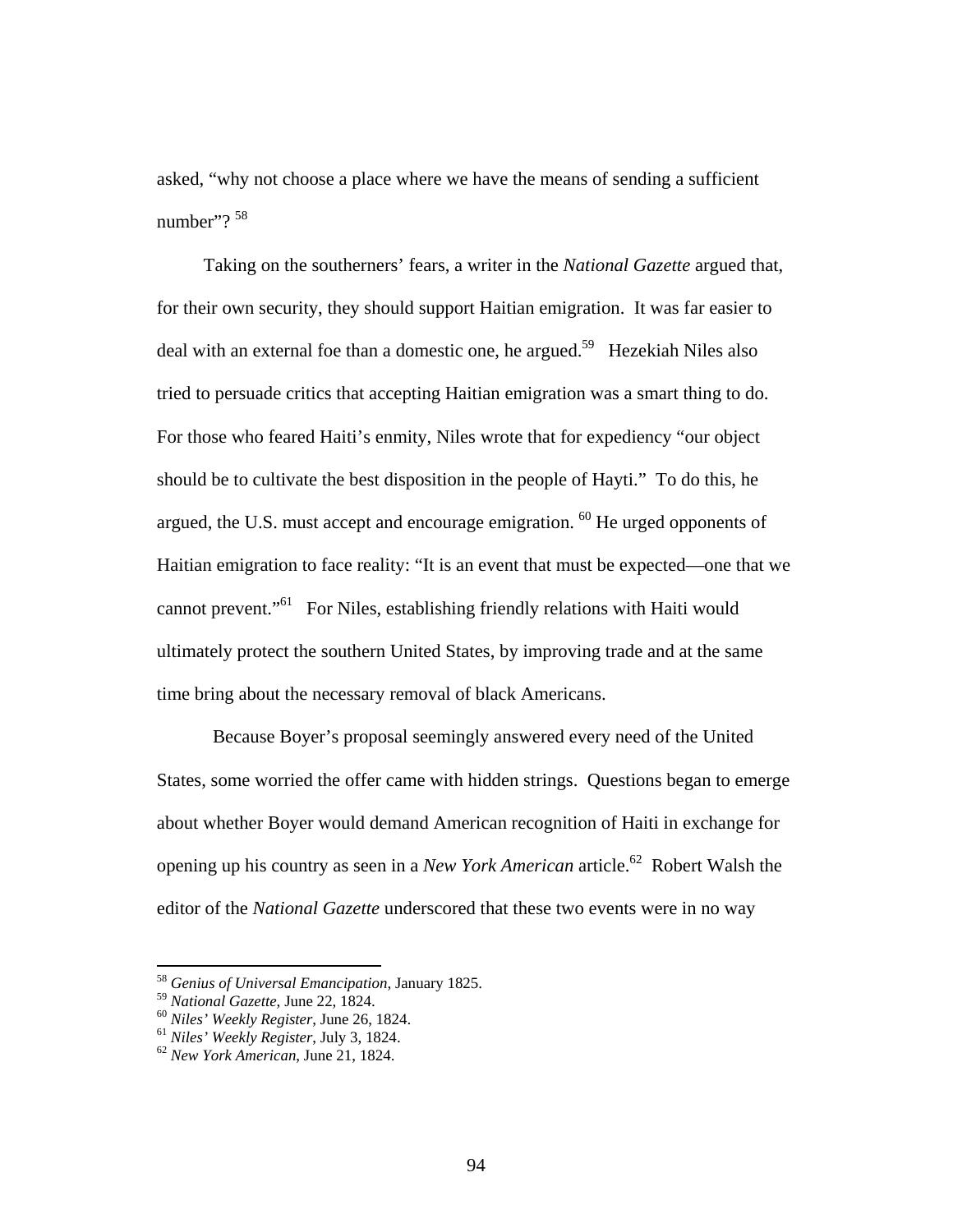asked, "why not choose a place where we have the means of sending a sufficient number"? [58]

Taking on the southerners' fears, a writer in the *National Gazette* argued that, for their own security, they should support Haitian emigration. It was far easier to deal with an external foe than a domestic one, he argued.[59] Hezekiah Niles also tried to persuade critics that accepting Haitian emigration was a smart thing to do. For those who feared Haiti's enmity, Niles wrote that for expediency "our object should be to cultivate the best disposition in the people of Hayti." To do this, he argued, the U.S. must accept and encourage emigration. [60] He urged opponents of Haitian emigration to face reality: "It is an event that must be expected—one that we cannot prevent."[61] For Niles, establishing friendly relations with Haiti would ultimately protect the southern United States, by improving trade and at the same time bring about the necessary removal of black Americans.

Because Boyer's proposal seemingly answered every need of the United States, some worried the offer came with hidden strings. Questions began to emerge about whether Boyer would demand American recognition of Haiti in exchange for opening up his country as seen in a *New York American* article.[62] Robert Walsh the editor of the *National Gazette* underscored that these two events were in no way

---

[58] *Genius of Universal Emancipation*, January 1825.
[59] *National Gazette*, June 22, 1824.
[60] *Niles' Weekly Register*, June 26, 1824.
[61] *Niles' Weekly Register*, July 3, 1824.
[62] *New York American*, June 21, 1824.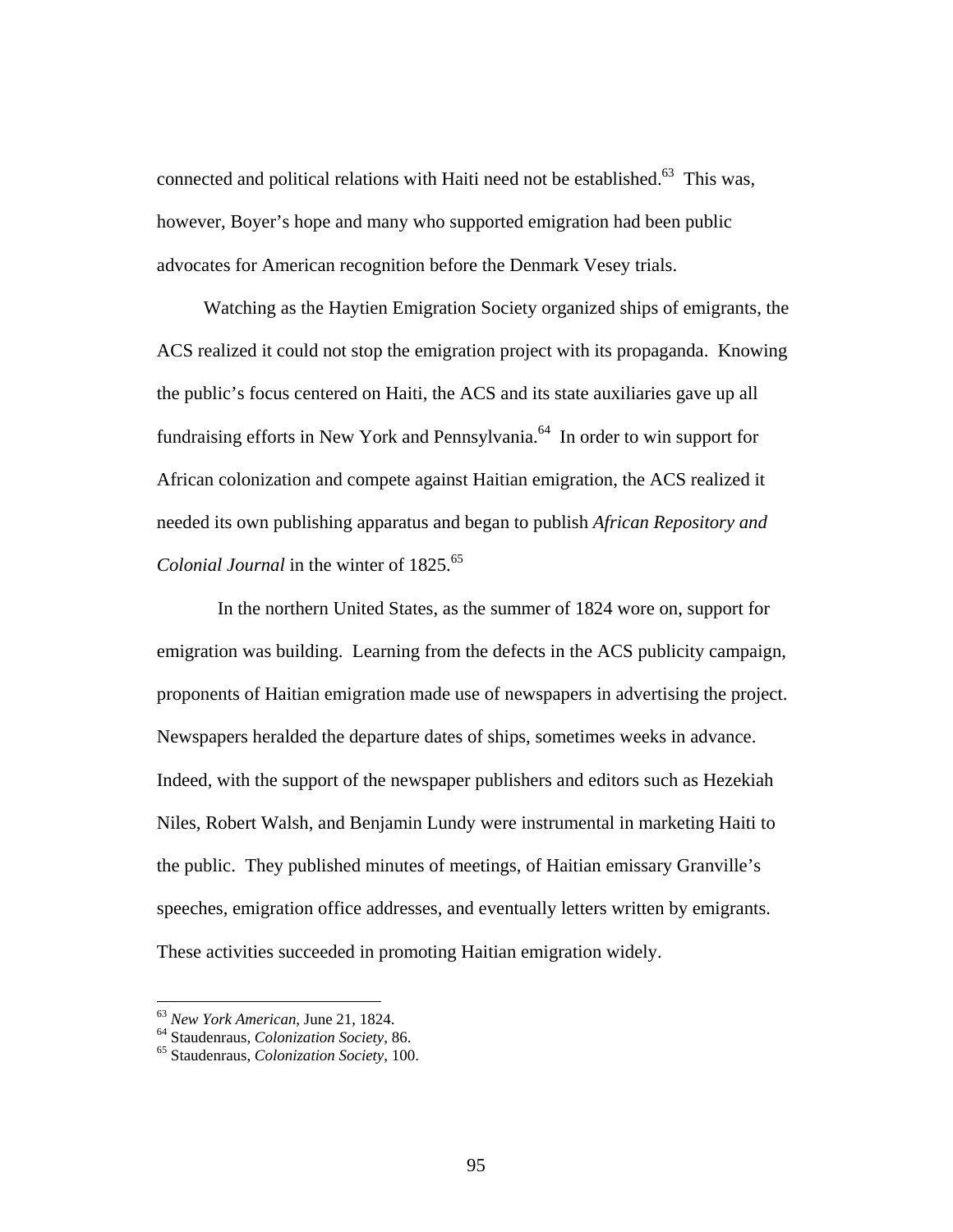connected and political relations with Haiti need not be established.[63] This was, however, Boyer's hope and many who supported emigration had been public advocates for American recognition before the Denmark Vesey trials.

Watching as the Haytien Emigration Society organized ships of emigrants, the ACS realized it could not stop the emigration project with its propaganda. Knowing the public's focus centered on Haiti, the ACS and its state auxiliaries gave up all fundraising efforts in New York and Pennsylvania.[64] In order to win support for African colonization and compete against Haitian emigration, the ACS realized it needed its own publishing apparatus and began to publish *African Repository and Colonial Journal* in the winter of 1825.[65]

In the northern United States, as the summer of 1824 wore on, support for emigration was building. Learning from the defects in the ACS publicity campaign, proponents of Haitian emigration made use of newspapers in advertising the project. Newspapers heralded the departure dates of ships, sometimes weeks in advance. Indeed, with the support of the newspaper publishers and editors such as Hezekiah Niles, Robert Walsh, and Benjamin Lundy were instrumental in marketing Haiti to the public. They published minutes of meetings, of Haitian emissary Granville's speeches, emigration office addresses, and eventually letters written by emigrants. These activities succeeded in promoting Haitian emigration widely.

---

[63] *New York American*, June 21, 1824.

[64] Staudenraus, *Colonization Society*, 86.

[65] Staudenraus, *Colonization Society*, 100.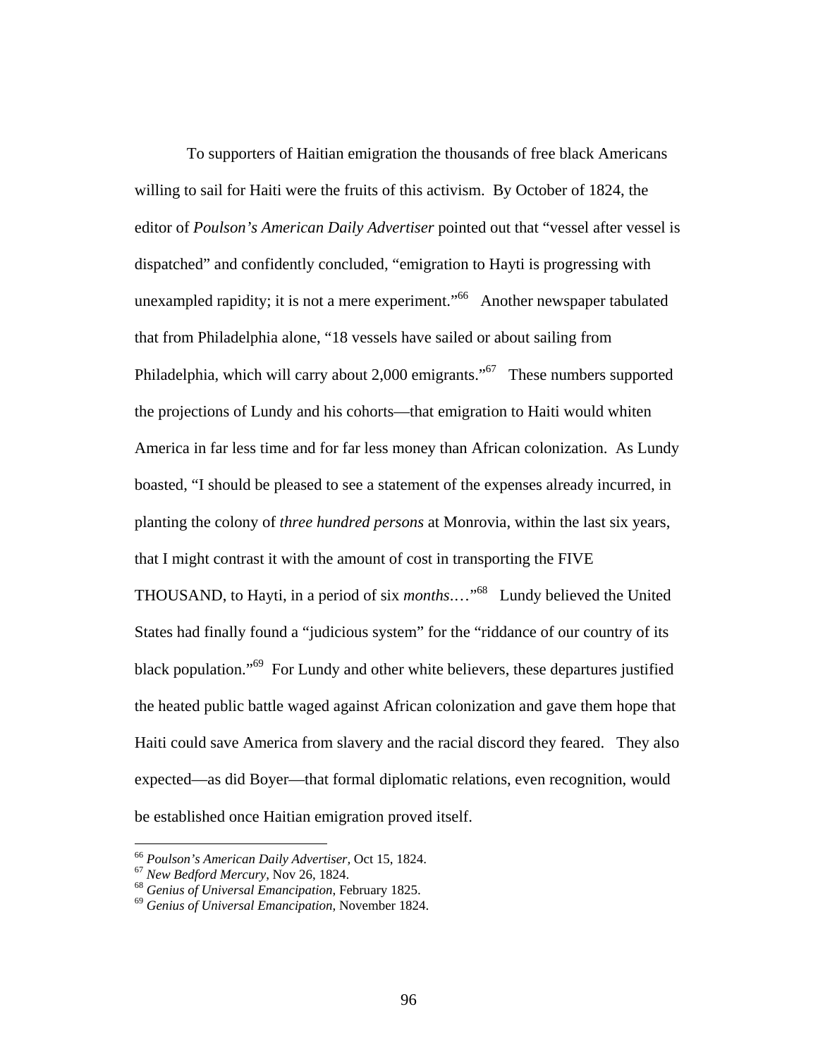To supporters of Haitian emigration the thousands of free black Americans willing to sail for Haiti were the fruits of this activism. By October of 1824, the editor of *Poulson's American Daily Advertiser* pointed out that "vessel after vessel is dispatched" and confidently concluded, "emigration to Hayti is progressing with unexampled rapidity; it is not a mere experiment."[66] Another newspaper tabulated that from Philadelphia alone, "18 vessels have sailed or about sailing from Philadelphia, which will carry about 2,000 emigrants."[67] These numbers supported the projections of Lundy and his cohorts—that emigration to Haiti would whiten America in far less time and for far less money than African colonization. As Lundy boasted, "I should be pleased to see a statement of the expenses already incurred, in planting the colony of *three hundred persons* at Monrovia, within the last six years, that I might contrast it with the amount of cost in transporting the FIVE THOUSAND, to Hayti, in a period of six *months*.…"[68] Lundy believed the United States had finally found a "judicious system" for the "riddance of our country of its black population."[69] For Lundy and other white believers, these departures justified the heated public battle waged against African colonization and gave them hope that Haiti could save America from slavery and the racial discord they feared. They also expected—as did Boyer—that formal diplomatic relations, even recognition, would be established once Haitian emigration proved itself.

---

[66] *Poulson's American Daily Advertiser*, Oct 15, 1824.
[67] *New Bedford Mercury*, Nov 26, 1824.
[68] *Genius of Universal Emancipation*, February 1825.
[69] *Genius of Universal Emancipation*, November 1824.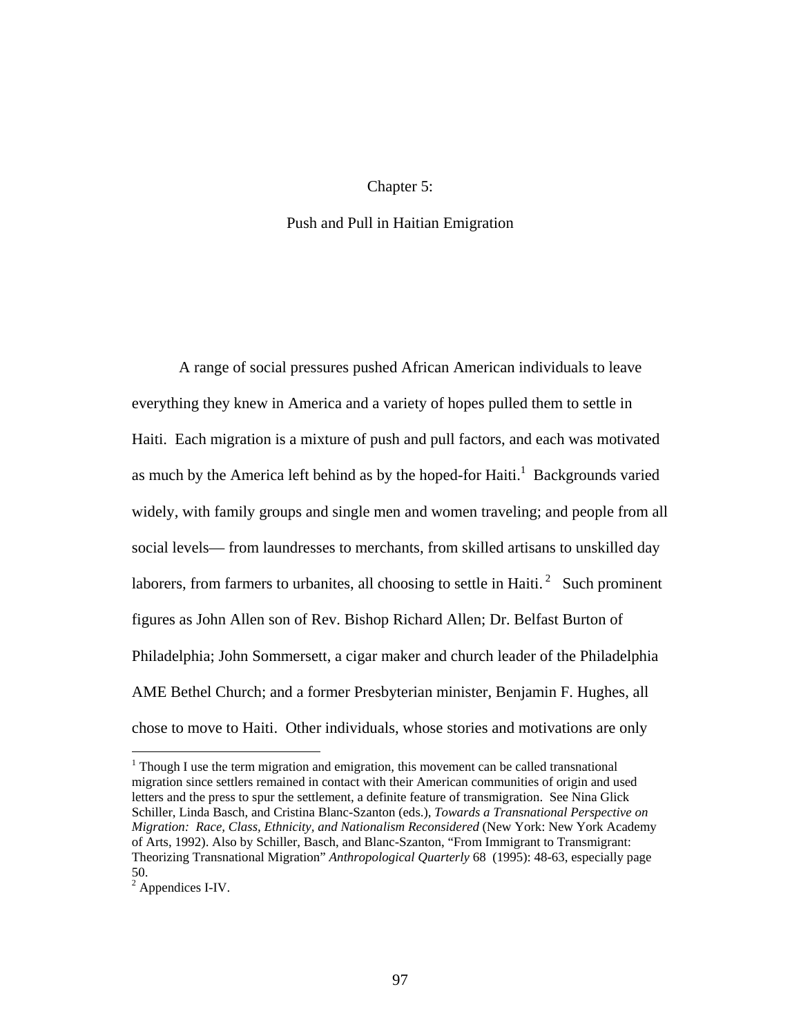# Chapter 5:

## Push and Pull in Haitian Emigration

A range of social pressures pushed African American individuals to leave everything they knew in America and a variety of hopes pulled them to settle in Haiti. Each migration is a mixture of push and pull factors, and each was motivated as much by the America left behind as by the hoped-for Haiti.[1] Backgrounds varied widely, with family groups and single men and women traveling; and people from all social levels— from laundresses to merchants, from skilled artisans to unskilled day laborers, from farmers to urbanites, all choosing to settle in Haiti.[2] Such prominent figures as John Allen son of Rev. Bishop Richard Allen; Dr. Belfast Burton of Philadelphia; John Sommersett, a cigar maker and church leader of the Philadelphia AME Bethel Church; and a former Presbyterian minister, Benjamin F. Hughes, all chose to move to Haiti. Other individuals, whose stories and motivations are only

---

[1] Though I use the term migration and emigration, this movement can be called transnational migration since settlers remained in contact with their American communities of origin and used letters and the press to spur the settlement, a definite feature of transmigration. See Nina Glick Schiller, Linda Basch, and Cristina Blanc-Szanton (eds.), *Towards a Transnational Perspective on Migration: Race, Class, Ethnicity, and Nationalism Reconsidered* (New York: New York Academy of Arts, 1992). Also by Schiller, Basch, and Blanc-Szanton, "From Immigrant to Transmigrant: Theorizing Transnational Migration" *Anthropological Quarterly* 68 (1995): 48-63, especially page 50.

[2] Appendices I-IV.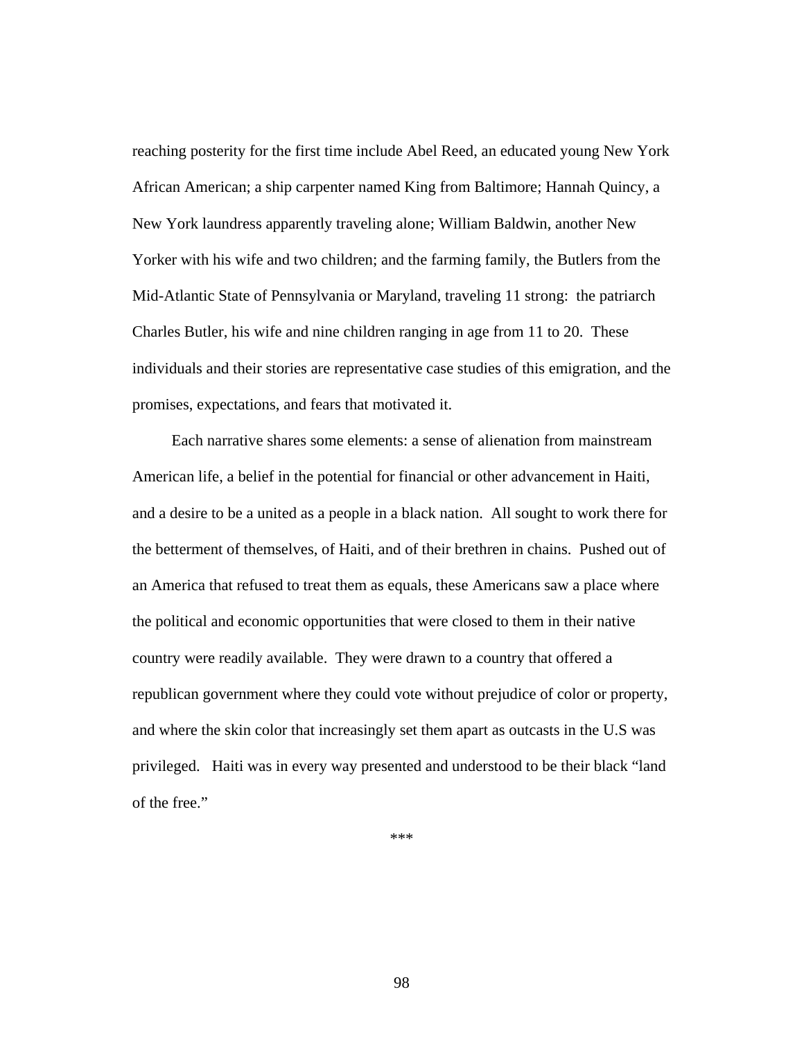reaching posterity for the first time include Abel Reed, an educated young New York African American; a ship carpenter named King from Baltimore; Hannah Quincy, a New York laundress apparently traveling alone; William Baldwin, another New Yorker with his wife and two children; and the farming family, the Butlers from the Mid-Atlantic State of Pennsylvania or Maryland, traveling 11 strong: the patriarch Charles Butler, his wife and nine children ranging in age from 11 to 20. These individuals and their stories are representative case studies of this emigration, and the promises, expectations, and fears that motivated it.

Each narrative shares some elements: a sense of alienation from mainstream American life, a belief in the potential for financial or other advancement in Haiti, and a desire to be a united as a people in a black nation. All sought to work there for the betterment of themselves, of Haiti, and of their brethren in chains. Pushed out of an America that refused to treat them as equals, these Americans saw a place where the political and economic opportunities that were closed to them in their native country were readily available. They were drawn to a country that offered a republican government where they could vote without prejudice of color or property, and where the skin color that increasingly set them apart as outcasts in the U.S was privileged. Haiti was in every way presented and understood to be their black "land of the free."

***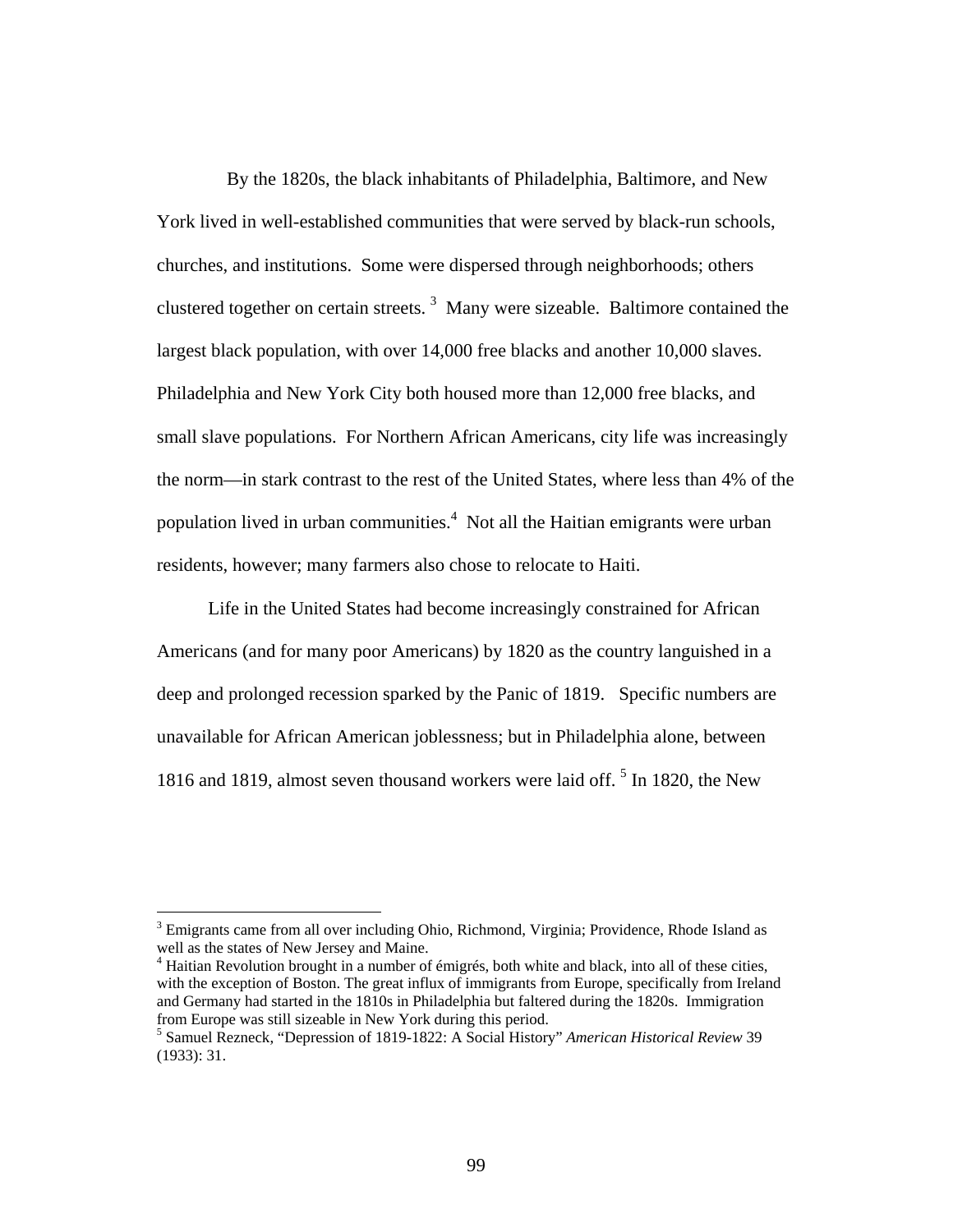By the 1820s, the black inhabitants of Philadelphia, Baltimore, and New York lived in well-established communities that were served by black-run schools, churches, and institutions. Some were dispersed through neighborhoods; others clustered together on certain streets. [3] Many were sizeable. Baltimore contained the largest black population, with over 14,000 free blacks and another 10,000 slaves. Philadelphia and New York City both housed more than 12,000 free blacks, and small slave populations. For Northern African Americans, city life was increasingly the norm—in stark contrast to the rest of the United States, where less than 4% of the population lived in urban communities.[4] Not all the Haitian emigrants were urban residents, however; many farmers also chose to relocate to Haiti.

Life in the United States had become increasingly constrained for African Americans (and for many poor Americans) by 1820 as the country languished in a deep and prolonged recession sparked by the Panic of 1819. Specific numbers are unavailable for African American joblessness; but in Philadelphia alone, between 1816 and 1819, almost seven thousand workers were laid off. [5] In 1820, the New

---

[3] Emigrants came from all over including Ohio, Richmond, Virginia; Providence, Rhode Island as well as the states of New Jersey and Maine.

[4] Haitian Revolution brought in a number of émigrés, both white and black, into all of these cities, with the exception of Boston. The great influx of immigrants from Europe, specifically from Ireland and Germany had started in the 1810s in Philadelphia but faltered during the 1820s. Immigration from Europe was still sizeable in New York during this period.

[5] Samuel Rezneck, "Depression of 1819-1822: A Social History" *American Historical Review* 39 (1933): 31.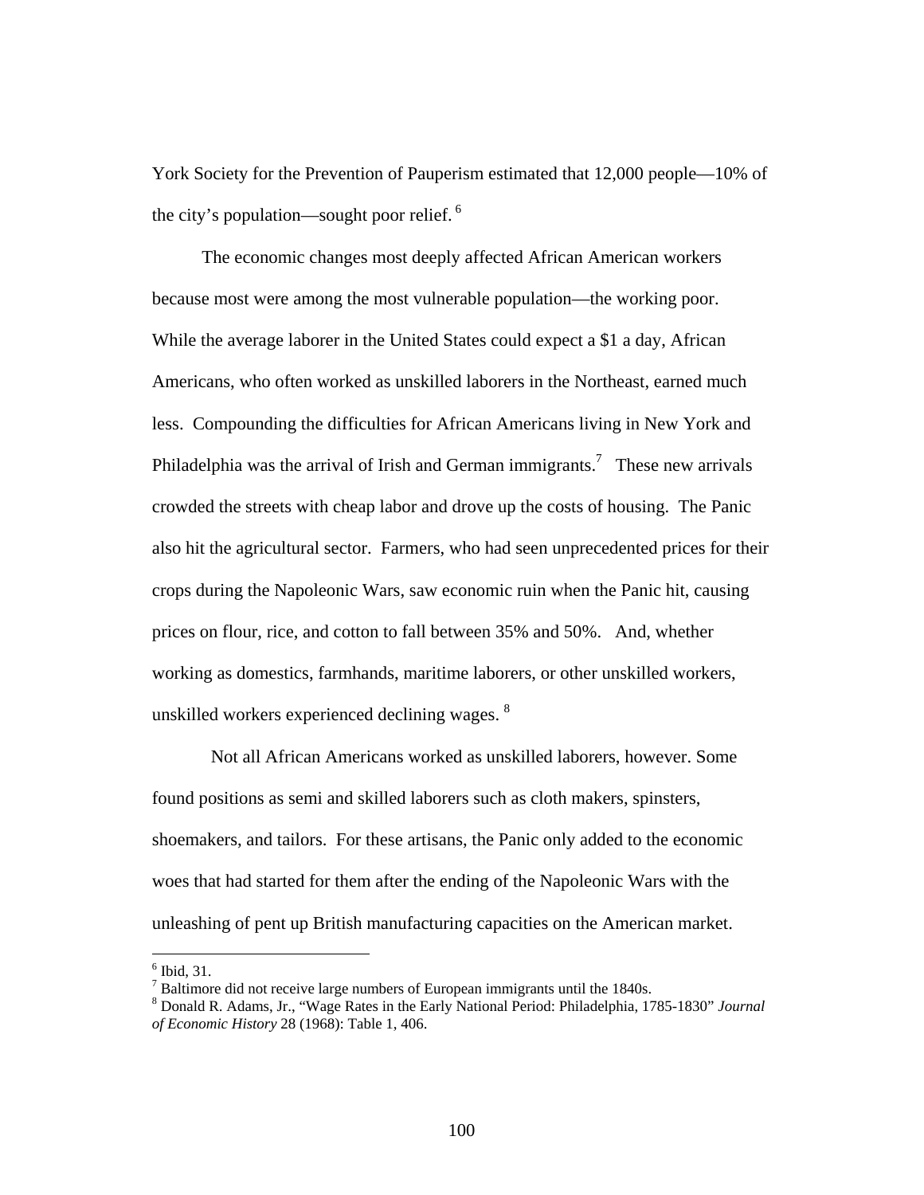York Society for the Prevention of Pauperism estimated that 12,000 people—10% of the city's population—sought poor relief. [6]

The economic changes most deeply affected African American workers because most were among the most vulnerable population—the working poor. While the average laborer in the United States could expect a $1 a day, African Americans, who often worked as unskilled laborers in the Northeast, earned much less. Compounding the difficulties for African Americans living in New York and Philadelphia was the arrival of Irish and German immigrants.[7] These new arrivals crowded the streets with cheap labor and drove up the costs of housing. The Panic also hit the agricultural sector. Farmers, who had seen unprecedented prices for their crops during the Napoleonic Wars, saw economic ruin when the Panic hit, causing prices on flour, rice, and cotton to fall between 35% and 50%. And, whether working as domestics, farmhands, maritime laborers, or other unskilled workers, unskilled workers experienced declining wages. [8]

Not all African Americans worked as unskilled laborers, however. Some found positions as semi and skilled laborers such as cloth makers, spinsters, shoemakers, and tailors. For these artisans, the Panic only added to the economic woes that had started for them after the ending of the Napoleonic Wars with the unleashing of pent up British manufacturing capacities on the American market.

---

[6] Ibid, 31.

[7] Baltimore did not receive large numbers of European immigrants until the 1840s.

[8] Donald R. Adams, Jr., "Wage Rates in the Early National Period: Philadelphia, 1785-1830" *Journal of Economic History* 28 (1968): Table 1, 406.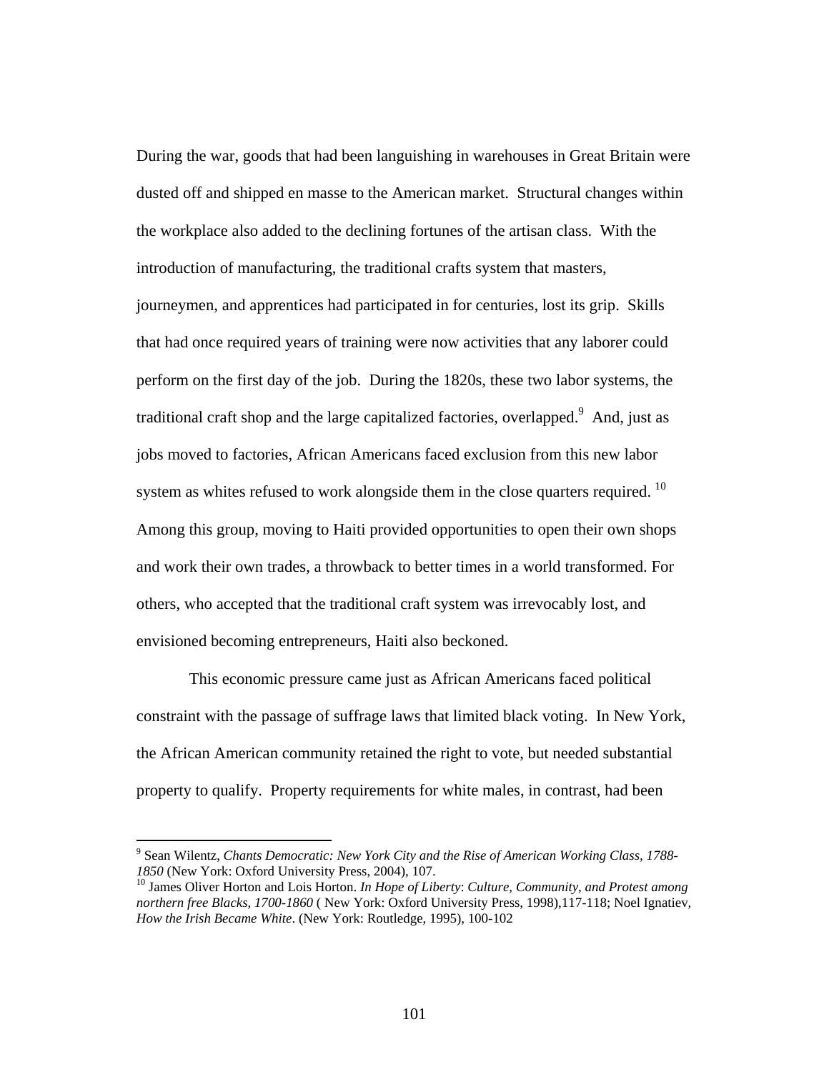During the war, goods that had been languishing in warehouses in Great Britain were dusted off and shipped en masse to the American market. Structural changes within the workplace also added to the declining fortunes of the artisan class. With the introduction of manufacturing, the traditional crafts system that masters, journeymen, and apprentices had participated in for centuries, lost its grip. Skills that had once required years of training were now activities that any laborer could perform on the first day of the job. During the 1820s, these two labor systems, the traditional craft shop and the large capitalized factories, overlapped.[9] And, just as jobs moved to factories, African Americans faced exclusion from this new labor system as whites refused to work alongside them in the close quarters required. [10] Among this group, moving to Haiti provided opportunities to open their own shops and work their own trades, a throwback to better times in a world transformed. For others, who accepted that the traditional craft system was irrevocably lost, and envisioned becoming entrepreneurs, Haiti also beckoned.

This economic pressure came just as African Americans faced political constraint with the passage of suffrage laws that limited black voting. In New York, the African American community retained the right to vote, but needed substantial property to qualify. Property requirements for white males, in contrast, had been

---

[9] Sean Wilentz, *Chants Democratic: New York City and the Rise of American Working Class, 1788-1850* (New York: Oxford University Press, 2004), 107.

[10] James Oliver Horton and Lois Horton. *In Hope of Liberty*: *Culture, Community, and Protest among northern free Blacks, 1700-1860* ( New York: Oxford University Press, 1998),117-118; Noel Ignatiev, *How the Irish Became White*. (New York: Routledge, 1995), 100-102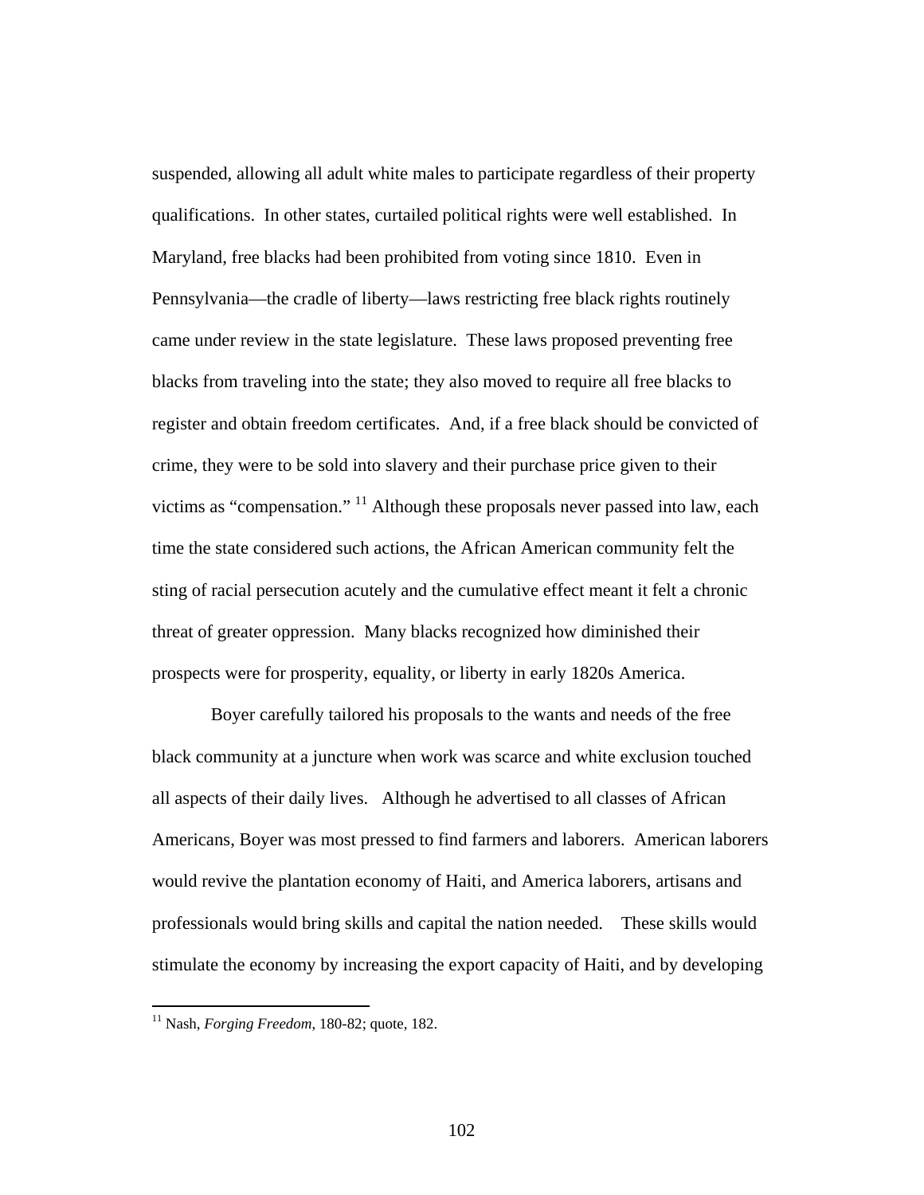suspended, allowing all adult white males to participate regardless of their property qualifications. In other states, curtailed political rights were well established. In Maryland, free blacks had been prohibited from voting since 1810. Even in Pennsylvania—the cradle of liberty—laws restricting free black rights routinely came under review in the state legislature. These laws proposed preventing free blacks from traveling into the state; they also moved to require all free blacks to register and obtain freedom certificates. And, if a free black should be convicted of crime, they were to be sold into slavery and their purchase price given to their victims as "compensation." [11] Although these proposals never passed into law, each time the state considered such actions, the African American community felt the sting of racial persecution acutely and the cumulative effect meant it felt a chronic threat of greater oppression. Many blacks recognized how diminished their prospects were for prosperity, equality, or liberty in early 1820s America.

Boyer carefully tailored his proposals to the wants and needs of the free black community at a juncture when work was scarce and white exclusion touched all aspects of their daily lives. Although he advertised to all classes of African Americans, Boyer was most pressed to find farmers and laborers. American laborers would revive the plantation economy of Haiti, and America laborers, artisans and professionals would bring skills and capital the nation needed. These skills would stimulate the economy by increasing the export capacity of Haiti, and by developing

---

[11] Nash, *Forging Freedom*, 180-82; quote, 182.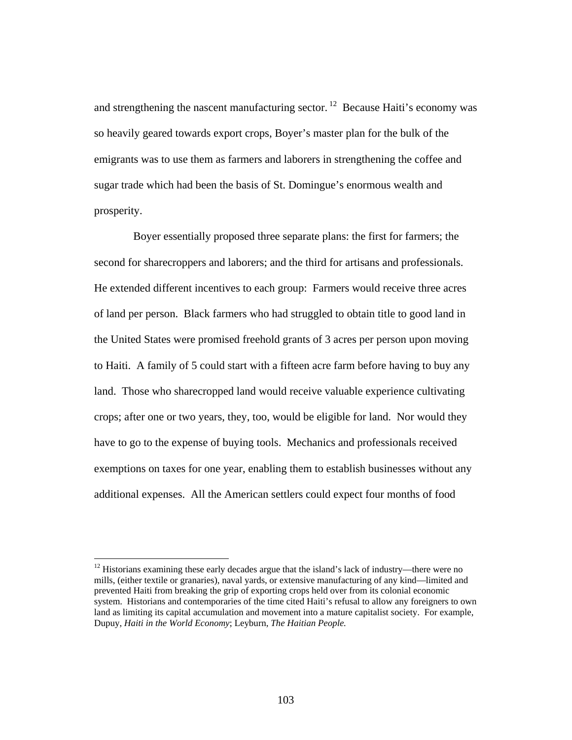and strengthening the nascent manufacturing sector.[12] Because Haiti's economy was so heavily geared towards export crops, Boyer's master plan for the bulk of the emigrants was to use them as farmers and laborers in strengthening the coffee and sugar trade which had been the basis of St. Domingue's enormous wealth and prosperity.

Boyer essentially proposed three separate plans: the first for farmers; the second for sharecroppers and laborers; and the third for artisans and professionals. He extended different incentives to each group: Farmers would receive three acres of land per person. Black farmers who had struggled to obtain title to good land in the United States were promised freehold grants of 3 acres per person upon moving to Haiti. A family of 5 could start with a fifteen acre farm before having to buy any land. Those who sharecropped land would receive valuable experience cultivating crops; after one or two years, they, too, would be eligible for land. Nor would they have to go to the expense of buying tools. Mechanics and professionals received exemptions on taxes for one year, enabling them to establish businesses without any additional expenses. All the American settlers could expect four months of food

[12] Historians examining these early decades argue that the island's lack of industry—there were no mills, (either textile or granaries), naval yards, or extensive manufacturing of any kind—limited and prevented Haiti from breaking the grip of exporting crops held over from its colonial economic system. Historians and contemporaries of the time cited Haiti's refusal to allow any foreigners to own land as limiting its capital accumulation and movement into a mature capitalist society. For example, Dupuy, *Haiti in the World Economy*; Leyburn, *The Haitian People.*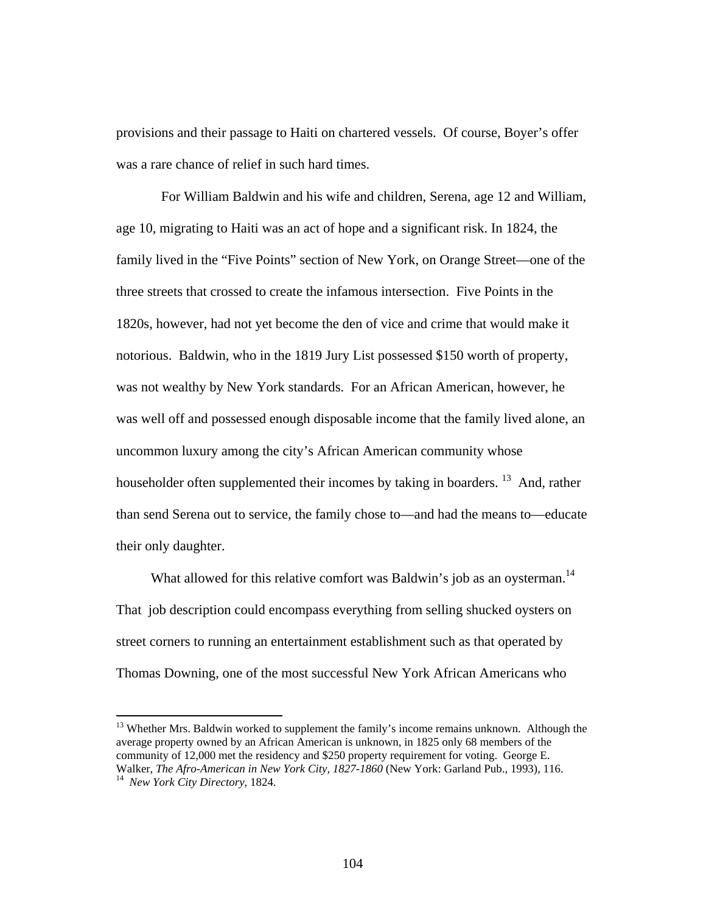provisions and their passage to Haiti on chartered vessels. Of course, Boyer's offer was a rare chance of relief in such hard times.

For William Baldwin and his wife and children, Serena, age 12 and William, age 10, migrating to Haiti was an act of hope and a significant risk. In 1824, the family lived in the "Five Points" section of New York, on Orange Street—one of the three streets that crossed to create the infamous intersection. Five Points in the 1820s, however, had not yet become the den of vice and crime that would make it notorious. Baldwin, who in the 1819 Jury List possessed $150 worth of property, was not wealthy by New York standards. For an African American, however, he was well off and possessed enough disposable income that the family lived alone, an uncommon luxury among the city's African American community whose householder often supplemented their incomes by taking in boarders. [13] And, rather than send Serena out to service, the family chose to—and had the means to—educate their only daughter.

What allowed for this relative comfort was Baldwin's job as an oysterman.[14] That job description could encompass everything from selling shucked oysters on street corners to running an entertainment establishment such as that operated by Thomas Downing, one of the most successful New York African Americans who

---

[13] Whether Mrs. Baldwin worked to supplement the family's income remains unknown. Although the average property owned by an African American is unknown, in 1825 only 68 members of the community of 12,000 met the residency and $250 property requirement for voting. George E. Walker, *The Afro-American in New York City, 1827-1860* (New York: Garland Pub., 1993), 116.

[14] *New York City Directory*, 1824.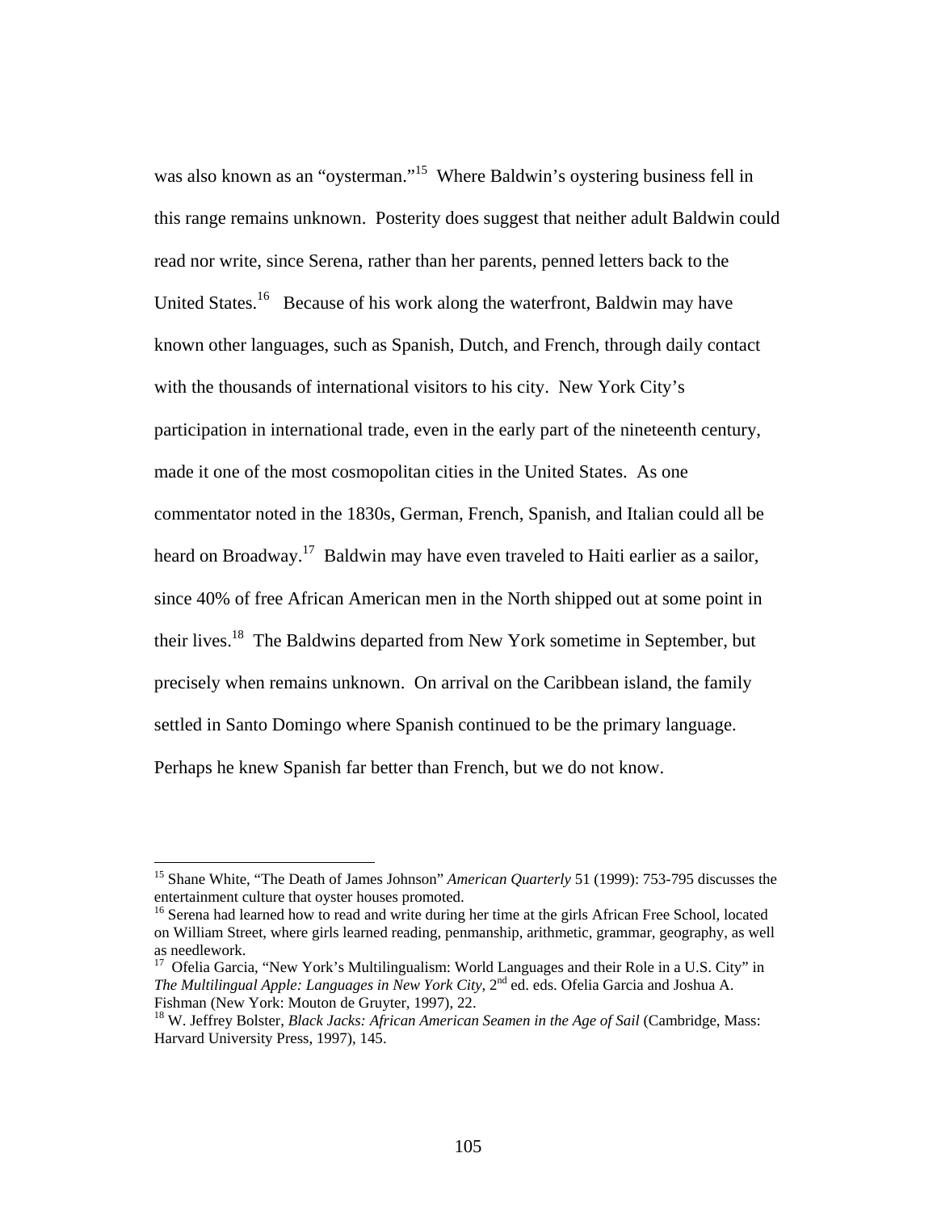was also known as an "oysterman."[15] Where Baldwin's oystering business fell in this range remains unknown. Posterity does suggest that neither adult Baldwin could read nor write, since Serena, rather than her parents, penned letters back to the United States.[16] Because of his work along the waterfront, Baldwin may have known other languages, such as Spanish, Dutch, and French, through daily contact with the thousands of international visitors to his city. New York City's participation in international trade, even in the early part of the nineteenth century, made it one of the most cosmopolitan cities in the United States. As one commentator noted in the 1830s, German, French, Spanish, and Italian could all be heard on Broadway.[17] Baldwin may have even traveled to Haiti earlier as a sailor, since 40% of free African American men in the North shipped out at some point in their lives.[18] The Baldwins departed from New York sometime in September, but precisely when remains unknown. On arrival on the Caribbean island, the family settled in Santo Domingo where Spanish continued to be the primary language. Perhaps he knew Spanish far better than French, but we do not know.

---

[15] Shane White, "The Death of James Johnson" *American Quarterly* 51 (1999): 753-795 discusses the entertainment culture that oyster houses promoted.

[16] Serena had learned how to read and write during her time at the girls African Free School, located on William Street, where girls learned reading, penmanship, arithmetic, grammar, geography, as well as needlework.

[17] Ofelia Garcia, "New York's Multilingualism: World Languages and their Role in a U.S. City" in *The Multilingual Apple: Languages in New York City*, 2nd ed. eds. Ofelia Garcia and Joshua A. Fishman (New York: Mouton de Gruyter, 1997), 22.

[18] W. Jeffrey Bolster, *Black Jacks: African American Seamen in the Age of Sail* (Cambridge, Mass: Harvard University Press, 1997), 145.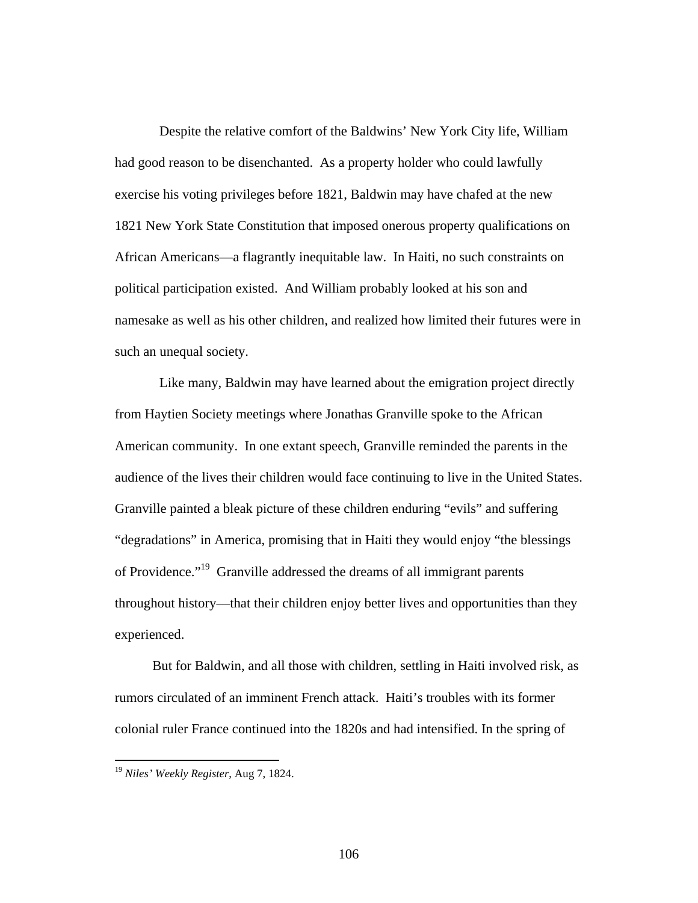Despite the relative comfort of the Baldwins' New York City life, William had good reason to be disenchanted. As a property holder who could lawfully exercise his voting privileges before 1821, Baldwin may have chafed at the new 1821 New York State Constitution that imposed onerous property qualifications on African Americans—a flagrantly inequitable law. In Haiti, no such constraints on political participation existed. And William probably looked at his son and namesake as well as his other children, and realized how limited their futures were in such an unequal society.

Like many, Baldwin may have learned about the emigration project directly from Haytien Society meetings where Jonathas Granville spoke to the African American community. In one extant speech, Granville reminded the parents in the audience of the lives their children would face continuing to live in the United States. Granville painted a bleak picture of these children enduring "evils" and suffering "degradations" in America, promising that in Haiti they would enjoy "the blessings of Providence."[19] Granville addressed the dreams of all immigrant parents throughout history—that their children enjoy better lives and opportunities than they experienced.

But for Baldwin, and all those with children, settling in Haiti involved risk, as rumors circulated of an imminent French attack. Haiti's troubles with its former colonial ruler France continued into the 1820s and had intensified. In the spring of

---

[19] *Niles' Weekly Register*, Aug 7, 1824.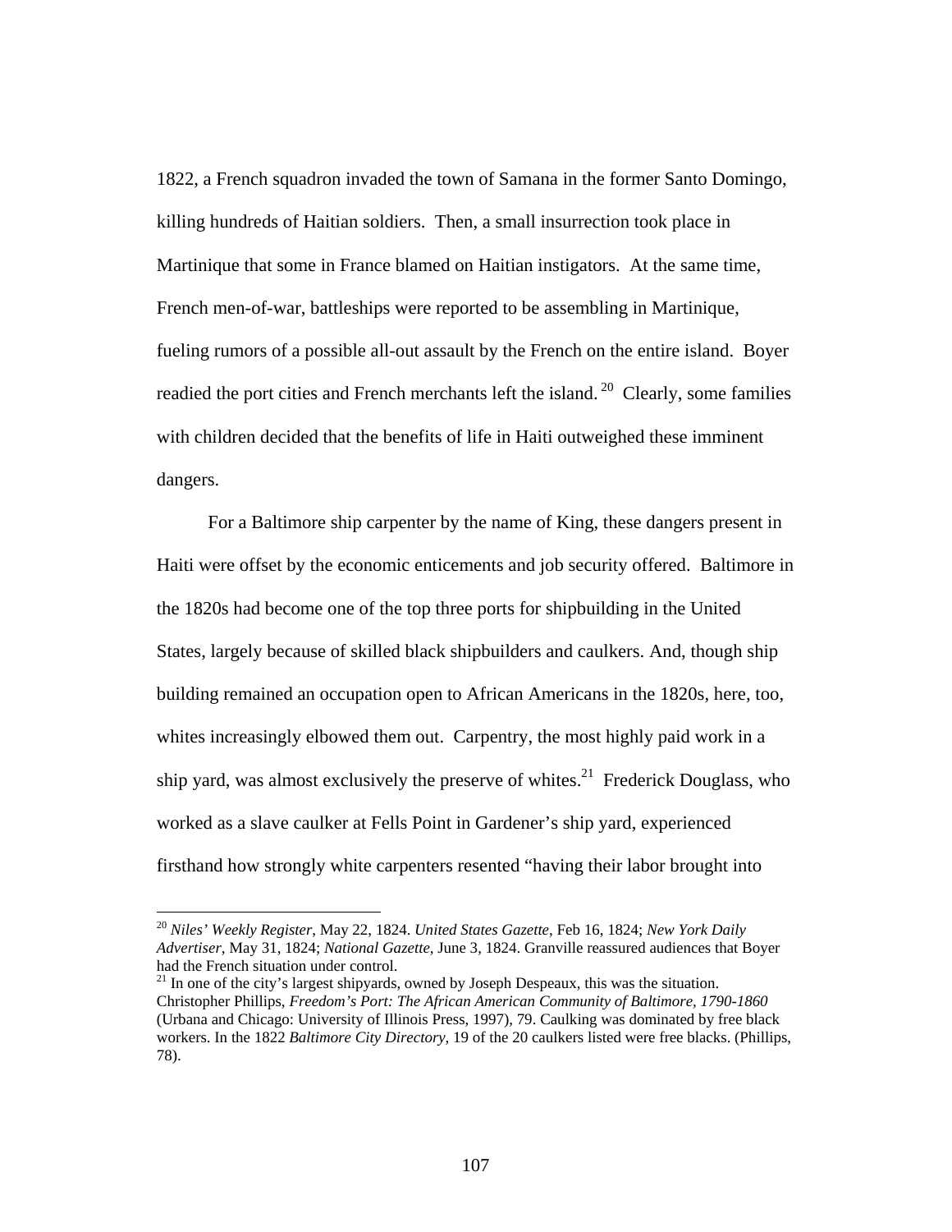1822, a French squadron invaded the town of Samana in the former Santo Domingo, killing hundreds of Haitian soldiers. Then, a small insurrection took place in Martinique that some in France blamed on Haitian instigators. At the same time, French men-of-war, battleships were reported to be assembling in Martinique, fueling rumors of a possible all-out assault by the French on the entire island. Boyer readied the port cities and French merchants left the island.[20] Clearly, some families with children decided that the benefits of life in Haiti outweighed these imminent dangers.

For a Baltimore ship carpenter by the name of King, these dangers present in Haiti were offset by the economic enticements and job security offered. Baltimore in the 1820s had become one of the top three ports for shipbuilding in the United States, largely because of skilled black shipbuilders and caulkers. And, though ship building remained an occupation open to African Americans in the 1820s, here, too, whites increasingly elbowed them out. Carpentry, the most highly paid work in a ship yard, was almost exclusively the preserve of whites.[21] Frederick Douglass, who worked as a slave caulker at Fells Point in Gardener's ship yard, experienced firsthand how strongly white carpenters resented "having their labor brought into

---

[20] *Niles' Weekly Register*, May 22, 1824. *United States Gazette*, Feb 16, 1824; *New York Daily Advertiser*, May 31, 1824; *National Gazette*, June 3, 1824. Granville reassured audiences that Boyer had the French situation under control.

[21] In one of the city's largest shipyards, owned by Joseph Despeaux, this was the situation. Christopher Phillips, *Freedom's Port: The African American Community of Baltimore, 1790-1860* (Urbana and Chicago: University of Illinois Press, 1997), 79. Caulking was dominated by free black workers. In the 1822 *Baltimore City Directory*, 19 of the 20 caulkers listed were free blacks. (Phillips, 78).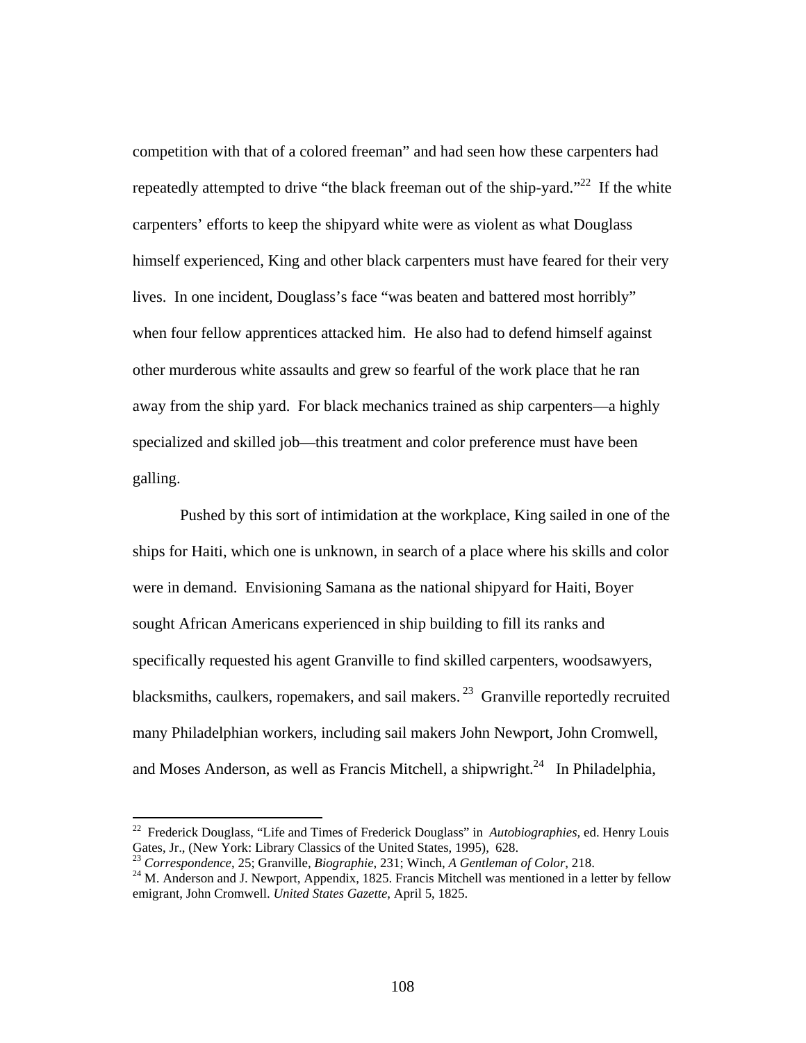competition with that of a colored freeman" and had seen how these carpenters had repeatedly attempted to drive "the black freeman out of the ship-yard."[22] If the white carpenters' efforts to keep the shipyard white were as violent as what Douglass himself experienced, King and other black carpenters must have feared for their very lives. In one incident, Douglass's face "was beaten and battered most horribly" when four fellow apprentices attacked him. He also had to defend himself against other murderous white assaults and grew so fearful of the work place that he ran away from the ship yard. For black mechanics trained as ship carpenters—a highly specialized and skilled job—this treatment and color preference must have been galling.

Pushed by this sort of intimidation at the workplace, King sailed in one of the ships for Haiti, which one is unknown, in search of a place where his skills and color were in demand. Envisioning Samana as the national shipyard for Haiti, Boyer sought African Americans experienced in ship building to fill its ranks and specifically requested his agent Granville to find skilled carpenters, woodsawyers, blacksmiths, caulkers, ropemakers, and sail makers.[23] Granville reportedly recruited many Philadelphian workers, including sail makers John Newport, John Cromwell, and Moses Anderson, as well as Francis Mitchell, a shipwright.[24] In Philadelphia,

---

[22] Frederick Douglass, "Life and Times of Frederick Douglass" in *Autobiographies,* ed. Henry Louis Gates, Jr., (New York: Library Classics of the United States, 1995), 628.

[23] *Correspondence*, 25; Granville, *Biographie*, 231; Winch, *A Gentleman of Color*, 218.

[24] M. Anderson and J. Newport, Appendix, 1825. Francis Mitchell was mentioned in a letter by fellow emigrant, John Cromwell. *United States Gazette*, April 5, 1825.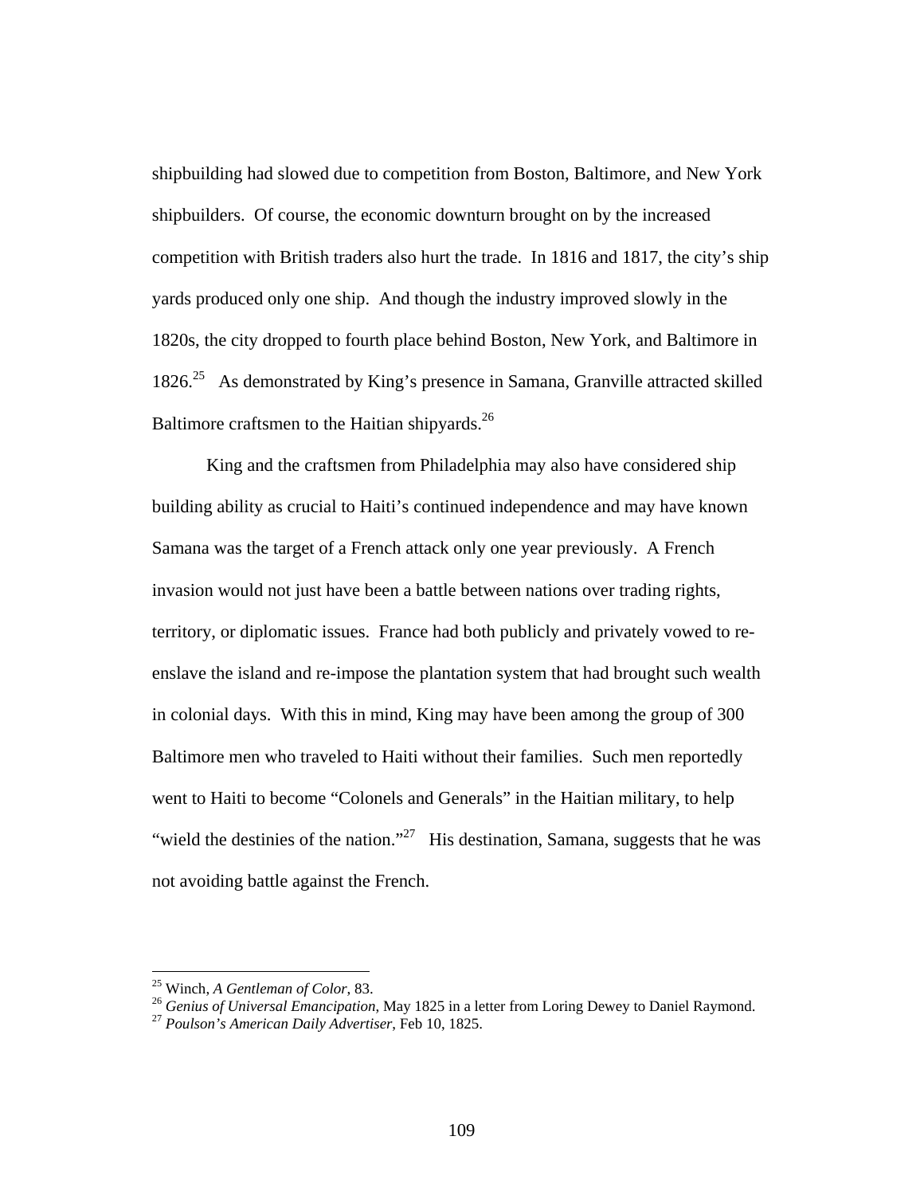shipbuilding had slowed due to competition from Boston, Baltimore, and New York shipbuilders. Of course, the economic downturn brought on by the increased competition with British traders also hurt the trade. In 1816 and 1817, the city's ship yards produced only one ship. And though the industry improved slowly in the 1820s, the city dropped to fourth place behind Boston, New York, and Baltimore in 1826.[25] As demonstrated by King's presence in Samana, Granville attracted skilled Baltimore craftsmen to the Haitian shipyards.[26]

King and the craftsmen from Philadelphia may also have considered ship building ability as crucial to Haiti's continued independence and may have known Samana was the target of a French attack only one year previously. A French invasion would not just have been a battle between nations over trading rights, territory, or diplomatic issues. France had both publicly and privately vowed to re-enslave the island and re-impose the plantation system that had brought such wealth in colonial days. With this in mind, King may have been among the group of 300 Baltimore men who traveled to Haiti without their families. Such men reportedly went to Haiti to become "Colonels and Generals" in the Haitian military, to help "wield the destinies of the nation."[27] His destination, Samana, suggests that he was not avoiding battle against the French.

---

[25] Winch, *A Gentleman of Color*, 83.

[26] *Genius of Universal Emancipation*, May 1825 in a letter from Loring Dewey to Daniel Raymond.

[27] *Poulson's American Daily Advertiser*, Feb 10, 1825.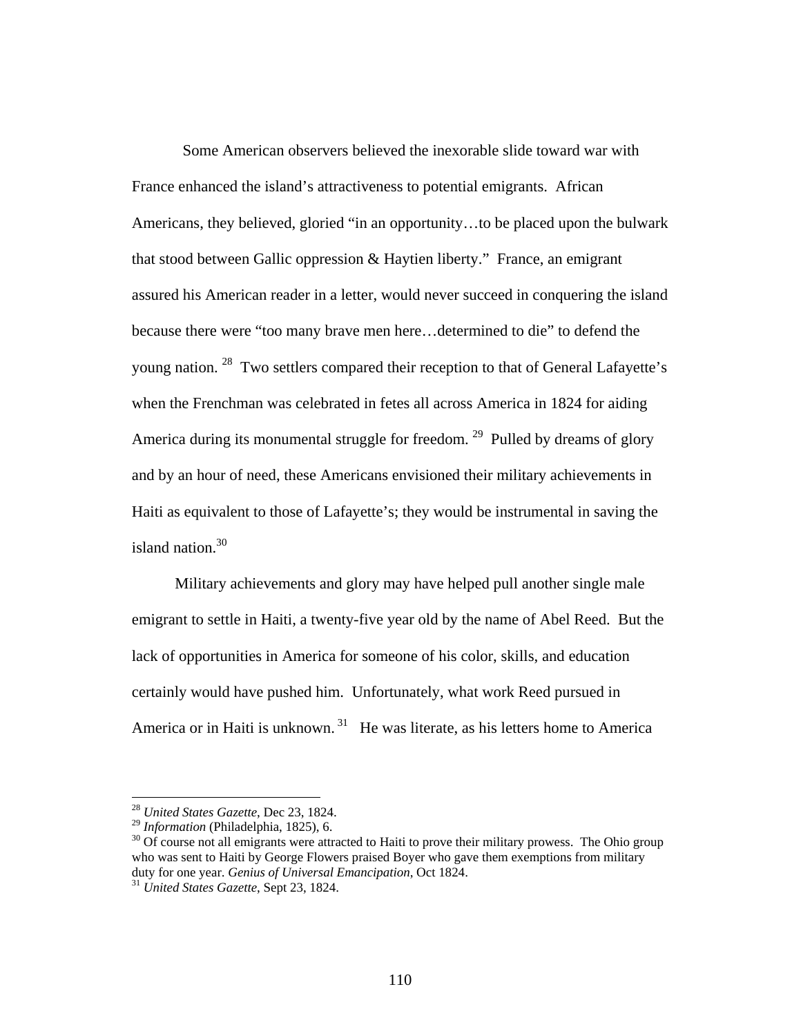Some American observers believed the inexorable slide toward war with France enhanced the island's attractiveness to potential emigrants. African Americans, they believed, gloried "in an opportunity…to be placed upon the bulwark that stood between Gallic oppression & Haytien liberty." France, an emigrant assured his American reader in a letter, would never succeed in conquering the island because there were "too many brave men here…determined to die" to defend the young nation.[28] Two settlers compared their reception to that of General Lafayette's when the Frenchman was celebrated in fetes all across America in 1824 for aiding America during its monumental struggle for freedom.[29] Pulled by dreams of glory and by an hour of need, these Americans envisioned their military achievements in Haiti as equivalent to those of Lafayette's; they would be instrumental in saving the island nation.[30]

Military achievements and glory may have helped pull another single male emigrant to settle in Haiti, a twenty-five year old by the name of Abel Reed. But the lack of opportunities in America for someone of his color, skills, and education certainly would have pushed him. Unfortunately, what work Reed pursued in America or in Haiti is unknown.[31] He was literate, as his letters home to America

---

[28] *United States Gazette*, Dec 23, 1824.

[29] *Information* (Philadelphia, 1825), 6.

[30] Of course not all emigrants were attracted to Haiti to prove their military prowess. The Ohio group who was sent to Haiti by George Flowers praised Boyer who gave them exemptions from military duty for one year. *Genius of Universal Emancipation*, Oct 1824.

[31] *United States Gazette*, Sept 23, 1824.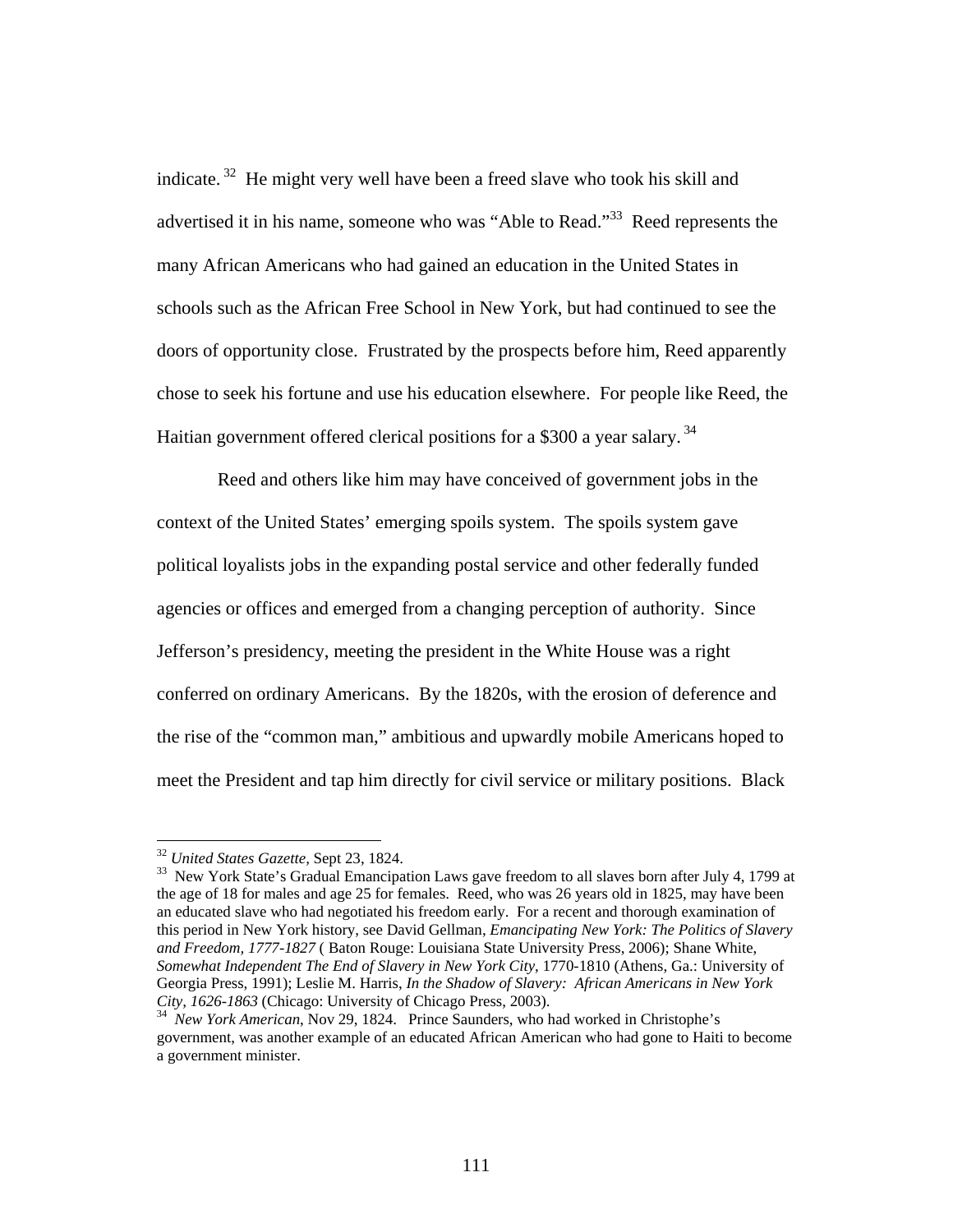indicate.[32] He might very well have been a freed slave who took his skill and advertised it in his name, someone who was "Able to Read."[33] Reed represents the many African Americans who had gained an education in the United States in schools such as the African Free School in New York, but had continued to see the doors of opportunity close. Frustrated by the prospects before him, Reed apparently chose to seek his fortune and use his education elsewhere. For people like Reed, the Haitian government offered clerical positions for a $300 a year salary.[34]

Reed and others like him may have conceived of government jobs in the context of the United States' emerging spoils system. The spoils system gave political loyalists jobs in the expanding postal service and other federally funded agencies or offices and emerged from a changing perception of authority. Since Jefferson's presidency, meeting the president in the White House was a right conferred on ordinary Americans. By the 1820s, with the erosion of deference and the rise of the "common man," ambitious and upwardly mobile Americans hoped to meet the President and tap him directly for civil service or military positions. Black

---

[32] *United States Gazette*, Sept 23, 1824.

[33] New York State's Gradual Emancipation Laws gave freedom to all slaves born after July 4, 1799 at the age of 18 for males and age 25 for females. Reed, who was 26 years old in 1825, may have been an educated slave who had negotiated his freedom early. For a recent and thorough examination of this period in New York history, see David Gellman, *Emancipating New York: The Politics of Slavery and Freedom, 1777-1827* ( Baton Rouge: Louisiana State University Press, 2006); Shane White, *Somewhat Independent The End of Slavery in New York City*, 1770-1810 (Athens, Ga.: University of Georgia Press, 1991); Leslie M. Harris, *In the Shadow of Slavery: African Americans in New York City, 1626-1863* (Chicago: University of Chicago Press, 2003).

[34] *New York American*, Nov 29, 1824. Prince Saunders, who had worked in Christophe's government, was another example of an educated African American who had gone to Haiti to become a government minister.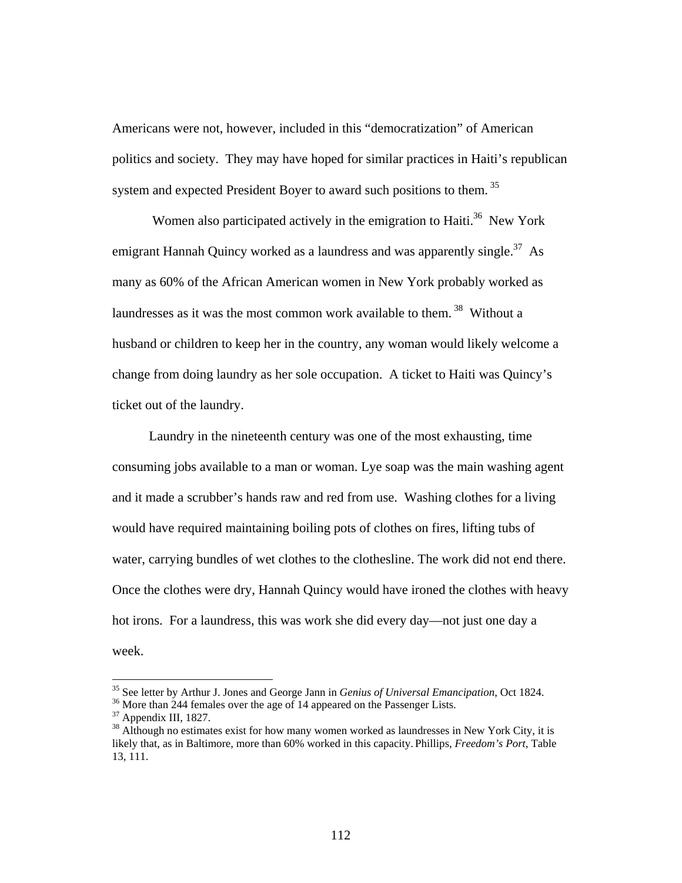Americans were not, however, included in this "democratization" of American politics and society. They may have hoped for similar practices in Haiti's republican system and expected President Boyer to award such positions to them.[35]

Women also participated actively in the emigration to Haiti.[36] New York emigrant Hannah Quincy worked as a laundress and was apparently single.[37] As many as 60% of the African American women in New York probably worked as laundresses as it was the most common work available to them.[38] Without a husband or children to keep her in the country, any woman would likely welcome a change from doing laundry as her sole occupation. A ticket to Haiti was Quincy's ticket out of the laundry.

Laundry in the nineteenth century was one of the most exhausting, time consuming jobs available to a man or woman. Lye soap was the main washing agent and it made a scrubber's hands raw and red from use. Washing clothes for a living would have required maintaining boiling pots of clothes on fires, lifting tubs of water, carrying bundles of wet clothes to the clothesline. The work did not end there. Once the clothes were dry, Hannah Quincy would have ironed the clothes with heavy hot irons. For a laundress, this was work she did every day—not just one day a week.

---

[35] See letter by Arthur J. Jones and George Jann in *Genius of Universal Emancipation*, Oct 1824.

[36] More than 244 females over the age of 14 appeared on the Passenger Lists.

[37] Appendix III, 1827.

[38] Although no estimates exist for how many women worked as laundresses in New York City, it is likely that, as in Baltimore, more than 60% worked in this capacity. Phillips, *Freedom's Port*, Table 13, 111.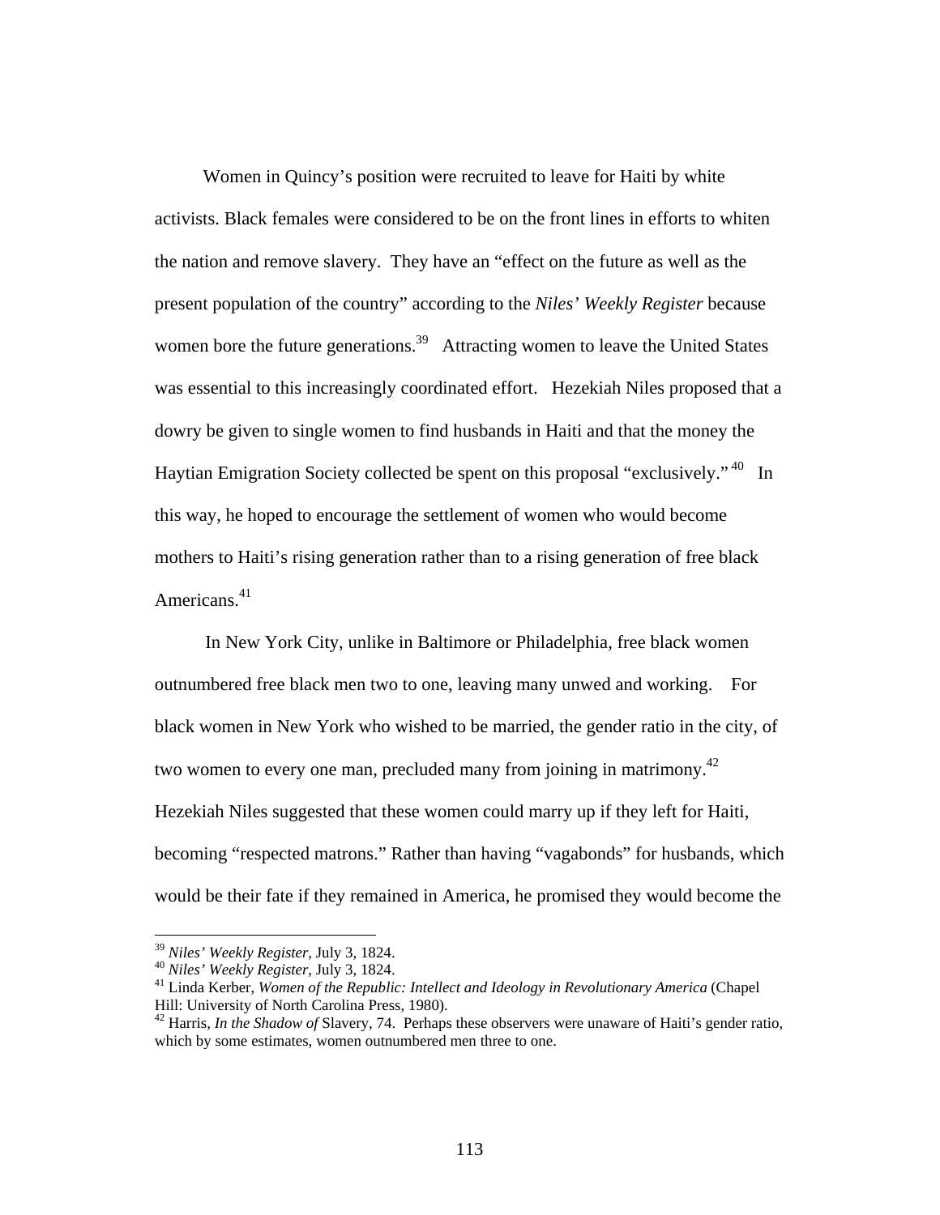Women in Quincy's position were recruited to leave for Haiti by white activists. Black females were considered to be on the front lines in efforts to whiten the nation and remove slavery. They have an "effect on the future as well as the present population of the country" according to the *Niles' Weekly Register* because women bore the future generations.[39] Attracting women to leave the United States was essential to this increasingly coordinated effort. Hezekiah Niles proposed that a dowry be given to single women to find husbands in Haiti and that the money the Haytian Emigration Society collected be spent on this proposal "exclusively."[40] In this way, he hoped to encourage the settlement of women who would become mothers to Haiti's rising generation rather than to a rising generation of free black Americans.[41]

In New York City, unlike in Baltimore or Philadelphia, free black women outnumbered free black men two to one, leaving many unwed and working. For black women in New York who wished to be married, the gender ratio in the city, of two women to every one man, precluded many from joining in matrimony.[42] Hezekiah Niles suggested that these women could marry up if they left for Haiti, becoming "respected matrons." Rather than having "vagabonds" for husbands, which would be their fate if they remained in America, he promised they would become the

---

[39] *Niles' Weekly Register*, July 3, 1824.

[40] *Niles' Weekly Register*, July 3, 1824.

[41] Linda Kerber, *Women of the Republic: Intellect and Ideology in Revolutionary America* (Chapel Hill: University of North Carolina Press, 1980).

[42] Harris, *In the Shadow of* Slavery, 74. Perhaps these observers were unaware of Haiti's gender ratio, which by some estimates, women outnumbered men three to one.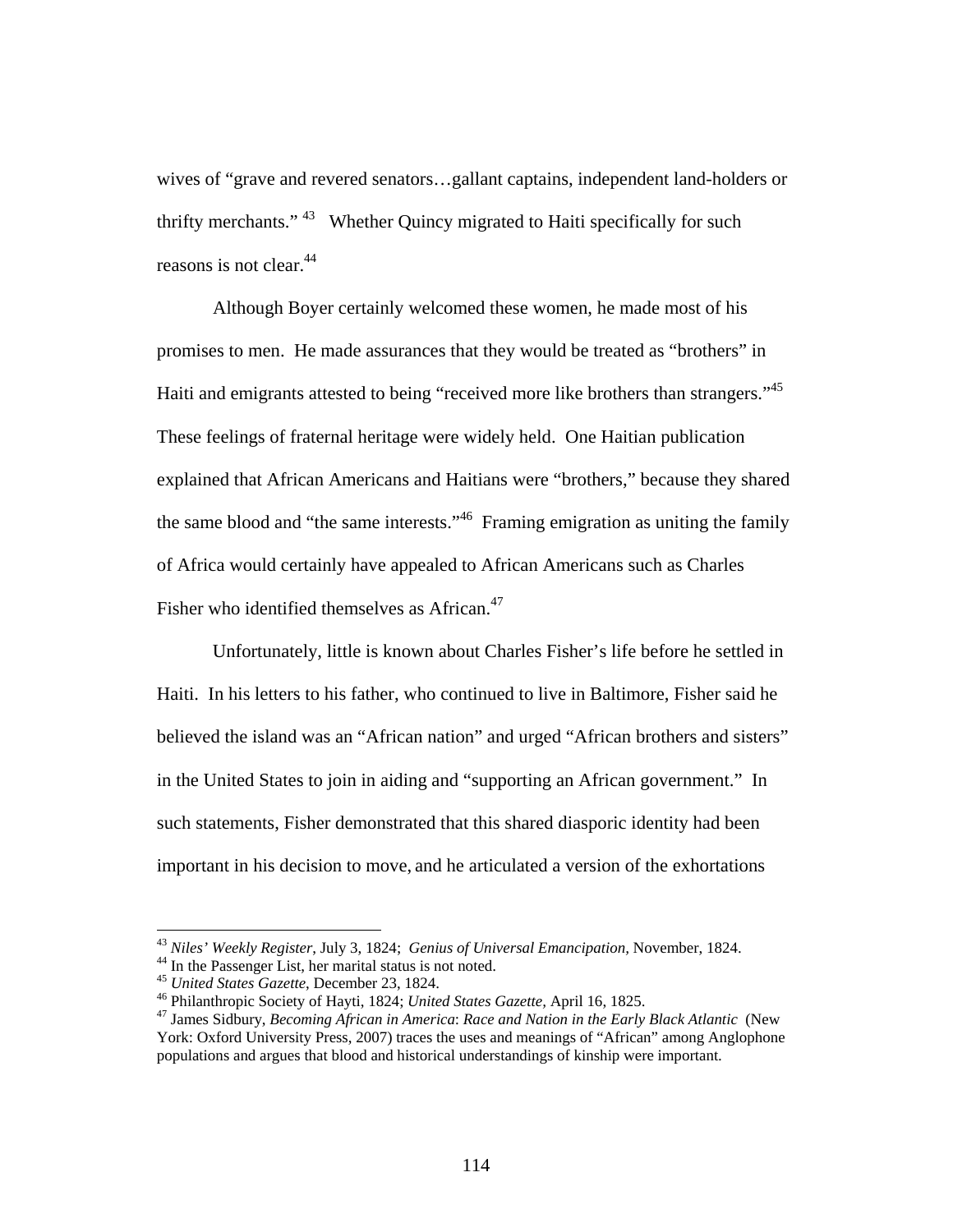wives of "grave and revered senators…gallant captains, independent land-holders or thrifty merchants." [43] Whether Quincy migrated to Haiti specifically for such reasons is not clear.[44]

Although Boyer certainly welcomed these women, he made most of his promises to men. He made assurances that they would be treated as "brothers" in Haiti and emigrants attested to being "received more like brothers than strangers."[45] These feelings of fraternal heritage were widely held. One Haitian publication explained that African Americans and Haitians were "brothers," because they shared the same blood and "the same interests."[46] Framing emigration as uniting the family of Africa would certainly have appealed to African Americans such as Charles Fisher who identified themselves as African.[47]

Unfortunately, little is known about Charles Fisher's life before he settled in Haiti. In his letters to his father, who continued to live in Baltimore, Fisher said he believed the island was an "African nation" and urged "African brothers and sisters" in the United States to join in aiding and "supporting an African government." In such statements, Fisher demonstrated that this shared diasporic identity had been important in his decision to move, and he articulated a version of the exhortations

---

[43] *Niles' Weekly Register,* July 3, 1824; *Genius of Universal Emancipation,* November, 1824.

[44] In the Passenger List, her marital status is not noted.

[45] *United States Gazette,* December 23, 1824.

[46] Philanthropic Society of Hayti, 1824; *United States Gazette,* April 16, 1825.

[47] James Sidbury, *Becoming African in America*: *Race and Nation in the Early Black Atlantic* (New York: Oxford University Press, 2007) traces the uses and meanings of "African" among Anglophone populations and argues that blood and historical understandings of kinship were important.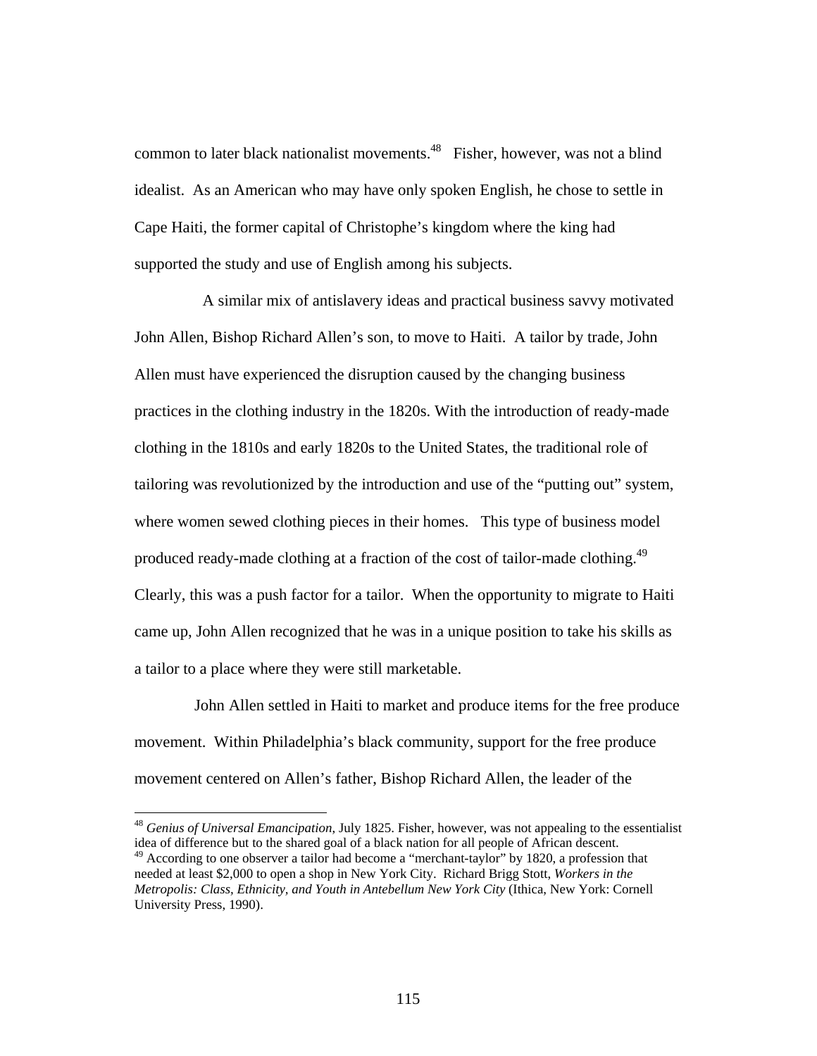common to later black nationalist movements.[48] Fisher, however, was not a blind idealist. As an American who may have only spoken English, he chose to settle in Cape Haiti, the former capital of Christophe's kingdom where the king had supported the study and use of English among his subjects.

A similar mix of antislavery ideas and practical business savvy motivated John Allen, Bishop Richard Allen's son, to move to Haiti. A tailor by trade, John Allen must have experienced the disruption caused by the changing business practices in the clothing industry in the 1820s. With the introduction of ready-made clothing in the 1810s and early 1820s to the United States, the traditional role of tailoring was revolutionized by the introduction and use of the "putting out" system, where women sewed clothing pieces in their homes. This type of business model produced ready-made clothing at a fraction of the cost of tailor-made clothing.[49] Clearly, this was a push factor for a tailor. When the opportunity to migrate to Haiti came up, John Allen recognized that he was in a unique position to take his skills as a tailor to a place where they were still marketable.

John Allen settled in Haiti to market and produce items for the free produce movement. Within Philadelphia's black community, support for the free produce movement centered on Allen's father, Bishop Richard Allen, the leader of the

---

[48] *Genius of Universal Emancipation*, July 1825. Fisher, however, was not appealing to the essentialist idea of difference but to the shared goal of a black nation for all people of African descent.

[49] According to one observer a tailor had become a "merchant-taylor" by 1820, a profession that needed at least $2,000 to open a shop in New York City. Richard Brigg Stott, *Workers in the Metropolis: Class, Ethnicity, and Youth in Antebellum New York City* (Ithica, New York: Cornell University Press, 1990).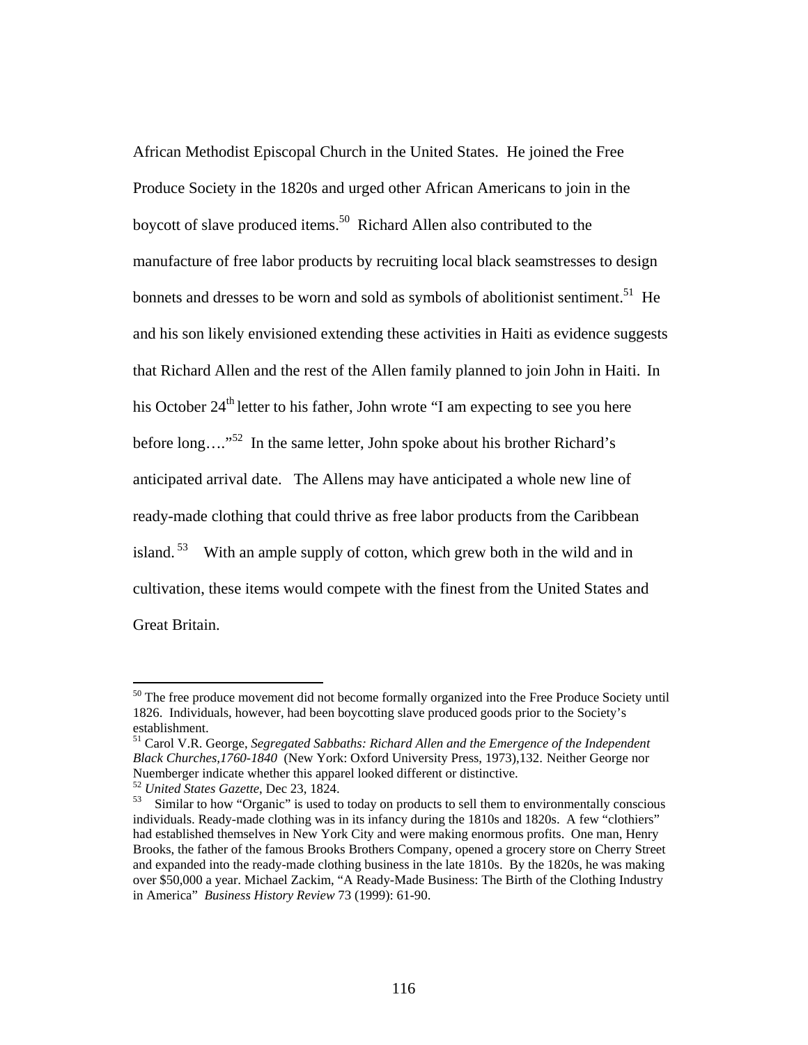African Methodist Episcopal Church in the United States. He joined the Free Produce Society in the 1820s and urged other African Americans to join in the boycott of slave produced items.[50] Richard Allen also contributed to the manufacture of free labor products by recruiting local black seamstresses to design bonnets and dresses to be worn and sold as symbols of abolitionist sentiment.[51] He and his son likely envisioned extending these activities in Haiti as evidence suggests that Richard Allen and the rest of the Allen family planned to join John in Haiti. In his October 24th letter to his father, John wrote "I am expecting to see you here before long…."[52] In the same letter, John spoke about his brother Richard's anticipated arrival date. The Allens may have anticipated a whole new line of ready-made clothing that could thrive as free labor products from the Caribbean island.[53] With an ample supply of cotton, which grew both in the wild and in cultivation, these items would compete with the finest from the United States and Great Britain.

---

[50] The free produce movement did not become formally organized into the Free Produce Society until 1826. Individuals, however, had been boycotting slave produced goods prior to the Society's establishment.

[51] Carol V.R. George, *Segregated Sabbaths: Richard Allen and the Emergence of the Independent Black Churches,1760-1840* (New York: Oxford University Press, 1973),132. Neither George nor Nuemberger indicate whether this apparel looked different or distinctive.

[52] *United States Gazette*, Dec 23, 1824.

[53] Similar to how "Organic" is used to today on products to sell them to environmentally conscious individuals. Ready-made clothing was in its infancy during the 1810s and 1820s. A few "clothiers" had established themselves in New York City and were making enormous profits. One man, Henry Brooks, the father of the famous Brooks Brothers Company, opened a grocery store on Cherry Street and expanded into the ready-made clothing business in the late 1810s. By the 1820s, he was making over $50,000 a year. Michael Zackim, "A Ready-Made Business: The Birth of the Clothing Industry in America" *Business History Review* 73 (1999): 61-90.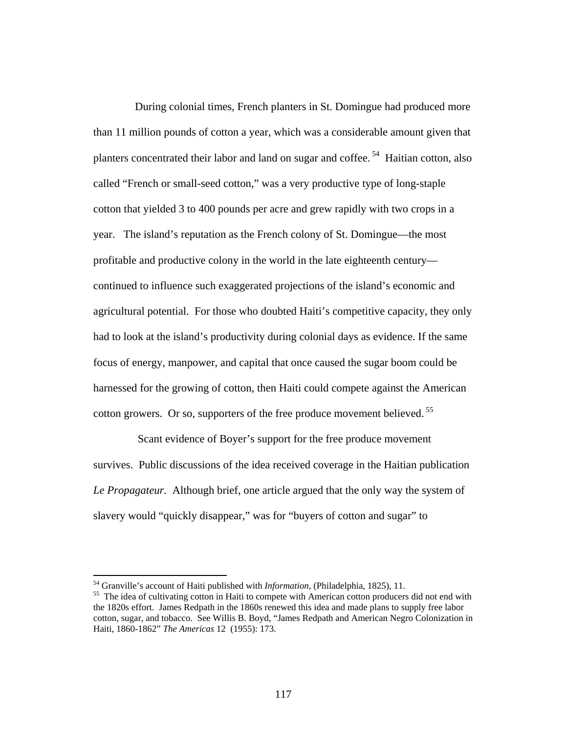During colonial times, French planters in St. Domingue had produced more than 11 million pounds of cotton a year, which was a considerable amount given that planters concentrated their labor and land on sugar and coffee.[54] Haitian cotton, also called "French or small-seed cotton," was a very productive type of long-staple cotton that yielded 3 to 400 pounds per acre and grew rapidly with two crops in a year. The island's reputation as the French colony of St. Domingue—the most profitable and productive colony in the world in the late eighteenth century—continued to influence such exaggerated projections of the island's economic and agricultural potential. For those who doubted Haiti's competitive capacity, they only had to look at the island's productivity during colonial days as evidence. If the same focus of energy, manpower, and capital that once caused the sugar boom could be harnessed for the growing of cotton, then Haiti could compete against the American cotton growers. Or so, supporters of the free produce movement believed.[55]

Scant evidence of Boyer's support for the free produce movement survives. Public discussions of the idea received coverage in the Haitian publication *Le Propagateur*. Although brief, one article argued that the only way the system of slavery would "quickly disappear," was for "buyers of cotton and sugar" to

---

[54] Granville's account of Haiti published with *Information*, (Philadelphia, 1825), 11.

[55] The idea of cultivating cotton in Haiti to compete with American cotton producers did not end with the 1820s effort. James Redpath in the 1860s renewed this idea and made plans to supply free labor cotton, sugar, and tobacco. See Willis B. Boyd, "James Redpath and American Negro Colonization in Haiti, 1860-1862" *The Americas* 12 (1955): 173.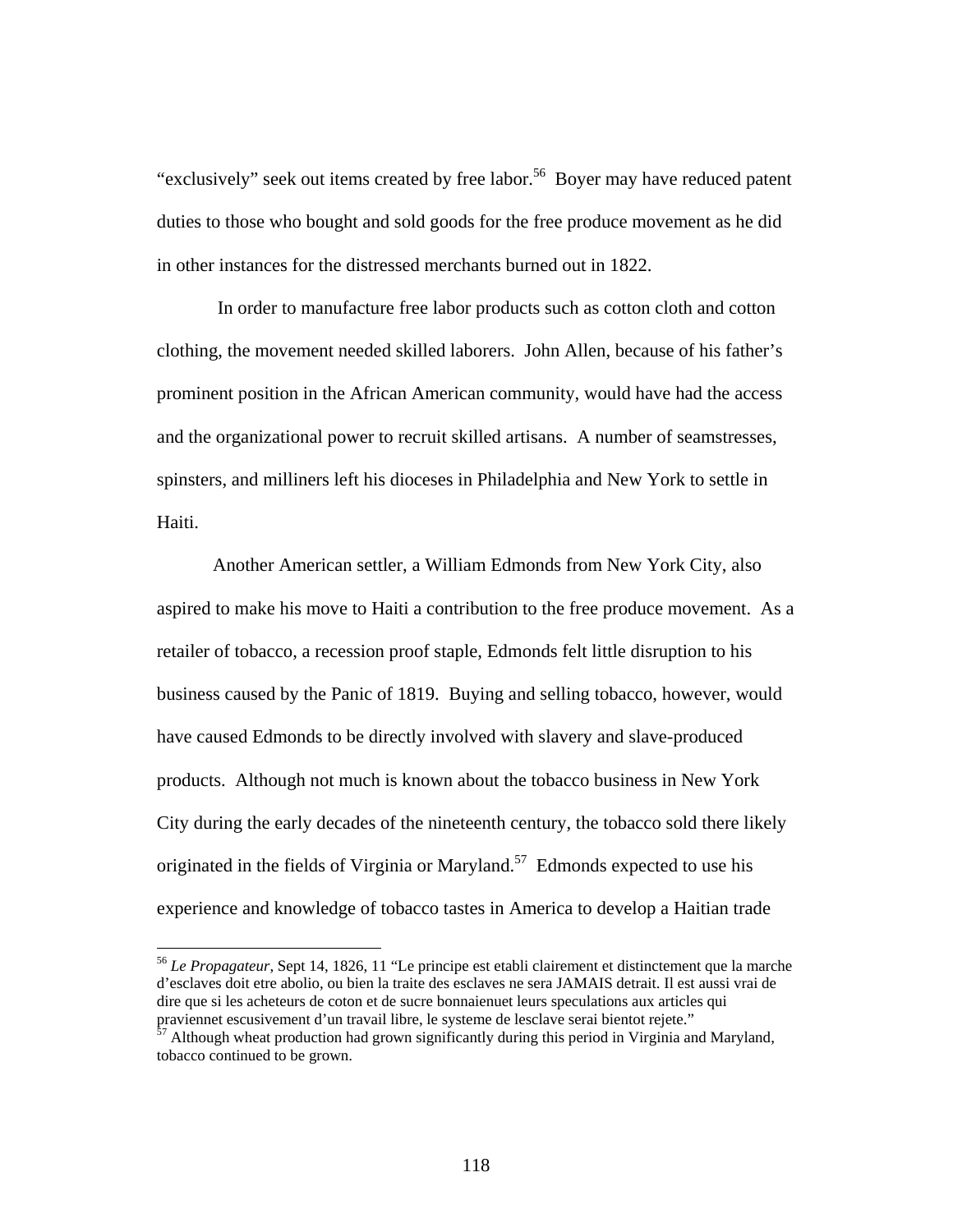"exclusively" seek out items created by free labor.[56] Boyer may have reduced patent duties to those who bought and sold goods for the free produce movement as he did in other instances for the distressed merchants burned out in 1822.

In order to manufacture free labor products such as cotton cloth and cotton clothing, the movement needed skilled laborers. John Allen, because of his father's prominent position in the African American community, would have had the access and the organizational power to recruit skilled artisans. A number of seamstresses, spinsters, and milliners left his dioceses in Philadelphia and New York to settle in Haiti.

Another American settler, a William Edmonds from New York City, also aspired to make his move to Haiti a contribution to the free produce movement. As a retailer of tobacco, a recession proof staple, Edmonds felt little disruption to his business caused by the Panic of 1819. Buying and selling tobacco, however, would have caused Edmonds to be directly involved with slavery and slave-produced products. Although not much is known about the tobacco business in New York City during the early decades of the nineteenth century, the tobacco sold there likely originated in the fields of Virginia or Maryland.[57] Edmonds expected to use his experience and knowledge of tobacco tastes in America to develop a Haitian trade

---

[56] *Le Propagateur*, Sept 14, 1826, 11 "Le principe est etabli clairement et distinctement que la marche d'esclaves doit etre abolio, ou bien la traite des esclaves ne sera JAMAIS detrait. Il est aussi vrai de dire que si les acheteurs de coton et de sucre bonnaienuet leurs speculations aux articles qui praviennet escusivement d'un travail libre, le systeme de lesclave serai bientot rejete."

[57] Although wheat production had grown significantly during this period in Virginia and Maryland, tobacco continued to be grown.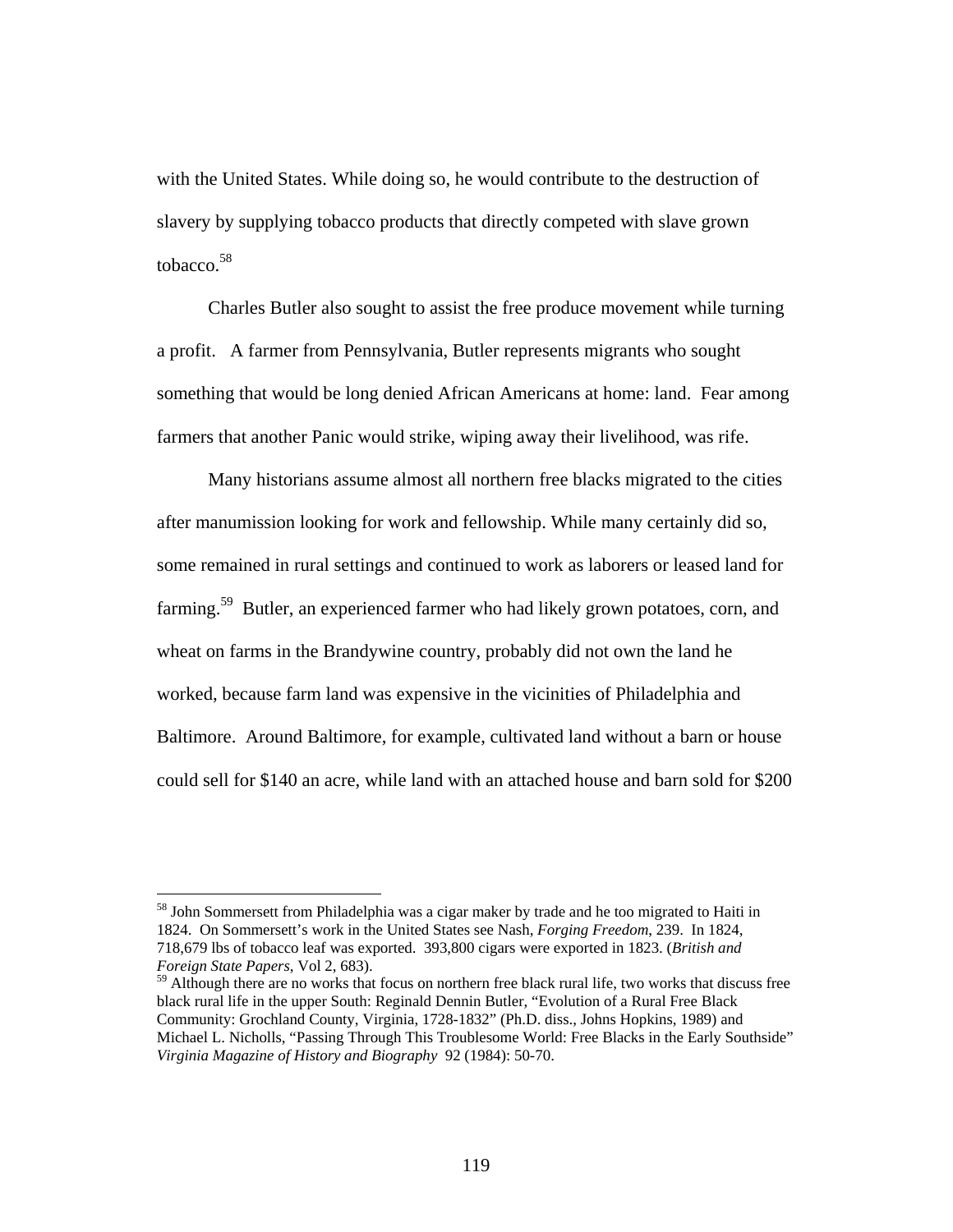with the United States. While doing so, he would contribute to the destruction of slavery by supplying tobacco products that directly competed with slave grown tobacco.[58]

Charles Butler also sought to assist the free produce movement while turning a profit. A farmer from Pennsylvania, Butler represents migrants who sought something that would be long denied African Americans at home: land. Fear among farmers that another Panic would strike, wiping away their livelihood, was rife.

Many historians assume almost all northern free blacks migrated to the cities after manumission looking for work and fellowship. While many certainly did so, some remained in rural settings and continued to work as laborers or leased land for farming.[59] Butler, an experienced farmer who had likely grown potatoes, corn, and wheat on farms in the Brandywine country, probably did not own the land he worked, because farm land was expensive in the vicinities of Philadelphia and Baltimore. Around Baltimore, for example, cultivated land without a barn or house could sell for $140 an acre, while land with an attached house and barn sold for $200

---

[58] John Sommersett from Philadelphia was a cigar maker by trade and he too migrated to Haiti in 1824. On Sommersett's work in the United States see Nash, *Forging Freedom*, 239. In 1824, 718,679 lbs of tobacco leaf was exported. 393,800 cigars were exported in 1823. (*British and Foreign State Papers*, Vol 2, 683).

[59] Although there are no works that focus on northern free black rural life, two works that discuss free black rural life in the upper South: Reginald Dennin Butler, "Evolution of a Rural Free Black Community: Grochland County, Virginia, 1728-1832" (Ph.D. diss., Johns Hopkins, 1989) and Michael L. Nicholls, "Passing Through This Troublesome World: Free Blacks in the Early Southside" *Virginia Magazine of History and Biography* 92 (1984): 50-70.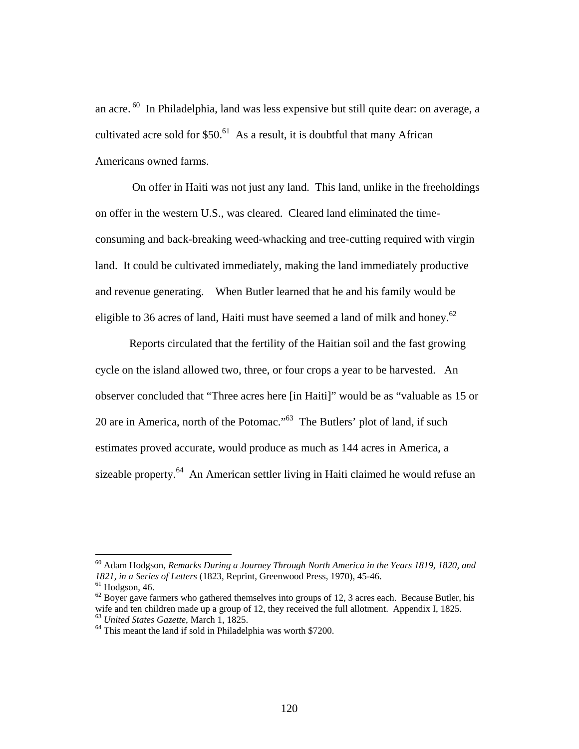an acre.[60] In Philadelphia, land was less expensive but still quite dear: on average, a cultivated acre sold for $50.[61] As a result, it is doubtful that many African Americans owned farms.

On offer in Haiti was not just any land. This land, unlike in the freeholdings on offer in the western U.S., was cleared. Cleared land eliminated the time-consuming and back-breaking weed-whacking and tree-cutting required with virgin land. It could be cultivated immediately, making the land immediately productive and revenue generating. When Butler learned that he and his family would be eligible to 36 acres of land, Haiti must have seemed a land of milk and honey.[62]

Reports circulated that the fertility of the Haitian soil and the fast growing cycle on the island allowed two, three, or four crops a year to be harvested. An observer concluded that "Three acres here [in Haiti]" would be as "valuable as 15 or 20 are in America, north of the Potomac."[63] The Butlers' plot of land, if such estimates proved accurate, would produce as much as 144 acres in America, a sizeable property.[64] An American settler living in Haiti claimed he would refuse an

---

[60] Adam Hodgson, *Remarks During a Journey Through North America in the Years 1819, 1820, and 1821, in a Series of Letters* (1823, Reprint, Greenwood Press, 1970), 45-46.

[61] Hodgson, 46.

[62] Boyer gave farmers who gathered themselves into groups of 12, 3 acres each. Because Butler, his wife and ten children made up a group of 12, they received the full allotment. Appendix I, 1825.

[63] *United States Gazette*, March 1, 1825.

[64] This meant the land if sold in Philadelphia was worth $7200.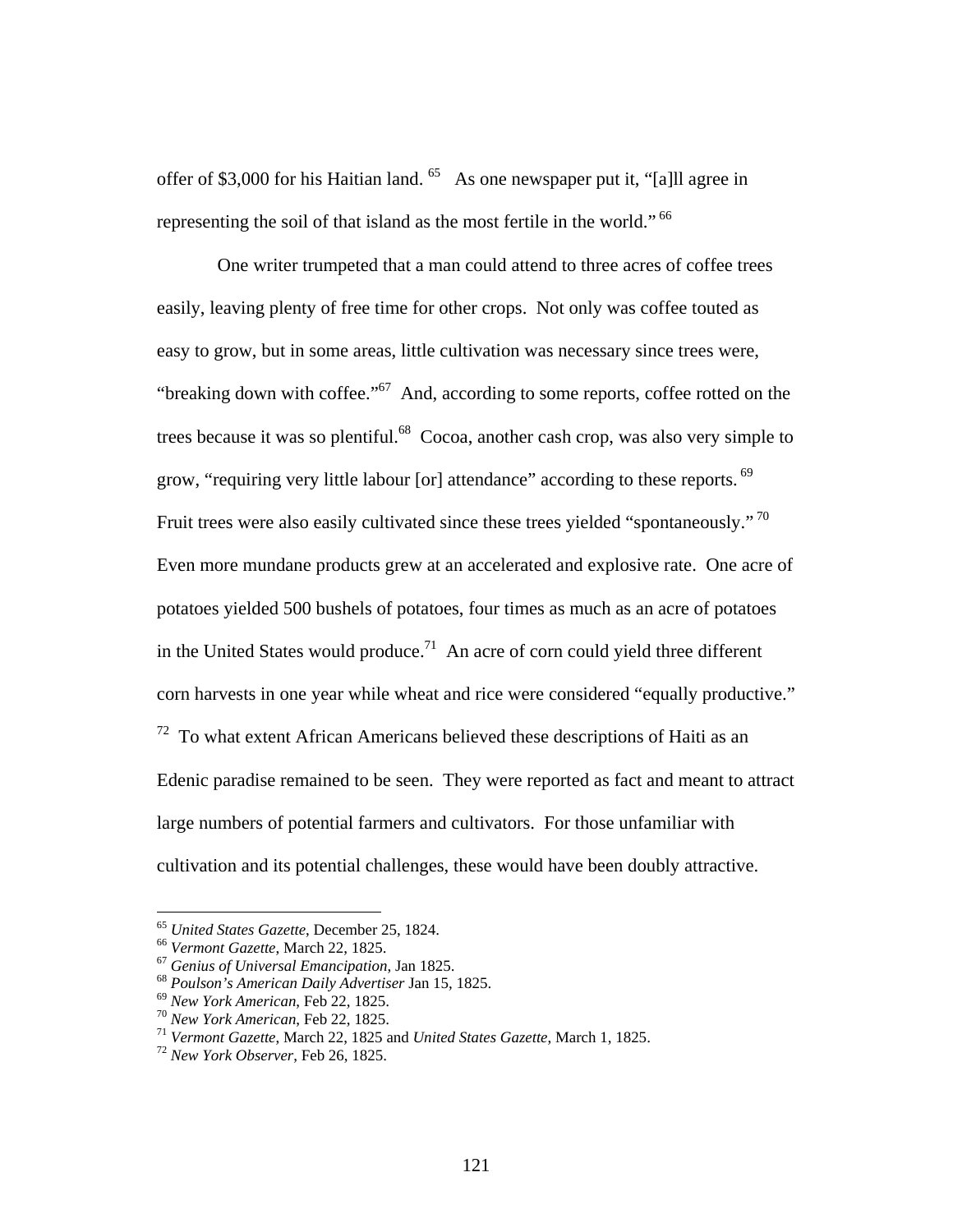offer of $3,000 for his Haitian land.[65] As one newspaper put it, "[a]ll agree in representing the soil of that island as the most fertile in the world."[66]

One writer trumpeted that a man could attend to three acres of coffee trees easily, leaving plenty of free time for other crops. Not only was coffee touted as easy to grow, but in some areas, little cultivation was necessary since trees were, "breaking down with coffee."[67] And, according to some reports, coffee rotted on the trees because it was so plentiful.[68] Cocoa, another cash crop, was also very simple to grow, "requiring very little labour [or] attendance" according to these reports.[69] Fruit trees were also easily cultivated since these trees yielded "spontaneously."[70] Even more mundane products grew at an accelerated and explosive rate. One acre of potatoes yielded 500 bushels of potatoes, four times as much as an acre of potatoes in the United States would produce.[71] An acre of corn could yield three different corn harvests in one year while wheat and rice were considered "equally productive."[72] To what extent African Americans believed these descriptions of Haiti as an Edenic paradise remained to be seen. They were reported as fact and meant to attract large numbers of potential farmers and cultivators. For those unfamiliar with cultivation and its potential challenges, these would have been doubly attractive.

[65] *United States Gazette*, December 25, 1824.
[66] *Vermont Gazette*, March 22, 1825.
[67] *Genius of Universal Emancipation*, Jan 1825.
[68] *Poulson's American Daily Advertiser* Jan 15, 1825.
[69] *New York American*, Feb 22, 1825.
[70] *New York American*, Feb 22, 1825.
[71] *Vermont Gazette*, March 22, 1825 and *United States Gazette*, March 1, 1825.
[72] *New York Observer*, Feb 26, 1825.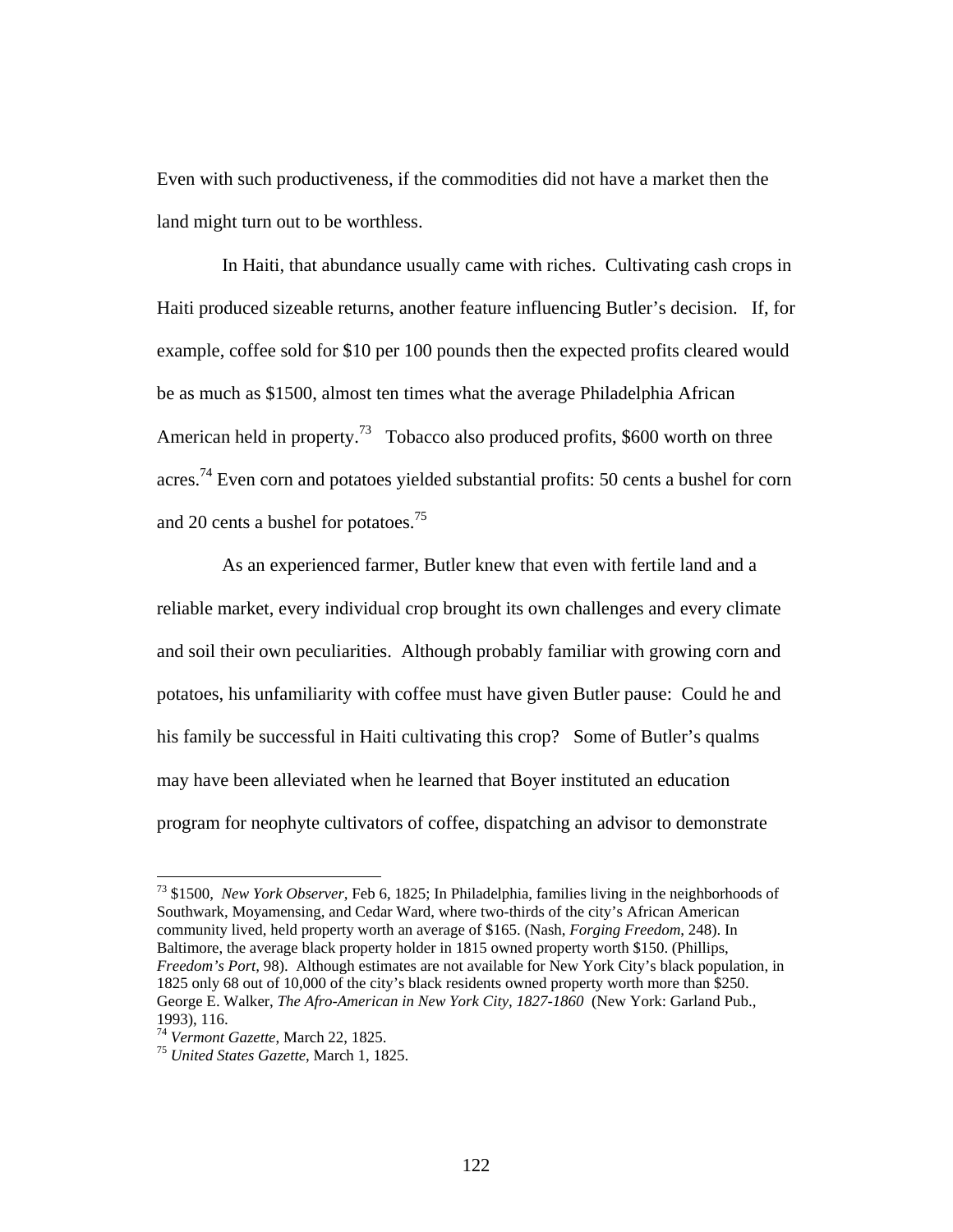Even with such productiveness, if the commodities did not have a market then the land might turn out to be worthless.

In Haiti, that abundance usually came with riches. Cultivating cash crops in Haiti produced sizeable returns, another feature influencing Butler's decision. If, for example, coffee sold for $10 per 100 pounds then the expected profits cleared would be as much as $1500, almost ten times what the average Philadelphia African American held in property.[73] Tobacco also produced profits, $600 worth on three acres.[74] Even corn and potatoes yielded substantial profits: 50 cents a bushel for corn and 20 cents a bushel for potatoes.[75]

As an experienced farmer, Butler knew that even with fertile land and a reliable market, every individual crop brought its own challenges and every climate and soil their own peculiarities. Although probably familiar with growing corn and potatoes, his unfamiliarity with coffee must have given Butler pause: Could he and his family be successful in Haiti cultivating this crop? Some of Butler's qualms may have been alleviated when he learned that Boyer instituted an education program for neophyte cultivators of coffee, dispatching an advisor to demonstrate

---

[73] $1500, *New York Observer*, Feb 6, 1825; In Philadelphia, families living in the neighborhoods of Southwark, Moyamensing, and Cedar Ward, where two-thirds of the city's African American community lived, held property worth an average of $165. (Nash, *Forging Freedom*, 248). In Baltimore, the average black property holder in 1815 owned property worth $150. (Phillips, *Freedom's Port*, 98). Although estimates are not available for New York City's black population, in 1825 only 68 out of 10,000 of the city's black residents owned property worth more than $250. George E. Walker, *The Afro-American in New York City, 1827-1860* (New York: Garland Pub., 1993), 116.

[74] *Vermont Gazette*, March 22, 1825.

[75] *United States Gazette*, March 1, 1825.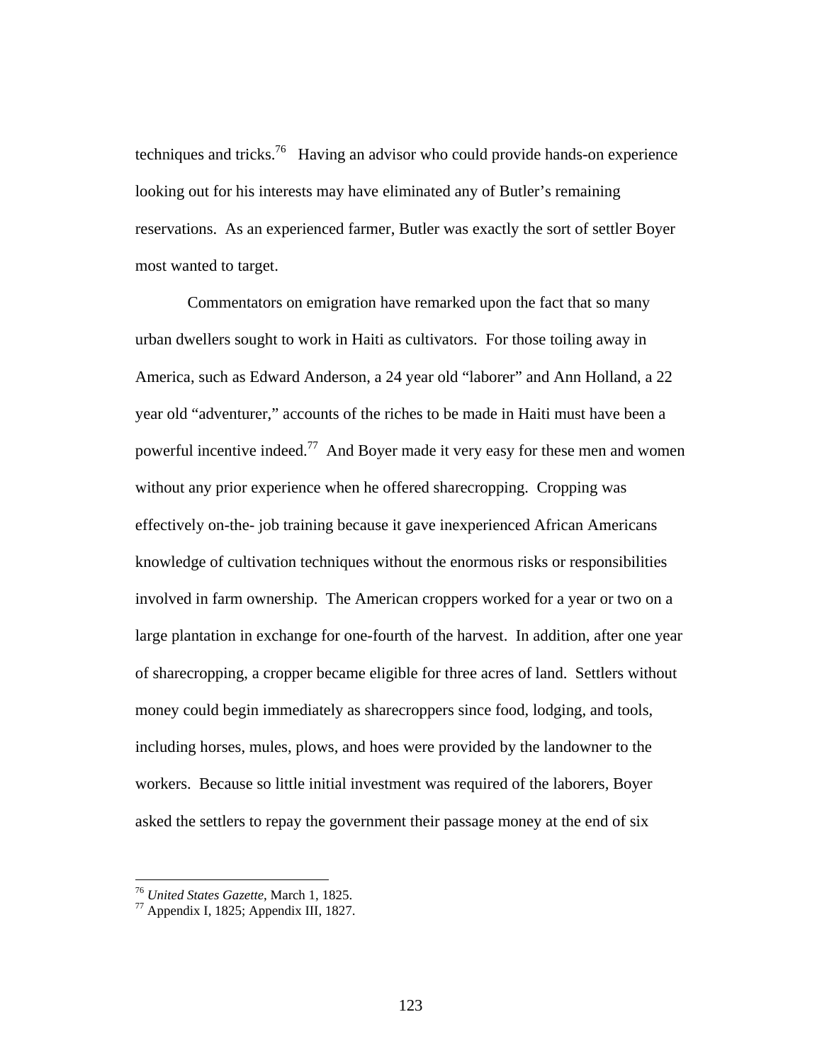techniques and tricks.[76] Having an advisor who could provide hands-on experience looking out for his interests may have eliminated any of Butler's remaining reservations. As an experienced farmer, Butler was exactly the sort of settler Boyer most wanted to target.

Commentators on emigration have remarked upon the fact that so many urban dwellers sought to work in Haiti as cultivators. For those toiling away in America, such as Edward Anderson, a 24 year old "laborer" and Ann Holland, a 22 year old "adventurer," accounts of the riches to be made in Haiti must have been a powerful incentive indeed.[77] And Boyer made it very easy for these men and women without any prior experience when he offered sharecropping. Cropping was effectively on-the- job training because it gave inexperienced African Americans knowledge of cultivation techniques without the enormous risks or responsibilities involved in farm ownership. The American croppers worked for a year or two on a large plantation in exchange for one-fourth of the harvest. In addition, after one year of sharecropping, a cropper became eligible for three acres of land. Settlers without money could begin immediately as sharecroppers since food, lodging, and tools, including horses, mules, plows, and hoes were provided by the landowner to the workers. Because so little initial investment was required of the laborers, Boyer asked the settlers to repay the government their passage money at the end of six

---

[76] *United States Gazette*, March 1, 1825.

[77] Appendix I, 1825; Appendix III, 1827.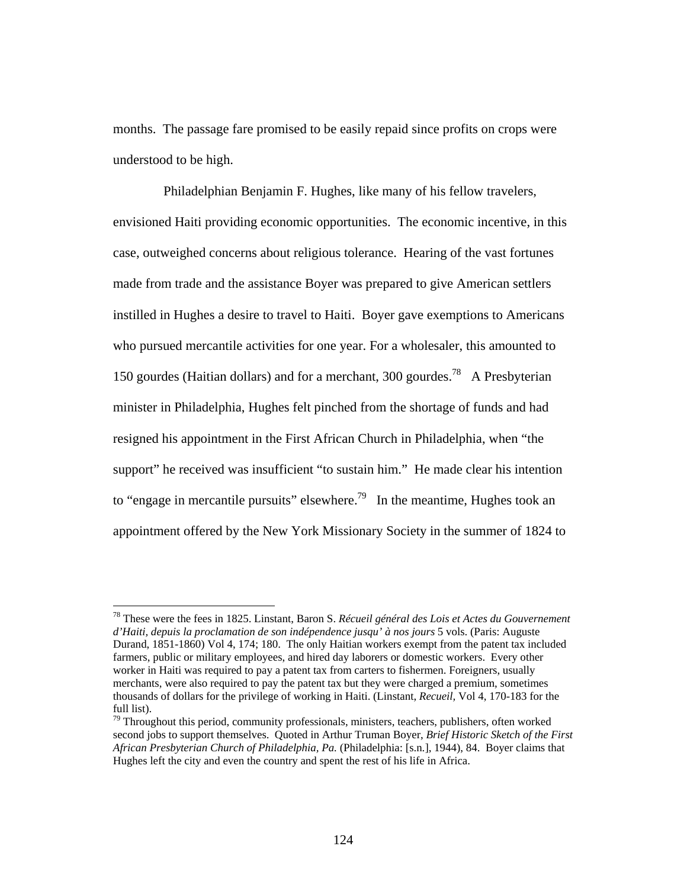months. The passage fare promised to be easily repaid since profits on crops were understood to be high.

Philadelphian Benjamin F. Hughes, like many of his fellow travelers, envisioned Haiti providing economic opportunities. The economic incentive, in this case, outweighed concerns about religious tolerance. Hearing of the vast fortunes made from trade and the assistance Boyer was prepared to give American settlers instilled in Hughes a desire to travel to Haiti. Boyer gave exemptions to Americans who pursued mercantile activities for one year. For a wholesaler, this amounted to 150 gourdes (Haitian dollars) and for a merchant, 300 gourdes.[78] A Presbyterian minister in Philadelphia, Hughes felt pinched from the shortage of funds and had resigned his appointment in the First African Church in Philadelphia, when "the support" he received was insufficient "to sustain him." He made clear his intention to "engage in mercantile pursuits" elsewhere.[79] In the meantime, Hughes took an appointment offered by the New York Missionary Society in the summer of 1824 to

---

[78] These were the fees in 1825. Linstant, Baron S. *Récueil général des Lois et Actes du Gouvernement d'Haiti, depuis la proclamation de son indépendence jusqu' à nos jours* 5 vols. (Paris: Auguste Durand, 1851-1860) Vol 4, 174; 180. The only Haitian workers exempt from the patent tax included farmers, public or military employees, and hired day laborers or domestic workers. Every other worker in Haiti was required to pay a patent tax from carters to fishermen. Foreigners, usually merchants, were also required to pay the patent tax but they were charged a premium, sometimes thousands of dollars for the privilege of working in Haiti. (Linstant, *Recueil,* Vol 4, 170-183 for the full list).

[79] Throughout this period, community professionals, ministers, teachers, publishers, often worked second jobs to support themselves. Quoted in Arthur Truman Boyer, *Brief Historic Sketch of the First African Presbyterian Church of Philadelphia, Pa.* (Philadelphia: [s.n.], 1944), 84. Boyer claims that Hughes left the city and even the country and spent the rest of his life in Africa.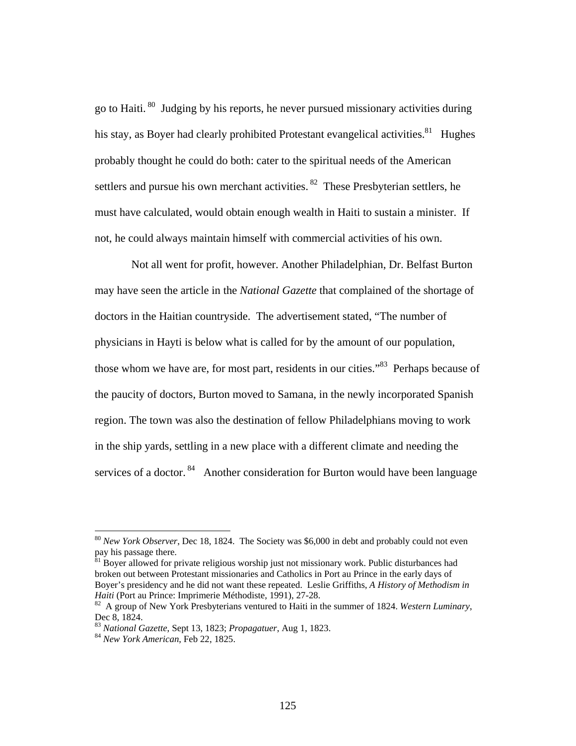go to Haiti. [80] Judging by his reports, he never pursued missionary activities during his stay, as Boyer had clearly prohibited Protestant evangelical activities.[81] Hughes probably thought he could do both: cater to the spiritual needs of the American settlers and pursue his own merchant activities. [82] These Presbyterian settlers, he must have calculated, would obtain enough wealth in Haiti to sustain a minister. If not, he could always maintain himself with commercial activities of his own.

Not all went for profit, however. Another Philadelphian, Dr. Belfast Burton may have seen the article in the *National Gazette* that complained of the shortage of doctors in the Haitian countryside. The advertisement stated, "The number of physicians in Hayti is below what is called for by the amount of our population, those whom we have are, for most part, residents in our cities."[83] Perhaps because of the paucity of doctors, Burton moved to Samana, in the newly incorporated Spanish region. The town was also the destination of fellow Philadelphians moving to work in the ship yards, settling in a new place with a different climate and needing the services of a doctor. [84] Another consideration for Burton would have been language

---

[80] *New York Observer*, Dec 18, 1824. The Society was $6,000 in debt and probably could not even pay his passage there.

[81] Boyer allowed for private religious worship just not missionary work. Public disturbances had broken out between Protestant missionaries and Catholics in Port au Prince in the early days of Boyer's presidency and he did not want these repeated. Leslie Griffiths, *A History of Methodism in Haiti* (Port au Prince: Imprimerie Méthodiste, 1991), 27-28.

[82] A group of New York Presbyterians ventured to Haiti in the summer of 1824. *Western Luminary*, Dec 8, 1824.

[83] *National Gazette*, Sept 13, 1823; *Propagatuer*, Aug 1, 1823.

[84] *New York American*, Feb 22, 1825.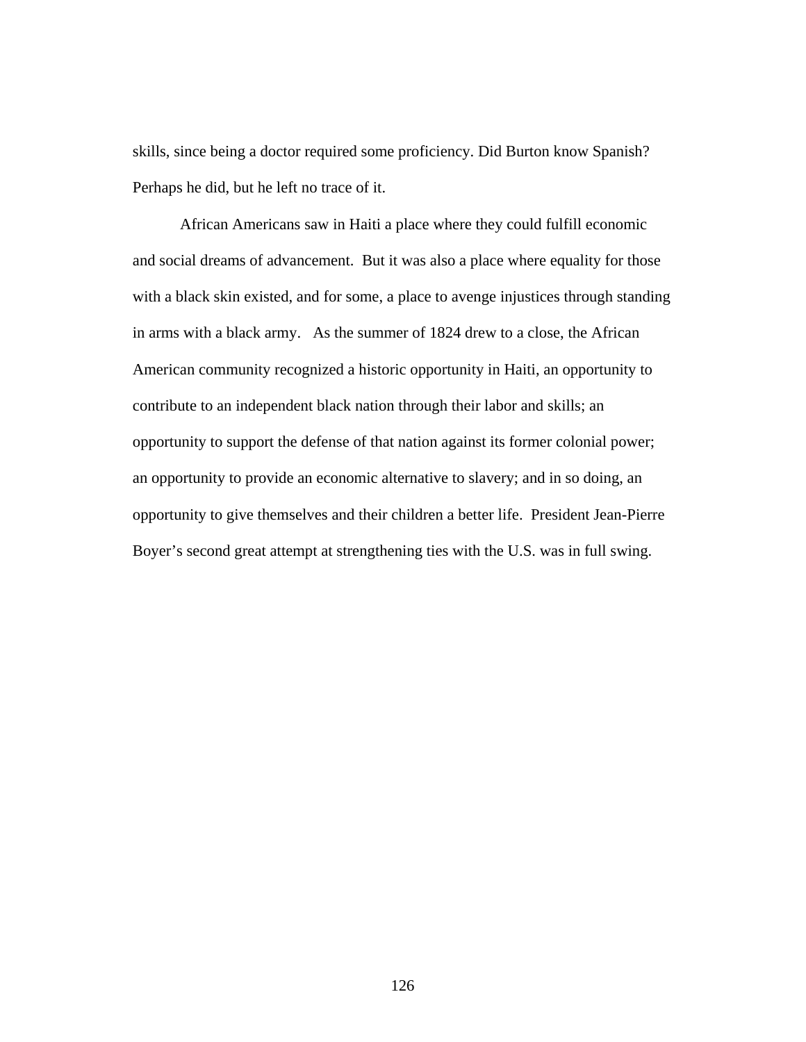skills, since being a doctor required some proficiency. Did Burton know Spanish? Perhaps he did, but he left no trace of it.

African Americans saw in Haiti a place where they could fulfill economic and social dreams of advancement. But it was also a place where equality for those with a black skin existed, and for some, a place to avenge injustices through standing in arms with a black army. As the summer of 1824 drew to a close, the African American community recognized a historic opportunity in Haiti, an opportunity to contribute to an independent black nation through their labor and skills; an opportunity to support the defense of that nation against its former colonial power; an opportunity to provide an economic alternative to slavery; and in so doing, an opportunity to give themselves and their children a better life. President Jean-Pierre Boyer's second great attempt at strengthening ties with the U.S. was in full swing.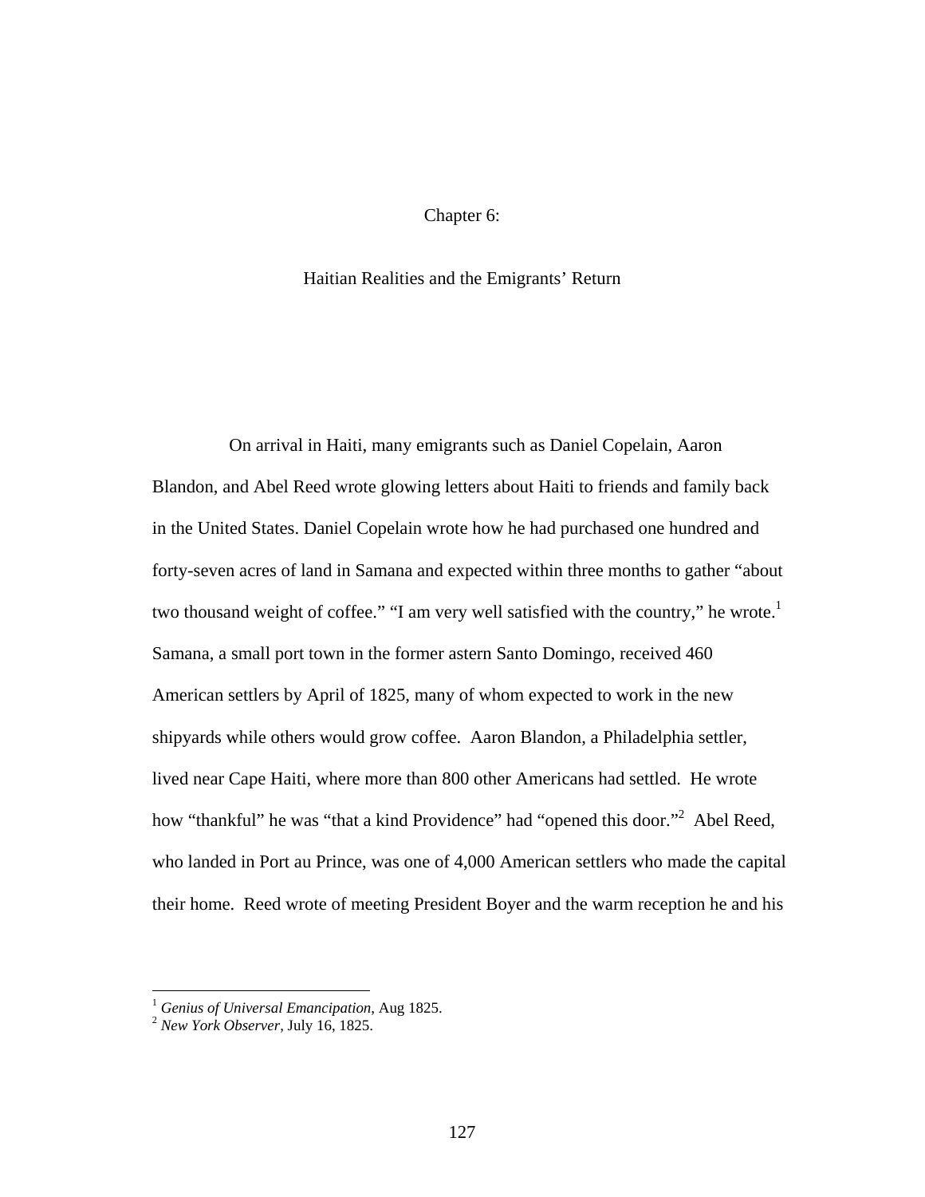# Chapter 6:

## Haitian Realities and the Emigrants' Return

On arrival in Haiti, many emigrants such as Daniel Copelain, Aaron Blandon, and Abel Reed wrote glowing letters about Haiti to friends and family back in the United States. Daniel Copelain wrote how he had purchased one hundred and forty-seven acres of land in Samana and expected within three months to gather "about two thousand weight of coffee." "I am very well satisfied with the country," he wrote.[1] Samana, a small port town in the former astern Santo Domingo, received 460 American settlers by April of 1825, many of whom expected to work in the new shipyards while others would grow coffee. Aaron Blandon, a Philadelphia settler, lived near Cape Haiti, where more than 800 other Americans had settled. He wrote how "thankful" he was "that a kind Providence" had "opened this door."[2] Abel Reed, who landed in Port au Prince, was one of 4,000 American settlers who made the capital their home. Reed wrote of meeting President Boyer and the warm reception he and his

---

[1] *Genius of Universal Emancipation*, Aug 1825.
[2] *New York Observer*, July 16, 1825.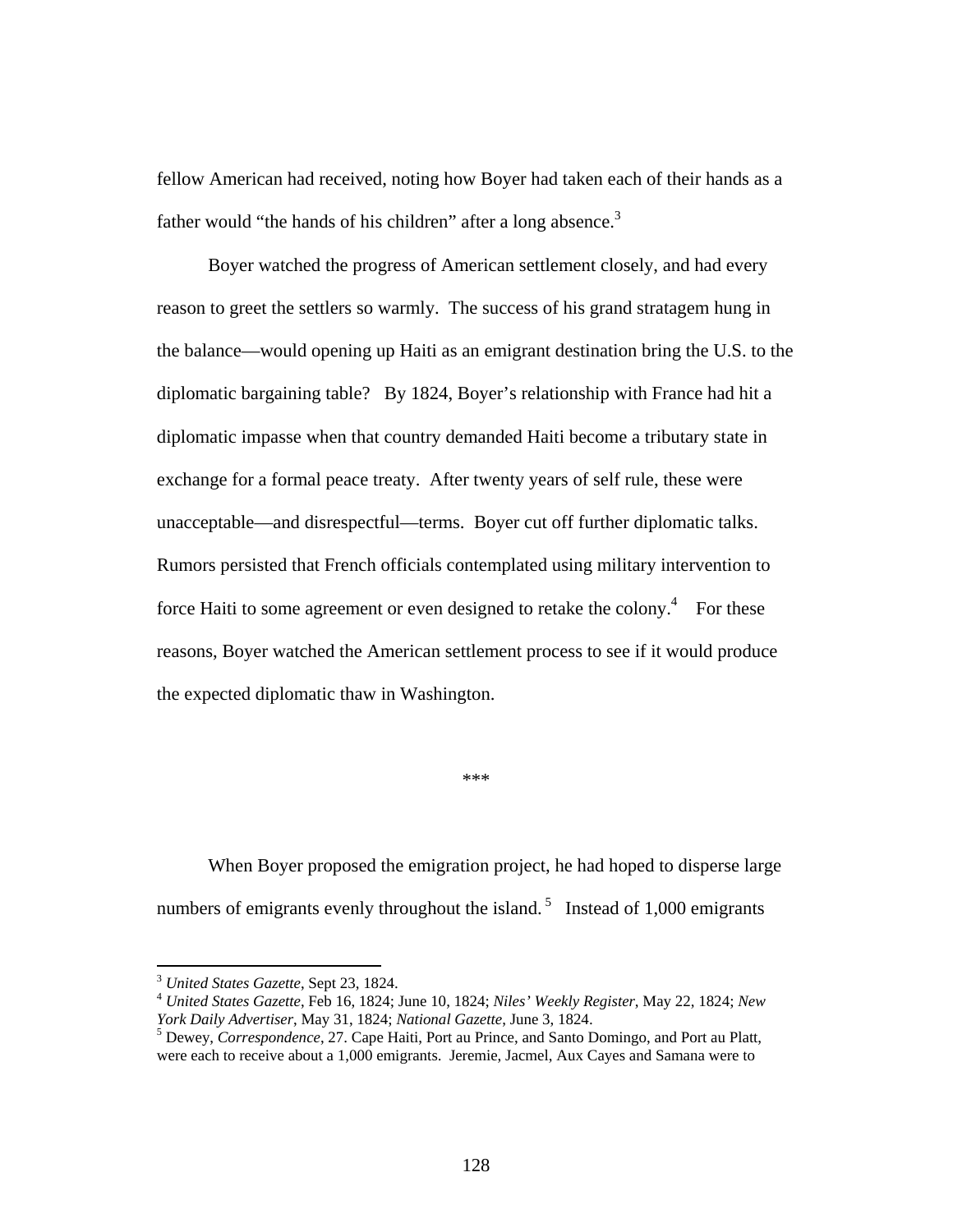fellow American had received, noting how Boyer had taken each of their hands as a father would "the hands of his children" after a long absence.[3]

Boyer watched the progress of American settlement closely, and had every reason to greet the settlers so warmly. The success of his grand stratagem hung in the balance—would opening up Haiti as an emigrant destination bring the U.S. to the diplomatic bargaining table? By 1824, Boyer's relationship with France had hit a diplomatic impasse when that country demanded Haiti become a tributary state in exchange for a formal peace treaty. After twenty years of self rule, these were unacceptable—and disrespectful—terms. Boyer cut off further diplomatic talks. Rumors persisted that French officials contemplated using military intervention to force Haiti to some agreement or even designed to retake the colony.[4] For these reasons, Boyer watched the American settlement process to see if it would produce the expected diplomatic thaw in Washington.

***

When Boyer proposed the emigration project, he had hoped to disperse large numbers of emigrants evenly throughout the island.[5] Instead of 1,000 emigrants

---

[3] *United States Gazette*, Sept 23, 1824.

[4] *United States Gazette*, Feb 16, 1824; June 10, 1824; *Niles' Weekly Register*, May 22, 1824; *New York Daily Advertiser*, May 31, 1824; *National Gazette*, June 3, 1824.

[5] Dewey, *Correspondence*, 27. Cape Haiti, Port au Prince, and Santo Domingo, and Port au Platt, were each to receive about a 1,000 emigrants. Jeremie, Jacmel, Aux Cayes and Samana were to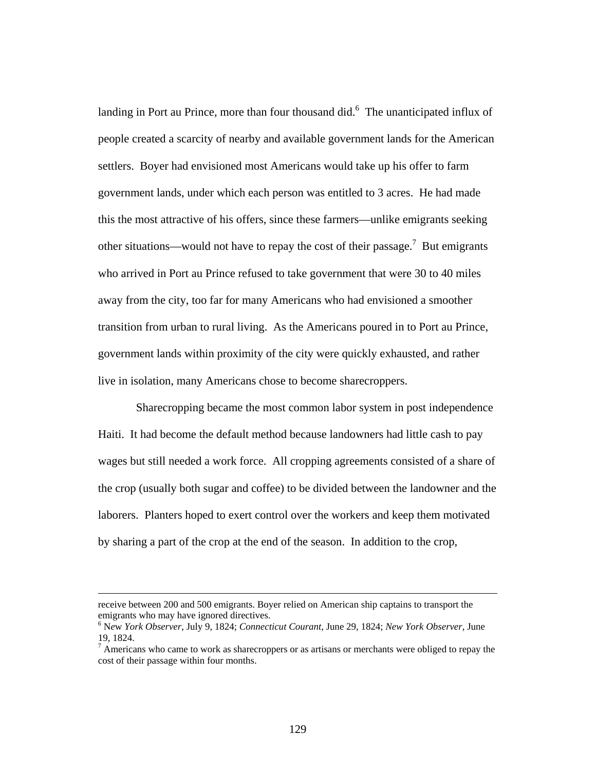landing in Port au Prince, more than four thousand did.[6] The unanticipated influx of people created a scarcity of nearby and available government lands for the American settlers. Boyer had envisioned most Americans would take up his offer to farm government lands, under which each person was entitled to 3 acres. He had made this the most attractive of his offers, since these farmers—unlike emigrants seeking other situations—would not have to repay the cost of their passage.[7] But emigrants who arrived in Port au Prince refused to take government that were 30 to 40 miles away from the city, too far for many Americans who had envisioned a smoother transition from urban to rural living. As the Americans poured in to Port au Prince, government lands within proximity of the city were quickly exhausted, and rather live in isolation, many Americans chose to become sharecroppers.

Sharecropping became the most common labor system in post independence Haiti. It had become the default method because landowners had little cash to pay wages but still needed a work force. All cropping agreements consisted of a share of the crop (usually both sugar and coffee) to be divided between the landowner and the laborers. Planters hoped to exert control over the workers and keep them motivated by sharing a part of the crop at the end of the season. In addition to the crop,

---

receive between 200 and 500 emigrants. Boyer relied on American ship captains to transport the emigrants who may have ignored directives.

[6] New *York Observer*, July 9, 1824; *Connecticut Courant*, June 29, 1824; *New York Observer*, June 19, 1824.

[7] Americans who came to work as sharecroppers or as artisans or merchants were obliged to repay the cost of their passage within four months.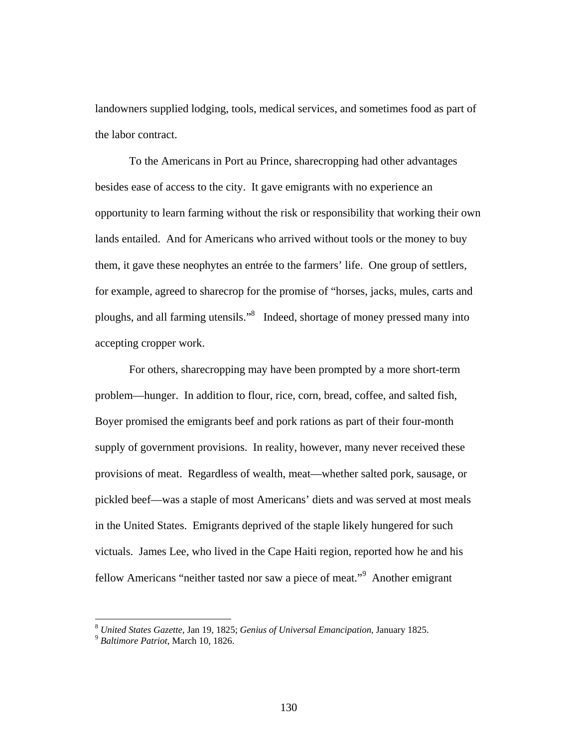landowners supplied lodging, tools, medical services, and sometimes food as part of the labor contract.

To the Americans in Port au Prince, sharecropping had other advantages besides ease of access to the city. It gave emigrants with no experience an opportunity to learn farming without the risk or responsibility that working their own lands entailed. And for Americans who arrived without tools or the money to buy them, it gave these neophytes an entrée to the farmers' life. One group of settlers, for example, agreed to sharecrop for the promise of "horses, jacks, mules, carts and ploughs, and all farming utensils."[8] Indeed, shortage of money pressed many into accepting cropper work.

For others, sharecropping may have been prompted by a more short-term problem—hunger. In addition to flour, rice, corn, bread, coffee, and salted fish, Boyer promised the emigrants beef and pork rations as part of their four-month supply of government provisions. In reality, however, many never received these provisions of meat. Regardless of wealth, meat—whether salted pork, sausage, or pickled beef—was a staple of most Americans' diets and was served at most meals in the United States. Emigrants deprived of the staple likely hungered for such victuals. James Lee, who lived in the Cape Haiti region, reported how he and his fellow Americans "neither tasted nor saw a piece of meat."[9] Another emigrant

[8] *United States Gazette*, Jan 19, 1825; *Genius of Universal Emancipation*, January 1825.
[9] *Baltimore Patriot*, March 10, 1826.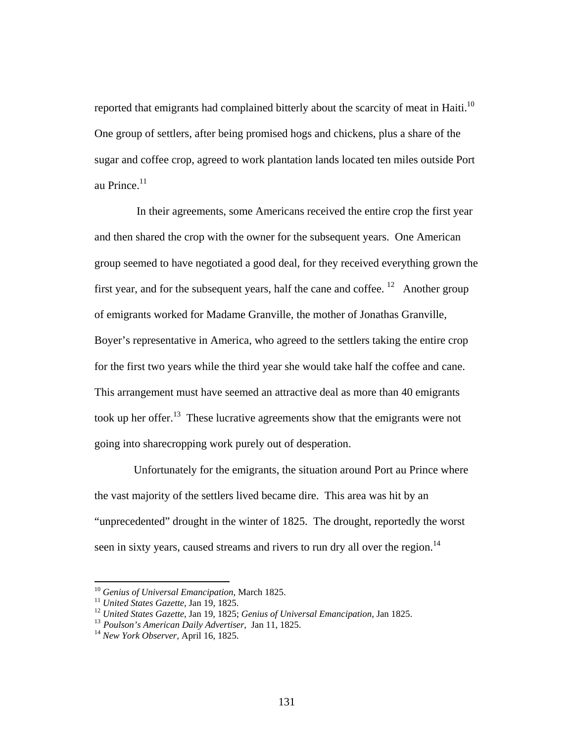reported that emigrants had complained bitterly about the scarcity of meat in Haiti.[10] One group of settlers, after being promised hogs and chickens, plus a share of the sugar and coffee crop, agreed to work plantation lands located ten miles outside Port au Prince.[11]

In their agreements, some Americans received the entire crop the first year and then shared the crop with the owner for the subsequent years. One American group seemed to have negotiated a good deal, for they received everything grown the first year, and for the subsequent years, half the cane and coffee.[12] Another group of emigrants worked for Madame Granville, the mother of Jonathas Granville, Boyer's representative in America, who agreed to the settlers taking the entire crop for the first two years while the third year she would take half the coffee and cane. This arrangement must have seemed an attractive deal as more than 40 emigrants took up her offer.[13] These lucrative agreements show that the emigrants were not going into sharecropping work purely out of desperation.

Unfortunately for the emigrants, the situation around Port au Prince where the vast majority of the settlers lived became dire. This area was hit by an "unprecedented" drought in the winter of 1825. The drought, reportedly the worst seen in sixty years, caused streams and rivers to run dry all over the region.[14]

---

[10] *Genius of Universal Emancipation*, March 1825.
[11] *United States Gazette*, Jan 19, 1825.
[12] *United States Gazette*, Jan 19, 1825; *Genius of Universal Emancipation*, Jan 1825.
[13] *Poulson's American Daily Advertiser*, Jan 11, 1825.
[14] *New York Observer*, April 16, 1825.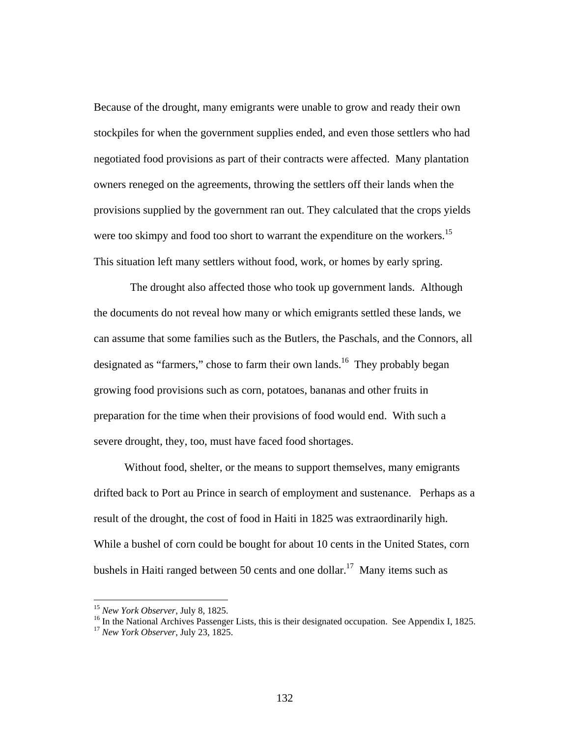Because of the drought, many emigrants were unable to grow and ready their own stockpiles for when the government supplies ended, and even those settlers who had negotiated food provisions as part of their contracts were affected. Many plantation owners reneged on the agreements, throwing the settlers off their lands when the provisions supplied by the government ran out. They calculated that the crops yields were too skimpy and food too short to warrant the expenditure on the workers.[15] This situation left many settlers without food, work, or homes by early spring.

The drought also affected those who took up government lands. Although the documents do not reveal how many or which emigrants settled these lands, we can assume that some families such as the Butlers, the Paschals, and the Connors, all designated as "farmers," chose to farm their own lands.[16] They probably began growing food provisions such as corn, potatoes, bananas and other fruits in preparation for the time when their provisions of food would end. With such a severe drought, they, too, must have faced food shortages.

Without food, shelter, or the means to support themselves, many emigrants drifted back to Port au Prince in search of employment and sustenance. Perhaps as a result of the drought, the cost of food in Haiti in 1825 was extraordinarily high. While a bushel of corn could be bought for about 10 cents in the United States, corn bushels in Haiti ranged between 50 cents and one dollar.[17] Many items such as

---

[15] *New York Observer*, July 8, 1825.

[16] In the National Archives Passenger Lists, this is their designated occupation. See Appendix I, 1825.

[17] *New York Observer*, July 23, 1825.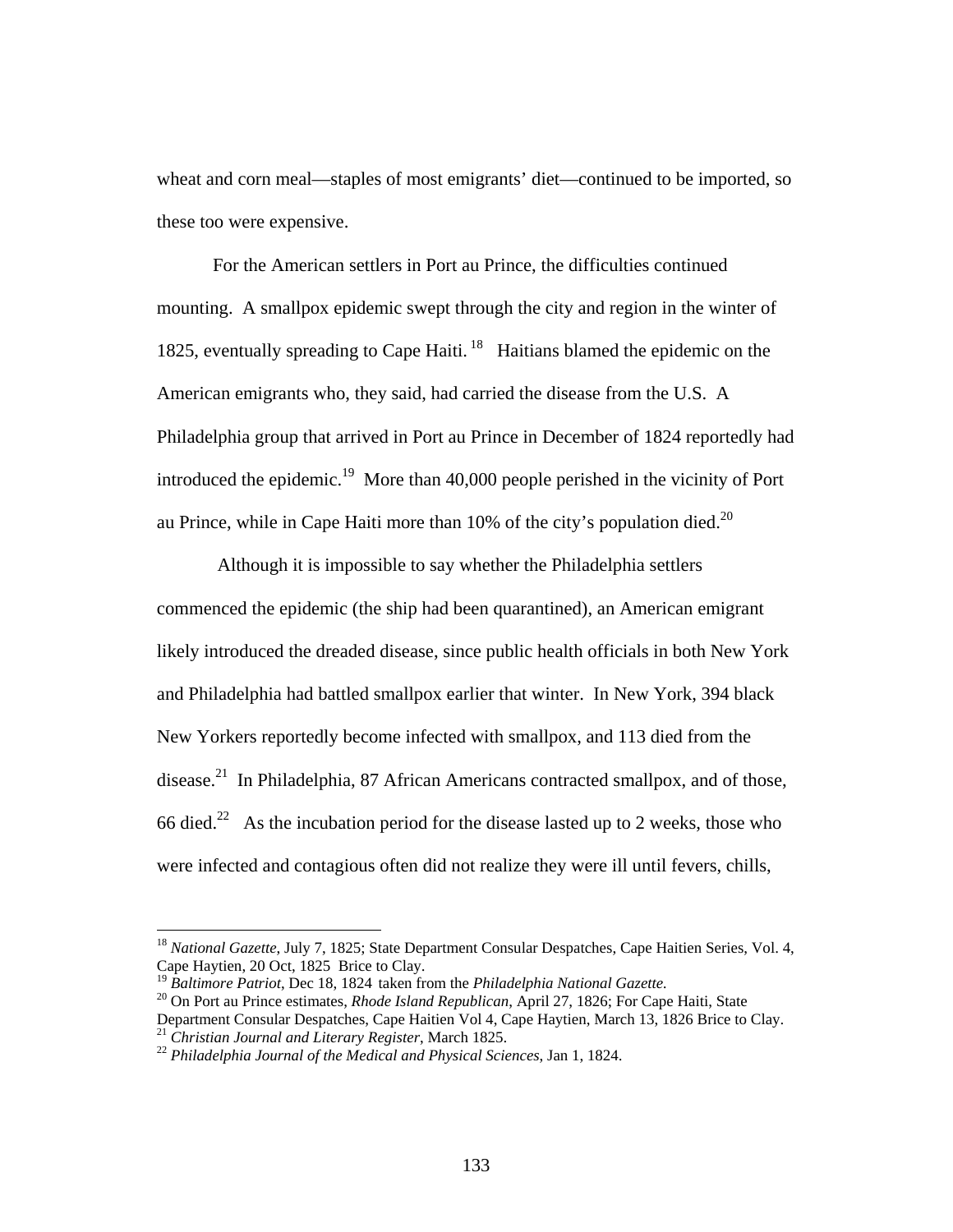wheat and corn meal—staples of most emigrants' diet—continued to be imported, so these too were expensive.

For the American settlers in Port au Prince, the difficulties continued mounting. A smallpox epidemic swept through the city and region in the winter of 1825, eventually spreading to Cape Haiti.[18] Haitians blamed the epidemic on the American emigrants who, they said, had carried the disease from the U.S. A Philadelphia group that arrived in Port au Prince in December of 1824 reportedly had introduced the epidemic.[19] More than 40,000 people perished in the vicinity of Port au Prince, while in Cape Haiti more than 10% of the city's population died.[20]

Although it is impossible to say whether the Philadelphia settlers commenced the epidemic (the ship had been quarantined), an American emigrant likely introduced the dreaded disease, since public health officials in both New York and Philadelphia had battled smallpox earlier that winter. In New York, 394 black New Yorkers reportedly become infected with smallpox, and 113 died from the disease.[21] In Philadelphia, 87 African Americans contracted smallpox, and of those, 66 died.[22] As the incubation period for the disease lasted up to 2 weeks, those who were infected and contagious often did not realize they were ill until fevers, chills,

---

[18] *National Gazette*, July 7, 1825; State Department Consular Despatches, Cape Haitien Series, Vol. 4, Cape Haytien, 20 Oct, 1825 Brice to Clay.

[19] *Baltimore Patriot*, Dec 18, 1824 taken from the *Philadelphia National Gazette.*

[20] On Port au Prince estimates, *Rhode Island Republican*, April 27, 1826; For Cape Haiti, State Department Consular Despatches, Cape Haitien Vol 4, Cape Haytien, March 13, 1826 Brice to Clay.

[21] *Christian Journal and Literary Register*, March 1825.

[22] *Philadelphia Journal of the Medical and Physical Sciences*, Jan 1, 1824.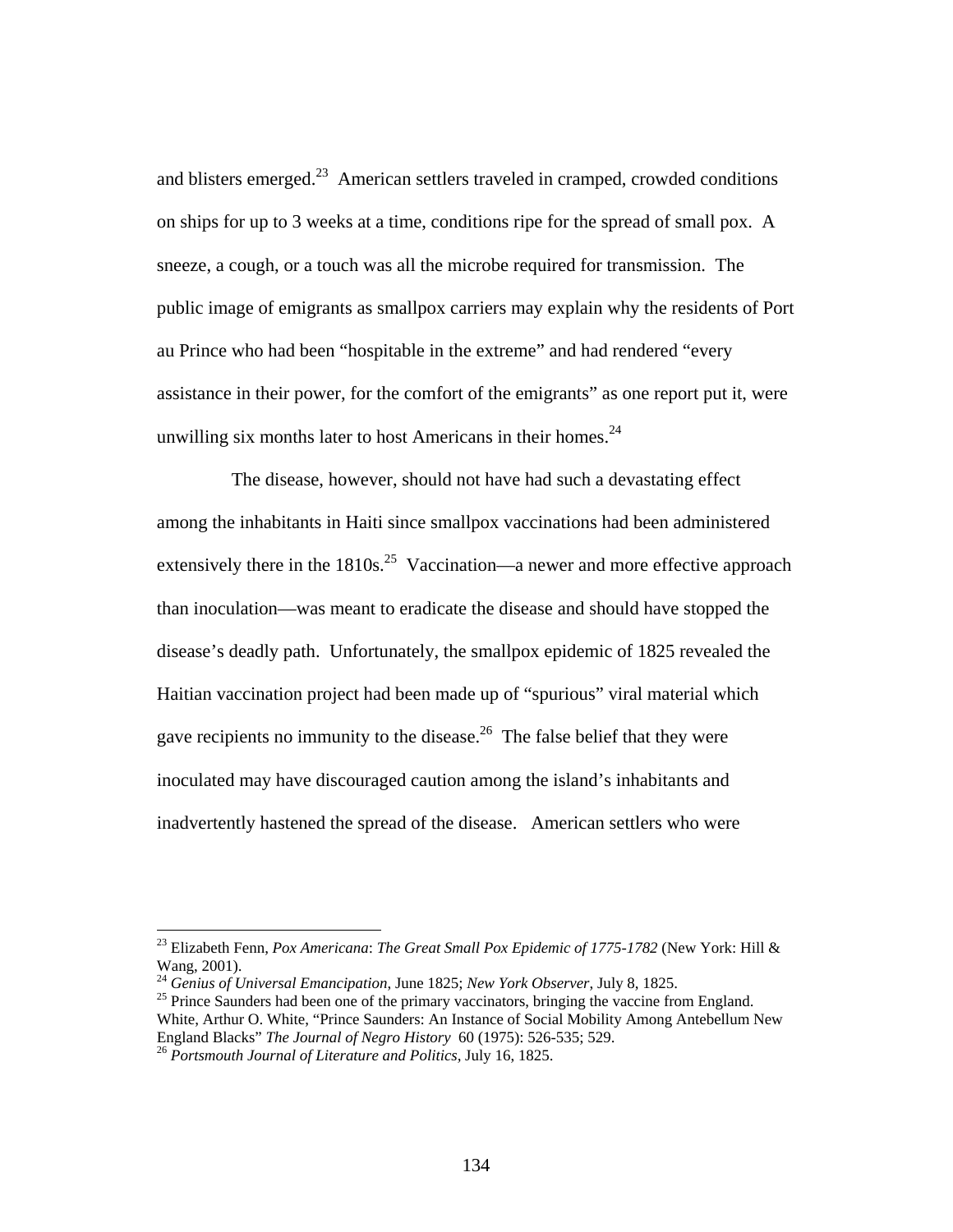and blisters emerged.[23] American settlers traveled in cramped, crowded conditions on ships for up to 3 weeks at a time, conditions ripe for the spread of small pox. A sneeze, a cough, or a touch was all the microbe required for transmission. The public image of emigrants as smallpox carriers may explain why the residents of Port au Prince who had been "hospitable in the extreme" and had rendered "every assistance in their power, for the comfort of the emigrants" as one report put it, were unwilling six months later to host Americans in their homes.[24]

The disease, however, should not have had such a devastating effect among the inhabitants in Haiti since smallpox vaccinations had been administered extensively there in the 1810s.[25] Vaccination—a newer and more effective approach than inoculation—was meant to eradicate the disease and should have stopped the disease's deadly path. Unfortunately, the smallpox epidemic of 1825 revealed the Haitian vaccination project had been made up of "spurious" viral material which gave recipients no immunity to the disease.[26] The false belief that they were inoculated may have discouraged caution among the island's inhabitants and inadvertently hastened the spread of the disease. American settlers who were

---

[23] Elizabeth Fenn, *Pox Americana*: *The Great Small Pox Epidemic of 1775-1782* (New York: Hill & Wang, 2001).

[24] *Genius of Universal Emancipation*, June 1825; *New York Observer*, July 8, 1825.

[25] Prince Saunders had been one of the primary vaccinators, bringing the vaccine from England. White, Arthur O. White, "Prince Saunders: An Instance of Social Mobility Among Antebellum New England Blacks" *The Journal of Negro History* 60 (1975): 526-535; 529.

[26] *Portsmouth Journal of Literature and Politics*, July 16, 1825.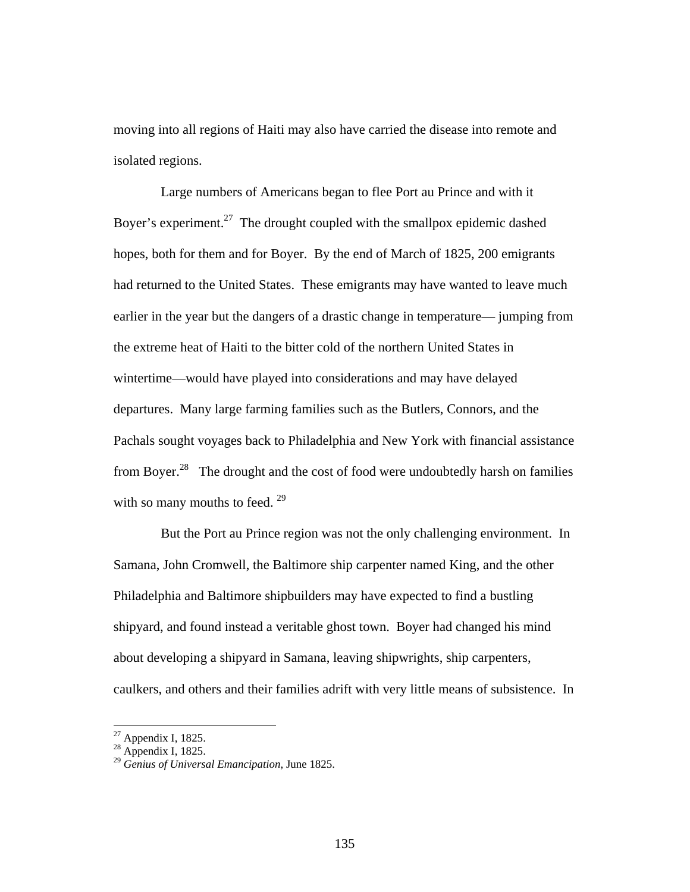moving into all regions of Haiti may also have carried the disease into remote and isolated regions.

Large numbers of Americans began to flee Port au Prince and with it Boyer's experiment.[27] The drought coupled with the smallpox epidemic dashed hopes, both for them and for Boyer. By the end of March of 1825, 200 emigrants had returned to the United States. These emigrants may have wanted to leave much earlier in the year but the dangers of a drastic change in temperature— jumping from the extreme heat of Haiti to the bitter cold of the northern United States in wintertime—would have played into considerations and may have delayed departures. Many large farming families such as the Butlers, Connors, and the Pachals sought voyages back to Philadelphia and New York with financial assistance from Boyer.[28] The drought and the cost of food were undoubtedly harsh on families with so many mouths to feed. [29]

But the Port au Prince region was not the only challenging environment. In Samana, John Cromwell, the Baltimore ship carpenter named King, and the other Philadelphia and Baltimore shipbuilders may have expected to find a bustling shipyard, and found instead a veritable ghost town. Boyer had changed his mind about developing a shipyard in Samana, leaving shipwrights, ship carpenters, caulkers, and others and their families adrift with very little means of subsistence. In

---

[27] Appendix I, 1825.

[28] Appendix I, 1825.

[29] *Genius of Universal Emancipation*, June 1825.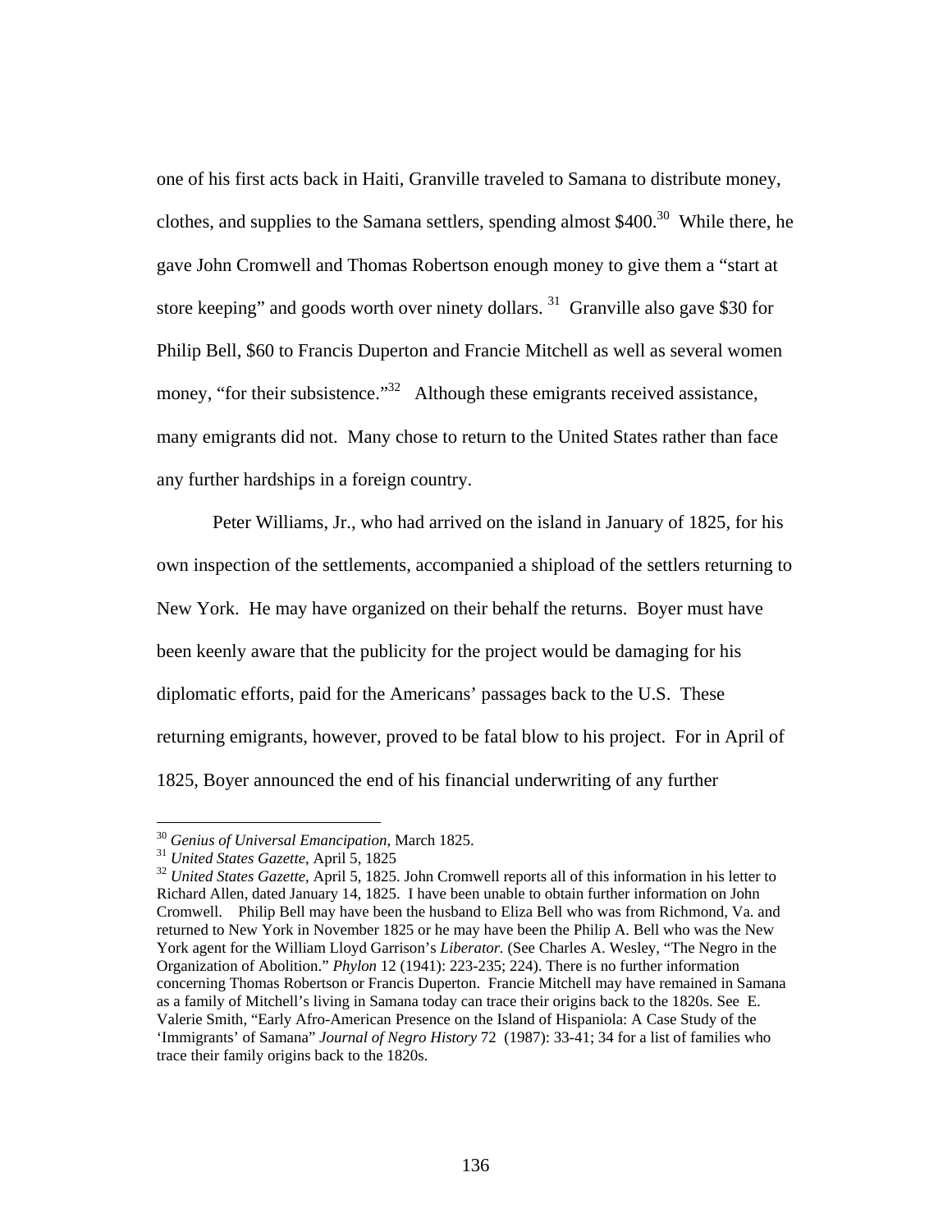one of his first acts back in Haiti, Granville traveled to Samana to distribute money, clothes, and supplies to the Samana settlers, spending almost $400.[30] While there, he gave John Cromwell and Thomas Robertson enough money to give them a "start at store keeping" and goods worth over ninety dollars.[31] Granville also gave $30 for Philip Bell, $60 to Francis Duperton and Francie Mitchell as well as several women money, "for their subsistence."[32] Although these emigrants received assistance, many emigrants did not. Many chose to return to the United States rather than face any further hardships in a foreign country.

Peter Williams, Jr., who had arrived on the island in January of 1825, for his own inspection of the settlements, accompanied a shipload of the settlers returning to New York. He may have organized on their behalf the returns. Boyer must have been keenly aware that the publicity for the project would be damaging for his diplomatic efforts, paid for the Americans' passages back to the U.S. These returning emigrants, however, proved to be fatal blow to his project. For in April of 1825, Boyer announced the end of his financial underwriting of any further

---

[30] *Genius of Universal Emancipation*, March 1825.

[31] *United States Gazette*, April 5, 1825

[32] *United States Gazette*, April 5, 1825. John Cromwell reports all of this information in his letter to Richard Allen, dated January 14, 1825. I have been unable to obtain further information on John Cromwell. Philip Bell may have been the husband to Eliza Bell who was from Richmond, Va. and returned to New York in November 1825 or he may have been the Philip A. Bell who was the New York agent for the William Lloyd Garrison's *Liberator.* (See Charles A. Wesley, "The Negro in the Organization of Abolition." *Phylon* 12 (1941): 223-235; 224). There is no further information concerning Thomas Robertson or Francis Duperton. Francie Mitchell may have remained in Samana as a family of Mitchell's living in Samana today can trace their origins back to the 1820s. See E. Valerie Smith, "Early Afro-American Presence on the Island of Hispaniola: A Case Study of the 'Immigrants' of Samana" *Journal of Negro History* 72 (1987): 33-41; 34 for a list of families who trace their family origins back to the 1820s.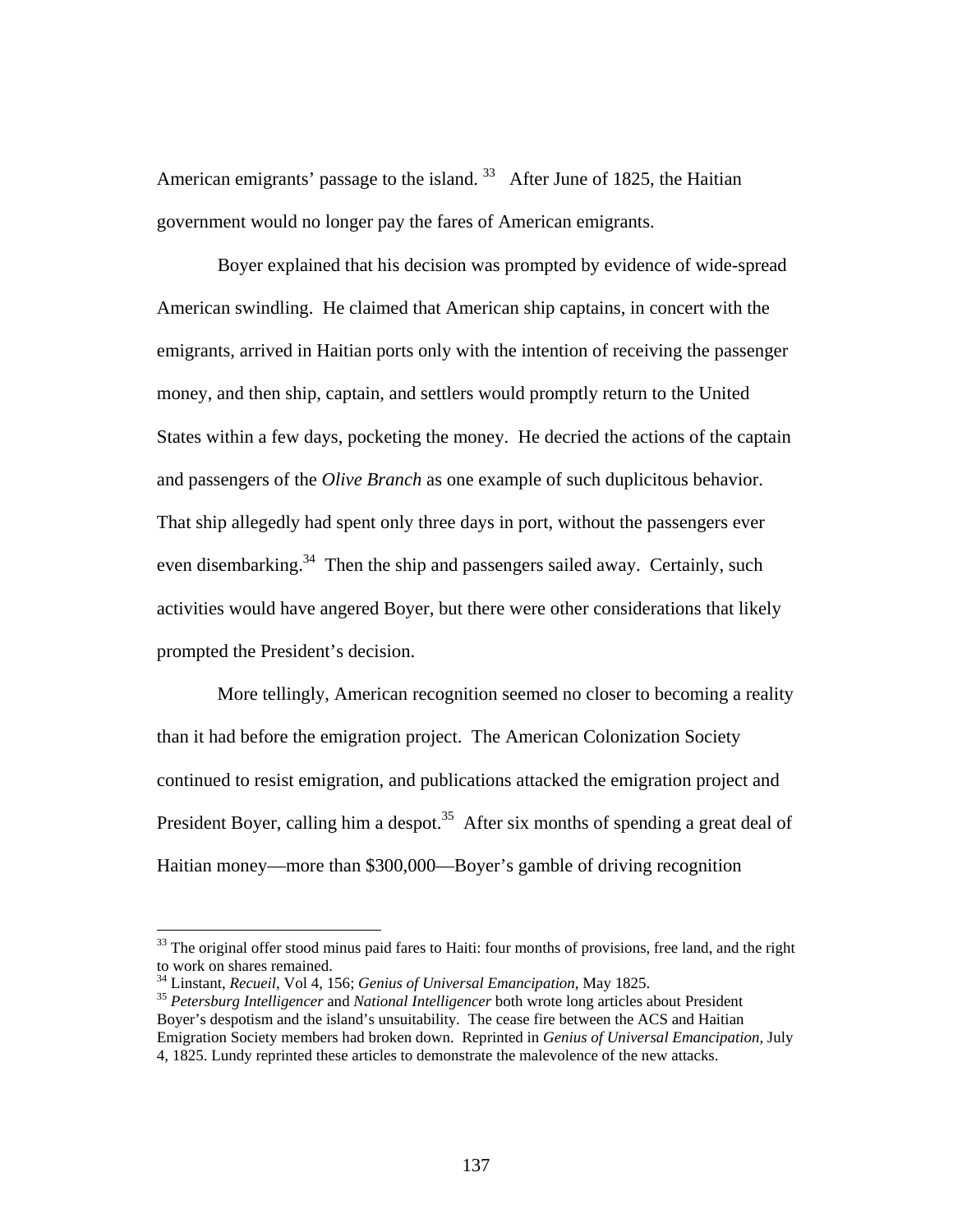American emigrants' passage to the island. [33] After June of 1825, the Haitian government would no longer pay the fares of American emigrants.

Boyer explained that his decision was prompted by evidence of wide-spread American swindling. He claimed that American ship captains, in concert with the emigrants, arrived in Haitian ports only with the intention of receiving the passenger money, and then ship, captain, and settlers would promptly return to the United States within a few days, pocketing the money. He decried the actions of the captain and passengers of the *Olive Branch* as one example of such duplicitous behavior. That ship allegedly had spent only three days in port, without the passengers ever even disembarking.[34] Then the ship and passengers sailed away. Certainly, such activities would have angered Boyer, but there were other considerations that likely prompted the President's decision.

More tellingly, American recognition seemed no closer to becoming a reality than it had before the emigration project. The American Colonization Society continued to resist emigration, and publications attacked the emigration project and President Boyer, calling him a despot.[35] After six months of spending a great deal of Haitian money—more than $300,000—Boyer's gamble of driving recognition

---

[33] The original offer stood minus paid fares to Haiti: four months of provisions, free land, and the right to work on shares remained.

[34] Linstant, *Recueil*, Vol 4, 156; *Genius of Universal Emancipation*, May 1825.

[35] *Petersburg Intelligencer* and *National Intelligencer* both wrote long articles about President Boyer's despotism and the island's unsuitability. The cease fire between the ACS and Haitian Emigration Society members had broken down. Reprinted in *Genius of Universal Emancipation,* July 4, 1825. Lundy reprinted these articles to demonstrate the malevolence of the new attacks.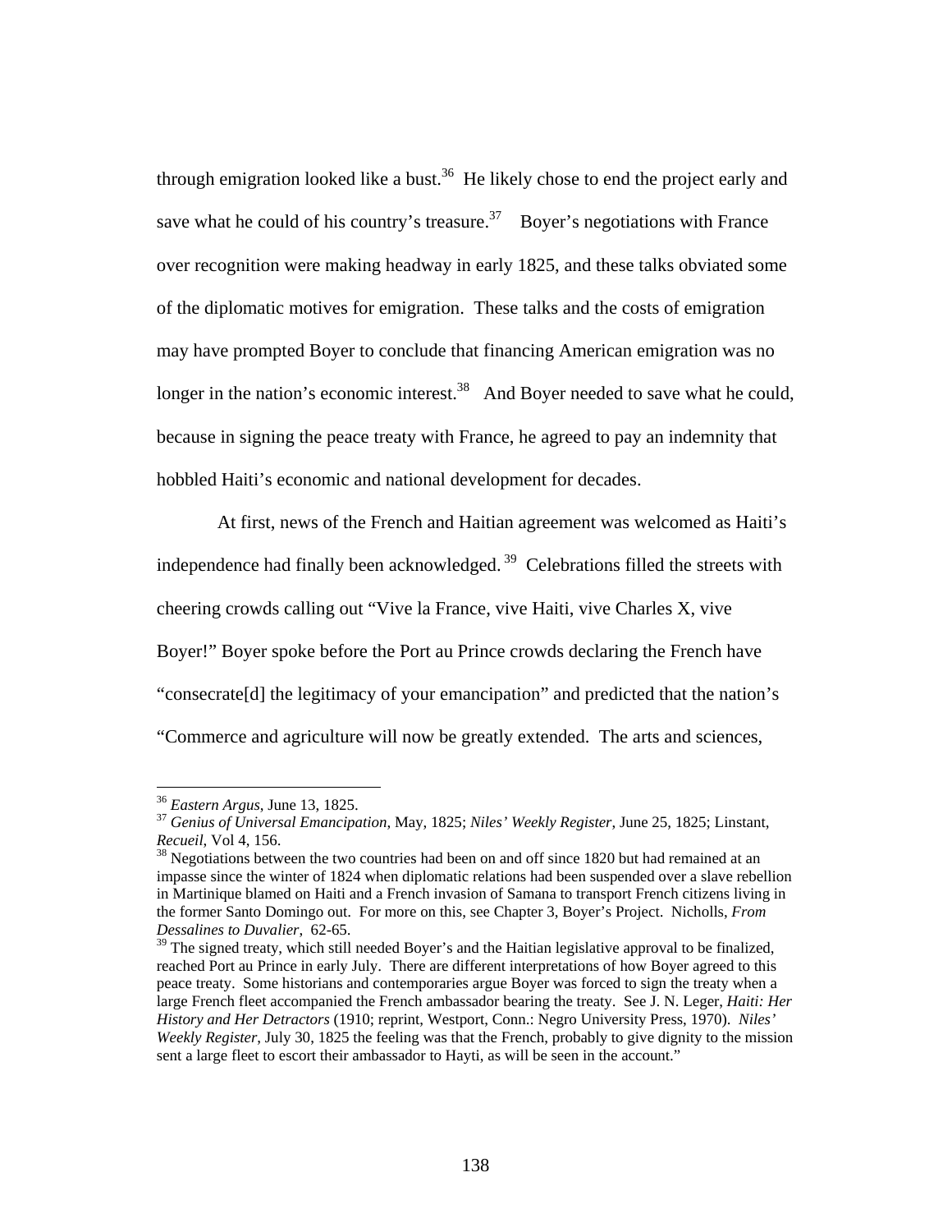through emigration looked like a bust.[36] He likely chose to end the project early and save what he could of his country's treasure.[37] Boyer's negotiations with France over recognition were making headway in early 1825, and these talks obviated some of the diplomatic motives for emigration. These talks and the costs of emigration may have prompted Boyer to conclude that financing American emigration was no longer in the nation's economic interest.[38] And Boyer needed to save what he could, because in signing the peace treaty with France, he agreed to pay an indemnity that hobbled Haiti's economic and national development for decades.

At first, news of the French and Haitian agreement was welcomed as Haiti's independence had finally been acknowledged.[39] Celebrations filled the streets with cheering crowds calling out "Vive la France, vive Haiti, vive Charles X, vive Boyer!" Boyer spoke before the Port au Prince crowds declaring the French have "consecrate[d] the legitimacy of your emancipation" and predicted that the nation's "Commerce and agriculture will now be greatly extended. The arts and sciences,

---

[36] *Eastern Argus*, June 13, 1825.

[37] *Genius of Universal Emancipation*, May, 1825; *Niles' Weekly Register*, June 25, 1825; Linstant, *Recueil*, Vol 4, 156.

[38] Negotiations between the two countries had been on and off since 1820 but had remained at an impasse since the winter of 1824 when diplomatic relations had been suspended over a slave rebellion in Martinique blamed on Haiti and a French invasion of Samana to transport French citizens living in the former Santo Domingo out. For more on this, see Chapter 3, Boyer's Project. Nicholls, *From Dessalines to Duvalier*, 62-65.

[39] The signed treaty, which still needed Boyer's and the Haitian legislative approval to be finalized, reached Port au Prince in early July. There are different interpretations of how Boyer agreed to this peace treaty. Some historians and contemporaries argue Boyer was forced to sign the treaty when a large French fleet accompanied the French ambassador bearing the treaty. See J. N. Leger, *Haiti: Her History and Her Detractors* (1910; reprint, Westport, Conn.: Negro University Press, 1970). *Niles' Weekly Register*, July 30, 1825 the feeling was that the French, probably to give dignity to the mission sent a large fleet to escort their ambassador to Hayti, as will be seen in the account."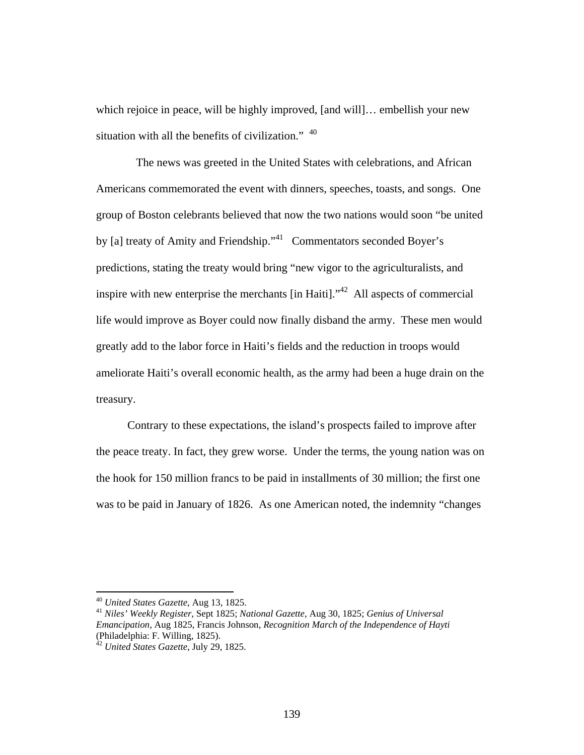which rejoice in peace, will be highly improved, [and will]… embellish your new situation with all the benefits of civilization." [40]

The news was greeted in the United States with celebrations, and African Americans commemorated the event with dinners, speeches, toasts, and songs. One group of Boston celebrants believed that now the two nations would soon "be united by [a] treaty of Amity and Friendship."[41] Commentators seconded Boyer's predictions, stating the treaty would bring "new vigor to the agriculturalists, and inspire with new enterprise the merchants [in Haiti]."[42] All aspects of commercial life would improve as Boyer could now finally disband the army. These men would greatly add to the labor force in Haiti's fields and the reduction in troops would ameliorate Haiti's overall economic health, as the army had been a huge drain on the treasury.

Contrary to these expectations, the island's prospects failed to improve after the peace treaty. In fact, they grew worse. Under the terms, the young nation was on the hook for 150 million francs to be paid in installments of 30 million; the first one was to be paid in January of 1826. As one American noted, the indemnity "changes

---

[40] *United States Gazette*, Aug 13, 1825.

[41] *Niles' Weekly Register*, Sept 1825; *National Gazette*, Aug 30, 1825; *Genius of Universal Emancipation*, Aug 1825, Francis Johnson, *Recognition March of the Independence of Hayti* (Philadelphia: F. Willing, 1825).

[42] *United States Gazette*, July 29, 1825.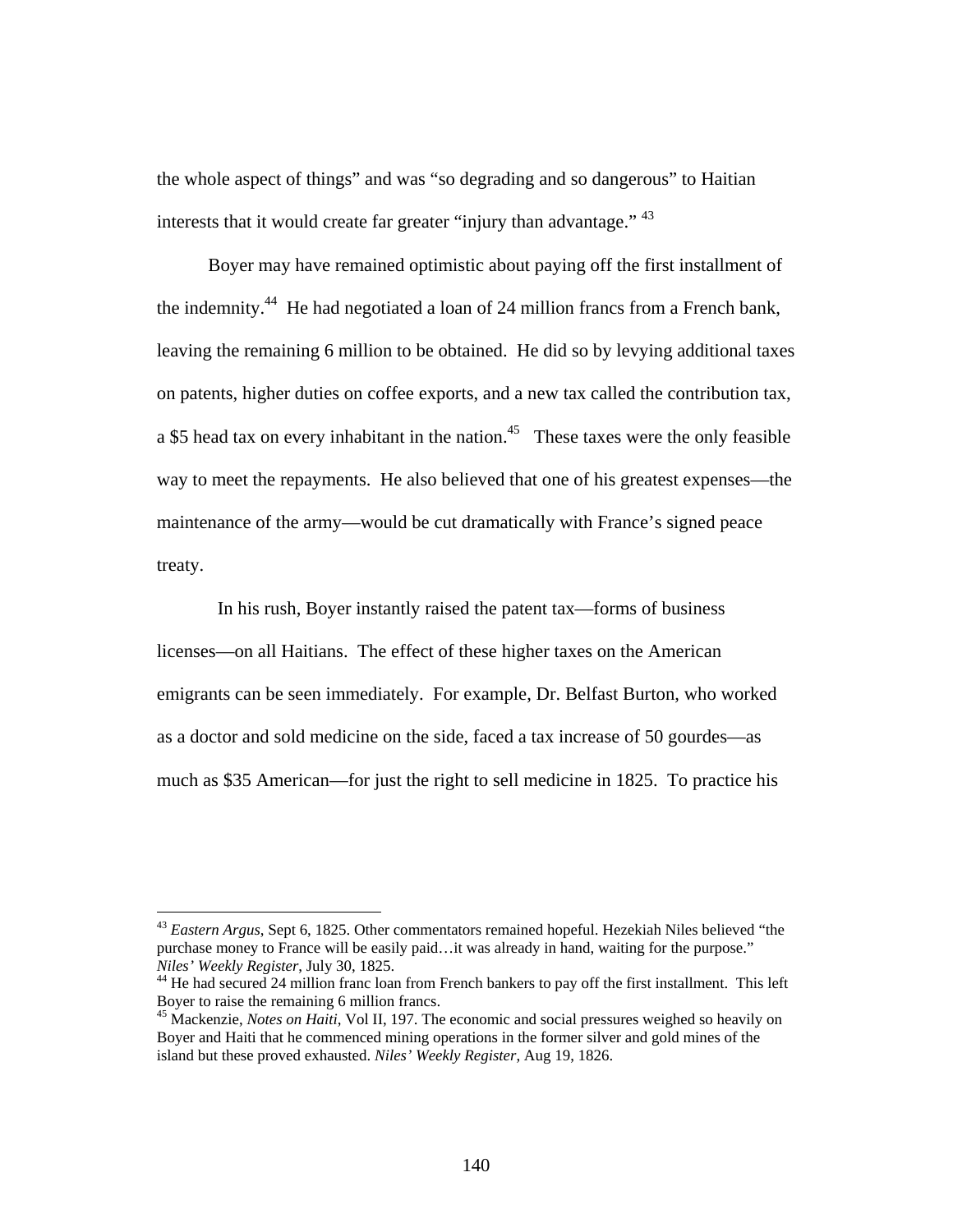the whole aspect of things" and was "so degrading and so dangerous" to Haitian interests that it would create far greater "injury than advantage." [43]

Boyer may have remained optimistic about paying off the first installment of the indemnity.[44] He had negotiated a loan of 24 million francs from a French bank, leaving the remaining 6 million to be obtained. He did so by levying additional taxes on patents, higher duties on coffee exports, and a new tax called the contribution tax, a $5 head tax on every inhabitant in the nation.[45] These taxes were the only feasible way to meet the repayments. He also believed that one of his greatest expenses—the maintenance of the army—would be cut dramatically with France's signed peace treaty.

In his rush, Boyer instantly raised the patent tax—forms of business licenses—on all Haitians. The effect of these higher taxes on the American emigrants can be seen immediately. For example, Dr. Belfast Burton, who worked as a doctor and sold medicine on the side, faced a tax increase of 50 gourdes—as much as $35 American—for just the right to sell medicine in 1825. To practice his

---

[43] *Eastern Argus*, Sept 6, 1825. Other commentators remained hopeful. Hezekiah Niles believed "the purchase money to France will be easily paid…it was already in hand, waiting for the purpose." *Niles' Weekly Register*, July 30, 1825.

[44] He had secured 24 million franc loan from French bankers to pay off the first installment. This left Boyer to raise the remaining 6 million francs.

[45] Mackenzie, *Notes on Haiti*, Vol II, 197. The economic and social pressures weighed so heavily on Boyer and Haiti that he commenced mining operations in the former silver and gold mines of the island but these proved exhausted. *Niles' Weekly Register*, Aug 19, 1826.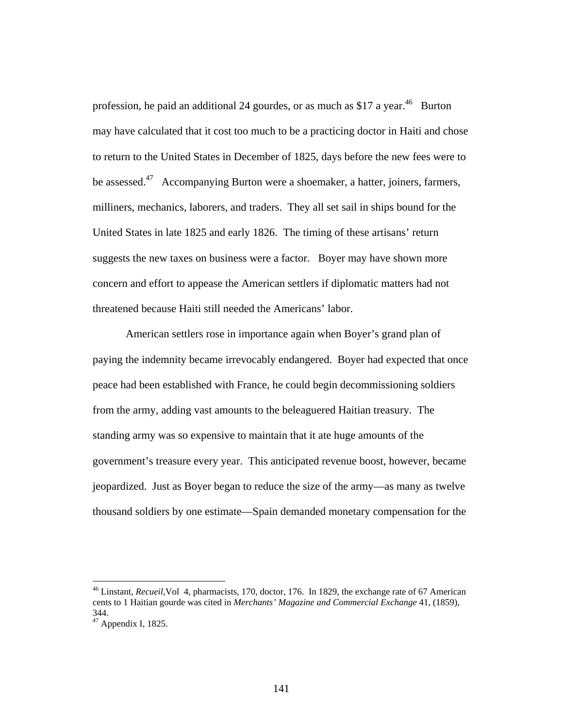profession, he paid an additional 24 gourdes, or as much as $17 a year.[46] Burton may have calculated that it cost too much to be a practicing doctor in Haiti and chose to return to the United States in December of 1825, days before the new fees were to be assessed.[47] Accompanying Burton were a shoemaker, a hatter, joiners, farmers, milliners, mechanics, laborers, and traders. They all set sail in ships bound for the United States in late 1825 and early 1826. The timing of these artisans' return suggests the new taxes on business were a factor. Boyer may have shown more concern and effort to appease the American settlers if diplomatic matters had not threatened because Haiti still needed the Americans' labor.

American settlers rose in importance again when Boyer's grand plan of paying the indemnity became irrevocably endangered. Boyer had expected that once peace had been established with France, he could begin decommissioning soldiers from the army, adding vast amounts to the beleaguered Haitian treasury. The standing army was so expensive to maintain that it ate huge amounts of the government's treasure every year. This anticipated revenue boost, however, became jeopardized. Just as Boyer began to reduce the size of the army—as many as twelve thousand soldiers by one estimate—Spain demanded monetary compensation for the

---

[46] Linstant, *Recueil*,Vol 4, pharmacists, 170, doctor, 176. In 1829, the exchange rate of 67 American cents to 1 Haitian gourde was cited in *Merchants' Magazine and Commercial Exchange* 41, (1859), 344.

[47] Appendix I, 1825.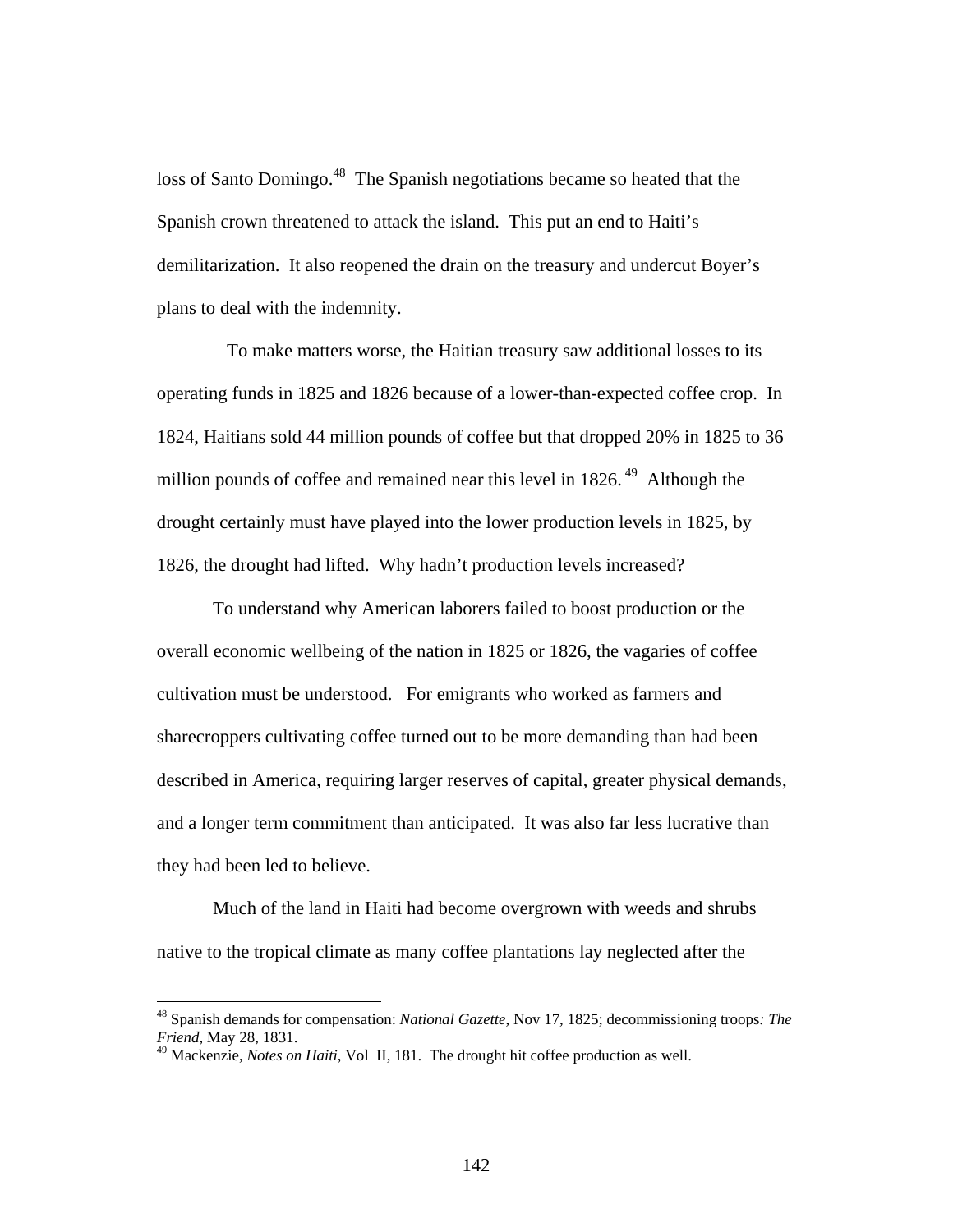loss of Santo Domingo.[48] The Spanish negotiations became so heated that the Spanish crown threatened to attack the island. This put an end to Haiti's demilitarization. It also reopened the drain on the treasury and undercut Boyer's plans to deal with the indemnity.

To make matters worse, the Haitian treasury saw additional losses to its operating funds in 1825 and 1826 because of a lower-than-expected coffee crop. In 1824, Haitians sold 44 million pounds of coffee but that dropped 20% in 1825 to 36 million pounds of coffee and remained near this level in 1826.[49] Although the drought certainly must have played into the lower production levels in 1825, by 1826, the drought had lifted. Why hadn't production levels increased?

To understand why American laborers failed to boost production or the overall economic wellbeing of the nation in 1825 or 1826, the vagaries of coffee cultivation must be understood. For emigrants who worked as farmers and sharecroppers cultivating coffee turned out to be more demanding than had been described in America, requiring larger reserves of capital, greater physical demands, and a longer term commitment than anticipated. It was also far less lucrative than they had been led to believe.

Much of the land in Haiti had become overgrown with weeds and shrubs native to the tropical climate as many coffee plantations lay neglected after the

---

[48] Spanish demands for compensation: *National Gazette*, Nov 17, 1825; decommissioning troops*: The Friend*, May 28, 1831.

[49] Mackenzie, *Notes on Haiti*, Vol II, 181. The drought hit coffee production as well.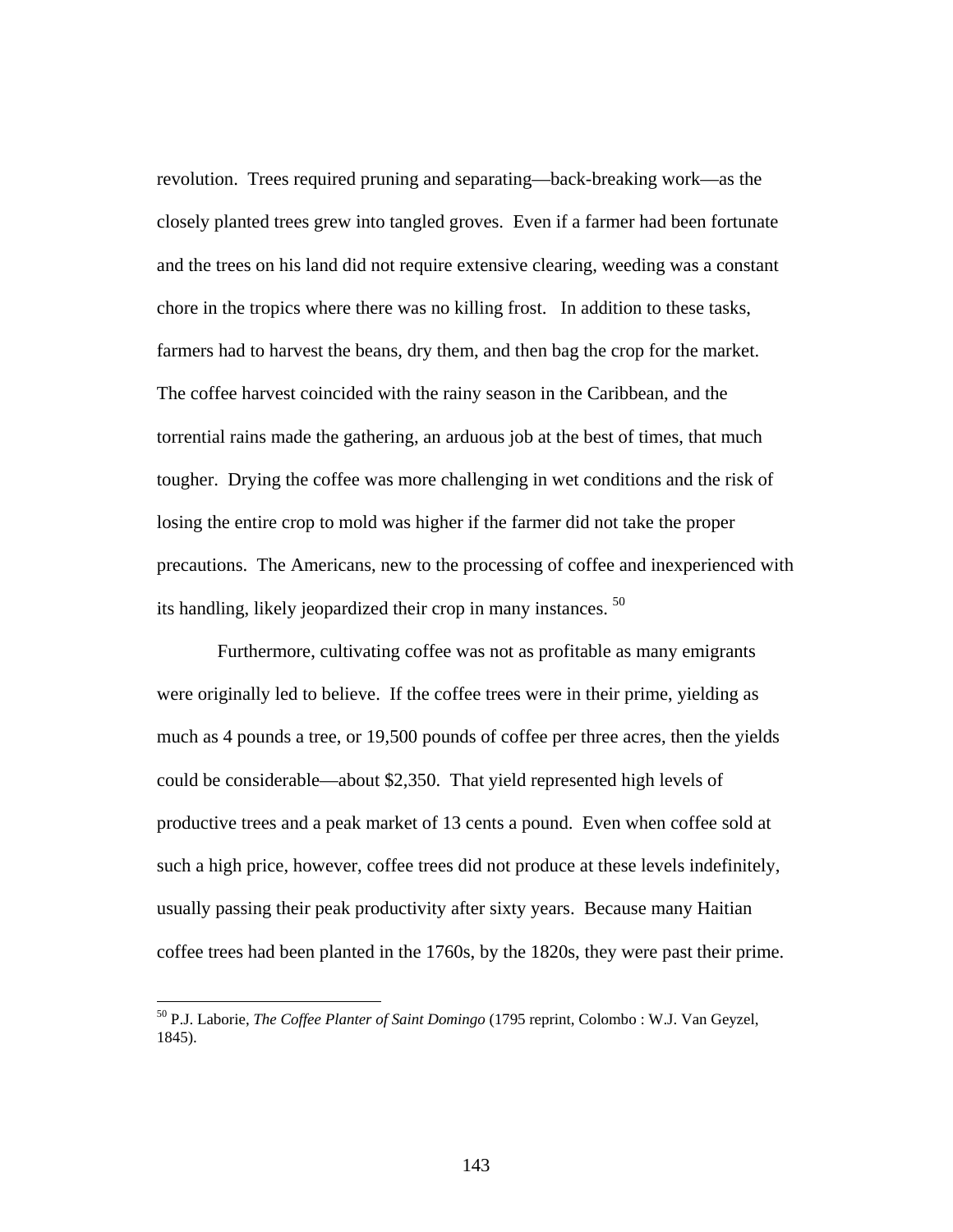revolution. Trees required pruning and separating—back-breaking work—as the closely planted trees grew into tangled groves. Even if a farmer had been fortunate and the trees on his land did not require extensive clearing, weeding was a constant chore in the tropics where there was no killing frost. In addition to these tasks, farmers had to harvest the beans, dry them, and then bag the crop for the market. The coffee harvest coincided with the rainy season in the Caribbean, and the torrential rains made the gathering, an arduous job at the best of times, that much tougher. Drying the coffee was more challenging in wet conditions and the risk of losing the entire crop to mold was higher if the farmer did not take the proper precautions. The Americans, new to the processing of coffee and inexperienced with its handling, likely jeopardized their crop in many instances. [50]

Furthermore, cultivating coffee was not as profitable as many emigrants were originally led to believe. If the coffee trees were in their prime, yielding as much as 4 pounds a tree, or 19,500 pounds of coffee per three acres, then the yields could be considerable—about $2,350. That yield represented high levels of productive trees and a peak market of 13 cents a pound. Even when coffee sold at such a high price, however, coffee trees did not produce at these levels indefinitely, usually passing their peak productivity after sixty years. Because many Haitian coffee trees had been planted in the 1760s, by the 1820s, they were past their prime.

---

[50] P.J. Laborie, *The Coffee Planter of Saint Domingo* (1795 reprint, Colombo : W.J. Van Geyzel, 1845).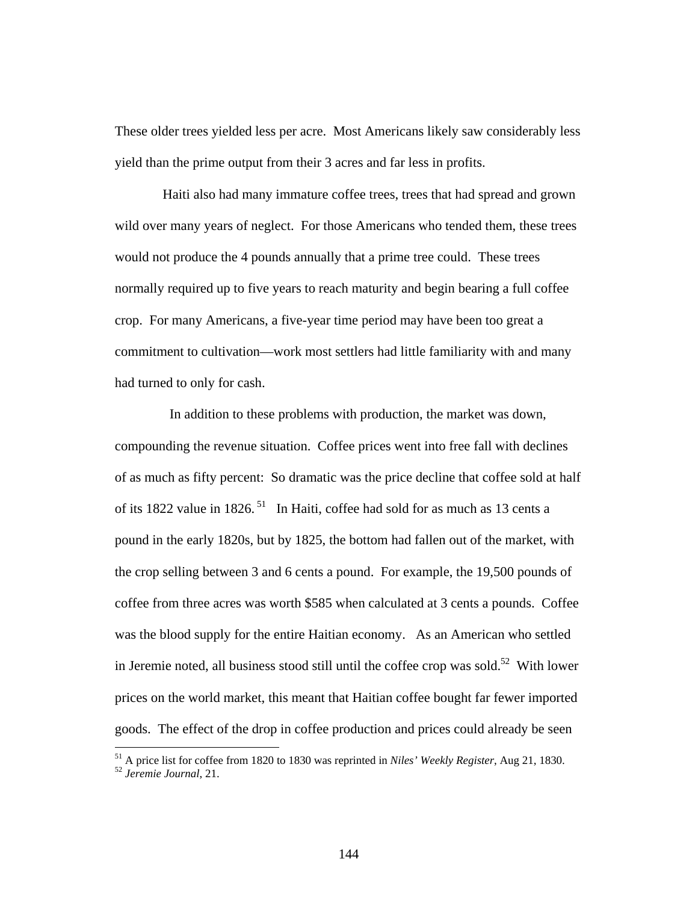These older trees yielded less per acre. Most Americans likely saw considerably less yield than the prime output from their 3 acres and far less in profits.

Haiti also had many immature coffee trees, trees that had spread and grown wild over many years of neglect. For those Americans who tended them, these trees would not produce the 4 pounds annually that a prime tree could. These trees normally required up to five years to reach maturity and begin bearing a full coffee crop. For many Americans, a five-year time period may have been too great a commitment to cultivation—work most settlers had little familiarity with and many had turned to only for cash.

In addition to these problems with production, the market was down, compounding the revenue situation. Coffee prices went into free fall with declines of as much as fifty percent: So dramatic was the price decline that coffee sold at half of its 1822 value in 1826.[51] In Haiti, coffee had sold for as much as 13 cents a pound in the early 1820s, but by 1825, the bottom had fallen out of the market, with the crop selling between 3 and 6 cents a pound. For example, the 19,500 pounds of coffee from three acres was worth $585 when calculated at 3 cents a pounds. Coffee was the blood supply for the entire Haitian economy. As an American who settled in Jeremie noted, all business stood still until the coffee crop was sold.[52] With lower prices on the world market, this meant that Haitian coffee bought far fewer imported goods. The effect of the drop in coffee production and prices could already be seen

[51] A price list for coffee from 1820 to 1830 was reprinted in *Niles' Weekly Register*, Aug 21, 1830.
[52] *Jeremie Journal*, 21.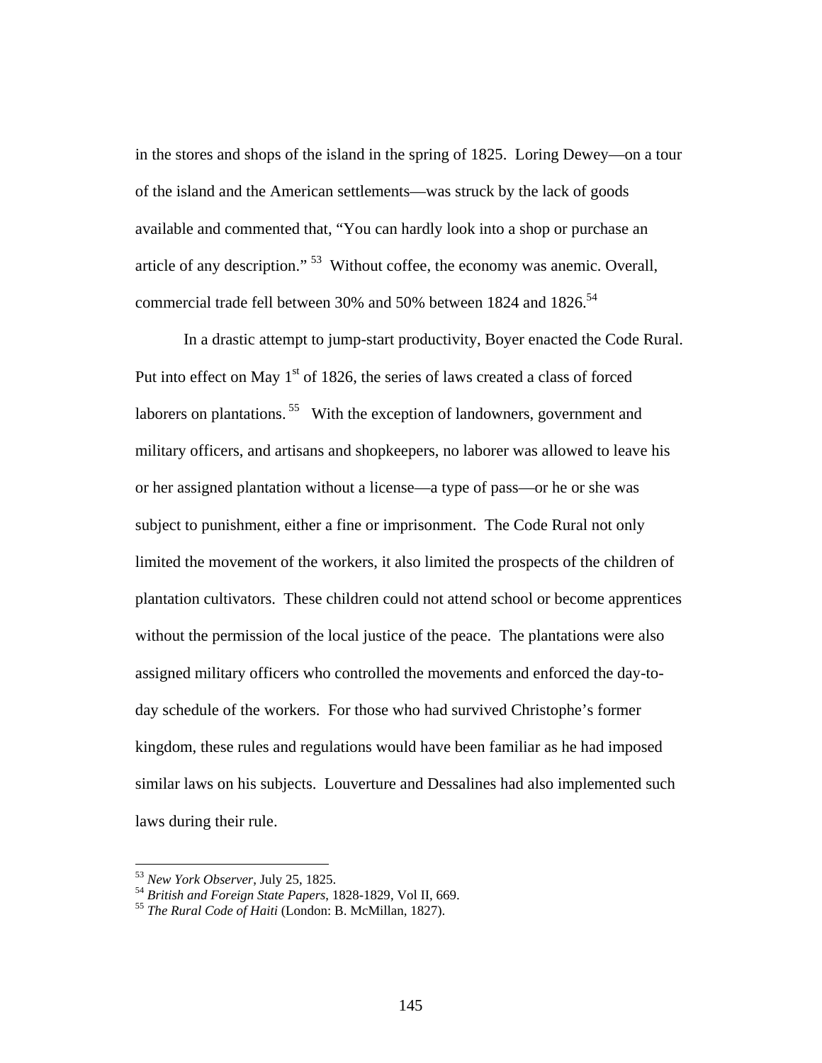in the stores and shops of the island in the spring of 1825. Loring Dewey—on a tour of the island and the American settlements—was struck by the lack of goods available and commented that, "You can hardly look into a shop or purchase an article of any description."[53] Without coffee, the economy was anemic. Overall, commercial trade fell between 30% and 50% between 1824 and 1826.[54]

In a drastic attempt to jump-start productivity, Boyer enacted the Code Rural. Put into effect on May 1st of 1826, the series of laws created a class of forced laborers on plantations.[55] With the exception of landowners, government and military officers, and artisans and shopkeepers, no laborer was allowed to leave his or her assigned plantation without a license—a type of pass—or he or she was subject to punishment, either a fine or imprisonment. The Code Rural not only limited the movement of the workers, it also limited the prospects of the children of plantation cultivators. These children could not attend school or become apprentices without the permission of the local justice of the peace. The plantations were also assigned military officers who controlled the movements and enforced the day-to-day schedule of the workers. For those who had survived Christophe's former kingdom, these rules and regulations would have been familiar as he had imposed similar laws on his subjects. Louverture and Dessalines had also implemented such laws during their rule.

---

[53] *New York Observer*, July 25, 1825.

[54] *British and Foreign State Papers*, 1828-1829, Vol II, 669.

[55] *The Rural Code of Haiti* (London: B. McMillan, 1827).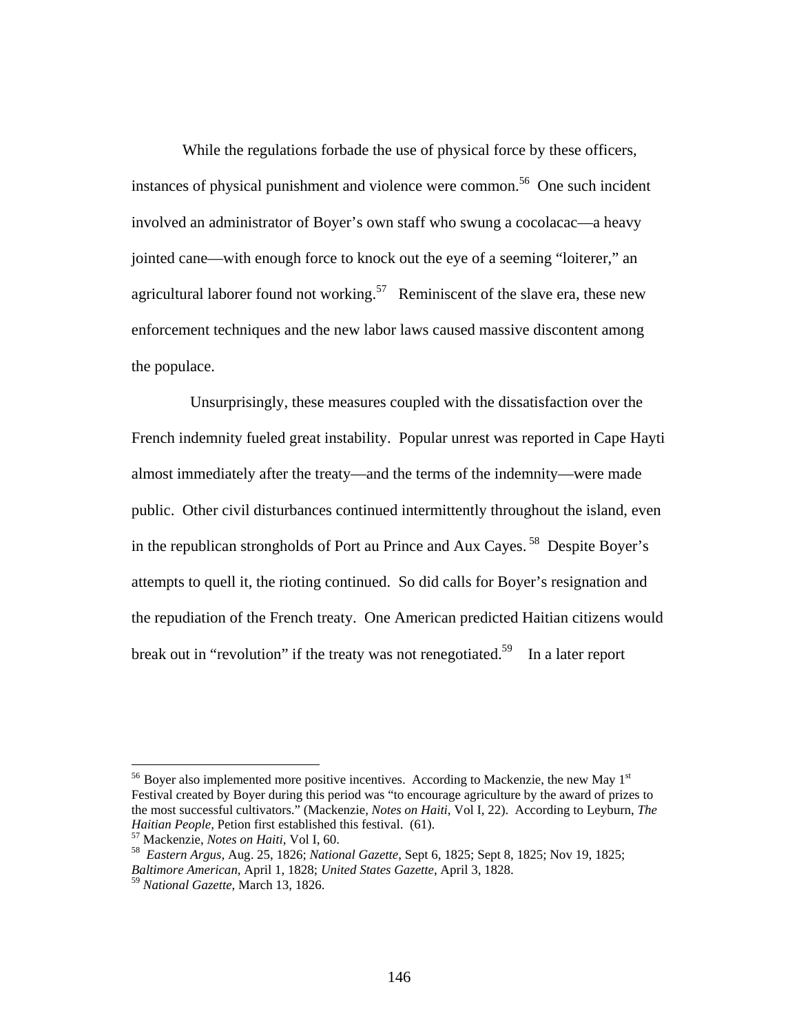While the regulations forbade the use of physical force by these officers, instances of physical punishment and violence were common.[56] One such incident involved an administrator of Boyer's own staff who swung a cocolacac—a heavy jointed cane—with enough force to knock out the eye of a seeming "loiterer," an agricultural laborer found not working.[57] Reminiscent of the slave era, these new enforcement techniques and the new labor laws caused massive discontent among the populace.

Unsurprisingly, these measures coupled with the dissatisfaction over the French indemnity fueled great instability. Popular unrest was reported in Cape Hayti almost immediately after the treaty—and the terms of the indemnity—were made public. Other civil disturbances continued intermittently throughout the island, even in the republican strongholds of Port au Prince and Aux Cayes.[58] Despite Boyer's attempts to quell it, the rioting continued. So did calls for Boyer's resignation and the repudiation of the French treaty. One American predicted Haitian citizens would break out in "revolution" if the treaty was not renegotiated.[59] In a later report

---

[56] Boyer also implemented more positive incentives. According to Mackenzie, the new May 1st Festival created by Boyer during this period was "to encourage agriculture by the award of prizes to the most successful cultivators." (Mackenzie, *Notes on Haiti*, Vol I, 22). According to Leyburn, *The Haitian People*, Petion first established this festival. (61).

[57] Mackenzie, *Notes on Haiti*, Vol I, 60.

[58] *Eastern Argus*, Aug. 25, 1826; *National Gazette*, Sept 6, 1825; Sept 8, 1825; Nov 19, 1825; *Baltimore American*, April 1, 1828; *United States Gazette*, April 3, 1828.

[59] *National Gazette*, March 13, 1826.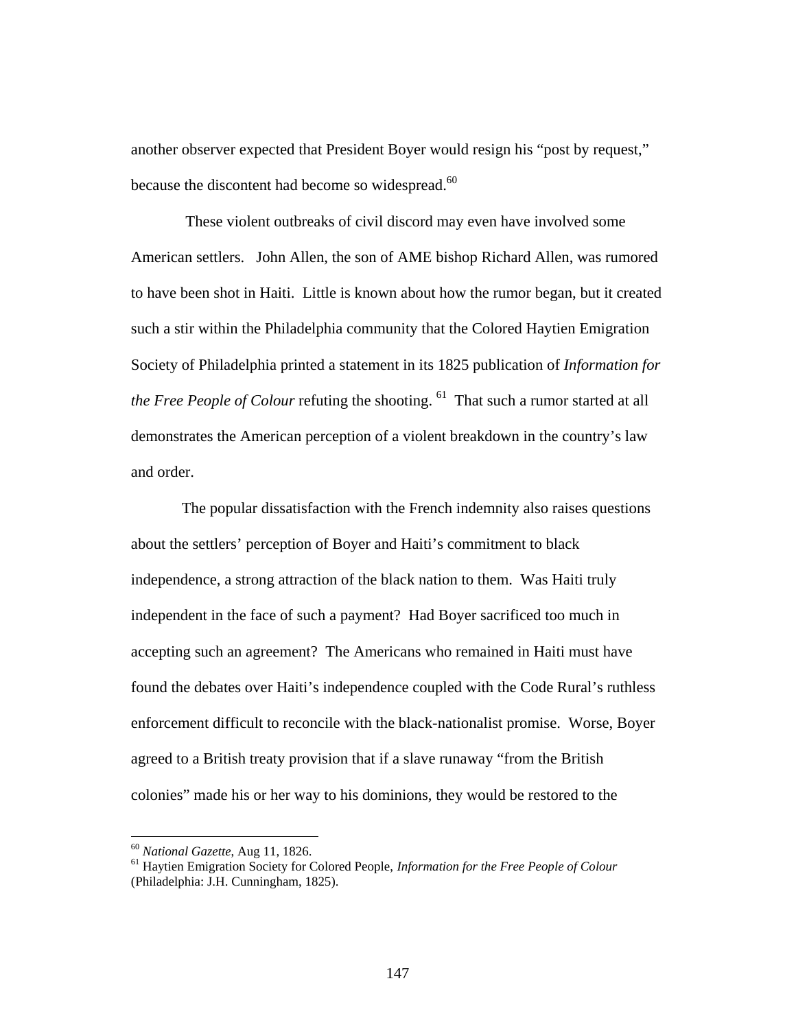another observer expected that President Boyer would resign his "post by request," because the discontent had become so widespread.[60]

These violent outbreaks of civil discord may even have involved some American settlers. John Allen, the son of AME bishop Richard Allen, was rumored to have been shot in Haiti. Little is known about how the rumor began, but it created such a stir within the Philadelphia community that the Colored Haytien Emigration Society of Philadelphia printed a statement in its 1825 publication of *Information for the Free People of Colour* refuting the shooting.[61] That such a rumor started at all demonstrates the American perception of a violent breakdown in the country's law and order.

The popular dissatisfaction with the French indemnity also raises questions about the settlers' perception of Boyer and Haiti's commitment to black independence, a strong attraction of the black nation to them. Was Haiti truly independent in the face of such a payment? Had Boyer sacrificed too much in accepting such an agreement? The Americans who remained in Haiti must have found the debates over Haiti's independence coupled with the Code Rural's ruthless enforcement difficult to reconcile with the black-nationalist promise. Worse, Boyer agreed to a British treaty provision that if a slave runaway "from the British colonies" made his or her way to his dominions, they would be restored to the

---

[60] *National Gazette*, Aug 11, 1826.

[61] Haytien Emigration Society for Colored People, *Information for the Free People of Colour* (Philadelphia: J.H. Cunningham, 1825).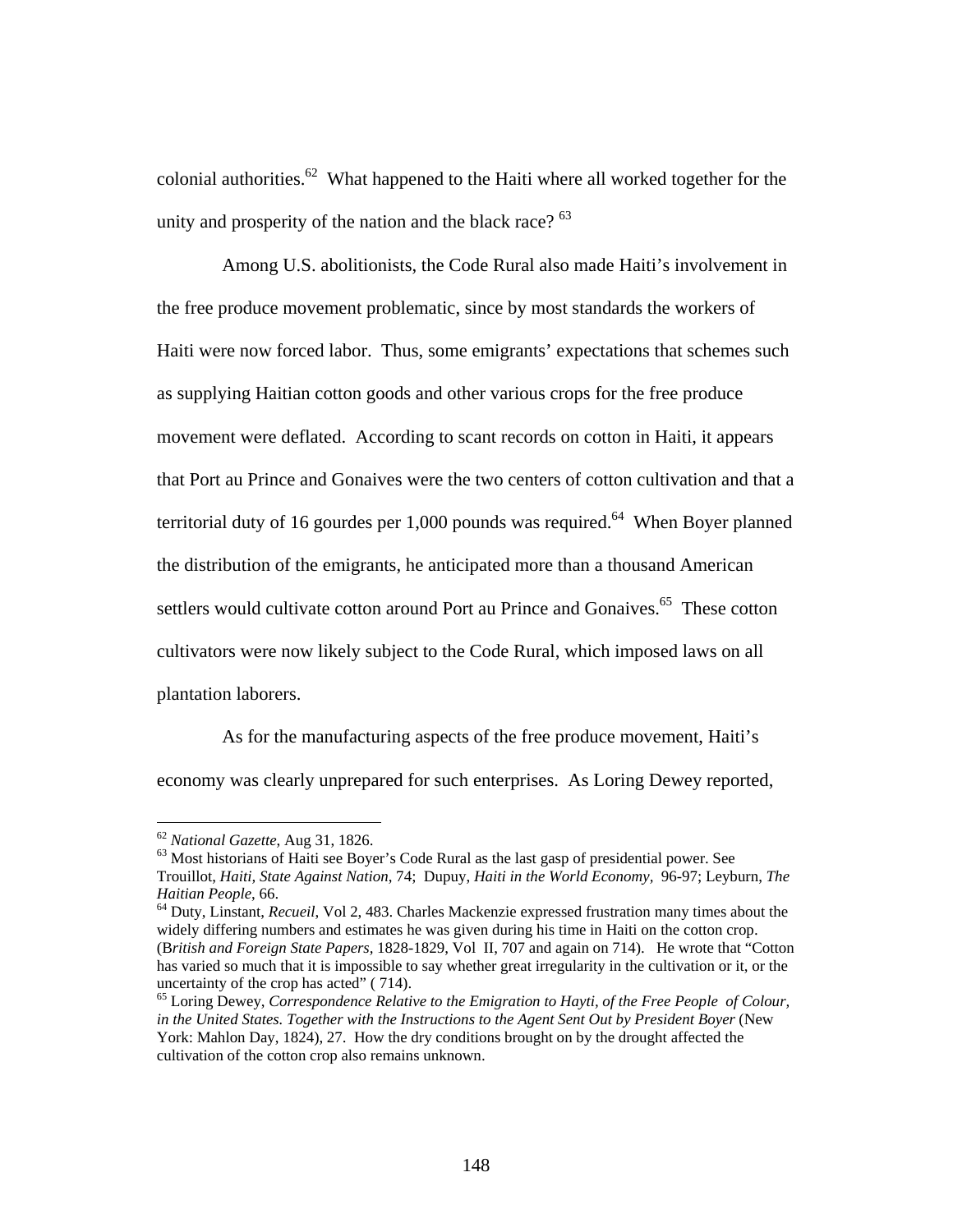colonial authorities.[62] What happened to the Haiti where all worked together for the unity and prosperity of the nation and the black race? [63]

Among U.S. abolitionists, the Code Rural also made Haiti's involvement in the free produce movement problematic, since by most standards the workers of Haiti were now forced labor. Thus, some emigrants' expectations that schemes such as supplying Haitian cotton goods and other various crops for the free produce movement were deflated. According to scant records on cotton in Haiti, it appears that Port au Prince and Gonaives were the two centers of cotton cultivation and that a territorial duty of 16 gourdes per 1,000 pounds was required.[64] When Boyer planned the distribution of the emigrants, he anticipated more than a thousand American settlers would cultivate cotton around Port au Prince and Gonaives.[65] These cotton cultivators were now likely subject to the Code Rural, which imposed laws on all plantation laborers.

As for the manufacturing aspects of the free produce movement, Haiti's economy was clearly unprepared for such enterprises. As Loring Dewey reported,

---

[62] *National Gazette*, Aug 31, 1826.

[63] Most historians of Haiti see Boyer's Code Rural as the last gasp of presidential power. See Trouillot, *Haiti, State Against Nation*, 74; Dupuy, *Haiti in the World Economy*, 96-97; Leyburn, *The Haitian People*, 66.

[64] Duty, Linstant, *Recueil*, Vol 2, 483. Charles Mackenzie expressed frustration many times about the widely differing numbers and estimates he was given during his time in Haiti on the cotton crop. (*British and Foreign State Papers*, 1828-1829, Vol II, 707 and again on 714). He wrote that "Cotton has varied so much that it is impossible to say whether great irregularity in the cultivation or it, or the uncertainty of the crop has acted" ( 714).

[65] Loring Dewey, *Correspondence Relative to the Emigration to Hayti, of the Free People of Colour, in the United States. Together with the Instructions to the Agent Sent Out by President Boyer* (New York: Mahlon Day, 1824), 27. How the dry conditions brought on by the drought affected the cultivation of the cotton crop also remains unknown.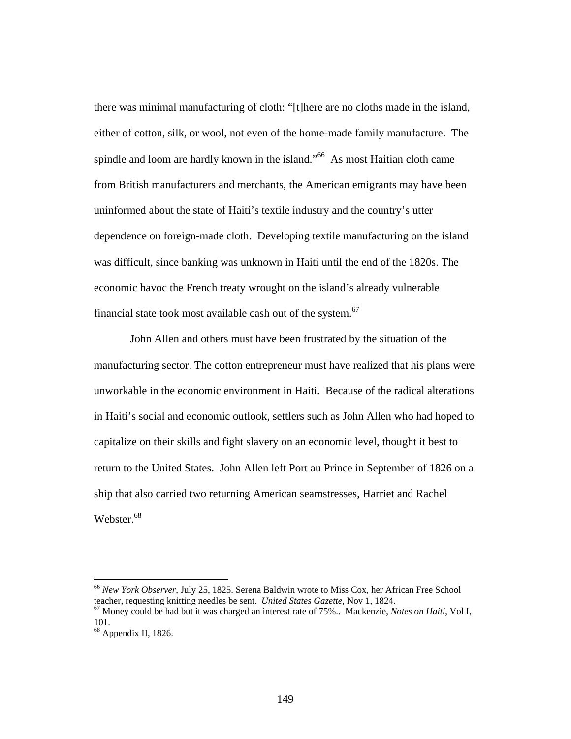there was minimal manufacturing of cloth: "[t]here are no cloths made in the island, either of cotton, silk, or wool, not even of the home-made family manufacture. The spindle and loom are hardly known in the island."[66] As most Haitian cloth came from British manufacturers and merchants, the American emigrants may have been uninformed about the state of Haiti's textile industry and the country's utter dependence on foreign-made cloth. Developing textile manufacturing on the island was difficult, since banking was unknown in Haiti until the end of the 1820s. The economic havoc the French treaty wrought on the island's already vulnerable financial state took most available cash out of the system.[67]

John Allen and others must have been frustrated by the situation of the manufacturing sector. The cotton entrepreneur must have realized that his plans were unworkable in the economic environment in Haiti. Because of the radical alterations in Haiti's social and economic outlook, settlers such as John Allen who had hoped to capitalize on their skills and fight slavery on an economic level, thought it best to return to the United States. John Allen left Port au Prince in September of 1826 on a ship that also carried two returning American seamstresses, Harriet and Rachel Webster.[68]

---

[66] *New York Observer*, July 25, 1825. Serena Baldwin wrote to Miss Cox, her African Free School teacher, requesting knitting needles be sent. *United States Gazette*, Nov 1, 1824.

[67] Money could be had but it was charged an interest rate of 75%.. Mackenzie, *Notes on Haiti*, Vol I, 101.

[68] Appendix II, 1826.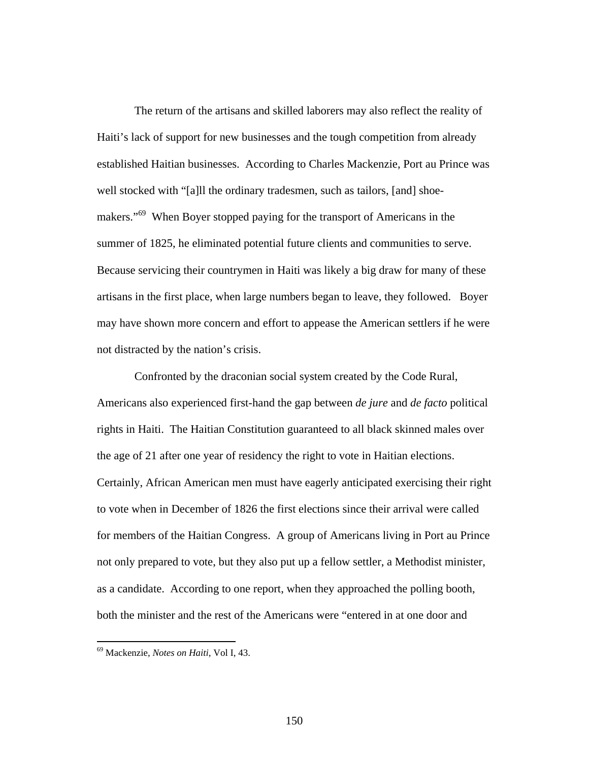The return of the artisans and skilled laborers may also reflect the reality of Haiti's lack of support for new businesses and the tough competition from already established Haitian businesses. According to Charles Mackenzie, Port au Prince was well stocked with "[a]ll the ordinary tradesmen, such as tailors, [and] shoe-makers."[69] When Boyer stopped paying for the transport of Americans in the summer of 1825, he eliminated potential future clients and communities to serve. Because servicing their countrymen in Haiti was likely a big draw for many of these artisans in the first place, when large numbers began to leave, they followed. Boyer may have shown more concern and effort to appease the American settlers if he were not distracted by the nation's crisis.

Confronted by the draconian social system created by the Code Rural, Americans also experienced first-hand the gap between *de jure* and *de facto* political rights in Haiti. The Haitian Constitution guaranteed to all black skinned males over the age of 21 after one year of residency the right to vote in Haitian elections. Certainly, African American men must have eagerly anticipated exercising their right to vote when in December of 1826 the first elections since their arrival were called for members of the Haitian Congress. A group of Americans living in Port au Prince not only prepared to vote, but they also put up a fellow settler, a Methodist minister, as a candidate. According to one report, when they approached the polling booth, both the minister and the rest of the Americans were "entered in at one door and

[69] Mackenzie, *Notes on Haiti*, Vol I, 43.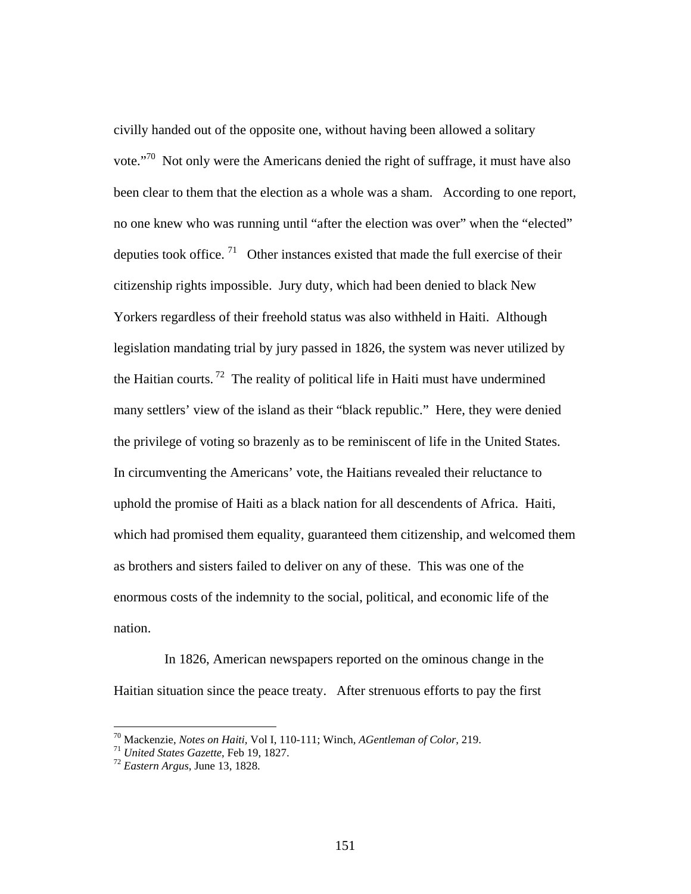civilly handed out of the opposite one, without having been allowed a solitary vote."[70] Not only were the Americans denied the right of suffrage, it must have also been clear to them that the election as a whole was a sham. According to one report, no one knew who was running until "after the election was over" when the "elected" deputies took office.[71] Other instances existed that made the full exercise of their citizenship rights impossible. Jury duty, which had been denied to black New Yorkers regardless of their freehold status was also withheld in Haiti. Although legislation mandating trial by jury passed in 1826, the system was never utilized by the Haitian courts.[72] The reality of political life in Haiti must have undermined many settlers' view of the island as their "black republic." Here, they were denied the privilege of voting so brazenly as to be reminiscent of life in the United States. In circumventing the Americans' vote, the Haitians revealed their reluctance to uphold the promise of Haiti as a black nation for all descendents of Africa. Haiti, which had promised them equality, guaranteed them citizenship, and welcomed them as brothers and sisters failed to deliver on any of these. This was one of the enormous costs of the indemnity to the social, political, and economic life of the nation.

In 1826, American newspapers reported on the ominous change in the Haitian situation since the peace treaty. After strenuous efforts to pay the first

---

[70] Mackenzie, *Notes on Haiti*, Vol I, 110-111; Winch, *AGentleman of Color*, 219.

[71] *United States Gazette*, Feb 19, 1827.

[72] *Eastern Argus*, June 13, 1828.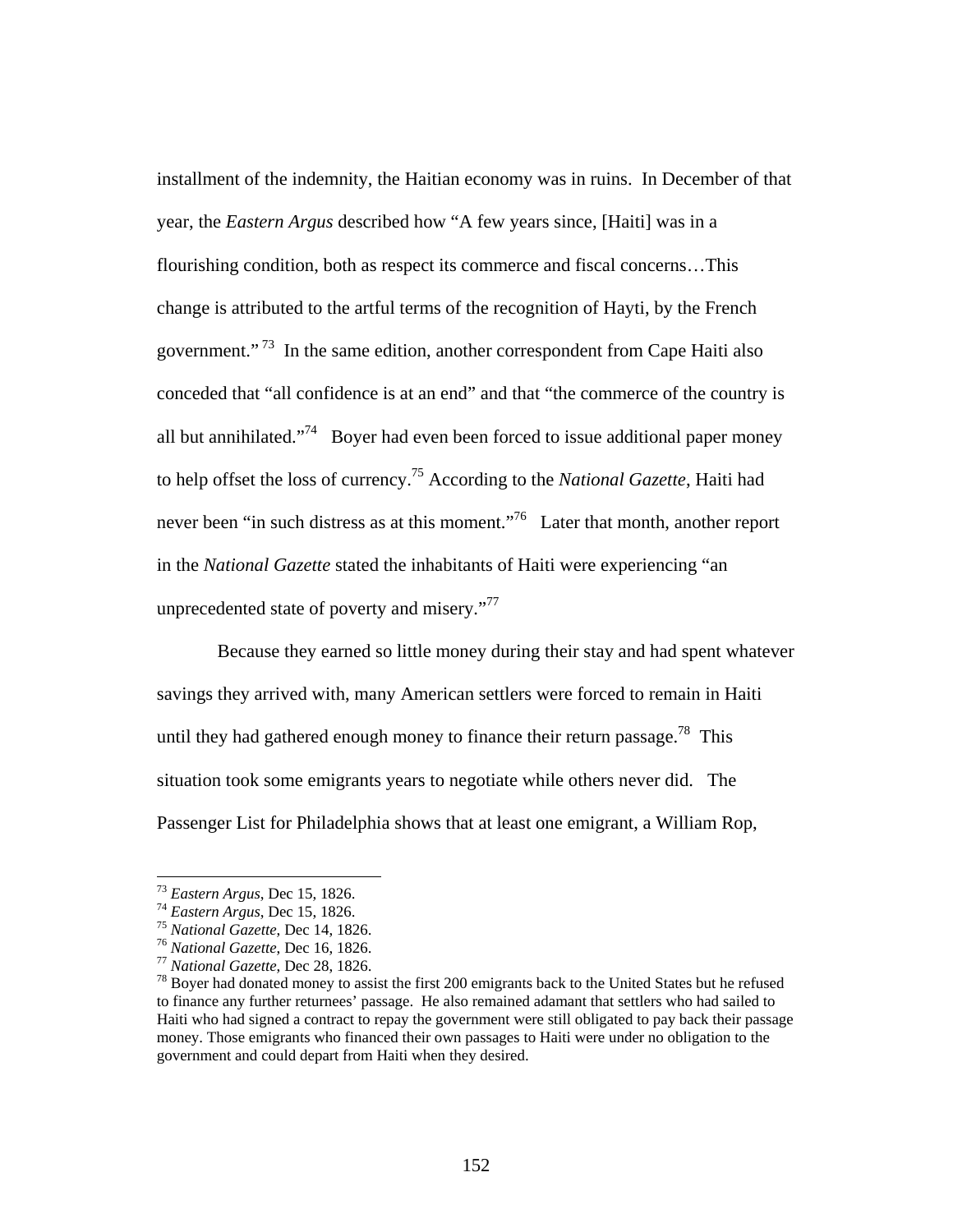installment of the indemnity, the Haitian economy was in ruins. In December of that year, the *Eastern Argus* described how "A few years since, [Haiti] was in a flourishing condition, both as respect its commerce and fiscal concerns…This change is attributed to the artful terms of the recognition of Hayti, by the French government."[73] In the same edition, another correspondent from Cape Haiti also conceded that "all confidence is at an end" and that "the commerce of the country is all but annihilated."[74] Boyer had even been forced to issue additional paper money to help offset the loss of currency.[75] According to the *National Gazette*, Haiti had never been "in such distress as at this moment."[76] Later that month, another report in the *National Gazette* stated the inhabitants of Haiti were experiencing "an unprecedented state of poverty and misery."[77]

Because they earned so little money during their stay and had spent whatever savings they arrived with, many American settlers were forced to remain in Haiti until they had gathered enough money to finance their return passage.[78] This situation took some emigrants years to negotiate while others never did. The Passenger List for Philadelphia shows that at least one emigrant, a William Rop,

---

[73] *Eastern Argus*, Dec 15, 1826.
[74] *Eastern Argus*, Dec 15, 1826.
[75] *National Gazette*, Dec 14, 1826.
[76] *National Gazette*, Dec 16, 1826.
[77] *National Gazette*, Dec 28, 1826.
[78] Boyer had donated money to assist the first 200 emigrants back to the United States but he refused to finance any further returnees' passage. He also remained adamant that settlers who had sailed to Haiti who had signed a contract to repay the government were still obligated to pay back their passage money. Those emigrants who financed their own passages to Haiti were under no obligation to the government and could depart from Haiti when they desired.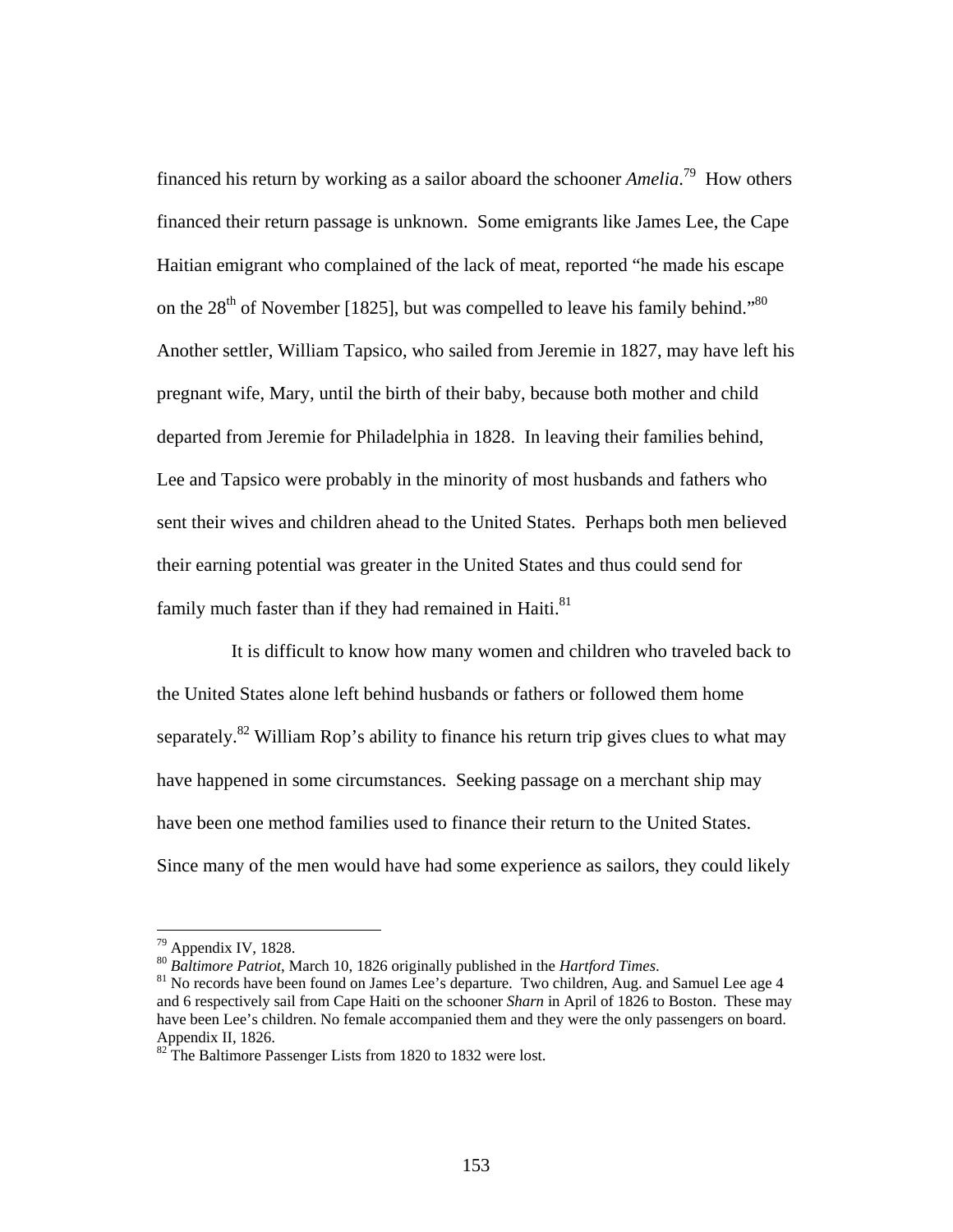financed his return by working as a sailor aboard the schooner *Amelia*.[79] How others financed their return passage is unknown. Some emigrants like James Lee, the Cape Haitian emigrant who complained of the lack of meat, reported "he made his escape on the 28th of November [1825], but was compelled to leave his family behind."[80] Another settler, William Tapsico, who sailed from Jeremie in 1827, may have left his pregnant wife, Mary, until the birth of their baby, because both mother and child departed from Jeremie for Philadelphia in 1828. In leaving their families behind, Lee and Tapsico were probably in the minority of most husbands and fathers who sent their wives and children ahead to the United States. Perhaps both men believed their earning potential was greater in the United States and thus could send for family much faster than if they had remained in Haiti.[81]

It is difficult to know how many women and children who traveled back to the United States alone left behind husbands or fathers or followed them home separately.[82] William Rop's ability to finance his return trip gives clues to what may have happened in some circumstances. Seeking passage on a merchant ship may have been one method families used to finance their return to the United States. Since many of the men would have had some experience as sailors, they could likely

---

[79] Appendix IV, 1828.

[80] *Baltimore Patriot*, March 10, 1826 originally published in the *Hartford Times*.

[81] No records have been found on James Lee's departure. Two children, Aug. and Samuel Lee age 4 and 6 respectively sail from Cape Haiti on the schooner *Sharn* in April of 1826 to Boston. These may have been Lee's children. No female accompanied them and they were the only passengers on board. Appendix II, 1826.

[82] The Baltimore Passenger Lists from 1820 to 1832 were lost.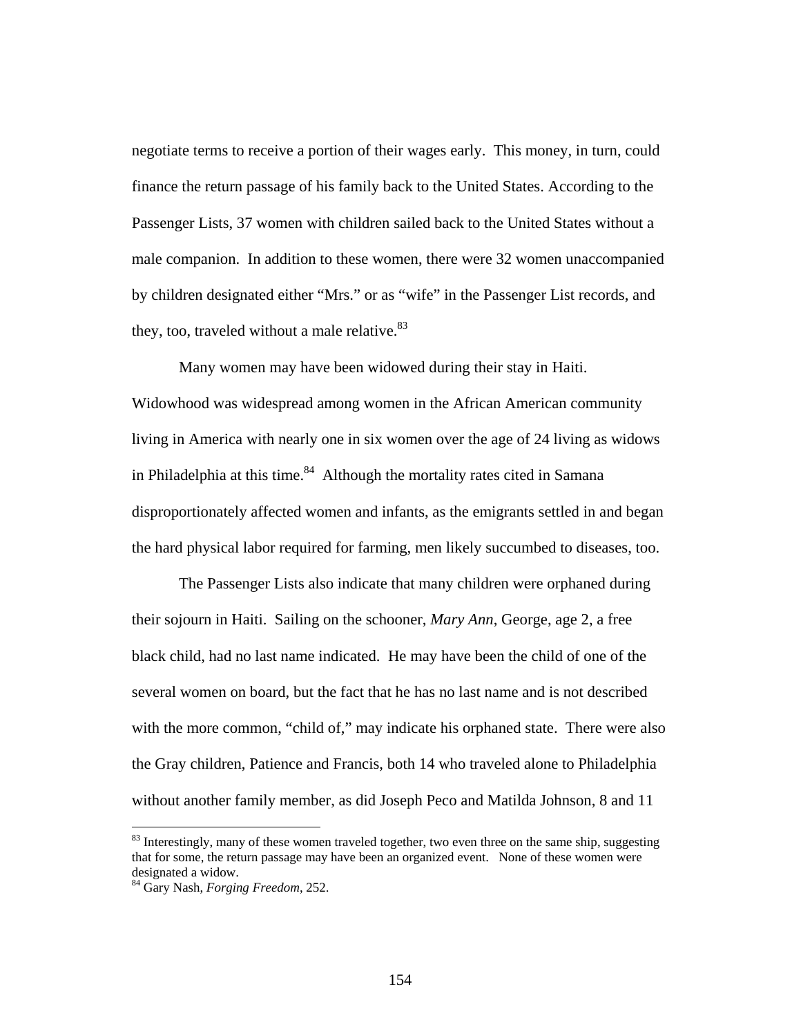negotiate terms to receive a portion of their wages early. This money, in turn, could finance the return passage of his family back to the United States. According to the Passenger Lists, 37 women with children sailed back to the United States without a male companion. In addition to these women, there were 32 women unaccompanied by children designated either "Mrs." or as "wife" in the Passenger List records, and they, too, traveled without a male relative.[83]

Many women may have been widowed during their stay in Haiti. Widowhood was widespread among women in the African American community living in America with nearly one in six women over the age of 24 living as widows in Philadelphia at this time.[84] Although the mortality rates cited in Samana disproportionately affected women and infants, as the emigrants settled in and began the hard physical labor required for farming, men likely succumbed to diseases, too.

The Passenger Lists also indicate that many children were orphaned during their sojourn in Haiti. Sailing on the schooner, *Mary Ann*, George, age 2, a free black child, had no last name indicated. He may have been the child of one of the several women on board, but the fact that he has no last name and is not described with the more common, "child of," may indicate his orphaned state. There were also the Gray children, Patience and Francis, both 14 who traveled alone to Philadelphia without another family member, as did Joseph Peco and Matilda Johnson, 8 and 11

---

[83] Interestingly, many of these women traveled together, two even three on the same ship, suggesting that for some, the return passage may have been an organized event. None of these women were designated a widow.

[84] Gary Nash, *Forging Freedom*, 252.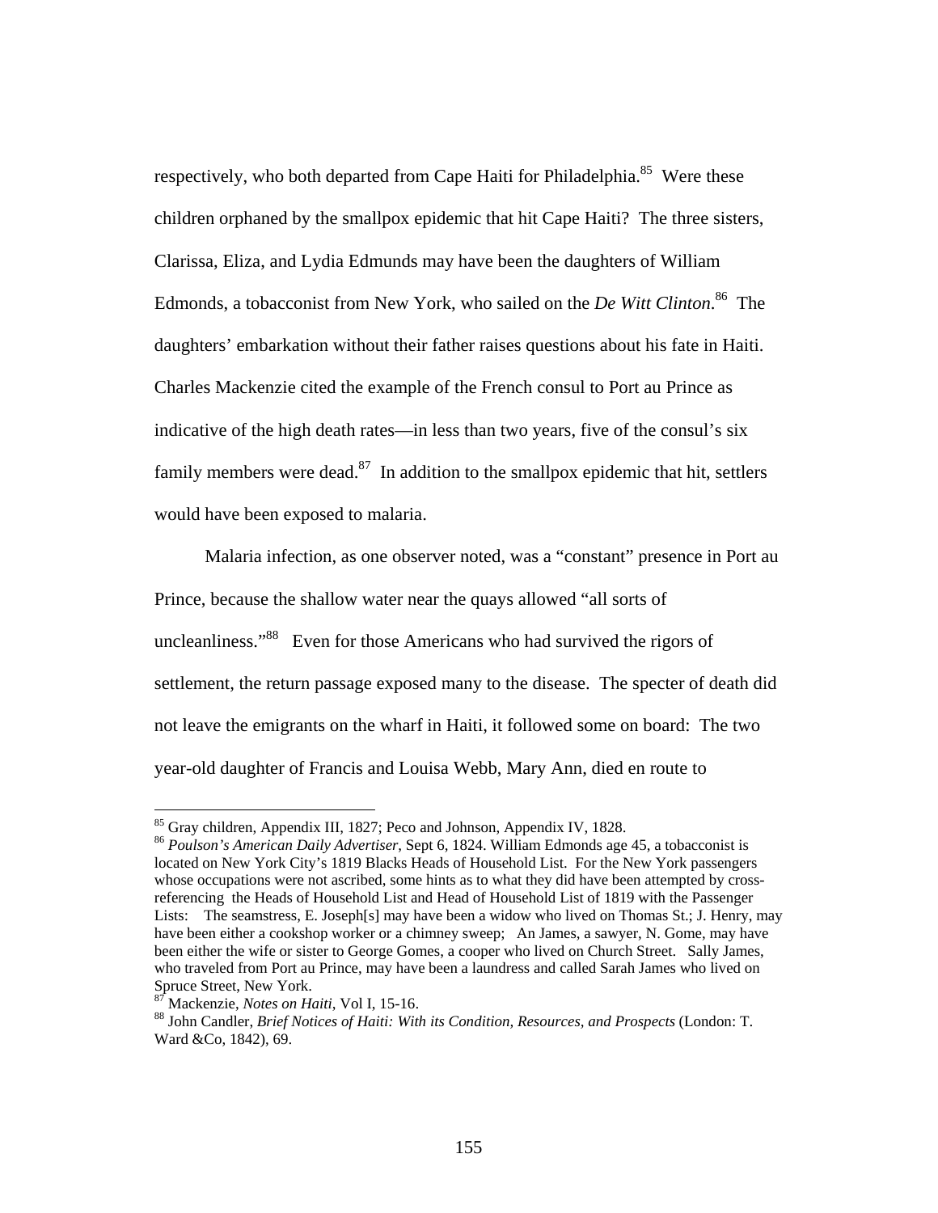respectively, who both departed from Cape Haiti for Philadelphia.[85] Were these children orphaned by the smallpox epidemic that hit Cape Haiti? The three sisters, Clarissa, Eliza, and Lydia Edmunds may have been the daughters of William Edmonds, a tobacconist from New York, who sailed on the *De Witt Clinton*.[86] The daughters' embarkation without their father raises questions about his fate in Haiti. Charles Mackenzie cited the example of the French consul to Port au Prince as indicative of the high death rates—in less than two years, five of the consul's six family members were dead.[87] In addition to the smallpox epidemic that hit, settlers would have been exposed to malaria.

Malaria infection, as one observer noted, was a "constant" presence in Port au Prince, because the shallow water near the quays allowed "all sorts of uncleanliness."[88] Even for those Americans who had survived the rigors of settlement, the return passage exposed many to the disease. The specter of death did not leave the emigrants on the wharf in Haiti, it followed some on board: The two year-old daughter of Francis and Louisa Webb, Mary Ann, died en route to

---

[85] Gray children, Appendix III, 1827; Peco and Johnson, Appendix IV, 1828.

[86] *Poulson's American Daily Advertiser*, Sept 6, 1824. William Edmonds age 45, a tobacconist is located on New York City's 1819 Blacks Heads of Household List. For the New York passengers whose occupations were not ascribed, some hints as to what they did have been attempted by cross-referencing the Heads of Household List and Head of Household List of 1819 with the Passenger Lists: The seamstress, E. Joseph[s] may have been a widow who lived on Thomas St.; J. Henry, may have been either a cookshop worker or a chimney sweep; An James, a sawyer, N. Gome, may have been either the wife or sister to George Gomes, a cooper who lived on Church Street. Sally James, who traveled from Port au Prince, may have been a laundress and called Sarah James who lived on Spruce Street, New York.

[87] Mackenzie, *Notes on Haiti*, Vol I, 15-16.

[88] John Candler, *Brief Notices of Haiti: With its Condition, Resources, and Prospects* (London: T. Ward &Co, 1842), 69.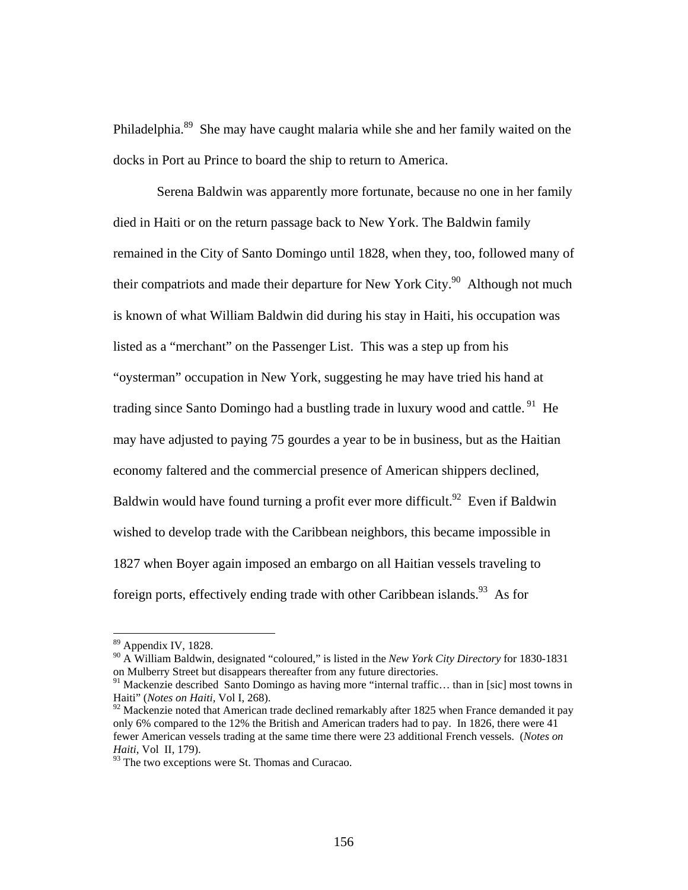Philadelphia.[89] She may have caught malaria while she and her family waited on the docks in Port au Prince to board the ship to return to America.

Serena Baldwin was apparently more fortunate, because no one in her family died in Haiti or on the return passage back to New York. The Baldwin family remained in the City of Santo Domingo until 1828, when they, too, followed many of their compatriots and made their departure for New York City.[90] Although not much is known of what William Baldwin did during his stay in Haiti, his occupation was listed as a "merchant" on the Passenger List. This was a step up from his "oysterman" occupation in New York, suggesting he may have tried his hand at trading since Santo Domingo had a bustling trade in luxury wood and cattle.[91] He may have adjusted to paying 75 gourdes a year to be in business, but as the Haitian economy faltered and the commercial presence of American shippers declined, Baldwin would have found turning a profit ever more difficult.[92] Even if Baldwin wished to develop trade with the Caribbean neighbors, this became impossible in 1827 when Boyer again imposed an embargo on all Haitian vessels traveling to foreign ports, effectively ending trade with other Caribbean islands.[93] As for

---

[89] Appendix IV, 1828.

[90] A William Baldwin, designated "coloured," is listed in the *New York City Directory* for 1830-1831 on Mulberry Street but disappears thereafter from any future directories.

[91] Mackenzie described Santo Domingo as having more "internal traffic… than in [sic] most towns in Haiti" (*Notes on Haiti,* Vol I, 268).

[92] Mackenzie noted that American trade declined remarkably after 1825 when France demanded it pay only 6% compared to the 12% the British and American traders had to pay. In 1826, there were 41 fewer American vessels trading at the same time there were 23 additional French vessels. (*Notes on Haiti*, Vol II, 179).

[93] The two exceptions were St. Thomas and Curacao.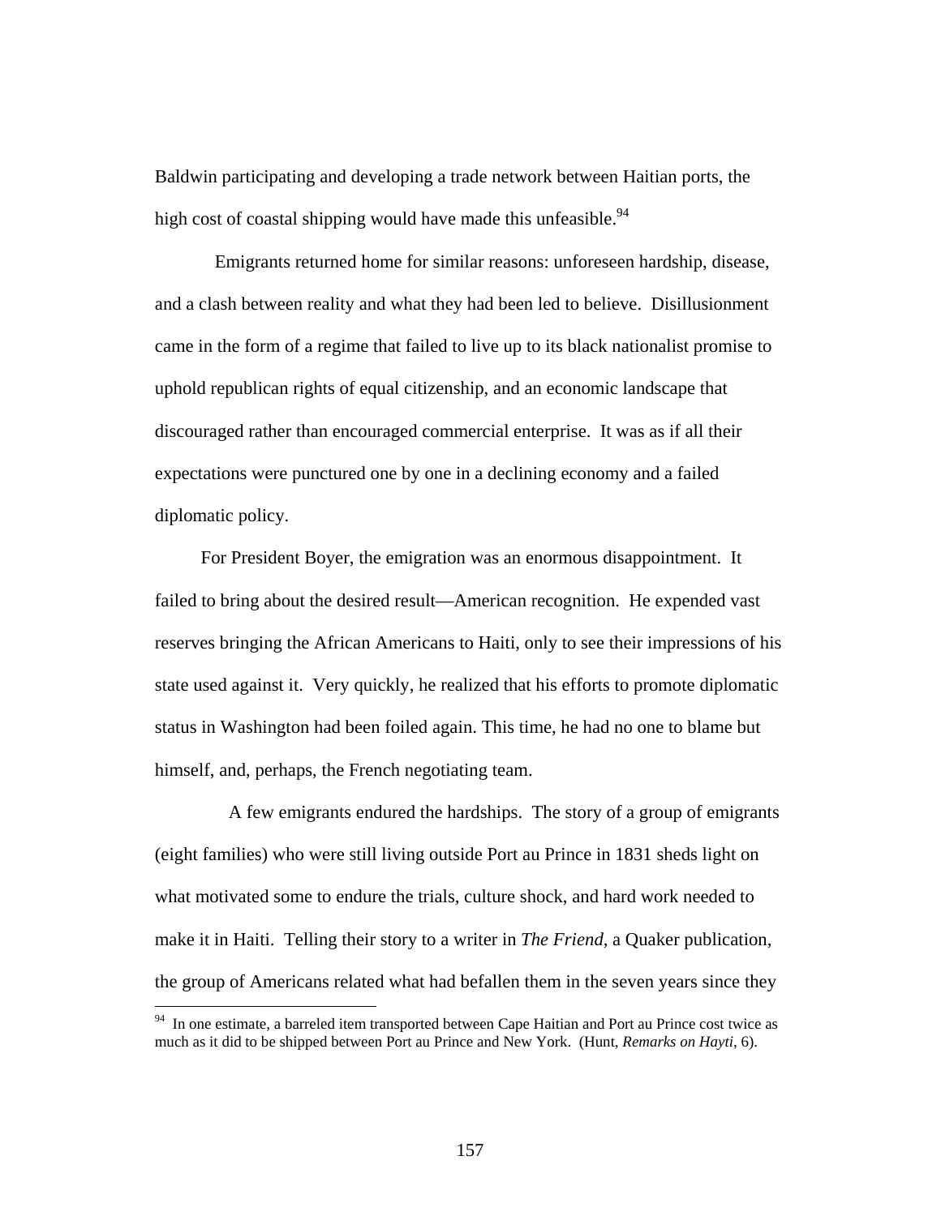Baldwin participating and developing a trade network between Haitian ports, the high cost of coastal shipping would have made this unfeasible.[94]

Emigrants returned home for similar reasons: unforeseen hardship, disease, and a clash between reality and what they had been led to believe. Disillusionment came in the form of a regime that failed to live up to its black nationalist promise to uphold republican rights of equal citizenship, and an economic landscape that discouraged rather than encouraged commercial enterprise. It was as if all their expectations were punctured one by one in a declining economy and a failed diplomatic policy.

For President Boyer, the emigration was an enormous disappointment. It failed to bring about the desired result—American recognition. He expended vast reserves bringing the African Americans to Haiti, only to see their impressions of his state used against it. Very quickly, he realized that his efforts to promote diplomatic status in Washington had been foiled again. This time, he had no one to blame but himself, and, perhaps, the French negotiating team.

A few emigrants endured the hardships. The story of a group of emigrants (eight families) who were still living outside Port au Prince in 1831 sheds light on what motivated some to endure the trials, culture shock, and hard work needed to make it in Haiti. Telling their story to a writer in *The Friend*, a Quaker publication, the group of Americans related what had befallen them in the seven years since they

---

[94] In one estimate, a barreled item transported between Cape Haitian and Port au Prince cost twice as much as it did to be shipped between Port au Prince and New York. (Hunt, *Remarks on Hayti*, 6).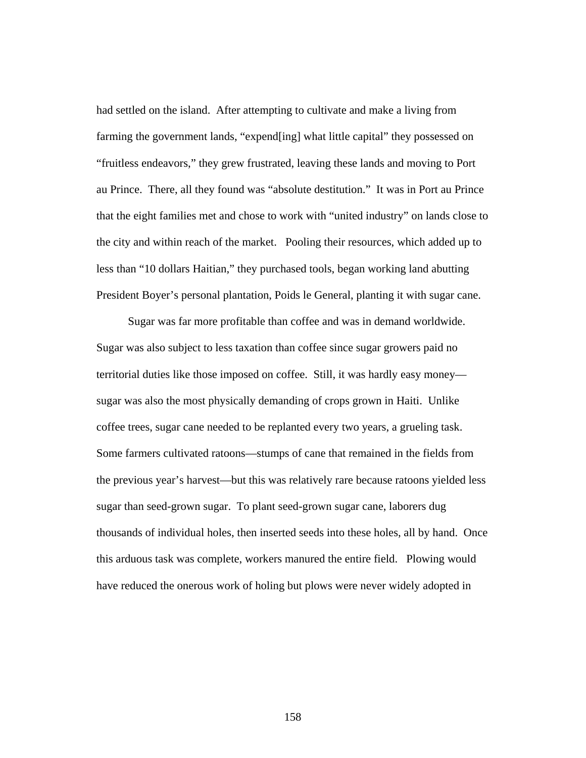had settled on the island. After attempting to cultivate and make a living from farming the government lands, "expend[ing] what little capital" they possessed on "fruitless endeavors," they grew frustrated, leaving these lands and moving to Port au Prince. There, all they found was "absolute destitution." It was in Port au Prince that the eight families met and chose to work with "united industry" on lands close to the city and within reach of the market. Pooling their resources, which added up to less than "10 dollars Haitian," they purchased tools, began working land abutting President Boyer's personal plantation, Poids le General, planting it with sugar cane.

Sugar was far more profitable than coffee and was in demand worldwide. Sugar was also subject to less taxation than coffee since sugar growers paid no territorial duties like those imposed on coffee. Still, it was hardly easy money—sugar was also the most physically demanding of crops grown in Haiti. Unlike coffee trees, sugar cane needed to be replanted every two years, a grueling task. Some farmers cultivated ratoons—stumps of cane that remained in the fields from the previous year's harvest—but this was relatively rare because ratoons yielded less sugar than seed-grown sugar. To plant seed-grown sugar cane, laborers dug thousands of individual holes, then inserted seeds into these holes, all by hand. Once this arduous task was complete, workers manured the entire field. Plowing would have reduced the onerous work of holing but plows were never widely adopted in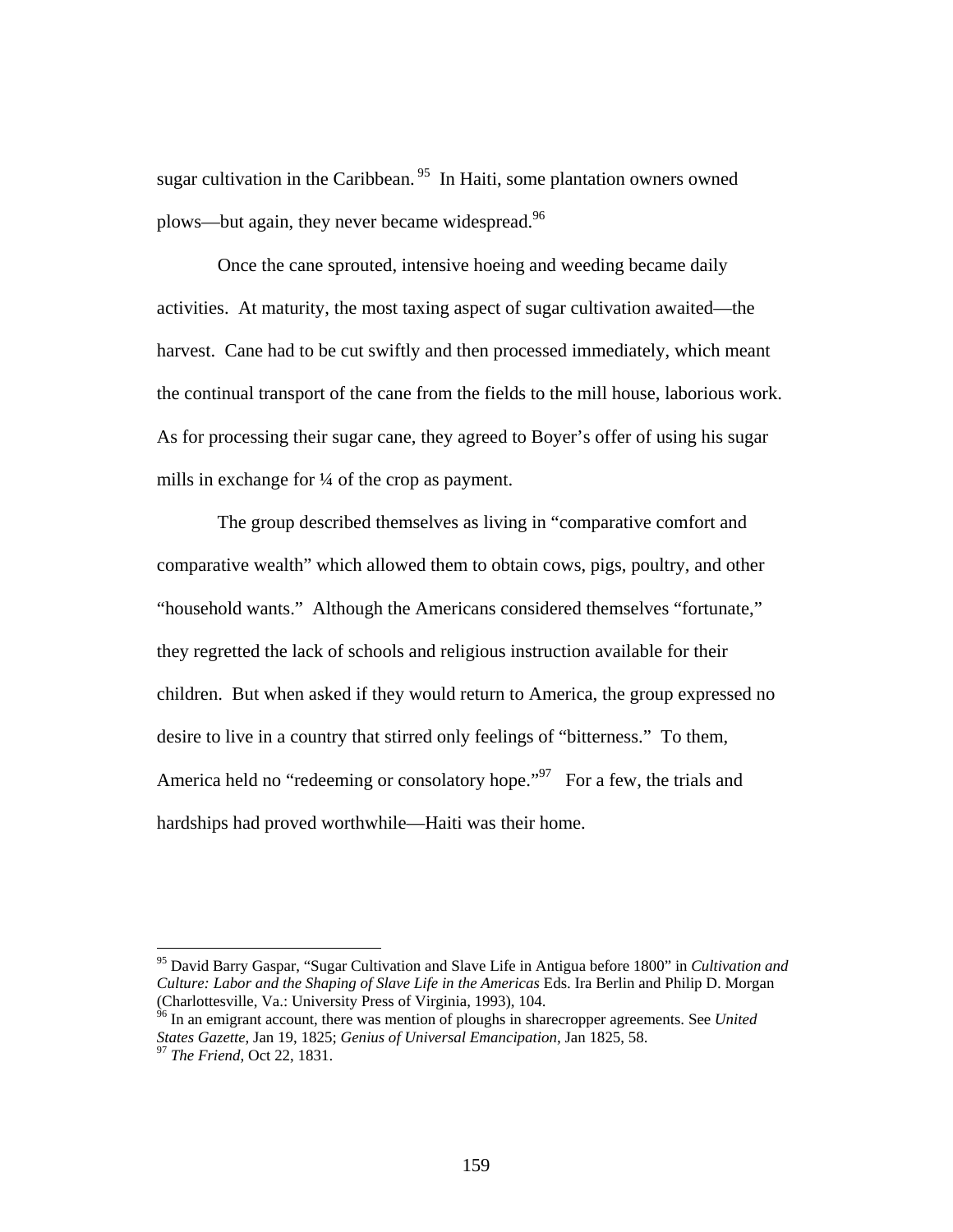sugar cultivation in the Caribbean. [95] In Haiti, some plantation owners owned plows—but again, they never became widespread.[96]

Once the cane sprouted, intensive hoeing and weeding became daily activities. At maturity, the most taxing aspect of sugar cultivation awaited—the harvest. Cane had to be cut swiftly and then processed immediately, which meant the continual transport of the cane from the fields to the mill house, laborious work. As for processing their sugar cane, they agreed to Boyer's offer of using his sugar mills in exchange for ¼ of the crop as payment.

The group described themselves as living in "comparative comfort and comparative wealth" which allowed them to obtain cows, pigs, poultry, and other "household wants." Although the Americans considered themselves "fortunate," they regretted the lack of schools and religious instruction available for their children. But when asked if they would return to America, the group expressed no desire to live in a country that stirred only feelings of "bitterness." To them, America held no "redeeming or consolatory hope."[97] For a few, the trials and hardships had proved worthwhile—Haiti was their home.

---

[95] David Barry Gaspar, "Sugar Cultivation and Slave Life in Antigua before 1800" in *Cultivation and Culture: Labor and the Shaping of Slave Life in the Americas* Eds. Ira Berlin and Philip D. Morgan (Charlottesville, Va.: University Press of Virginia, 1993), 104.

[96] In an emigrant account, there was mention of ploughs in sharecropper agreements. See *United States Gazette*, Jan 19, 1825; *Genius of Universal Emancipation*, Jan 1825, 58.

[97] *The Friend*, Oct 22, 1831.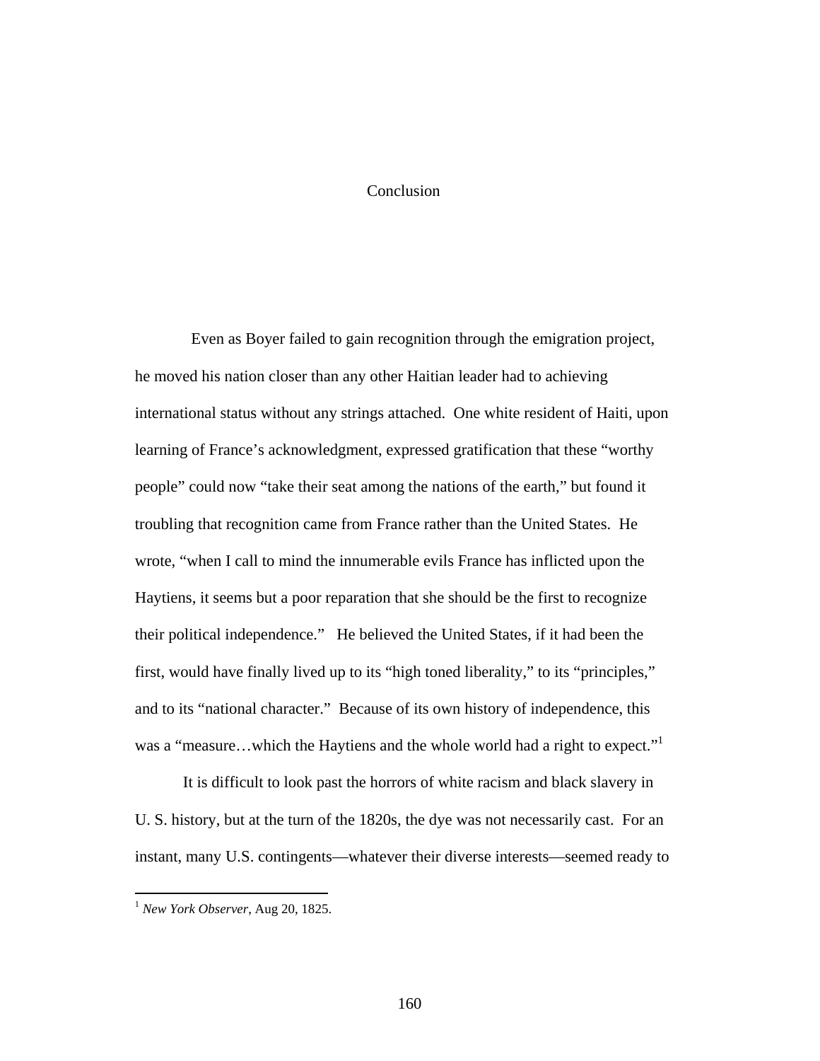# Conclusion

Even as Boyer failed to gain recognition through the emigration project, he moved his nation closer than any other Haitian leader had to achieving international status without any strings attached. One white resident of Haiti, upon learning of France's acknowledgment, expressed gratification that these "worthy people" could now "take their seat among the nations of the earth," but found it troubling that recognition came from France rather than the United States. He wrote, "when I call to mind the innumerable evils France has inflicted upon the Haytiens, it seems but a poor reparation that she should be the first to recognize their political independence." He believed the United States, if it had been the first, would have finally lived up to its "high toned liberality," to its "principles," and to its "national character." Because of its own history of independence, this was a "measure…which the Haytiens and the whole world had a right to expect."[1]

It is difficult to look past the horrors of white racism and black slavery in U. S. history, but at the turn of the 1820s, the dye was not necessarily cast. For an instant, many U.S. contingents—whatever their diverse interests—seemed ready to

[1] *New York Observer*, Aug 20, 1825.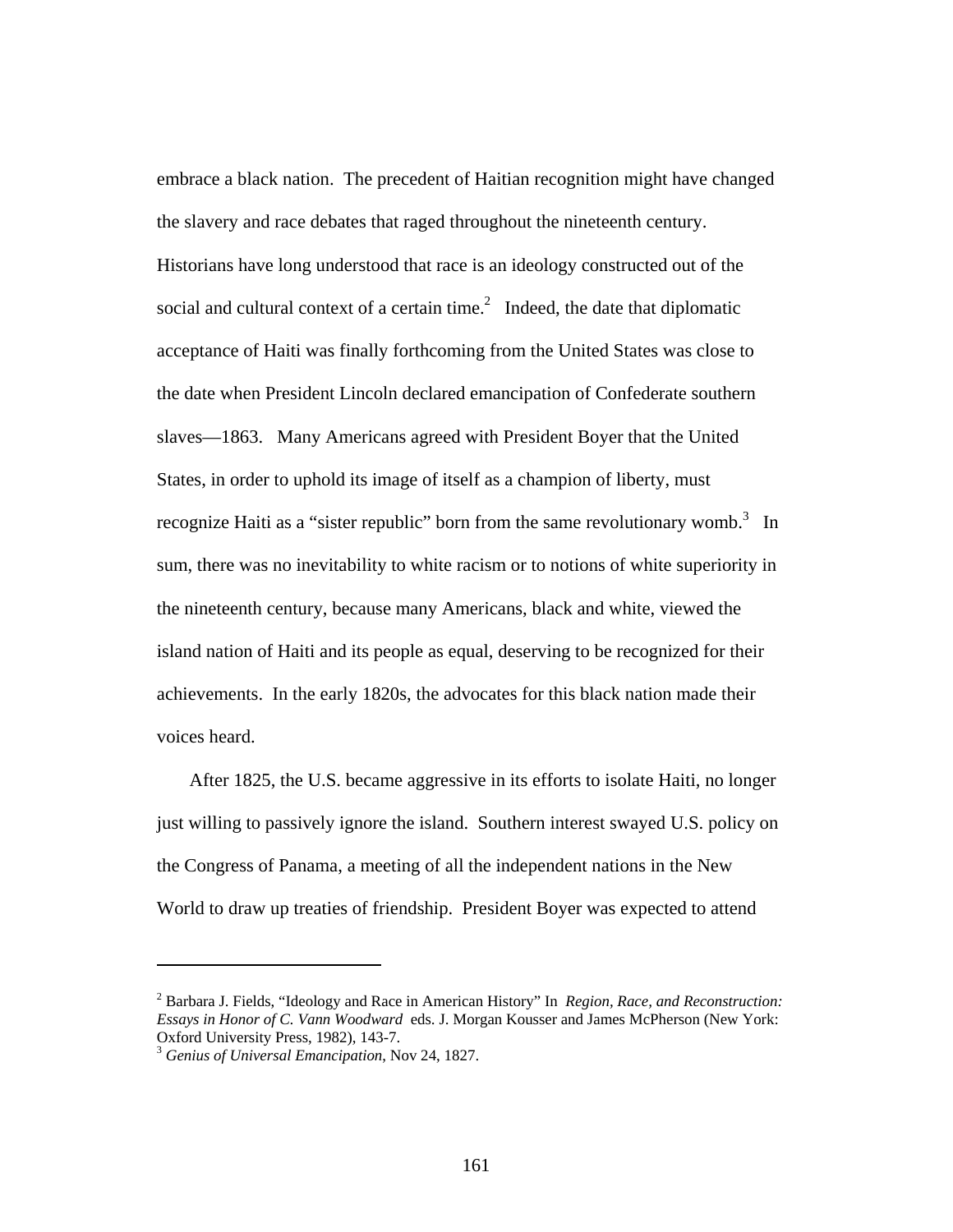embrace a black nation. The precedent of Haitian recognition might have changed the slavery and race debates that raged throughout the nineteenth century. Historians have long understood that race is an ideology constructed out of the social and cultural context of a certain time.[2] Indeed, the date that diplomatic acceptance of Haiti was finally forthcoming from the United States was close to the date when President Lincoln declared emancipation of Confederate southern slaves—1863. Many Americans agreed with President Boyer that the United States, in order to uphold its image of itself as a champion of liberty, must recognize Haiti as a "sister republic" born from the same revolutionary womb.[3] In sum, there was no inevitability to white racism or to notions of white superiority in the nineteenth century, because many Americans, black and white, viewed the island nation of Haiti and its people as equal, deserving to be recognized for their achievements. In the early 1820s, the advocates for this black nation made their voices heard.

After 1825, the U.S. became aggressive in its efforts to isolate Haiti, no longer just willing to passively ignore the island. Southern interest swayed U.S. policy on the Congress of Panama, a meeting of all the independent nations in the New World to draw up treaties of friendship. President Boyer was expected to attend

---

[2] Barbara J. Fields, "Ideology and Race in American History" In *Region, Race, and Reconstruction: Essays in Honor of C. Vann Woodward* eds. J. Morgan Kousser and James McPherson (New York: Oxford University Press, 1982), 143-7.

[3] *Genius of Universal Emancipation*, Nov 24, 1827.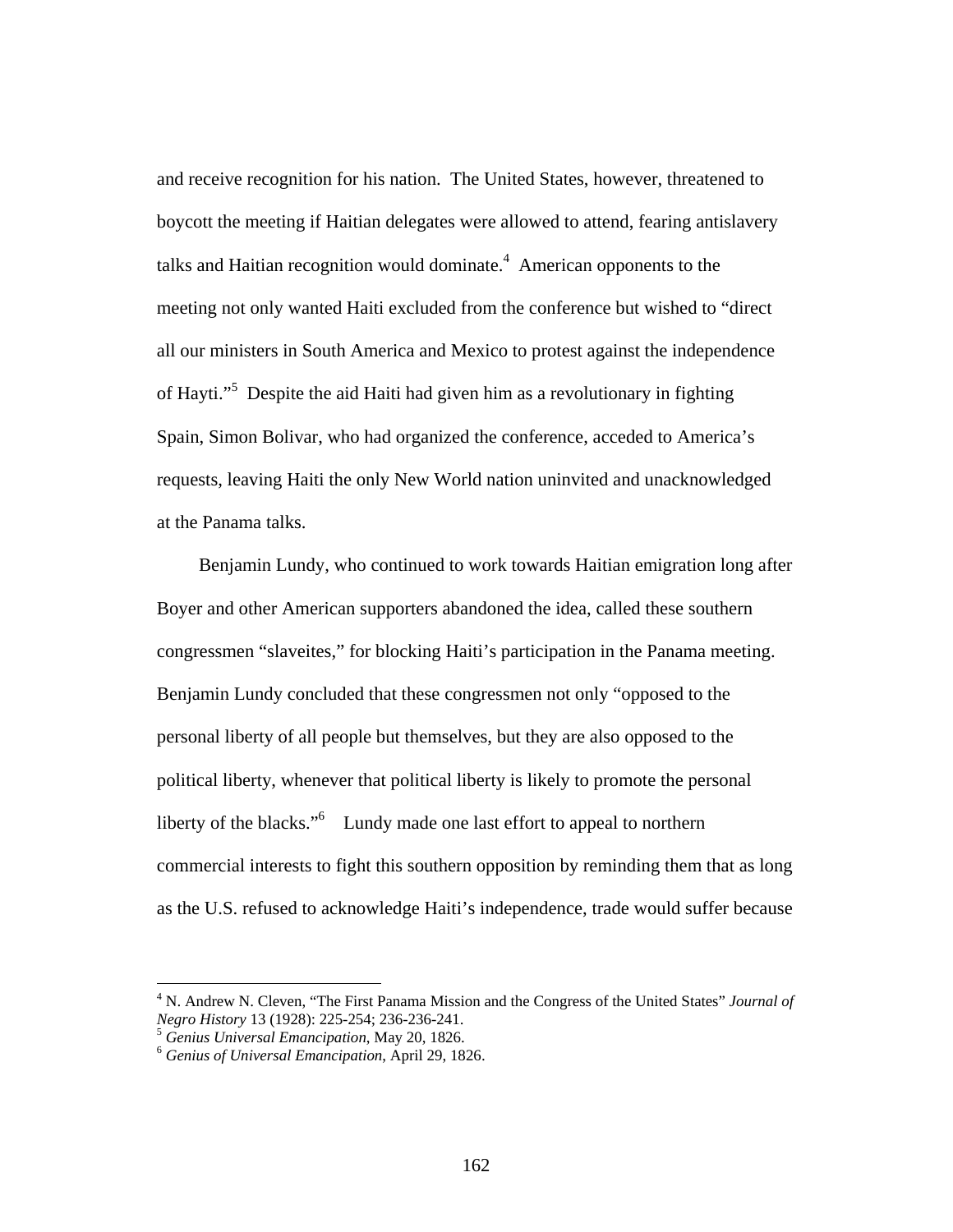and receive recognition for his nation. The United States, however, threatened to boycott the meeting if Haitian delegates were allowed to attend, fearing antislavery talks and Haitian recognition would dominate.[4] American opponents to the meeting not only wanted Haiti excluded from the conference but wished to "direct all our ministers in South America and Mexico to protest against the independence of Hayti."[5] Despite the aid Haiti had given him as a revolutionary in fighting Spain, Simon Bolivar, who had organized the conference, acceded to America's requests, leaving Haiti the only New World nation uninvited and unacknowledged at the Panama talks.

Benjamin Lundy, who continued to work towards Haitian emigration long after Boyer and other American supporters abandoned the idea, called these southern congressmen "slaveites," for blocking Haiti's participation in the Panama meeting. Benjamin Lundy concluded that these congressmen not only "opposed to the personal liberty of all people but themselves, but they are also opposed to the political liberty, whenever that political liberty is likely to promote the personal liberty of the blacks."[6] Lundy made one last effort to appeal to northern commercial interests to fight this southern opposition by reminding them that as long as the U.S. refused to acknowledge Haiti's independence, trade would suffer because

[4] N. Andrew N. Cleven, "The First Panama Mission and the Congress of the United States" *Journal of Negro History* 13 (1928): 225-254; 236-236-241.

[5] *Genius Universal Emancipation*, May 20, 1826.

[6] *Genius of Universal Emancipation*, April 29, 1826.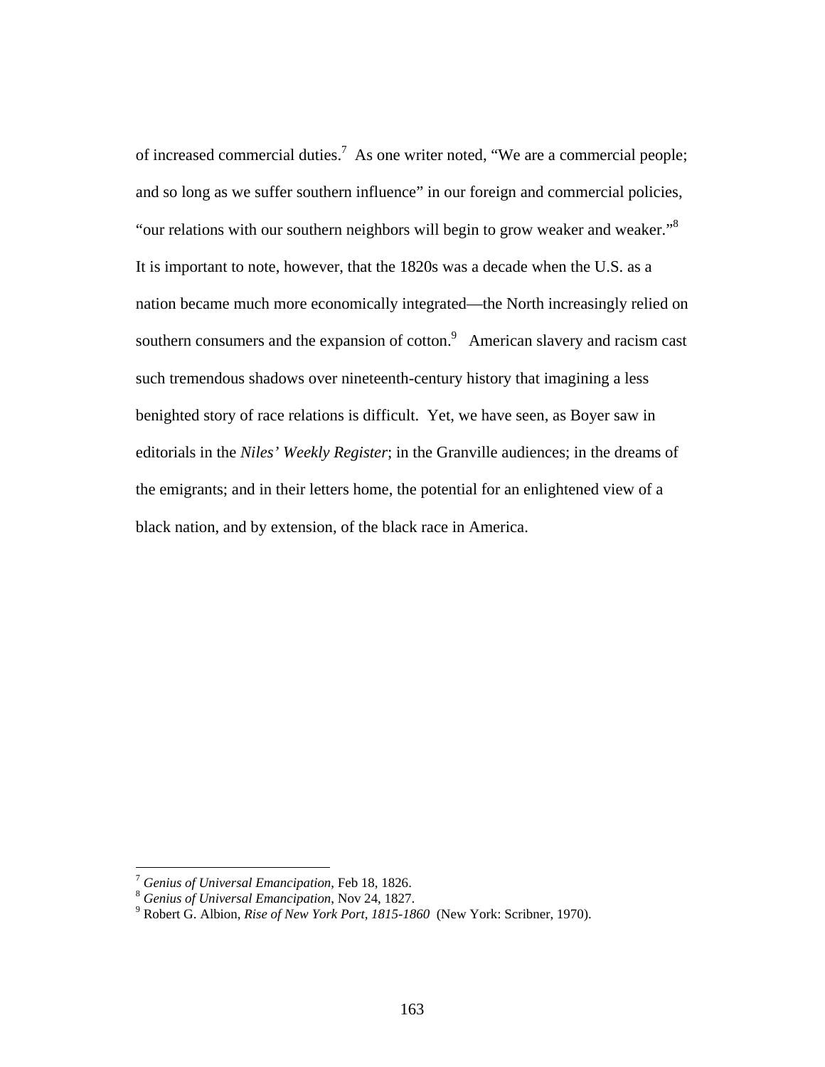of increased commercial duties.[7] As one writer noted, "We are a commercial people; and so long as we suffer southern influence" in our foreign and commercial policies, "our relations with our southern neighbors will begin to grow weaker and weaker."[8] It is important to note, however, that the 1820s was a decade when the U.S. as a nation became much more economically integrated—the North increasingly relied on southern consumers and the expansion of cotton.[9] American slavery and racism cast such tremendous shadows over nineteenth-century history that imagining a less benighted story of race relations is difficult. Yet, we have seen, as Boyer saw in editorials in the *Niles' Weekly Register*; in the Granville audiences; in the dreams of the emigrants; and in their letters home, the potential for an enlightened view of a black nation, and by extension, of the black race in America.

---

[7] *Genius of Universal Emancipation*, Feb 18, 1826.

[8] *Genius of Universal Emancipation*, Nov 24, 1827.

[9] Robert G. Albion, *Rise of New York Port, 1815-1860* (New York: Scribner, 1970).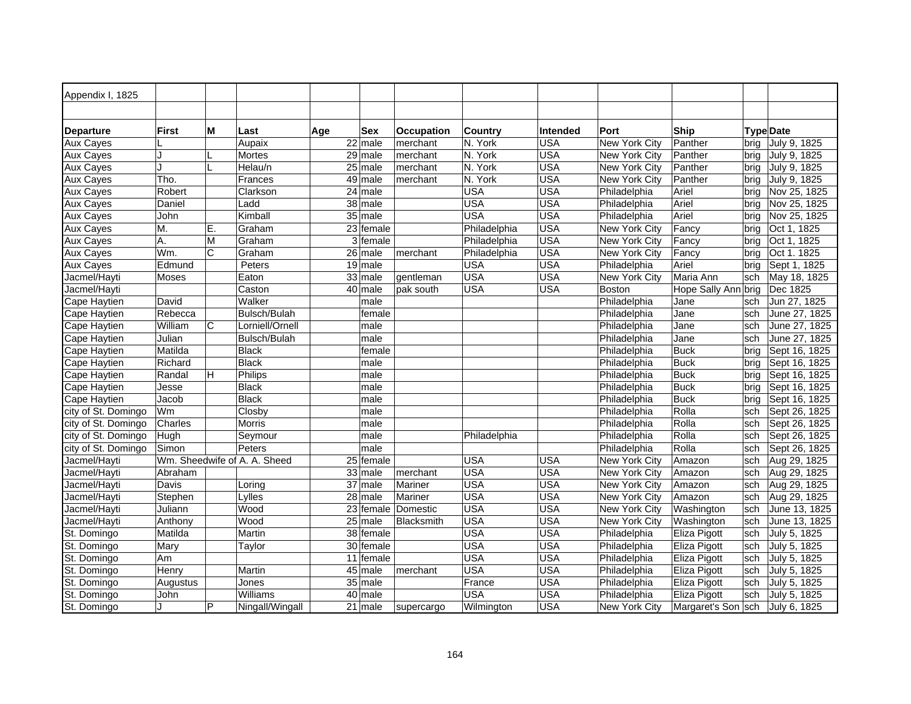Appendix I, 1825

| Departure | First | M | Last | Age | Sex | Occupation | Country | Intended | Port | Ship | Type | Date |
|---|---|---|---|---|---|---|---|---|---|---|---|---|
| Aux Cayes | L | | Aupaix | 22 | male | merchant | N. York | USA | New York City | Panther | brig | July 9, 1825 |
| Aux Cayes | J | L | Mortes | 29 | male | merchant | N. York | USA | New York City | Panther | brig | July 9, 1825 |
| Aux Cayes | J | L | Helau/n | 25 | male | merchant | N. York | USA | New York City | Panther | brig | July 9, 1825 |
| Aux Cayes | Tho. | | Frances | 49 | male | merchant | N. York | USA | New York City | Panther | brig | July 9, 1825 |
| Aux Cayes | Robert | | Clarkson | 24 | male | | USA | USA | Philadelphia | Ariel | brig | Nov 25, 1825 |
| Aux Cayes | Daniel | | Ladd | 38 | male | | USA | USA | Philadelphia | Ariel | brig | Nov 25, 1825 |
| Aux Cayes | John | | Kimball | 35 | male | | USA | USA | Philadelphia | Ariel | brig | Nov 25, 1825 |
| Aux Cayes | M. | E. | Graham | 23 | female | | Philadelphia | USA | New York City | Fancy | brig | Oct 1, 1825 |
| Aux Cayes | A. | M | Graham | 3 | female | | Philadelphia | USA | New York City | Fancy | brig | Oct 1, 1825 |
| Aux Cayes | Wm. | C | Graham | 26 | male | merchant | Philadelphia | USA | New York City | Fancy | brig | Oct 1. 1825 |
| Aux Cayes | Edmund | | Peters | 19 | male | | USA | USA | Philadelphia | Ariel | brig | Sept 1, 1825 |
| Jacmel/Hayti | Moses | | Eaton | 33 | male | gentleman | USA | USA | New York City | Maria Ann | sch | May 18, 1825 |
| Jacmel/Hayti | | | Caston | 40 | male | pak south | USA | USA | Boston | Hope Sally Ann | brig | Dec 1825 |
| Cape Haytien | David | | Walker | | male | | | | Philadelphia | Jane | sch | Jun 27, 1825 |
| Cape Haytien | Rebecca | | Bulsch/Bulah | | female | | | | Philadelphia | Jane | sch | June 27, 1825 |
| Cape Haytien | William | C | Lorniell/Ornell | | male | | | | Philadelphia | Jane | sch | June 27, 1825 |
| Cape Haytien | Julian | | Bulsch/Bulah | | male | | | | Philadelphia | Jane | sch | June 27, 1825 |
| Cape Haytien | Matilda | | Black | | female | | | | Philadelphia | Buck | brig | Sept 16, 1825 |
| Cape Haytien | Richard | | Black | | male | | | | Philadelphia | Buck | brig | Sept 16, 1825 |
| Cape Haytien | Randal | H | Philips | | male | | | | Philadelphia | Buck | brig | Sept 16, 1825 |
| Cape Haytien | Jesse | | Black | | male | | | | Philadelphia | Buck | brig | Sept 16, 1825 |
| Cape Haytien | Jacob | | Black | | male | | | | Philadelphia | Buck | brig | Sept 16, 1825 |
| city of St. Domingo | Wm | | Closby | | male | | | | Philadelphia | Rolla | sch | Sept 26, 1825 |
| city of St. Domingo | Charles | | Morris | | male | | | | Philadelphia | Rolla | sch | Sept 26, 1825 |
| city of St. Domingo | Hugh | | Seymour | | male | | Philadelphia | | Philadelphia | Rolla | sch | Sept 26, 1825 |
| city of St. Domingo | Simon | | Peters | | male | | | | Philadelphia | Rolla | sch | Sept 26, 1825 |
| Jacmel/Hayti | Wm. Sheedwife of A. A. Sheed | | | 25 | female | | USA | USA | New York City | Amazon | sch | Aug 29, 1825 |
| Jacmel/Hayti | Abraham | | | 33 | male | merchant | USA | USA | New York City | Amazon | sch | Aug 29, 1825 |
| Jacmel/Hayti | Davis | | Loring | 37 | male | Mariner | USA | USA | New York City | Amazon | sch | Aug 29, 1825 |
| Jacmel/Hayti | Stephen | | Lylles | 28 | male | Mariner | USA | USA | New York City | Amazon | sch | Aug 29, 1825 |
| Jacmel/Hayti | Juliann | | Wood | 23 | female | Domestic | USA | USA | New York City | Washington | sch | June 13, 1825 |
| Jacmel/Hayti | Anthony | | Wood | 25 | male | Blacksmith | USA | USA | New York City | Washington | sch | June 13, 1825 |
| St. Domingo | Matilda | | Martin | 38 | female | | USA | USA | Philadelphia | Eliza Pigott | sch | July 5, 1825 |
| St. Domingo | Mary | | Taylor | 30 | female | | USA | USA | Philadelphia | Eliza Pigott | sch | July 5, 1825 |
| St. Domingo | Am | | | 11 | female | | USA | USA | Philadelphia | Eliza Pigott | sch | July 5, 1825 |
| St. Domingo | Henry | | Martin | 45 | male | merchant | USA | USA | Philadelphia | Eliza Pigott | sch | July 5, 1825 |
| St. Domingo | Augustus | | Jones | 35 | male | | France | USA | Philadelphia | Eliza Pigott | sch | July 5, 1825 |
| St. Domingo | John | | Williams | 40 | male | | USA | USA | Philadelphia | Eliza Pigott | sch | July 5, 1825 |
| St. Domingo | J | P | Ningall/Wingall | 21 | male | supercargo | Wilmington | USA | New York City | Margaret's Son | sch | July 6, 1825 |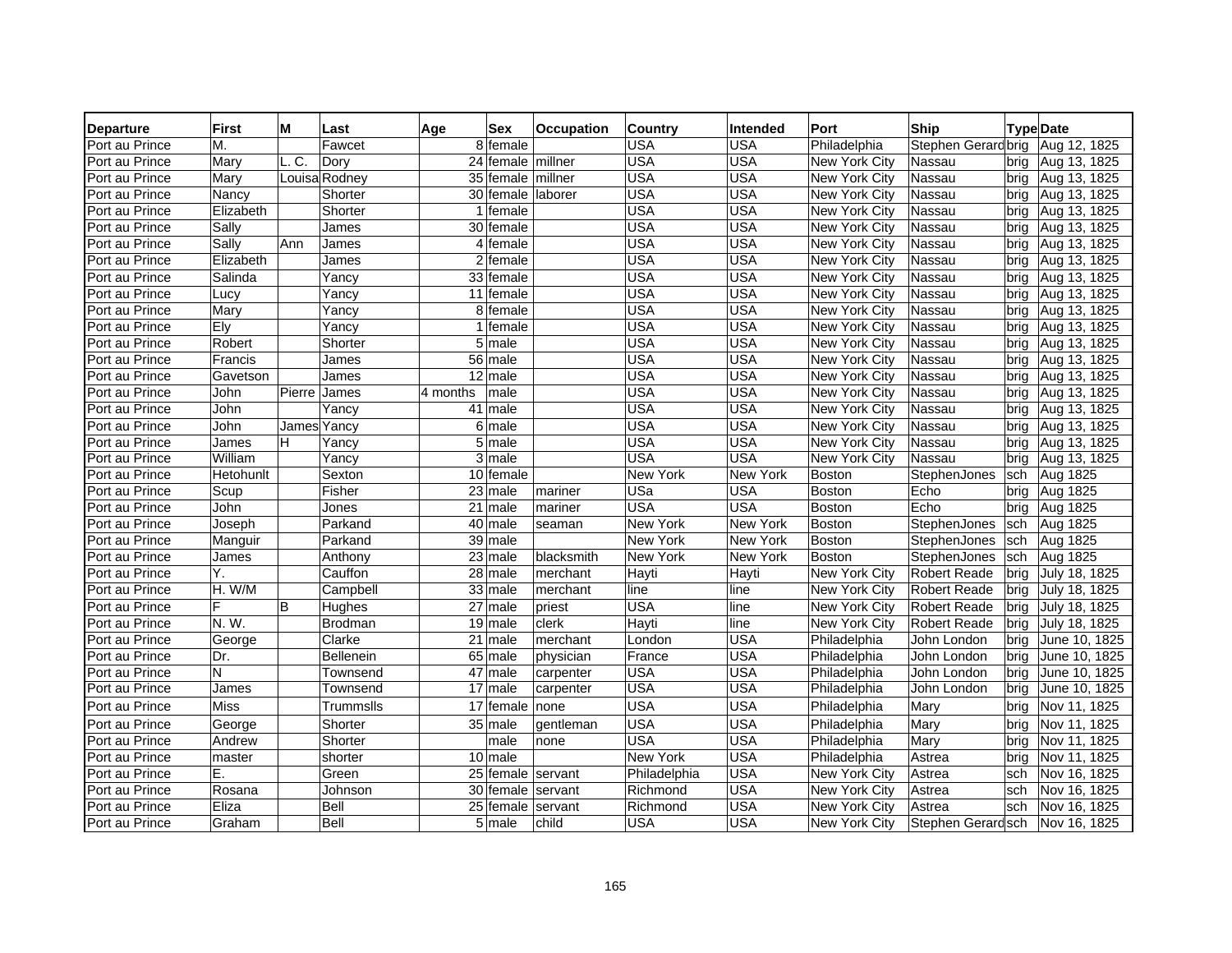| Departure | First | M | Last | Age | Sex | Occupation | Country | Intended | Port | Ship | Type | Date |
|---|---|---|---|---|---|---|---|---|---|---|---|---|
| Port au Prince | M. | | Fawcet | 8 | female | | USA | USA | Philadelphia | Stephen Gerard | brig | Aug 12, 1825 |
| Port au Prince | Mary | L. C. | Dory | 24 | female | millner | USA | USA | New York City | Nassau | brig | Aug 13, 1825 |
| Port au Prince | Mary | Louisa | Rodney | 35 | female | millner | USA | USA | New York City | Nassau | brig | Aug 13, 1825 |
| Port au Prince | Nancy | | Shorter | 30 | female | laborer | USA | USA | New York City | Nassau | brig | Aug 13, 1825 |
| Port au Prince | Elizabeth | | Shorter | 1 | female | | USA | USA | New York City | Nassau | brig | Aug 13, 1825 |
| Port au Prince | Sally | | James | 30 | female | | USA | USA | New York City | Nassau | brig | Aug 13, 1825 |
| Port au Prince | Sally | Ann | James | 4 | female | | USA | USA | New York City | Nassau | brig | Aug 13, 1825 |
| Port au Prince | Elizabeth | | James | 2 | female | | USA | USA | New York City | Nassau | brig | Aug 13, 1825 |
| Port au Prince | Salinda | | Yancy | 33 | female | | USA | USA | New York City | Nassau | brig | Aug 13, 1825 |
| Port au Prince | Lucy | | Yancy | 11 | female | | USA | USA | New York City | Nassau | brig | Aug 13, 1825 |
| Port au Prince | Mary | | Yancy | 8 | female | | USA | USA | New York City | Nassau | brig | Aug 13, 1825 |
| Port au Prince | Ely | | Yancy | 1 | female | | USA | USA | New York City | Nassau | brig | Aug 13, 1825 |
| Port au Prince | Robert | | Shorter | 5 | male | | USA | USA | New York City | Nassau | brig | Aug 13, 1825 |
| Port au Prince | Francis | | James | 56 | male | | USA | USA | New York City | Nassau | brig | Aug 13, 1825 |
| Port au Prince | Gavetson | | James | 12 | male | | USA | USA | New York City | Nassau | brig | Aug 13, 1825 |
| Port au Prince | John | Pierre | James | 4 months | male | | USA | USA | New York City | Nassau | brig | Aug 13, 1825 |
| Port au Prince | John | | Yancy | 41 | male | | USA | USA | New York City | Nassau | brig | Aug 13, 1825 |
| Port au Prince | John | James | Yancy | 6 | male | | USA | USA | New York City | Nassau | brig | Aug 13, 1825 |
| Port au Prince | James | H | Yancy | 5 | male | | USA | USA | New York City | Nassau | brig | Aug 13, 1825 |
| Port au Prince | William | | Yancy | 3 | male | | USA | USA | New York City | Nassau | brig | Aug 13, 1825 |
| Port au Prince | Hetohunlt | | Sexton | 10 | female | | New York | New York | Boston | StephenJones | sch | Aug 1825 |
| Port au Prince | Scup | | Fisher | 23 | male | mariner | USa | USA | Boston | Echo | brig | Aug 1825 |
| Port au Prince | John | | Jones | 21 | male | mariner | USA | USA | Boston | Echo | brig | Aug 1825 |
| Port au Prince | Joseph | | Parkand | 40 | male | seaman | New York | New York | Boston | StephenJones | sch | Aug 1825 |
| Port au Prince | Manguir | | Parkand | 39 | male | | New York | New York | Boston | StephenJones | sch | Aug 1825 |
| Port au Prince | James | | Anthony | 23 | male | blacksmith | New York | New York | Boston | StephenJones | sch | Aug 1825 |
| Port au Prince | Y. | | Cauffon | 28 | male | merchant | Hayti | Hayti | New York City | Robert Reade | brig | July 18, 1825 |
| Port au Prince | H. W/M | | Campbell | 33 | male | merchant | line | line | New York City | Robert Reade | brig | July 18, 1825 |
| Port au Prince | F | B | Hughes | 27 | male | priest | USA | line | New York City | Robert Reade | brig | July 18, 1825 |
| Port au Prince | N. W. | | Brodman | 19 | male | clerk | Hayti | line | New York City | Robert Reade | brig | July 18, 1825 |
| Port au Prince | George | | Clarke | 21 | male | merchant | London | USA | Philadelphia | John London | brig | June 10, 1825 |
| Port au Prince | Dr. | | Bellenein | 65 | male | physician | France | USA | Philadelphia | John London | brig | June 10, 1825 |
| Port au Prince | N | | Townsend | 47 | male | carpenter | USA | USA | Philadelphia | John London | brig | June 10, 1825 |
| Port au Prince | James | | Townsend | 17 | male | carpenter | USA | USA | Philadelphia | John London | brig | June 10, 1825 |
| Port au Prince | Miss | | Trummslls | 17 | female | none | USA | USA | Philadelphia | Mary | brig | Nov 11, 1825 |
| Port au Prince | George | | Shorter | 35 | male | gentleman | USA | USA | Philadelphia | Mary | brig | Nov 11, 1825 |
| Port au Prince | Andrew | | Shorter | | male | none | USA | USA | Philadelphia | Mary | brig | Nov 11, 1825 |
| Port au Prince | master | | shorter | 10 | male | | New York | USA | Philadelphia | Astrea | brig | Nov 11, 1825 |
| Port au Prince | E. | | Green | 25 | female | servant | Philadelphia | USA | New York City | Astrea | sch | Nov 16, 1825 |
| Port au Prince | Rosana | | Johnson | 30 | female | servant | Richmond | USA | New York City | Astrea | sch | Nov 16, 1825 |
| Port au Prince | Eliza | | Bell | 25 | female | servant | Richmond | USA | New York City | Astrea | sch | Nov 16, 1825 |
| Port au Prince | Graham | | Bell | 5 | male | child | USA | USA | New York City | Stephen Gerard | sch | Nov 16, 1825 |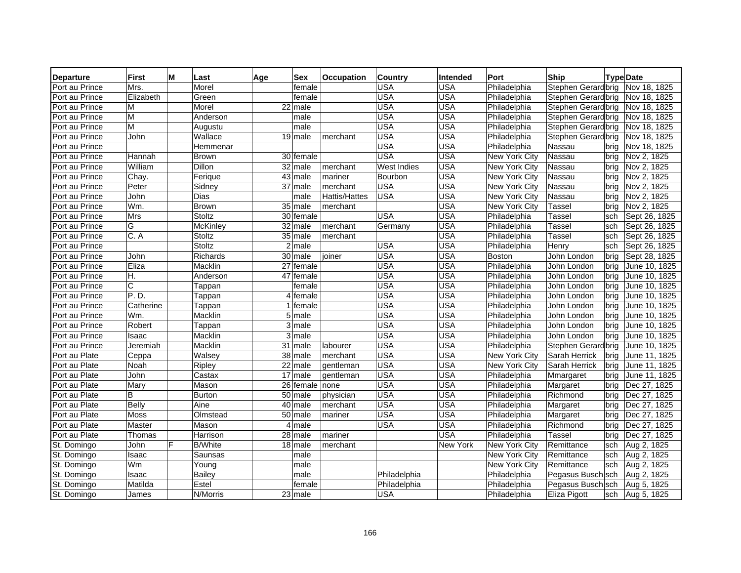| Departure | First | M | Last | Age | Sex | Occupation | Country | Intended | Port | Ship | Type | Date |
|---|---|---|---|---|---|---|---|---|---|---|---|---|
| Port au Prince | Mrs. | | Morel | | female | | USA | USA | Philadelphia | Stephen Gerard | brig | Nov 18, 1825 |
| Port au Prince | Elizabeth | | Green | | female | | USA | USA | Philadelphia | Stephen Gerard | brig | Nov 18, 1825 |
| Port au Prince | M | | Morel | 22 | male | | USA | USA | Philadelphia | Stephen Gerard | brig | Nov 18, 1825 |
| Port au Prince | M | | Anderson | | male | | USA | USA | Philadelphia | Stephen Gerard | brig | Nov 18, 1825 |
| Port au Prince | M | | Augustu | | male | | USA | USA | Philadelphia | Stephen Gerard | brig | Nov 18, 1825 |
| Port au Prince | John | | Wallace | 19 | male | merchant | USA | USA | Philadelphia | Stephen Gerard | brig | Nov 18, 1825 |
| Port au Prince | | | Hemmenar | | | | USA | USA | Philadelphia | Nassau | brig | Nov 18, 1825 |
| Port au Prince | Hannah | | Brown | 30 | female | | USA | USA | New York City | Nassau | brig | Nov 2, 1825 |
| Port au Prince | William | | Dillon | 32 | male | merchant | West Indies | USA | New York City | Nassau | brig | Nov 2, 1825 |
| Port au Prince | Chay. | | Ferique | 43 | male | mariner | Bourbon | USA | New York City | Nassau | brig | Nov 2, 1825 |
| Port au Prince | Peter | | Sidney | 37 | male | merchant | USA | USA | New York City | Nassau | brig | Nov 2, 1825 |
| Port au Prince | John | | Dias | | male | Hattis/Hattes | USA | USA | New York City | Nassau | brig | Nov 2, 1825 |
| Port au Prince | Wm. | | Brown | 35 | male | merchant | | USA | New York City | Tassel | brig | Nov 2, 1825 |
| Port au Prince | Mrs | | Stoltz | 30 | female | | USA | USA | Philadelphia | Tassel | sch | Sept 26, 1825 |
| Port au Prince | G | | McKinley | 32 | male | merchant | Germany | USA | Philadelphia | Tassel | sch | Sept 26, 1825 |
| Port au Prince | C. A | | Stoltz | 35 | male | merchant | | USA | Philadelphia | Tassel | sch | Sept 26, 1825 |
| Port au Prince | | | Stoltz | 2 | male | | USA | USA | Philadelphia | Henry | sch | Sept 26, 1825 |
| Port au Prince | John | | Richards | 30 | male | joiner | USA | USA | Boston | John London | brig | Sept 28, 1825 |
| Port au Prince | Eliza | | Macklin | 27 | female | | USA | USA | Philadelphia | John London | brig | June 10, 1825 |
| Port au Prince | H. | | Anderson | 47 | female | | USA | USA | Philadelphia | John London | brig | June 10, 1825 |
| Port au Prince | C | | Tappan | | female | | USA | USA | Philadelphia | John London | brig | June 10, 1825 |
| Port au Prince | P. D. | | Tappan | 4 | female | | USA | USA | Philadelphia | John London | brig | June 10, 1825 |
| Port au Prince | Catherine | | Tappan | 1 | female | | USA | USA | Philadelphia | John London | brig | June 10, 1825 |
| Port au Prince | Wm. | | Macklin | 5 | male | | USA | USA | Philadelphia | John London | brig | June 10, 1825 |
| Port au Prince | Robert | | Tappan | 3 | male | | USA | USA | Philadelphia | John London | brig | June 10, 1825 |
| Port au Prince | Isaac | | Macklin | 3 | male | | USA | USA | Philadelphia | John London | brig | June 10, 1825 |
| Port au Prince | Jeremiah | | Macklin | 31 | male | labourer | USA | USA | Philadelphia | Stephen Gerard | brig | June 10, 1825 |
| Port au Plate | Ceppa | | Walsey | 38 | male | merchant | USA | USA | New York City | Sarah Herrick | brig | June 11, 1825 |
| Port au Plate | Noah | | Ripley | 22 | male | gentleman | USA | USA | New York City | Sarah Herrick | brig | June 11, 1825 |
| Port au Plate | John | | Castax | 17 | male | gentleman | USA | USA | Philadelphia | Mmargaret | brig | June 11, 1825 |
| Port au Plate | Mary | | Mason | 26 | female | none | USA | USA | Philadelphia | Margaret | brig | Dec 27, 1825 |
| Port au Plate | B | | Burton | 50 | male | physician | USA | USA | Philadelphia | Richmond | brig | Dec 27, 1825 |
| Port au Plate | Belly | | Aine | 40 | male | merchant | USA | USA | Philadelphia | Margaret | brig | Dec 27, 1825 |
| Port au Plate | Moss | | Olmstead | 50 | male | mariner | USA | USA | Philadelphia | Margaret | brig | Dec 27, 1825 |
| Port au Plate | Master | | Mason | 4 | male | | USA | USA | Philadelphia | Richmond | brig | Dec 27, 1825 |
| Port au Plate | Thomas | | Harrison | 28 | male | mariner | | USA | Philadelphia | Tassel | brig | Dec 27, 1825 |
| St. Domingo | John | F | B/White | 18 | male | merchant | | New York | New York City | Remittance | sch | Aug 2, 1825 |
| St. Domingo | Isaac | | Saunsas | | male | | | | New York City | Remittance | sch | Aug 2, 1825 |
| St. Domingo | Wm | | Young | | male | | | | New York City | Remittance | sch | Aug 2, 1825 |
| St. Domingo | Isaac | | Bailey | | male | | Philadelphia | | Philadelphia | Pegasus Busch | sch | Aug 2, 1825 |
| St. Domingo | Matilda | | Estel | | female | | Philadelphia | | Philadelphia | Pegasus Busch | sch | Aug 5, 1825 |
| St. Domingo | James | | N/Morris | 23 | male | | USA | | Philadelphia | Eliza Pigott | sch | Aug 5, 1825 |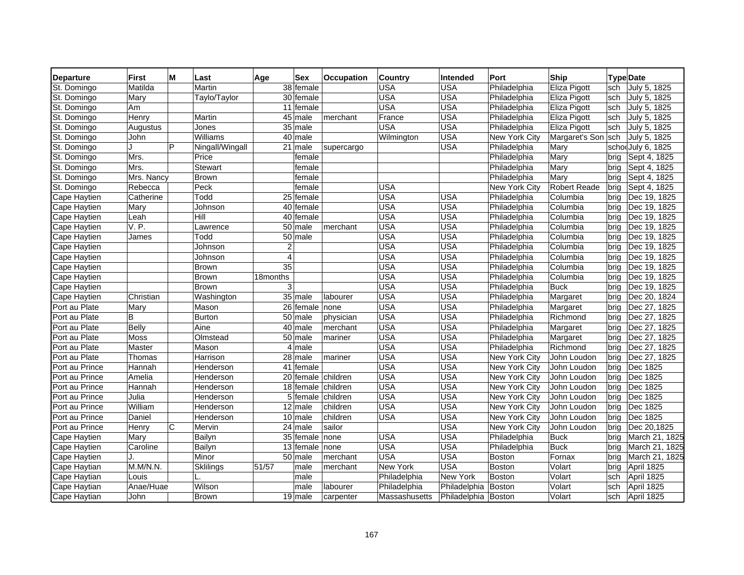| Departure | First | M | Last | Age | Sex | Occupation | Country | Intended | Port | Ship | Type | Date |
|---|---|---|---|---|---|---|---|---|---|---|---|---|
| St. Domingo | Matilda | | Martin | 38 | female | | USA | USA | Philadelphia | Eliza Pigott | sch | July 5, 1825 |
| St. Domingo | Mary | | Taylo/Taylor | 30 | female | | USA | USA | Philadelphia | Eliza Pigott | sch | July 5, 1825 |
| St. Domingo | Am | | | 11 | female | | USA | USA | Philadelphia | Eliza Pigott | sch | July 5, 1825 |
| St. Domingo | Henry | | Martin | 45 | male | merchant | France | USA | Philadelphia | Eliza Pigott | sch | July 5, 1825 |
| St. Domingo | Augustus | | Jones | 35 | male | | USA | USA | Philadelphia | Eliza Pigott | sch | July 5, 1825 |
| St. Domingo | John | | Williams | 40 | male | | Wilmington | USA | New York City | Margaret's Son | sch | July 5, 1825 |
| St. Domingo | J | P | Ningall/Wingall | 21 | male | supercargo | | USA | Philadelphia | Mary | scho | July 6, 1825 |
| St. Domingo | Mrs. | | Price | | female | | | | Philadelphia | Mary | brig | Sept 4, 1825 |
| St. Domingo | Mrs. | | Stewart | | female | | | | Philadelphia | Mary | brig | Sept 4, 1825 |
| St. Domingo | Mrs. Nancy | | Brown | | female | | | | Philadelphia | Mary | brig | Sept 4, 1825 |
| St. Domingo | Rebecca | | Peck | | female | | USA | | New York City | Robert Reade | brig | Sept 4, 1825 |
| Cape Haytien | Catherine | | Todd | 25 | female | | USA | USA | Philadelphia | Columbia | brig | Dec 19, 1825 |
| Cape Haytien | Mary | | Johnson | 40 | female | | USA | USA | Philadelphia | Columbia | brig | Dec 19, 1825 |
| Cape Haytien | Leah | | Hill | 40 | female | | USA | USA | Philadelphia | Columbia | brig | Dec 19, 1825 |
| Cape Haytien | V. P. | | Lawrence | 50 | male | merchant | USA | USA | Philadelphia | Columbia | brig | Dec 19, 1825 |
| Cape Haytien | James | | Todd | 50 | male | | USA | USA | Philadelphia | Columbia | brig | Dec 19, 1825 |
| Cape Haytien | | | Johnson | 2 | | | USA | USA | Philadelphia | Columbia | brig | Dec 19, 1825 |
| Cape Haytien | | | Johnson | 4 | | | USA | USA | Philadelphia | Columbia | brig | Dec 19, 1825 |
| Cape Haytien | | | Brown | 35 | | | USA | USA | Philadelphia | Columbia | brig | Dec 19, 1825 |
| Cape Haytien | | | Brown | 18months | | | USA | USA | Philadelphia | Columbia | brig | Dec 19, 1825 |
| Cape Haytien | | | Brown | 3 | | | USA | USA | Philadelphia | Buck | brig | Dec 19, 1825 |
| Cape Haytien | Christian | | Washington | 35 | male | labourer | USA | USA | Philadelphia | Margaret | brig | Dec 20, 1824 |
| Port au Plate | Mary | | Mason | 26 | female | none | USA | USA | Philadelphia | Margaret | brig | Dec 27, 1825 |
| Port au Plate | B | | Burton | 50 | male | physician | USA | USA | Philadelphia | Richmond | brig | Dec 27, 1825 |
| Port au Plate | Belly | | Aine | 40 | male | merchant | USA | USA | Philadelphia | Margaret | brig | Dec 27, 1825 |
| Port au Plate | Moss | | Olmstead | 50 | male | mariner | USA | USA | Philadelphia | Margaret | brig | Dec 27, 1825 |
| Port au Plate | Master | | Mason | 4 | male | | USA | USA | Philadelphia | Richmond | brig | Dec 27, 1825 |
| Port au Plate | Thomas | | Harrison | 28 | male | mariner | USA | USA | New York City | John Loudon | brig | Dec 27, 1825 |
| Port au Prince | Hannah | | Henderson | 41 | female | | USA | USA | New York City | John Loudon | brig | Dec 1825 |
| Port au Prince | Amelia | | Henderson | 20 | female | children | USA | USA | New York City | John Loudon | brig | Dec 1825 |
| Port au Prince | Hannah | | Henderson | 18 | female | children | USA | USA | New York City | John Loudon | brig | Dec 1825 |
| Port au Prince | Julia | | Henderson | 5 | female | children | USA | USA | New York City | John Loudon | brig | Dec 1825 |
| Port au Prince | William | | Henderson | 12 | male | children | USA | USA | New York City | John Loudon | brig | Dec 1825 |
| Port au Prince | Daniel | | Henderson | 10 | male | children | USA | USA | New York City | John Loudon | brig | Dec 1825 |
| Port au Prince | Henry | C | Mervin | 24 | male | sailor | | USA | New York City | John Loudon | brig | Dec 20,1825 |
| Cape Haytien | Mary | | Bailyn | 35 | female | none | USA | USA | Philadelphia | Buck | brig | March 21, 1825 |
| Cape Haytien | Caroline | | Bailyn | 13 | female | none | USA | USA | Philadelphia | Buck | brig | March 21, 1825 |
| Cape Haytien | J. | | Minor | 50 | male | merchant | USA | USA | Boston | Fornax | brig | March 21, 1825 |
| Cape Haytian | M.M/N.N. | | Sklilings | 51/57 | male | merchant | New York | USA | Boston | Volart | brig | April 1825 |
| Cape Haytian | Louis | | L. | | male | | Philadelphia | New York | Boston | Volart | sch | April 1825 |
| Cape Haytian | Anae/Huae | | Wilson | | male | labourer | Philadelphia | Philadelphia | Boston | Volart | sch | April 1825 |
| Cape Haytian | John | | Brown | 19 | male | carpenter | Massashusetts | Philadelphia | Boston | Volart | sch | April 1825 |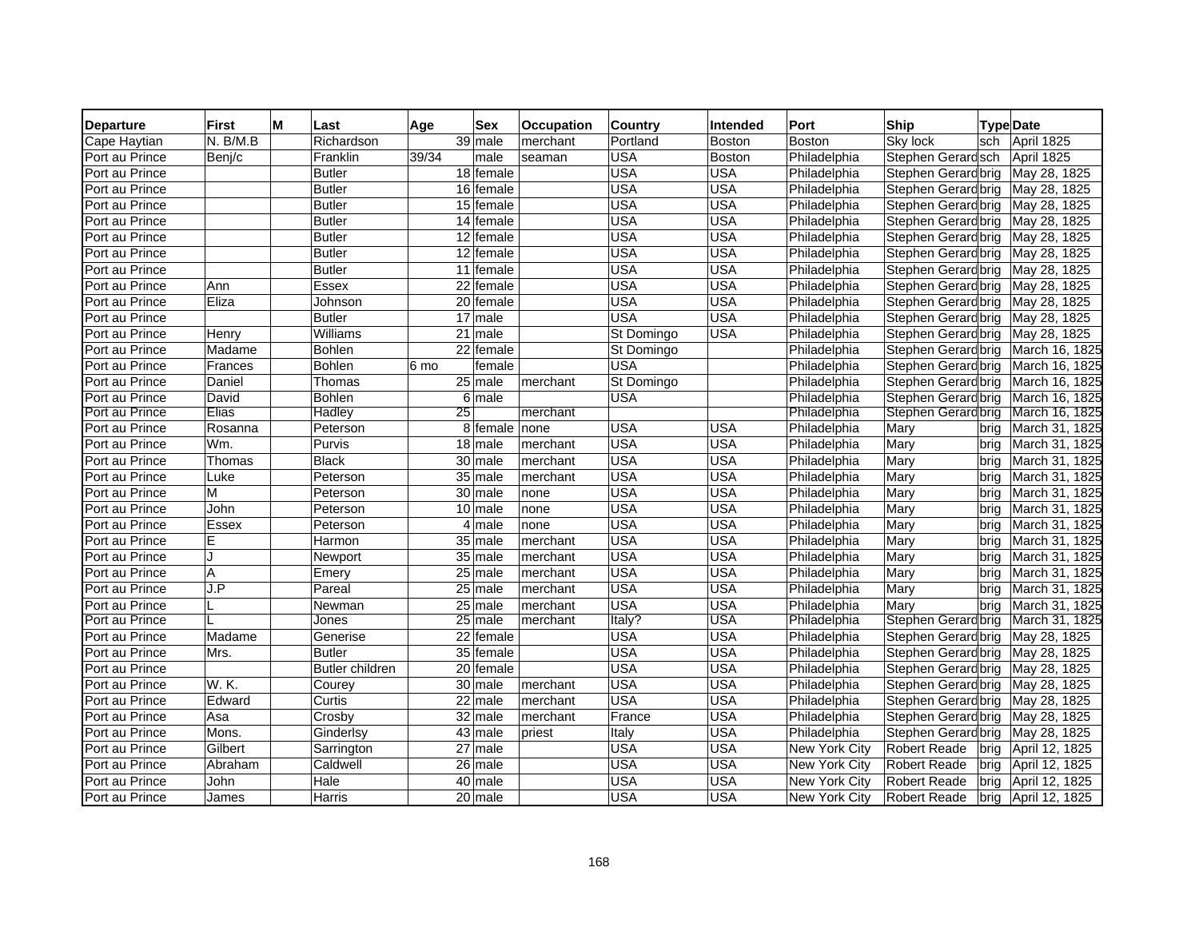| Departure | First | M | Last | Age | Sex | Occupation | Country | Intended | Port | Ship | Type | Date |
|---|---|---|---|---|---|---|---|---|---|---|---|---|
| Cape Haytian | N. B/M.B | | Richardson | 39 | male | merchant | Portland | Boston | Boston | Sky lock | sch | April 1825 |
| Port au Prince | Benj/c | | Franklin | 39/34 | male | seaman | USA | Boston | Philadelphia | Stephen Gerard | sch | April 1825 |
| Port au Prince | | | Butler | 18 | female | | USA | USA | Philadelphia | Stephen Gerard | brig | May 28, 1825 |
| Port au Prince | | | Butler | 16 | female | | USA | USA | Philadelphia | Stephen Gerard | brig | May 28, 1825 |
| Port au Prince | | | Butler | 15 | female | | USA | USA | Philadelphia | Stephen Gerard | brig | May 28, 1825 |
| Port au Prince | | | Butler | 14 | female | | USA | USA | Philadelphia | Stephen Gerard | brig | May 28, 1825 |
| Port au Prince | | | Butler | 12 | female | | USA | USA | Philadelphia | Stephen Gerard | brig | May 28, 1825 |
| Port au Prince | | | Butler | 12 | female | | USA | USA | Philadelphia | Stephen Gerard | brig | May 28, 1825 |
| Port au Prince | | | Butler | 11 | female | | USA | USA | Philadelphia | Stephen Gerard | brig | May 28, 1825 |
| Port au Prince | Ann | | Essex | 22 | female | | USA | USA | Philadelphia | Stephen Gerard | brig | May 28, 1825 |
| Port au Prince | Eliza | | Johnson | 20 | female | | USA | USA | Philadelphia | Stephen Gerard | brig | May 28, 1825 |
| Port au Prince | | | Butler | 17 | male | | USA | USA | Philadelphia | Stephen Gerard | brig | May 28, 1825 |
| Port au Prince | Henry | | Williams | 21 | male | | St Domingo | USA | Philadelphia | Stephen Gerard | brig | May 28, 1825 |
| Port au Prince | Madame | | Bohlen | 22 | female | | St Domingo | | Philadelphia | Stephen Gerard | brig | March 16, 1825 |
| Port au Prince | Frances | | Bohlen | 6 mo | female | | USA | | Philadelphia | Stephen Gerard | brig | March 16, 1825 |
| Port au Prince | Daniel | | Thomas | 25 | male | merchant | St Domingo | | Philadelphia | Stephen Gerard | brig | March 16, 1825 |
| Port au Prince | David | | Bohlen | 6 | male | | USA | | Philadelphia | Stephen Gerard | brig | March 16, 1825 |
| Port au Prince | Elias | | Hadley | 25 | | merchant | | | Philadelphia | Stephen Gerard | brig | March 16, 1825 |
| Port au Prince | Rosanna | | Peterson | 8 | female | none | USA | USA | Philadelphia | Mary | brig | March 31, 1825 |
| Port au Prince | Wm. | | Purvis | 18 | male | merchant | USA | USA | Philadelphia | Mary | brig | March 31, 1825 |
| Port au Prince | Thomas | | Black | 30 | male | merchant | USA | USA | Philadelphia | Mary | brig | March 31, 1825 |
| Port au Prince | Luke | | Peterson | 35 | male | merchant | USA | USA | Philadelphia | Mary | brig | March 31, 1825 |
| Port au Prince | M | | Peterson | 30 | male | none | USA | USA | Philadelphia | Mary | brig | March 31, 1825 |
| Port au Prince | John | | Peterson | 10 | male | none | USA | USA | Philadelphia | Mary | brig | March 31, 1825 |
| Port au Prince | Essex | | Peterson | 4 | male | none | USA | USA | Philadelphia | Mary | brig | March 31, 1825 |
| Port au Prince | E | | Harmon | 35 | male | merchant | USA | USA | Philadelphia | Mary | brig | March 31, 1825 |
| Port au Prince | J | | Newport | 35 | male | merchant | USA | USA | Philadelphia | Mary | brig | March 31, 1825 |
| Port au Prince | A | | Emery | 25 | male | merchant | USA | USA | Philadelphia | Mary | brig | March 31, 1825 |
| Port au Prince | J.P | | Pareal | 25 | male | merchant | USA | USA | Philadelphia | Mary | brig | March 31, 1825 |
| Port au Prince | L | | Newman | 25 | male | merchant | USA | USA | Philadelphia | Mary | brig | March 31, 1825 |
| Port au Prince | L | | Jones | 25 | male | merchant | Italy? | USA | Philadelphia | Stephen Gerard | brig | March 31, 1825 |
| Port au Prince | Madame | | Generise | 22 | female | | USA | USA | Philadelphia | Stephen Gerard | brig | May 28, 1825 |
| Port au Prince | Mrs. | | Butler | 35 | female | | USA | USA | Philadelphia | Stephen Gerard | brig | May 28, 1825 |
| Port au Prince | | | Butler children | 20 | female | | USA | USA | Philadelphia | Stephen Gerard | brig | May 28, 1825 |
| Port au Prince | W. K. | | Courey | 30 | male | merchant | USA | USA | Philadelphia | Stephen Gerard | brig | May 28, 1825 |
| Port au Prince | Edward | | Curtis | 22 | male | merchant | USA | USA | Philadelphia | Stephen Gerard | brig | May 28, 1825 |
| Port au Prince | Asa | | Crosby | 32 | male | merchant | France | USA | Philadelphia | Stephen Gerard | brig | May 28, 1825 |
| Port au Prince | Mons. | | Ginderlsy | 43 | male | priest | Italy | USA | Philadelphia | Stephen Gerard | brig | May 28, 1825 |
| Port au Prince | Gilbert | | Sarrington | 27 | male | | USA | USA | New York City | Robert Reade | brig | April 12, 1825 |
| Port au Prince | Abraham | | Caldwell | 26 | male | | USA | USA | New York City | Robert Reade | brig | April 12, 1825 |
| Port au Prince | John | | Hale | 40 | male | | USA | USA | New York City | Robert Reade | brig | April 12, 1825 |
| Port au Prince | James | | Harris | 20 | male | | USA | USA | New York City | Robert Reade | brig | April 12, 1825 |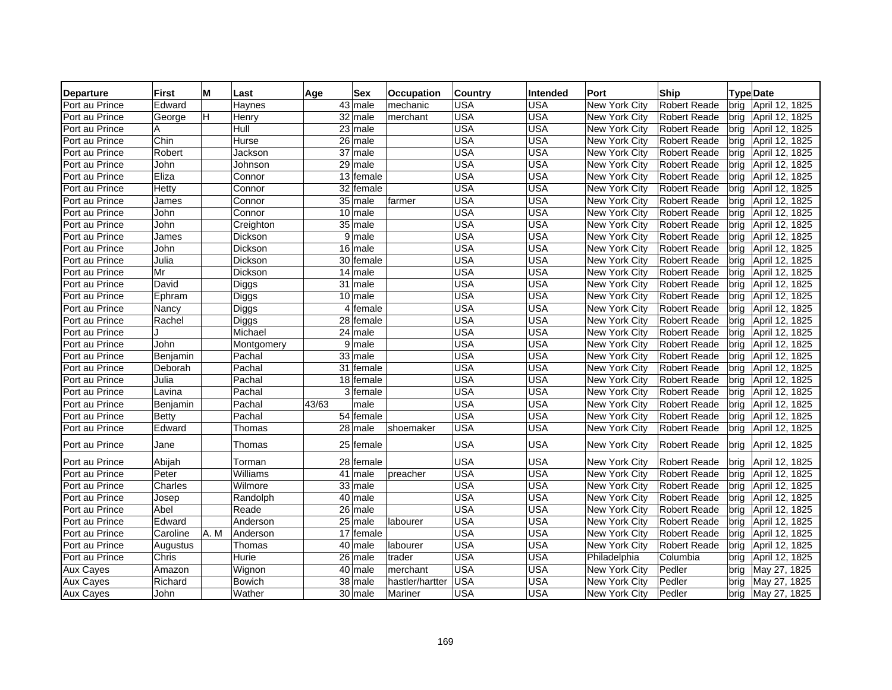| Departure | First | M | Last | Age | Sex | Occupation | Country | Intended | Port | Ship | Type | Date |
|---|---|---|---|---|---|---|---|---|---|---|---|---|
| Port au Prince | Edward | | Haynes | 43 | male | mechanic | USA | USA | New York City | Robert Reade | brig | April 12, 1825 |
| Port au Prince | George | H | Henry | 32 | male | merchant | USA | USA | New York City | Robert Reade | brig | April 12, 1825 |
| Port au Prince | A | | Hull | 23 | male | | USA | USA | New York City | Robert Reade | brig | April 12, 1825 |
| Port au Prince | Chin | | Hurse | 26 | male | | USA | USA | New York City | Robert Reade | brig | April 12, 1825 |
| Port au Prince | Robert | | Jackson | 37 | male | | USA | USA | New York City | Robert Reade | brig | April 12, 1825 |
| Port au Prince | John | | Johnson | 29 | male | | USA | USA | New York City | Robert Reade | brig | April 12, 1825 |
| Port au Prince | Eliza | | Connor | 13 | female | | USA | USA | New York City | Robert Reade | brig | April 12, 1825 |
| Port au Prince | Hetty | | Connor | 32 | female | | USA | USA | New York City | Robert Reade | brig | April 12, 1825 |
| Port au Prince | James | | Connor | 35 | male | farmer | USA | USA | New York City | Robert Reade | brig | April 12, 1825 |
| Port au Prince | John | | Connor | 10 | male | | USA | USA | New York City | Robert Reade | brig | April 12, 1825 |
| Port au Prince | John | | Creighton | 35 | male | | USA | USA | New York City | Robert Reade | brig | April 12, 1825 |
| Port au Prince | James | | Dickson | 9 | male | | USA | USA | New York City | Robert Reade | brig | April 12, 1825 |
| Port au Prince | John | | Dickson | 16 | male | | USA | USA | New York City | Robert Reade | brig | April 12, 1825 |
| Port au Prince | Julia | | Dickson | 30 | female | | USA | USA | New York City | Robert Reade | brig | April 12, 1825 |
| Port au Prince | Mr | | Dickson | 14 | male | | USA | USA | New York City | Robert Reade | brig | April 12, 1825 |
| Port au Prince | David | | Diggs | 31 | male | | USA | USA | New York City | Robert Reade | brig | April 12, 1825 |
| Port au Prince | Ephram | | Diggs | 10 | male | | USA | USA | New York City | Robert Reade | brig | April 12, 1825 |
| Port au Prince | Nancy | | Diggs | 4 | female | | USA | USA | New York City | Robert Reade | brig | April 12, 1825 |
| Port au Prince | Rachel | | Diggs | 28 | female | | USA | USA | New York City | Robert Reade | brig | April 12, 1825 |
| Port au Prince | J | | Michael | 24 | male | | USA | USA | New York City | Robert Reade | brig | April 12, 1825 |
| Port au Prince | John | | Montgomery | 9 | male | | USA | USA | New York City | Robert Reade | brig | April 12, 1825 |
| Port au Prince | Benjamin | | Pachal | 33 | male | | USA | USA | New York City | Robert Reade | brig | April 12, 1825 |
| Port au Prince | Deborah | | Pachal | 31 | female | | USA | USA | New York City | Robert Reade | brig | April 12, 1825 |
| Port au Prince | Julia | | Pachal | 18 | female | | USA | USA | New York City | Robert Reade | brig | April 12, 1825 |
| Port au Prince | Lavina | | Pachal | 3 | female | | USA | USA | New York City | Robert Reade | brig | April 12, 1825 |
| Port au Prince | Benjamin | | Pachal | 43/63 | male | | USA | USA | New York City | Robert Reade | brig | April 12, 1825 |
| Port au Prince | Betty | | Pachal | 54 | female | | USA | USA | New York City | Robert Reade | brig | April 12, 1825 |
| Port au Prince | Edward | | Thomas | 28 | male | shoemaker | USA | USA | New York City | Robert Reade | brig | April 12, 1825 |
| Port au Prince | Jane | | Thomas | 25 | female | | USA | USA | New York City | Robert Reade | brig | April 12, 1825 |
| Port au Prince | Abijah | | Torman | 28 | female | | USA | USA | New York City | Robert Reade | brig | April 12, 1825 |
| Port au Prince | Peter | | Williams | 41 | male | preacher | USA | USA | New York City | Robert Reade | brig | April 12, 1825 |
| Port au Prince | Charles | | Wilmore | 33 | male | | USA | USA | New York City | Robert Reade | brig | April 12, 1825 |
| Port au Prince | Josep | | Randolph | 40 | male | | USA | USA | New York City | Robert Reade | brig | April 12, 1825 |
| Port au Prince | Abel | | Reade | 26 | male | | USA | USA | New York City | Robert Reade | brig | April 12, 1825 |
| Port au Prince | Edward | | Anderson | 25 | male | labourer | USA | USA | New York City | Robert Reade | brig | April 12, 1825 |
| Port au Prince | Caroline | A. M | Anderson | 17 | female | | USA | USA | New York City | Robert Reade | brig | April 12, 1825 |
| Port au Prince | Augustus | | Thomas | 40 | male | labourer | USA | USA | New York City | Robert Reade | brig | April 12, 1825 |
| Port au Prince | Chris | | Hurie | 26 | male | trader | USA | USA | Philadelphia | Columbia | brig | April 12, 1825 |
| Aux Cayes | Amazon | | Wignon | 40 | male | merchant | USA | USA | New York City | Pedler | brig | May 27, 1825 |
| Aux Cayes | Richard | | Bowich | 38 | male | hastler/hartter | USA | USA | New York City | Pedler | brig | May 27, 1825 |
| Aux Cayes | John | | Wather | 30 | male | Mariner | USA | USA | New York City | Pedler | brig | May 27, 1825 |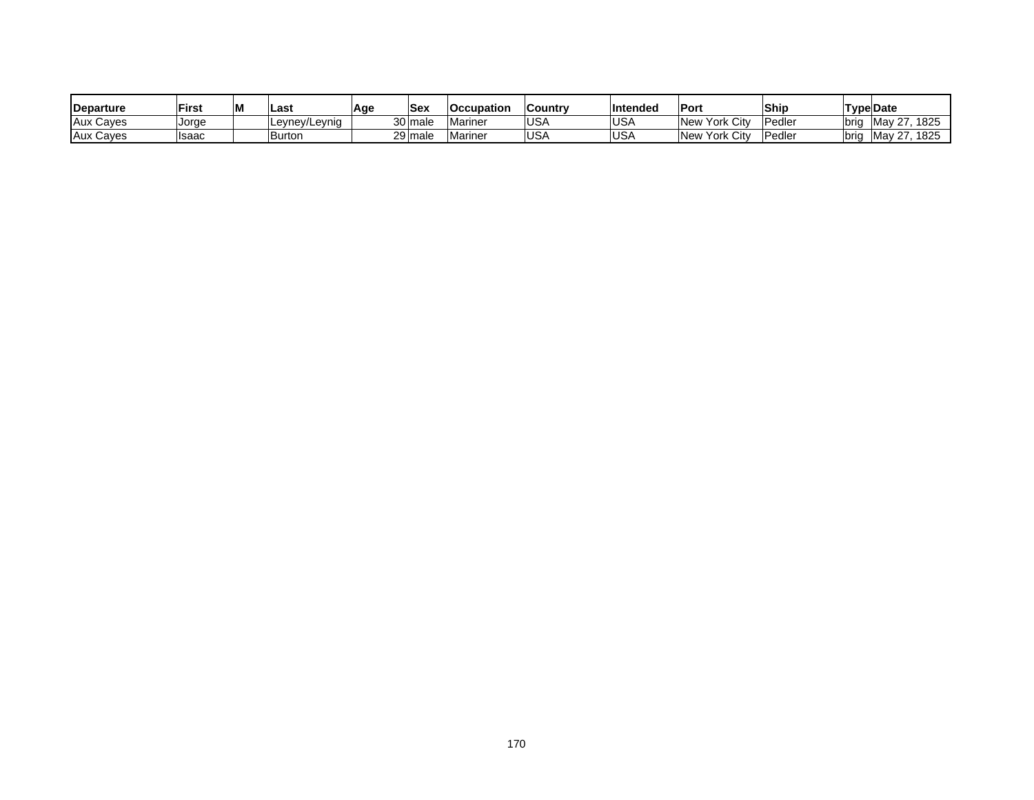| Departure | First | M | Last | Age | Sex | Occupation | Country | Intended | Port | Ship | Type | Date |
|---|---|---|---|---|---|---|---|---|---|---|---|---|
| Aux Cayes | Jorge | | Leyney/Leynig | 30 | male | Mariner | USA | USA | New York City | Pedler | brig | May 27, 1825 |
| Aux Cayes | Isaac | | Burton | 29 | male | Mariner | USA | USA | New York City | Pedler | brig | May 27, 1825 |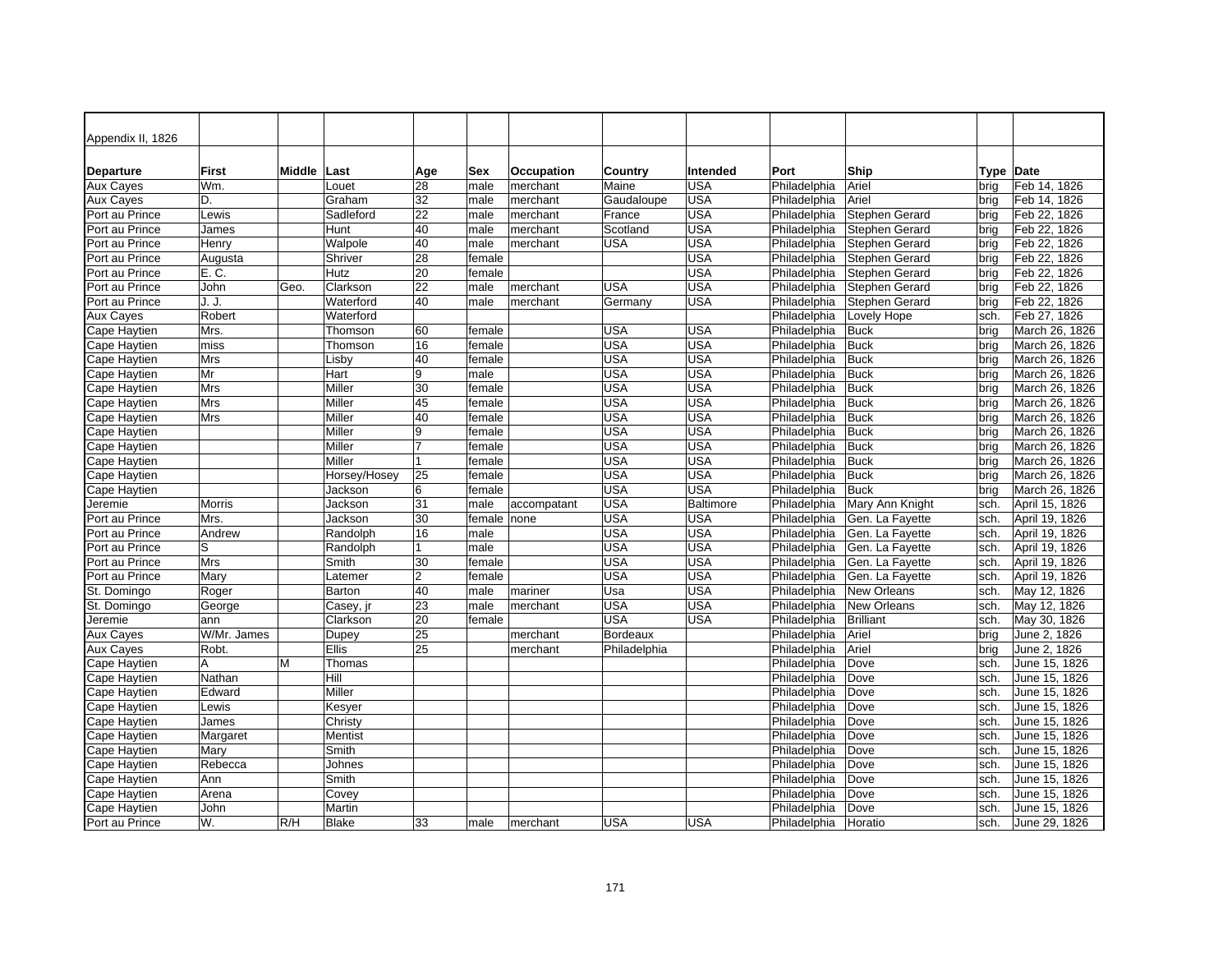| Appendix II, 1826 | | | | | | | | | | | | |
|---|---|---|---|---|---|---|---|---|---|---|---|---|
| **Departure** | **First** | **Middle** | **Last** | **Age** | **Sex** | **Occupation** | **Country** | **Intended** | **Port** | **Ship** | **Type** | **Date** |
| Aux Cayes | Wm. | | Louet | 28 | male | merchant | Maine | USA | Philadelphia | Ariel | brig | Feb 14, 1826 |
| Aux Cayes | D. | | Graham | 32 | male | merchant | Gaudaloupe | USA | Philadelphia | Ariel | brig | Feb 14, 1826 |
| Port au Prince | Lewis | | Sadleford | 22 | male | merchant | France | USA | Philadelphia | Stephen Gerard | brig | Feb 22, 1826 |
| Port au Prince | James | | Hunt | 40 | male | merchant | Scotland | USA | Philadelphia | Stephen Gerard | brig | Feb 22, 1826 |
| Port au Prince | Henry | | Walpole | 40 | male | merchant | USA | USA | Philadelphia | Stephen Gerard | brig | Feb 22, 1826 |
| Port au Prince | Augusta | | Shriver | 28 | female | | | USA | Philadelphia | Stephen Gerard | brig | Feb 22, 1826 |
| Port au Prince | E. C. | | Hutz | 20 | female | | | USA | Philadelphia | Stephen Gerard | brig | Feb 22, 1826 |
| Port au Prince | John | Geo. | Clarkson | 22 | male | merchant | USA | USA | Philadelphia | Stephen Gerard | brig | Feb 22, 1826 |
| Port au Prince | J. J. | | Waterford | 40 | male | merchant | Germany | USA | Philadelphia | Stephen Gerard | brig | Feb 22, 1826 |
| Aux Cayes | Robert | | Waterford | | | | | | Philadelphia | Lovely Hope | sch. | Feb 27, 1826 |
| Cape Haytien | Mrs. | | Thomson | 60 | female | | USA | USA | Philadelphia | Buck | brig | March 26, 1826 |
| Cape Haytien | miss | | Thomson | 16 | female | | USA | USA | Philadelphia | Buck | brig | March 26, 1826 |
| Cape Haytien | Mrs | | Lisby | 40 | female | | USA | USA | Philadelphia | Buck | brig | March 26, 1826 |
| Cape Haytien | Mr | | Hart | 9 | male | | USA | USA | Philadelphia | Buck | brig | March 26, 1826 |
| Cape Haytien | Mrs | | Miller | 30 | female | | USA | USA | Philadelphia | Buck | brig | March 26, 1826 |
| Cape Haytien | Mrs | | Miller | 45 | female | | USA | USA | Philadelphia | Buck | brig | March 26, 1826 |
| Cape Haytien | Mrs | | Miller | 40 | female | | USA | USA | Philadelphia | Buck | brig | March 26, 1826 |
| Cape Haytien | | | Miller | 9 | female | | USA | USA | Philadelphia | Buck | brig | March 26, 1826 |
| Cape Haytien | | | Miller | 7 | female | | USA | USA | Philadelphia | Buck | brig | March 26, 1826 |
| Cape Haytien | | | Miller | 1 | female | | USA | USA | Philadelphia | Buck | brig | March 26, 1826 |
| Cape Haytien | | | Horsey/Hosey | 25 | female | | USA | USA | Philadelphia | Buck | brig | March 26, 1826 |
| Cape Haytien | | | Jackson | 6 | female | | USA | USA | Philadelphia | Buck | brig | March 26, 1826 |
| Jeremie | Morris | | Jackson | 31 | male | accompatant | USA | Baltimore | Philadelphia | Mary Ann Knight | sch. | April 15, 1826 |
| Port au Prince | Mrs. | | Jackson | 30 | female | none | USA | USA | Philadelphia | Gen. La Fayette | sch. | April 19, 1826 |
| Port au Prince | Andrew | | Randolph | 16 | male | | USA | USA | Philadelphia | Gen. La Fayette | sch. | April 19, 1826 |
| Port au Prince | S | | Randolph | 1 | male | | USA | USA | Philadelphia | Gen. La Fayette | sch. | April 19, 1826 |
| Port au Prince | Mrs | | Smith | 30 | female | | USA | USA | Philadelphia | Gen. La Fayette | sch. | April 19, 1826 |
| Port au Prince | Mary | | Latemer | 2 | female | | USA | USA | Philadelphia | Gen. La Fayette | sch. | April 19, 1826 |
| St. Domingo | Roger | | Barton | 40 | male | mariner | Usa | USA | Philadelphia | New Orleans | sch. | May 12, 1826 |
| St. Domingo | George | | Casey, jr | 23 | male | merchant | USA | USA | Philadelphia | New Orleans | sch. | May 12, 1826 |
| Jeremie | ann | | Clarkson | 20 | female | | USA | USA | Philadelphia | Brilliant | sch. | May 30, 1826 |
| Aux Cayes | W/Mr. James | | Dupey | 25 | | merchant | Bordeaux | | Philadelphia | Ariel | brig | June 2, 1826 |
| Aux Cayes | Robt. | | Ellis | 25 | | merchant | Philadelphia | | Philadelphia | Ariel | brig | June 2, 1826 |
| Cape Haytien | A | M | Thomas | | | | | | Philadelphia | Dove | sch. | June 15, 1826 |
| Cape Haytien | Nathan | | Hill | | | | | | Philadelphia | Dove | sch. | June 15, 1826 |
| Cape Haytien | Edward | | Miller | | | | | | Philadelphia | Dove | sch. | June 15, 1826 |
| Cape Haytien | Lewis | | Kesyer | | | | | | Philadelphia | Dove | sch. | June 15, 1826 |
| Cape Haytien | James | | Christy | | | | | | Philadelphia | Dove | sch. | June 15, 1826 |
| Cape Haytien | Margaret | | Mentist | | | | | | Philadelphia | Dove | sch. | June 15, 1826 |
| Cape Haytien | Mary | | Smith | | | | | | Philadelphia | Dove | sch. | June 15, 1826 |
| Cape Haytien | Rebecca | | Johnes | | | | | | Philadelphia | Dove | sch. | June 15, 1826 |
| Cape Haytien | Ann | | Smith | | | | | | Philadelphia | Dove | sch. | June 15, 1826 |
| Cape Haytien | Arena | | Covey | | | | | | Philadelphia | Dove | sch. | June 15, 1826 |
| Cape Haytien | John | | Martin | | | | | | Philadelphia | Dove | sch. | June 15, 1826 |
| Port au Prince | W. | R/H | Blake | 33 | male | merchant | USA | USA | Philadelphia | Horatio | sch. | June 29, 1826 |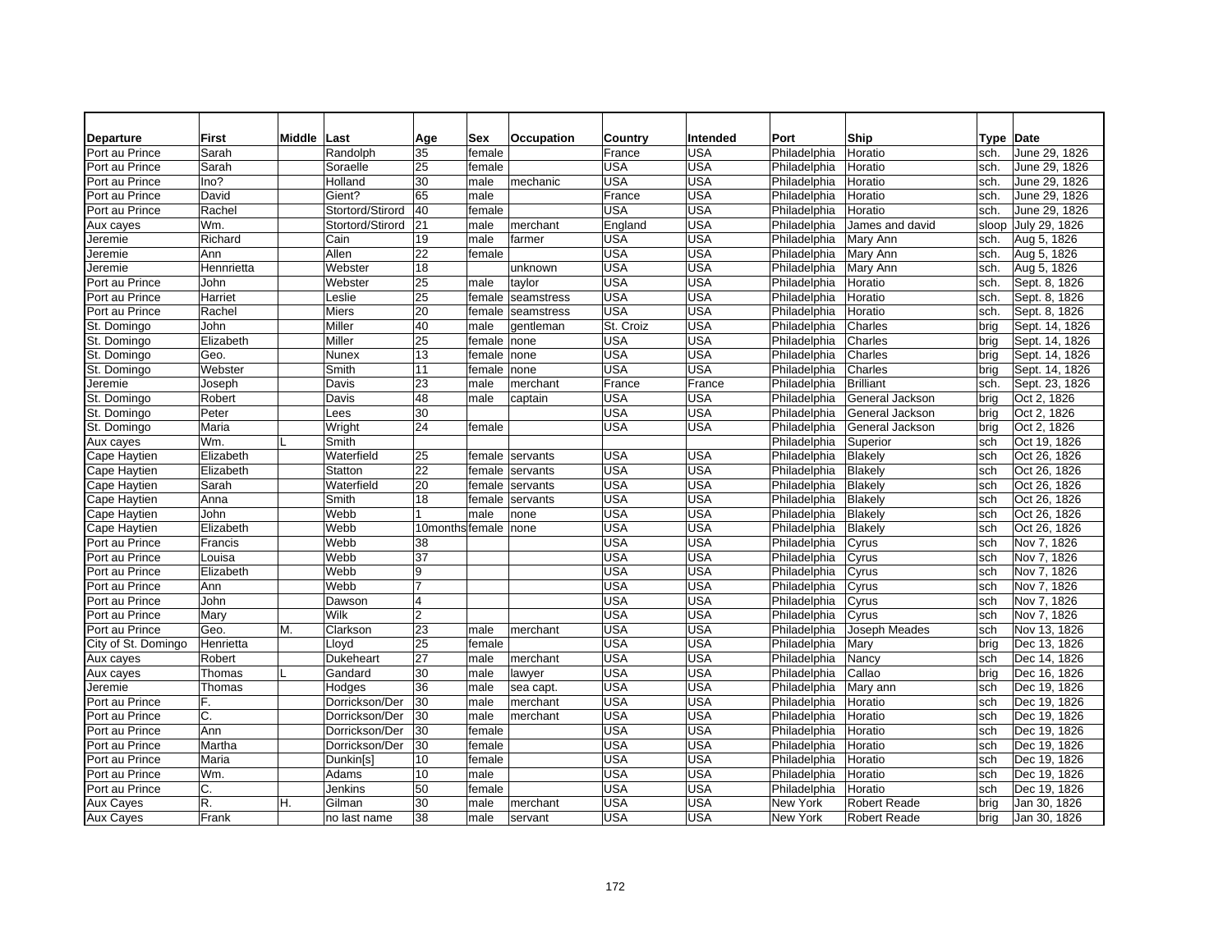| Departure | First | Middle | Last | Age | Sex | Occupation | Country | Intended | Port | Ship | Type | Date |
|---|---|---|---|---|---|---|---|---|---|---|---|---|
| Port au Prince | Sarah | | Randolph | 35 | female | | France | USA | Philadelphia | Horatio | sch. | June 29, 1826 |
| Port au Prince | Sarah | | Soraelle | 25 | female | | USA | USA | Philadelphia | Horatio | sch. | June 29, 1826 |
| Port au Prince | Ino? | | Holland | 30 | male | mechanic | USA | USA | Philadelphia | Horatio | sch. | June 29, 1826 |
| Port au Prince | David | | Gient? | 65 | male | | France | USA | Philadelphia | Horatio | sch. | June 29, 1826 |
| Port au Prince | Rachel | | Stortord/Stirord | 40 | female | | USA | USA | Philadelphia | Horatio | sch. | June 29, 1826 |
| Aux cayes | Wm. | | Stortord/Stirord | 21 | male | merchant | England | USA | Philadelphia | James and david | sloop | July 29, 1826 |
| Jeremie | Richard | | Cain | 19 | male | farmer | USA | USA | Philadelphia | Mary Ann | sch. | Aug 5, 1826 |
| Jeremie | Ann | | Allen | 22 | female | | USA | USA | Philadelphia | Mary Ann | sch. | Aug 5, 1826 |
| Jeremie | Hennrietta | | Webster | 18 | | unknown | USA | USA | Philadelphia | Mary Ann | sch. | Aug 5, 1826 |
| Port au Prince | John | | Webster | 25 | male | taylor | USA | USA | Philadelphia | Horatio | sch. | Sept. 8, 1826 |
| Port au Prince | Harriet | | Leslie | 25 | female | seamstress | USA | USA | Philadelphia | Horatio | sch. | Sept. 8, 1826 |
| Port au Prince | Rachel | | Miers | 20 | female | seamstress | USA | USA | Philadelphia | Horatio | sch. | Sept. 8, 1826 |
| St. Domingo | John | | Miller | 40 | male | gentleman | St. Croiz | USA | Philadelphia | Charles | brig | Sept. 14, 1826 |
| St. Domingo | Elizabeth | | Miller | 25 | female | none | USA | USA | Philadelphia | Charles | brig | Sept. 14, 1826 |
| St. Domingo | Geo. | | Nunex | 13 | female | none | USA | USA | Philadelphia | Charles | brig | Sept. 14, 1826 |
| St. Domingo | Webster | | Smith | 11 | female | none | USA | USA | Philadelphia | Charles | brig | Sept. 14, 1826 |
| Jeremie | Joseph | | Davis | 23 | male | merchant | France | France | Philadelphia | Brilliant | sch. | Sept. 23, 1826 |
| St. Domingo | Robert | | Davis | 48 | male | captain | USA | USA | Philadelphia | General Jackson | brig | Oct 2, 1826 |
| St. Domingo | Peter | | Lees | 30 | | | USA | USA | Philadelphia | General Jackson | brig | Oct 2, 1826 |
| St. Domingo | Maria | | Wright | 24 | female | | USA | USA | Philadelphia | General Jackson | brig | Oct 2, 1826 |
| Aux cayes | Wm. | L | Smith | | | | | | Philadelphia | Superior | sch | Oct 19, 1826 |
| Cape Haytien | Elizabeth | | Waterfield | 25 | female | servants | USA | USA | Philadelphia | Blakely | sch | Oct 26, 1826 |
| Cape Haytien | Elizabeth | | Statton | 22 | female | servants | USA | USA | Philadelphia | Blakely | sch | Oct 26, 1826 |
| Cape Haytien | Sarah | | Waterfield | 20 | female | servants | USA | USA | Philadelphia | Blakely | sch | Oct 26, 1826 |
| Cape Haytien | Anna | | Smith | 18 | female | servants | USA | USA | Philadelphia | Blakely | sch | Oct 26, 1826 |
| Cape Haytien | John | | Webb | 1 | male | none | USA | USA | Philadelphia | Blakely | sch | Oct 26, 1826 |
| Cape Haytien | Elizabeth | | Webb | 10months | female | none | USA | USA | Philadelphia | Blakely | sch | Oct 26, 1826 |
| Port au Prince | Francis | | Webb | 38 | | | USA | USA | Philadelphia | Cyrus | sch | Nov 7, 1826 |
| Port au Prince | Louisa | | Webb | 37 | | | USA | USA | Philadelphia | Cyrus | sch | Nov 7, 1826 |
| Port au Prince | Elizabeth | | Webb | 9 | | | USA | USA | Philadelphia | Cyrus | sch | Nov 7, 1826 |
| Port au Prince | Ann | | Webb | 7 | | | USA | USA | Philadelphia | Cyrus | sch | Nov 7, 1826 |
| Port au Prince | John | | Dawson | 4 | | | USA | USA | Philadelphia | Cyrus | sch | Nov 7, 1826 |
| Port au Prince | Mary | | Wilk | 2 | | | USA | USA | Philadelphia | Cyrus | sch | Nov 7, 1826 |
| Port au Prince | Geo. | M. | Clarkson | 23 | male | merchant | USA | USA | Philadelphia | Joseph Meades | sch | Nov 13, 1826 |
| City of St. Domingo | Henrietta | | Lloyd | 25 | female | | USA | USA | Philadelphia | Mary | brig | Dec 13, 1826 |
| Aux cayes | Robert | | Dukeheart | 27 | male | merchant | USA | USA | Philadelphia | Nancy | sch | Dec 14, 1826 |
| Aux cayes | Thomas | L | Gandard | 30 | male | lawyer | USA | USA | Philadelphia | Callao | brig | Dec 16, 1826 |
| Jeremie | Thomas | | Hodges | 36 | male | sea capt. | USA | USA | Philadelphia | Mary ann | sch | Dec 19, 1826 |
| Port au Prince | F. | | Dorrickson/Der | 30 | male | merchant | USA | USA | Philadelphia | Horatio | sch | Dec 19, 1826 |
| Port au Prince | C. | | Dorrickson/Der | 30 | male | merchant | USA | USA | Philadelphia | Horatio | sch | Dec 19, 1826 |
| Port au Prince | Ann | | Dorrickson/Der | 30 | female | | USA | USA | Philadelphia | Horatio | sch | Dec 19, 1826 |
| Port au Prince | Martha | | Dorrickson/Der | 30 | female | | USA | USA | Philadelphia | Horatio | sch | Dec 19, 1826 |
| Port au Prince | Maria | | Dunkin[s] | 10 | female | | USA | USA | Philadelphia | Horatio | sch | Dec 19, 1826 |
| Port au Prince | Wm. | | Adams | 10 | male | | USA | USA | Philadelphia | Horatio | sch | Dec 19, 1826 |
| Port au Prince | C. | | Jenkins | 50 | female | | USA | USA | Philadelphia | Horatio | sch | Dec 19, 1826 |
| Aux Cayes | R. | H. | Gilman | 30 | male | merchant | USA | USA | New York | Robert Reade | brig | Jan 30, 1826 |
| Aux Cayes | Frank | | no last name | 38 | male | servant | USA | USA | New York | Robert Reade | brig | Jan 30, 1826 |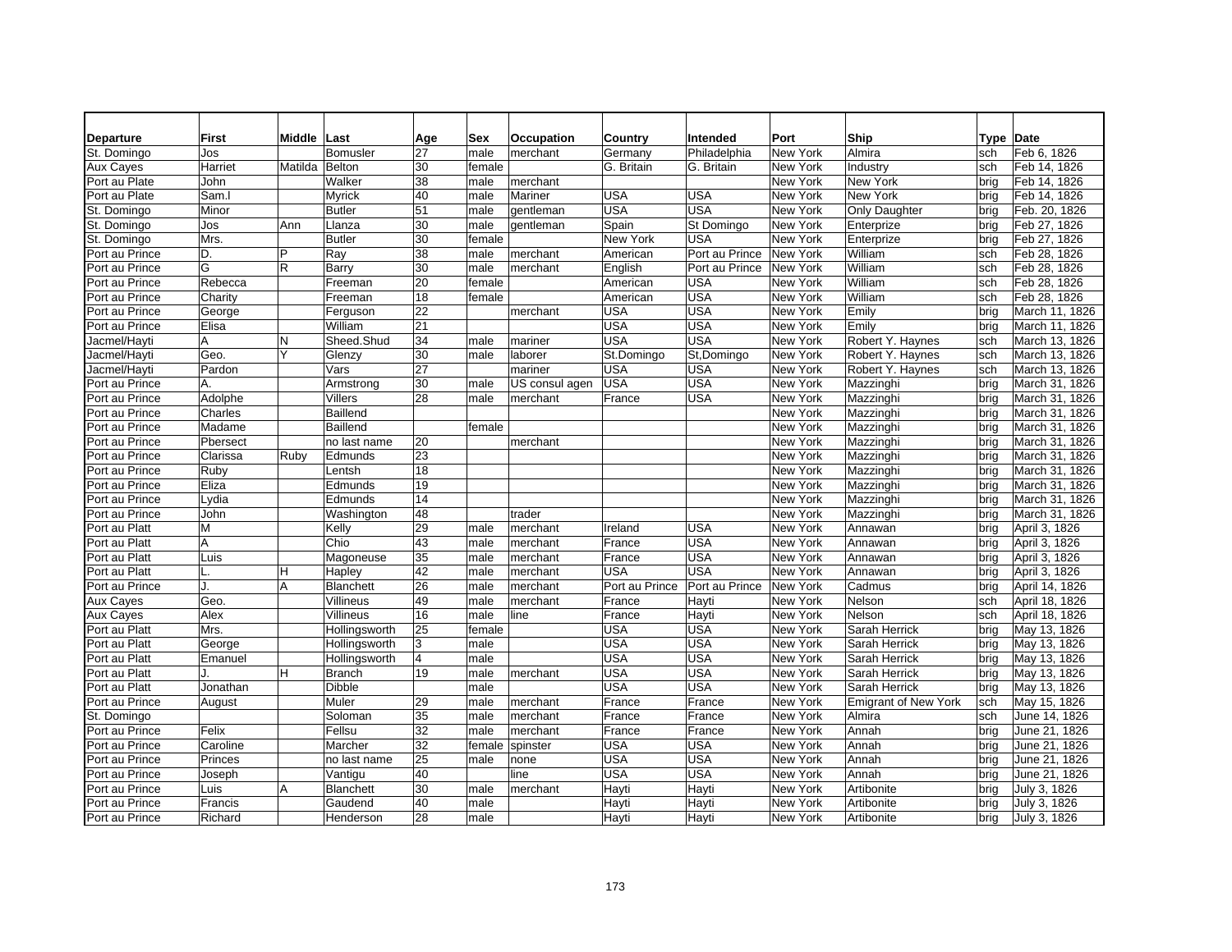| Departure | First | Middle | Last | Age | Sex | Occupation | Country | Intended | Port | Ship | Type | Date |
|---|---|---|---|---|---|---|---|---|---|---|---|---|
| St. Domingo | Jos | | Bomusler | 27 | male | merchant | Germany | Philadelphia | New York | Almira | sch | Feb 6, 1826 |
| Aux Cayes | Harriet | Matilda | Belton | 30 | female | | G. Britain | G. Britain | New York | Industry | sch | Feb 14, 1826 |
| Port au Plate | John | | Walker | 38 | male | merchant | | | New York | New York | brig | Feb 14, 1826 |
| Port au Plate | Sam.l | | Myrick | 40 | male | Mariner | USA | USA | New York | New York | brig | Feb 14, 1826 |
| St. Domingo | Minor | | Butler | 51 | male | gentleman | USA | USA | New York | Only Daughter | brig | Feb. 20, 1826 |
| St. Domingo | Jos | Ann | Llanza | 30 | male | gentleman | Spain | St Domingo | New York | Enterprize | brig | Feb 27, 1826 |
| St. Domingo | Mrs. | | Butler | 30 | female | | New York | USA | New York | Enterprize | brig | Feb 27, 1826 |
| Port au Prince | D. | P | Ray | 38 | male | merchant | American | Port au Prince | New York | William | sch | Feb 28, 1826 |
| Port au Prince | G | R | Barry | 30 | male | merchant | English | Port au Prince | New York | William | sch | Feb 28, 1826 |
| Port au Prince | Rebecca | | Freeman | 20 | female | | American | USA | New York | William | sch | Feb 28, 1826 |
| Port au Prince | Charity | | Freeman | 18 | female | | American | USA | New York | William | sch | Feb 28, 1826 |
| Port au Prince | George | | Ferguson | 22 | | merchant | USA | USA | New York | Emily | brig | March 11, 1826 |
| Port au Prince | Elisa | | William | 21 | | | USA | USA | New York | Emily | brig | March 11, 1826 |
| Jacmel/Hayti | A | N | Sheed.Shud | 34 | male | mariner | USA | USA | New York | Robert Y. Haynes | sch | March 13, 1826 |
| Jacmel/Hayti | Geo. | Y | Glenzy | 30 | male | laborer | St.Domingo | St,Domingo | New York | Robert Y. Haynes | sch | March 13, 1826 |
| Jacmel/Hayti | Pardon | | Vars | 27 | | mariner | USA | USA | New York | Robert Y. Haynes | sch | March 13, 1826 |
| Port au Prince | A. | | Armstrong | 30 | male | US consul agen | USA | USA | New York | Mazzinghi | brig | March 31, 1826 |
| Port au Prince | Adolphe | | Villers | 28 | male | merchant | France | USA | New York | Mazzinghi | brig | March 31, 1826 |
| Port au Prince | Charles | | Baillend | | | | | | New York | Mazzinghi | brig | March 31, 1826 |
| Port au Prince | Madame | | Baillend | | female | | | | New York | Mazzinghi | brig | March 31, 1826 |
| Port au Prince | Pbersect | | no last name | 20 | | merchant | | | New York | Mazzinghi | brig | March 31, 1826 |
| Port au Prince | Clarissa | Ruby | Edmunds | 23 | | | | | New York | Mazzinghi | brig | March 31, 1826 |
| Port au Prince | Ruby | | Lentsh | 18 | | | | | New York | Mazzinghi | brig | March 31, 1826 |
| Port au Prince | Eliza | | Edmunds | 19 | | | | | New York | Mazzinghi | brig | March 31, 1826 |
| Port au Prince | Lydia | | Edmunds | 14 | | | | | New York | Mazzinghi | brig | March 31, 1826 |
| Port au Prince | John | | Washington | 48 | | trader | | | New York | Mazzinghi | brig | March 31, 1826 |
| Port au Platt | M | | Kelly | 29 | male | merchant | Ireland | USA | New York | Annawan | brig | April 3, 1826 |
| Port au Platt | A | | Chio | 43 | male | merchant | France | USA | New York | Annawan | brig | April 3, 1826 |
| Port au Platt | Luis | | Magoneuse | 35 | male | merchant | France | USA | New York | Annawan | brig | April 3, 1826 |
| Port au Platt | L. | H | Hapley | 42 | male | merchant | USA | USA | New York | Annawan | brig | April 3, 1826 |
| Port au Prince | J. | A | Blanchett | 26 | male | merchant | Port au Prince | Port au Prince | New York | Cadmus | brig | April 14, 1826 |
| Aux Cayes | Geo. | | Villineus | 49 | male | merchant | France | Hayti | New York | Nelson | sch | April 18, 1826 |
| Aux Cayes | Alex | | Villineus | 16 | male | line | France | Hayti | New York | Nelson | sch | April 18, 1826 |
| Port au Platt | Mrs. | | Hollingsworth | 25 | female | | USA | USA | New York | Sarah Herrick | brig | May 13, 1826 |
| Port au Platt | George | | Hollingsworth | 3 | male | | USA | USA | New York | Sarah Herrick | brig | May 13, 1826 |
| Port au Platt | Emanuel | | Hollingsworth | 4 | male | | USA | USA | New York | Sarah Herrick | brig | May 13, 1826 |
| Port au Platt | J. | H | Branch | 19 | male | merchant | USA | USA | New York | Sarah Herrick | brig | May 13, 1826 |
| Port au Platt | Jonathan | | Dibble | | male | | USA | USA | New York | Sarah Herrick | brig | May 13, 1826 |
| Port au Prince | August | | Muler | 29 | male | merchant | France | France | New York | Emigrant of New York | sch | May 15, 1826 |
| St. Domingo | | | Soloman | 35 | male | merchant | France | France | New York | Almira | sch | June 14, 1826 |
| Port au Prince | Felix | | Fellsu | 32 | male | merchant | France | France | New York | Annah | brig | June 21, 1826 |
| Port au Prince | Caroline | | Marcher | 32 | female | spinster | USA | USA | New York | Annah | brig | June 21, 1826 |
| Port au Prince | Princes | | no last name | 25 | male | none | USA | USA | New York | Annah | brig | June 21, 1826 |
| Port au Prince | Joseph | | Vantigu | 40 | | line | USA | USA | New York | Annah | brig | June 21, 1826 |
| Port au Prince | Luis | A | Blanchett | 30 | male | merchant | Hayti | Hayti | New York | Artibonite | brig | July 3, 1826 |
| Port au Prince | Francis | | Gaudend | 40 | male | | Hayti | Hayti | New York | Artibonite | brig | July 3, 1826 |
| Port au Prince | Richard | | Henderson | 28 | male | | Hayti | Hayti | New York | Artibonite | brig | July 3, 1826 |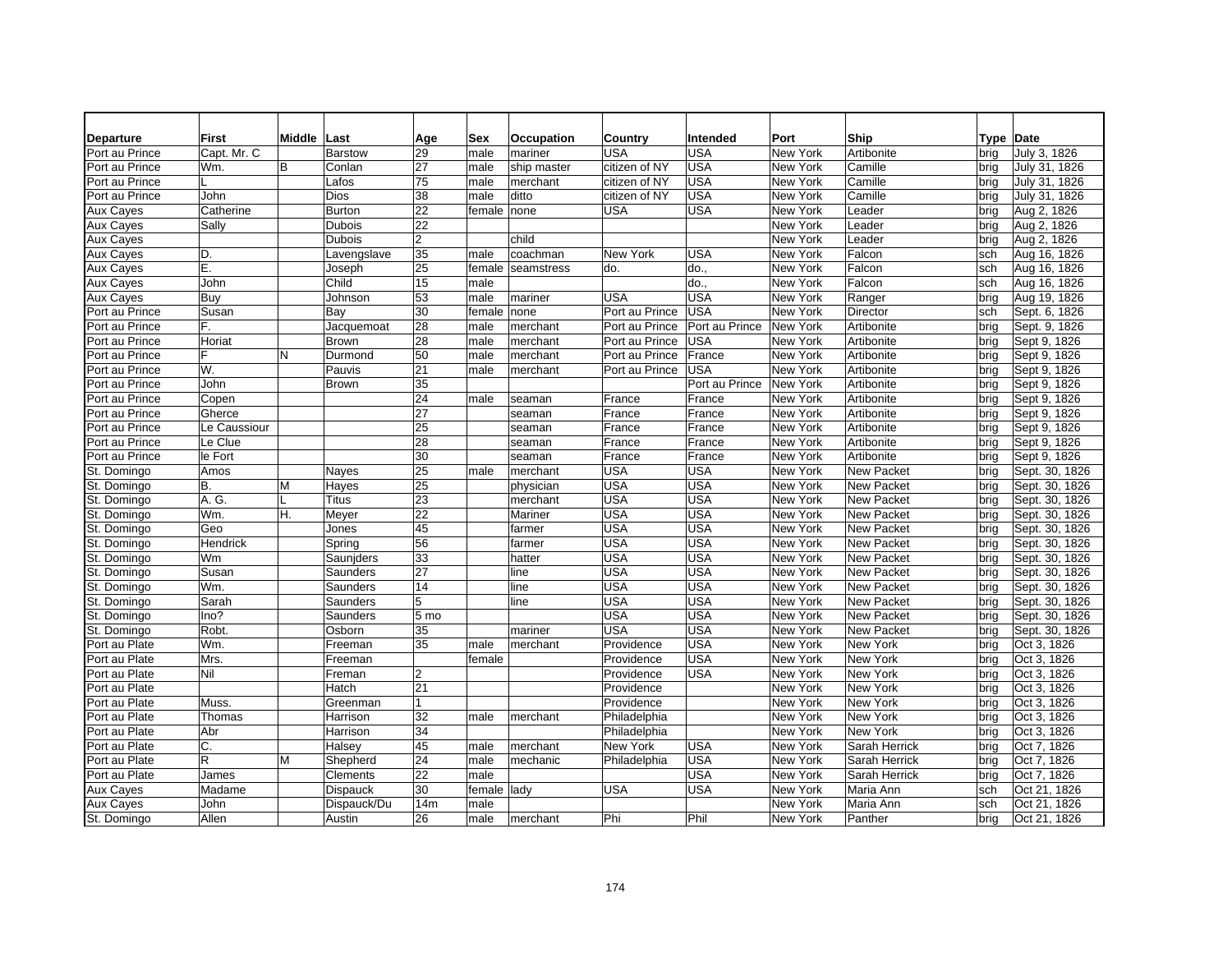| Departure | First | Middle | Last | Age | Sex | Occupation | Country | Intended | Port | Ship | Type | Date |
|---|---|---|---|---|---|---|---|---|---|---|---|---|
| Port au Prince | Capt. Mr. C | | Barstow | 29 | male | mariner | USA | USA | New York | Artibonite | brig | July 3, 1826 |
| Port au Prince | Wm. | B | Conlan | 27 | male | ship master | citizen of NY | USA | New York | Camille | brig | July 31, 1826 |
| Port au Prince | L | | Lafos | 75 | male | merchant | citizen of NY | USA | New York | Camille | brig | July 31, 1826 |
| Port au Prince | John | | Dios | 38 | male | ditto | citizen of NY | USA | New York | Camille | brig | July 31, 1826 |
| Aux Cayes | Catherine | | Burton | 22 | female | none | USA | USA | New York | Leader | brig | Aug 2, 1826 |
| Aux Cayes | Sally | | Dubois | 22 | | | | | New York | Leader | brig | Aug 2, 1826 |
| Aux Cayes | | | Dubois | 2 | | child | | | New York | Leader | brig | Aug 2, 1826 |
| Aux Cayes | D. | | Lavengslave | 35 | male | coachman | New York | USA | New York | Falcon | sch | Aug 16, 1826 |
| Aux Cayes | E. | | Joseph | 25 | female | seamstress | do. | do., | New York | Falcon | sch | Aug 16, 1826 |
| Aux Cayes | John | | Child | 15 | male | | | do., | New York | Falcon | sch | Aug 16, 1826 |
| Aux Cayes | Buy | | Johnson | 53 | male | mariner | USA | USA | New York | Ranger | brig | Aug 19, 1826 |
| Port au Prince | Susan | | Bay | 30 | female | none | Port au Prince | USA | New York | Director | sch | Sept. 6, 1826 |
| Port au Prince | F. | | Jacquemoat | 28 | male | merchant | Port au Prince | Port au Prince | New York | Artibonite | brig | Sept. 9, 1826 |
| Port au Prince | Horiat | | Brown | 28 | male | merchant | Port au Prince | USA | New York | Artibonite | brig | Sept 9, 1826 |
| Port au Prince | F | N | Durmond | 50 | male | merchant | Port au Prince | France | New York | Artibonite | brig | Sept 9, 1826 |
| Port au Prince | W. | | Pauvis | 21 | male | merchant | Port au Prince | USA | New York | Artibonite | brig | Sept 9, 1826 |
| Port au Prince | John | | Brown | 35 | | | | Port au Prince | New York | Artibonite | brig | Sept 9, 1826 |
| Port au Prince | Copen | | | 24 | male | seaman | France | France | New York | Artibonite | brig | Sept 9, 1826 |
| Port au Prince | Gherce | | | 27 | | seaman | France | France | New York | Artibonite | brig | Sept 9, 1826 |
| Port au Prince | Le Caussiour | | | 25 | | seaman | France | France | New York | Artibonite | brig | Sept 9, 1826 |
| Port au Prince | Le Clue | | | 28 | | seaman | France | France | New York | Artibonite | brig | Sept 9, 1826 |
| Port au Prince | le Fort | | | 30 | | seaman | France | France | New York | Artibonite | brig | Sept 9, 1826 |
| St. Domingo | Amos | | Nayes | 25 | male | merchant | USA | USA | New York | New Packet | brig | Sept. 30, 1826 |
| St. Domingo | B. | M | Hayes | 25 | | physician | USA | USA | New York | New Packet | brig | Sept. 30, 1826 |
| St. Domingo | A. G. | L | Titus | 23 | | merchant | USA | USA | New York | New Packet | brig | Sept. 30, 1826 |
| St. Domingo | Wm. | H. | Meyer | 22 | | Mariner | USA | USA | New York | New Packet | brig | Sept. 30, 1826 |
| St. Domingo | Geo | | Jones | 45 | | farmer | USA | USA | New York | New Packet | brig | Sept. 30, 1826 |
| St. Domingo | Hendrick | | Spring | 56 | | farmer | USA | USA | New York | New Packet | brig | Sept. 30, 1826 |
| St. Domingo | Wm | | Saunjders | 33 | | hatter | USA | USA | New York | New Packet | brig | Sept. 30, 1826 |
| St. Domingo | Susan | | Saunders | 27 | | line | USA | USA | New York | New Packet | brig | Sept. 30, 1826 |
| St. Domingo | Wm. | | Saunders | 14 | | line | USA | USA | New York | New Packet | brig | Sept. 30, 1826 |
| St. Domingo | Sarah | | Saunders | 5 | | line | USA | USA | New York | New Packet | brig | Sept. 30, 1826 |
| St. Domingo | Ino? | | Saunders | 5 mo | | | USA | USA | New York | New Packet | brig | Sept. 30, 1826 |
| St. Domingo | Robt. | | Osborn | 35 | | mariner | USA | USA | New York | New Packet | brig | Sept. 30, 1826 |
| Port au Plate | Wm. | | Freeman | 35 | male | merchant | Providence | USA | New York | New York | brig | Oct 3, 1826 |
| Port au Plate | Mrs. | | Freeman | | female | | Providence | USA | New York | New York | brig | Oct 3, 1826 |
| Port au Plate | Nil | | Freman | 2 | | | Providence | USA | New York | New York | brig | Oct 3, 1826 |
| Port au Plate | | | Hatch | 21 | | | Providence | | New York | New York | brig | Oct 3, 1826 |
| Port au Plate | Muss. | | Greenman | 1 | | | Providence | | New York | New York | brig | Oct 3, 1826 |
| Port au Plate | Thomas | | Harrison | 32 | male | merchant | Philadelphia | | New York | New York | brig | Oct 3, 1826 |
| Port au Plate | Abr | | Harrison | 34 | | | Philadelphia | | New York | New York | brig | Oct 3, 1826 |
| Port au Plate | C. | | Halsey | 45 | male | merchant | New York | USA | New York | Sarah Herrick | brig | Oct 7, 1826 |
| Port au Plate | R | M | Shepherd | 24 | male | mechanic | Philadelphia | USA | New York | Sarah Herrick | brig | Oct 7, 1826 |
| Port au Plate | James | | Clements | 22 | male | | | USA | New York | Sarah Herrick | brig | Oct 7, 1826 |
| Aux Cayes | Madame | | Dispauck | 30 | female | lady | USA | USA | New York | Maria Ann | sch | Oct 21, 1826 |
| Aux Cayes | John | | Dispauck/Du | 14m | male | | | | New York | Maria Ann | sch | Oct 21, 1826 |
| St. Domingo | Allen | | Austin | 26 | male | merchant | Phi | Phil | New York | Panther | brig | Oct 21, 1826 |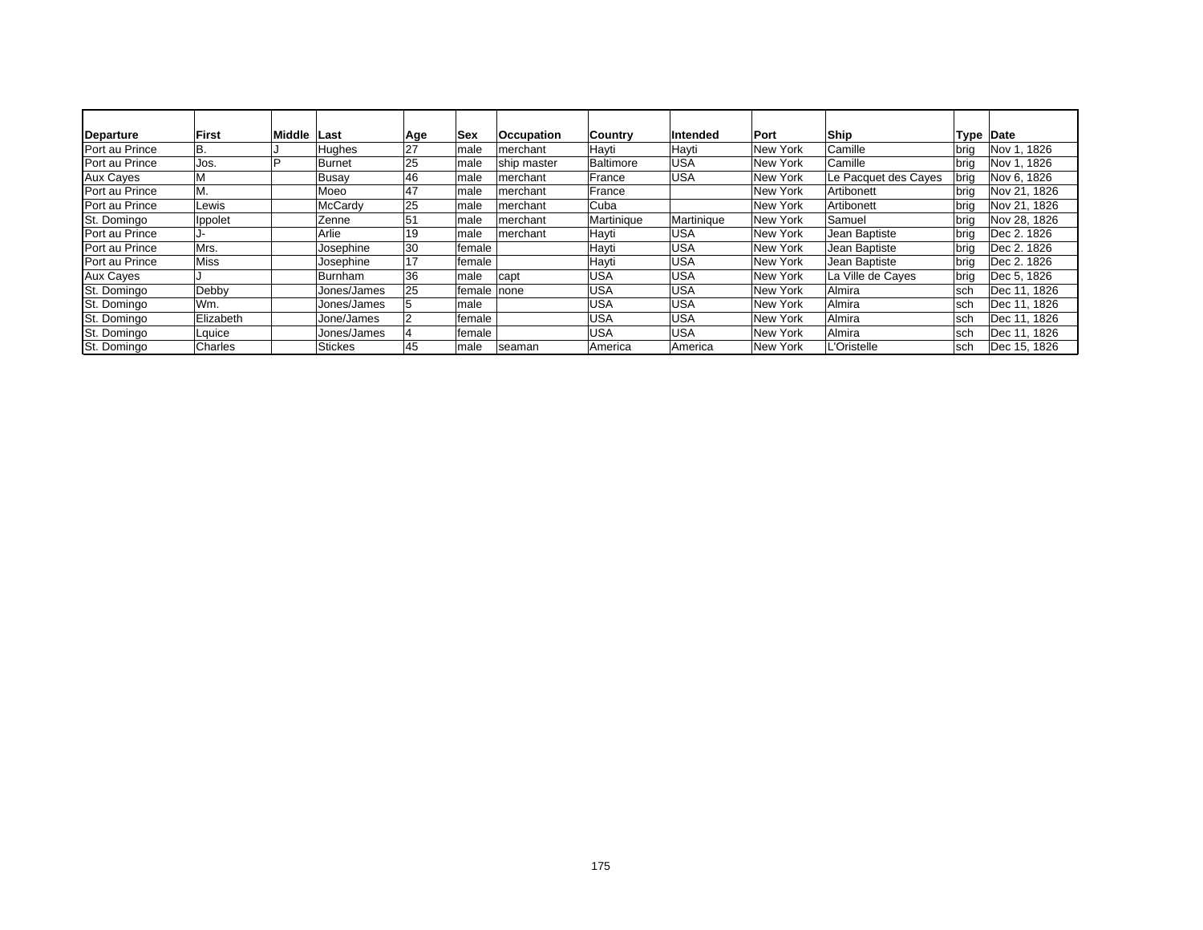| Departure | First | Middle | Last | Age | Sex | Occupation | Country | Intended | Port | Ship | Type | Date |
|---|---|---|---|---|---|---|---|---|---|---|---|---|
| Port au Prince | B. | J | Hughes | 27 | male | merchant | Hayti | Hayti | New York | Camille | brig | Nov 1, 1826 |
| Port au Prince | Jos. | P | Burnet | 25 | male | ship master | Baltimore | USA | New York | Camille | brig | Nov 1, 1826 |
| Aux Cayes | M | | Busay | 46 | male | merchant | France | USA | New York | Le Pacquet des Cayes | brig | Nov 6, 1826 |
| Port au Prince | M. | | Moeo | 47 | male | merchant | France | | New York | Artibonett | brig | Nov 21, 1826 |
| Port au Prince | Lewis | | McCardy | 25 | male | merchant | Cuba | | New York | Artibonett | brig | Nov 21, 1826 |
| St. Domingo | Ippolet | | Zenne | 51 | male | merchant | Martinique | Martinique | New York | Samuel | brig | Nov 28, 1826 |
| Port au Prince | J- | | Arlie | 19 | male | merchant | Hayti | USA | New York | Jean Baptiste | brig | Dec 2. 1826 |
| Port au Prince | Mrs. | | Josephine | 30 | female | | Hayti | USA | New York | Jean Baptiste | brig | Dec 2. 1826 |
| Port au Prince | Miss | | Josephine | 17 | female | | Hayti | USA | New York | Jean Baptiste | brig | Dec 2. 1826 |
| Aux Cayes | J | | Burnham | 36 | male | capt | USA | USA | New York | La Ville de Cayes | brig | Dec 5, 1826 |
| St. Domingo | Debby | | Jones/James | 25 | female | none | USA | USA | New York | Almira | sch | Dec 11, 1826 |
| St. Domingo | Wm. | | Jones/James | 5 | male | | USA | USA | New York | Almira | sch | Dec 11, 1826 |
| St. Domingo | Elizabeth | | Jone/James | 2 | female | | USA | USA | New York | Almira | sch | Dec 11, 1826 |
| St. Domingo | Lquice | | Jones/James | 4 | female | | USA | USA | New York | Almira | sch | Dec 11, 1826 |
| St. Domingo | Charles | | Stickes | 45 | male | seaman | America | America | New York | L'Oristelle | sch | Dec 15, 1826 |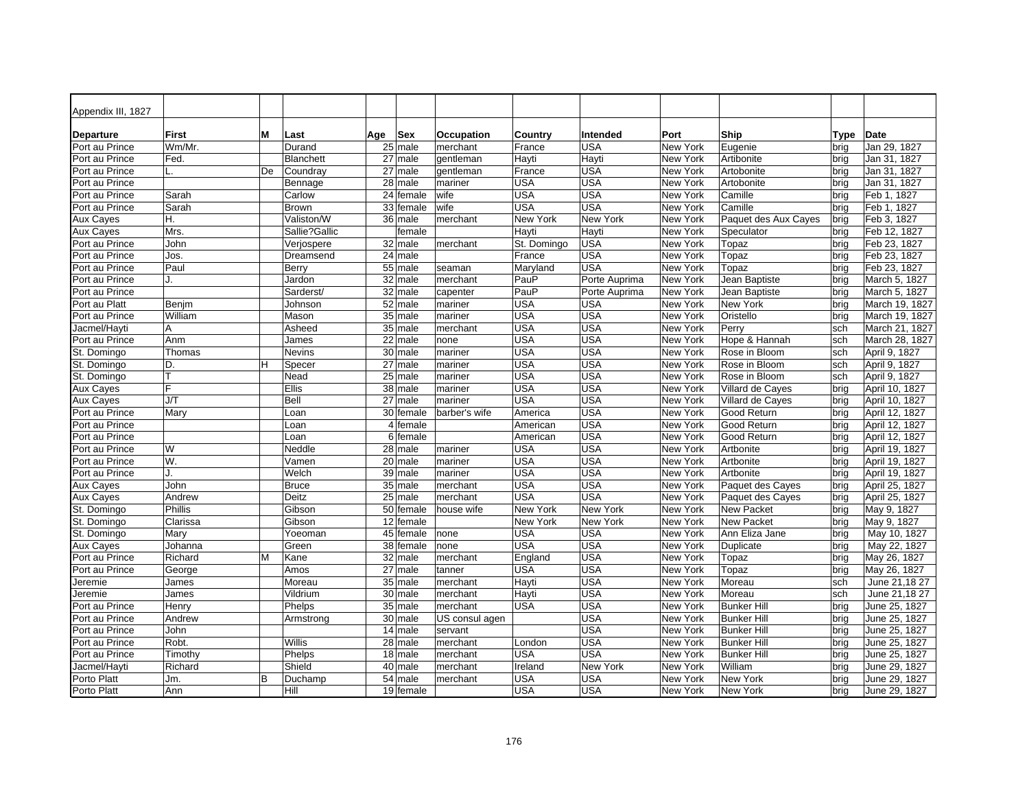| Appendix III, 1827 | | | | | | | | | | | | |
|---|---|---|---|---|---|---|---|---|---|---|---|---|
| **Departure** | **First** | **M** | **Last** | **Age** | **Sex** | **Occupation** | **Country** | **Intended** | **Port** | **Ship** | **Type** | **Date** |
| Port au Prince | Wm/Mr. | | Durand | 25 | male | merchant | France | USA | New York | Eugenie | brig | Jan 29, 1827 |
| Port au Prince | Fed. | | Blanchett | 27 | male | gentleman | Hayti | Hayti | New York | Artibonite | brig | Jan 31, 1827 |
| Port au Prince | L. | De | Coundray | 27 | male | gentleman | France | USA | New York | Artobonite | brig | Jan 31, 1827 |
| Port au Prince | | | Bennage | 28 | male | mariner | USA | USA | New York | Artobonite | brig | Jan 31, 1827 |
| Port au Prince | Sarah | | Carlow | 24 | female | wife | USA | USA | New York | Camille | brig | Feb 1, 1827 |
| Port au Prince | Sarah | | Brown | 33 | female | wife | USA | USA | New York | Camille | brig | Feb 1, 1827 |
| Aux Cayes | H. | | Valiston/W | 36 | male | merchant | New York | New York | New York | Paquet des Aux Cayes | brig | Feb 3, 1827 |
| Aux Cayes | Mrs. | | Sallie?Gallic | | female | | Hayti | Hayti | New York | Speculator | brig | Feb 12, 1827 |
| Port au Prince | John | | Verjospere | 32 | male | merchant | St. Domingo | USA | New York | Topaz | brig | Feb 23, 1827 |
| Port au Prince | Jos. | | Dreamsend | 24 | male | | France | USA | New York | Topaz | brig | Feb 23, 1827 |
| Port au Prince | Paul | | Berry | 55 | male | seaman | Maryland | USA | New York | Topaz | brig | Feb 23, 1827 |
| Port au Prince | J. | | Jardon | 32 | male | merchant | PauP | Porte Auprima | New York | Jean Baptiste | brig | March 5, 1827 |
| Port au Prince | | | Sarderst/ | 32 | male | capenter | PauP | Porte Auprima | New York | Jean Baptiste | brig | March 5, 1827 |
| Port au Platt | Benjm | | Johnson | 52 | male | mariner | USA | USA | New York | New York | brig | March 19, 1827 |
| Port au Prince | William | | Mason | 35 | male | mariner | USA | USA | New York | Oristello | brig | March 19, 1827 |
| Jacmel/Hayti | A | | Asheed | 35 | male | merchant | USA | USA | New York | Perry | sch | March 21, 1827 |
| Port au Prince | Anm | | James | 22 | male | none | USA | USA | New York | Hope & Hannah | sch | March 28, 1827 |
| St. Domingo | Thomas | | Nevins | 30 | male | mariner | USA | USA | New York | Rose in Bloom | sch | April 9, 1827 |
| St. Domingo | D. | H | Specer | 27 | male | mariner | USA | USA | New York | Rose in Bloom | sch | April 9, 1827 |
| St. Domingo | T | | Nead | 25 | male | mariner | USA | USA | New York | Rose in Bloom | sch | April 9, 1827 |
| Aux Cayes | F | | Ellis | 38 | male | mariner | USA | USA | New York | Villard de Cayes | brig | April 10, 1827 |
| Aux Cayes | J/T | | Bell | 27 | male | mariner | USA | USA | New York | Villard de Cayes | brig | April 10, 1827 |
| Port au Prince | Mary | | Loan | 30 | female | barber's wife | America | USA | New York | Good Return | brig | April 12, 1827 |
| Port au Prince | | | Loan | 4 | female | | American | USA | New York | Good Return | brig | April 12, 1827 |
| Port au Prince | | | Loan | 6 | female | | American | USA | New York | Good Return | brig | April 12, 1827 |
| Port au Prince | W | | Neddle | 28 | male | mariner | USA | USA | New York | Artbonite | brig | April 19, 1827 |
| Port au Prince | W. | | Vamen | 20 | male | mariner | USA | USA | New York | Artbonite | brig | April 19, 1827 |
| Port au Prince | J. | | Welch | 39 | male | mariner | USA | USA | New York | Artbonite | brig | April 19, 1827 |
| Aux Cayes | John | | Bruce | 35 | male | merchant | USA | USA | New York | Paquet des Cayes | brig | April 25, 1827 |
| Aux Cayes | Andrew | | Deitz | 25 | male | merchant | USA | USA | New York | Paquet des Cayes | brig | April 25, 1827 |
| St. Domingo | Phillis | | Gibson | 50 | female | house wife | New York | New York | New York | New Packet | brig | May 9, 1827 |
| St. Domingo | Clarissa | | Gibson | 12 | female | | New York | New York | New York | New Packet | brig | May 9, 1827 |
| St. Domingo | Mary | | Yoeoman | 45 | female | none | USA | USA | New York | Ann Eliza Jane | brig | May 10, 1827 |
| Aux Cayes | Johanna | | Green | 38 | female | none | USA | USA | New York | Duplicate | brig | May 22, 1827 |
| Port au Prince | Richard | M | Kane | 32 | male | merchant | England | USA | New York | Topaz | brig | May 26, 1827 |
| Port au Prince | George | | Amos | 27 | male | tanner | USA | USA | New York | Topaz | brig | May 26, 1827 |
| Jeremie | James | | Moreau | 35 | male | merchant | Hayti | USA | New York | Moreau | sch | June 21,18 27 |
| Jeremie | James | | Vildrium | 30 | male | merchant | Hayti | USA | New York | Moreau | sch | June 21,18 27 |
| Port au Prince | Henry | | Phelps | 35 | male | merchant | USA | USA | New York | Bunker Hill | brig | June 25, 1827 |
| Port au Prince | Andrew | | Armstrong | 30 | male | US consul agen | | USA | New York | Bunker Hill | brig | June 25, 1827 |
| Port au Prince | John | | | 14 | male | servant | | USA | New York | Bunker Hill | brig | June 25, 1827 |
| Port au Prince | Robt. | | Willis | 28 | male | merchant | London | USA | New York | Bunker Hill | brig | June 25, 1827 |
| Port au Prince | Timothy | | Phelps | 18 | male | merchant | USA | USA | New York | Bunker Hill | brig | June 25, 1827 |
| Jacmel/Hayti | Richard | | Shield | 40 | male | merchant | Ireland | New York | New York | William | brig | June 29, 1827 |
| Porto Platt | Jm. | B | Duchamp | 54 | male | merchant | USA | USA | New York | New York | brig | June 29, 1827 |
| Porto Platt | Ann | | Hill | 19 | female | | USA | USA | New York | New York | brig | June 29, 1827 |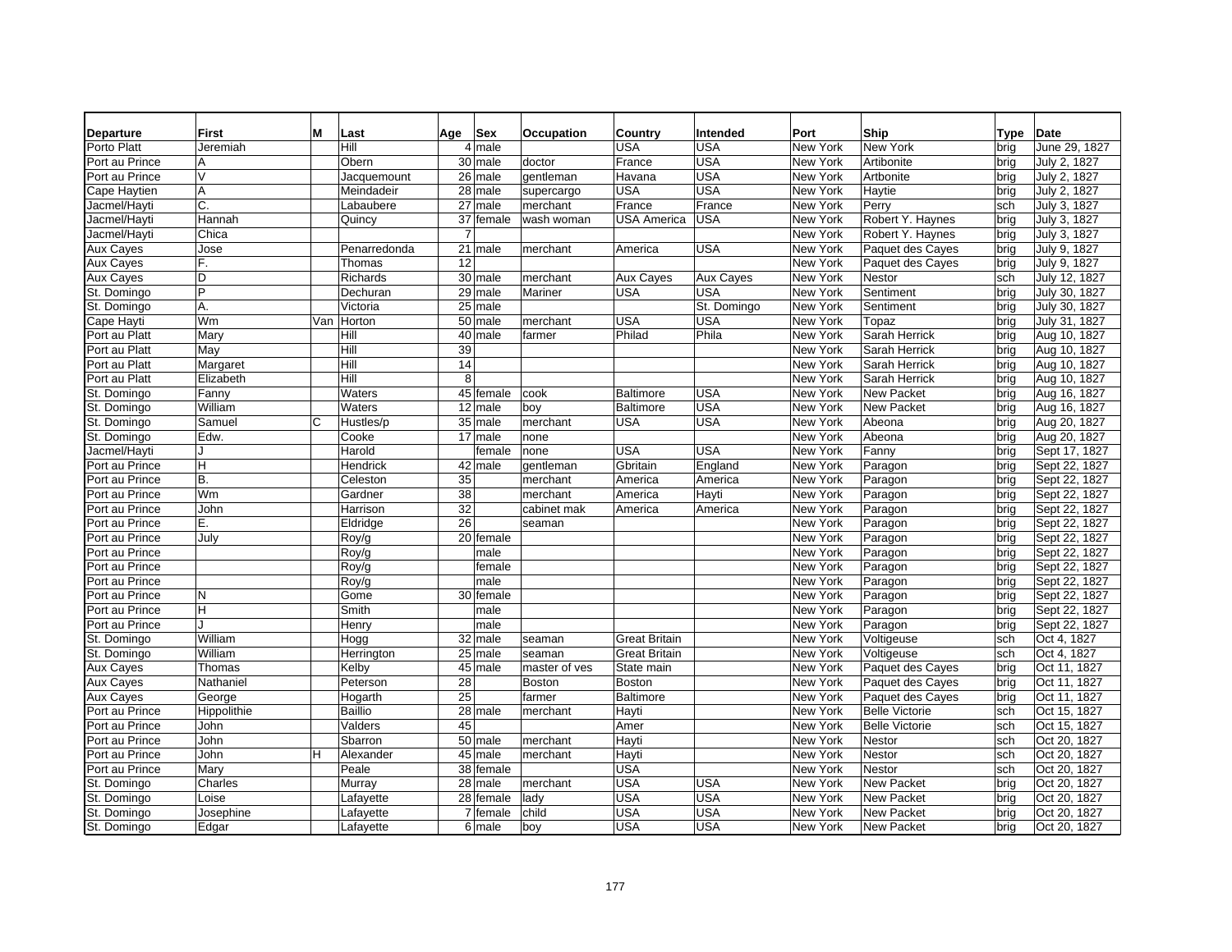| Departure | First | M | Last | Age | Sex | Occupation | Country | Intended | Port | Ship | Type | Date |
|---|---|---|---|---|---|---|---|---|---|---|---|---|
| Porto Platt | Jeremiah | | Hill | 4 | male | | USA | USA | New York | New York | brig | June 29, 1827 |
| Port au Prince | A | | Obern | 30 | male | doctor | France | USA | New York | Artibonite | brig | July 2, 1827 |
| Port au Prince | V | | Jacquemount | 26 | male | gentleman | Havana | USA | New York | Artbonite | brig | July 2, 1827 |
| Cape Haytien | A | | Meindadeir | 28 | male | supercargo | USA | USA | New York | Haytie | brig | July 2, 1827 |
| Jacmel/Hayti | C. | | Labaubere | 27 | male | merchant | France | France | New York | Perry | sch | July 3, 1827 |
| Jacmel/Hayti | Hannah | | Quincy | 37 | female | wash woman | USA America | USA | New York | Robert Y. Haynes | brig | July 3, 1827 |
| Jacmel/Hayti | Chica | | | 7 | | | | | New York | Robert Y. Haynes | brig | July 3, 1827 |
| Aux Cayes | Jose | | Penarredonda | 21 | male | merchant | America | USA | New York | Paquet des Cayes | brig | July 9, 1827 |
| Aux Cayes | F. | | Thomas | 12 | | | | | New York | Paquet des Cayes | brig | July 9, 1827 |
| Aux Cayes | D | | Richards | 30 | male | merchant | Aux Cayes | Aux Cayes | New York | Nestor | sch | July 12, 1827 |
| St. Domingo | P | | Dechuran | 29 | male | Mariner | USA | USA | New York | Sentiment | brig | July 30, 1827 |
| St. Domingo | A. | | Victoria | 25 | male | | | St. Domingo | New York | Sentiment | brig | July 30, 1827 |
| Cape Hayti | Wm | Van | Horton | 50 | male | merchant | USA | USA | New York | Topaz | brig | July 31, 1827 |
| Port au Platt | Mary | | Hill | 40 | male | farmer | Philad | Phila | New York | Sarah Herrick | brig | Aug 10, 1827 |
| Port au Platt | May | | Hill | 39 | | | | | New York | Sarah Herrick | brig | Aug 10, 1827 |
| Port au Platt | Margaret | | Hill | 14 | | | | | New York | Sarah Herrick | brig | Aug 10, 1827 |
| Port au Platt | Elizabeth | | Hill | 8 | | | | | New York | Sarah Herrick | brig | Aug 10, 1827 |
| St. Domingo | Fanny | | Waters | 45 | female | cook | Baltimore | USA | New York | New Packet | brig | Aug 16, 1827 |
| St. Domingo | William | | Waters | 12 | male | boy | Baltimore | USA | New York | New Packet | brig | Aug 16, 1827 |
| St. Domingo | Samuel | C | Hustles/p | 35 | male | merchant | USA | USA | New York | Abeona | brig | Aug 20, 1827 |
| St. Domingo | Edw. | | Cooke | 17 | male | none | | | New York | Abeona | brig | Aug 20, 1827 |
| Jacmel/Hayti | J | | Harold | | female | none | USA | USA | New York | Fanny | brig | Sept 17, 1827 |
| Port au Prince | H | | Hendrick | 42 | male | gentleman | Gbritain | England | New York | Paragon | brig | Sept 22, 1827 |
| Port au Prince | B. | | Celeston | 35 | | merchant | America | America | New York | Paragon | brig | Sept 22, 1827 |
| Port au Prince | Wm | | Gardner | 38 | | merchant | America | Hayti | New York | Paragon | brig | Sept 22, 1827 |
| Port au Prince | John | | Harrison | 32 | | cabinet mak | America | America | New York | Paragon | brig | Sept 22, 1827 |
| Port au Prince | E. | | Eldridge | 26 | | seaman | | | New York | Paragon | brig | Sept 22, 1827 |
| Port au Prince | July | | Roy/g | 20 | female | | | | New York | Paragon | brig | Sept 22, 1827 |
| Port au Prince | | | Roy/g | | male | | | | New York | Paragon | brig | Sept 22, 1827 |
| Port au Prince | | | Roy/g | | female | | | | New York | Paragon | brig | Sept 22, 1827 |
| Port au Prince | | | Roy/g | | male | | | | New York | Paragon | brig | Sept 22, 1827 |
| Port au Prince | N | | Gome | 30 | female | | | | New York | Paragon | brig | Sept 22, 1827 |
| Port au Prince | H | | Smith | | male | | | | New York | Paragon | brig | Sept 22, 1827 |
| Port au Prince | J | | Henry | | male | | | | New York | Paragon | brig | Sept 22, 1827 |
| St. Domingo | William | | Hogg | 32 | male | seaman | Great Britain | | New York | Voltigeuse | sch | Oct 4, 1827 |
| St. Domingo | William | | Herrington | 25 | male | seaman | Great Britain | | New York | Voltigeuse | sch | Oct 4, 1827 |
| Aux Cayes | Thomas | | Kelby | 45 | male | master of ves | State main | | New York | Paquet des Cayes | brig | Oct 11, 1827 |
| Aux Cayes | Nathaniel | | Peterson | 28 | | Boston | Boston | | New York | Paquet des Cayes | brig | Oct 11, 1827 |
| Aux Cayes | George | | Hogarth | 25 | | farmer | Baltimore | | New York | Paquet des Cayes | brig | Oct 11, 1827 |
| Port au Prince | Hippolithie | | Baillio | 28 | male | merchant | Hayti | | New York | Belle Victorie | sch | Oct 15, 1827 |
| Port au Prince | John | | Valders | 45 | | | Amer | | New York | Belle Victorie | sch | Oct 15, 1827 |
| Port au Prince | John | | Sbarron | 50 | male | merchant | Hayti | | New York | Nestor | sch | Oct 20, 1827 |
| Port au Prince | John | H | Alexander | 45 | male | merchant | Hayti | | New York | Nestor | sch | Oct 20, 1827 |
| Port au Prince | Mary | | Peale | 38 | female | | USA | | New York | Nestor | sch | Oct 20, 1827 |
| St. Domingo | Charles | | Murray | 28 | male | merchant | USA | USA | New York | New Packet | brig | Oct 20, 1827 |
| St. Domingo | Loise | | Lafayette | 28 | female | lady | USA | USA | New York | New Packet | brig | Oct 20, 1827 |
| St. Domingo | Josephine | | Lafayette | 7 | female | child | USA | USA | New York | New Packet | brig | Oct 20, 1827 |
| St. Domingo | Edgar | | Lafayette | 6 | male | boy | USA | USA | New York | New Packet | brig | Oct 20, 1827 |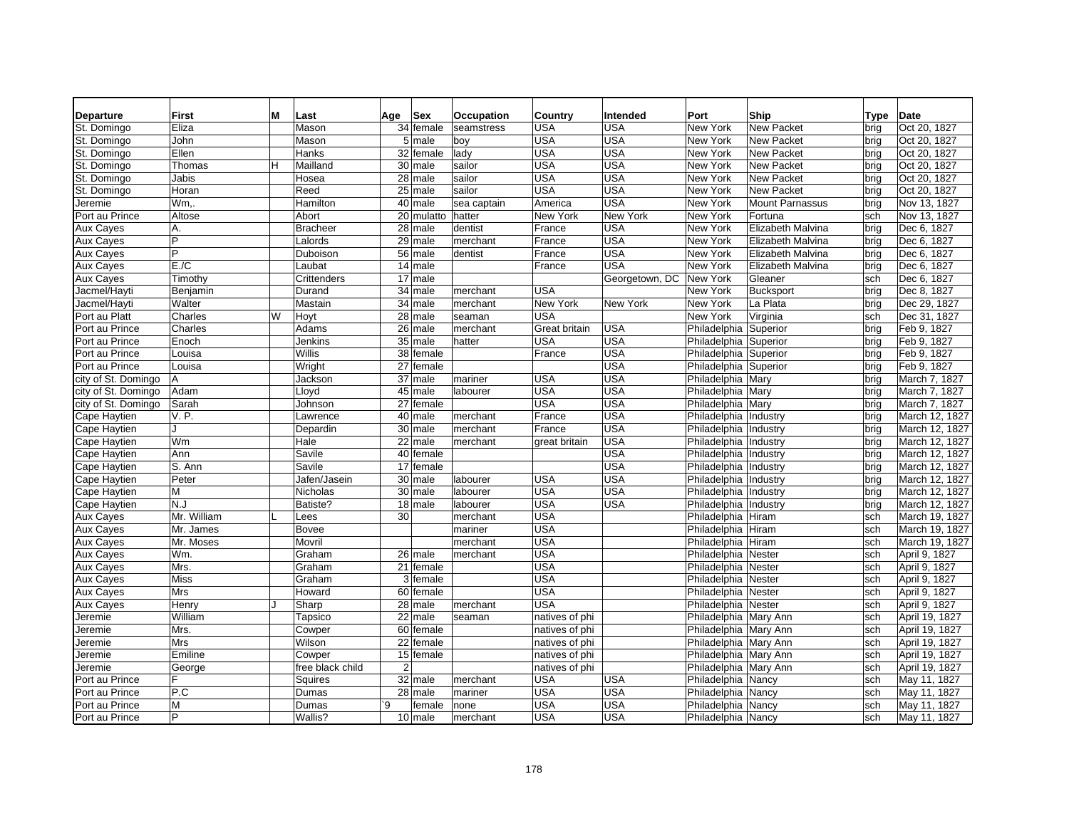| Departure | First | M | Last | Age | Sex | Occupation | Country | Intended | Port | Ship | Type | Date |
|---|---|---|---|---|---|---|---|---|---|---|---|---|
| St. Domingo | Eliza | | Mason | 34 | female | seamstress | USA | USA | New York | New Packet | brig | Oct 20, 1827 |
| St. Domingo | John | | Mason | 5 | male | boy | USA | USA | New York | New Packet | brig | Oct 20, 1827 |
| St. Domingo | Ellen | | Hanks | 32 | female | lady | USA | USA | New York | New Packet | brig | Oct 20, 1827 |
| St. Domingo | Thomas | H | Mailland | 30 | male | sailor | USA | USA | New York | New Packet | brig | Oct 20, 1827 |
| St. Domingo | Jabis | | Hosea | 28 | male | sailor | USA | USA | New York | New Packet | brig | Oct 20, 1827 |
| St. Domingo | Horan | | Reed | 25 | male | sailor | USA | USA | New York | New Packet | brig | Oct 20, 1827 |
| Jeremie | Wm,. | | Hamilton | 40 | male | sea captain | America | USA | New York | Mount Parnassus | brig | Nov 13, 1827 |
| Port au Prince | Altose | | Abort | 20 | mulatto | hatter | New York | New York | New York | Fortuna | sch | Nov 13, 1827 |
| Aux Cayes | A. | | Bracheer | 28 | male | dentist | France | USA | New York | Elizabeth Malvina | brig | Dec 6, 1827 |
| Aux Cayes | P | | Lalords | 29 | male | merchant | France | USA | New York | Elizabeth Malvina | brig | Dec 6, 1827 |
| Aux Cayes | P | | Duboison | 56 | male | dentist | France | USA | New York | Elizabeth Malvina | brig | Dec 6, 1827 |
| Aux Cayes | E./C | | Laubat | 14 | male | | France | USA | New York | Elizabeth Malvina | brig | Dec 6, 1827 |
| Aux Cayes | Timothy | | Crittenders | 17 | male | | | Georgetown, DC | New York | Gleaner | sch | Dec 6, 1827 |
| Jacmel/Hayti | Benjamin | | Durand | 34 | male | merchant | USA | | New York | Bucksport | brig | Dec 8, 1827 |
| Jacmel/Hayti | Walter | | Mastain | 34 | male | merchant | New York | New York | New York | La Plata | brig | Dec 29, 1827 |
| Port au Platt | Charles | W | Hoyt | 28 | male | seaman | USA | | New York | Virginia | sch | Dec 31, 1827 |
| Port au Prince | Charles | | Adams | 26 | male | merchant | Great britain | USA | Philadelphia | Superior | brig | Feb 9, 1827 |
| Port au Prince | Enoch | | Jenkins | 35 | male | hatter | USA | USA | Philadelphia | Superior | brig | Feb 9, 1827 |
| Port au Prince | Louisa | | Willis | 38 | female | | France | USA | Philadelphia | Superior | brig | Feb 9, 1827 |
| Port au Prince | Louisa | | Wright | 27 | female | | | USA | Philadelphia | Superior | brig | Feb 9, 1827 |
| city of St. Domingo | A | | Jackson | 37 | male | mariner | USA | USA | Philadelphia | Mary | brig | March 7, 1827 |
| city of St. Domingo | Adam | | Lloyd | 45 | male | labourer | USA | USA | Philadelphia | Mary | brig | March 7, 1827 |
| city of St. Domingo | Sarah | | Johnson | 27 | female | | USA | USA | Philadelphia | Mary | brig | March 7, 1827 |
| Cape Haytien | V. P. | | Lawrence | 40 | male | merchant | France | USA | Philadelphia | Industry | brig | March 12, 1827 |
| Cape Haytien | J | | Depardin | 30 | male | merchant | France | USA | Philadelphia | Industry | brig | March 12, 1827 |
| Cape Haytien | Wm | | Hale | 22 | male | merchant | great britain | USA | Philadelphia | Industry | brig | March 12, 1827 |
| Cape Haytien | Ann | | Savile | 40 | female | | | USA | Philadelphia | Industry | brig | March 12, 1827 |
| Cape Haytien | S. Ann | | Savile | 17 | female | | | USA | Philadelphia | Industry | brig | March 12, 1827 |
| Cape Haytien | Peter | | Jafen/Jasein | 30 | male | labourer | USA | USA | Philadelphia | Industry | brig | March 12, 1827 |
| Cape Haytien | M | | Nicholas | 30 | male | labourer | USA | USA | Philadelphia | Industry | brig | March 12, 1827 |
| Cape Haytien | N.J | | Batiste? | 18 | male | labourer | USA | USA | Philadelphia | Industry | brig | March 12, 1827 |
| Aux Cayes | Mr. William | L | Lees | 30 | | merchant | USA | | Philadelphia | Hiram | sch | March 19, 1827 |
| Aux Cayes | Mr. James | | Bovee | | | mariner | USA | | Philadelphia | Hiram | sch | March 19, 1827 |
| Aux Cayes | Mr. Moses | | Movril | | | merchant | USA | | Philadelphia | Hiram | sch | March 19, 1827 |
| Aux Cayes | Wm. | | Graham | 26 | male | merchant | USA | | Philadelphia | Nester | sch | April 9, 1827 |
| Aux Cayes | Mrs. | | Graham | 21 | female | | USA | | Philadelphia | Nester | sch | April 9, 1827 |
| Aux Cayes | Miss | | Graham | 3 | female | | USA | | Philadelphia | Nester | sch | April 9, 1827 |
| Aux Cayes | Mrs | | Howard | 60 | female | | USA | | Philadelphia | Nester | sch | April 9, 1827 |
| Aux Cayes | Henry | J | Sharp | 28 | male | merchant | USA | | Philadelphia | Nester | sch | April 9, 1827 |
| Jeremie | William | | Tapsico | 22 | male | seaman | natives of phi | | Philadelphia | Mary Ann | sch | April 19, 1827 |
| Jeremie | Mrs. | | Cowper | 60 | female | | natives of phi | | Philadelphia | Mary Ann | sch | April 19, 1827 |
| Jeremie | Mrs | | Wilson | 22 | female | | natives of phi | | Philadelphia | Mary Ann | sch | April 19, 1827 |
| Jeremie | Emiline | | Cowper | 15 | female | | natives of phi | | Philadelphia | Mary Ann | sch | April 19, 1827 |
| Jeremie | George | | free black child | 2 | | | natives of phi | | Philadelphia | Mary Ann | sch | April 19, 1827 |
| Port au Prince | F | | Squires | 32 | male | merchant | USA | USA | Philadelphia | Nancy | sch | May 11, 1827 |
| Port au Prince | P.C | | Dumas | 28 | male | mariner | USA | USA | Philadelphia | Nancy | sch | May 11, 1827 |
| Port au Prince | M | | Dumas | `9 | female | none | USA | USA | Philadelphia | Nancy | sch | May 11, 1827 |
| Port au Prince | P | | Wallis? | 10 | male | merchant | USA | USA | Philadelphia | Nancy | sch | May 11, 1827 |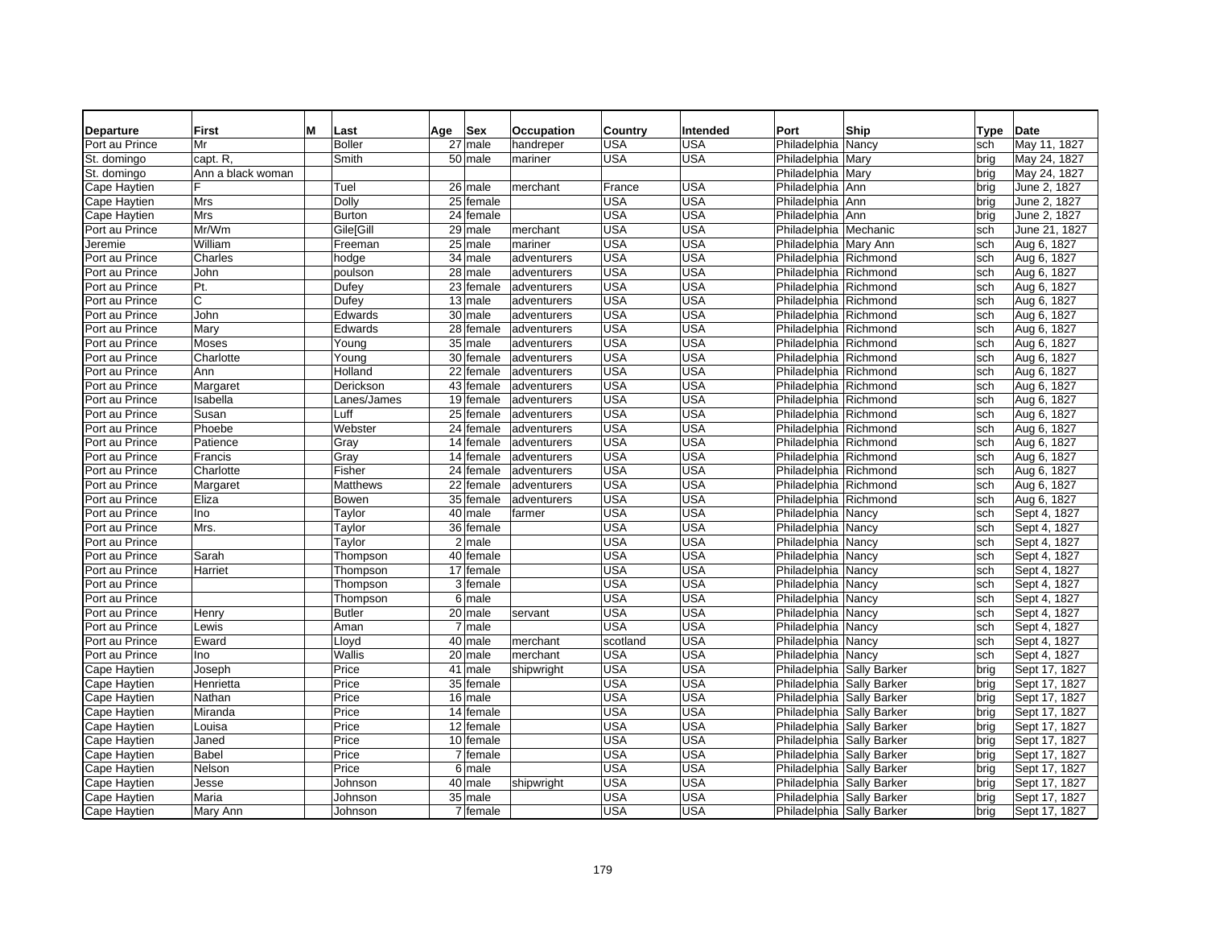| Departure | First | M | Last | Age | Sex | Occupation | Country | Intended | Port | Ship | Type | Date |
|---|---|---|---|---|---|---|---|---|---|---|---|---|
| Port au Prince | Mr | | Boller | 27 | male | handreper | USA | USA | Philadelphia | Nancy | sch | May 11, 1827 |
| St. domingo | capt. R, | | Smith | 50 | male | mariner | USA | USA | Philadelphia | Mary | brig | May 24, 1827 |
| St. domingo | Ann a black woman | | | | | | | | Philadelphia | Mary | brig | May 24, 1827 |
| Cape Haytien | F | | Tuel | 26 | male | merchant | France | USA | Philadelphia | Ann | brig | June 2, 1827 |
| Cape Haytien | Mrs | | Dolly | 25 | female | | USA | USA | Philadelphia | Ann | brig | June 2, 1827 |
| Cape Haytien | Mrs | | Burton | 24 | female | | USA | USA | Philadelphia | Ann | brig | June 2, 1827 |
| Port au Prince | Mr/Wm | | Gile[Gill | 29 | male | merchant | USA | USA | Philadelphia | Mechanic | sch | June 21, 1827 |
| Jeremie | William | | Freeman | 25 | male | mariner | USA | USA | Philadelphia | Mary Ann | sch | Aug 6, 1827 |
| Port au Prince | Charles | | hodge | 34 | male | adventurers | USA | USA | Philadelphia | Richmond | sch | Aug 6, 1827 |
| Port au Prince | John | | poulson | 28 | male | adventurers | USA | USA | Philadelphia | Richmond | sch | Aug 6, 1827 |
| Port au Prince | Pt. | | Dufey | 23 | female | adventurers | USA | USA | Philadelphia | Richmond | sch | Aug 6, 1827 |
| Port au Prince | C | | Dufey | 13 | male | adventurers | USA | USA | Philadelphia | Richmond | sch | Aug 6, 1827 |
| Port au Prince | John | | Edwards | 30 | male | adventurers | USA | USA | Philadelphia | Richmond | sch | Aug 6, 1827 |
| Port au Prince | Mary | | Edwards | 28 | female | adventurers | USA | USA | Philadelphia | Richmond | sch | Aug 6, 1827 |
| Port au Prince | Moses | | Young | 35 | male | adventurers | USA | USA | Philadelphia | Richmond | sch | Aug 6, 1827 |
| Port au Prince | Charlotte | | Young | 30 | female | adventurers | USA | USA | Philadelphia | Richmond | sch | Aug 6, 1827 |
| Port au Prince | Ann | | Holland | 22 | female | adventurers | USA | USA | Philadelphia | Richmond | sch | Aug 6, 1827 |
| Port au Prince | Margaret | | Derickson | 43 | female | adventurers | USA | USA | Philadelphia | Richmond | sch | Aug 6, 1827 |
| Port au Prince | Isabella | | Lanes/James | 19 | female | adventurers | USA | USA | Philadelphia | Richmond | sch | Aug 6, 1827 |
| Port au Prince | Susan | | Luff | 25 | female | adventurers | USA | USA | Philadelphia | Richmond | sch | Aug 6, 1827 |
| Port au Prince | Phoebe | | Webster | 24 | female | adventurers | USA | USA | Philadelphia | Richmond | sch | Aug 6, 1827 |
| Port au Prince | Patience | | Gray | 14 | female | adventurers | USA | USA | Philadelphia | Richmond | sch | Aug 6, 1827 |
| Port au Prince | Francis | | Gray | 14 | female | adventurers | USA | USA | Philadelphia | Richmond | sch | Aug 6, 1827 |
| Port au Prince | Charlotte | | Fisher | 24 | female | adventurers | USA | USA | Philadelphia | Richmond | sch | Aug 6, 1827 |
| Port au Prince | Margaret | | Matthews | 22 | female | adventurers | USA | USA | Philadelphia | Richmond | sch | Aug 6, 1827 |
| Port au Prince | Eliza | | Bowen | 35 | female | adventurers | USA | USA | Philadelphia | Richmond | sch | Aug 6, 1827 |
| Port au Prince | Ino | | Taylor | 40 | male | farmer | USA | USA | Philadelphia | Nancy | sch | Sept 4, 1827 |
| Port au Prince | Mrs. | | Taylor | 36 | female | | USA | USA | Philadelphia | Nancy | sch | Sept 4, 1827 |
| Port au Prince | | | Taylor | 2 | male | | USA | USA | Philadelphia | Nancy | sch | Sept 4, 1827 |
| Port au Prince | Sarah | | Thompson | 40 | female | | USA | USA | Philadelphia | Nancy | sch | Sept 4, 1827 |
| Port au Prince | Harriet | | Thompson | 17 | female | | USA | USA | Philadelphia | Nancy | sch | Sept 4, 1827 |
| Port au Prince | | | Thompson | 3 | female | | USA | USA | Philadelphia | Nancy | sch | Sept 4, 1827 |
| Port au Prince | | | Thompson | 6 | male | | USA | USA | Philadelphia | Nancy | sch | Sept 4, 1827 |
| Port au Prince | Henry | | Butler | 20 | male | servant | USA | USA | Philadelphia | Nancy | sch | Sept 4, 1827 |
| Port au Prince | Lewis | | Aman | 7 | male | | USA | USA | Philadelphia | Nancy | sch | Sept 4, 1827 |
| Port au Prince | Eward | | Lloyd | 40 | male | merchant | scotland | USA | Philadelphia | Nancy | sch | Sept 4, 1827 |
| Port au Prince | Ino | | Wallis | 20 | male | merchant | USA | USA | Philadelphia | Nancy | sch | Sept 4, 1827 |
| Cape Haytien | Joseph | | Price | 41 | male | shipwright | USA | USA | Philadelphia | Sally Barker | brig | Sept 17, 1827 |
| Cape Haytien | Henrietta | | Price | 35 | female | | USA | USA | Philadelphia | Sally Barker | brig | Sept 17, 1827 |
| Cape Haytien | Nathan | | Price | 16 | male | | USA | USA | Philadelphia | Sally Barker | brig | Sept 17, 1827 |
| Cape Haytien | Miranda | | Price | 14 | female | | USA | USA | Philadelphia | Sally Barker | brig | Sept 17, 1827 |
| Cape Haytien | Louisa | | Price | 12 | female | | USA | USA | Philadelphia | Sally Barker | brig | Sept 17, 1827 |
| Cape Haytien | Janed | | Price | 10 | female | | USA | USA | Philadelphia | Sally Barker | brig | Sept 17, 1827 |
| Cape Haytien | Babel | | Price | 7 | female | | USA | USA | Philadelphia | Sally Barker | brig | Sept 17, 1827 |
| Cape Haytien | Nelson | | Price | 6 | male | | USA | USA | Philadelphia | Sally Barker | brig | Sept 17, 1827 |
| Cape Haytien | Jesse | | Johnson | 40 | male | shipwright | USA | USA | Philadelphia | Sally Barker | brig | Sept 17, 1827 |
| Cape Haytien | Maria | | Johnson | 35 | male | | USA | USA | Philadelphia | Sally Barker | brig | Sept 17, 1827 |
| Cape Haytien | Mary Ann | | Johnson | 7 | female | | USA | USA | Philadelphia | Sally Barker | brig | Sept 17, 1827 |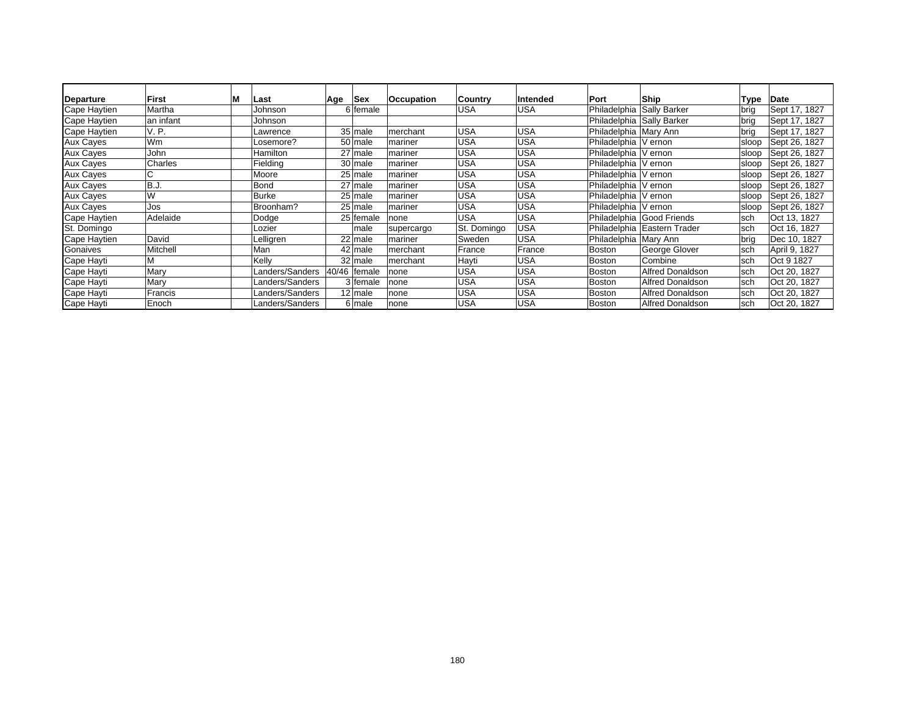| Departure | First | M | Last | Age | Sex | Occupation | Country | Intended | Port | Ship | Type | Date |
|---|---|---|---|---|---|---|---|---|---|---|---|---|
| Cape Haytien | Martha | | Johnson | 6 | female | | USA | USA | Philadelphia | Sally Barker | brig | Sept 17, 1827 |
| Cape Haytien | an infant | | Johnson | | | | | | Philadelphia | Sally Barker | brig | Sept 17, 1827 |
| Cape Haytien | V. P. | | Lawrence | 35 | male | merchant | USA | USA | Philadelphia | Mary Ann | brig | Sept 17, 1827 |
| Aux Cayes | Wm | | Losemore? | 50 | male | mariner | USA | USA | Philadelphia | V ernon | sloop | Sept 26, 1827 |
| Aux Cayes | John | | Hamilton | 27 | male | mariner | USA | USA | Philadelphia | V ernon | sloop | Sept 26, 1827 |
| Aux Cayes | Charles | | Fielding | 30 | male | mariner | USA | USA | Philadelphia | V ernon | sloop | Sept 26, 1827 |
| Aux Cayes | C | | Moore | 25 | male | mariner | USA | USA | Philadelphia | V ernon | sloop | Sept 26, 1827 |
| Aux Cayes | B.J. | | Bond | 27 | male | mariner | USA | USA | Philadelphia | V ernon | sloop | Sept 26, 1827 |
| Aux Cayes | W | | Burke | 25 | male | mariner | USA | USA | Philadelphia | V ernon | sloop | Sept 26, 1827 |
| Aux Cayes | Jos | | Broonham? | 25 | male | mariner | USA | USA | Philadelphia | V ernon | sloop | Sept 26, 1827 |
| Cape Haytien | Adelaide | | Dodge | 25 | female | none | USA | USA | Philadelphia | Good Friends | sch | Oct 13, 1827 |
| St. Domingo | | | Lozier | | male | supercargo | St. Domingo | USA | Philadelphia | Eastern Trader | sch | Oct 16, 1827 |
| Cape Haytien | David | | Lelligren | 22 | male | mariner | Sweden | USA | Philadelphia | Mary Ann | brig | Dec 10, 1827 |
| Gonaives | Mitchell | | Man | 42 | male | merchant | France | France | Boston | George Glover | sch | April 9, 1827 |
| Cape Hayti | M | | Kelly | 32 | male | merchant | Hayti | USA | Boston | Combine | sch | Oct 9 1827 |
| Cape Hayti | Mary | | Landers/Sanders | 40/46 | female | none | USA | USA | Boston | Alfred Donaldson | sch | Oct 20, 1827 |
| Cape Hayti | Mary | | Landers/Sanders | 3 | female | none | USA | USA | Boston | Alfred Donaldson | sch | Oct 20, 1827 |
| Cape Hayti | Francis | | Landers/Sanders | 12 | male | none | USA | USA | Boston | Alfred Donaldson | sch | Oct 20, 1827 |
| Cape Hayti | Enoch | | Landers/Sanders | 6 | male | none | USA | USA | Boston | Alfred Donaldson | sch | Oct 20, 1827 |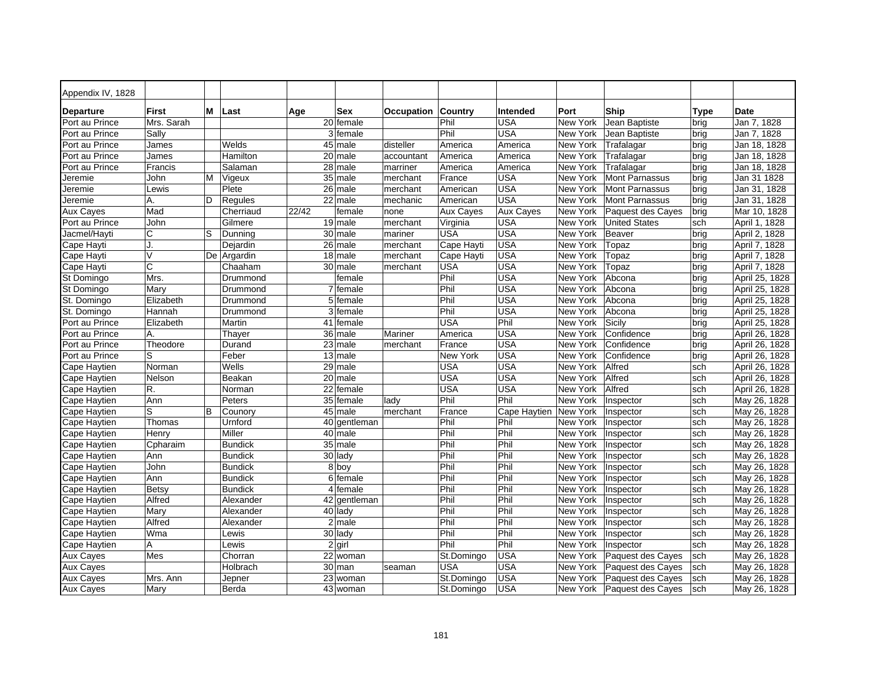| Appendix IV, 1828 | | | | | | | | | | | | |
|---|---|---|---|---|---|---|---|---|---|---|---|---|
| **Departure** | **First** | **M** | **Last** | **Age** | **Sex** | **Occupation** | **Country** | **Intended** | **Port** | **Ship** | **Type** | **Date** |
| Port au Prince | Mrs. Sarah | | | 20 | female | | Phil | USA | New York | Jean Baptiste | brig | Jan 7, 1828 |
| Port au Prince | Sally | | | 3 | female | | Phil | USA | New York | Jean Baptiste | brig | Jan 7, 1828 |
| Port au Prince | James | | Welds | 45 | male | disteller | America | America | New York | Trafalagar | brig | Jan 18, 1828 |
| Port au Prince | James | | Hamilton | 20 | male | accountant | America | America | New York | Trafalagar | brig | Jan 18, 1828 |
| Port au Prince | Francis | | Salaman | 28 | male | marriner | America | America | New York | Trafalagar | brig | Jan 18, 1828 |
| Jeremie | John | M | Vigeux | 35 | male | merchant | France | USA | New York | Mont Parnassus | brig | Jan 31 1828 |
| Jeremie | Lewis | | Plete | 26 | male | merchant | American | USA | New York | Mont Parnassus | brig | Jan 31, 1828 |
| Jeremie | A. | D | Regules | 22 | male | mechanic | American | USA | New York | Mont Parnassus | brig | Jan 31, 1828 |
| Aux Cayes | Mad | | Cherriaud | 22/42 | female | none | Aux Cayes | Aux Cayes | New York | Paquest des Cayes | brig | Mar 10, 1828 |
| Port au Prince | John | | Gilmere | 19 | male | merchant | Virginia | USA | New York | United States | sch | April 1, 1828 |
| Jacmel/Hayti | C | S | Dunning | 30 | male | mariner | USA | USA | New York | Beaver | brig | April 2, 1828 |
| Cape Hayti | J. | | Dejardin | 26 | male | merchant | Cape Hayti | USA | New York | Topaz | brig | April 7, 1828 |
| Cape Hayti | V | De | Argardin | 18 | male | merchant | Cape Hayti | USA | New York | Topaz | brig | April 7, 1828 |
| Cape Hayti | C | | Chaaham | 30 | male | merchant | USA | USA | New York | Topaz | brig | April 7, 1828 |
| St Domingo | Mrs. | | Drummond | | female | | Phil | USA | New York | Abcona | brig | April 25, 1828 |
| St Domingo | Mary | | Drummond | 7 | female | | Phil | USA | New York | Abcona | brig | April 25, 1828 |
| St. Domingo | Elizabeth | | Drummond | 5 | female | | Phil | USA | New York | Abcona | brig | April 25, 1828 |
| St. Domingo | Hannah | | Drummond | 3 | female | | Phil | USA | New York | Abcona | brig | April 25, 1828 |
| Port au Prince | Elizabeth | | Martin | 41 | female | | USA | Phil | New York | Sicily | brig | April 25, 1828 |
| Port au Prince | A. | | Thayer | 36 | male | Mariner | America | USA | New York | Confidence | brig | April 26, 1828 |
| Port au Prince | Theodore | | Durand | 23 | male | merchant | France | USA | New York | Confidence | brig | April 26, 1828 |
| Port au Prince | S | | Feber | 13 | male | | New York | USA | New York | Confidence | brig | April 26, 1828 |
| Cape Haytien | Norman | | Wells | 29 | male | | USA | USA | New York | Alfred | sch | April 26, 1828 |
| Cape Haytien | Nelson | | Beakan | 20 | male | | USA | USA | New York | Alfred | sch | April 26, 1828 |
| Cape Haytien | R. | | Norman | 22 | female | | USA | USA | New York | Alfred | sch | April 26, 1828 |
| Cape Haytien | Ann | | Peters | 35 | female | lady | Phil | Phil | New York | Inspector | sch | May 26, 1828 |
| Cape Haytien | S | B | Counory | 45 | male | merchant | France | Cape Haytien | New York | Inspector | sch | May 26, 1828 |
| Cape Haytien | Thomas | | Urnford | 40 | gentleman | | Phil | Phil | New York | Inspector | sch | May 26, 1828 |
| Cape Haytien | Henry | | Miller | 40 | male | | Phil | Phil | New York | Inspector | sch | May 26, 1828 |
| Cape Haytien | Cpharaim | | Bundick | 35 | male | | Phil | Phil | New York | Inspector | sch | May 26, 1828 |
| Cape Haytien | Ann | | Bundick | 30 | lady | | Phil | Phil | New York | Inspector | sch | May 26, 1828 |
| Cape Haytien | John | | Bundick | 8 | boy | | Phil | Phil | New York | Inspector | sch | May 26, 1828 |
| Cape Haytien | Ann | | Bundick | 6 | female | | Phil | Phil | New York | Inspector | sch | May 26, 1828 |
| Cape Haytien | Betsy | | Bundick | 4 | female | | Phil | Phil | New York | Inspector | sch | May 26, 1828 |
| Cape Haytien | Alfred | | Alexander | 42 | gentleman | | Phil | Phil | New York | Inspector | sch | May 26, 1828 |
| Cape Haytien | Mary | | Alexander | 40 | lady | | Phil | Phil | New York | Inspector | sch | May 26, 1828 |
| Cape Haytien | Alfred | | Alexander | 2 | male | | Phil | Phil | New York | Inspector | sch | May 26, 1828 |
| Cape Haytien | Wma | | Lewis | 30 | lady | | Phil | Phil | New York | Inspector | sch | May 26, 1828 |
| Cape Haytien | A | | Lewis | 2 | girl | | Phil | Phil | New York | Inspector | sch | May 26, 1828 |
| Aux Cayes | Mes | | Chorran | 22 | woman | | St.Domingo | USA | New York | Paquest des Cayes | sch | May 26, 1828 |
| Aux Cayes | | | Holbrach | 30 | man | seaman | USA | USA | New York | Paquest des Cayes | sch | May 26, 1828 |
| Aux Cayes | Mrs. Ann | | Jepner | 23 | woman | | St.Domingo | USA | New York | Paquest des Cayes | sch | May 26, 1828 |
| Aux Cayes | Mary | | Berda | 43 | woman | | St.Domingo | USA | New York | Paquest des Cayes | sch | May 26, 1828 |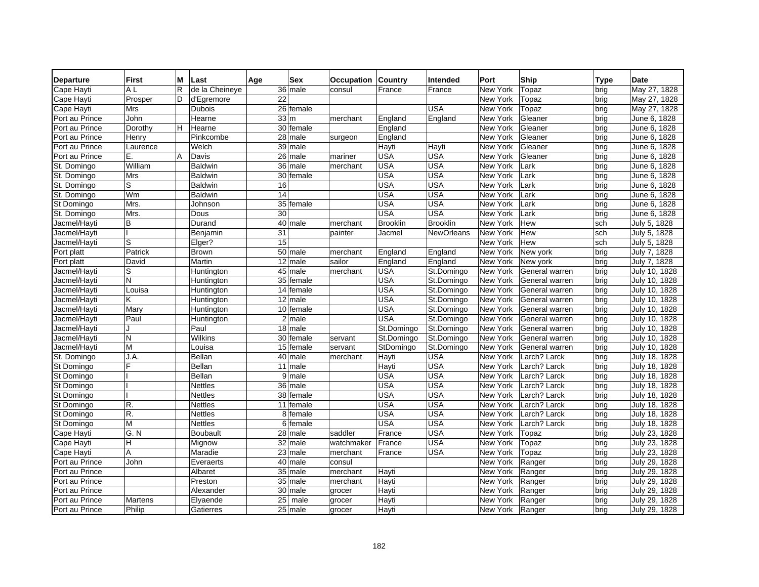| Departure | First | M | Last | Age | Sex | Occupation | Country | Intended | Port | Ship | Type | Date |
|---|---|---|---|---|---|---|---|---|---|---|---|---|
| Cape Hayti | A L | R | de la Cheineye | 36 | male | consul | France | France | New York | Topaz | brig | May 27, 1828 |
| Cape Hayti | Prosper | D | d'Egremore | 22 | | | | | New York | Topaz | brig | May 27, 1828 |
| Cape Hayti | Mrs | | Dubois | 26 | female | | | USA | New York | Topaz | brig | May 27, 1828 |
| Port au Prince | John | | Hearne | 33 | m | merchant | England | England | New York | Gleaner | brig | June 6, 1828 |
| Port au Prince | Dorothy | H | Hearne | 30 | female | | England | | New York | Gleaner | brig | June 6, 1828 |
| Port au Prince | Henry | | Pinkcombe | 28 | male | surgeon | England | | New York | Gleaner | brig | June 6, 1828 |
| Port au Prince | Laurence | | Welch | 39 | male | | Hayti | Hayti | New York | Gleaner | brig | June 6, 1828 |
| Port au Prince | E. | A | Davis | 26 | male | mariner | USA | USA | New York | Gleaner | brig | June 6, 1828 |
| St. Domingo | William | | Baldwin | 36 | male | merchant | USA | USA | New York | Lark | brig | June 6, 1828 |
| St. Domingo | Mrs | | Baldwin | 30 | female | | USA | USA | New York | Lark | brig | June 6, 1828 |
| St. Domingo | S | | Baldwin | 16 | | | USA | USA | New York | Lark | brig | June 6, 1828 |
| St. Domingo | Wm | | Baldwin | 14 | | | USA | USA | New York | Lark | brig | June 6, 1828 |
| St Domingo | Mrs. | | Johnson | 35 | female | | USA | USA | New York | Lark | brig | June 6, 1828 |
| St. Domingo | Mrs. | | Dous | 30 | | | USA | USA | New York | Lark | brig | June 6, 1828 |
| Jacmel/Hayti | B | | Durand | 40 | male | merchant | Brooklin | Brooklin | New York | Hew | sch | July 5, 1828 |
| Jacmel/Hayti | I | | Benjamin | 31 | | painter | Jacmel | NewOrleans | New York | Hew | sch | July 5, 1828 |
| Jacmel/Hayti | S | | Elger? | 15 | | | | | New York | Hew | sch | July 5, 1828 |
| Port platt | Patrick | | Brown | 50 | male | merchant | England | England | New York | New york | brig | July 7, 1828 |
| Port platt | David | | Martin | 12 | male | sailor | England | England | New York | New york | brig | July 7, 1828 |
| Jacmel/Hayti | S | | Huntington | 45 | male | merchant | USA | St.Domingo | New York | General warren | brig | July 10, 1828 |
| Jacmel/Hayti | N | | Huntington | 35 | female | | USA | St.Domingo | New York | General warren | brig | July 10, 1828 |
| Jacmel/Hayti | Louisa | | Huntington | 14 | female | | USA | St.Domingo | New York | General warren | brig | July 10, 1828 |
| Jacmel/Hayti | K | | Huntington | 12 | male | | USA | St.Domingo | New York | General warren | brig | July 10, 1828 |
| Jacmel/Hayti | Mary | | Huntington | 10 | female | | USA | St.Domingo | New York | General warren | brig | July 10, 1828 |
| Jacmel/Hayti | Paul | | Huntington | 2 | male | | USA | St.Domingo | New York | General warren | brig | July 10, 1828 |
| Jacmel/Hayti | J | | Paul | 18 | male | | St.Domingo | St.Domingo | New York | General warren | brig | July 10, 1828 |
| Jacmel/Hayti | N | | Wilkins | 30 | female | servant | St.Domingo | St.Domingo | New York | General warren | brig | July 10, 1828 |
| Jacmel/Hayti | M | | Louisa | 15 | female | servant | StDomingo | St.Domingo | New York | General warren | brig | July 10, 1828 |
| St. Domingo | J.A. | | Bellan | 40 | male | merchant | Hayti | USA | New York | Larch? Larck | brig | July 18, 1828 |
| St Domingo | F | | Bellan | 11 | male | | Hayti | USA | New York | Larch? Larck | brig | July 18, 1828 |
| St Domingo | I | | Bellan | 9 | male | | USA | USA | New York | Larch? Larck | brig | July 18, 1828 |
| St Domingo | I | | Nettles | 36 | male | | USA | USA | New York | Larch? Larck | brig | July 18, 1828 |
| St Domingo | I | | Nettles | 38 | female | | USA | USA | New York | Larch? Larck | brig | July 18, 1828 |
| St Domingo | R. | | Nettles | 11 | female | | USA | USA | New York | Larch? Larck | brig | July 18, 1828 |
| St Domingo | R. | | Nettles | 8 | female | | USA | USA | New York | Larch? Larck | brig | July 18, 1828 |
| St Domingo | M | | Nettles | 6 | female | | USA | USA | New York | Larch? Larck | brig | July 18, 1828 |
| Cape Hayti | G. N | | Boubault | 28 | male | saddler | France | USA | New York | Topaz | brig | July 23, 1828 |
| Cape Hayti | H | | Mignow | 32 | male | watchmaker | France | USA | New York | Topaz | brig | July 23, 1828 |
| Cape Hayti | A | | Maradie | 23 | male | merchant | France | USA | New York | Topaz | brig | July 23, 1828 |
| Port au Prince | John | | Everaerts | 40 | male | consul | | | New York | Ranger | brig | July 29, 1828 |
| Port au Prince | | | Albaret | 35 | male | merchant | Hayti | | New York | Ranger | brig | July 29, 1828 |
| Port au Prince | | | Preston | 35 | male | merchant | Hayti | | New York | Ranger | brig | July 29, 1828 |
| Port au Prince | | | Alexander | 30 | male | grocer | Hayti | | New York | Ranger | brig | July 29, 1828 |
| Port au Prince | Martens | | Elyaende | 25 | male | grocer | Hayti | | New York | Ranger | brig | July 29, 1828 |
| Port au Prince | Philip | | Gatierres | 25 | male | grocer | Hayti | | New York | Ranger | brig | July 29, 1828 |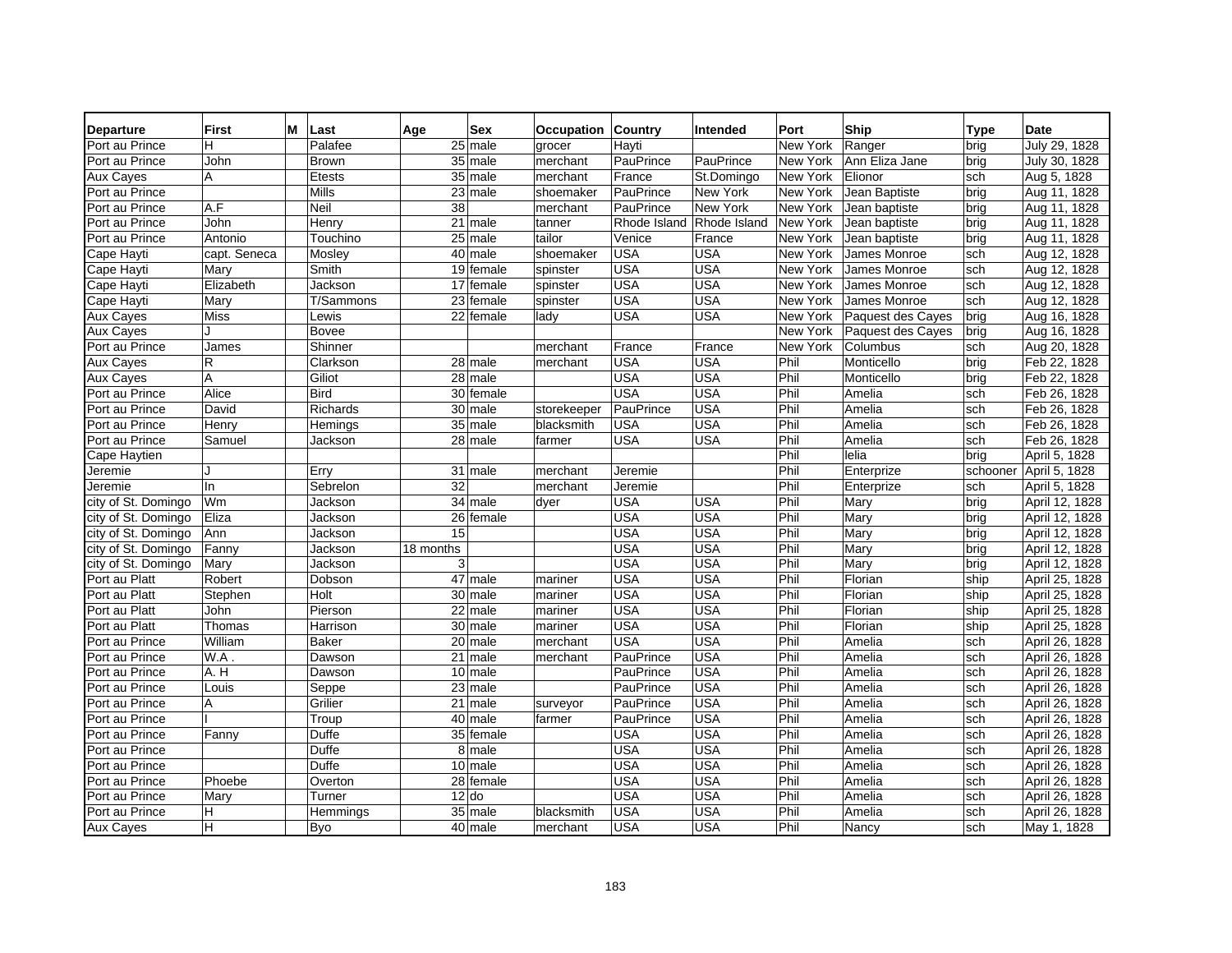| Departure | First | M | Last | Age | Sex | Occupation | Country | Intended | Port | Ship | Type | Date |
|---|---|---|---|---|---|---|---|---|---|---|---|---|
| Port au Prince | H | | Palafee | 25 | male | grocer | Hayti | | New York | Ranger | brig | July 29, 1828 |
| Port au Prince | John | | Brown | 35 | male | merchant | PauPrince | PauPrince | New York | Ann Eliza Jane | brig | July 30, 1828 |
| Aux Cayes | A | | Etests | 35 | male | merchant | France | St.Domingo | New York | Elionor | sch | Aug 5, 1828 |
| Port au Prince | | | Mills | 23 | male | shoemaker | PauPrince | New York | New York | Jean Baptiste | brig | Aug 11, 1828 |
| Port au Prince | A.F | | Neil | 38 | | merchant | PauPrince | New York | New York | Jean baptiste | brig | Aug 11, 1828 |
| Port au Prince | John | | Henry | 21 | male | tanner | Rhode Island | Rhode Island | New York | Jean baptiste | brig | Aug 11, 1828 |
| Port au Prince | Antonio | | Touchino | 25 | male | tailor | Venice | France | New York | Jean baptiste | brig | Aug 11, 1828 |
| Cape Hayti | capt. Seneca | | Mosley | 40 | male | shoemaker | USA | USA | New York | James Monroe | sch | Aug 12, 1828 |
| Cape Hayti | Mary | | Smith | 19 | female | spinster | USA | USA | New York | James Monroe | sch | Aug 12, 1828 |
| Cape Hayti | Elizabeth | | Jackson | 17 | female | spinster | USA | USA | New York | James Monroe | sch | Aug 12, 1828 |
| Cape Hayti | Mary | | T/Sammons | 23 | female | spinster | USA | USA | New York | James Monroe | sch | Aug 12, 1828 |
| Aux Cayes | Miss | | Lewis | 22 | female | lady | USA | USA | New York | Paquest des Cayes | brig | Aug 16, 1828 |
| Aux Cayes | J | | Bovee | | | | | | New York | Paquest des Cayes | brig | Aug 16, 1828 |
| Port au Prince | James | | Shinner | | | merchant | France | France | New York | Columbus | sch | Aug 20, 1828 |
| Aux Cayes | R | | Clarkson | 28 | male | merchant | USA | USA | Phil | Monticello | brig | Feb 22, 1828 |
| Aux Cayes | A | | Giliot | 28 | male | | USA | USA | Phil | Monticello | brig | Feb 22, 1828 |
| Port au Prince | Alice | | Bird | 30 | female | | USA | USA | Phil | Amelia | sch | Feb 26, 1828 |
| Port au Prince | David | | Richards | 30 | male | storekeeper | PauPrince | USA | Phil | Amelia | sch | Feb 26, 1828 |
| Port au Prince | Henry | | Hemings | 35 | male | blacksmith | USA | USA | Phil | Amelia | sch | Feb 26, 1828 |
| Port au Prince | Samuel | | Jackson | 28 | male | farmer | USA | USA | Phil | Amelia | sch | Feb 26, 1828 |
| Cape Haytien | | | | | | | | | Phil | lelia | brig | April 5, 1828 |
| Jeremie | J | | Erry | 31 | male | merchant | Jeremie | | Phil | Enterprize | schooner | April 5, 1828 |
| Jeremie | In | | Sebrelon | 32 | | merchant | Jeremie | | Phil | Enterprize | sch | April 5, 1828 |
| city of St. Domingo | Wm | | Jackson | 34 | male | dyer | USA | USA | Phil | Mary | brig | April 12, 1828 |
| city of St. Domingo | Eliza | | Jackson | 26 | female | | USA | USA | Phil | Mary | brig | April 12, 1828 |
| city of St. Domingo | Ann | | Jackson | 15 | | | USA | USA | Phil | Mary | brig | April 12, 1828 |
| city of St. Domingo | Fanny | | Jackson | 18 months | | | USA | USA | Phil | Mary | brig | April 12, 1828 |
| city of St. Domingo | Mary | | Jackson | 3 | | | USA | USA | Phil | Mary | brig | April 12, 1828 |
| Port au Platt | Robert | | Dobson | 47 | male | mariner | USA | USA | Phil | Florian | ship | April 25, 1828 |
| Port au Platt | Stephen | | Holt | 30 | male | mariner | USA | USA | Phil | Florian | ship | April 25, 1828 |
| Port au Platt | John | | Pierson | 22 | male | mariner | USA | USA | Phil | Florian | ship | April 25, 1828 |
| Port au Platt | Thomas | | Harrison | 30 | male | mariner | USA | USA | Phil | Florian | ship | April 25, 1828 |
| Port au Prince | William | | Baker | 20 | male | merchant | USA | USA | Phil | Amelia | sch | April 26, 1828 |
| Port au Prince | W.A . | | Dawson | 21 | male | merchant | PauPrince | USA | Phil | Amelia | sch | April 26, 1828 |
| Port au Prince | A. H | | Dawson | 10 | male | | PauPrince | USA | Phil | Amelia | sch | April 26, 1828 |
| Port au Prince | Louis | | Seppe | 23 | male | | PauPrince | USA | Phil | Amelia | sch | April 26, 1828 |
| Port au Prince | A | | Grilier | 21 | male | surveyor | PauPrince | USA | Phil | Amelia | sch | April 26, 1828 |
| Port au Prince | I | | Troup | 40 | male | farmer | PauPrince | USA | Phil | Amelia | sch | April 26, 1828 |
| Port au Prince | Fanny | | Duffe | 35 | female | | USA | USA | Phil | Amelia | sch | April 26, 1828 |
| Port au Prince | | | Duffe | 8 | male | | USA | USA | Phil | Amelia | sch | April 26, 1828 |
| Port au Prince | | | Duffe | 10 | male | | USA | USA | Phil | Amelia | sch | April 26, 1828 |
| Port au Prince | Phoebe | | Overton | 28 | female | | USA | USA | Phil | Amelia | sch | April 26, 1828 |
| Port au Prince | Mary | | Turner | 12 | do | | USA | USA | Phil | Amelia | sch | April 26, 1828 |
| Port au Prince | H | | Hemmings | 35 | male | blacksmith | USA | USA | Phil | Amelia | sch | April 26, 1828 |
| Aux Cayes | H | | Byo | 40 | male | merchant | USA | USA | Phil | Nancy | sch | May 1, 1828 |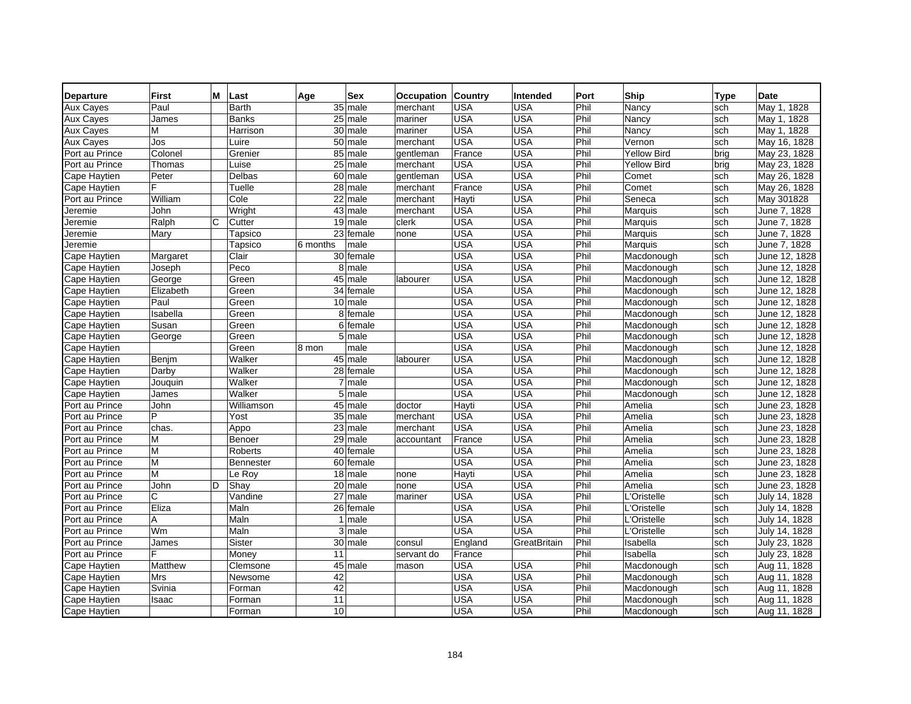| Departure | First | M | Last | Age | Sex | Occupation | Country | Intended | Port | Ship | Type | Date |
|---|---|---|---|---|---|---|---|---|---|---|---|---|
| Aux Cayes | Paul | | Barth | 35 | male | merchant | USA | USA | Phil | Nancy | sch | May 1, 1828 |
| Aux Cayes | James | | Banks | 25 | male | mariner | USA | USA | Phil | Nancy | sch | May 1, 1828 |
| Aux Cayes | M | | Harrison | 30 | male | mariner | USA | USA | Phil | Nancy | sch | May 1, 1828 |
| Aux Cayes | Jos | | Luire | 50 | male | merchant | USA | USA | Phil | Vernon | sch | May 16, 1828 |
| Port au Prince | Colonel | | Grenier | 85 | male | gentleman | France | USA | Phil | Yellow Bird | brig | May 23, 1828 |
| Port au Prince | Thomas | | Luise | 25 | male | merchant | USA | USA | Phil | Yellow Bird | brig | May 23, 1828 |
| Cape Haytien | Peter | | Delbas | 60 | male | gentleman | USA | USA | Phil | Comet | sch | May 26, 1828 |
| Cape Haytien | F | | Tuelle | 28 | male | merchant | France | USA | Phil | Comet | sch | May 26, 1828 |
| Port au Prince | William | | Cole | 22 | male | merchant | Hayti | USA | Phil | Seneca | sch | May 301828 |
| Jeremie | John | | Wright | 43 | male | merchant | USA | USA | Phil | Marquis | sch | June 7, 1828 |
| Jeremie | Ralph | C | Cutter | 19 | male | clerk | USA | USA | Phil | Marquis | sch | June 7, 1828 |
| Jeremie | Mary | | Tapsico | 23 | female | none | USA | USA | Phil | Marquis | sch | June 7, 1828 |
| Jeremie | | | Tapsico | 6 months | male | | USA | USA | Phil | Marquis | sch | June 7, 1828 |
| Cape Haytien | Margaret | | Clair | 30 | female | | USA | USA | Phil | Macdonough | sch | June 12, 1828 |
| Cape Haytien | Joseph | | Peco | 8 | male | | USA | USA | Phil | Macdonough | sch | June 12, 1828 |
| Cape Haytien | George | | Green | 45 | male | labourer | USA | USA | Phil | Macdonough | sch | June 12, 1828 |
| Cape Haytien | Elizabeth | | Green | 34 | female | | USA | USA | Phil | Macdonough | sch | June 12, 1828 |
| Cape Haytien | Paul | | Green | 10 | male | | USA | USA | Phil | Macdonough | sch | June 12, 1828 |
| Cape Haytien | Isabella | | Green | 8 | female | | USA | USA | Phil | Macdonough | sch | June 12, 1828 |
| Cape Haytien | Susan | | Green | 6 | female | | USA | USA | Phil | Macdonough | sch | June 12, 1828 |
| Cape Haytien | George | | Green | 5 | male | | USA | USA | Phil | Macdonough | sch | June 12, 1828 |
| Cape Haytien | | | Green | 8 mon | male | | USA | USA | Phil | Macdonough | sch | June 12, 1828 |
| Cape Haytien | Benjm | | Walker | 45 | male | labourer | USA | USA | Phil | Macdonough | sch | June 12, 1828 |
| Cape Haytien | Darby | | Walker | 28 | female | | USA | USA | Phil | Macdonough | sch | June 12, 1828 |
| Cape Haytien | Jouquin | | Walker | 7 | male | | USA | USA | Phil | Macdonough | sch | June 12, 1828 |
| Cape Haytien | James | | Walker | 5 | male | | USA | USA | Phil | Macdonough | sch | June 12, 1828 |
| Port au Prince | John | | Williamson | 45 | male | doctor | Hayti | USA | Phil | Amelia | sch | June 23, 1828 |
| Port au Prince | P | | Yost | 35 | male | merchant | USA | USA | Phil | Amelia | sch | June 23, 1828 |
| Port au Prince | chas. | | Appo | 23 | male | merchant | USA | USA | Phil | Amelia | sch | June 23, 1828 |
| Port au Prince | M | | Benoer | 29 | male | accountant | France | USA | Phil | Amelia | sch | June 23, 1828 |
| Port au Prince | M | | Roberts | 40 | female | | USA | USA | Phil | Amelia | sch | June 23, 1828 |
| Port au Prince | M | | Bennester | 60 | female | | USA | USA | Phil | Amelia | sch | June 23, 1828 |
| Port au Prince | M | | Le Roy | 18 | male | none | Hayti | USA | Phil | Amelia | sch | June 23, 1828 |
| Port au Prince | John | D | Shay | 20 | male | none | USA | USA | Phil | Amelia | sch | June 23, 1828 |
| Port au Prince | C | | Vandine | 27 | male | mariner | USA | USA | Phil | L'Oristelle | sch | July 14, 1828 |
| Port au Prince | Eliza | | Maln | 26 | female | | USA | USA | Phil | L'Oristelle | sch | July 14, 1828 |
| Port au Prince | A | | Maln | 1 | male | | USA | USA | Phil | L'Oristelle | sch | July 14, 1828 |
| Port au Prince | Wm | | Maln | 3 | male | | USA | USA | Phil | L'Oristelle | sch | July 14, 1828 |
| Port au Prince | James | | Sister | 30 | male | consul | England | GreatBritain | Phil | Isabella | sch | July 23, 1828 |
| Port au Prince | F | | Money | 11 | | servant do | France | | Phil | Isabella | sch | July 23, 1828 |
| Cape Haytien | Matthew | | Clemsone | 45 | male | mason | USA | USA | Phil | Macdonough | sch | Aug 11, 1828 |
| Cape Haytien | Mrs | | Newsome | 42 | | | USA | USA | Phil | Macdonough | sch | Aug 11, 1828 |
| Cape Haytien | Svinia | | Forman | 42 | | | USA | USA | Phil | Macdonough | sch | Aug 11, 1828 |
| Cape Haytien | Isaac | | Forman | 11 | | | USA | USA | Phil | Macdonough | sch | Aug 11, 1828 |
| Cape Haytien | | | Forman | 10 | | | USA | USA | Phil | Macdonough | sch | Aug 11, 1828 |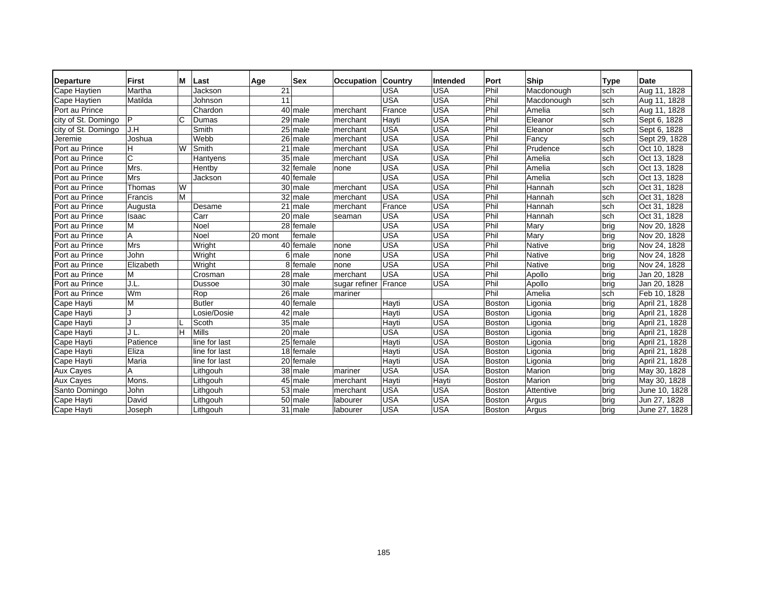| Departure | First | M | Last | Age | Sex | Occupation | Country | Intended | Port | Ship | Type | Date |
|---|---|---|---|---|---|---|---|---|---|---|---|---|
| Cape Haytien | Martha | | Jackson | 21 | | | USA | USA | Phil | Macdonough | sch | Aug 11, 1828 |
| Cape Haytien | Matilda | | Johnson | 11 | | | USA | USA | Phil | Macdonough | sch | Aug 11, 1828 |
| Port au Prince | | | Chardon | 40 | male | merchant | France | USA | Phil | Amelia | sch | Aug 11, 1828 |
| city of St. Domingo | P | C | Dumas | 29 | male | merchant | Hayti | USA | Phil | Eleanor | sch | Sept 6, 1828 |
| city of St. Domingo | J.H | | Smith | 25 | male | merchant | USA | USA | Phil | Eleanor | sch | Sept 6, 1828 |
| Jeremie | Joshua | | Webb | 26 | male | merchant | USA | USA | Phil | Fancy | sch | Sept 29, 1828 |
| Port au Prince | H | W | Smith | 21 | male | merchant | USA | USA | Phil | Prudence | sch | Oct 10, 1828 |
| Port au Prince | C | | Hantyens | 35 | male | merchant | USA | USA | Phil | Amelia | sch | Oct 13, 1828 |
| Port au Prince | Mrs. | | Hentby | 32 | female | none | USA | USA | Phil | Amelia | sch | Oct 13, 1828 |
| Port au Prince | Mrs | | Jackson | 40 | female | | USA | USA | Phil | Amelia | sch | Oct 13, 1828 |
| Port au Prince | Thomas | W | | 30 | male | merchant | USA | USA | Phil | Hannah | sch | Oct 31, 1828 |
| Port au Prince | Francis | M | | 32 | male | merchant | USA | USA | Phil | Hannah | sch | Oct 31, 1828 |
| Port au Prince | Augusta | | Desame | 21 | male | merchant | France | USA | Phil | Hannah | sch | Oct 31, 1828 |
| Port au Prince | Isaac | | Carr | 20 | male | seaman | USA | USA | Phil | Hannah | sch | Oct 31, 1828 |
| Port au Prince | M | | Noel | 28 | female | | USA | USA | Phil | Mary | brig | Nov 20, 1828 |
| Port au Prince | A | | Noel | 20 mont | female | | USA | USA | Phil | Mary | brig | Nov 20, 1828 |
| Port au Prince | Mrs | | Wright | 40 | female | none | USA | USA | Phil | Native | brig | Nov 24, 1828 |
| Port au Prince | John | | Wright | 6 | male | none | USA | USA | Phil | Native | brig | Nov 24, 1828 |
| Port au Prince | Elizabeth | | Wright | 8 | female | none | USA | USA | Phil | Native | brig | Nov 24, 1828 |
| Port au Prince | M | | Crosman | 28 | male | merchant | USA | USA | Phil | Apollo | brig | Jan 20, 1828 |
| Port au Prince | J.L. | | Dussoe | 30 | male | sugar refiner | France | USA | Phil | Apollo | brig | Jan 20, 1828 |
| Port au Prince | Wm | | Rop | 26 | male | mariner | | | Phil | Amelia | sch | Feb 10, 1828 |
| Cape Hayti | M | | Butler | 40 | female | | Hayti | USA | Boston | Ligonia | brig | April 21, 1828 |
| Cape Hayti | J | | Losie/Dosie | 42 | male | | Hayti | USA | Boston | Ligonia | brig | April 21, 1828 |
| Cape Hayti | J | L | Scoth | 35 | male | | Hayti | USA | Boston | Ligonia | brig | April 21, 1828 |
| Cape Hayti | J L. | H | Mills | 20 | male | | USA | USA | Boston | Ligonia | brig | April 21, 1828 |
| Cape Hayti | Patience | | line for last | 25 | female | | Hayti | USA | Boston | Ligonia | brig | April 21, 1828 |
| Cape Hayti | Eliza | | line for last | 18 | female | | Hayti | USA | Boston | Ligonia | brig | April 21, 1828 |
| Cape Hayti | Maria | | line for last | 20 | female | | Hayti | USA | Boston | Ligonia | brig | April 21, 1828 |
| Aux Cayes | A | | Lithgouh | 38 | male | mariner | USA | USA | Boston | Marion | brig | May 30, 1828 |
| Aux Cayes | Mons. | | Lithgouh | 45 | male | merchant | Hayti | Hayti | Boston | Marion | brig | May 30, 1828 |
| Santo Domingo | John | | Lithgouh | 53 | male | merchant | USA | USA | Boston | Attentive | brig | June 10, 1828 |
| Cape Hayti | David | | Lithgouh | 50 | male | labourer | USA | USA | Boston | Argus | brig | Jun 27, 1828 |
| Cape Hayti | Joseph | | Lithgouh | 31 | male | labourer | USA | USA | Boston | Argus | brig | June 27, 1828 |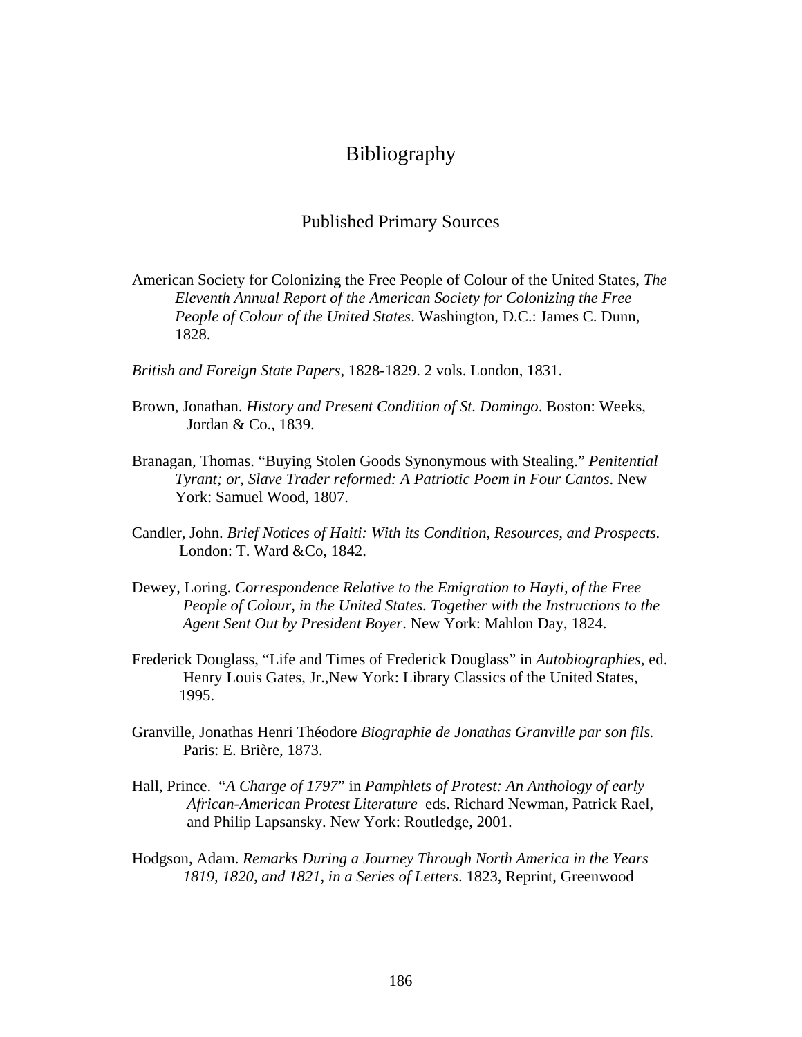# Bibliography

## Published Primary Sources

American Society for Colonizing the Free People of Colour of the United States, *The Eleventh Annual Report of the American Society for Colonizing the Free People of Colour of the United States*. Washington, D.C.: James C. Dunn, 1828.

*British and Foreign State Papers*, 1828-1829. 2 vols. London, 1831.

Brown, Jonathan. *History and Present Condition of St. Domingo*. Boston: Weeks, Jordan & Co., 1839.

Branagan, Thomas. "Buying Stolen Goods Synonymous with Stealing." *Penitential Tyrant; or, Slave Trader reformed: A Patriotic Poem in Four Cantos*. New York: Samuel Wood, 1807.

Candler, John. *Brief Notices of Haiti: With its Condition, Resources, and Prospects.* London: T. Ward &Co, 1842.

Dewey, Loring. *Correspondence Relative to the Emigration to Hayti, of the Free People of Colour, in the United States. Together with the Instructions to the Agent Sent Out by President Boyer*. New York: Mahlon Day, 1824.

Frederick Douglass, "Life and Times of Frederick Douglass" in *Autobiographies*, ed. Henry Louis Gates, Jr.,New York: Library Classics of the United States, 1995.

Granville, Jonathas Henri Théodore *Biographie de Jonathas Granville par son fils.* Paris: E. Brière, 1873.

Hall, Prince. "*A Charge of 1797*" in *Pamphlets of Protest: An Anthology of early African-American Protest Literature* eds. Richard Newman, Patrick Rael, and Philip Lapsansky. New York: Routledge, 2001.

Hodgson, Adam. *Remarks During a Journey Through North America in the Years 1819, 1820, and 1821, in a Series of Letters*. 1823, Reprint, Greenwood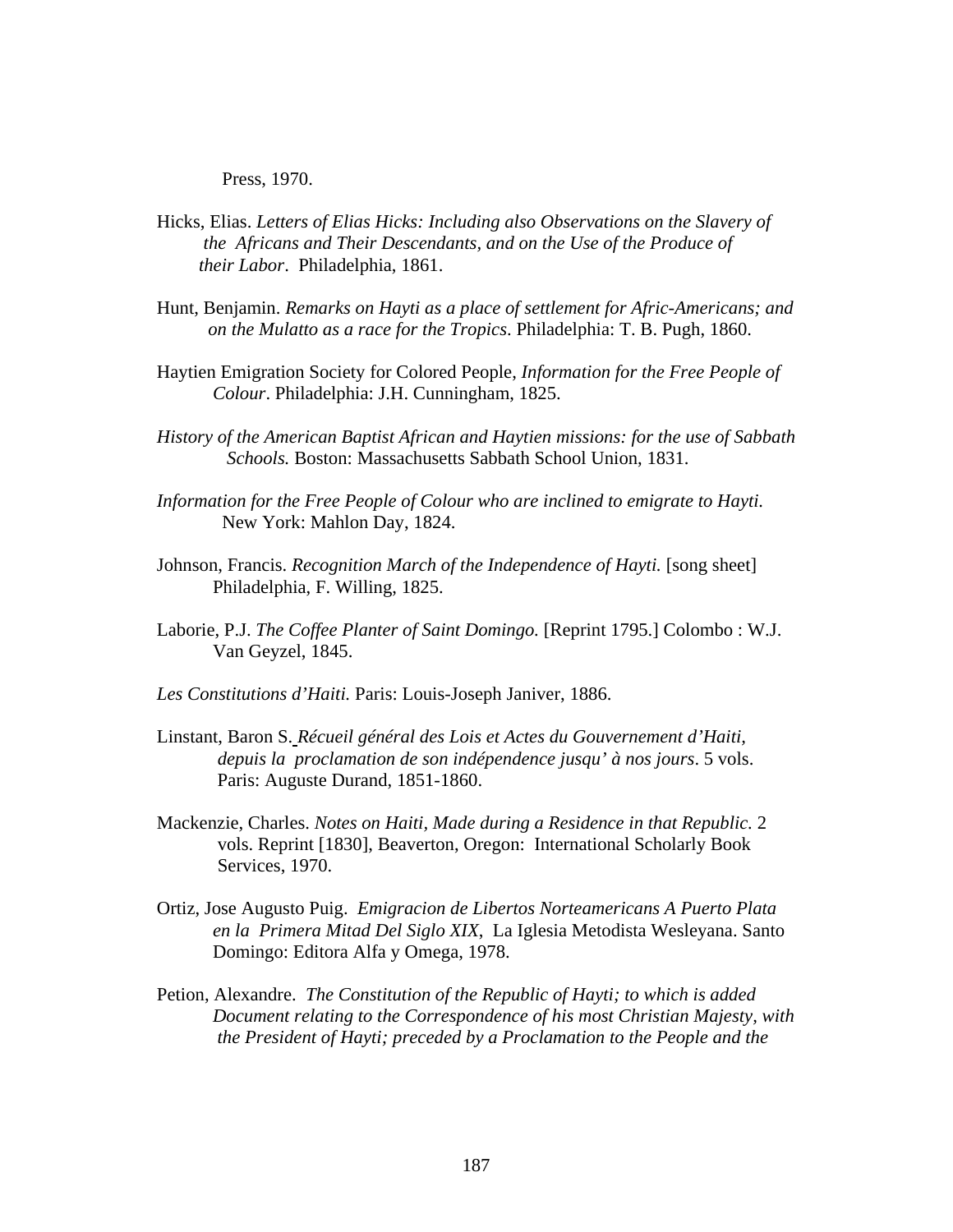Press, 1970.

Hicks, Elias. *Letters of Elias Hicks: Including also Observations on the Slavery of the Africans and Their Descendants, and on the Use of the Produce of their Labor*. Philadelphia, 1861.

Hunt, Benjamin. *Remarks on Hayti as a place of settlement for Afric-Americans; and on the Mulatto as a race for the Tropics*. Philadelphia: T. B. Pugh, 1860.

Haytien Emigration Society for Colored People, *Information for the Free People of Colour*. Philadelphia: J.H. Cunningham, 1825.

*History of the American Baptist African and Haytien missions: for the use of Sabbath Schools.* Boston: Massachusetts Sabbath School Union, 1831.

*Information for the Free People of Colour who are inclined to emigrate to Hayti.* New York: Mahlon Day, 1824.

Johnson, Francis. *Recognition March of the Independence of Hayti.* [song sheet] Philadelphia, F. Willing, 1825.

Laborie, P.J. *The Coffee Planter of Saint Domingo.* [Reprint 1795.] Colombo : W.J. Van Geyzel, 1845.

*Les Constitutions d'Haiti.* Paris: Louis-Joseph Janiver, 1886.

Linstant, Baron S. *Récueil général des Lois et Actes du Gouvernement d'Haiti, depuis la proclamation de son indépendence jusqu' à nos jours*. 5 vols. Paris: Auguste Durand, 1851-1860.

Mackenzie, Charles. *Notes on Haiti, Made during a Residence in that Republic.* 2 vols. Reprint [1830], Beaverton, Oregon: International Scholarly Book Services, 1970.

Ortiz, Jose Augusto Puig. *Emigracion de Libertos Norteamericans A Puerto Plata en la Primera Mitad Del Siglo XIX*, La Iglesia Metodista Wesleyana. Santo Domingo: Editora Alfa y Omega, 1978.

Petion, Alexandre. *The Constitution of the Republic of Hayti; to which is added Document relating to the Correspondence of his most Christian Majesty, with the President of Hayti; preceded by a Proclamation to the People and the*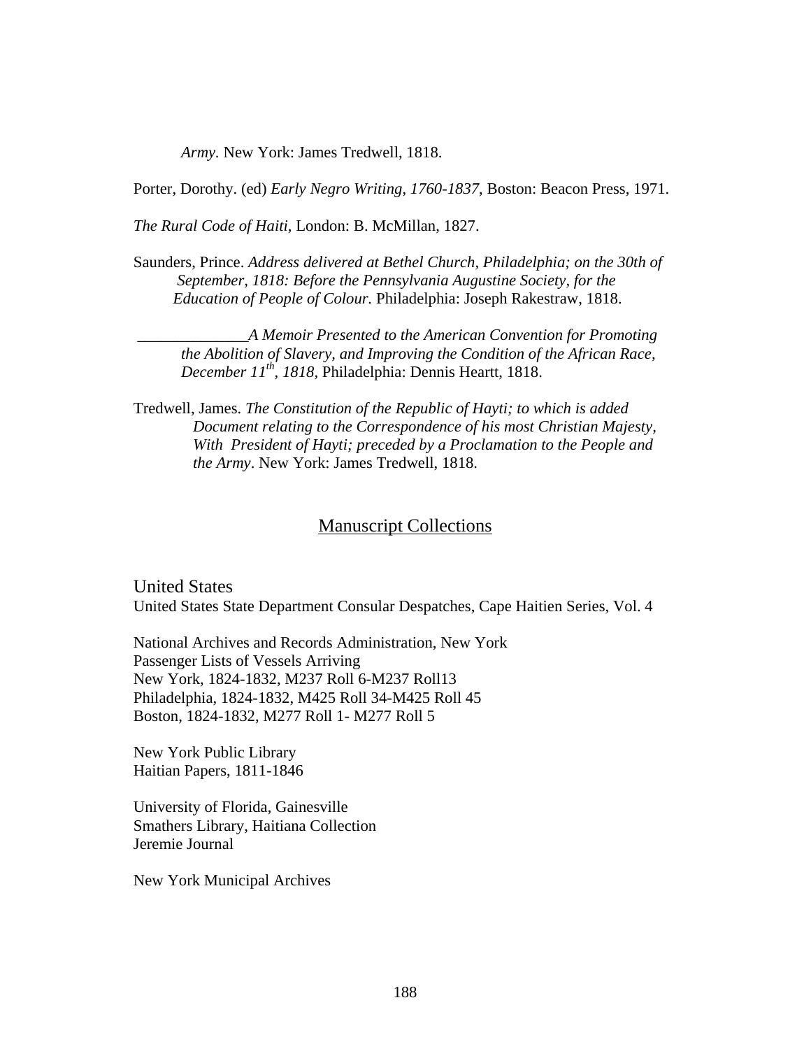*Army*. New York: James Tredwell, 1818.

Porter, Dorothy. (ed) *Early Negro Writing, 1760-1837*, Boston: Beacon Press, 1971.

*The Rural Code of Haiti*, London: B. McMillan, 1827.

Saunders, Prince. *Address delivered at Bethel Church, Philadelphia; on the 30th of September, 1818: Before the Pennsylvania Augustine Society, for the Education of People of Colour.* Philadelphia: Joseph Rakestraw, 1818.

______________*A Memoir Presented to the American Convention for Promoting the Abolition of Slavery, and Improving the Condition of the African Race, December 11th, 1818,* Philadelphia: Dennis Heartt, 1818.

Tredwell, James. *The Constitution of the Republic of Hayti; to which is added Document relating to the Correspondence of his most Christian Majesty, With President of Hayti; preceded by a Proclamation to the People and the Army*. New York: James Tredwell, 1818.

## Manuscript Collections

### United States

United States State Department Consular Despatches, Cape Haitien Series, Vol. 4

National Archives and Records Administration, New York
Passenger Lists of Vessels Arriving
New York, 1824-1832, M237 Roll 6-M237 Roll13
Philadelphia, 1824-1832, M425 Roll 34-M425 Roll 45
Boston, 1824-1832, M277 Roll 1- M277 Roll 5

New York Public Library
Haitian Papers, 1811-1846

University of Florida, Gainesville
Smathers Library, Haitiana Collection
Jeremie Journal

New York Municipal Archives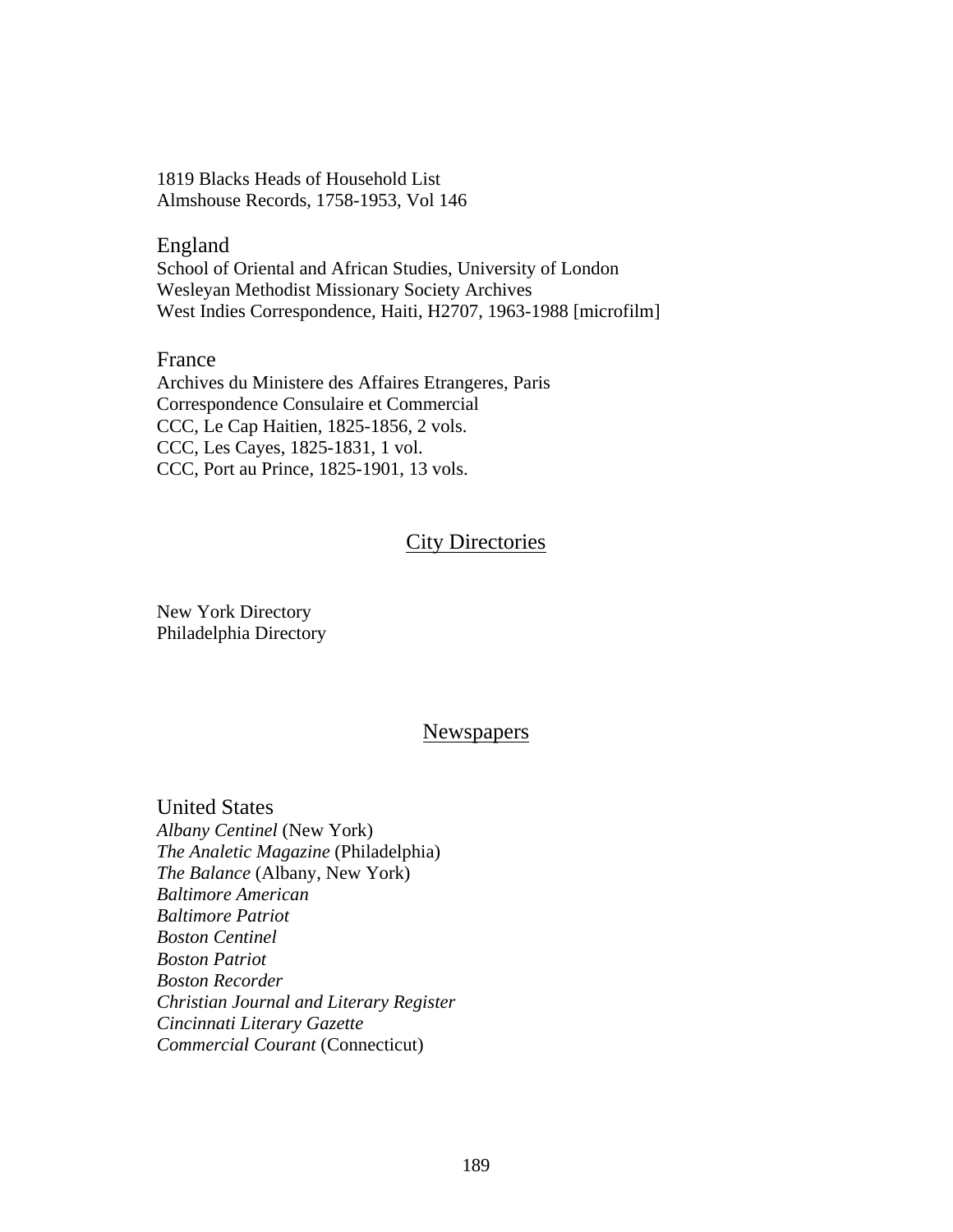1819 Blacks Heads of Household List
Almshouse Records, 1758-1953, Vol 146

### England

School of Oriental and African Studies, University of London
Wesleyan Methodist Missionary Society Archives
West Indies Correspondence, Haiti, H2707, 1963-1988 [microfilm]

### France

Archives du Ministere des Affaires Etrangeres, Paris
Correspondence Consulaire et Commercial
CCC, Le Cap Haitien, 1825-1856, 2 vols.
CCC, Les Cayes, 1825-1831, 1 vol.
CCC, Port au Prince, 1825-1901, 13 vols.

## City Directories

New York Directory
Philadelphia Directory

## Newspapers

### United States

*Albany Centinel* (New York)
*The Analetic Magazine* (Philadelphia)
*The Balance* (Albany, New York)
*Baltimore American*
*Baltimore Patriot*
*Boston Centinel*
*Boston Patriot*
*Boston Recorder*
*Christian Journal and Literary Register*
*Cincinnati Literary Gazette*
*Commercial Courant* (Connecticut)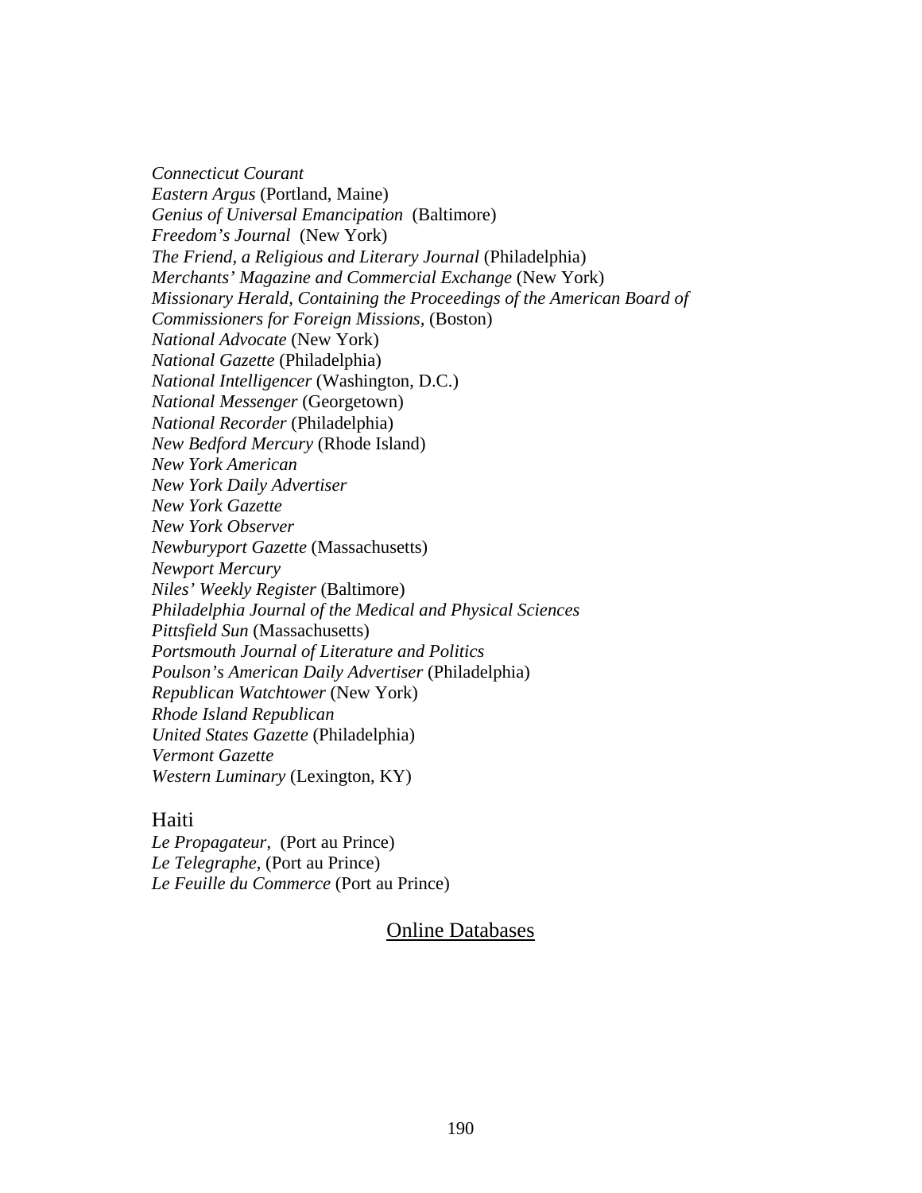*Connecticut Courant*
*Eastern Argus* (Portland, Maine)
*Genius of Universal Emancipation* (Baltimore)
*Freedom's Journal* (New York)
*The Friend, a Religious and Literary Journal* (Philadelphia)
*Merchants' Magazine and Commercial Exchange* (New York)
*Missionary Herald, Containing the Proceedings of the American Board of Commissioners for Foreign Missions*, (Boston)
*National Advocate* (New York)
*National Gazette* (Philadelphia)
*National Intelligencer* (Washington, D.C.)
*National Messenger* (Georgetown)
*National Recorder* (Philadelphia)
*New Bedford Mercury* (Rhode Island)
*New York American*
*New York Daily Advertiser*
*New York Gazette*
*New York Observer*
*Newburyport Gazette* (Massachusetts)
*Newport Mercury*
*Niles' Weekly Register* (Baltimore)
*Philadelphia Journal of the Medical and Physical Sciences*
*Pittsfield Sun* (Massachusetts)
*Portsmouth Journal of Literature and Politics*
*Poulson's American Daily Advertiser* (Philadelphia)
*Republican Watchtower* (New York)
*Rhode Island Republican*
*United States Gazette* (Philadelphia)
*Vermont Gazette*
*Western Luminary* (Lexington, KY)

Haiti
*Le Propagateur*, (Port au Prince)
*Le Telegraphe*, (Port au Prince)
*Le Feuille du Commerce* (Port au Prince)

## Online Databases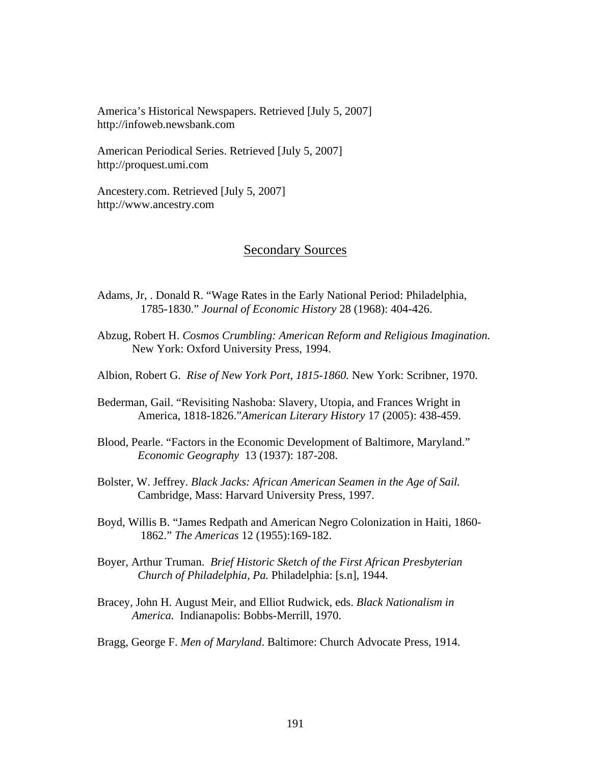America's Historical Newspapers. Retrieved [July 5, 2007] http://infoweb.newsbank.com

American Periodical Series. Retrieved [July 5, 2007] http://proquest.umi.com

Ancestery.com. Retrieved [July 5, 2007] http://www.ancestry.com

## Secondary Sources

Adams, Jr, . Donald R. "Wage Rates in the Early National Period: Philadelphia, 1785-1830." *Journal of Economic History* 28 (1968): 404-426.

Abzug, Robert H. *Cosmos Crumbling: American Reform and Religious Imagination.* New York: Oxford University Press, 1994.

Albion, Robert G. *Rise of New York Port, 1815-1860.* New York: Scribner, 1970.

Bederman, Gail. "Revisiting Nashoba: Slavery, Utopia, and Frances Wright in America, 1818-1826."*American Literary History* 17 (2005): 438-459.

Blood, Pearle. "Factors in the Economic Development of Baltimore, Maryland." *Economic Geography* 13 (1937): 187-208.

Bolster, W. Jeffrey. *Black Jacks: African American Seamen in the Age of Sail.* Cambridge, Mass: Harvard University Press, 1997.

Boyd, Willis B. "James Redpath and American Negro Colonization in Haiti, 1860-1862." *The Americas* 12 (1955):169-182.

Boyer, Arthur Truman. *Brief Historic Sketch of the First African Presbyterian Church of Philadelphia, Pa.* Philadelphia: [s.n], 1944.

Bracey, John H. August Meir, and Elliot Rudwick, eds. *Black Nationalism in America.* Indianapolis: Bobbs-Merrill, 1970.

Bragg, George F. *Men of Maryland*. Baltimore: Church Advocate Press, 1914.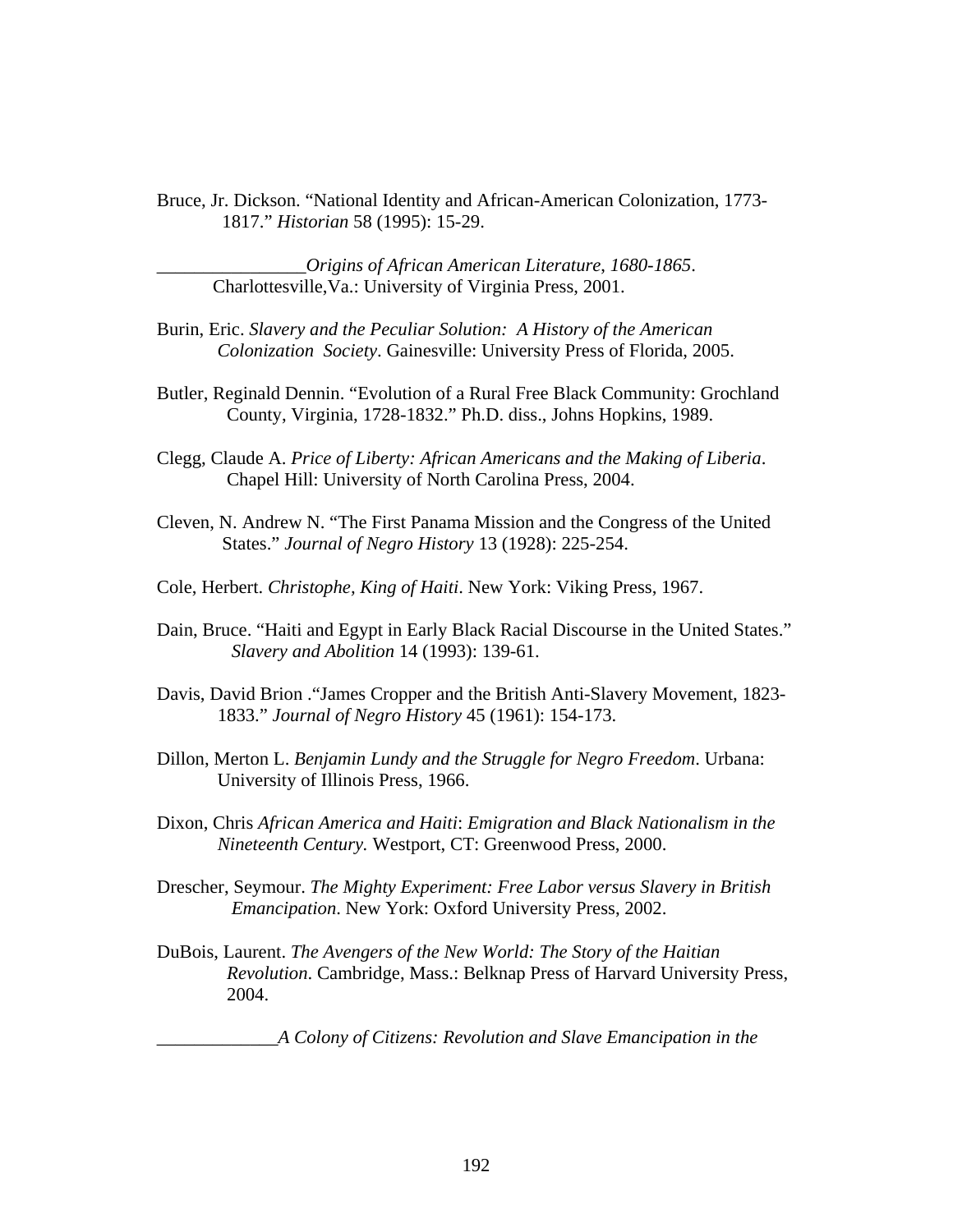Bruce, Jr. Dickson. "National Identity and African-American Colonization, 1773-1817." *Historian* 58 (1995): 15-29.

________________*Origins of African American Literature, 1680-1865*. Charlottesville,Va.: University of Virginia Press, 2001.

Burin, Eric. *Slavery and the Peculiar Solution: A History of the American Colonization Society*. Gainesville: University Press of Florida, 2005.

Butler, Reginald Dennin. "Evolution of a Rural Free Black Community: Grochland County, Virginia, 1728-1832." Ph.D. diss., Johns Hopkins, 1989.

Clegg, Claude A. *Price of Liberty: African Americans and the Making of Liberia*. Chapel Hill: University of North Carolina Press, 2004.

Cleven, N. Andrew N. "The First Panama Mission and the Congress of the United States." *Journal of Negro History* 13 (1928): 225-254.

Cole, Herbert. *Christophe, King of Haiti*. New York: Viking Press, 1967.

Dain, Bruce. "Haiti and Egypt in Early Black Racial Discourse in the United States." *Slavery and Abolition* 14 (1993): 139-61.

Davis, David Brion ."James Cropper and the British Anti-Slavery Movement, 1823-1833." *Journal of Negro History* 45 (1961): 154-173.

Dillon, Merton L. *Benjamin Lundy and the Struggle for Negro Freedom*. Urbana: University of Illinois Press, 1966.

Dixon, Chris *African America and Haiti*: *Emigration and Black Nationalism in the Nineteenth Century.* Westport, CT: Greenwood Press, 2000.

Drescher, Seymour. *The Mighty Experiment: Free Labor versus Slavery in British Emancipation*. New York: Oxford University Press, 2002.

DuBois, Laurent. *The Avengers of the New World: The Story of the Haitian Revolution*. Cambridge, Mass.: Belknap Press of Harvard University Press, 2004.

_____________*A Colony of Citizens: Revolution and Slave Emancipation in the*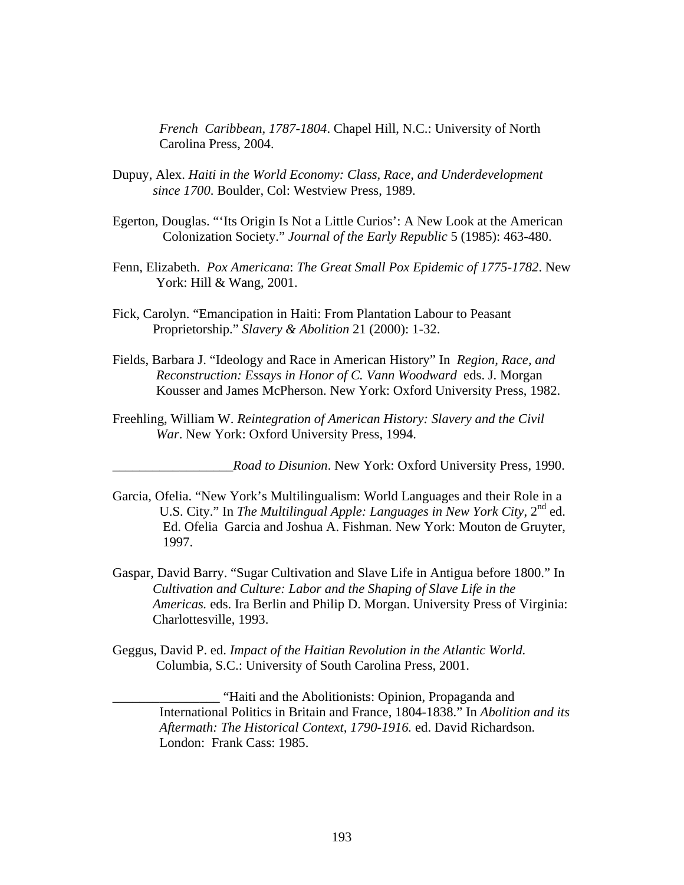*French Caribbean, 1787-1804*. Chapel Hill, N.C.: University of North Carolina Press, 2004.

Dupuy, Alex. *Haiti in the World Economy: Class, Race, and Underdevelopment since 1700*. Boulder, Col: Westview Press, 1989.

Egerton, Douglas. "'Its Origin Is Not a Little Curios': A New Look at the American Colonization Society." *Journal of the Early Republic* 5 (1985): 463-480.

Fenn, Elizabeth. *Pox Americana*: *The Great Small Pox Epidemic of 1775-1782*. New York: Hill & Wang, 2001.

Fick, Carolyn. "Emancipation in Haiti: From Plantation Labour to Peasant Proprietorship." *Slavery & Abolition* 21 (2000): 1-32.

Fields, Barbara J. "Ideology and Race in American History" In *Region, Race, and Reconstruction: Essays in Honor of C. Vann Woodward* eds. J. Morgan Kousser and James McPherson. New York: Oxford University Press, 1982.

Freehling, William W. *Reintegration of American History: Slavery and the Civil War*. New York: Oxford University Press, 1994.

__________________*Road to Disunion*. New York: Oxford University Press, 1990.

Garcia, Ofelia. "New York's Multilingualism: World Languages and their Role in a U.S. City." In *The Multilingual Apple: Languages in New York City*, 2nd ed. Ed. Ofelia Garcia and Joshua A. Fishman. New York: Mouton de Gruyter, 1997.

Gaspar, David Barry. "Sugar Cultivation and Slave Life in Antigua before 1800." In *Cultivation and Culture: Labor and the Shaping of Slave Life in the Americas.* eds. Ira Berlin and Philip D. Morgan. University Press of Virginia: Charlottesville, 1993.

Geggus, David P. ed. *Impact of the Haitian Revolution in the Atlantic World.* Columbia, S.C.: University of South Carolina Press, 2001.

________________ "Haiti and the Abolitionists: Opinion, Propaganda and International Politics in Britain and France, 1804-1838." In *Abolition and its Aftermath: The Historical Context, 1790-1916.* ed. David Richardson. London: Frank Cass: 1985.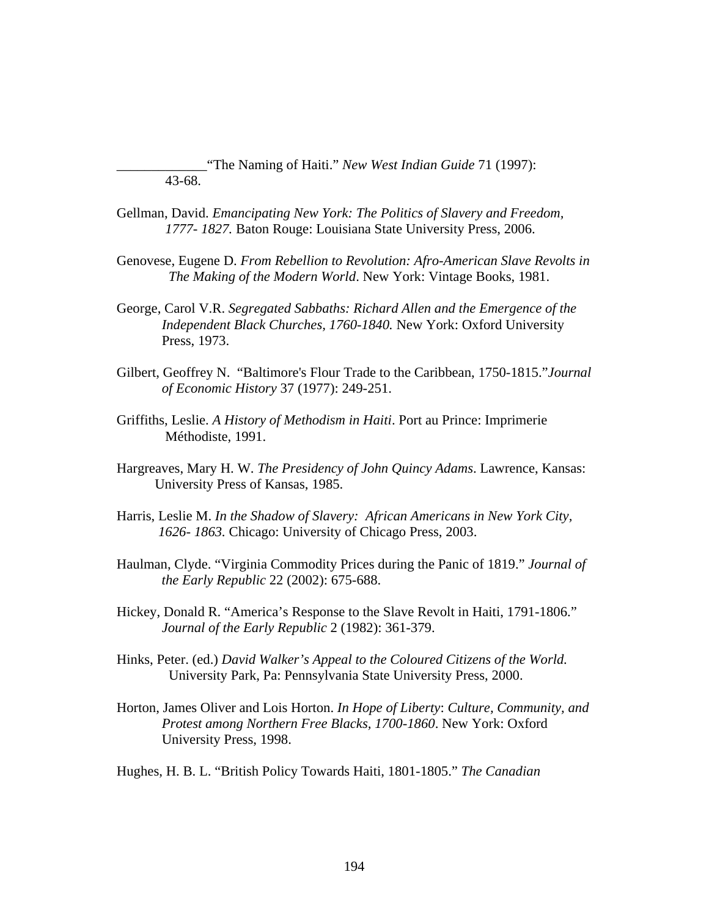_____________"The Naming of Haiti." *New West Indian Guide* 71 (1997): 43-68.

Gellman, David. *Emancipating New York: The Politics of Slavery and Freedom, 1777- 1827.* Baton Rouge: Louisiana State University Press, 2006.

Genovese, Eugene D. *From Rebellion to Revolution: Afro-American Slave Revolts in The Making of the Modern World*. New York: Vintage Books, 1981.

George, Carol V.R. *Segregated Sabbaths: Richard Allen and the Emergence of the Independent Black Churches, 1760-1840.* New York: Oxford University Press, 1973.

Gilbert, Geoffrey N. "Baltimore's Flour Trade to the Caribbean, 1750-1815."*Journal of Economic History* 37 (1977): 249-251.

Griffiths, Leslie. *A History of Methodism in Haiti*. Port au Prince: Imprimerie Méthodiste, 1991.

Hargreaves, Mary H. W. *The Presidency of John Quincy Adams*. Lawrence, Kansas: University Press of Kansas, 1985.

Harris, Leslie M. *In the Shadow of Slavery: African Americans in New York City, 1626- 1863.* Chicago: University of Chicago Press, 2003.

Haulman, Clyde. "Virginia Commodity Prices during the Panic of 1819." *Journal of the Early Republic* 22 (2002): 675-688.

Hickey, Donald R. "America's Response to the Slave Revolt in Haiti, 1791-1806." *Journal of the Early Republic* 2 (1982): 361-379.

Hinks, Peter. (ed.) *David Walker's Appeal to the Coloured Citizens of the World.* University Park, Pa: Pennsylvania State University Press, 2000.

Horton, James Oliver and Lois Horton. *In Hope of Liberty*: *Culture, Community, and Protest among Northern Free Blacks, 1700-1860*. New York: Oxford University Press, 1998.

Hughes, H. B. L. "British Policy Towards Haiti, 1801-1805." *The Canadian*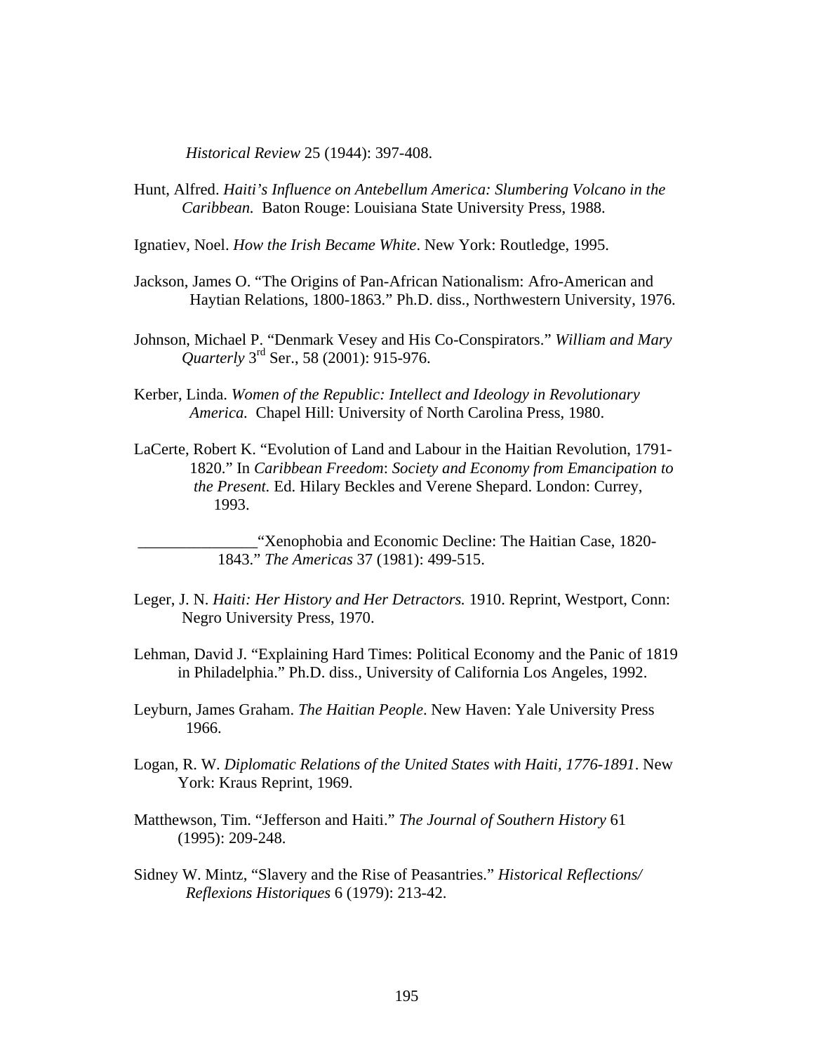*Historical Review* 25 (1944): 397-408.

Hunt, Alfred. *Haiti's Influence on Antebellum America: Slumbering Volcano in the Caribbean.* Baton Rouge: Louisiana State University Press, 1988.

Ignatiev, Noel. *How the Irish Became White*. New York: Routledge, 1995.

Jackson, James O. "The Origins of Pan-African Nationalism: Afro-American and Haytian Relations, 1800-1863." Ph.D. diss., Northwestern University, 1976.

Johnson, Michael P. "Denmark Vesey and His Co-Conspirators." *William and Mary Quarterly* 3rd Ser., 58 (2001): 915-976.

Kerber, Linda. *Women of the Republic: Intellect and Ideology in Revolutionary America.* Chapel Hill: University of North Carolina Press, 1980.

LaCerte, Robert K. "Evolution of Land and Labour in the Haitian Revolution, 1791-1820." In *Caribbean Freedom*: *Society and Economy from Emancipation to the Present.* Ed. Hilary Beckles and Verene Shepard. London: Currey, 1993.

_______________"Xenophobia and Economic Decline: The Haitian Case, 1820-1843." *The Americas* 37 (1981): 499-515.

Leger, J. N. *Haiti: Her History and Her Detractors.* 1910. Reprint, Westport, Conn: Negro University Press, 1970.

Lehman, David J. "Explaining Hard Times: Political Economy and the Panic of 1819 in Philadelphia." Ph.D. diss., University of California Los Angeles, 1992.

Leyburn, James Graham. *The Haitian People*. New Haven: Yale University Press 1966.

Logan, R. W. *Diplomatic Relations of the United States with Haiti, 1776-1891*. New York: Kraus Reprint, 1969.

Matthewson, Tim. "Jefferson and Haiti." *The Journal of Southern History* 61 (1995): 209-248.

Sidney W. Mintz, "Slavery and the Rise of Peasantries." *Historical Reflections/ Reflexions Historiques* 6 (1979): 213-42.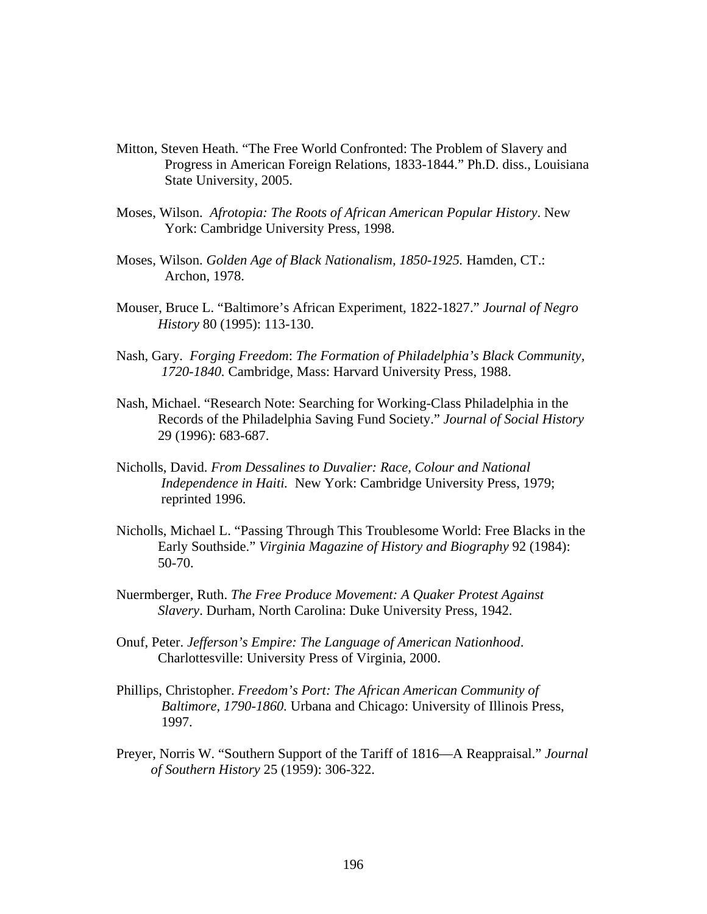Mitton, Steven Heath. “The Free World Confronted: The Problem of Slavery and Progress in American Foreign Relations, 1833-1844.” Ph.D. diss., Louisiana State University, 2005.

Moses, Wilson. *Afrotopia: The Roots of African American Popular History*. New York: Cambridge University Press, 1998.

Moses, Wilson. *Golden Age of Black Nationalism, 1850-1925.* Hamden, CT.: Archon, 1978.

Mouser, Bruce L. “Baltimore’s African Experiment, 1822-1827.” *Journal of Negro History* 80 (1995): 113-130.

Nash, Gary. *Forging Freedom*: *The Formation of Philadelphia’s Black Community, 1720-1840.* Cambridge, Mass: Harvard University Press, 1988.

Nash, Michael. “Research Note: Searching for Working-Class Philadelphia in the Records of the Philadelphia Saving Fund Society.” *Journal of Social History* 29 (1996): 683-687.

Nicholls, David. *From Dessalines to Duvalier: Race, Colour and National Independence in Haiti.* New York: Cambridge University Press, 1979; reprinted 1996.

Nicholls, Michael L. “Passing Through This Troublesome World: Free Blacks in the Early Southside.” *Virginia Magazine of History and Biography* 92 (1984): 50-70.

Nuermberger, Ruth. *The Free Produce Movement: A Quaker Protest Against Slavery*. Durham, North Carolina: Duke University Press, 1942.

Onuf, Peter. *Jefferson’s Empire: The Language of American Nationhood*. Charlottesville: University Press of Virginia, 2000.

Phillips, Christopher. *Freedom’s Port: The African American Community of Baltimore, 1790-1860.* Urbana and Chicago: University of Illinois Press, 1997.

Preyer, Norris W. “Southern Support of the Tariff of 1816—A Reappraisal.” *Journal of Southern History* 25 (1959): 306-322.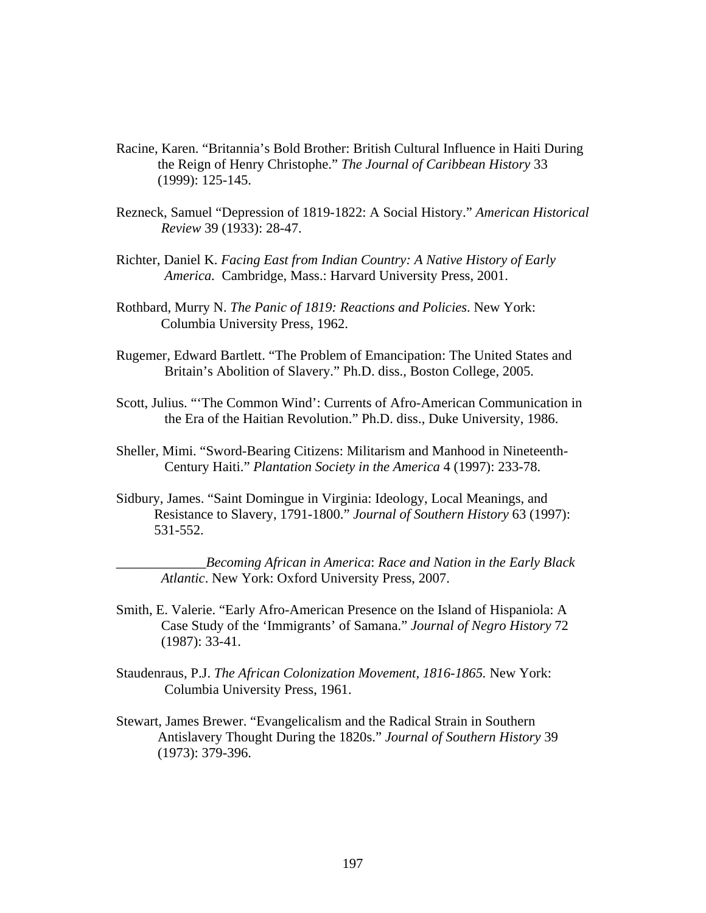Racine, Karen. “Britannia’s Bold Brother: British Cultural Influence in Haiti During the Reign of Henry Christophe.” *The Journal of Caribbean History* 33 (1999): 125-145.

Rezneck, Samuel “Depression of 1819-1822: A Social History.” *American Historical Review* 39 (1933): 28-47.

Richter, Daniel K. *Facing East from Indian Country: A Native History of Early America.* Cambridge, Mass.: Harvard University Press, 2001.

Rothbard, Murry N. *The Panic of 1819: Reactions and Policies*. New York: Columbia University Press, 1962.

Rugemer, Edward Bartlett. “The Problem of Emancipation: The United States and Britain’s Abolition of Slavery.” Ph.D. diss., Boston College, 2005.

Scott, Julius. “‘The Common Wind’: Currents of Afro-American Communication in the Era of the Haitian Revolution.” Ph.D. diss., Duke University, 1986.

Sheller, Mimi. “Sword-Bearing Citizens: Militarism and Manhood in Nineteenth-Century Haiti.” *Plantation Society in the America* 4 (1997): 233-78.

Sidbury, James. “Saint Domingue in Virginia: Ideology, Local Meanings, and Resistance to Slavery, 1791-1800.” *Journal of Southern History* 63 (1997): 531-552.

_____________*Becoming African in America*: *Race and Nation in the Early Black Atlantic*. New York: Oxford University Press, 2007.

Smith, E. Valerie. “Early Afro-American Presence on the Island of Hispaniola: A Case Study of the ‘Immigrants’ of Samana.” *Journal of Negro History* 72 (1987): 33-41.

Staudenraus, P.J. *The African Colonization Movement, 1816-1865.* New York: Columbia University Press, 1961.

Stewart, James Brewer. “Evangelicalism and the Radical Strain in Southern Antislavery Thought During the 1820s.” *Journal of Southern History* 39 (1973): 379-396.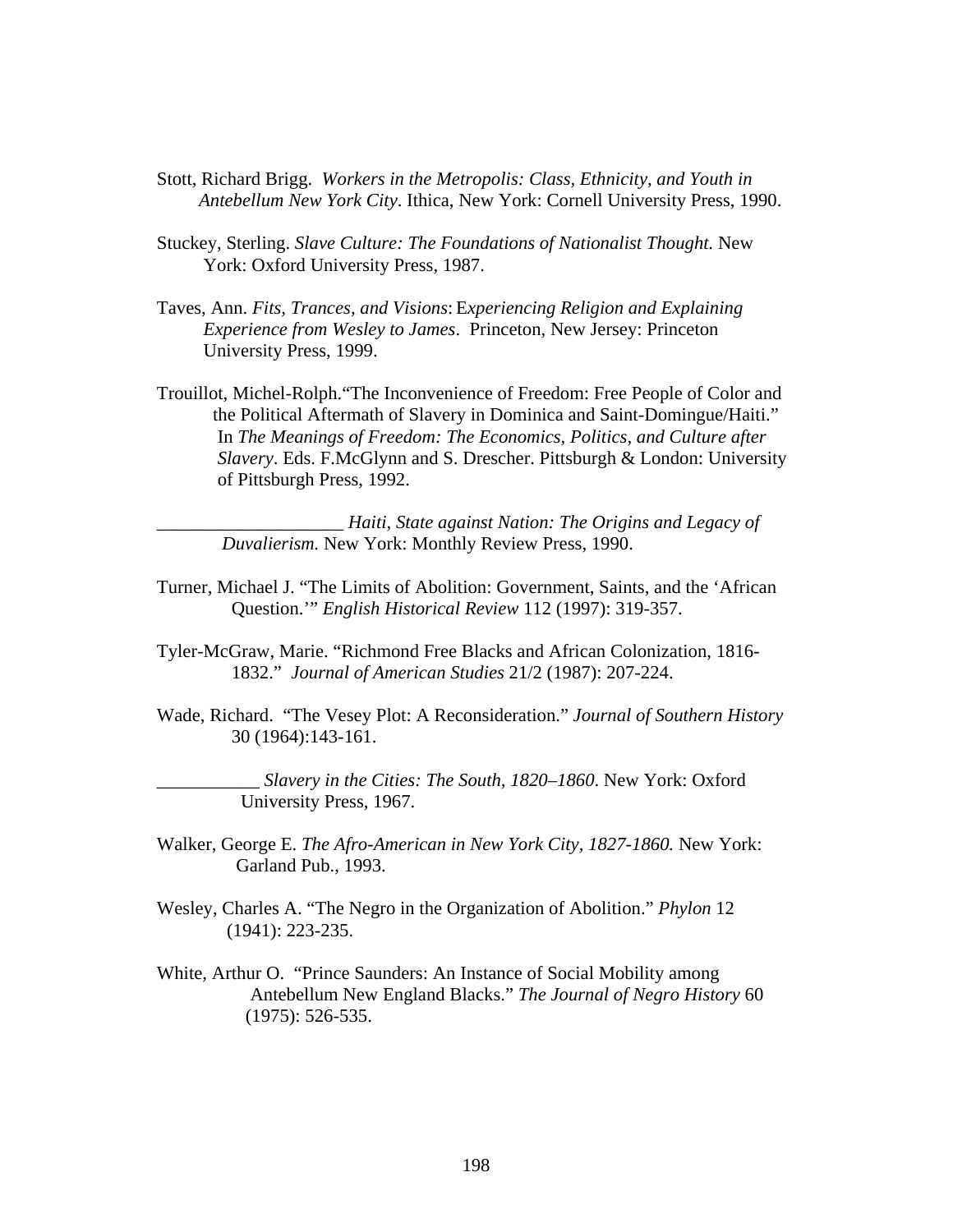Stott, Richard Brigg. *Workers in the Metropolis: Class, Ethnicity, and Youth in Antebellum New York City*. Ithica, New York: Cornell University Press, 1990.

Stuckey, Sterling. *Slave Culture: The Foundations of Nationalist Thought.* New York: Oxford University Press, 1987.

Taves, Ann. *Fits, Trances, and Visions*: E*xperiencing Religion and Explaining Experience from Wesley to James*. Princeton, New Jersey: Princeton University Press, 1999.

Trouillot, Michel-Rolph."The Inconvenience of Freedom: Free People of Color and the Political Aftermath of Slavery in Dominica and Saint-Domingue/Haiti." In *The Meanings of Freedom: The Economics, Politics, and Culture after Slavery*. Eds. F.McGlynn and S. Drescher. Pittsburgh & London: University of Pittsburgh Press, 1992.

____________________ *Haiti, State against Nation: The Origins and Legacy of Duvalierism.* New York: Monthly Review Press, 1990.

Turner, Michael J. "The Limits of Abolition: Government, Saints, and the 'African Question.'" *English Historical Review* 112 (1997): 319-357.

Tyler-McGraw, Marie. "Richmond Free Blacks and African Colonization, 1816-1832." *Journal of American Studies* 21/2 (1987): 207-224.

Wade, Richard. "The Vesey Plot: A Reconsideration." *Journal of Southern History* 30 (1964):143-161.

___________ *Slavery in the Cities: The South, 1820–1860*. New York: Oxford University Press, 1967.

Walker, George E. *The Afro-American in New York City, 1827-1860.* New York: Garland Pub., 1993.

Wesley, Charles A. "The Negro in the Organization of Abolition." *Phylon* 12 (1941): 223-235.

White, Arthur O. "Prince Saunders: An Instance of Social Mobility among Antebellum New England Blacks." *The Journal of Negro History* 60 (1975): 526-535.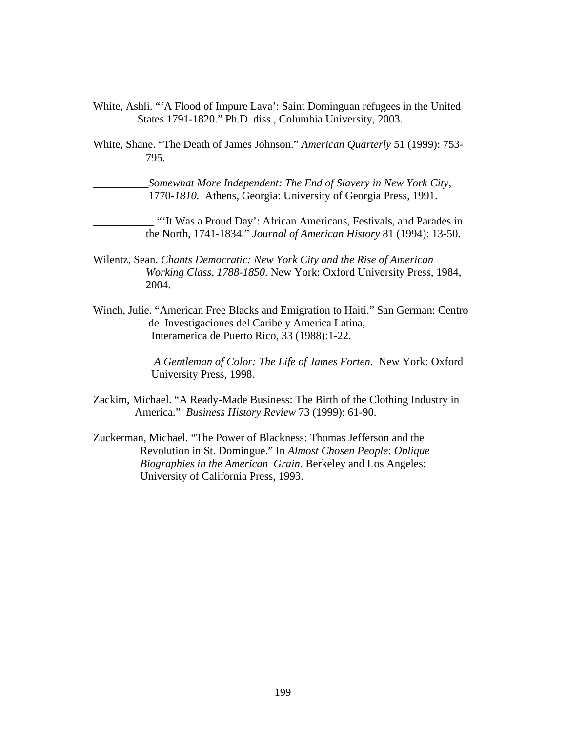White, Ashli. "'A Flood of Impure Lava': Saint Dominguan refugees in the United States 1791-1820." Ph.D. diss., Columbia University, 2003.

White, Shane. "The Death of James Johnson." *American Quarterly* 51 (1999): 753-795.

__________*Somewhat More Independent: The End of Slavery in New York City,* 1770-*1810.* Athens, Georgia: University of Georgia Press, 1991.

___________ "'It Was a Proud Day': African Americans, Festivals, and Parades in the North, 1741-1834." *Journal of American History* 81 (1994): 13-50.

Wilentz, Sean. *Chants Democratic: New York City and the Rise of American Working Class, 1788-1850*. New York: Oxford University Press, 1984, 2004.

Winch, Julie. "American Free Blacks and Emigration to Haiti." San German: Centro de Investigaciones del Caribe y America Latina, Interamerica de Puerto Rico, 33 (1988):1-22.

___________*A Gentleman of Color: The Life of James Forten.* New York: Oxford University Press, 1998.

Zackim, Michael. "A Ready-Made Business: The Birth of the Clothing Industry in America." *Business History Review* 73 (1999): 61-90.

Zuckerman, Michael. "The Power of Blackness: Thomas Jefferson and the Revolution in St. Domingue." In *Almost Chosen People*: *Oblique Biographies in the American Grain.* Berkeley and Los Angeles: University of California Press, 1993.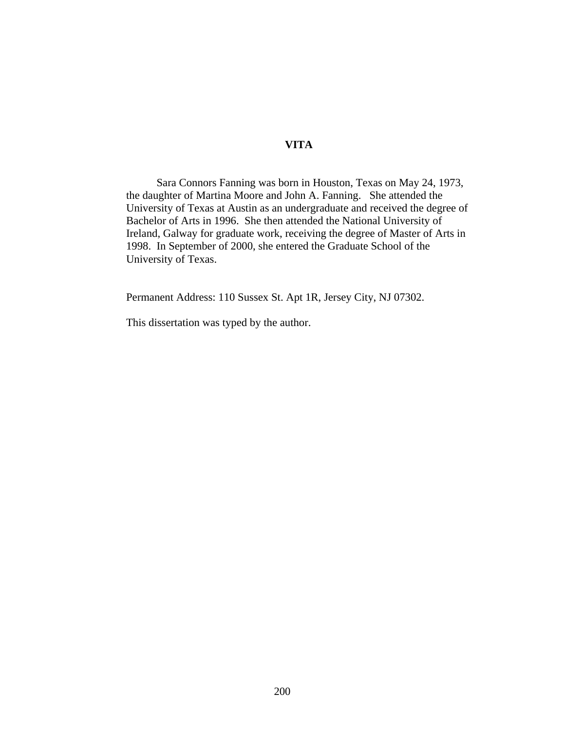# VITA

Sara Connors Fanning was born in Houston, Texas on May 24, 1973, the daughter of Martina Moore and John A. Fanning. She attended the University of Texas at Austin as an undergraduate and received the degree of Bachelor of Arts in 1996. She then attended the National University of Ireland, Galway for graduate work, receiving the degree of Master of Arts in 1998. In September of 2000, she entered the Graduate School of the University of Texas.

Permanent Address: 110 Sussex St. Apt 1R, Jersey City, NJ 07302.

This dissertation was typed by the author.